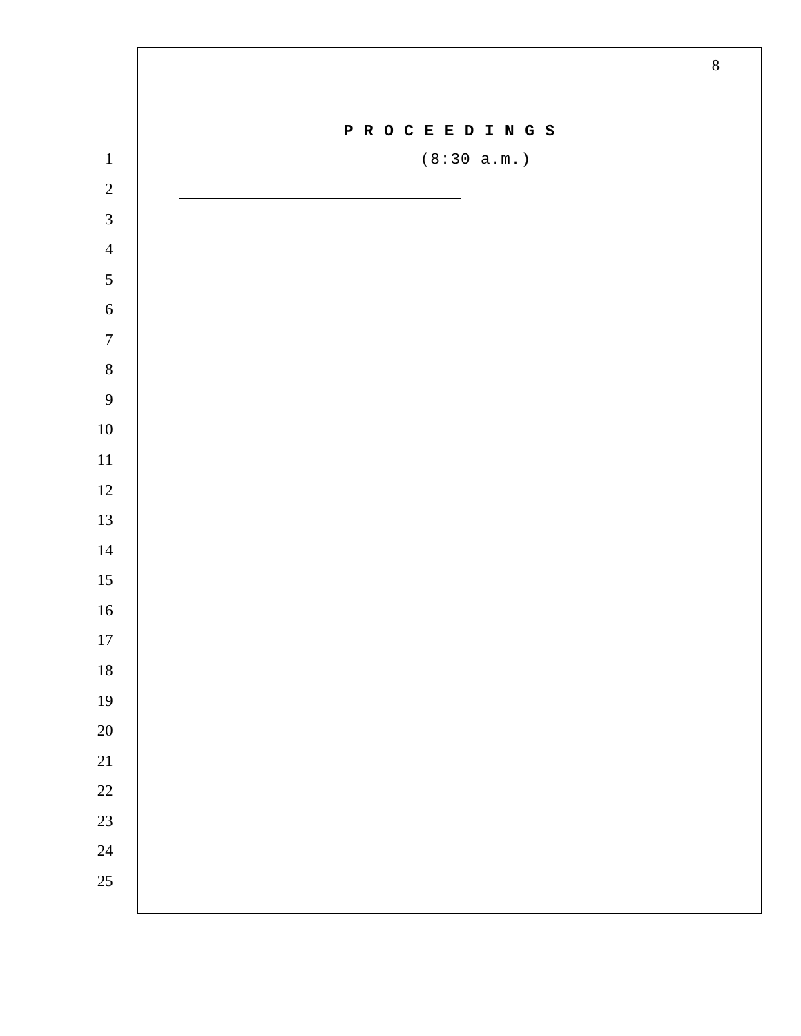**P R O C E E D I N G S**

(8:30 a.m.)

---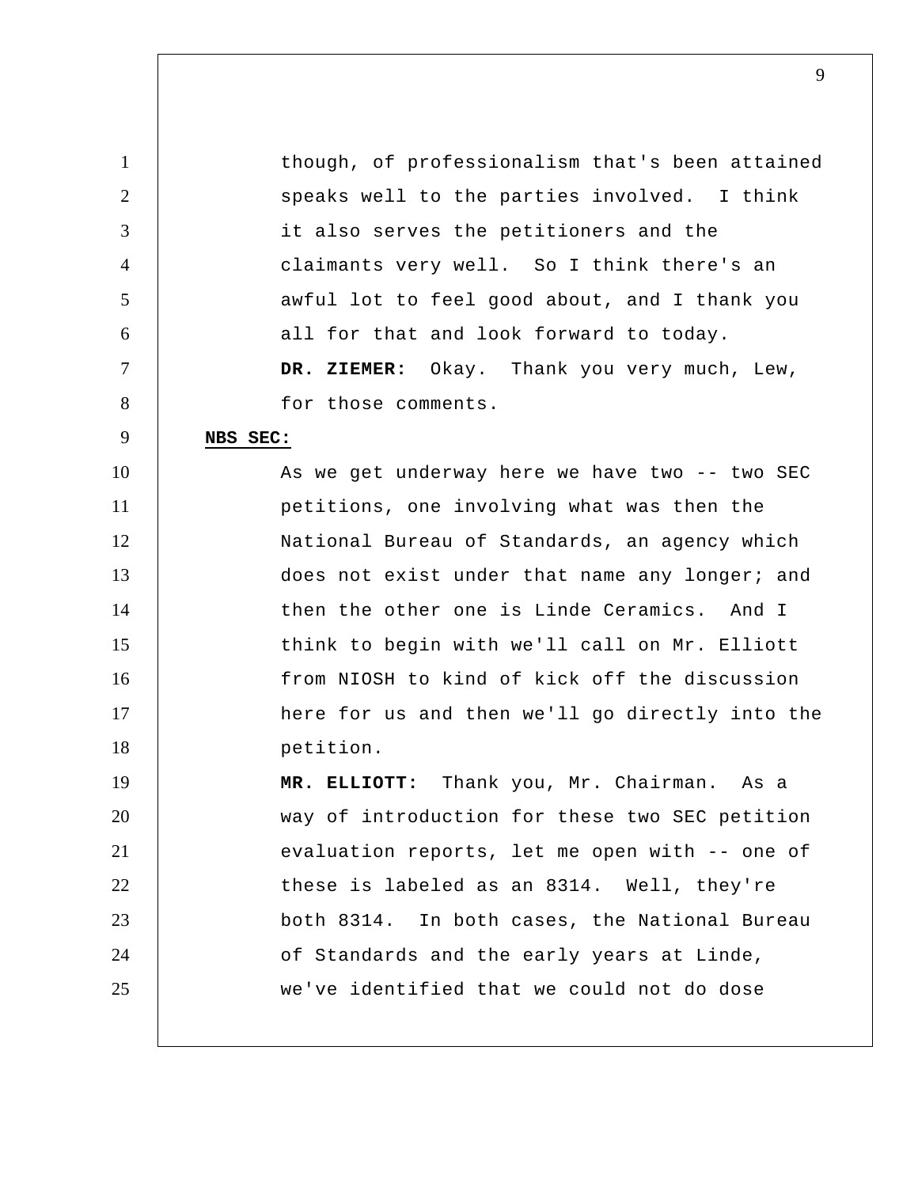though, of professionalism that's been attained speaks well to the parties involved. I think it also serves the petitioners and the claimants very well. So I think there's an awful lot to feel good about, and I thank you all for that and look forward to today.

**DR. ZIEMER:** Okay. Thank you very much, Lew, for those comments.

**NBS SEC:**

As we get underway here we have two -- two SEC petitions, one involving what was then the National Bureau of Standards, an agency which does not exist under that name any longer; and then the other one is Linde Ceramics. And I think to begin with we'll call on Mr. Elliott from NIOSH to kind of kick off the discussion here for us and then we'll go directly into the petition.

**MR. ELLIOTT:** Thank you, Mr. Chairman. As a way of introduction for these two SEC petition evaluation reports, let me open with -- one of these is labeled as an 8314. Well, they're both 8314. In both cases, the National Bureau of Standards and the early years at Linde, we've identified that we could not do dose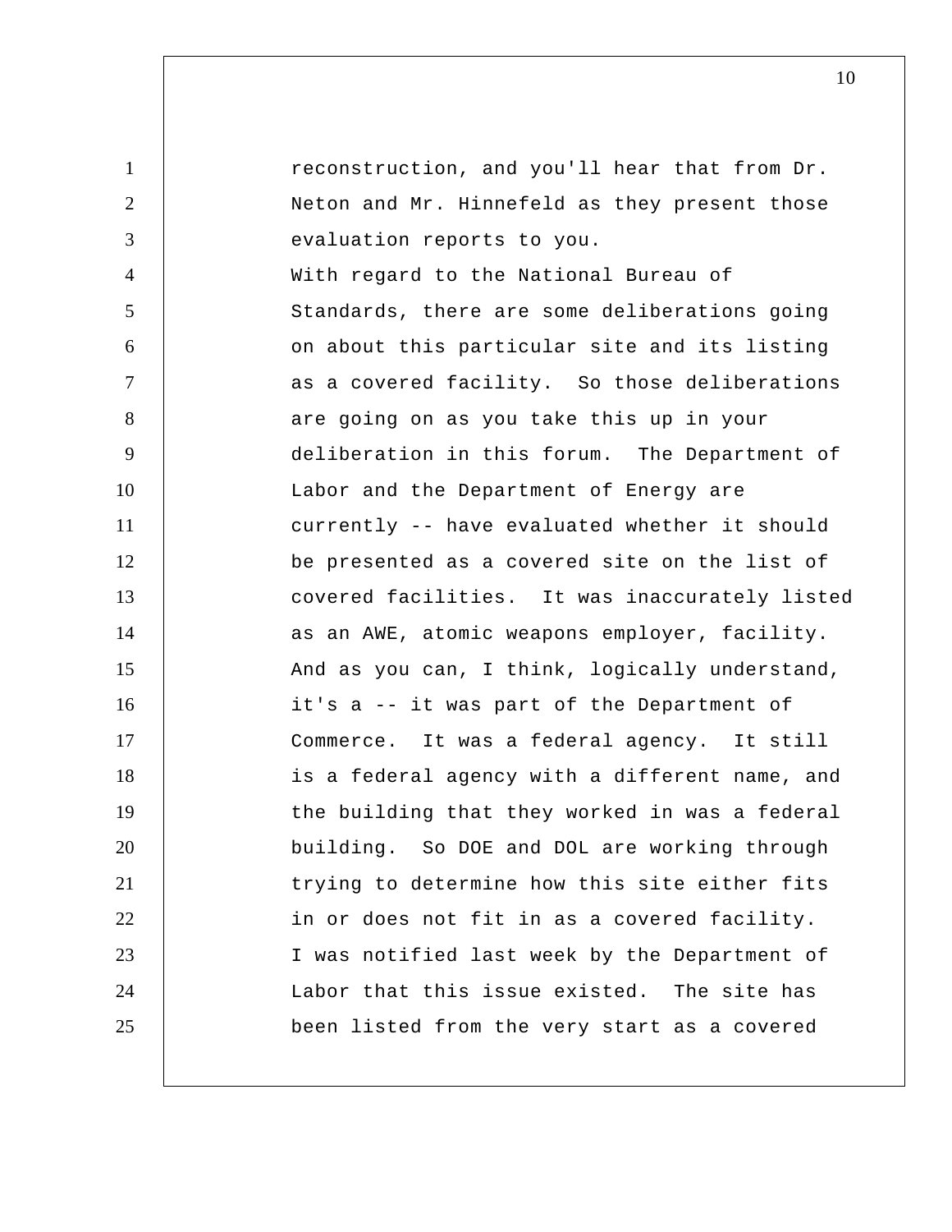reconstruction, and you'll hear that from Dr. Neton and Mr. Hinnefeld as they present those evaluation reports to you.

With regard to the National Bureau of Standards, there are some deliberations going on about this particular site and its listing as a covered facility. So those deliberations are going on as you take this up in your deliberation in this forum. The Department of Labor and the Department of Energy are currently -- have evaluated whether it should be presented as a covered site on the list of covered facilities. It was inaccurately listed as an AWE, atomic weapons employer, facility. And as you can, I think, logically understand, it's a -- it was part of the Department of Commerce. It was a federal agency. It still is a federal agency with a different name, and the building that they worked in was a federal building. So DOE and DOL are working through trying to determine how this site either fits in or does not fit in as a covered facility.

I was notified last week by the Department of Labor that this issue existed. The site has been listed from the very start as a covered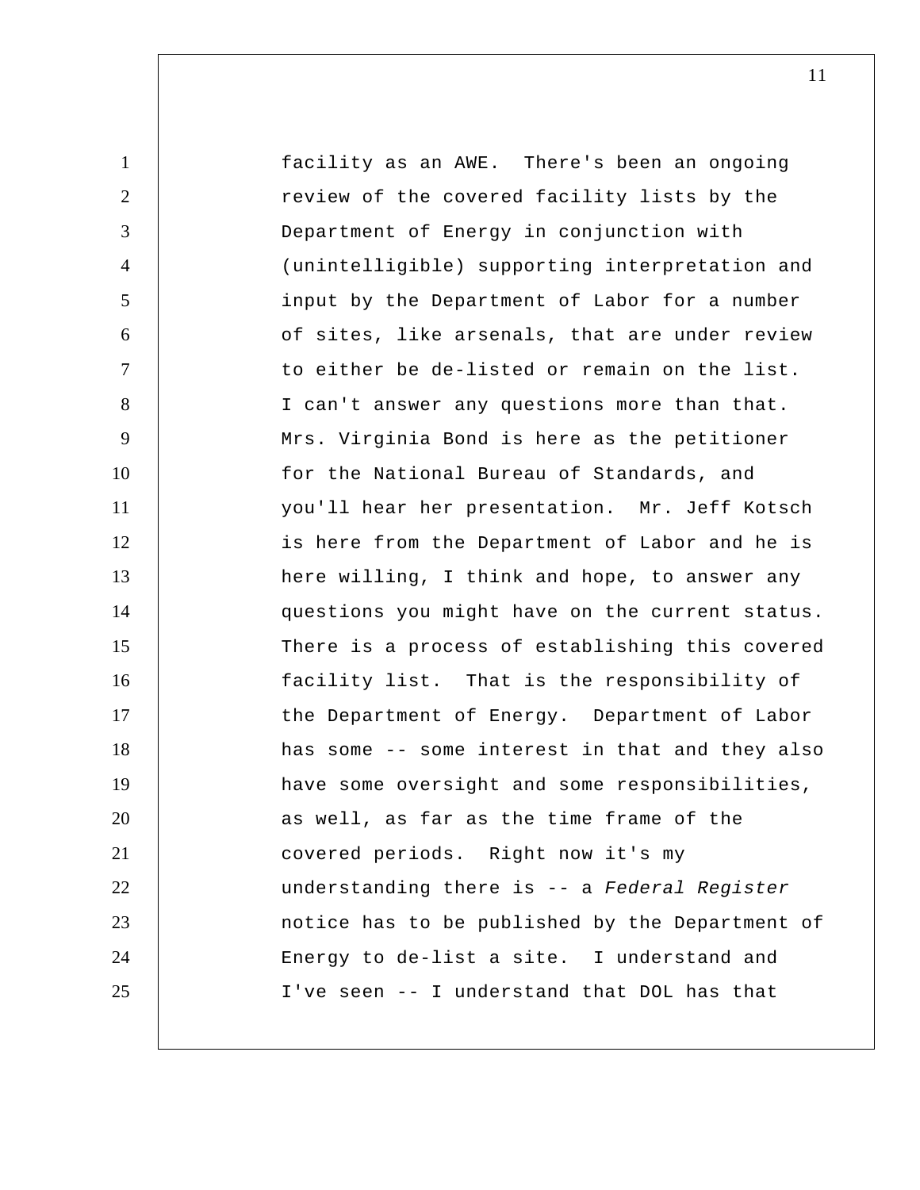facility as an AWE. There's been an ongoing review of the covered facility lists by the Department of Energy in conjunction with (unintelligible) supporting interpretation and input by the Department of Labor for a number of sites, like arsenals, that are under review to either be de-listed or remain on the list. I can't answer any questions more than that. Mrs. Virginia Bond is here as the petitioner for the National Bureau of Standards, and you'll hear her presentation. Mr. Jeff Kotsch is here from the Department of Labor and he is here willing, I think and hope, to answer any questions you might have on the current status. There is a process of establishing this covered facility list. That is the responsibility of the Department of Energy. Department of Labor has some -- some interest in that and they also have some oversight and some responsibilities, as well, as far as the time frame of the covered periods. Right now it's my understanding there is -- a *Federal Register* notice has to be published by the Department of Energy to de-list a site. I understand and I've seen -- I understand that DOL has that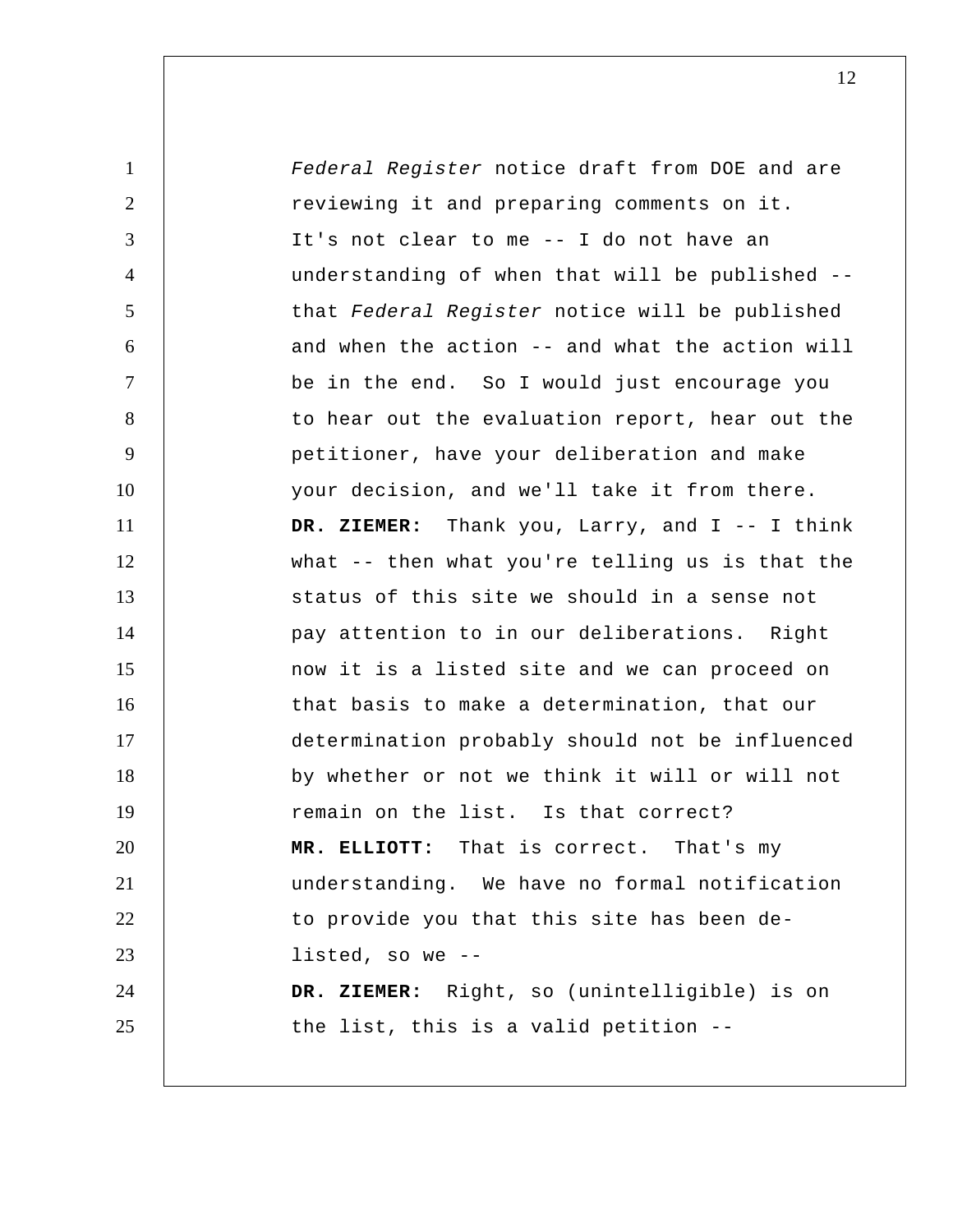*Federal Register* notice draft from DOE and are reviewing it and preparing comments on it. It's not clear to me -- I do not have an understanding of when that will be published -- that *Federal Register* notice will be published and when the action -- and what the action will be in the end. So I would just encourage you to hear out the evaluation report, hear out the petitioner, have your deliberation and make your decision, and we'll take it from there.

**DR. ZIEMER:** Thank you, Larry, and I -- I think what -- then what you're telling us is that the status of this site we should in a sense not pay attention to in our deliberations. Right now it is a listed site and we can proceed on that basis to make a determination, that our determination probably should not be influenced by whether or not we think it will or will not remain on the list. Is that correct?

**MR. ELLIOTT:** That is correct. That's my understanding. We have no formal notification to provide you that this site has been de-listed, so we --

**DR. ZIEMER:** Right, so (unintelligible) is on the list, this is a valid petition --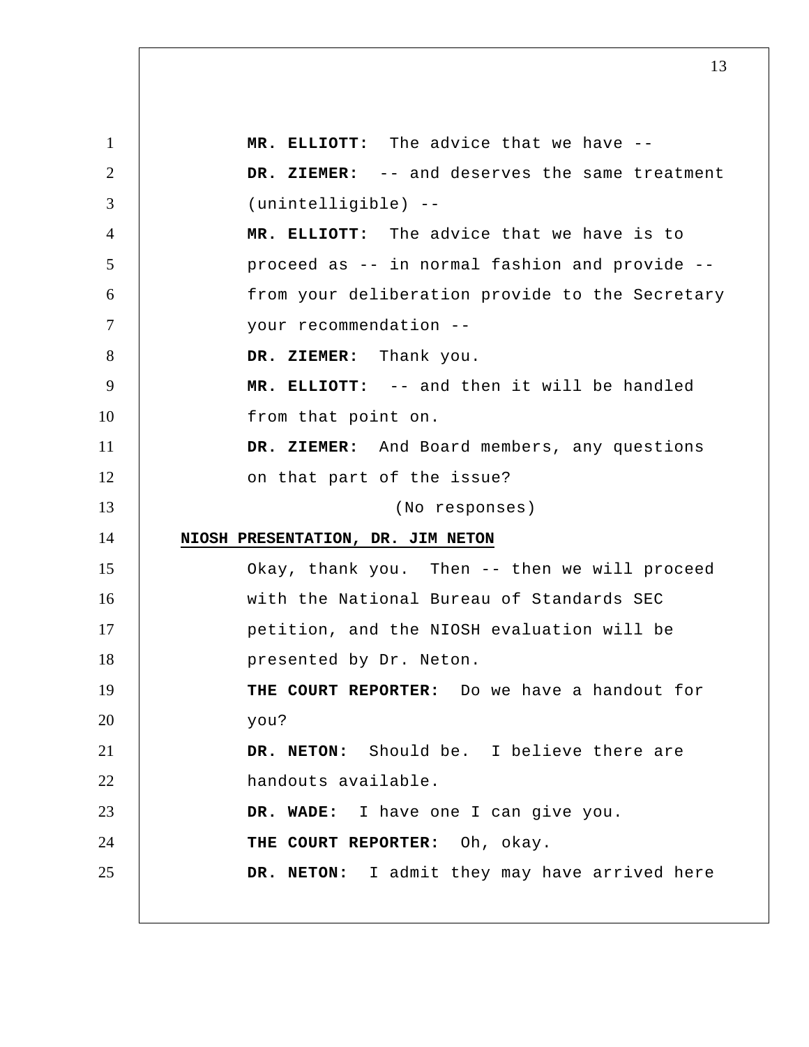**MR. ELLIOTT:** The advice that we have --

**DR. ZIEMER:** -- and deserves the same treatment (unintelligible) --

**MR. ELLIOTT:** The advice that we have is to proceed as -- in normal fashion and provide -- from your deliberation provide to the Secretary your recommendation --

**DR. ZIEMER:** Thank you.

**MR. ELLIOTT:** -- and then it will be handled from that point on.

**DR. ZIEMER:** And Board members, any questions on that part of the issue?

(No responses)

**NIOSH PRESENTATION, DR. JIM NETON**

Okay, thank you. Then -- then we will proceed with the National Bureau of Standards SEC petition, and the NIOSH evaluation will be presented by Dr. Neton.

**THE COURT REPORTER:** Do we have a handout for you?

**DR. NETON:** Should be. I believe there are handouts available.

**DR. WADE:** I have one I can give you.

**THE COURT REPORTER:** Oh, okay.

**DR. NETON:** I admit they may have arrived here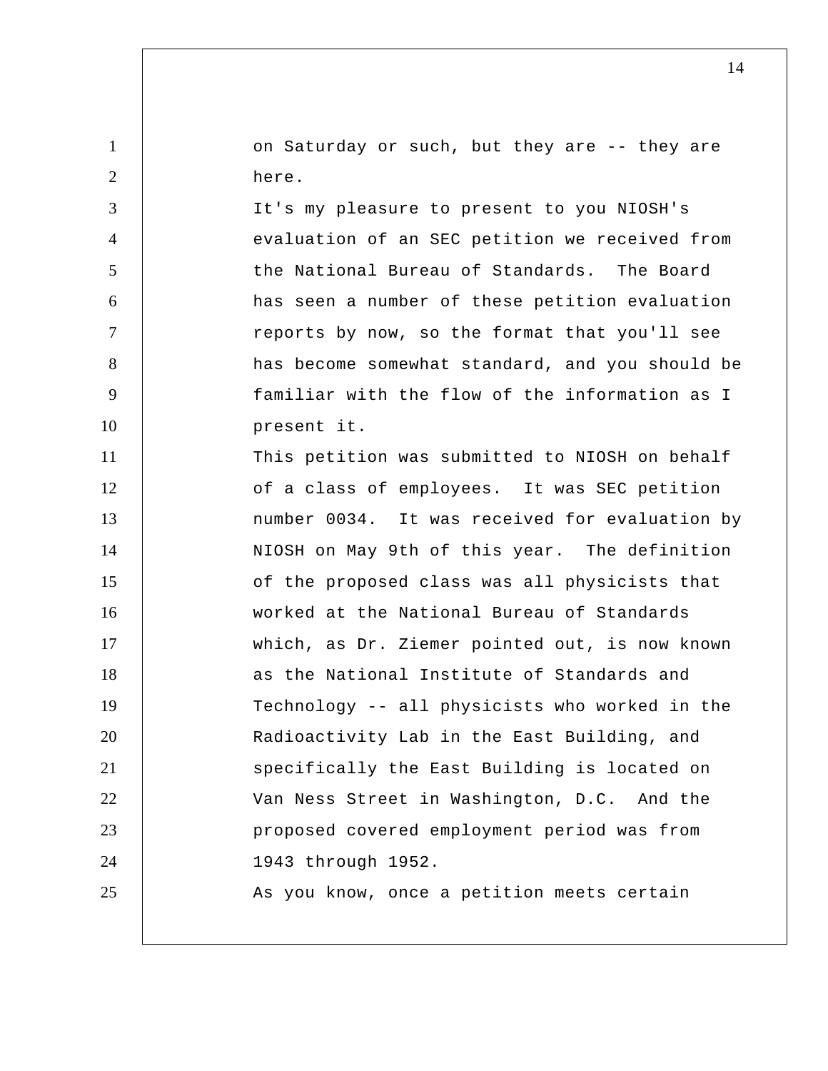on Saturday or such, but they are -- they are here.

It's my pleasure to present to you NIOSH's evaluation of an SEC petition we received from the National Bureau of Standards. The Board has seen a number of these petition evaluation reports by now, so the format that you'll see has become somewhat standard, and you should be familiar with the flow of the information as I present it.

This petition was submitted to NIOSH on behalf of a class of employees. It was SEC petition number 0034. It was received for evaluation by NIOSH on May 9th of this year. The definition of the proposed class was all physicists that worked at the National Bureau of Standards which, as Dr. Ziemer pointed out, is now known as the National Institute of Standards and Technology -- all physicists who worked in the Radioactivity Lab in the East Building, and specifically the East Building is located on Van Ness Street in Washington, D.C. And the proposed covered employment period was from 1943 through 1952.

As you know, once a petition meets certain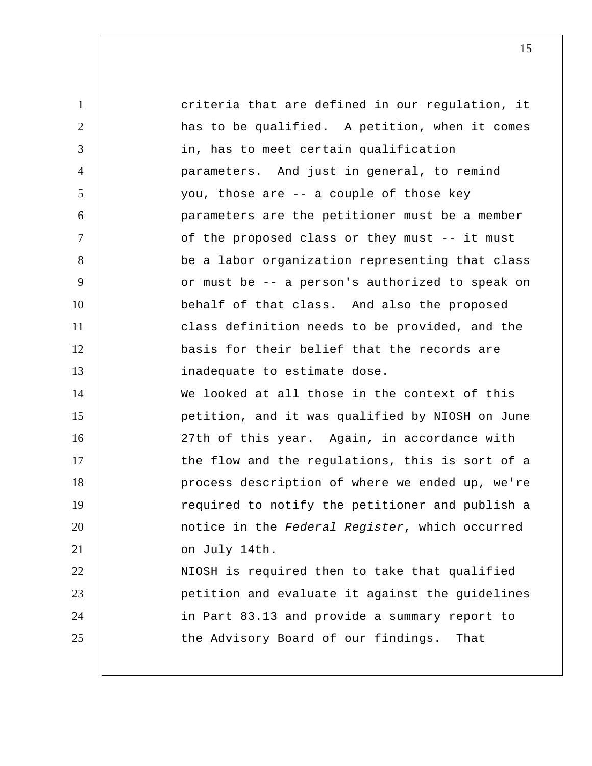criteria that are defined in our regulation, it has to be qualified. A petition, when it comes in, has to meet certain qualification parameters. And just in general, to remind you, those are -- a couple of those key parameters are the petitioner must be a member of the proposed class or they must -- it must be a labor organization representing that class or must be -- a person's authorized to speak on behalf of that class. And also the proposed class definition needs to be provided, and the basis for their belief that the records are inadequate to estimate dose.

We looked at all those in the context of this petition, and it was qualified by NIOSH on June 27th of this year. Again, in accordance with the flow and the regulations, this is sort of a process description of where we ended up, we're required to notify the petitioner and publish a notice in the *Federal Register*, which occurred on July 14th.

NIOSH is required then to take that qualified petition and evaluate it against the guidelines in Part 83.13 and provide a summary report to the Advisory Board of our findings. That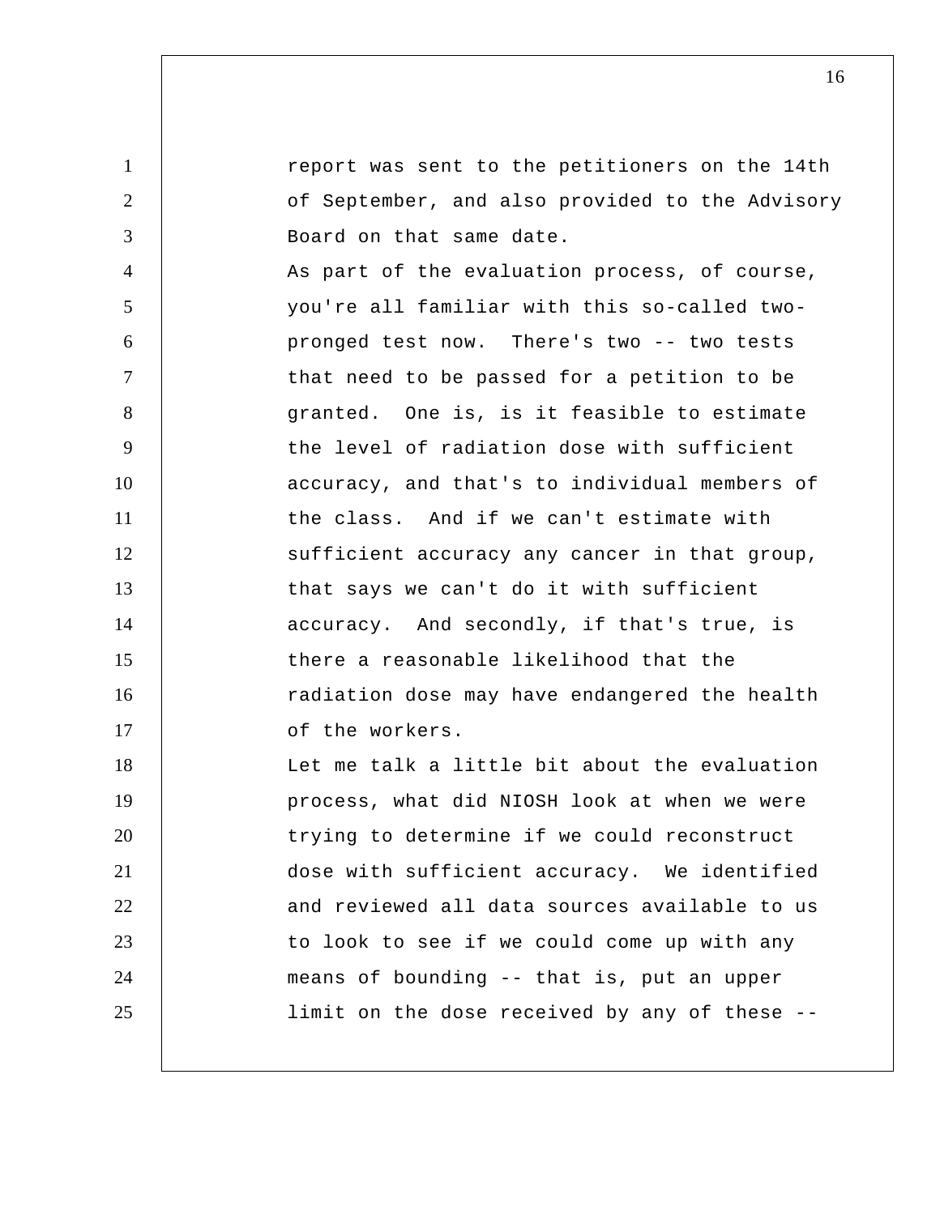report was sent to the petitioners on the 14th of September, and also provided to the Advisory Board on that same date.

As part of the evaluation process, of course, you're all familiar with this so-called two-pronged test now. There's two -- two tests that need to be passed for a petition to be granted. One is, is it feasible to estimate the level of radiation dose with sufficient accuracy, and that's to individual members of the class. And if we can't estimate with sufficient accuracy any cancer in that group, that says we can't do it with sufficient accuracy. And secondly, if that's true, is there a reasonable likelihood that the radiation dose may have endangered the health of the workers.

Let me talk a little bit about the evaluation process, what did NIOSH look at when we were trying to determine if we could reconstruct dose with sufficient accuracy. We identified and reviewed all data sources available to us to look to see if we could come up with any means of bounding -- that is, put an upper limit on the dose received by any of these --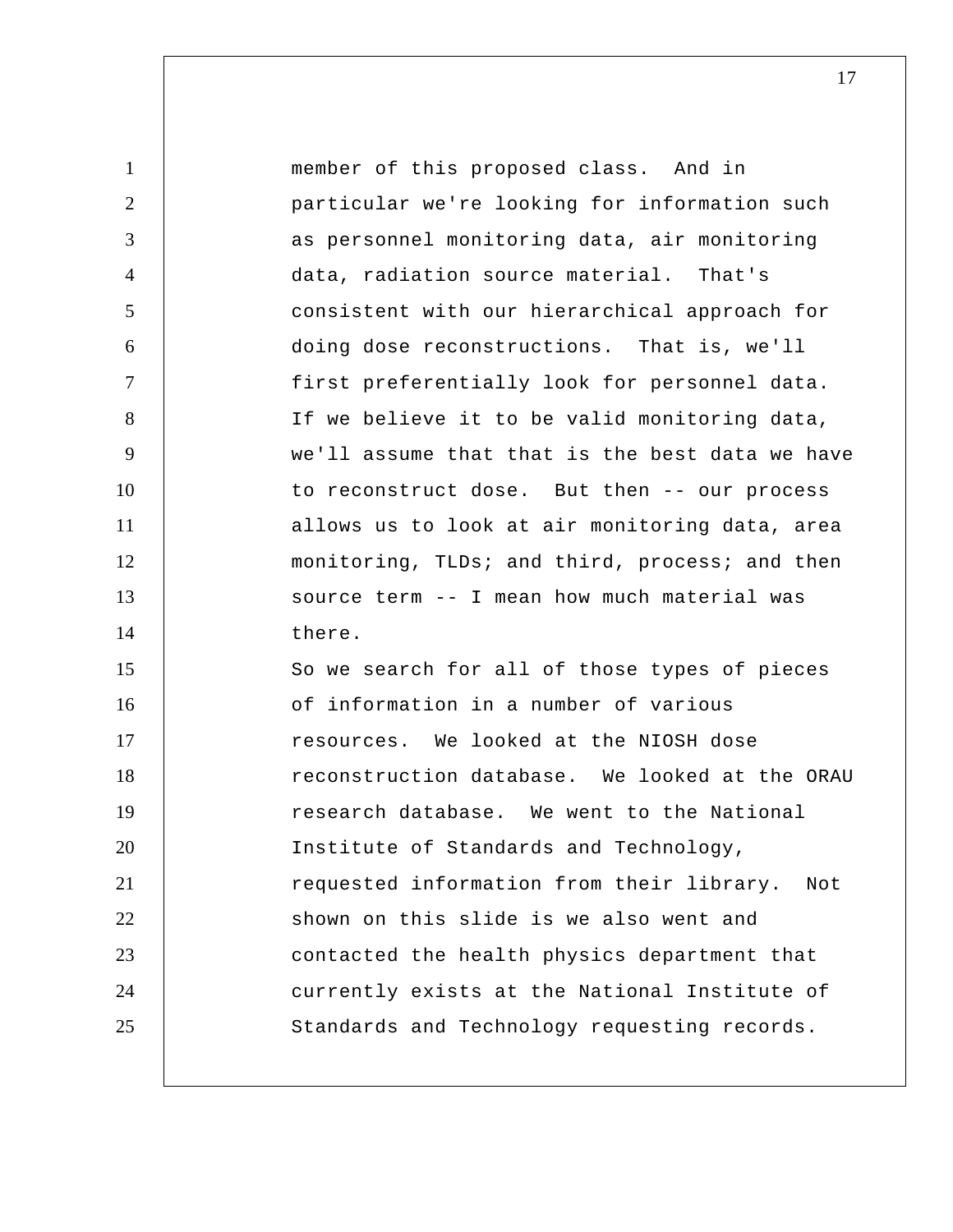member of this proposed class. And in particular we're looking for information such as personnel monitoring data, air monitoring data, radiation source material. That's consistent with our hierarchical approach for doing dose reconstructions. That is, we'll first preferentially look for personnel data. If we believe it to be valid monitoring data, we'll assume that that is the best data we have to reconstruct dose. But then -- our process allows us to look at air monitoring data, area monitoring, TLDs; and third, process; and then source term -- I mean how much material was there.

So we search for all of those types of pieces of information in a number of various resources. We looked at the NIOSH dose reconstruction database. We looked at the ORAU research database. We went to the National Institute of Standards and Technology, requested information from their library. Not shown on this slide is we also went and contacted the health physics department that currently exists at the National Institute of Standards and Technology requesting records.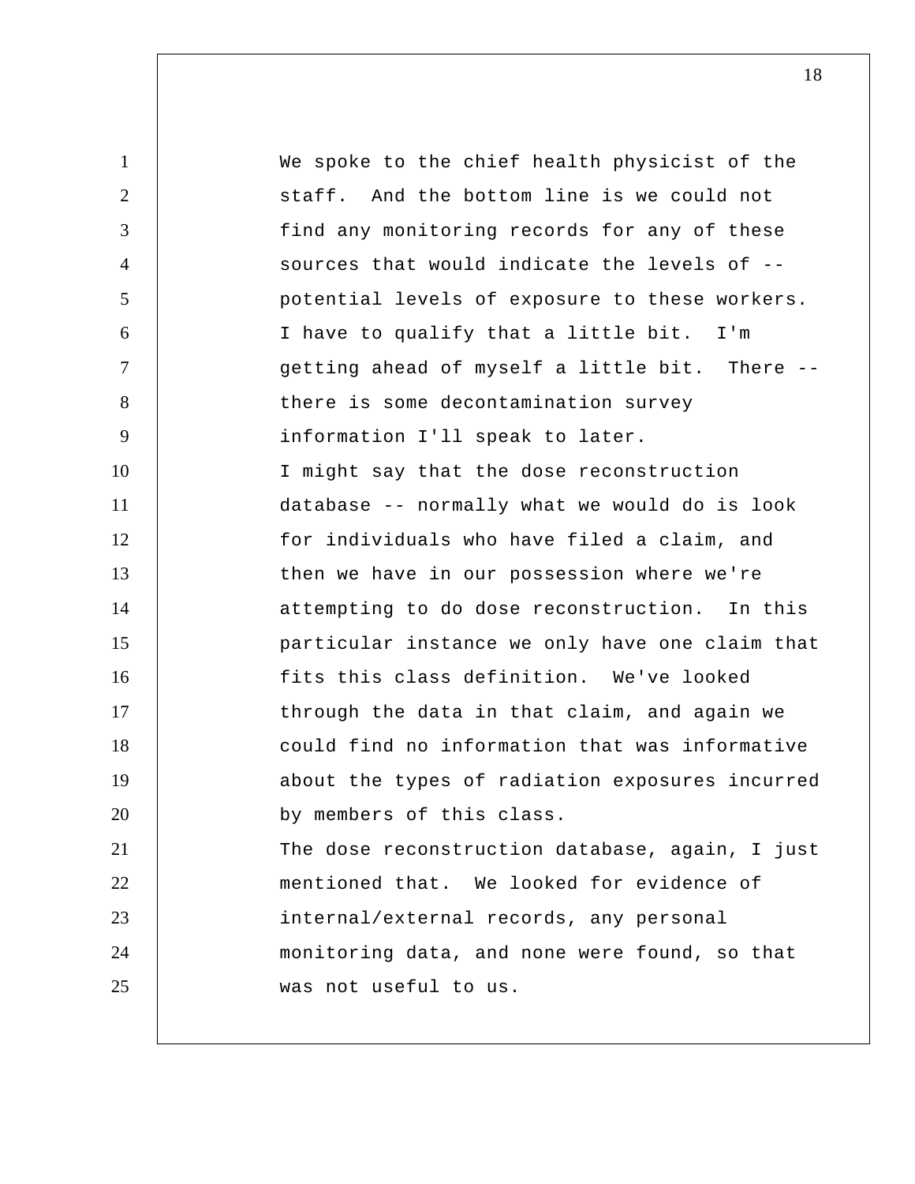We spoke to the chief health physicist of the staff. And the bottom line is we could not find any monitoring records for any of these sources that would indicate the levels of -- potential levels of exposure to these workers. I have to qualify that a little bit. I'm getting ahead of myself a little bit. There -- there is some decontamination survey information I'll speak to later.

I might say that the dose reconstruction database -- normally what we would do is look for individuals who have filed a claim, and then we have in our possession where we're attempting to do dose reconstruction. In this particular instance we only have one claim that fits this class definition. We've looked through the data in that claim, and again we could find no information that was informative about the types of radiation exposures incurred by members of this class.

The dose reconstruction database, again, I just mentioned that. We looked for evidence of internal/external records, any personal monitoring data, and none were found, so that was not useful to us.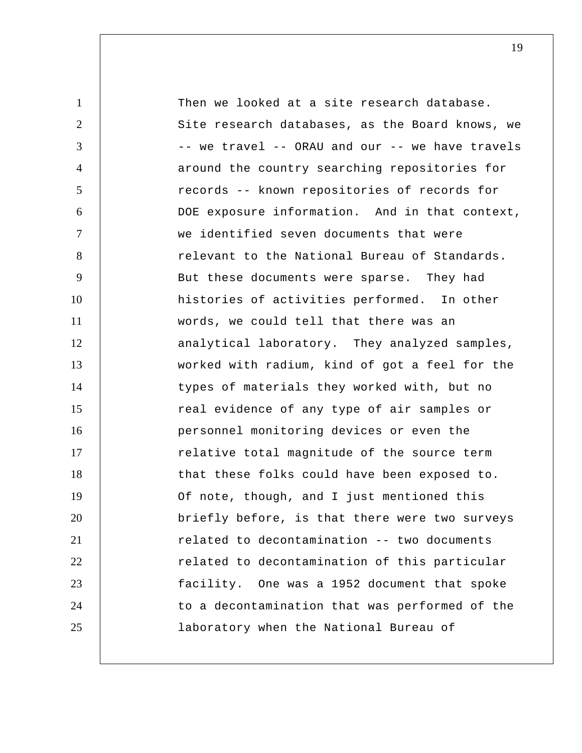Then we looked at a site research database. Site research databases, as the Board knows, we -- we travel -- ORAU and our -- we have travels around the country searching repositories for records -- known repositories of records for DOE exposure information. And in that context, we identified seven documents that were relevant to the National Bureau of Standards. But these documents were sparse. They had histories of activities performed. In other words, we could tell that there was an analytical laboratory. They analyzed samples, worked with radium, kind of got a feel for the types of materials they worked with, but no real evidence of any type of air samples or personnel monitoring devices or even the relative total magnitude of the source term that these folks could have been exposed to. Of note, though, and I just mentioned this briefly before, is that there were two surveys related to decontamination -- two documents related to decontamination of this particular facility. One was a 1952 document that spoke to a decontamination that was performed of the laboratory when the National Bureau of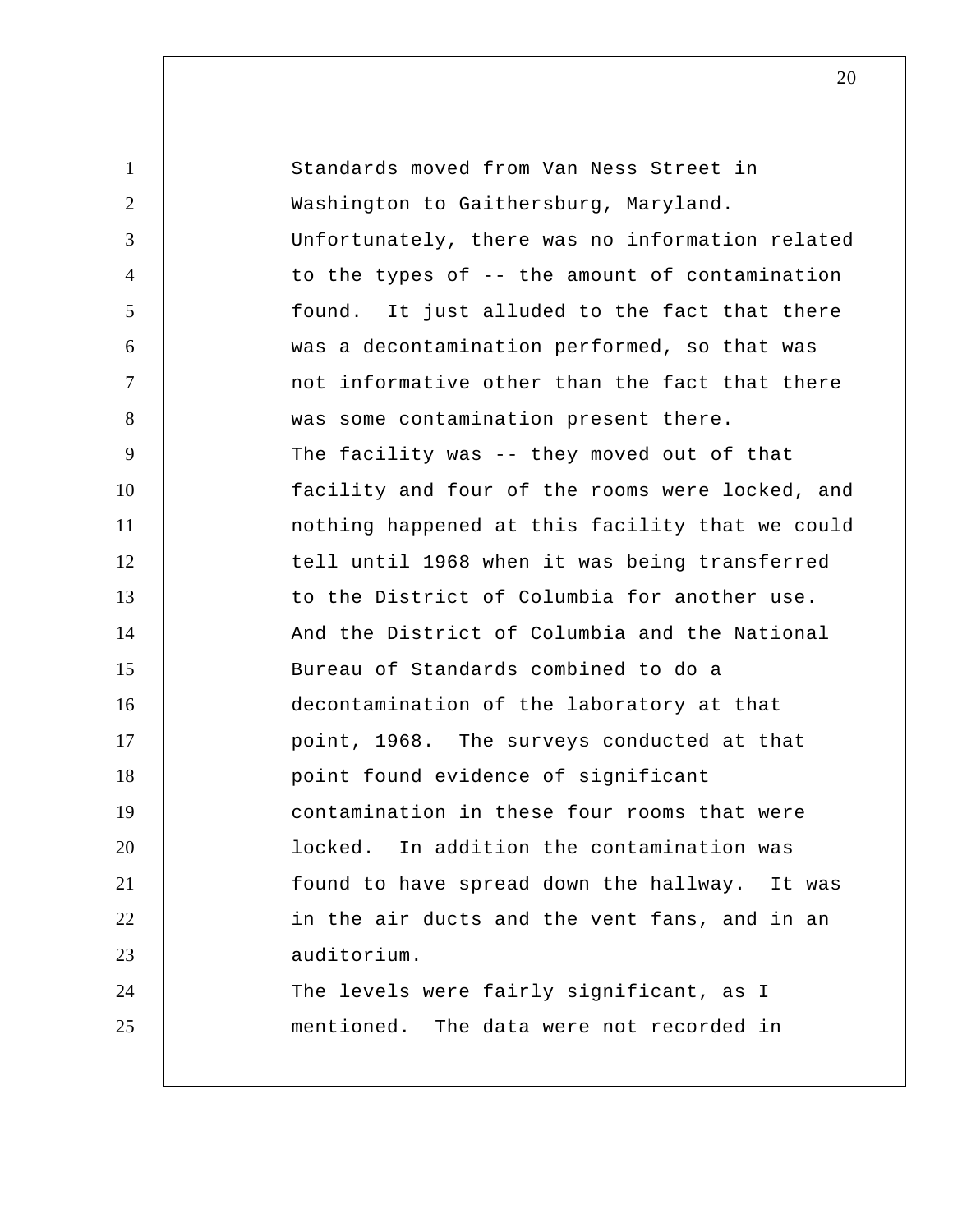Standards moved from Van Ness Street in Washington to Gaithersburg, Maryland. Unfortunately, there was no information related to the types of -- the amount of contamination found. It just alluded to the fact that there was a decontamination performed, so that was not informative other than the fact that there was some contamination present there.

The facility was -- they moved out of that facility and four of the rooms were locked, and nothing happened at this facility that we could tell until 1968 when it was being transferred to the District of Columbia for another use. And the District of Columbia and the National Bureau of Standards combined to do a decontamination of the laboratory at that point, 1968. The surveys conducted at that point found evidence of significant contamination in these four rooms that were locked. In addition the contamination was found to have spread down the hallway. It was in the air ducts and the vent fans, and in an auditorium.

The levels were fairly significant, as I mentioned. The data were not recorded in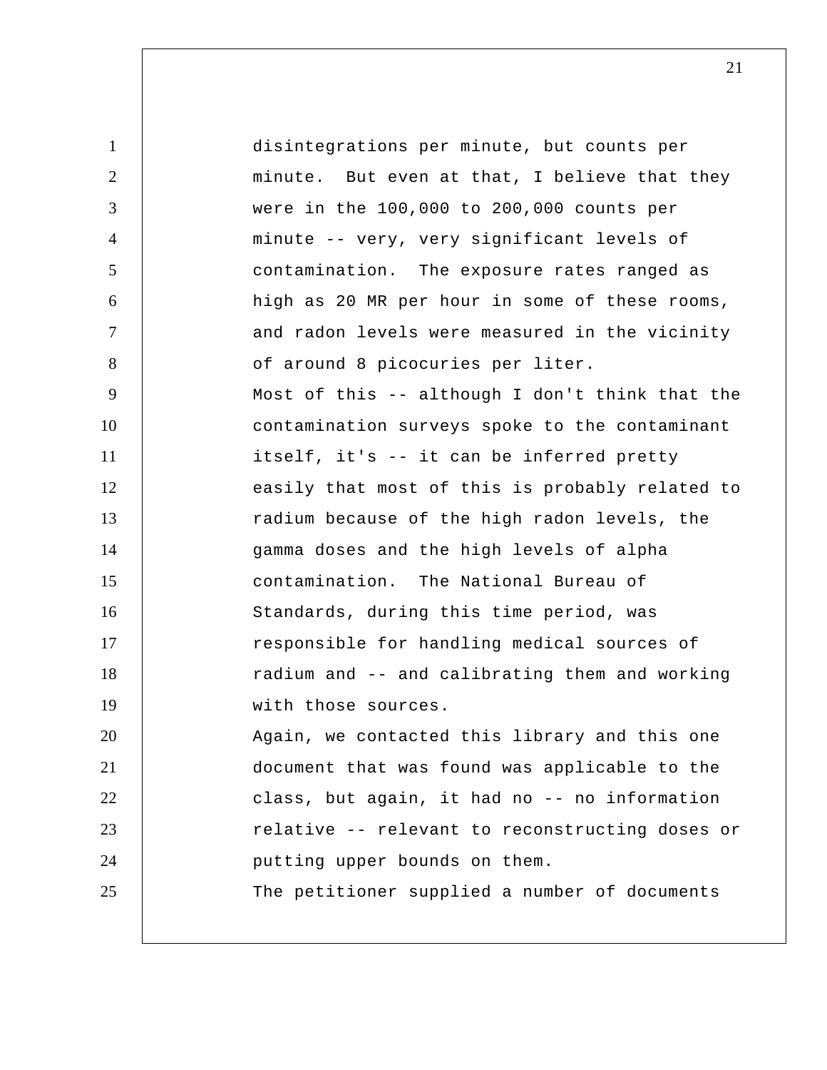disintegrations per minute, but counts per minute. But even at that, I believe that they were in the 100,000 to 200,000 counts per minute -- very, very significant levels of contamination. The exposure rates ranged as high as 20 MR per hour in some of these rooms, and radon levels were measured in the vicinity of around 8 picocuries per liter.

Most of this -- although I don't think that the contamination surveys spoke to the contaminant itself, it's -- it can be inferred pretty easily that most of this is probably related to radium because of the high radon levels, the gamma doses and the high levels of alpha contamination. The National Bureau of Standards, during this time period, was responsible for handling medical sources of radium and -- and calibrating them and working with those sources.

Again, we contacted this library and this one document that was found was applicable to the class, but again, it had no -- no information relative -- relevant to reconstructing doses or putting upper bounds on them.

The petitioner supplied a number of documents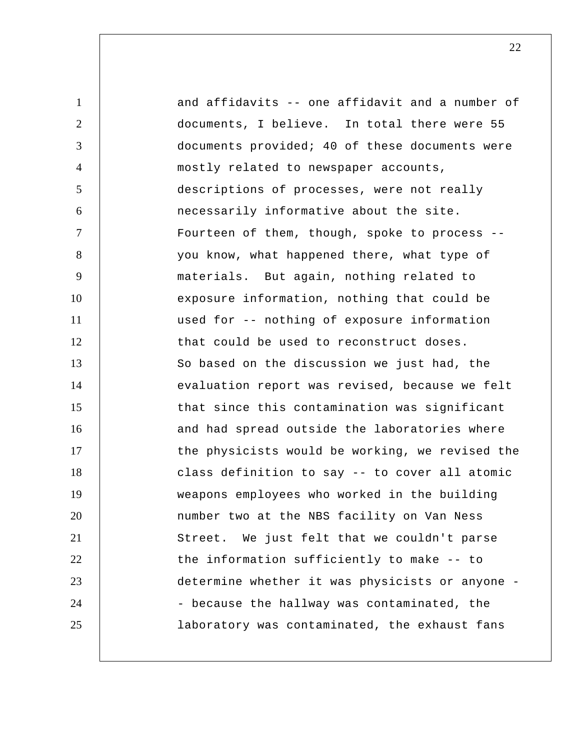and affidavits -- one affidavit and a number of documents, I believe. In total there were 55 documents provided; 40 of these documents were mostly related to newspaper accounts, descriptions of processes, were not really necessarily informative about the site. Fourteen of them, though, spoke to process -- you know, what happened there, what type of materials. But again, nothing related to exposure information, nothing that could be used for -- nothing of exposure information that could be used to reconstruct doses.

So based on the discussion we just had, the evaluation report was revised, because we felt that since this contamination was significant and had spread outside the laboratories where the physicists would be working, we revised the class definition to say -- to cover all atomic weapons employees who worked in the building number two at the NBS facility on Van Ness Street. We just felt that we couldn't parse the information sufficiently to make -- to determine whether it was physicists or anyone -- because the hallway was contaminated, the laboratory was contaminated, the exhaust fans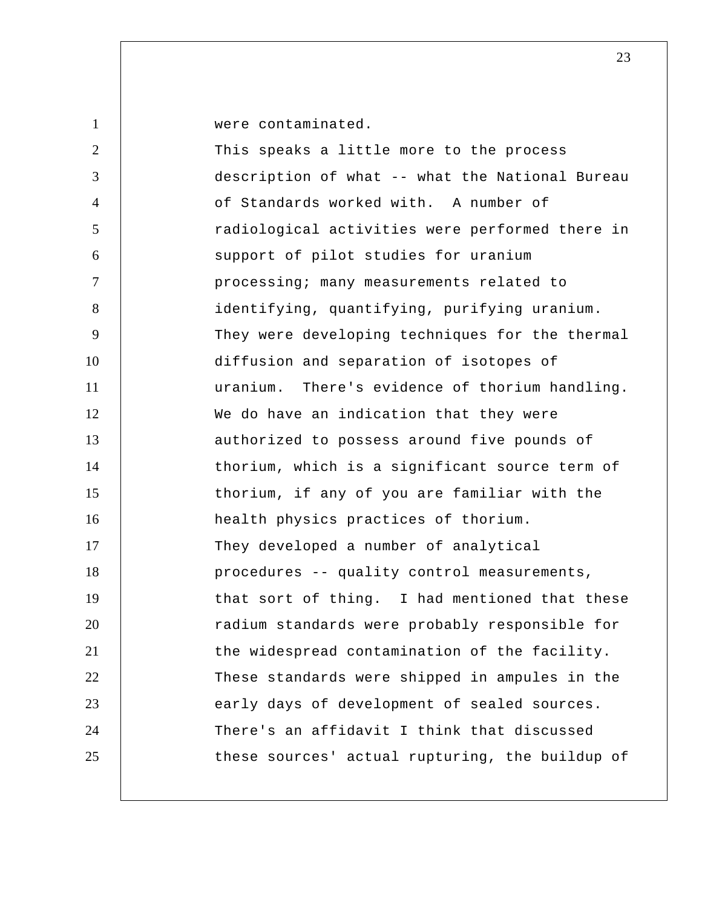were contaminated.

This speaks a little more to the process description of what -- what the National Bureau of Standards worked with. A number of radiological activities were performed there in support of pilot studies for uranium processing; many measurements related to identifying, quantifying, purifying uranium. They were developing techniques for the thermal diffusion and separation of isotopes of uranium. There's evidence of thorium handling. We do have an indication that they were authorized to possess around five pounds of thorium, which is a significant source term of thorium, if any of you are familiar with the health physics practices of thorium.

They developed a number of analytical procedures -- quality control measurements, that sort of thing. I had mentioned that these radium standards were probably responsible for the widespread contamination of the facility. These standards were shipped in ampules in the early days of development of sealed sources. There's an affidavit I think that discussed these sources' actual rupturing, the buildup of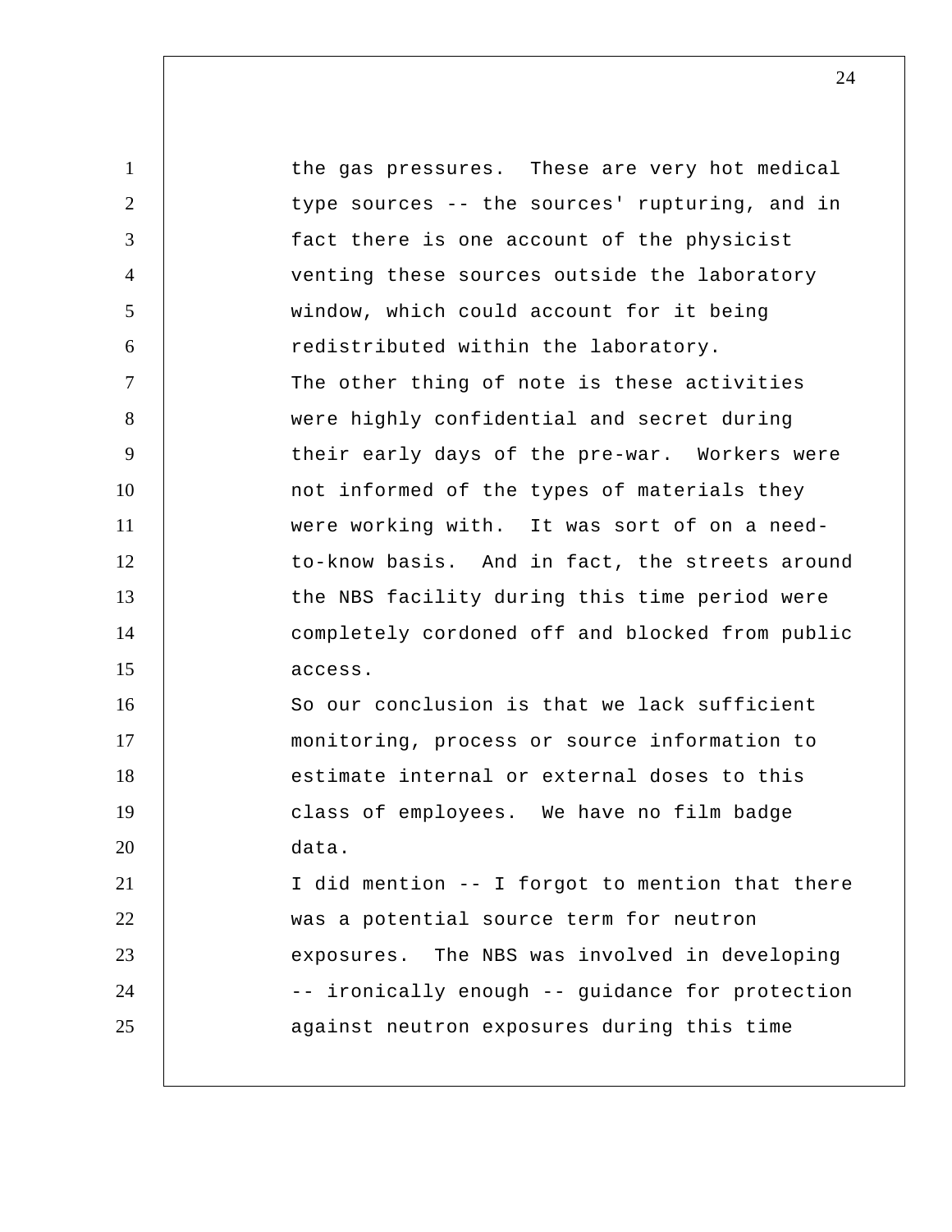the gas pressures. These are very hot medical type sources -- the sources' rupturing, and in fact there is one account of the physicist venting these sources outside the laboratory window, which could account for it being redistributed within the laboratory.

The other thing of note is these activities were highly confidential and secret during their early days of the pre-war. Workers were not informed of the types of materials they were working with. It was sort of on a need-to-know basis. And in fact, the streets around the NBS facility during this time period were completely cordoned off and blocked from public access.

So our conclusion is that we lack sufficient monitoring, process or source information to estimate internal or external doses to this class of employees. We have no film badge data.

I did mention -- I forgot to mention that there was a potential source term for neutron exposures. The NBS was involved in developing -- ironically enough -- guidance for protection against neutron exposures during this time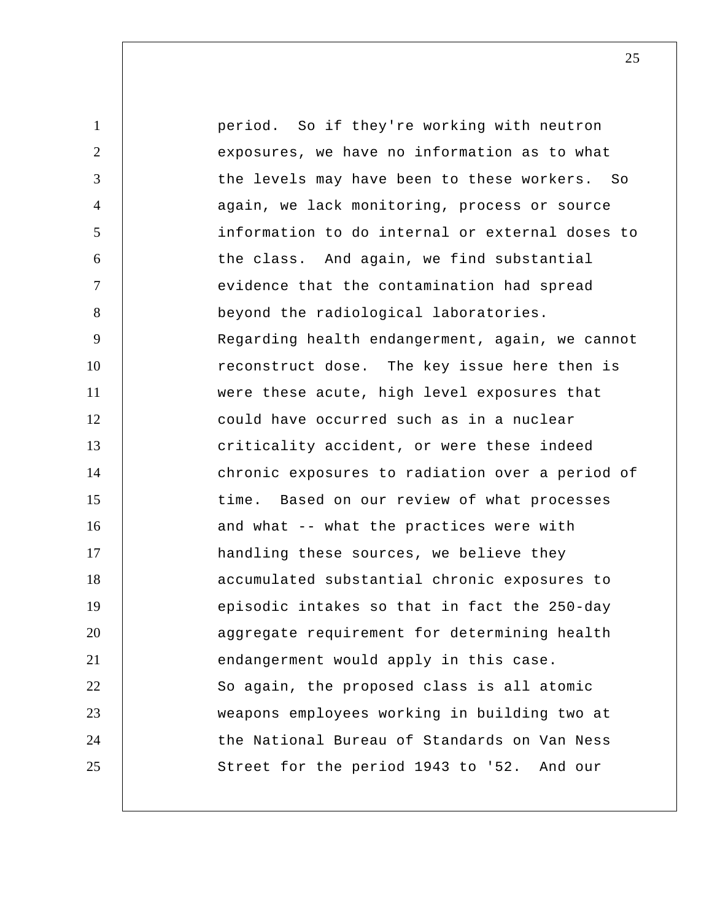period. So if they're working with neutron exposures, we have no information as to what the levels may have been to these workers. So again, we lack monitoring, process or source information to do internal or external doses to the class. And again, we find substantial evidence that the contamination had spread beyond the radiological laboratories.

Regarding health endangerment, again, we cannot reconstruct dose. The key issue here then is were these acute, high level exposures that could have occurred such as in a nuclear criticality accident, or were these indeed chronic exposures to radiation over a period of time. Based on our review of what processes and what -- what the practices were with handling these sources, we believe they accumulated substantial chronic exposures to episodic intakes so that in fact the 250-day aggregate requirement for determining health endangerment would apply in this case.

So again, the proposed class is all atomic weapons employees working in building two at the National Bureau of Standards on Van Ness Street for the period 1943 to '52. And our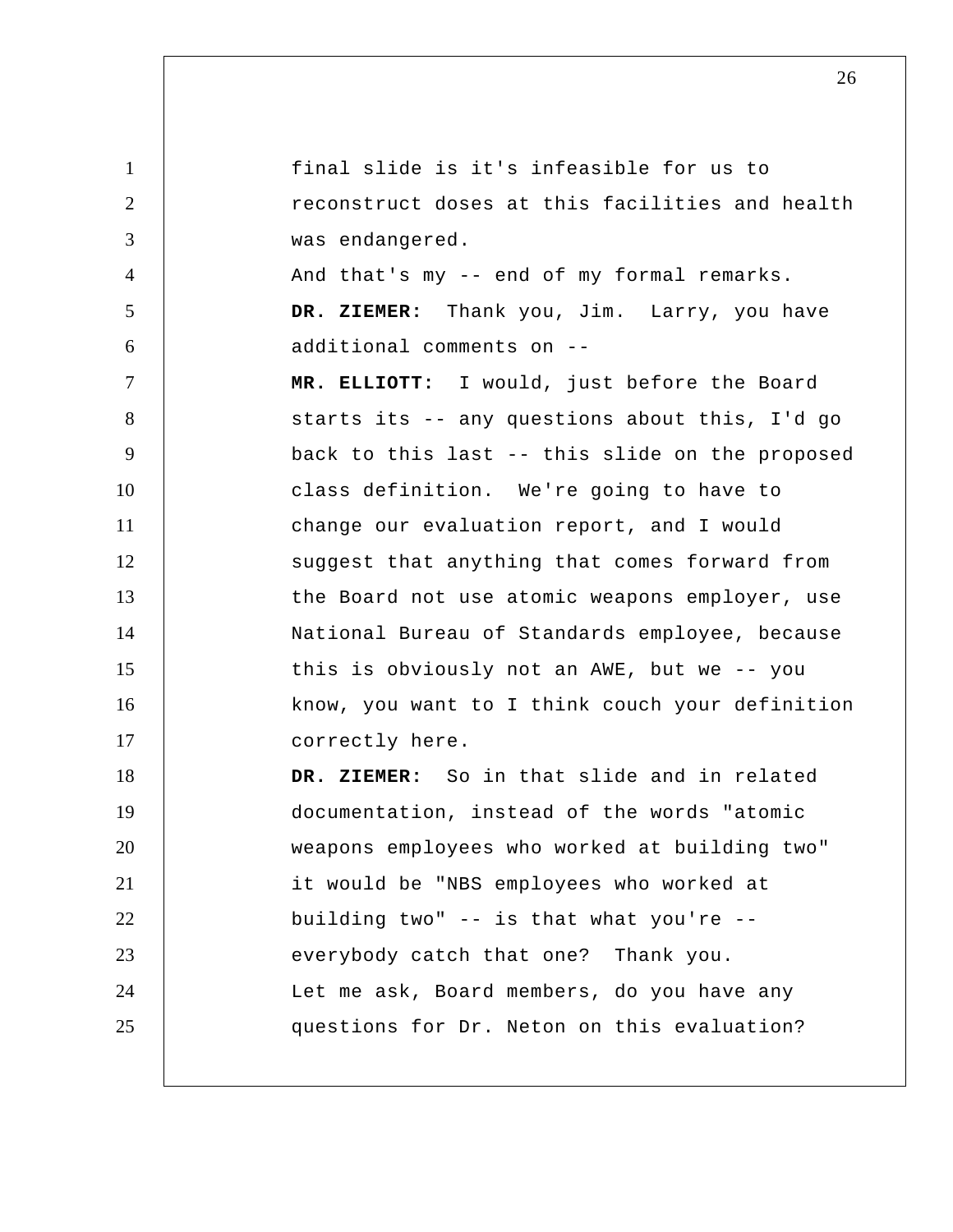final slide is it's infeasible for us to reconstruct doses at this facilities and health was endangered.

And that's my -- end of my formal remarks.

**DR. ZIEMER:** Thank you, Jim. Larry, you have additional comments on --

**MR. ELLIOTT:** I would, just before the Board starts its -- any questions about this, I'd go back to this last -- this slide on the proposed class definition. We're going to have to change our evaluation report, and I would suggest that anything that comes forward from the Board not use atomic weapons employer, use National Bureau of Standards employee, because this is obviously not an AWE, but we -- you know, you want to I think couch your definition correctly here.

**DR. ZIEMER:** So in that slide and in related documentation, instead of the words "atomic weapons employees who worked at building two" it would be "NBS employees who worked at building two" -- is that what you're -- everybody catch that one? Thank you.

Let me ask, Board members, do you have any questions for Dr. Neton on this evaluation?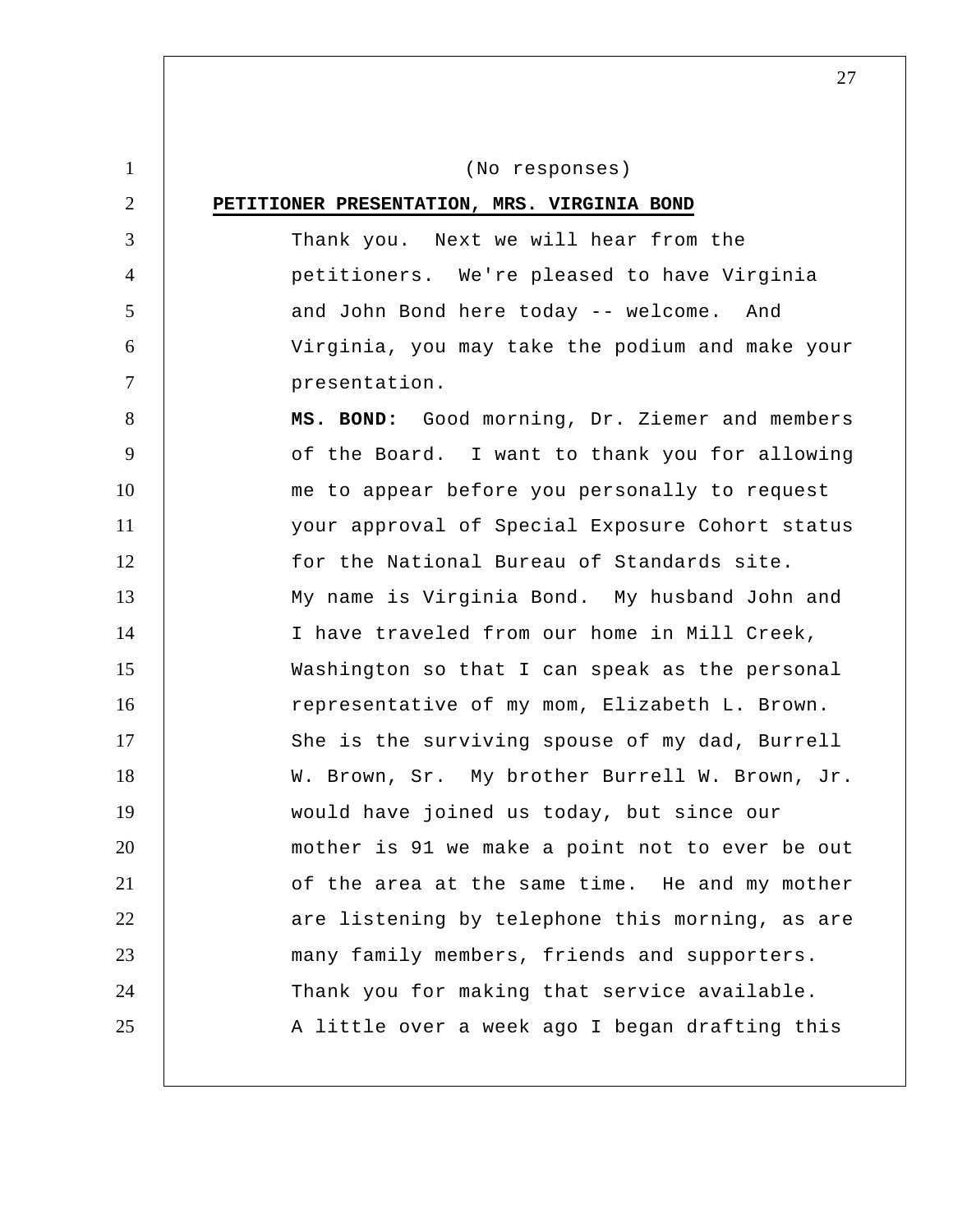(No responses)

**PETITIONER PRESENTATION, MRS. VIRGINIA BOND**

Thank you. Next we will hear from the petitioners. We're pleased to have Virginia and John Bond here today -- welcome. And Virginia, you may take the podium and make your presentation.

**MS. BOND:** Good morning, Dr. Ziemer and members of the Board. I want to thank you for allowing me to appear before you personally to request your approval of Special Exposure Cohort status for the National Bureau of Standards site.

My name is Virginia Bond. My husband John and I have traveled from our home in Mill Creek, Washington so that I can speak as the personal representative of my mom, Elizabeth L. Brown. She is the surviving spouse of my dad, Burrell W. Brown, Sr. My brother Burrell W. Brown, Jr. would have joined us today, but since our mother is 91 we make a point not to ever be out of the area at the same time. He and my mother are listening by telephone this morning, as are many family members, friends and supporters. Thank you for making that service available.

A little over a week ago I began drafting this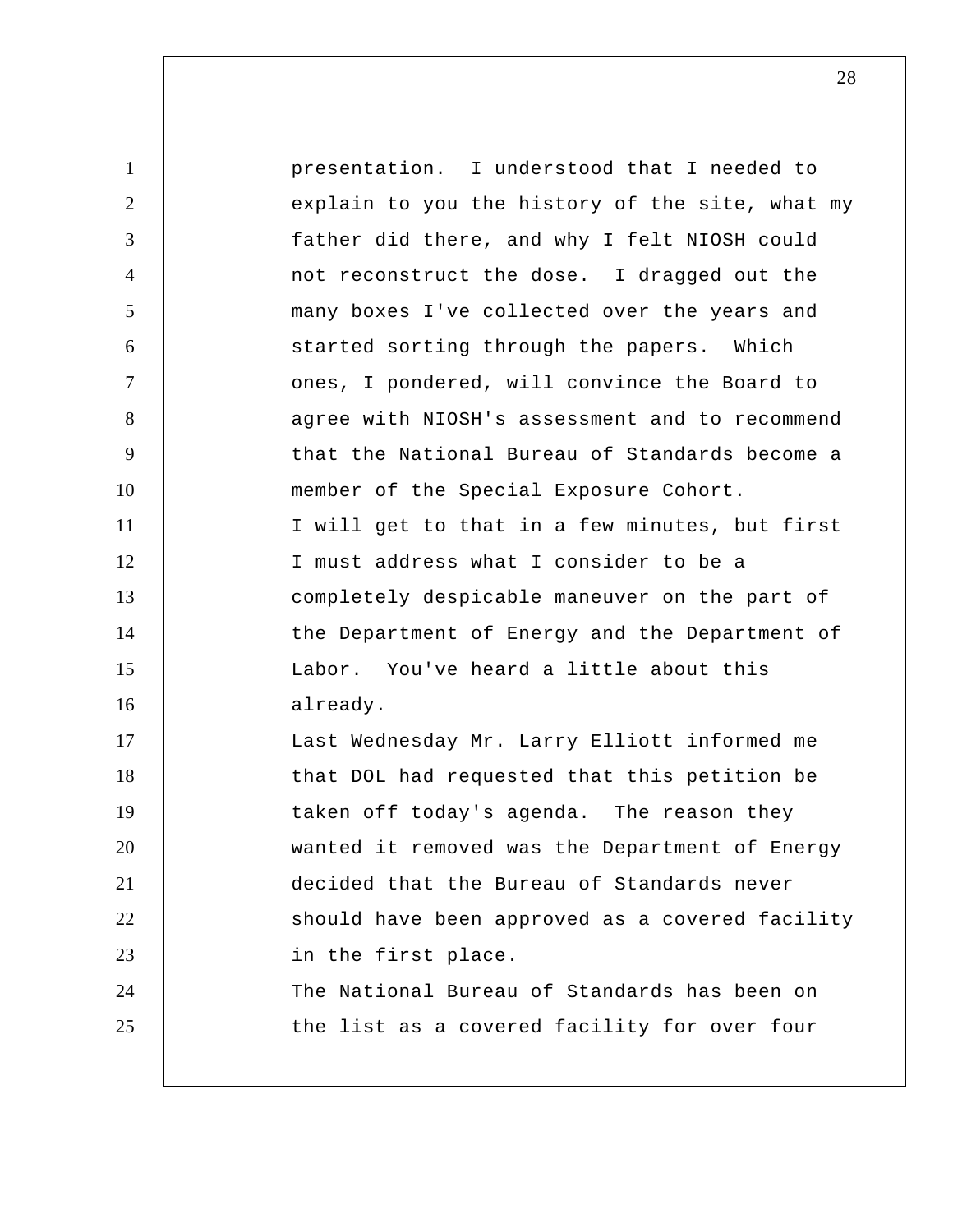presentation. I understood that I needed to explain to you the history of the site, what my father did there, and why I felt NIOSH could not reconstruct the dose. I dragged out the many boxes I've collected over the years and started sorting through the papers. Which ones, I pondered, will convince the Board to agree with NIOSH's assessment and to recommend that the National Bureau of Standards become a member of the Special Exposure Cohort.

I will get to that in a few minutes, but first I must address what I consider to be a completely despicable maneuver on the part of the Department of Energy and the Department of Labor. You've heard a little about this already.

Last Wednesday Mr. Larry Elliott informed me that DOL had requested that this petition be taken off today's agenda. The reason they wanted it removed was the Department of Energy decided that the Bureau of Standards never should have been approved as a covered facility in the first place.

The National Bureau of Standards has been on the list as a covered facility for over four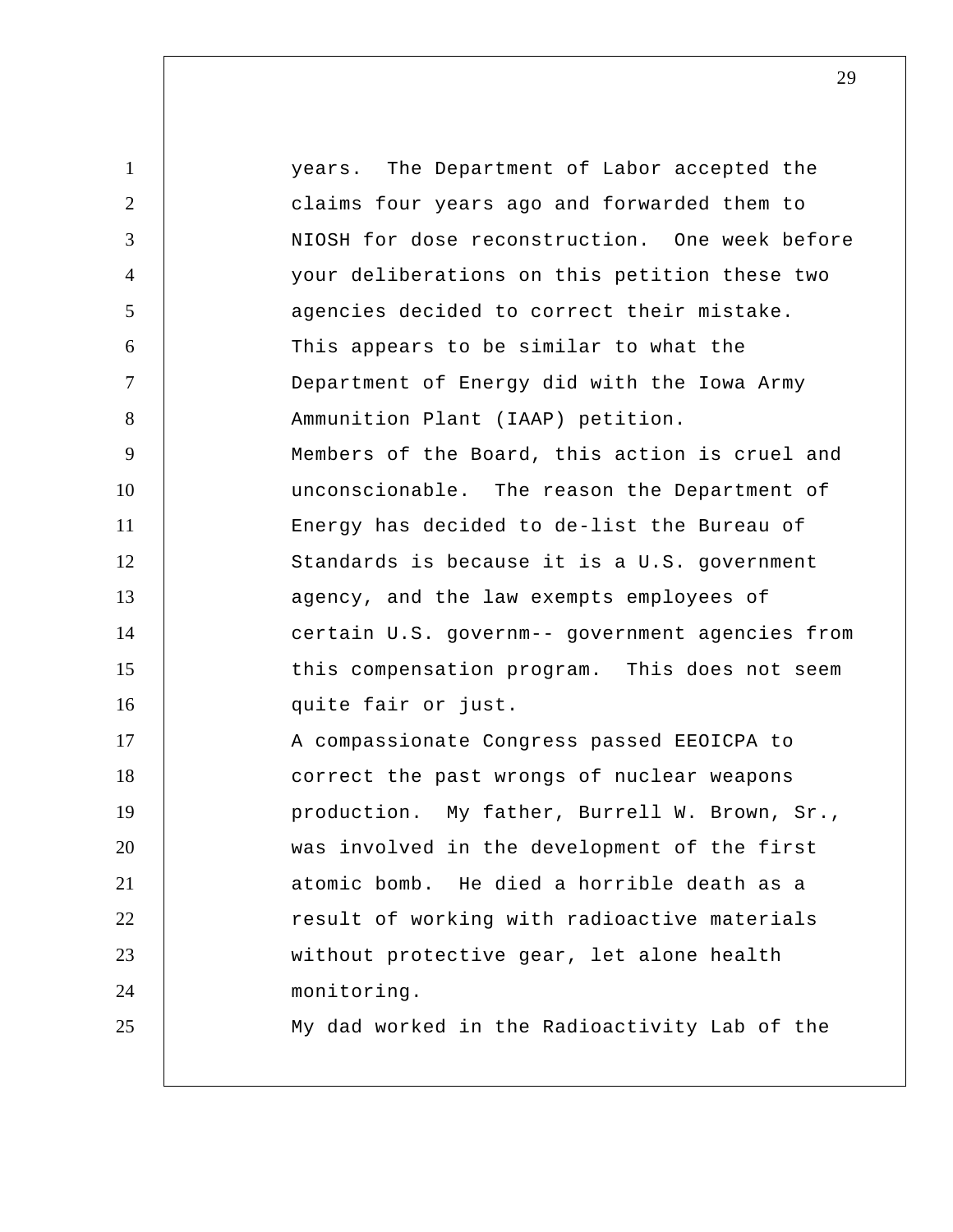years. The Department of Labor accepted the claims four years ago and forwarded them to NIOSH for dose reconstruction. One week before your deliberations on this petition these two agencies decided to correct their mistake. This appears to be similar to what the Department of Energy did with the Iowa Army Ammunition Plant (IAAP) petition.

Members of the Board, this action is cruel and unconscionable. The reason the Department of Energy has decided to de-list the Bureau of Standards is because it is a U.S. government agency, and the law exempts employees of certain U.S. governm-- government agencies from this compensation program. This does not seem quite fair or just.

A compassionate Congress passed EEOICPA to correct the past wrongs of nuclear weapons production. My father, Burrell W. Brown, Sr., was involved in the development of the first atomic bomb. He died a horrible death as a result of working with radioactive materials without protective gear, let alone health monitoring.

My dad worked in the Radioactivity Lab of the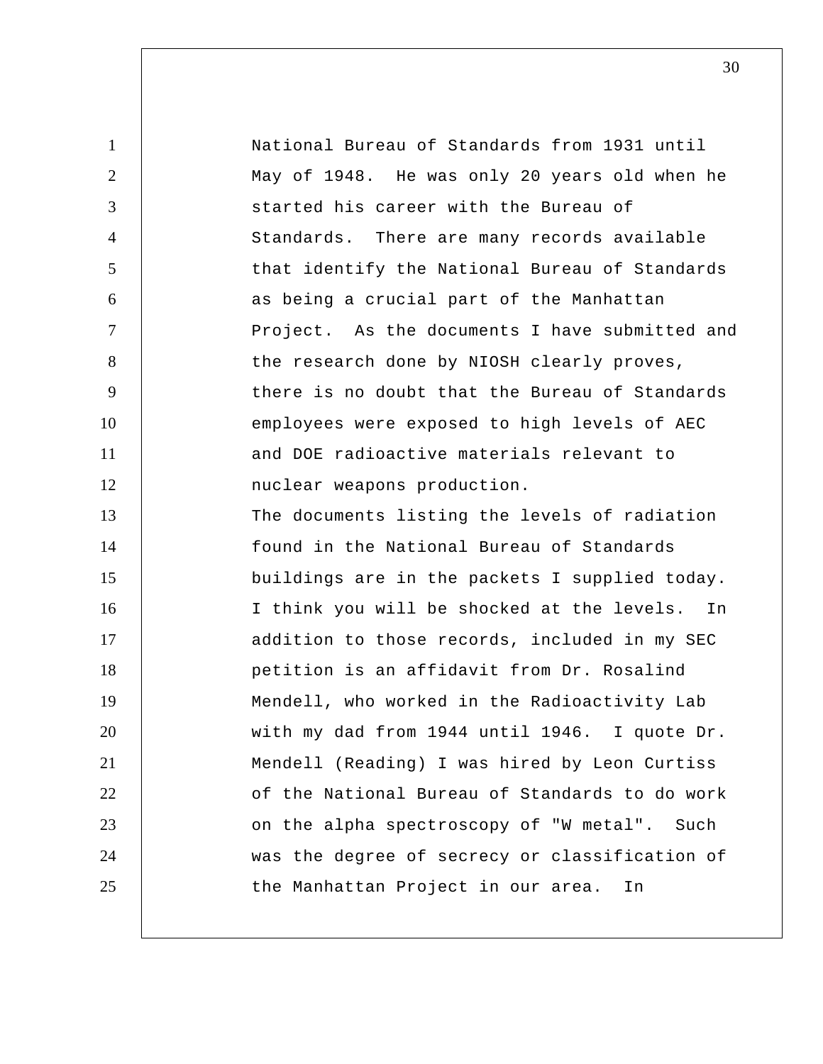National Bureau of Standards from 1931 until May of 1948. He was only 20 years old when he started his career with the Bureau of Standards. There are many records available that identify the National Bureau of Standards as being a crucial part of the Manhattan Project. As the documents I have submitted and the research done by NIOSH clearly proves, there is no doubt that the Bureau of Standards employees were exposed to high levels of AEC and DOE radioactive materials relevant to nuclear weapons production.

The documents listing the levels of radiation found in the National Bureau of Standards buildings are in the packets I supplied today. I think you will be shocked at the levels. In addition to those records, included in my SEC petition is an affidavit from Dr. Rosalind Mendell, who worked in the Radioactivity Lab with my dad from 1944 until 1946. I quote Dr. Mendell (Reading) I was hired by Leon Curtiss of the National Bureau of Standards to do work on the alpha spectroscopy of "W metal". Such was the degree of secrecy or classification of the Manhattan Project in our area. In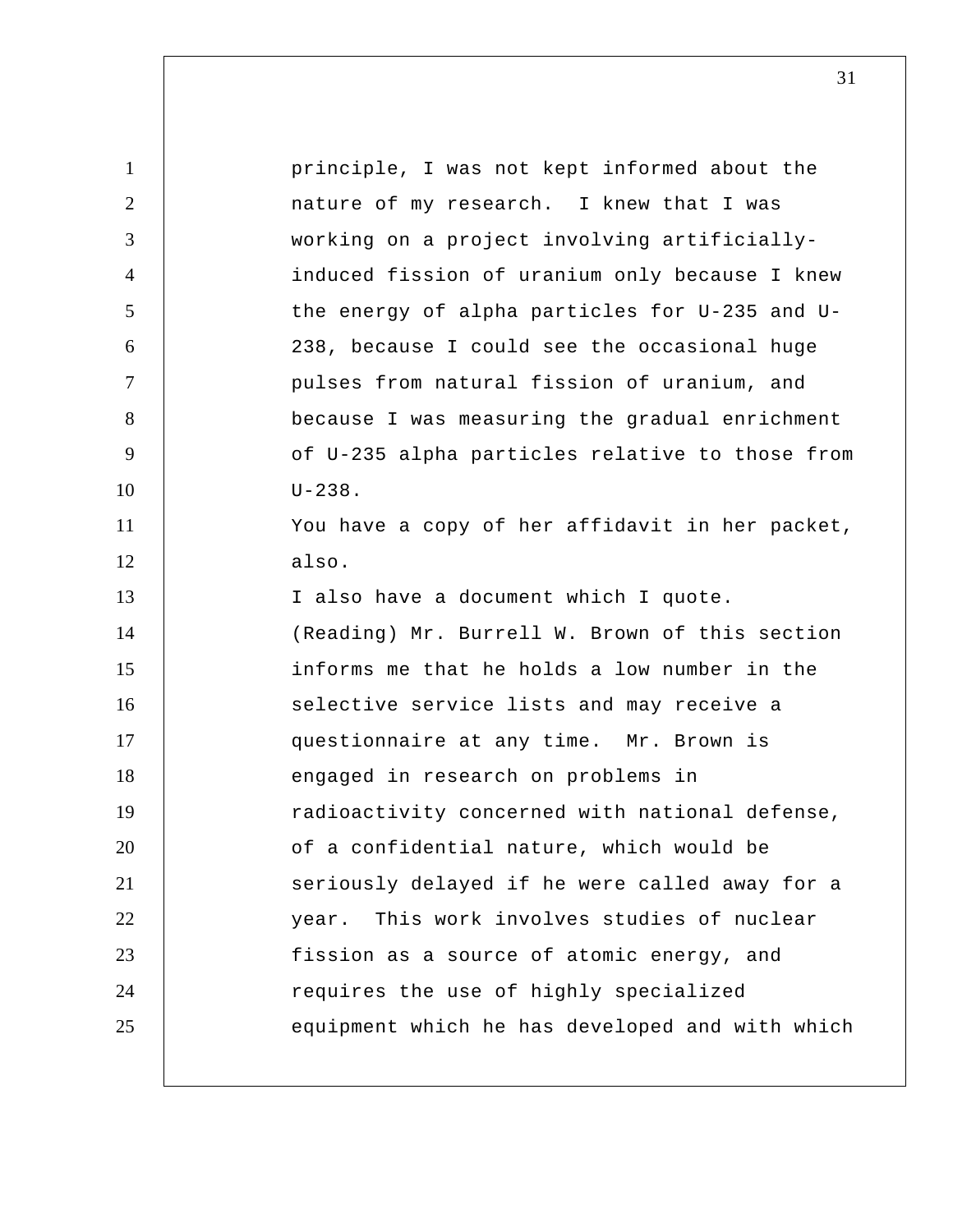principle, I was not kept informed about the nature of my research. I knew that I was working on a project involving artificially-induced fission of uranium only because I knew the energy of alpha particles for U-235 and U-238, because I could see the occasional huge pulses from natural fission of uranium, and because I was measuring the gradual enrichment of U-235 alpha particles relative to those from U-238.

You have a copy of her affidavit in her packet, also.

I also have a document which I quote.

(Reading) Mr. Burrell W. Brown of this section informs me that he holds a low number in the selective service lists and may receive a questionnaire at any time. Mr. Brown is engaged in research on problems in radioactivity concerned with national defense, of a confidential nature, which would be seriously delayed if he were called away for a year. This work involves studies of nuclear fission as a source of atomic energy, and requires the use of highly specialized equipment which he has developed and with which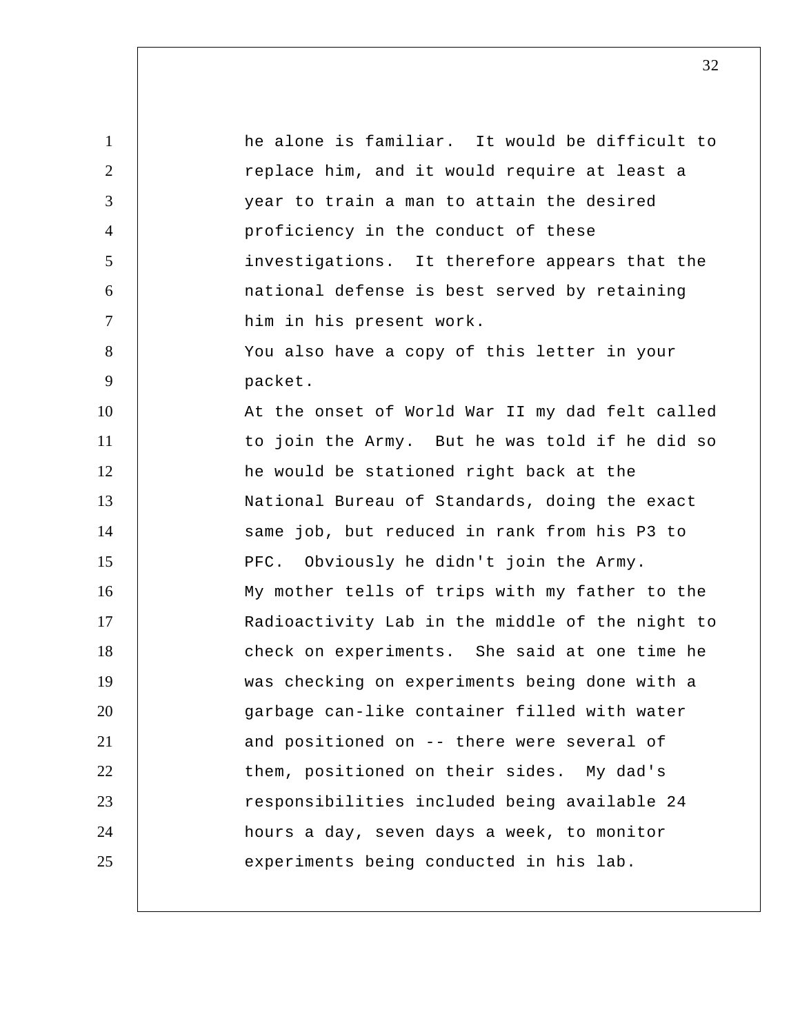he alone is familiar. It would be difficult to replace him, and it would require at least a year to train a man to attain the desired proficiency in the conduct of these investigations. It therefore appears that the national defense is best served by retaining him in his present work.

You also have a copy of this letter in your packet.

At the onset of World War II my dad felt called to join the Army. But he was told if he did so he would be stationed right back at the National Bureau of Standards, doing the exact same job, but reduced in rank from his P3 to PFC. Obviously he didn't join the Army.

My mother tells of trips with my father to the Radioactivity Lab in the middle of the night to check on experiments. She said at one time he was checking on experiments being done with a garbage can-like container filled with water and positioned on -- there were several of them, positioned on their sides. My dad's responsibilities included being available 24 hours a day, seven days a week, to monitor experiments being conducted in his lab.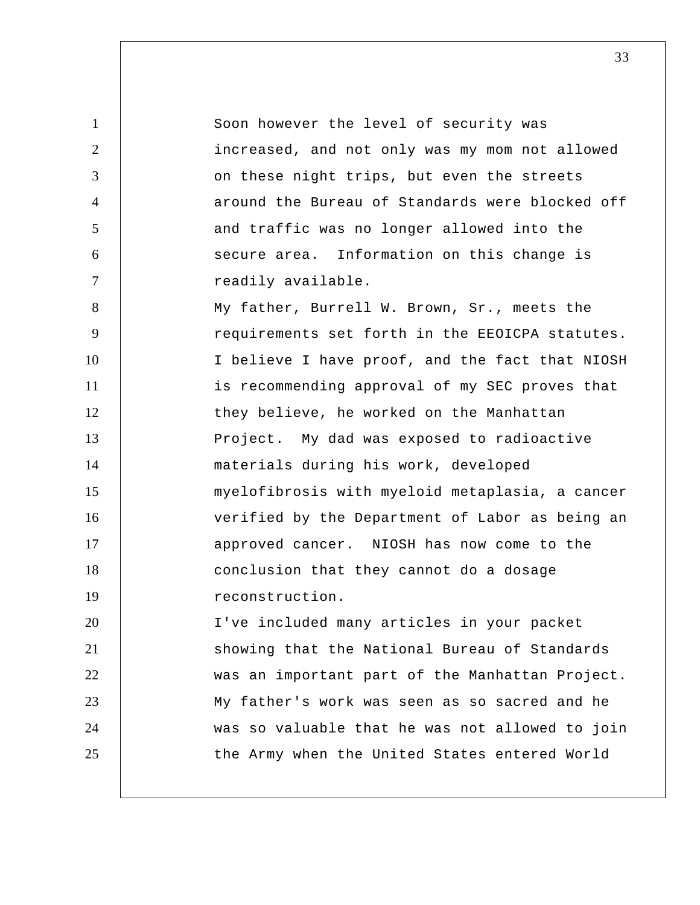Soon however the level of security was increased, and not only was my mom not allowed on these night trips, but even the streets around the Bureau of Standards were blocked off and traffic was no longer allowed into the secure area. Information on this change is readily available.

My father, Burrell W. Brown, Sr., meets the requirements set forth in the EEOICPA statutes. I believe I have proof, and the fact that NIOSH is recommending approval of my SEC proves that they believe, he worked on the Manhattan Project. My dad was exposed to radioactive materials during his work, developed myelofibrosis with myeloid metaplasia, a cancer verified by the Department of Labor as being an approved cancer. NIOSH has now come to the conclusion that they cannot do a dosage reconstruction.

I've included many articles in your packet showing that the National Bureau of Standards was an important part of the Manhattan Project. My father's work was seen as so sacred and he was so valuable that he was not allowed to join the Army when the United States entered World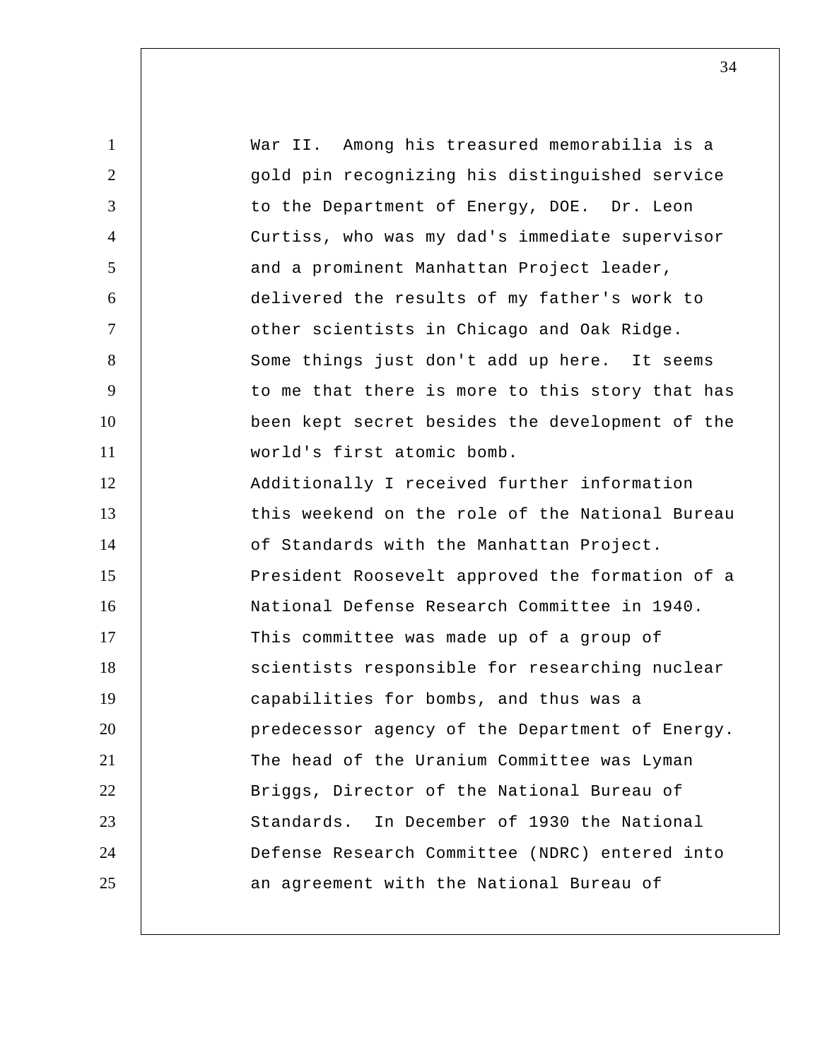War II. Among his treasured memorabilia is a gold pin recognizing his distinguished service to the Department of Energy, DOE. Dr. Leon Curtiss, who was my dad's immediate supervisor and a prominent Manhattan Project leader, delivered the results of my father's work to other scientists in Chicago and Oak Ridge. Some things just don't add up here. It seems to me that there is more to this story that has been kept secret besides the development of the world's first atomic bomb.

Additionally I received further information this weekend on the role of the National Bureau of Standards with the Manhattan Project. President Roosevelt approved the formation of a National Defense Research Committee in 1940. This committee was made up of a group of scientists responsible for researching nuclear capabilities for bombs, and thus was a predecessor agency of the Department of Energy. The head of the Uranium Committee was Lyman Briggs, Director of the National Bureau of Standards. In December of 1930 the National Defense Research Committee (NDRC) entered into an agreement with the National Bureau of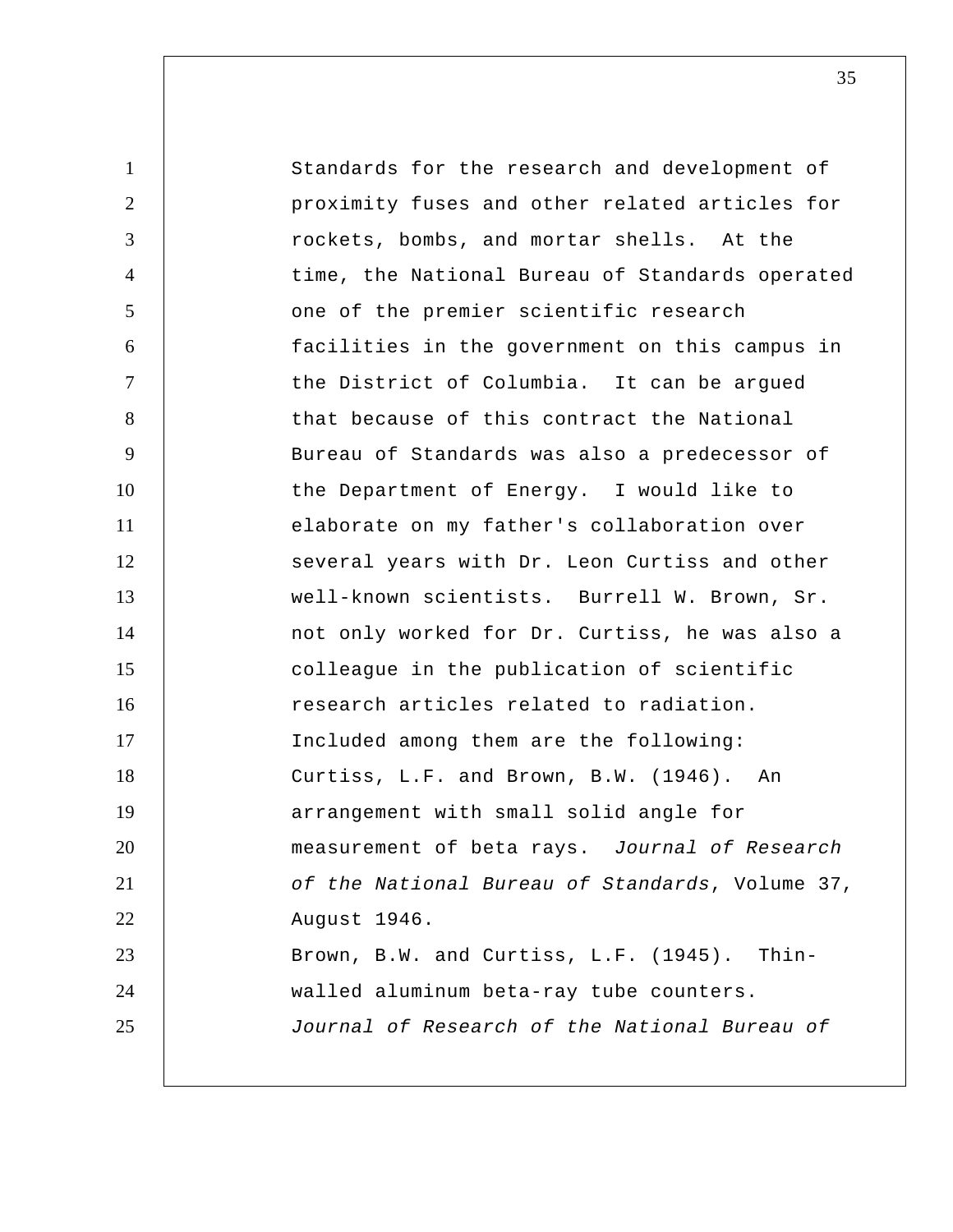Standards for the research and development of proximity fuses and other related articles for rockets, bombs, and mortar shells. At the time, the National Bureau of Standards operated one of the premier scientific research facilities in the government on this campus in the District of Columbia. It can be argued that because of this contract the National Bureau of Standards was also a predecessor of the Department of Energy. I would like to elaborate on my father's collaboration over several years with Dr. Leon Curtiss and other well-known scientists. Burrell W. Brown, Sr. not only worked for Dr. Curtiss, he was also a colleague in the publication of scientific research articles related to radiation. Included among them are the following:

Curtiss, L.F. and Brown, B.W. (1946). An arrangement with small solid angle for measurement of beta rays. *Journal of Research of the National Bureau of Standards*, Volume 37, August 1946.

Brown, B.W. and Curtiss, L.F. (1945). Thin-walled aluminum beta-ray tube counters. *Journal of Research of the National Bureau of*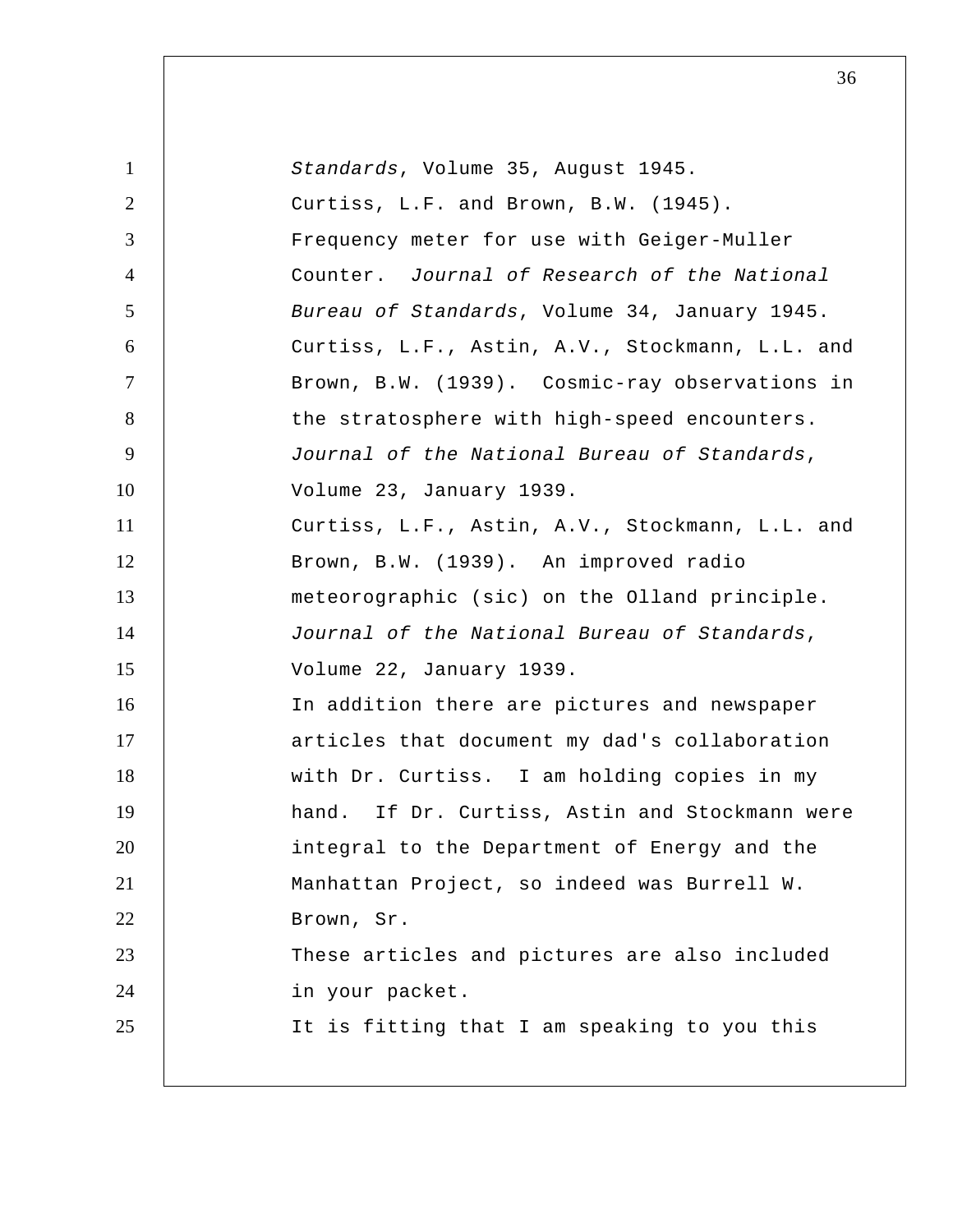*Standards*, Volume 35, August 1945.

Curtiss, L.F. and Brown, B.W. (1945). Frequency meter for use with Geiger-Muller Counter. *Journal of Research of the National Bureau of Standards*, Volume 34, January 1945.

Curtiss, L.F., Astin, A.V., Stockmann, L.L. and Brown, B.W. (1939). Cosmic-ray observations in the stratosphere with high-speed encounters. *Journal of the National Bureau of Standards*, Volume 23, January 1939.

Curtiss, L.F., Astin, A.V., Stockmann, L.L. and Brown, B.W. (1939). An improved radio meteorographic (sic) on the Olland principle. *Journal of the National Bureau of Standards*, Volume 22, January 1939.

In addition there are pictures and newspaper articles that document my dad's collaboration with Dr. Curtiss. I am holding copies in my hand. If Dr. Curtiss, Astin and Stockmann were integral to the Department of Energy and the Manhattan Project, so indeed was Burrell W. Brown, Sr.

These articles and pictures are also included in your packet.

It is fitting that I am speaking to you this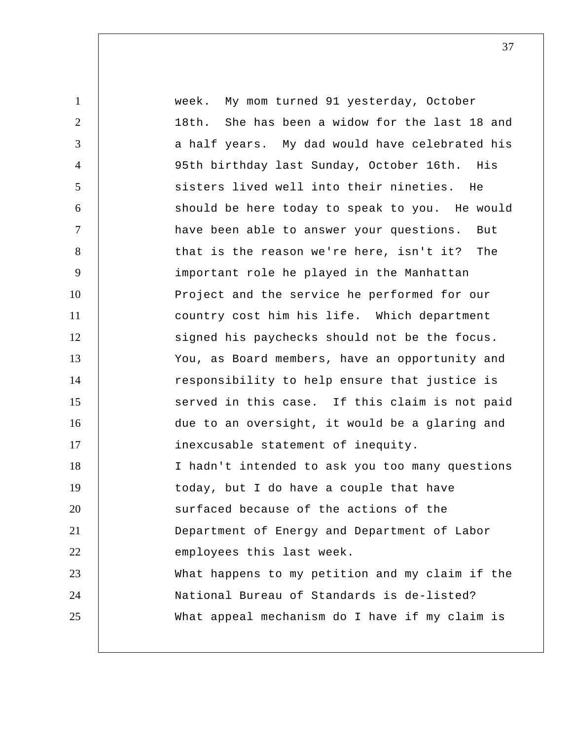week. My mom turned 91 yesterday, October 18th. She has been a widow for the last 18 and a half years. My dad would have celebrated his 95th birthday last Sunday, October 16th. His sisters lived well into their nineties. He should be here today to speak to you. He would have been able to answer your questions. But that is the reason we're here, isn't it? The important role he played in the Manhattan Project and the service he performed for our country cost him his life. Which department signed his paychecks should not be the focus. You, as Board members, have an opportunity and responsibility to help ensure that justice is served in this case. If this claim is not paid due to an oversight, it would be a glaring and inexcusable statement of inequity.

I hadn't intended to ask you too many questions today, but I do have a couple that have surfaced because of the actions of the Department of Energy and Department of Labor employees this last week.

What happens to my petition and my claim if the National Bureau of Standards is de-listed? What appeal mechanism do I have if my claim is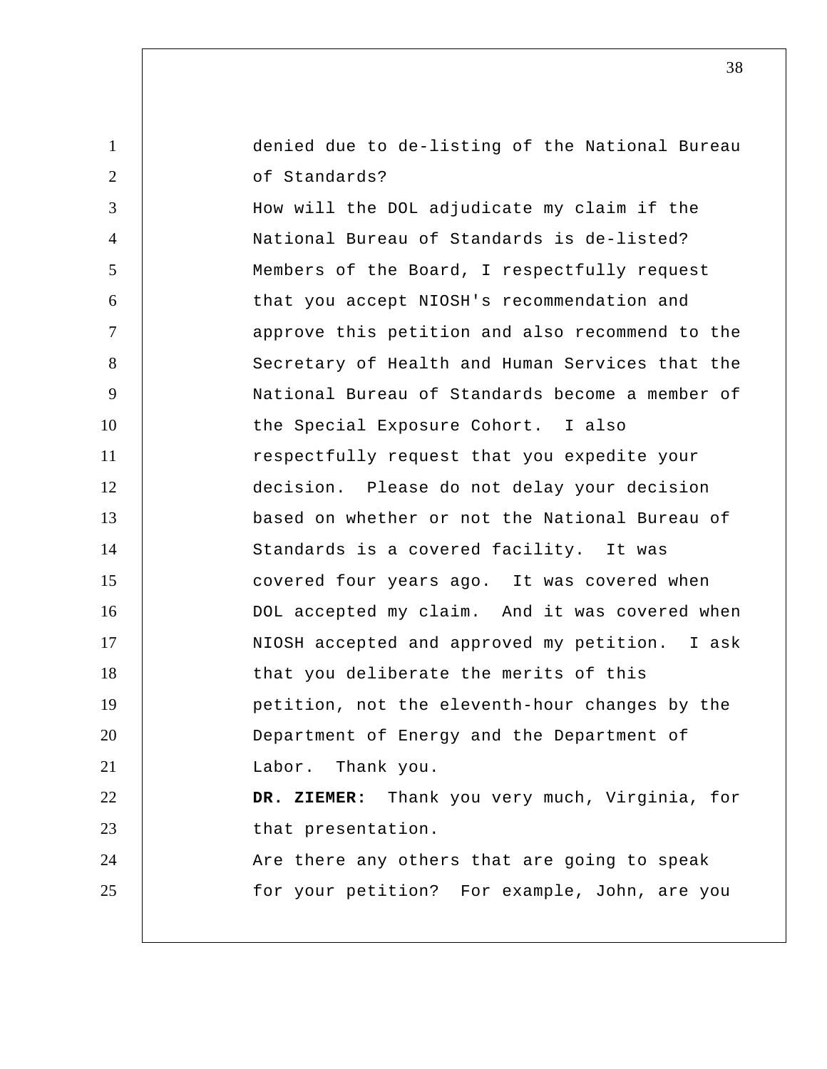denied due to de-listing of the National Bureau of Standards?

How will the DOL adjudicate my claim if the National Bureau of Standards is de-listed?

Members of the Board, I respectfully request that you accept NIOSH's recommendation and approve this petition and also recommend to the Secretary of Health and Human Services that the National Bureau of Standards become a member of the Special Exposure Cohort. I also respectfully request that you expedite your decision. Please do not delay your decision based on whether or not the National Bureau of Standards is a covered facility. It was covered four years ago. It was covered when DOL accepted my claim. And it was covered when NIOSH accepted and approved my petition. I ask that you deliberate the merits of this petition, not the eleventh-hour changes by the Department of Energy and the Department of Labor. Thank you.

**DR. ZIEMER:** Thank you very much, Virginia, for that presentation.

Are there any others that are going to speak for your petition? For example, John, are you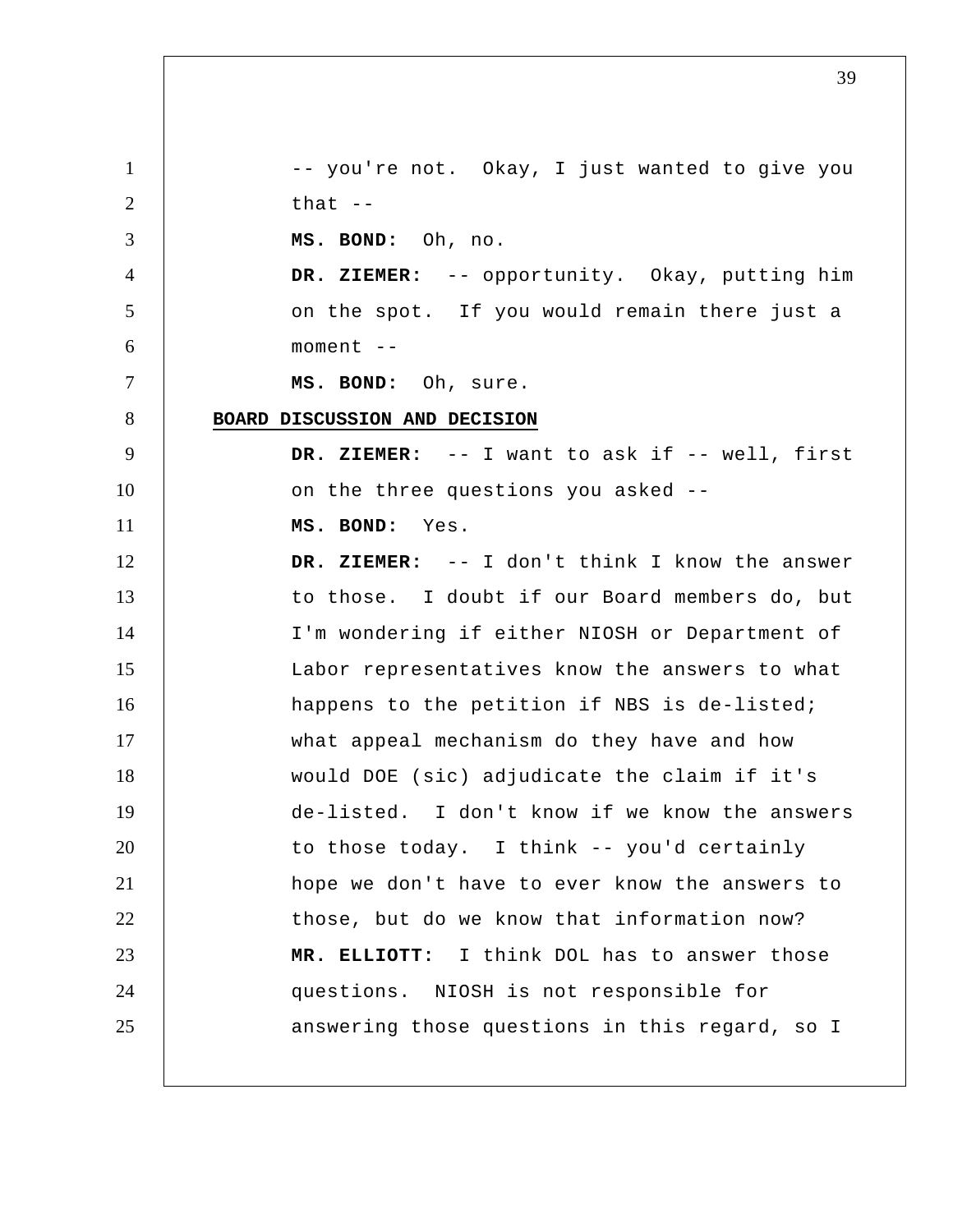-- you're not. Okay, I just wanted to give you that --

**MS. BOND:** Oh, no.

**DR. ZIEMER:** -- opportunity. Okay, putting him on the spot. If you would remain there just a moment --

**MS. BOND:** Oh, sure.

**BOARD DISCUSSION AND DECISION**

**DR. ZIEMER:** -- I want to ask if -- well, first on the three questions you asked --

**MS. BOND:** Yes.

**DR. ZIEMER:** -- I don't think I know the answer to those. I doubt if our Board members do, but I'm wondering if either NIOSH or Department of Labor representatives know the answers to what happens to the petition if NBS is de-listed; what appeal mechanism do they have and how would DOE (sic) adjudicate the claim if it's de-listed. I don't know if we know the answers to those today. I think -- you'd certainly hope we don't have to ever know the answers to those, but do we know that information now?

**MR. ELLIOTT:** I think DOL has to answer those questions. NIOSH is not responsible for answering those questions in this regard, so I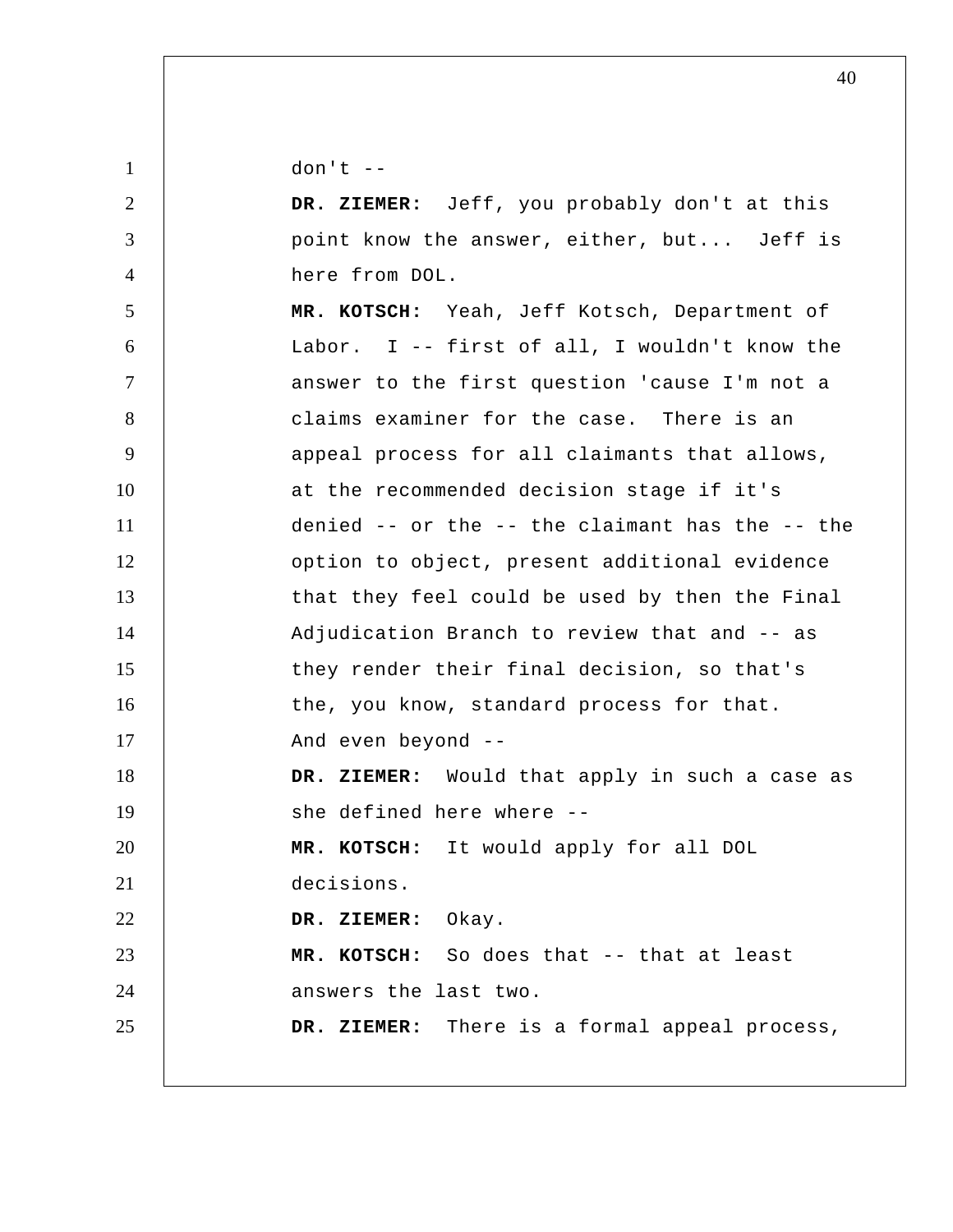don't --

**DR. ZIEMER:** Jeff, you probably don't at this point know the answer, either, but... Jeff is here from DOL.

**MR. KOTSCH:** Yeah, Jeff Kotsch, Department of Labor. I -- first of all, I wouldn't know the answer to the first question 'cause I'm not a claims examiner for the case. There is an appeal process for all claimants that allows, at the recommended decision stage if it's denied -- or the -- the claimant has the -- the option to object, present additional evidence that they feel could be used by then the Final Adjudication Branch to review that and -- as they render their final decision, so that's the, you know, standard process for that. And even beyond --

**DR. ZIEMER:** Would that apply in such a case as she defined here where --

**MR. KOTSCH:** It would apply for all DOL decisions.

**DR. ZIEMER:** Okay.

**MR. KOTSCH:** So does that -- that at least answers the last two.

**DR. ZIEMER:** There is a formal appeal process,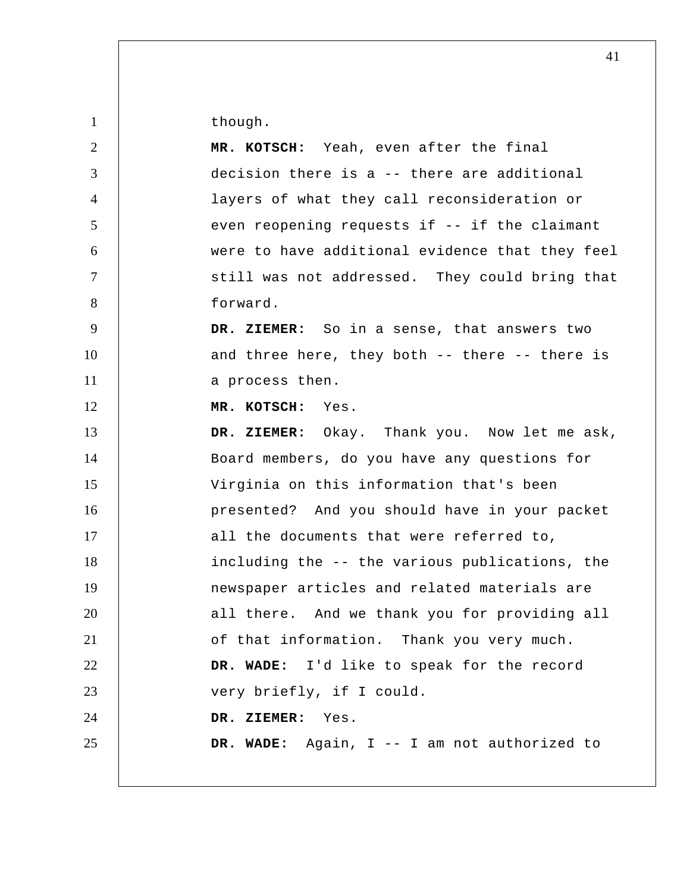though.

**MR. KOTSCH:** Yeah, even after the final decision there is a -- there are additional layers of what they call reconsideration or even reopening requests if -- if the claimant were to have additional evidence that they feel still was not addressed. They could bring that forward.

**DR. ZIEMER:** So in a sense, that answers two and three here, they both -- there -- there is a process then.

**MR. KOTSCH:** Yes.

**DR. ZIEMER:** Okay. Thank you. Now let me ask, Board members, do you have any questions for Virginia on this information that's been presented? And you should have in your packet all the documents that were referred to, including the -- the various publications, the newspaper articles and related materials are all there. And we thank you for providing all of that information. Thank you very much.

**DR. WADE:** I'd like to speak for the record very briefly, if I could.

**DR. ZIEMER:** Yes.

**DR. WADE:** Again, I -- I am not authorized to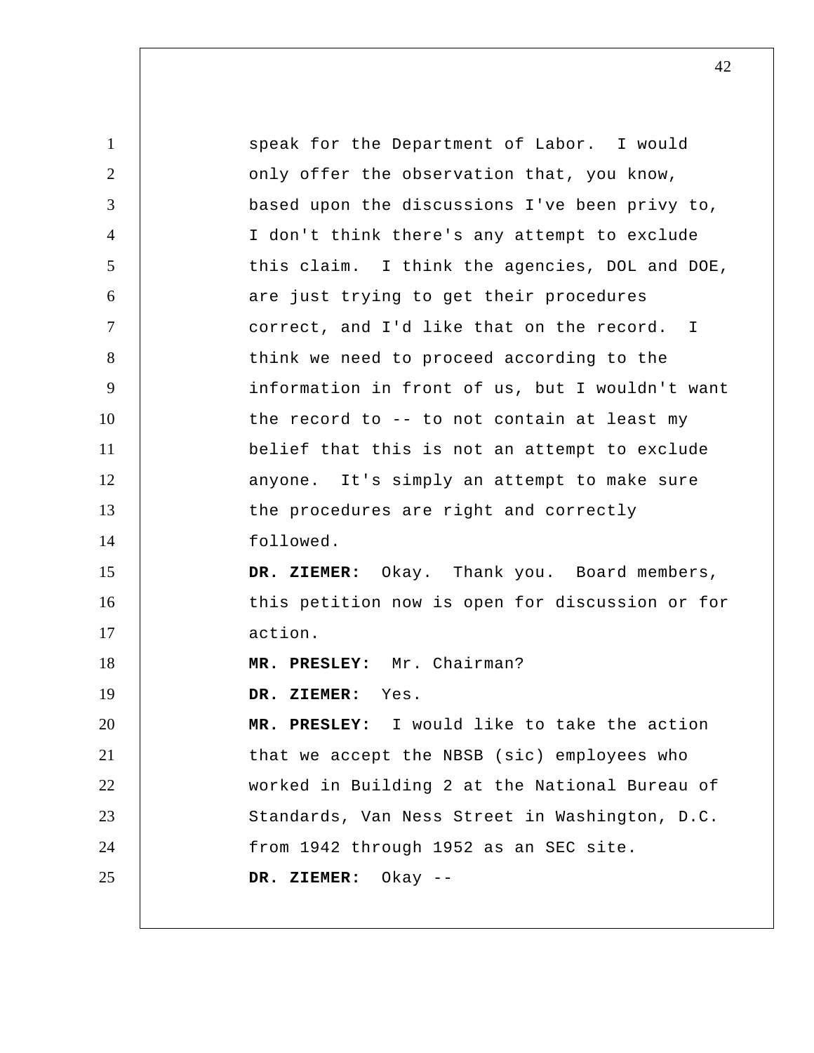speak for the Department of Labor. I would only offer the observation that, you know, based upon the discussions I've been privy to, I don't think there's any attempt to exclude this claim. I think the agencies, DOL and DOE, are just trying to get their procedures correct, and I'd like that on the record. I think we need to proceed according to the information in front of us, but I wouldn't want the record to -- to not contain at least my belief that this is not an attempt to exclude anyone. It's simply an attempt to make sure the procedures are right and correctly followed.

**DR. ZIEMER:** Okay. Thank you. Board members, this petition now is open for discussion or for action.

**MR. PRESLEY:** Mr. Chairman?

**DR. ZIEMER:** Yes.

**MR. PRESLEY:** I would like to take the action that we accept the NBSB (sic) employees who worked in Building 2 at the National Bureau of Standards, Van Ness Street in Washington, D.C. from 1942 through 1952 as an SEC site.

**DR. ZIEMER:** Okay --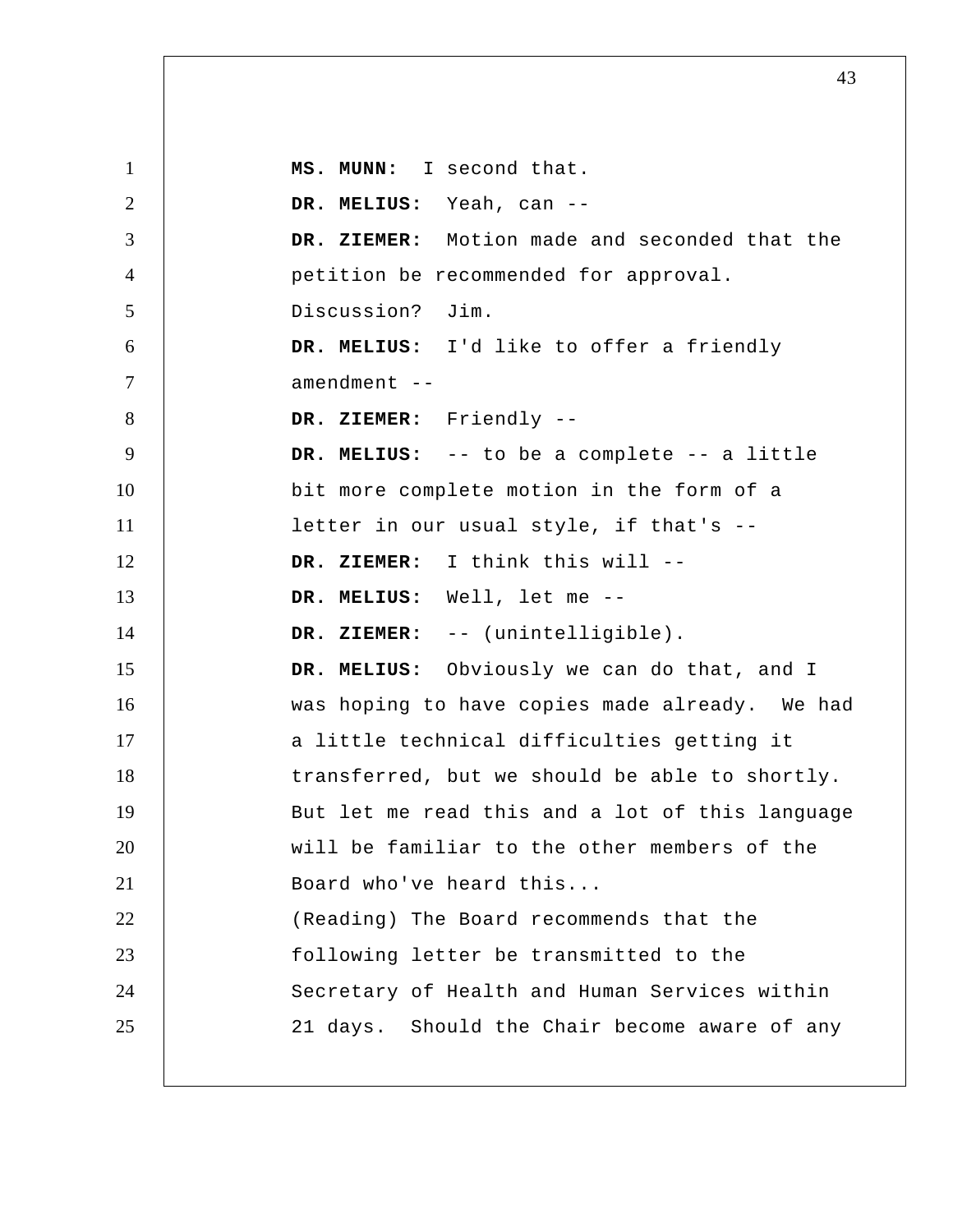**MS. MUNN:** I second that.

**DR. MELIUS:** Yeah, can --

**DR. ZIEMER:** Motion made and seconded that the petition be recommended for approval. Discussion? Jim.

**DR. MELIUS:** I'd like to offer a friendly amendment --

**DR. ZIEMER:** Friendly --

**DR. MELIUS:** -- to be a complete -- a little bit more complete motion in the form of a letter in our usual style, if that's --

**DR. ZIEMER:** I think this will --

**DR. MELIUS:** Well, let me --

**DR. ZIEMER:** -- (unintelligible).

**DR. MELIUS:** Obviously we can do that, and I was hoping to have copies made already. We had a little technical difficulties getting it transferred, but we should be able to shortly. But let me read this and a lot of this language will be familiar to the other members of the Board who've heard this...

(Reading) The Board recommends that the following letter be transmitted to the Secretary of Health and Human Services within 21 days. Should the Chair become aware of any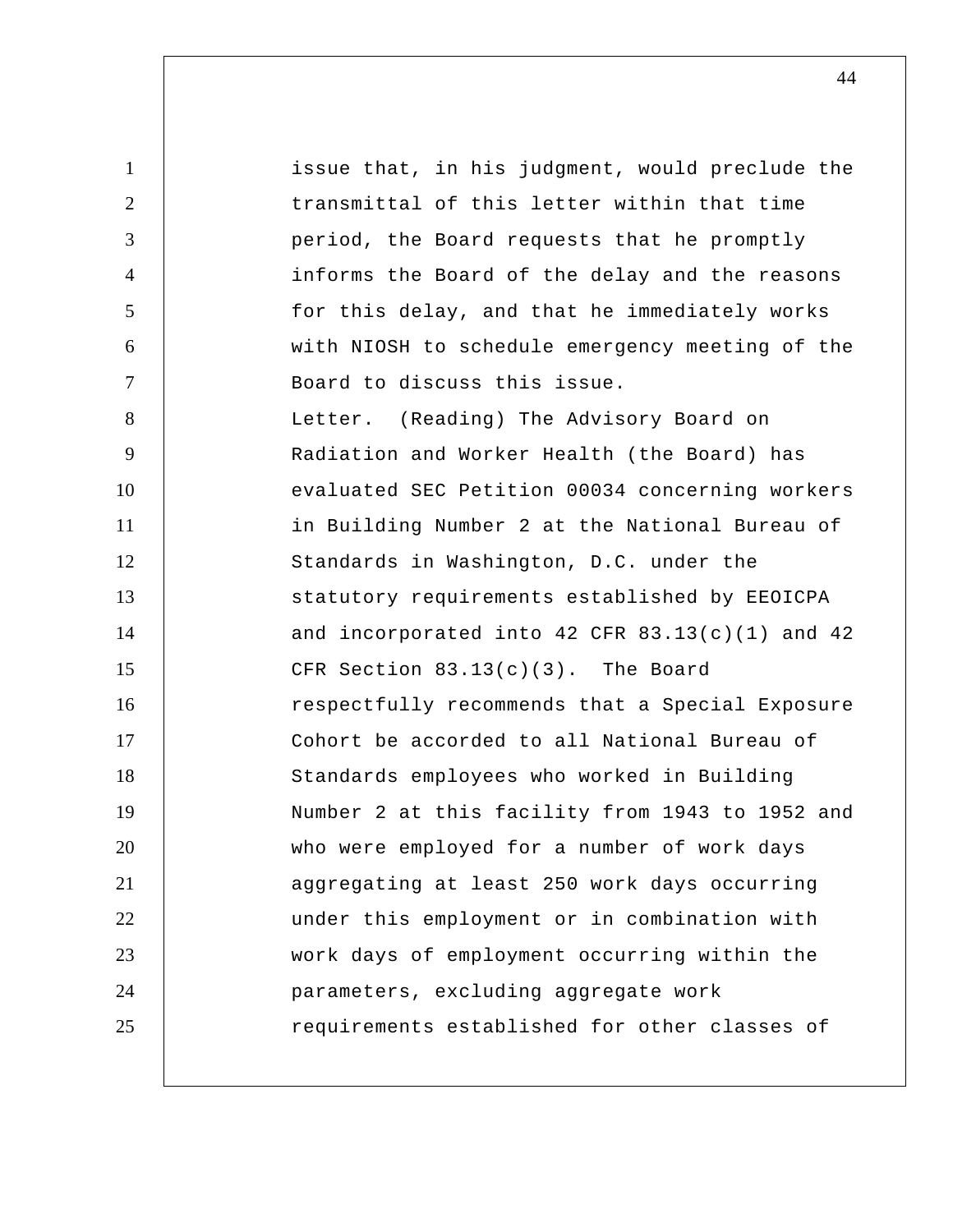issue that, in his judgment, would preclude the transmittal of this letter within that time period, the Board requests that he promptly informs the Board of the delay and the reasons for this delay, and that he immediately works with NIOSH to schedule emergency meeting of the Board to discuss this issue.

Letter. (Reading) The Advisory Board on Radiation and Worker Health (the Board) has evaluated SEC Petition 00034 concerning workers in Building Number 2 at the National Bureau of Standards in Washington, D.C. under the statutory requirements established by EEOICPA and incorporated into 42 CFR 83.13(c)(1) and 42 CFR Section 83.13(c)(3). The Board respectfully recommends that a Special Exposure Cohort be accorded to all National Bureau of Standards employees who worked in Building Number 2 at this facility from 1943 to 1952 and who were employed for a number of work days aggregating at least 250 work days occurring under this employment or in combination with work days of employment occurring within the parameters, excluding aggregate work requirements established for other classes of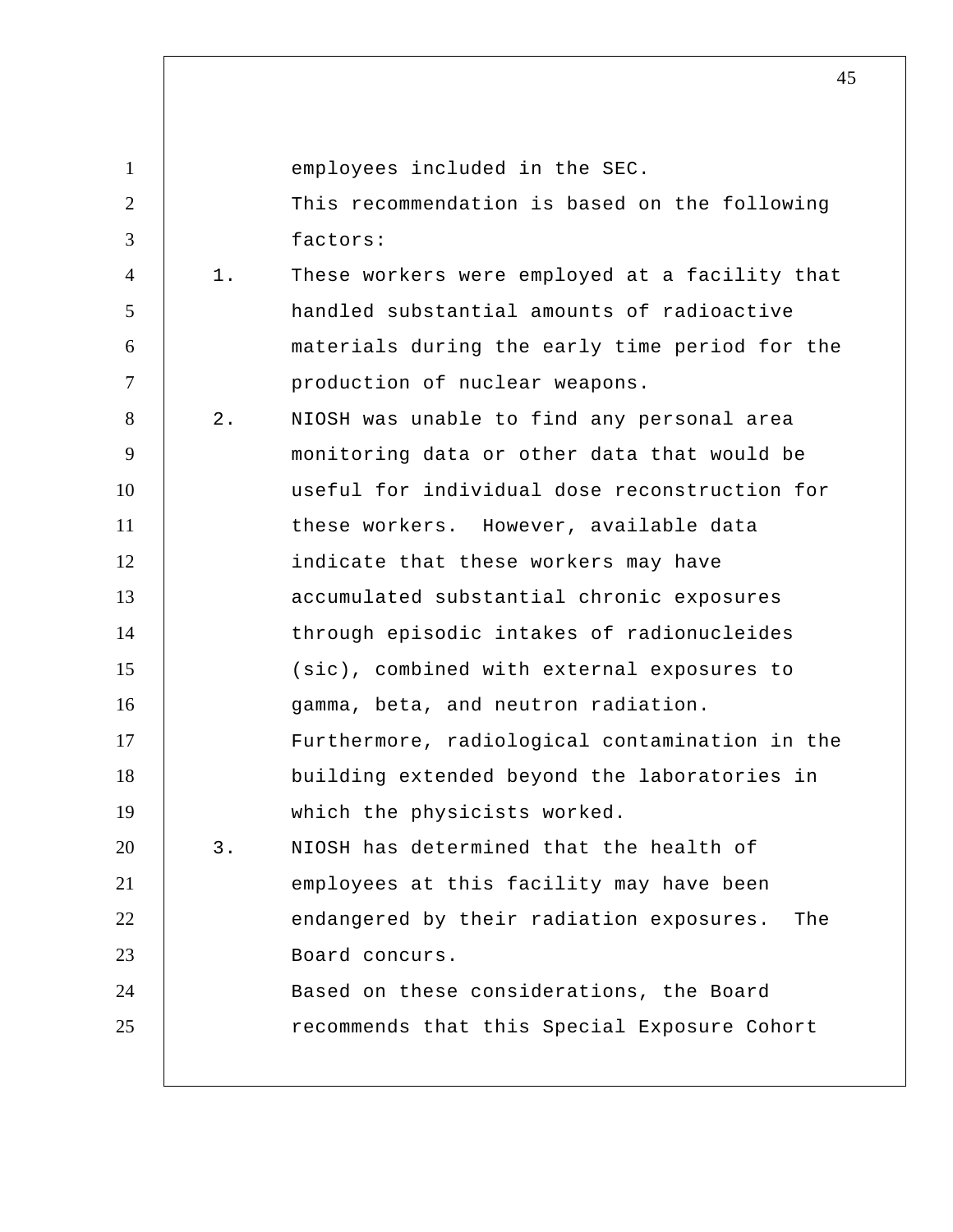employees included in the SEC.

This recommendation is based on the following factors:

1. These workers were employed at a facility that handled substantial amounts of radioactive materials during the early time period for the production of nuclear weapons.
2. NIOSH was unable to find any personal area monitoring data or other data that would be useful for individual dose reconstruction for these workers. However, available data indicate that these workers may have accumulated substantial chronic exposures through episodic intakes of radionucleides (sic), combined with external exposures to gamma, beta, and neutron radiation. Furthermore, radiological contamination in the building extended beyond the laboratories in which the physicists worked.
3. NIOSH has determined that the health of employees at this facility may have been endangered by their radiation exposures. The Board concurs.

Based on these considerations, the Board recommends that this Special Exposure Cohort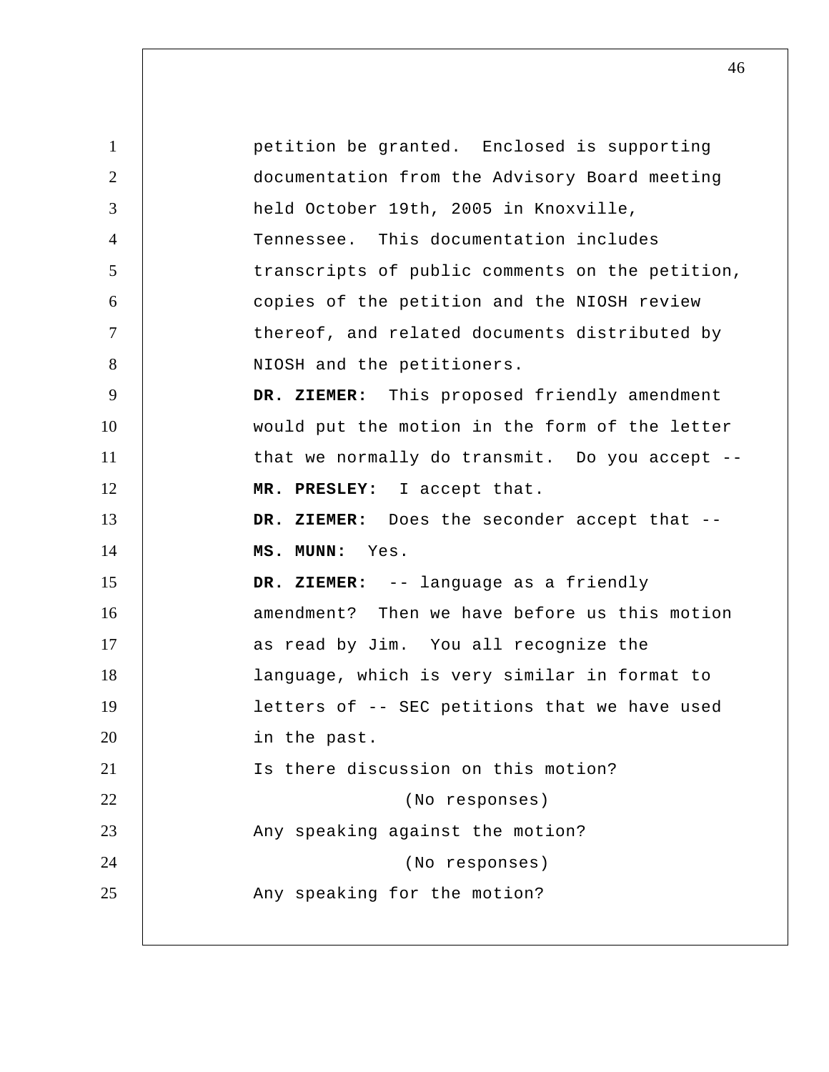petition be granted. Enclosed is supporting documentation from the Advisory Board meeting held October 19th, 2005 in Knoxville, Tennessee. This documentation includes transcripts of public comments on the petition, copies of the petition and the NIOSH review thereof, and related documents distributed by NIOSH and the petitioners.

**DR. ZIEMER:** This proposed friendly amendment would put the motion in the form of the letter that we normally do transmit. Do you accept --

**MR. PRESLEY:** I accept that.

**DR. ZIEMER:** Does the seconder accept that --

**MS. MUNN:** Yes.

**DR. ZIEMER:** -- language as a friendly amendment? Then we have before us this motion as read by Jim. You all recognize the language, which is very similar in format to letters of -- SEC petitions that we have used in the past.

Is there discussion on this motion?

(No responses)

Any speaking against the motion?

(No responses)

Any speaking for the motion?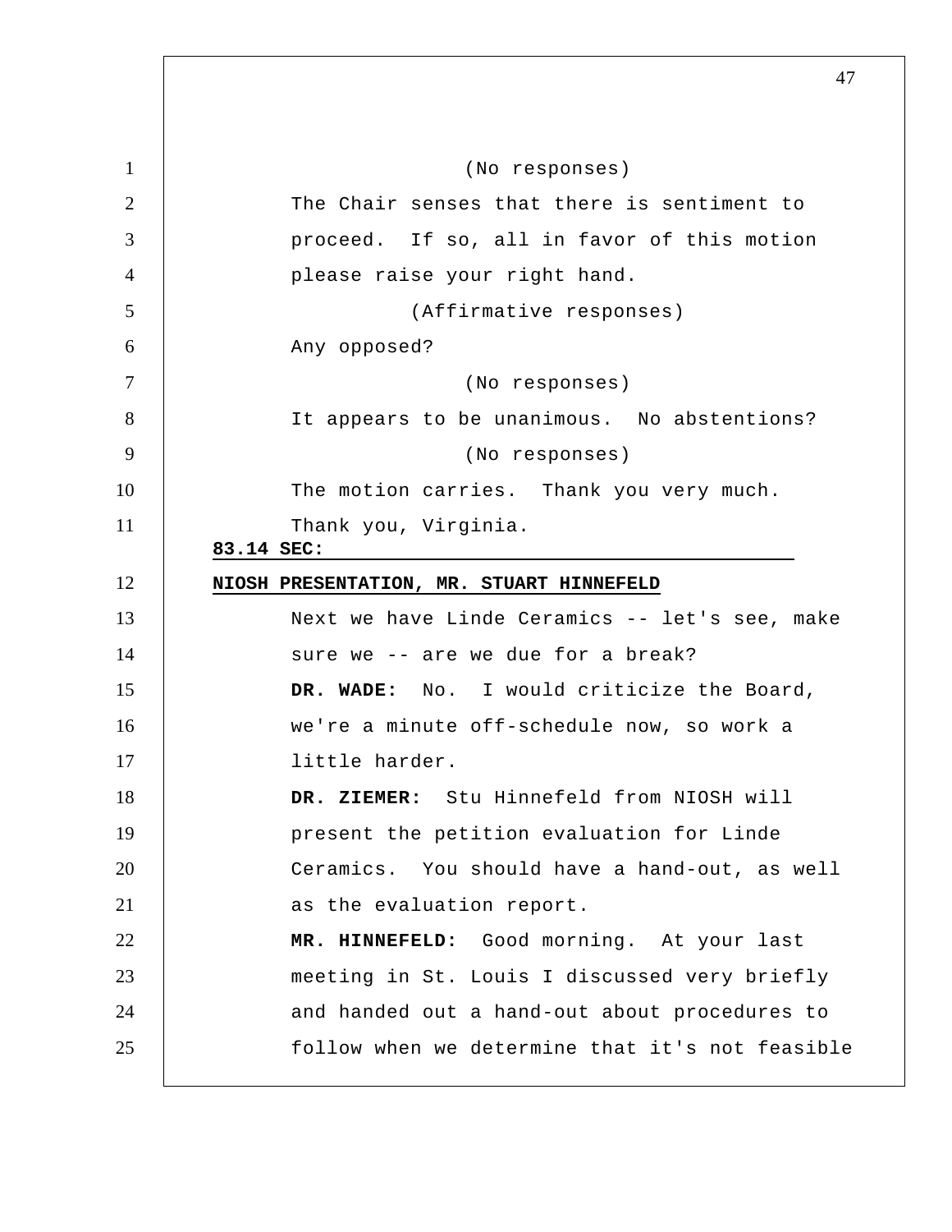(No responses)

The Chair senses that there is sentiment to proceed. If so, all in favor of this motion please raise your right hand.

(Affirmative responses)

Any opposed?

(No responses)

It appears to be unanimous. No abstentions?

(No responses)

The motion carries. Thank you very much. Thank you, Virginia.

**83.14 SEC:**

**NIOSH PRESENTATION, MR. STUART HINNEFELD**

Next we have Linde Ceramics -- let's see, make sure we -- are we due for a break?

**DR. WADE:** No. I would criticize the Board, we're a minute off-schedule now, so work a little harder.

**DR. ZIEMER:** Stu Hinnefeld from NIOSH will present the petition evaluation for Linde Ceramics. You should have a hand-out, as well as the evaluation report.

**MR. HINNEFELD:** Good morning. At your last meeting in St. Louis I discussed very briefly and handed out a hand-out about procedures to follow when we determine that it's not feasible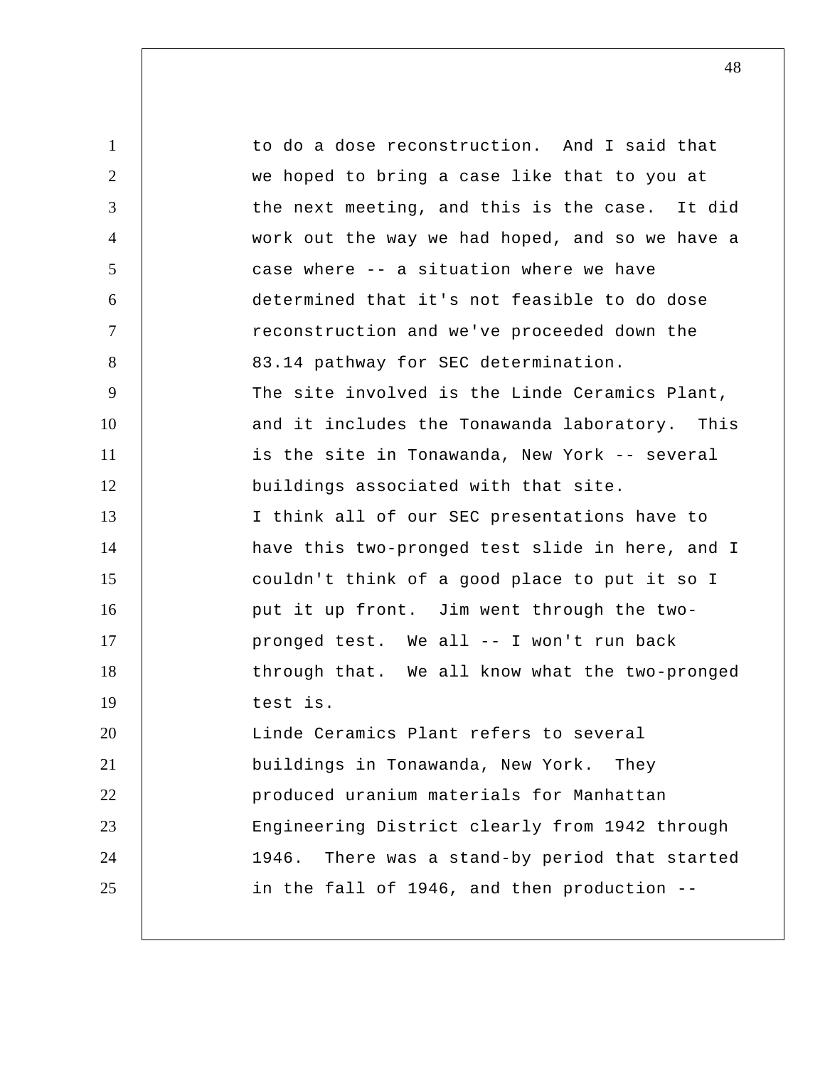to do a dose reconstruction. And I said that we hoped to bring a case like that to you at the next meeting, and this is the case. It did work out the way we had hoped, and so we have a case where -- a situation where we have determined that it's not feasible to do dose reconstruction and we've proceeded down the 83.14 pathway for SEC determination.

The site involved is the Linde Ceramics Plant, and it includes the Tonawanda laboratory. This is the site in Tonawanda, New York -- several buildings associated with that site.

I think all of our SEC presentations have to have this two-pronged test slide in here, and I couldn't think of a good place to put it so I put it up front. Jim went through the two-pronged test. We all -- I won't run back through that. We all know what the two-pronged test is.

Linde Ceramics Plant refers to several buildings in Tonawanda, New York. They produced uranium materials for Manhattan Engineering District clearly from 1942 through 1946. There was a stand-by period that started in the fall of 1946, and then production --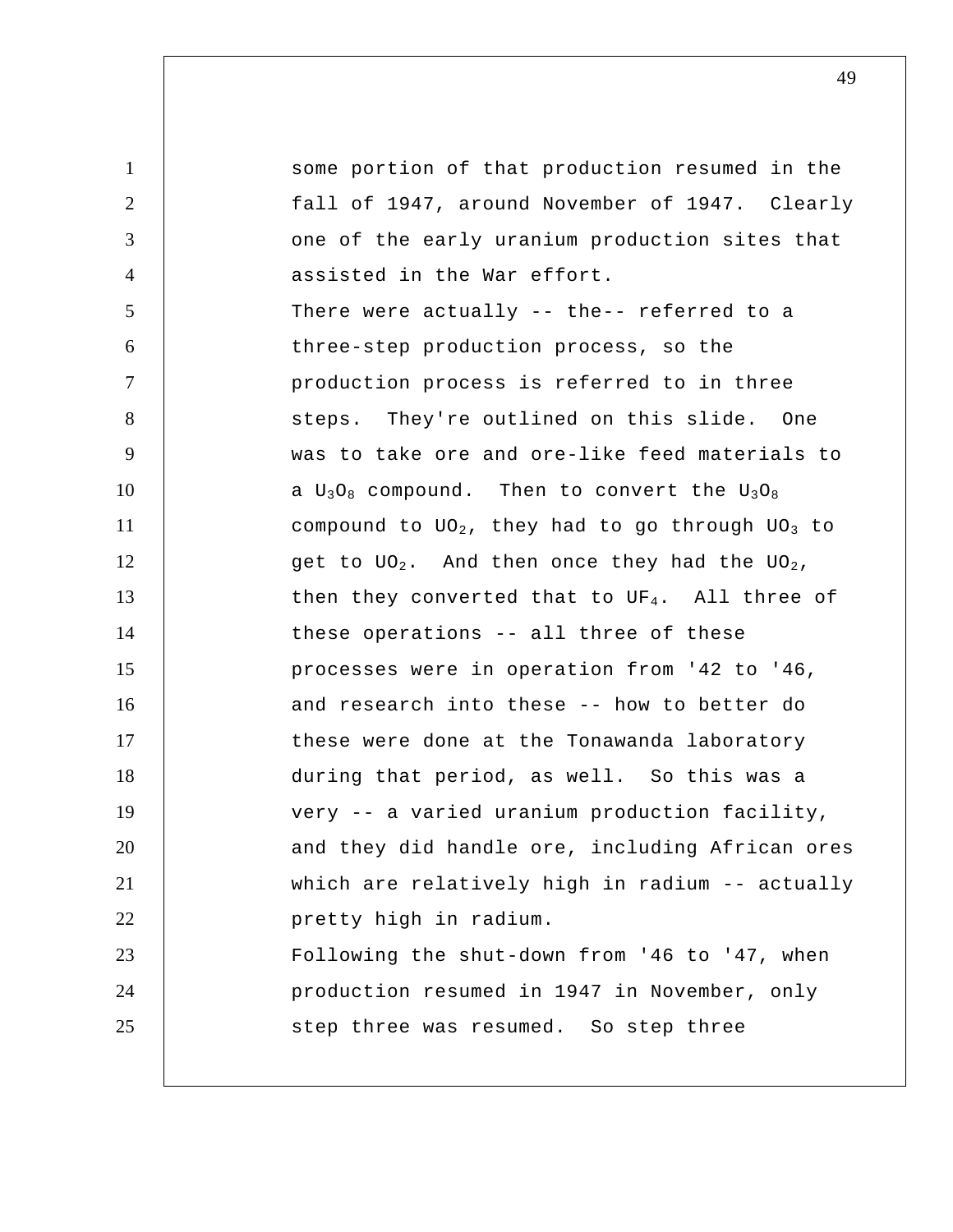some portion of that production resumed in the fall of 1947, around November of 1947. Clearly one of the early uranium production sites that assisted in the War effort.

There were actually -- the-- referred to a three-step production process, so the production process is referred to in three steps. They're outlined on this slide. One was to take ore and ore-like feed materials to a $U_3O_8$ compound. Then to convert the $U_3O_8$ compound to $UO_2$, they had to go through $UO_3$ to get to $UO_2$. And then once they had the $UO_2$, then they converted that to $UF_4$. All three of these operations -- all three of these processes were in operation from '42 to '46, and research into these -- how to better do these were done at the Tonawanda laboratory during that period, as well. So this was a very -- a varied uranium production facility, and they did handle ore, including African ores which are relatively high in radium -- actually pretty high in radium.

Following the shut-down from '46 to '47, when production resumed in 1947 in November, only step three was resumed. So step three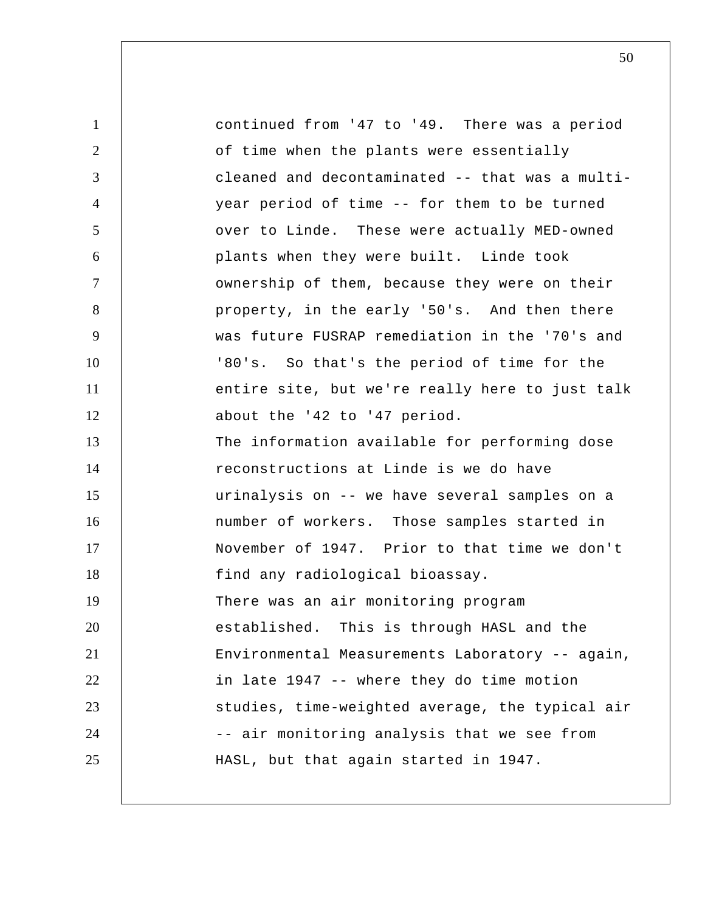continued from '47 to '49. There was a period of time when the plants were essentially cleaned and decontaminated -- that was a multi-year period of time -- for them to be turned over to Linde. These were actually MED-owned plants when they were built. Linde took ownership of them, because they were on their property, in the early '50's. And then there was future FUSRAP remediation in the '70's and '80's. So that's the period of time for the entire site, but we're really here to just talk about the '42 to '47 period.

The information available for performing dose reconstructions at Linde is we do have urinalysis on -- we have several samples on a number of workers. Those samples started in November of 1947. Prior to that time we don't find any radiological bioassay.

There was an air monitoring program established. This is through HASL and the Environmental Measurements Laboratory -- again, in late 1947 -- where they do time motion studies, time-weighted average, the typical air -- air monitoring analysis that we see from HASL, but that again started in 1947.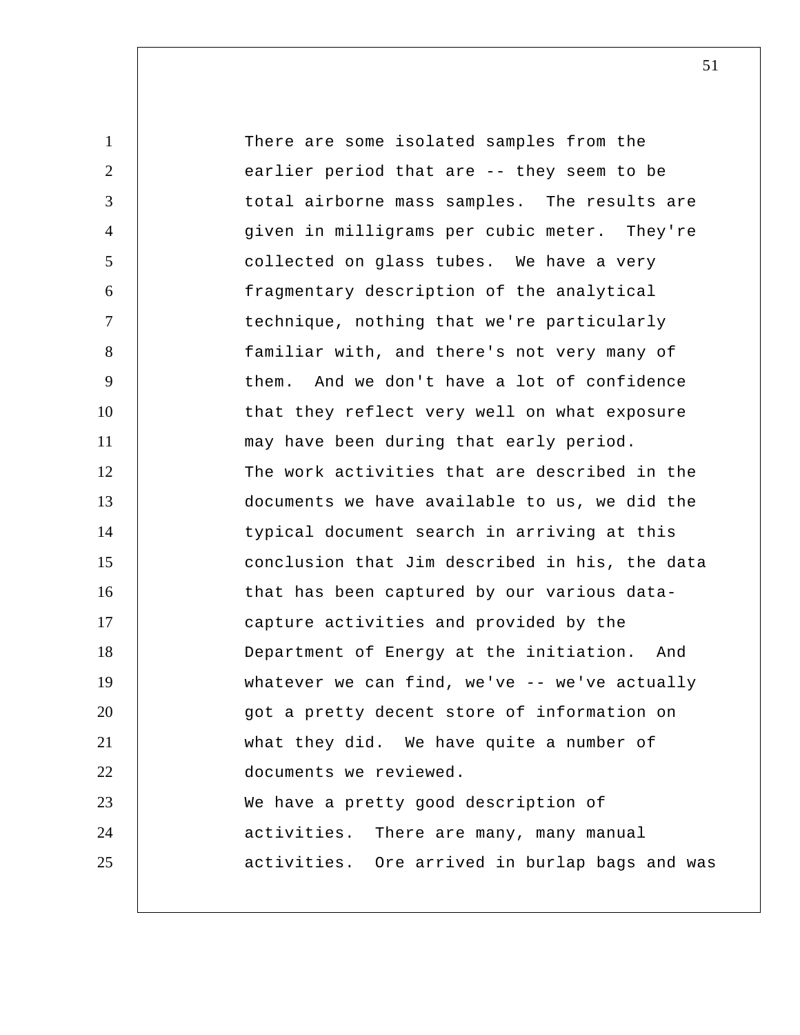There are some isolated samples from the earlier period that are -- they seem to be total airborne mass samples. The results are given in milligrams per cubic meter. They're collected on glass tubes. We have a very fragmentary description of the analytical technique, nothing that we're particularly familiar with, and there's not very many of them. And we don't have a lot of confidence that they reflect very well on what exposure may have been during that early period.

The work activities that are described in the documents we have available to us, we did the typical document search in arriving at this conclusion that Jim described in his, the data that has been captured by our various data-capture activities and provided by the Department of Energy at the initiation. And whatever we can find, we've -- we've actually got a pretty decent store of information on what they did. We have quite a number of documents we reviewed.

We have a pretty good description of activities. There are many, many manual activities. Ore arrived in burlap bags and was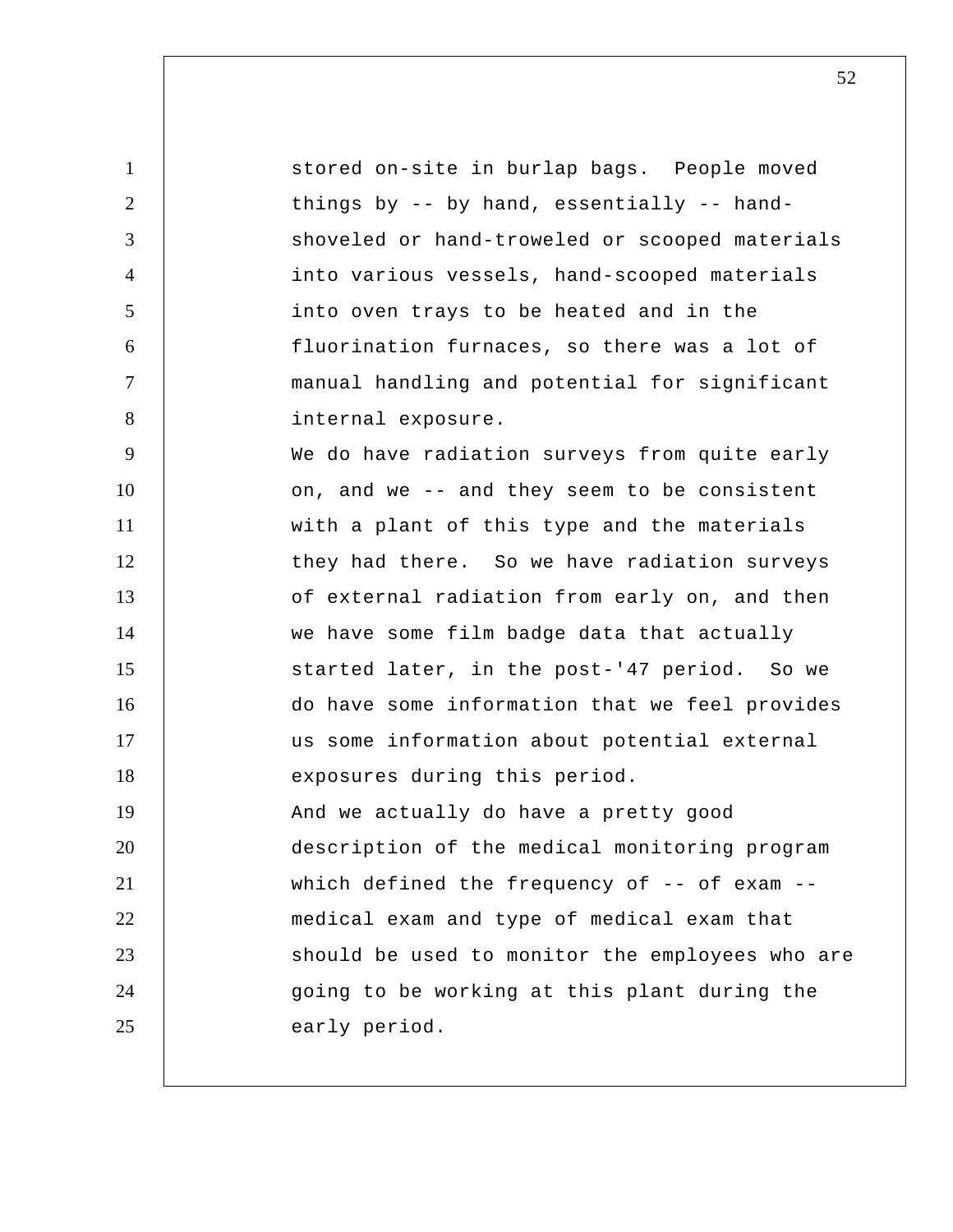stored on-site in burlap bags. People moved things by -- by hand, essentially -- hand-shoveled or hand-troweled or scooped materials into various vessels, hand-scooped materials into oven trays to be heated and in the fluorination furnaces, so there was a lot of manual handling and potential for significant internal exposure.

We do have radiation surveys from quite early on, and we -- and they seem to be consistent with a plant of this type and the materials they had there. So we have radiation surveys of external radiation from early on, and then we have some film badge data that actually started later, in the post-'47 period. So we do have some information that we feel provides us some information about potential external exposures during this period.

And we actually do have a pretty good description of the medical monitoring program which defined the frequency of -- of exam -- medical exam and type of medical exam that should be used to monitor the employees who are going to be working at this plant during the early period.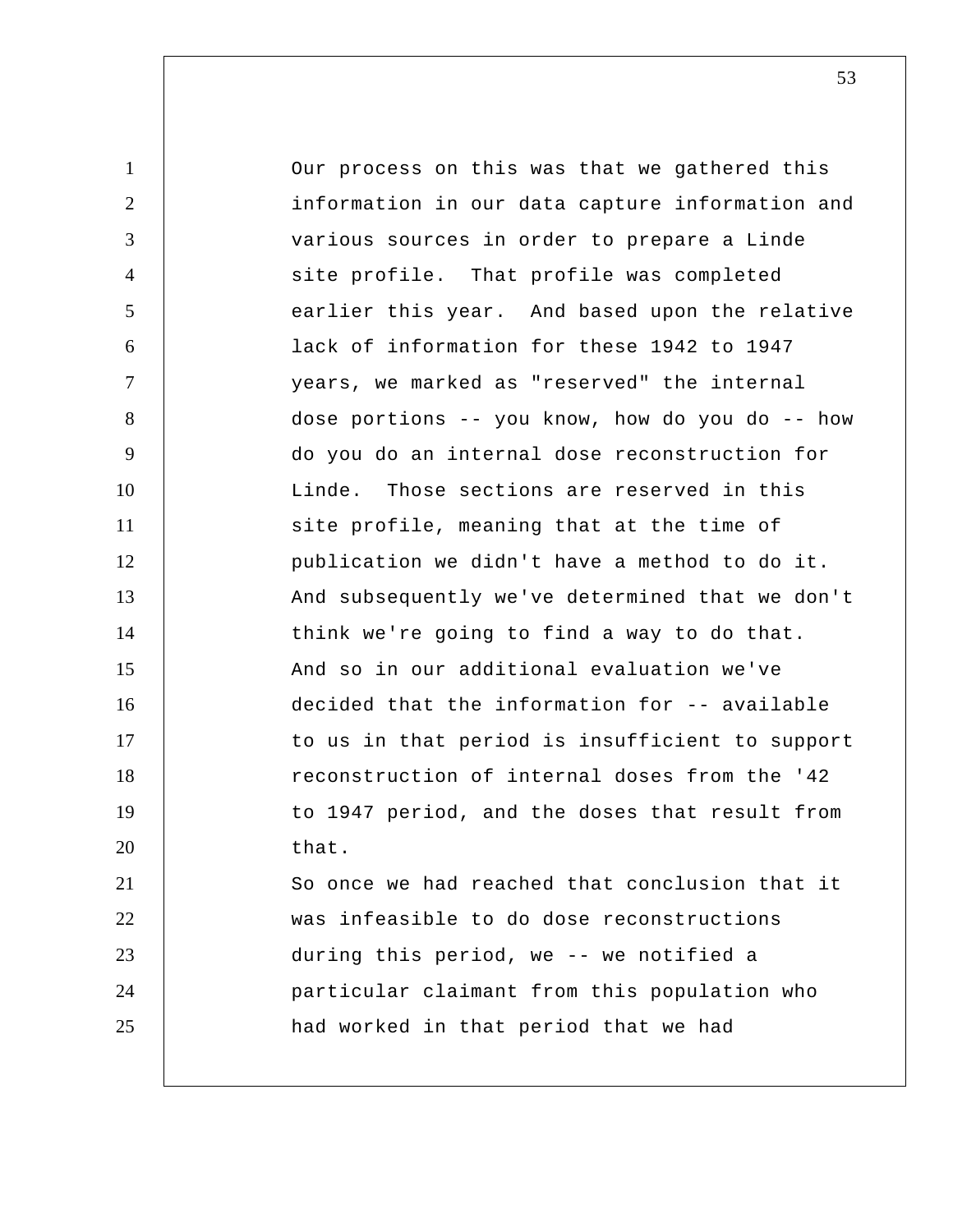Our process on this was that we gathered this information in our data capture information and various sources in order to prepare a Linde site profile. That profile was completed earlier this year. And based upon the relative lack of information for these 1942 to 1947 years, we marked as "reserved" the internal dose portions -- you know, how do you do -- how do you do an internal dose reconstruction for Linde. Those sections are reserved in this site profile, meaning that at the time of publication we didn't have a method to do it. And subsequently we've determined that we don't think we're going to find a way to do that. And so in our additional evaluation we've decided that the information for -- available to us in that period is insufficient to support reconstruction of internal doses from the '42 to 1947 period, and the doses that result from that.

So once we had reached that conclusion that it was infeasible to do dose reconstructions during this period, we -- we notified a particular claimant from this population who had worked in that period that we had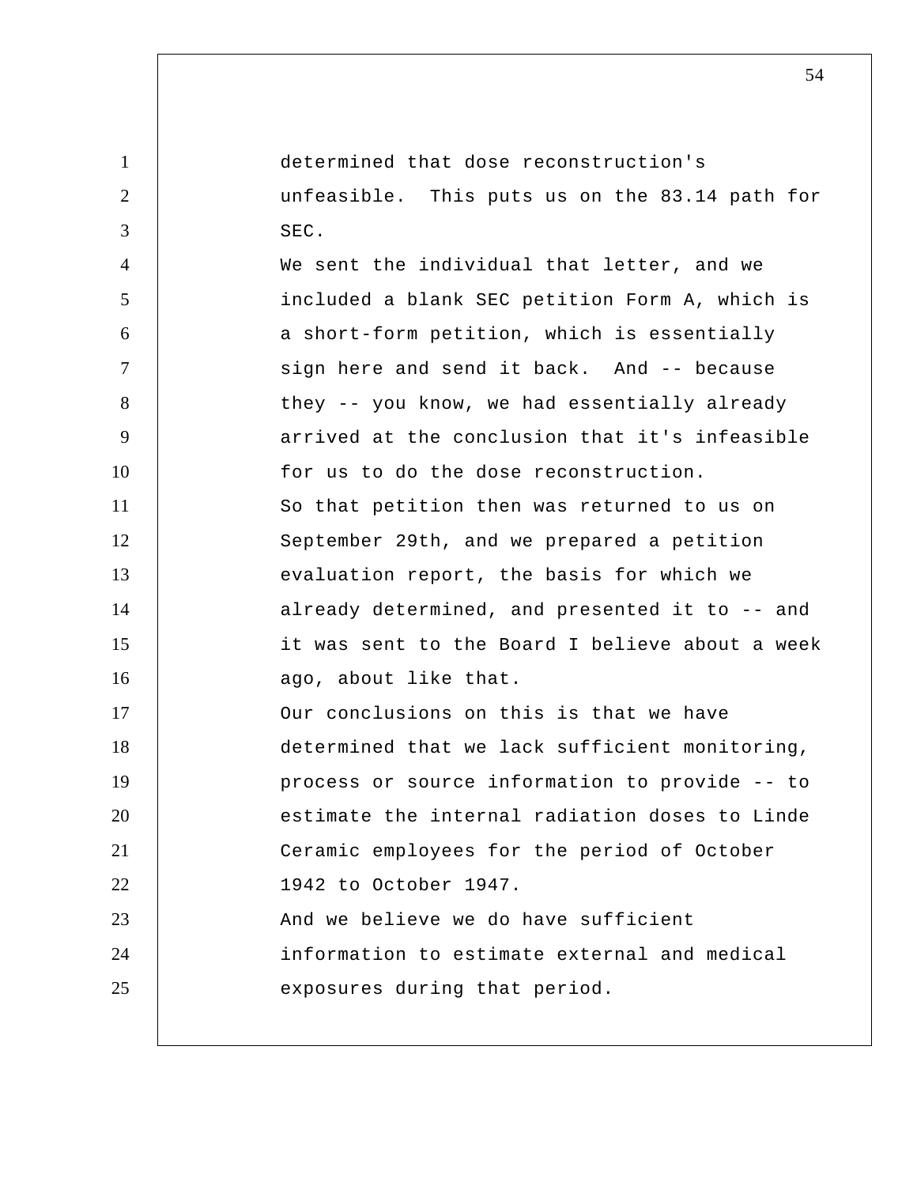determined that dose reconstruction's unfeasible. This puts us on the 83.14 path for SEC.

We sent the individual that letter, and we included a blank SEC petition Form A, which is a short-form petition, which is essentially sign here and send it back. And -- because they -- you know, we had essentially already arrived at the conclusion that it's infeasible for us to do the dose reconstruction.

So that petition then was returned to us on September 29th, and we prepared a petition evaluation report, the basis for which we already determined, and presented it to -- and it was sent to the Board I believe about a week ago, about like that.

Our conclusions on this is that we have determined that we lack sufficient monitoring, process or source information to provide -- to estimate the internal radiation doses to Linde Ceramic employees for the period of October 1942 to October 1947.

And we believe we do have sufficient information to estimate external and medical exposures during that period.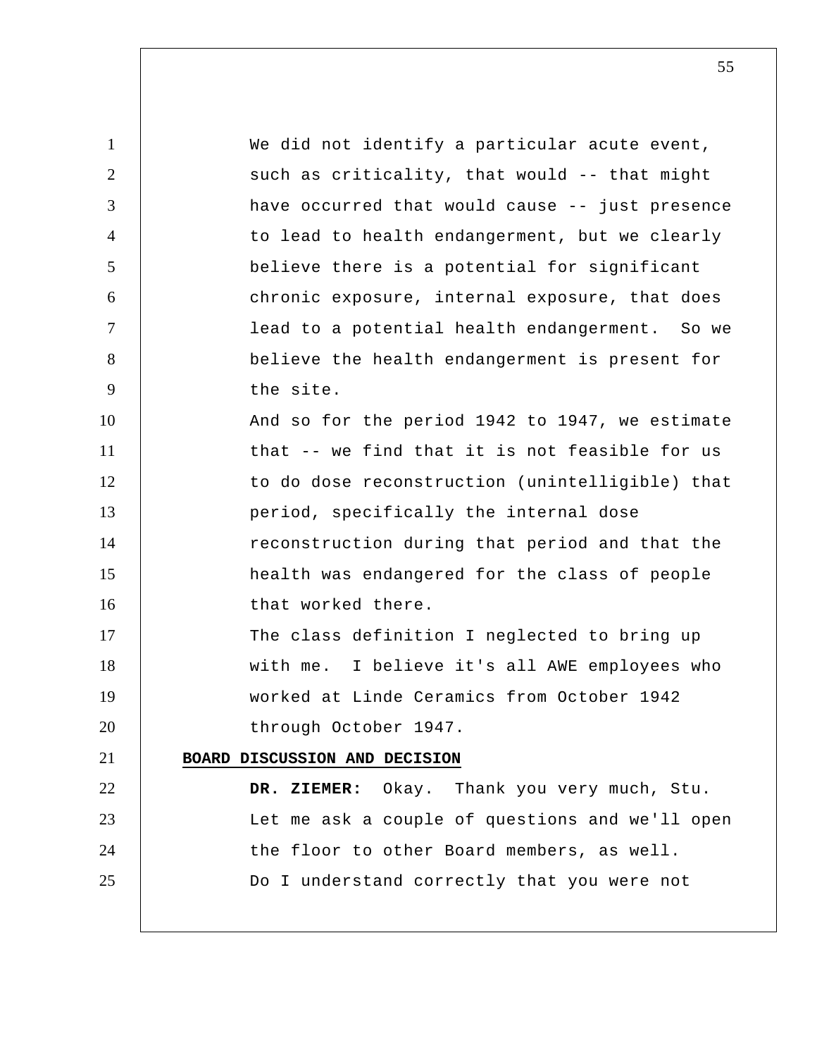We did not identify a particular acute event, such as criticality, that would -- that might have occurred that would cause -- just presence to lead to health endangerment, but we clearly believe there is a potential for significant chronic exposure, internal exposure, that does lead to a potential health endangerment. So we believe the health endangerment is present for the site.

And so for the period 1942 to 1947, we estimate that -- we find that it is not feasible for us to do dose reconstruction (unintelligible) that period, specifically the internal dose reconstruction during that period and that the health was endangered for the class of people that worked there.

The class definition I neglected to bring up with me. I believe it's all AWE employees who worked at Linde Ceramics from October 1942 through October 1947.

## BOARD DISCUSSION AND DECISION

**DR. ZIEMER:** Okay. Thank you very much, Stu. Let me ask a couple of questions and we'll open the floor to other Board members, as well.

Do I understand correctly that you were not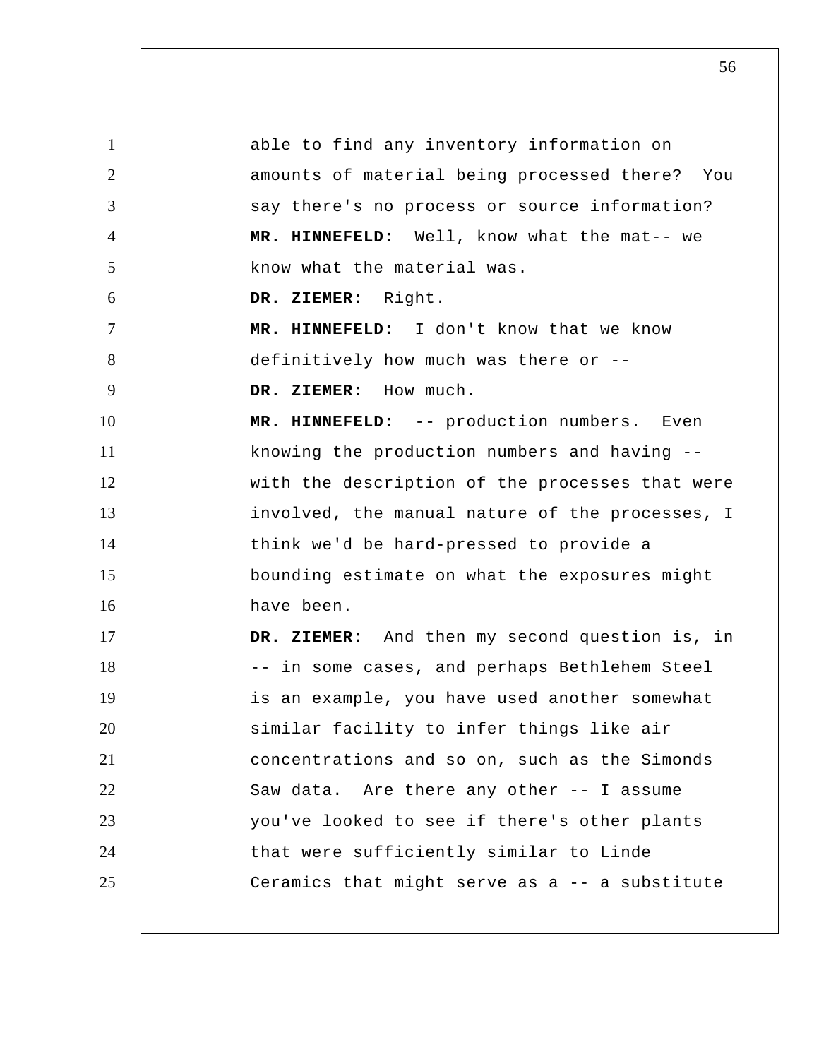able to find any inventory information on amounts of material being processed there? You say there's no process or source information?

**MR. HINNEFELD:** Well, know what the mat-- we know what the material was.

**DR. ZIEMER:** Right.

**MR. HINNEFELD:** I don't know that we know definitively how much was there or --

**DR. ZIEMER:** How much.

**MR. HINNEFELD:** -- production numbers. Even knowing the production numbers and having -- with the description of the processes that were involved, the manual nature of the processes, I think we'd be hard-pressed to provide a bounding estimate on what the exposures might have been.

**DR. ZIEMER:** And then my second question is, in -- in some cases, and perhaps Bethlehem Steel is an example, you have used another somewhat similar facility to infer things like air concentrations and so on, such as the Simonds Saw data. Are there any other -- I assume you've looked to see if there's other plants that were sufficiently similar to Linde Ceramics that might serve as a -- a substitute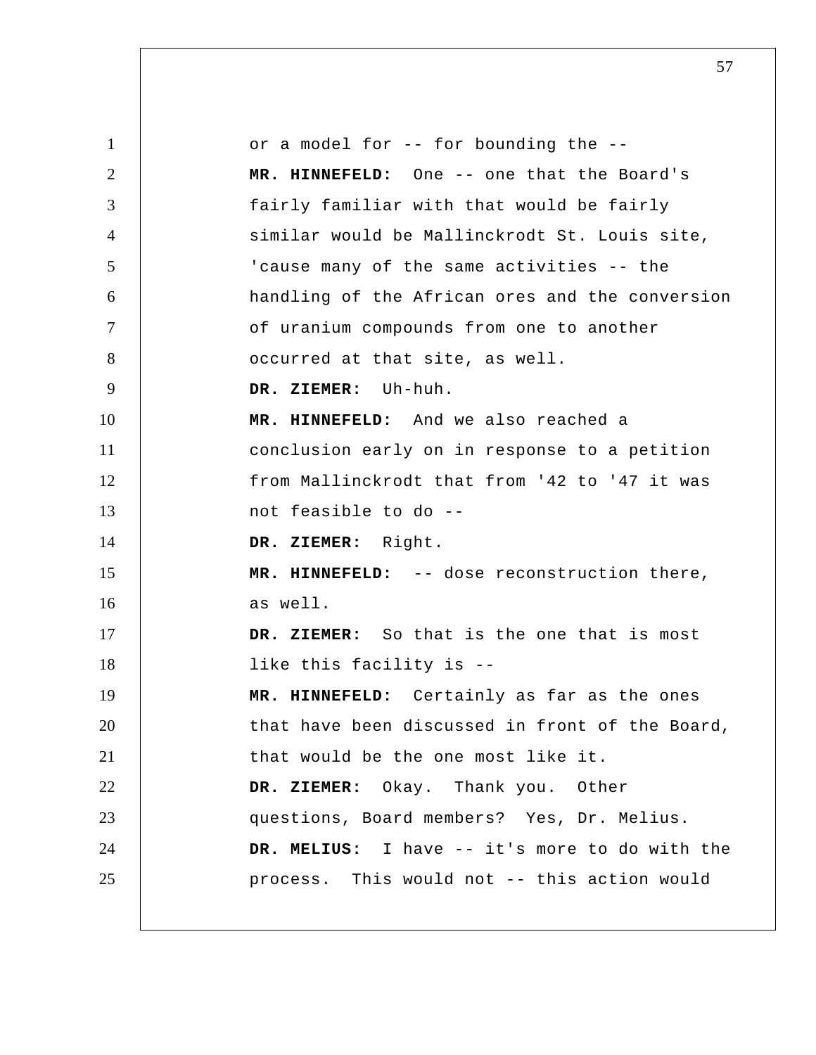or a model for -- for bounding the --

**MR. HINNEFELD:** One -- one that the Board's fairly familiar with that would be fairly similar would be Mallinckrodt St. Louis site, 'cause many of the same activities -- the handling of the African ores and the conversion of uranium compounds from one to another occurred at that site, as well.

**DR. ZIEMER:** Uh-huh.

**MR. HINNEFELD:** And we also reached a conclusion early on in response to a petition from Mallinckrodt that from '42 to '47 it was not feasible to do --

**DR. ZIEMER:** Right.

**MR. HINNEFELD:** -- dose reconstruction there, as well.

**DR. ZIEMER:** So that is the one that is most like this facility is --

**MR. HINNEFELD:** Certainly as far as the ones that have been discussed in front of the Board, that would be the one most like it.

**DR. ZIEMER:** Okay. Thank you. Other questions, Board members? Yes, Dr. Melius.

**DR. MELIUS:** I have -- it's more to do with the process. This would not -- this action would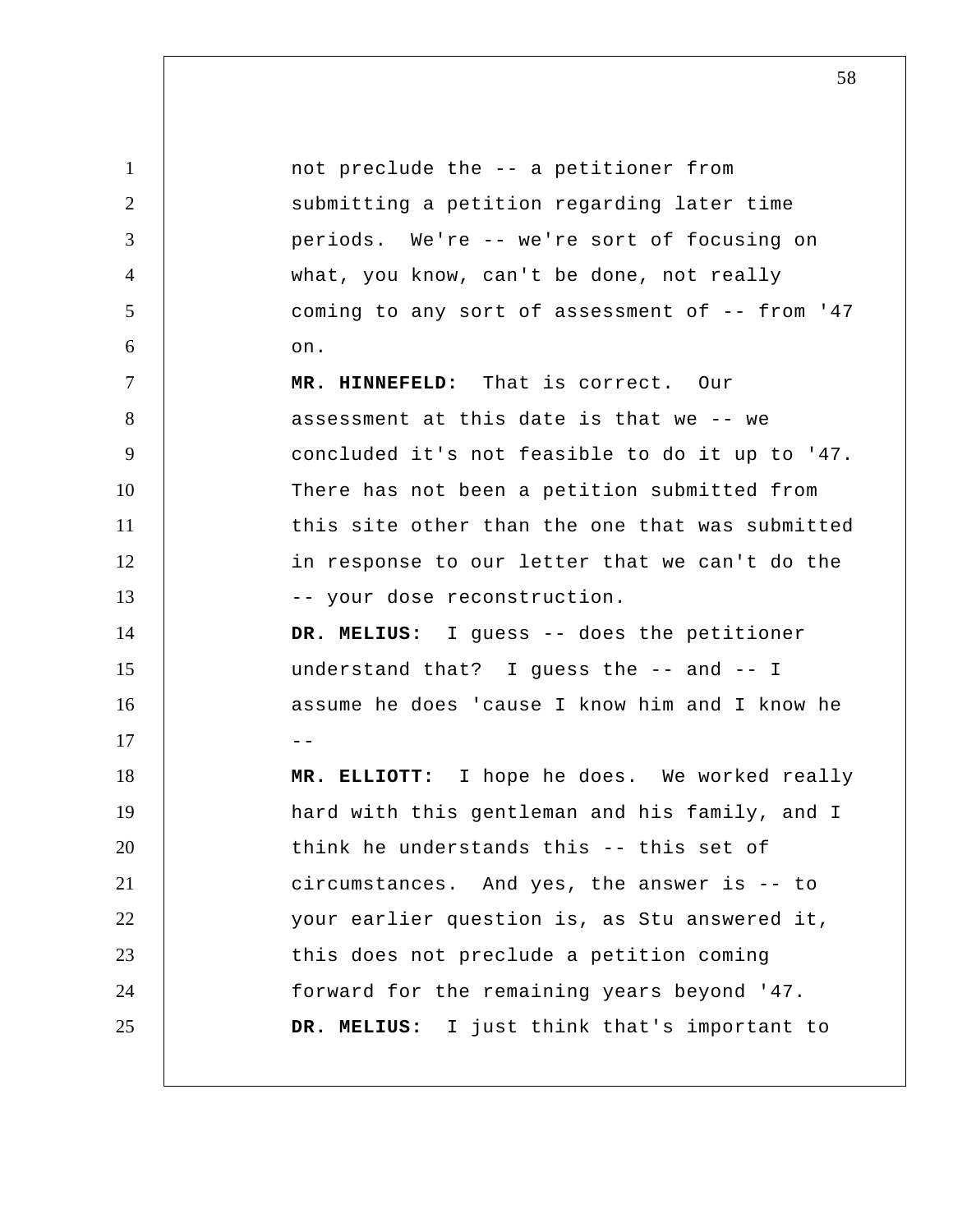not preclude the -- a petitioner from submitting a petition regarding later time periods. We're -- we're sort of focusing on what, you know, can't be done, not really coming to any sort of assessment of -- from '47 on.

**MR. HINNEFELD:** That is correct. Our assessment at this date is that we -- we concluded it's not feasible to do it up to '47. There has not been a petition submitted from this site other than the one that was submitted in response to our letter that we can't do the -- your dose reconstruction.

**DR. MELIUS:** I guess -- does the petitioner understand that? I guess the -- and -- I assume he does 'cause I know him and I know he --

**MR. ELLIOTT:** I hope he does. We worked really hard with this gentleman and his family, and I think he understands this -- this set of circumstances. And yes, the answer is -- to your earlier question is, as Stu answered it, this does not preclude a petition coming forward for the remaining years beyond '47.

**DR. MELIUS:** I just think that's important to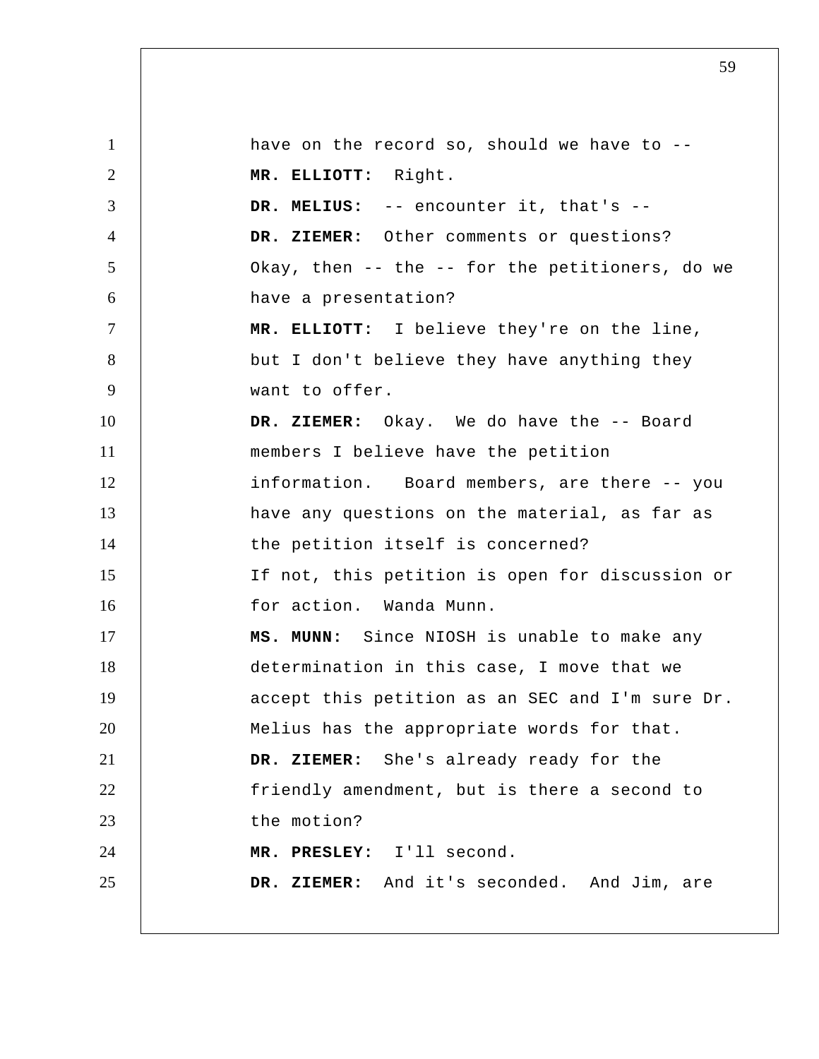have on the record so, should we have to --

**MR. ELLIOTT:** Right.

**DR. MELIUS:** -- encounter it, that's --

**DR. ZIEMER:** Other comments or questions? Okay, then -- the -- for the petitioners, do we have a presentation?

**MR. ELLIOTT:** I believe they're on the line, but I don't believe they have anything they want to offer.

**DR. ZIEMER:** Okay. We do have the -- Board members I believe have the petition information. Board members, are there -- you have any questions on the material, as far as the petition itself is concerned?

If not, this petition is open for discussion or for action. Wanda Munn.

**MS. MUNN:** Since NIOSH is unable to make any determination in this case, I move that we accept this petition as an SEC and I'm sure Dr. Melius has the appropriate words for that.

**DR. ZIEMER:** She's already ready for the friendly amendment, but is there a second to the motion?

**MR. PRESLEY:** I'll second.

**DR. ZIEMER:** And it's seconded. And Jim, are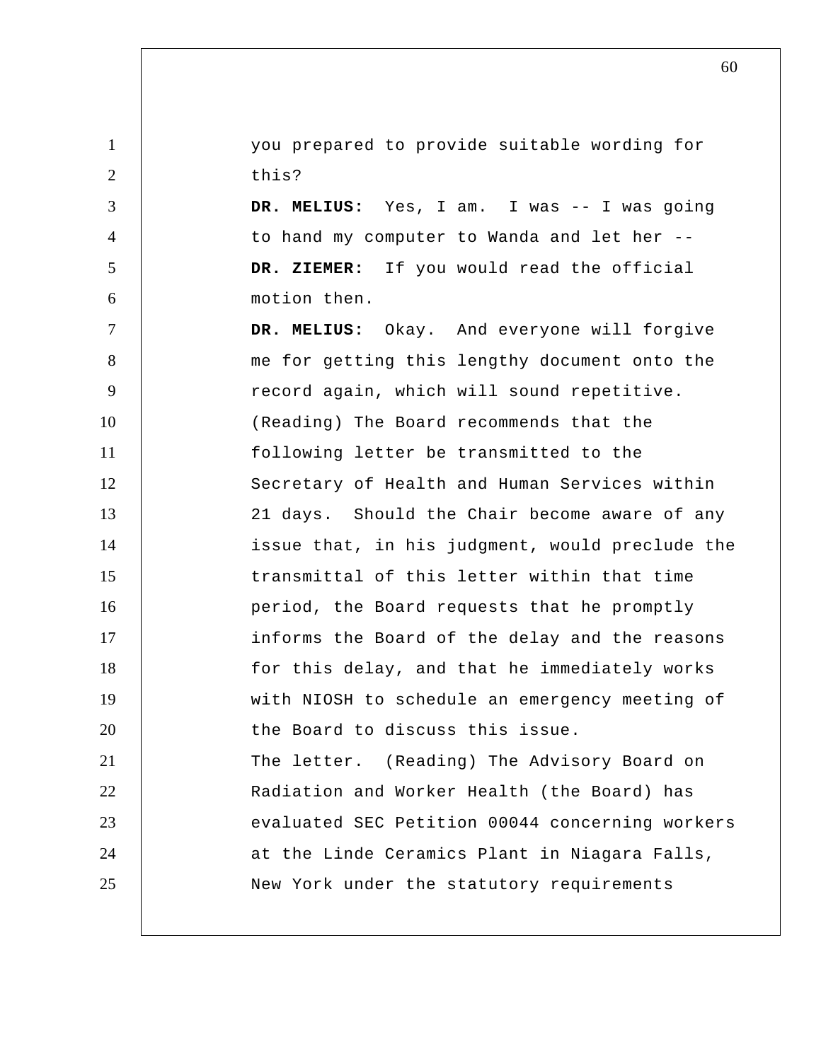you prepared to provide suitable wording for this?

**DR. MELIUS:** Yes, I am. I was -- I was going to hand my computer to Wanda and let her --

**DR. ZIEMER:** If you would read the official motion then.

**DR. MELIUS:** Okay. And everyone will forgive me for getting this lengthy document onto the record again, which will sound repetitive. (Reading) The Board recommends that the following letter be transmitted to the Secretary of Health and Human Services within 21 days. Should the Chair become aware of any issue that, in his judgment, would preclude the transmittal of this letter within that time period, the Board requests that he promptly informs the Board of the delay and the reasons for this delay, and that he immediately works with NIOSH to schedule an emergency meeting of the Board to discuss this issue.

The letter. (Reading) The Advisory Board on Radiation and Worker Health (the Board) has evaluated SEC Petition 00044 concerning workers at the Linde Ceramics Plant in Niagara Falls, New York under the statutory requirements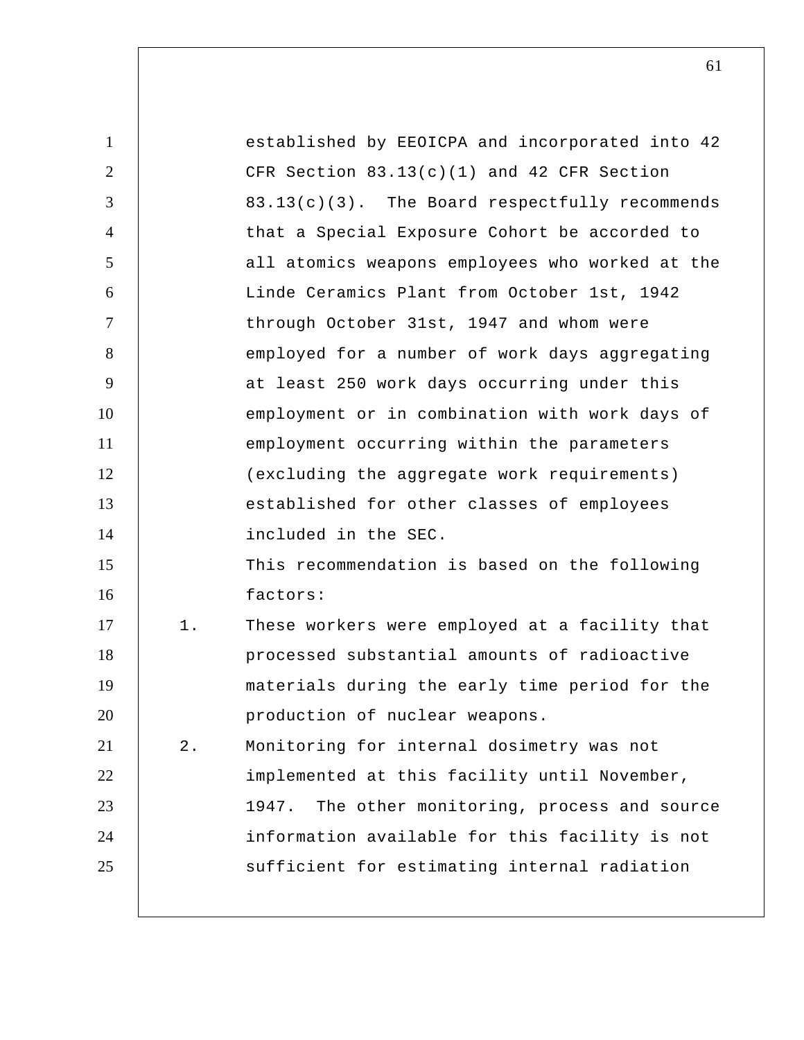established by EEOICPA and incorporated into 42 CFR Section 83.13(c)(1) and 42 CFR Section 83.13(c)(3). The Board respectfully recommends that a Special Exposure Cohort be accorded to all atomics weapons employees who worked at the Linde Ceramics Plant from October 1st, 1942 through October 31st, 1947 and whom were employed for a number of work days aggregating at least 250 work days occurring under this employment or in combination with work days of employment occurring within the parameters (excluding the aggregate work requirements) established for other classes of employees included in the SEC.

This recommendation is based on the following factors:

1. These workers were employed at a facility that processed substantial amounts of radioactive materials during the early time period for the production of nuclear weapons.

2. Monitoring for internal dosimetry was not implemented at this facility until November, 1947. The other monitoring, process and source information available for this facility is not sufficient for estimating internal radiation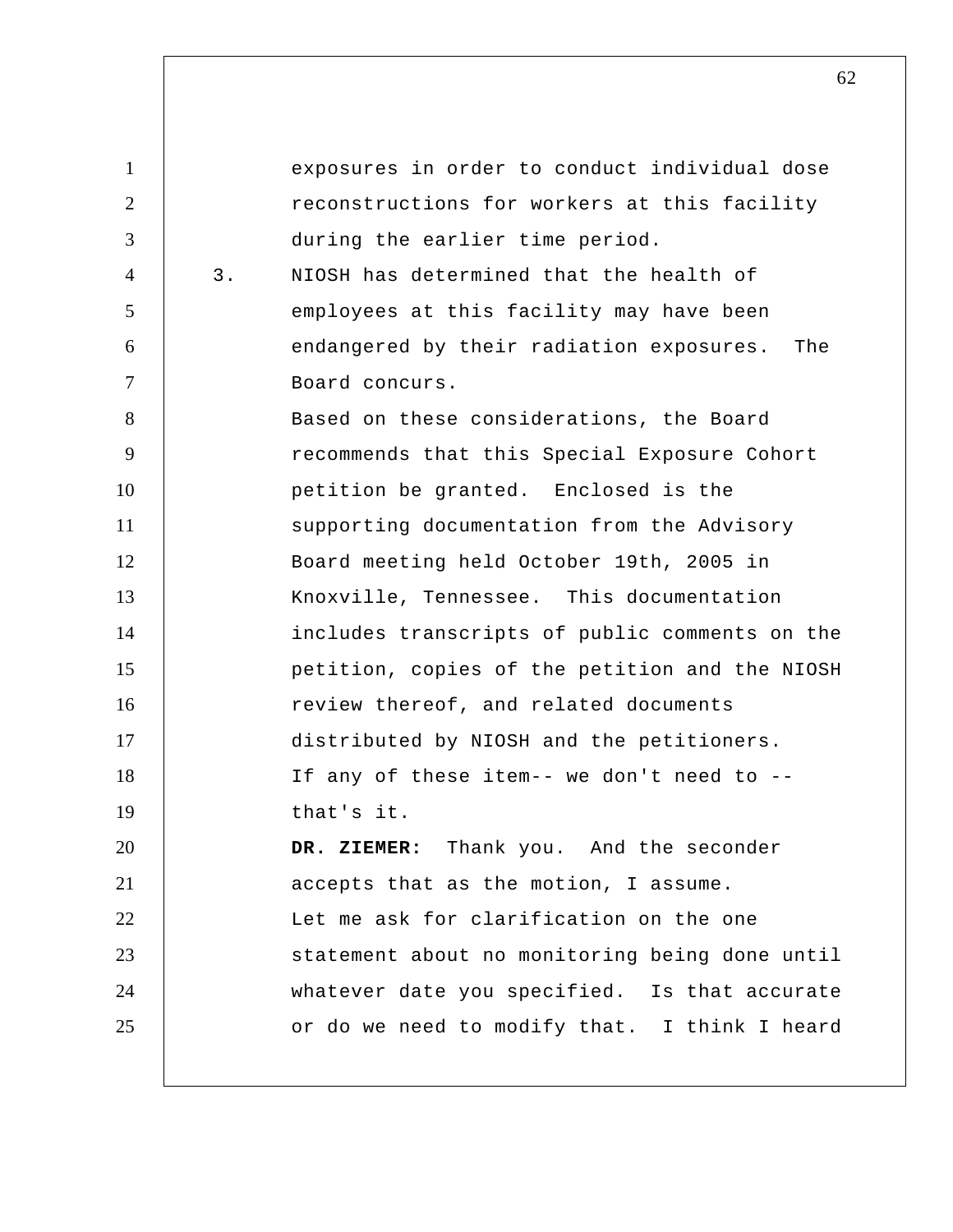exposures in order to conduct individual dose reconstructions for workers at this facility during the earlier time period.

3. NIOSH has determined that the health of employees at this facility may have been endangered by their radiation exposures. The Board concurs.

Based on these considerations, the Board recommends that this Special Exposure Cohort petition be granted. Enclosed is the supporting documentation from the Advisory Board meeting held October 19th, 2005 in Knoxville, Tennessee. This documentation includes transcripts of public comments on the petition, copies of the petition and the NIOSH review thereof, and related documents distributed by NIOSH and the petitioners. If any of these item-- we don't need to -- that's it.

**DR. ZIEMER:** Thank you. And the seconder accepts that as the motion, I assume. Let me ask for clarification on the one statement about no monitoring being done until whatever date you specified. Is that accurate or do we need to modify that. I think I heard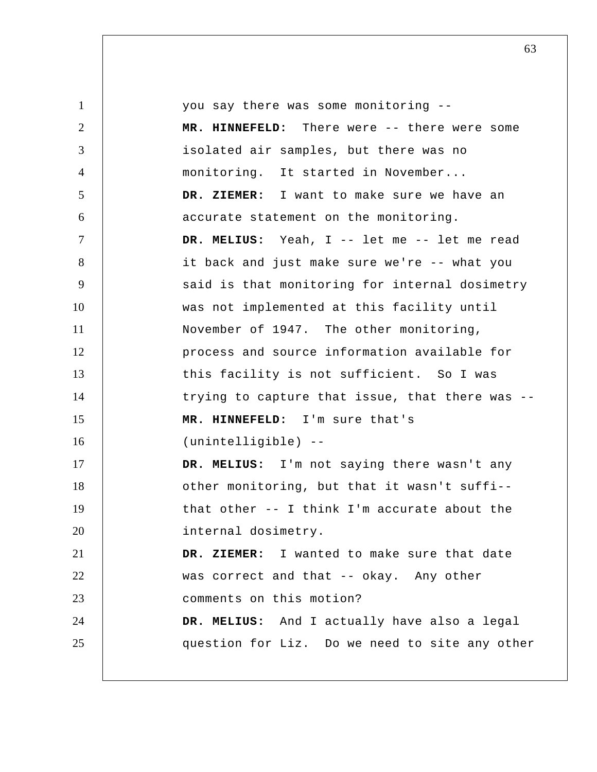you say there was some monitoring --

**MR. HINNEFELD:** There were -- there were some isolated air samples, but there was no monitoring. It started in November...

**DR. ZIEMER:** I want to make sure we have an accurate statement on the monitoring.

**DR. MELIUS:** Yeah, I -- let me -- let me read it back and just make sure we're -- what you said is that monitoring for internal dosimetry was not implemented at this facility until November of 1947. The other monitoring, process and source information available for this facility is not sufficient. So I was trying to capture that issue, that there was --

**MR. HINNEFELD:** I'm sure that's (unintelligible) --

**DR. MELIUS:** I'm not saying there wasn't any other monitoring, but that it wasn't suffi-- that other -- I think I'm accurate about the internal dosimetry.

**DR. ZIEMER:** I wanted to make sure that date was correct and that -- okay. Any other comments on this motion?

**DR. MELIUS:** And I actually have also a legal question for Liz. Do we need to site any other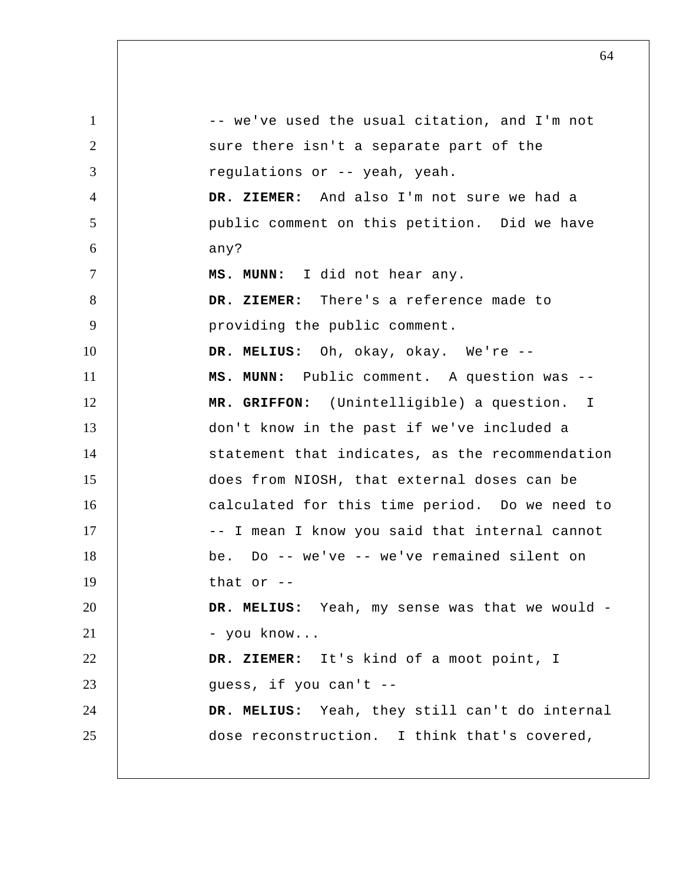-- we've used the usual citation, and I'm not sure there isn't a separate part of the regulations or -- yeah, yeah.

**DR. ZIEMER:** And also I'm not sure we had a public comment on this petition. Did we have any?

**MS. MUNN:** I did not hear any.

**DR. ZIEMER:** There's a reference made to providing the public comment.

**DR. MELIUS:** Oh, okay, okay. We're --

**MS. MUNN:** Public comment. A question was --

**MR. GRIFFON:** (Unintelligible) a question. I don't know in the past if we've included a statement that indicates, as the recommendation does from NIOSH, that external doses can be calculated for this time period. Do we need to -- I mean I know you said that internal cannot be. Do -- we've -- we've remained silent on that or --

**DR. MELIUS:** Yeah, my sense was that we would -- you know...

**DR. ZIEMER:** It's kind of a moot point, I guess, if you can't --

**DR. MELIUS:** Yeah, they still can't do internal dose reconstruction. I think that's covered,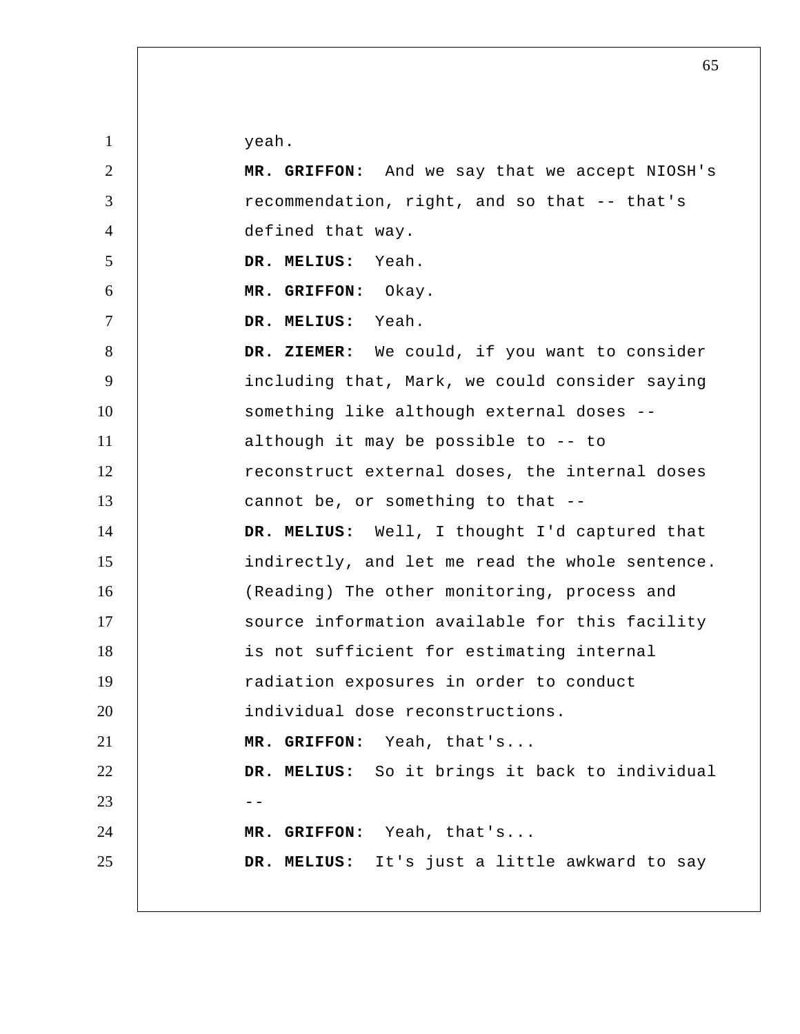yeah.

**MR. GRIFFON:** And we say that we accept NIOSH's recommendation, right, and so that -- that's defined that way.

**DR. MELIUS:** Yeah.

**MR. GRIFFON:** Okay.

**DR. MELIUS:** Yeah.

**DR. ZIEMER:** We could, if you want to consider including that, Mark, we could consider saying something like although external doses -- although it may be possible to -- to reconstruct external doses, the internal doses cannot be, or something to that --

**DR. MELIUS:** Well, I thought I'd captured that indirectly, and let me read the whole sentence. (Reading) The other monitoring, process and source information available for this facility is not sufficient for estimating internal radiation exposures in order to conduct individual dose reconstructions.

**MR. GRIFFON:** Yeah, that's...

**DR. MELIUS:** So it brings it back to individual --

**MR. GRIFFON:** Yeah, that's...

**DR. MELIUS:** It's just a little awkward to say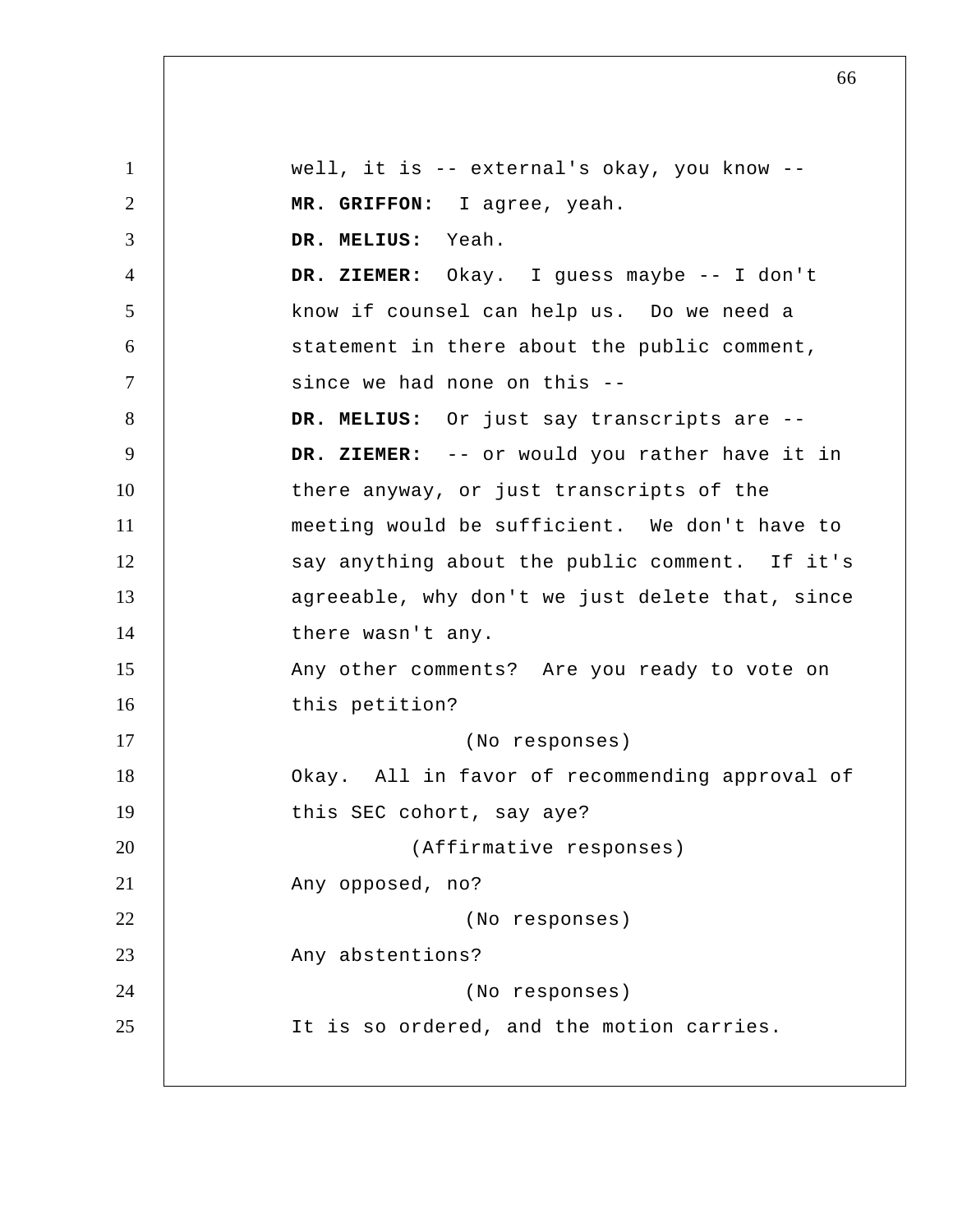well, it is -- external's okay, you know --

**MR. GRIFFON:** I agree, yeah.

**DR. MELIUS:** Yeah.

**DR. ZIEMER:** Okay. I guess maybe -- I don't know if counsel can help us. Do we need a statement in there about the public comment, since we had none on this --

**DR. MELIUS:** Or just say transcripts are --

**DR. ZIEMER:** -- or would you rather have it in there anyway, or just transcripts of the meeting would be sufficient. We don't have to say anything about the public comment. If it's agreeable, why don't we just delete that, since there wasn't any.

Any other comments? Are you ready to vote on this petition?

(No responses)

Okay. All in favor of recommending approval of this SEC cohort, say aye?

(Affirmative responses)

Any opposed, no?

(No responses)

Any abstentions?

(No responses)

It is so ordered, and the motion carries.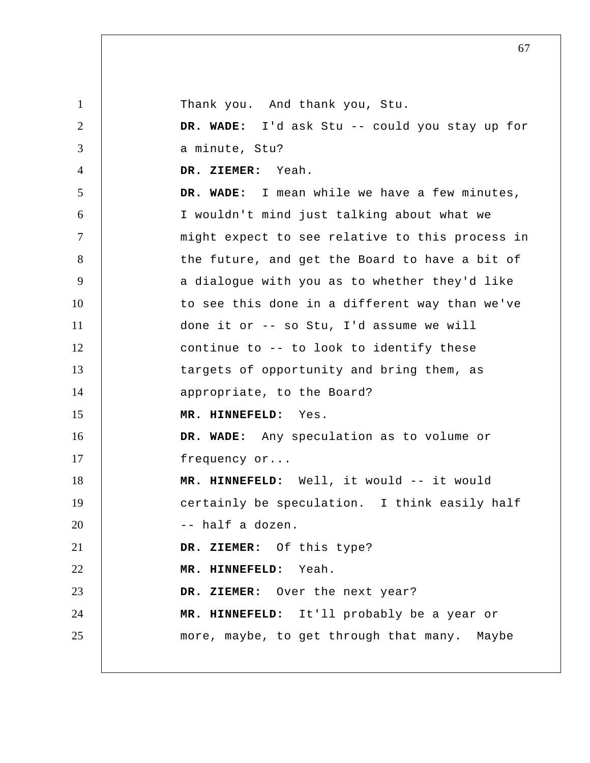Thank you. And thank you, Stu.

**DR. WADE:** I'd ask Stu -- could you stay up for a minute, Stu?

**DR. ZIEMER:** Yeah.

**DR. WADE:** I mean while we have a few minutes, I wouldn't mind just talking about what we might expect to see relative to this process in the future, and get the Board to have a bit of a dialogue with you as to whether they'd like to see this done in a different way than we've done it or -- so Stu, I'd assume we will continue to -- to look to identify these targets of opportunity and bring them, as appropriate, to the Board?

**MR. HINNEFELD:** Yes.

**DR. WADE:** Any speculation as to volume or frequency or...

**MR. HINNEFELD:** Well, it would -- it would certainly be speculation. I think easily half -- half a dozen.

**DR. ZIEMER:** Of this type?

**MR. HINNEFELD:** Yeah.

**DR. ZIEMER:** Over the next year?

**MR. HINNEFELD:** It'll probably be a year or more, maybe, to get through that many. Maybe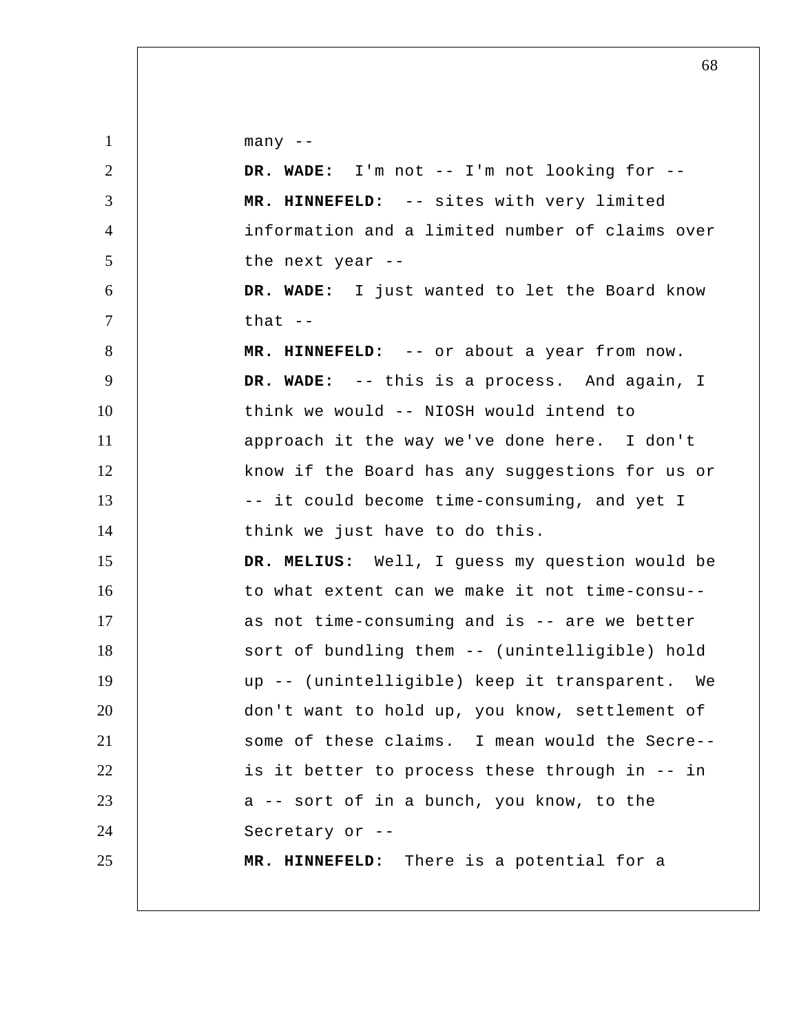many --

**DR. WADE:** I'm not -- I'm not looking for --

**MR. HINNEFELD:** -- sites with very limited information and a limited number of claims over the next year --

**DR. WADE:** I just wanted to let the Board know that --

**MR. HINNEFELD:** -- or about a year from now.

**DR. WADE:** -- this is a process. And again, I think we would -- NIOSH would intend to approach it the way we've done here. I don't know if the Board has any suggestions for us or -- it could become time-consuming, and yet I think we just have to do this.

**DR. MELIUS:** Well, I guess my question would be to what extent can we make it not time-consu-- as not time-consuming and is -- are we better sort of bundling them -- (unintelligible) hold up -- (unintelligible) keep it transparent. We don't want to hold up, you know, settlement of some of these claims. I mean would the Secre-- is it better to process these through in -- in a -- sort of in a bunch, you know, to the Secretary or --

**MR. HINNEFELD:** There is a potential for a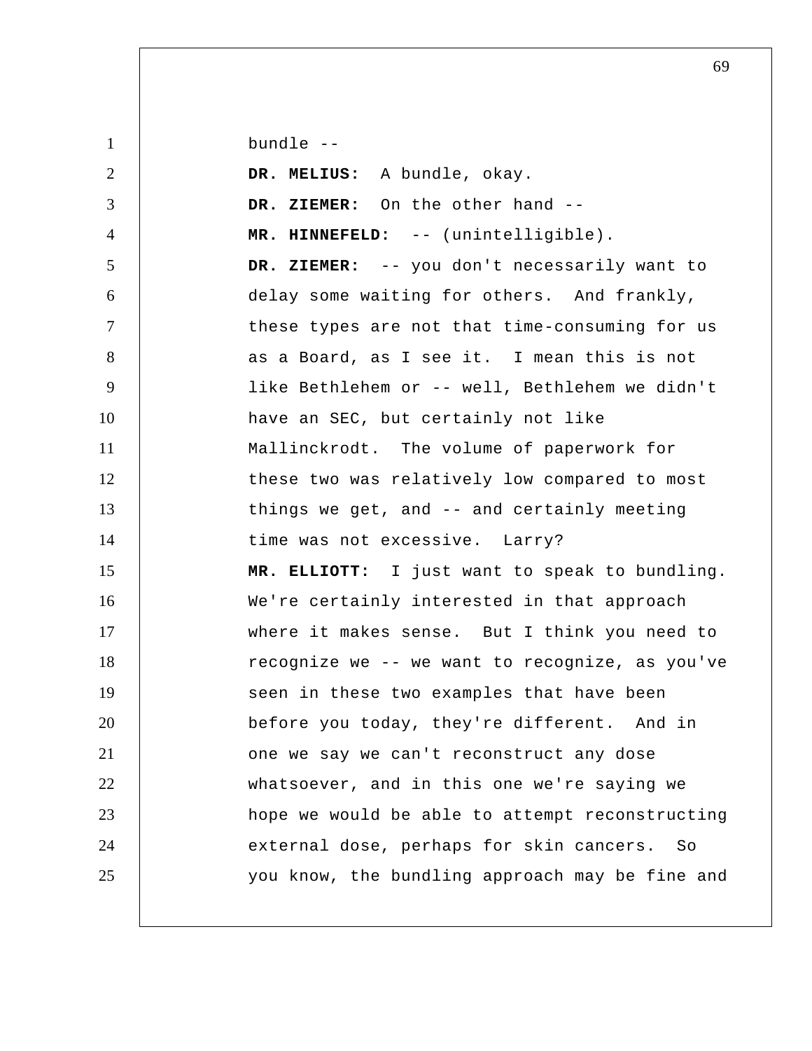bundle --

**DR. MELIUS:** A bundle, okay.

**DR. ZIEMER:** On the other hand --

**MR. HINNEFELD:** -- (unintelligible).

**DR. ZIEMER:** -- you don't necessarily want to delay some waiting for others. And frankly, these types are not that time-consuming for us as a Board, as I see it. I mean this is not like Bethlehem or -- well, Bethlehem we didn't have an SEC, but certainly not like Mallinckrodt. The volume of paperwork for these two was relatively low compared to most things we get, and -- and certainly meeting time was not excessive. Larry?

**MR. ELLIOTT:** I just want to speak to bundling. We're certainly interested in that approach where it makes sense. But I think you need to recognize we -- we want to recognize, as you've seen in these two examples that have been before you today, they're different. And in one we say we can't reconstruct any dose whatsoever, and in this one we're saying we hope we would be able to attempt reconstructing external dose, perhaps for skin cancers. So you know, the bundling approach may be fine and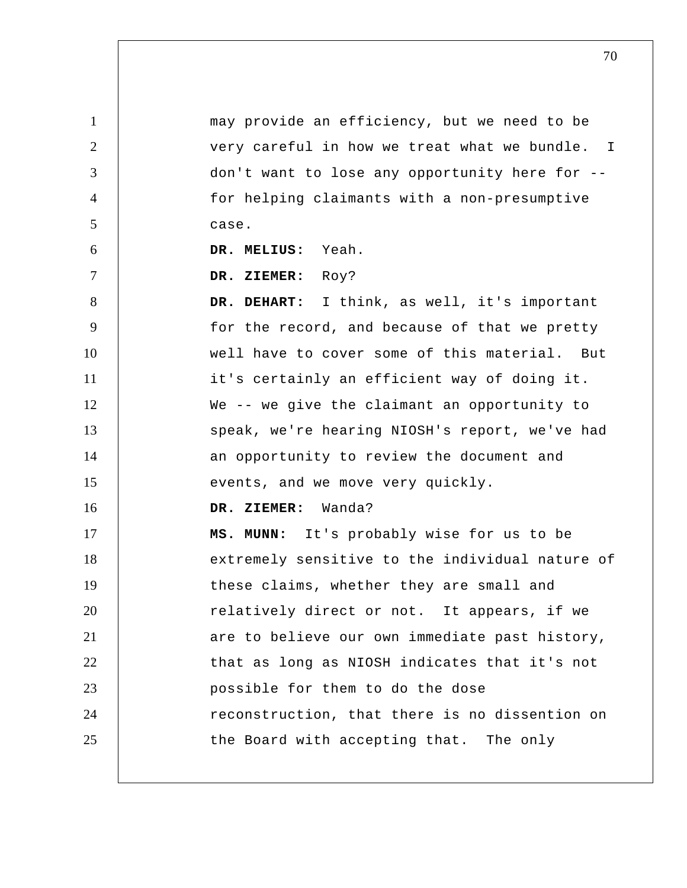may provide an efficiency, but we need to be very careful in how we treat what we bundle. I don't want to lose any opportunity here for -- for helping claimants with a non-presumptive case.

**DR. MELIUS:** Yeah.

**DR. ZIEMER:** Roy?

**DR. DEHART:** I think, as well, it's important for the record, and because of that we pretty well have to cover some of this material. But it's certainly an efficient way of doing it. We -- we give the claimant an opportunity to speak, we're hearing NIOSH's report, we've had an opportunity to review the document and events, and we move very quickly.

**DR. ZIEMER:** Wanda?

**MS. MUNN:** It's probably wise for us to be extremely sensitive to the individual nature of these claims, whether they are small and relatively direct or not. It appears, if we are to believe our own immediate past history, that as long as NIOSH indicates that it's not possible for them to do the dose reconstruction, that there is no dissention on the Board with accepting that. The only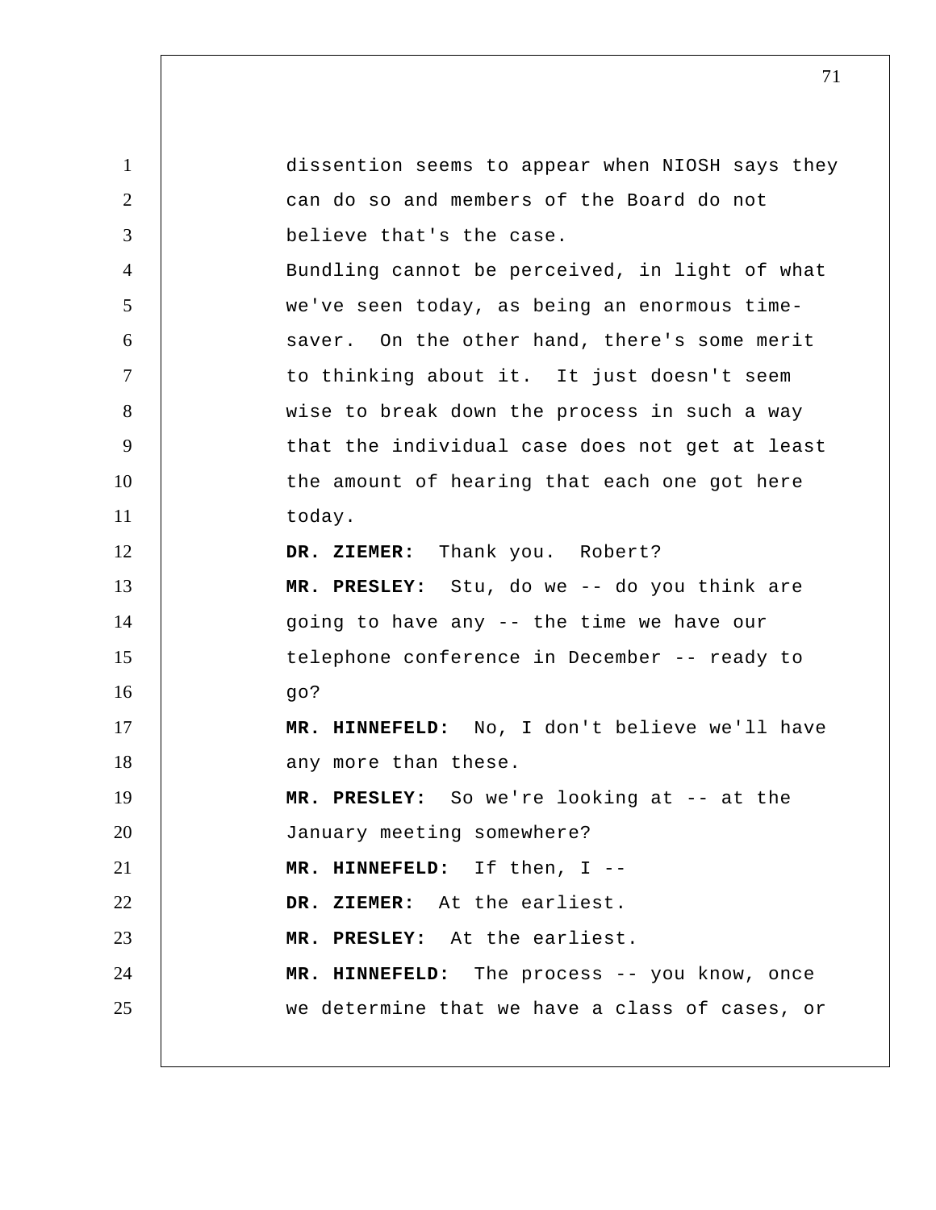dissention seems to appear when NIOSH says they can do so and members of the Board do not believe that's the case.

Bundling cannot be perceived, in light of what we've seen today, as being an enormous time-saver. On the other hand, there's some merit to thinking about it. It just doesn't seem wise to break down the process in such a way that the individual case does not get at least the amount of hearing that each one got here today.

**DR. ZIEMER:** Thank you. Robert?

**MR. PRESLEY:** Stu, do we -- do you think are going to have any -- the time we have our telephone conference in December -- ready to go?

**MR. HINNEFELD:** No, I don't believe we'll have any more than these.

**MR. PRESLEY:** So we're looking at -- at the January meeting somewhere?

**MR. HINNEFELD:** If then, I --

**DR. ZIEMER:** At the earliest.

**MR. PRESLEY:** At the earliest.

**MR. HINNEFELD:** The process -- you know, once we determine that we have a class of cases, or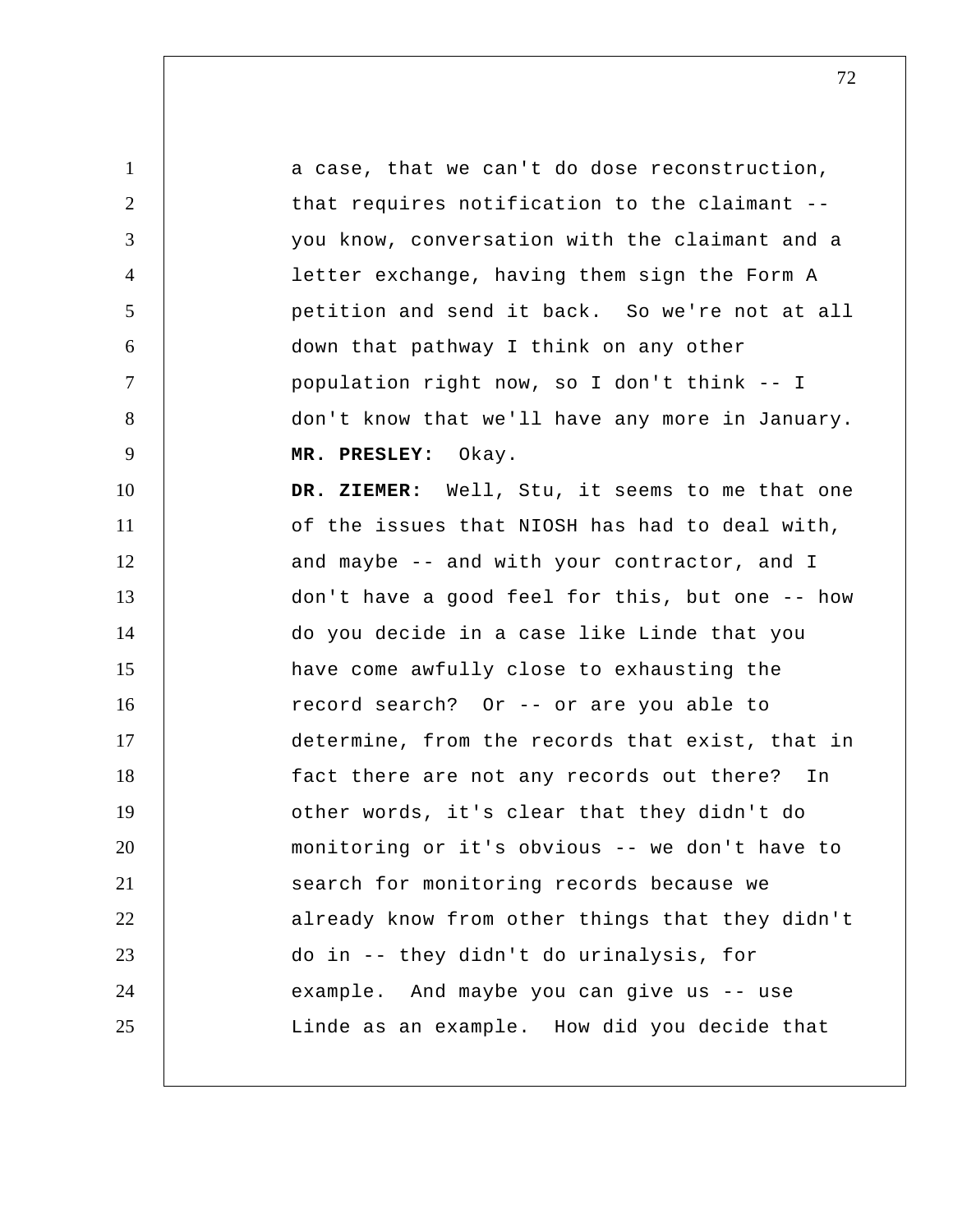a case, that we can't do dose reconstruction, that requires notification to the claimant -- you know, conversation with the claimant and a letter exchange, having them sign the Form A petition and send it back. So we're not at all down that pathway I think on any other population right now, so I don't think -- I don't know that we'll have any more in January.

**MR. PRESLEY:** Okay.

**DR. ZIEMER:** Well, Stu, it seems to me that one of the issues that NIOSH has had to deal with, and maybe -- and with your contractor, and I don't have a good feel for this, but one -- how do you decide in a case like Linde that you have come awfully close to exhausting the record search? Or -- or are you able to determine, from the records that exist, that in fact there are not any records out there? In other words, it's clear that they didn't do monitoring or it's obvious -- we don't have to search for monitoring records because we already know from other things that they didn't do in -- they didn't do urinalysis, for example. And maybe you can give us -- use Linde as an example. How did you decide that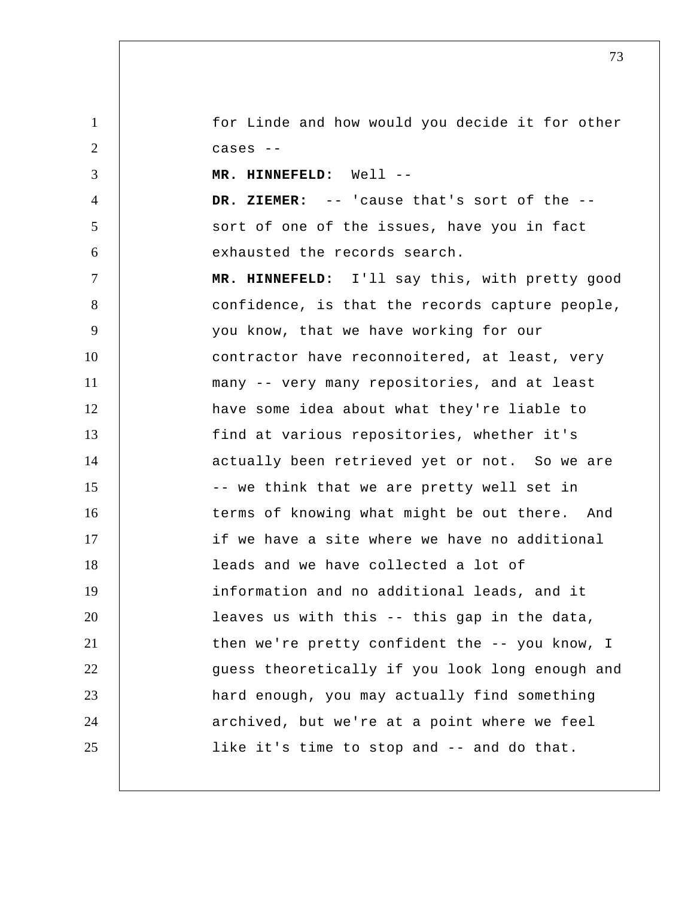for Linde and how would you decide it for other cases --

**MR. HINNEFELD:** Well --

**DR. ZIEMER:** -- 'cause that's sort of the -- sort of one of the issues, have you in fact exhausted the records search.

**MR. HINNEFELD:** I'll say this, with pretty good confidence, is that the records capture people, you know, that we have working for our contractor have reconnoitered, at least, very many -- very many repositories, and at least have some idea about what they're liable to find at various repositories, whether it's actually been retrieved yet or not. So we are -- we think that we are pretty well set in terms of knowing what might be out there. And if we have a site where we have no additional leads and we have collected a lot of information and no additional leads, and it leaves us with this -- this gap in the data, then we're pretty confident the -- you know, I guess theoretically if you look long enough and hard enough, you may actually find something archived, but we're at a point where we feel like it's time to stop and -- and do that.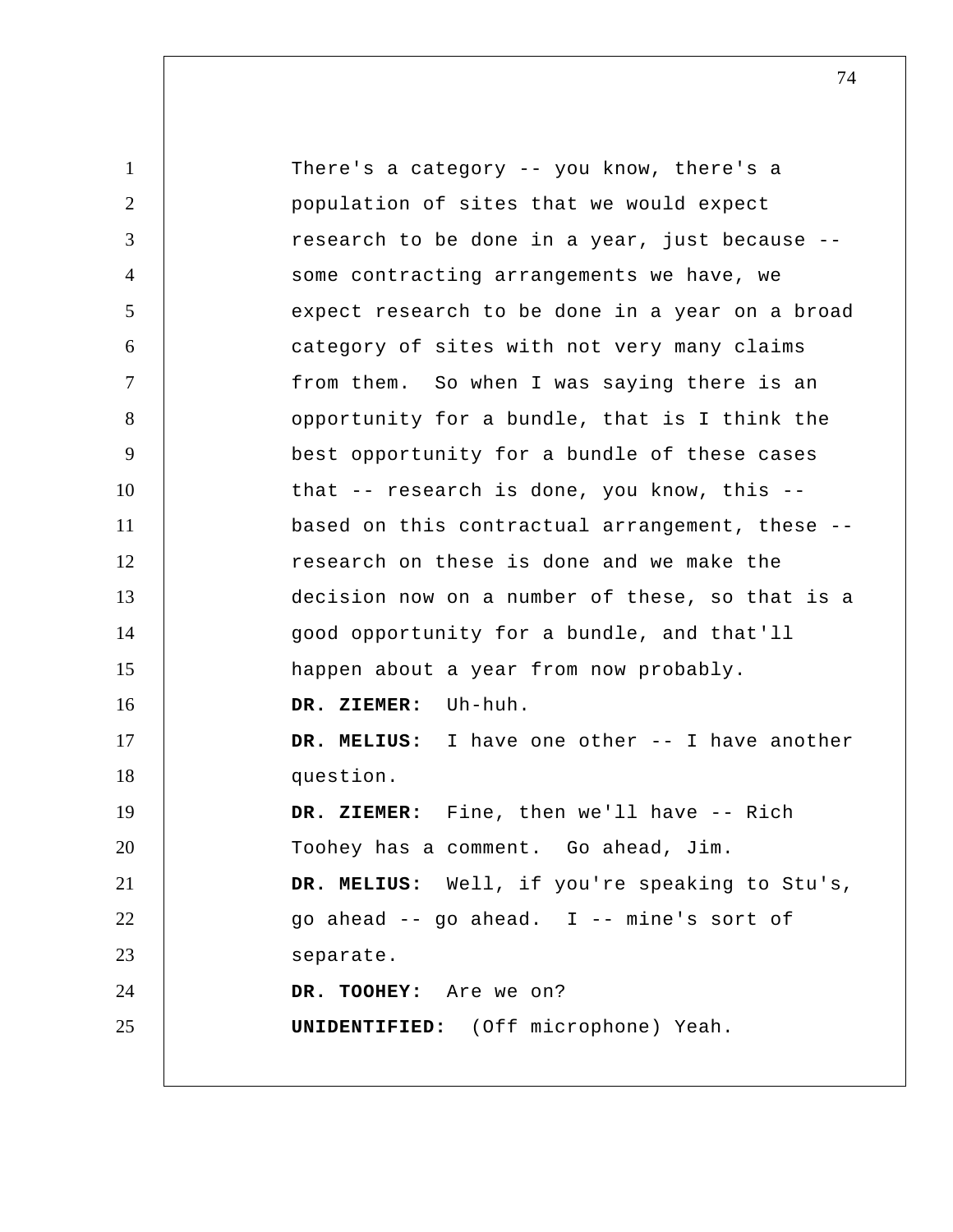There's a category -- you know, there's a population of sites that we would expect research to be done in a year, just because -- some contracting arrangements we have, we expect research to be done in a year on a broad category of sites with not very many claims from them. So when I was saying there is an opportunity for a bundle, that is I think the best opportunity for a bundle of these cases that -- research is done, you know, this -- based on this contractual arrangement, these -- research on these is done and we make the decision now on a number of these, so that is a good opportunity for a bundle, and that'll happen about a year from now probably.

**DR. ZIEMER:** Uh-huh.

**DR. MELIUS:** I have one other -- I have another question.

**DR. ZIEMER:** Fine, then we'll have -- Rich Toohey has a comment. Go ahead, Jim.

**DR. MELIUS:** Well, if you're speaking to Stu's, go ahead -- go ahead. I -- mine's sort of separate.

**DR. TOOHEY:** Are we on?

**UNIDENTIFIED:** (Off microphone) Yeah.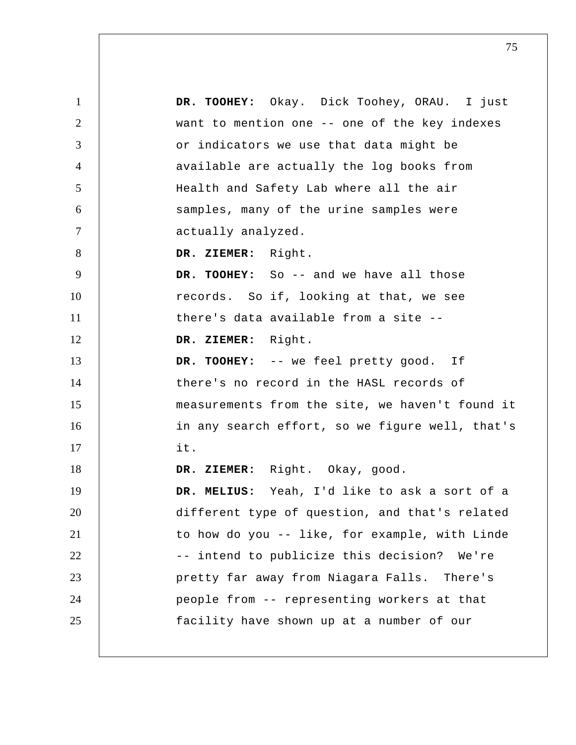**DR. TOOHEY:** Okay. Dick Toohey, ORAU. I just want to mention one -- one of the key indexes or indicators we use that data might be available are actually the log books from Health and Safety Lab where all the air samples, many of the urine samples were actually analyzed.

**DR. ZIEMER:** Right.

**DR. TOOHEY:** So -- and we have all those records. So if, looking at that, we see there's data available from a site --

**DR. ZIEMER:** Right.

**DR. TOOHEY:** -- we feel pretty good. If there's no record in the HASL records of measurements from the site, we haven't found it in any search effort, so we figure well, that's it.

**DR. ZIEMER:** Right. Okay, good.

**DR. MELIUS:** Yeah, I'd like to ask a sort of a different type of question, and that's related to how do you -- like, for example, with Linde -- intend to publicize this decision? We're pretty far away from Niagara Falls. There's people from -- representing workers at that facility have shown up at a number of our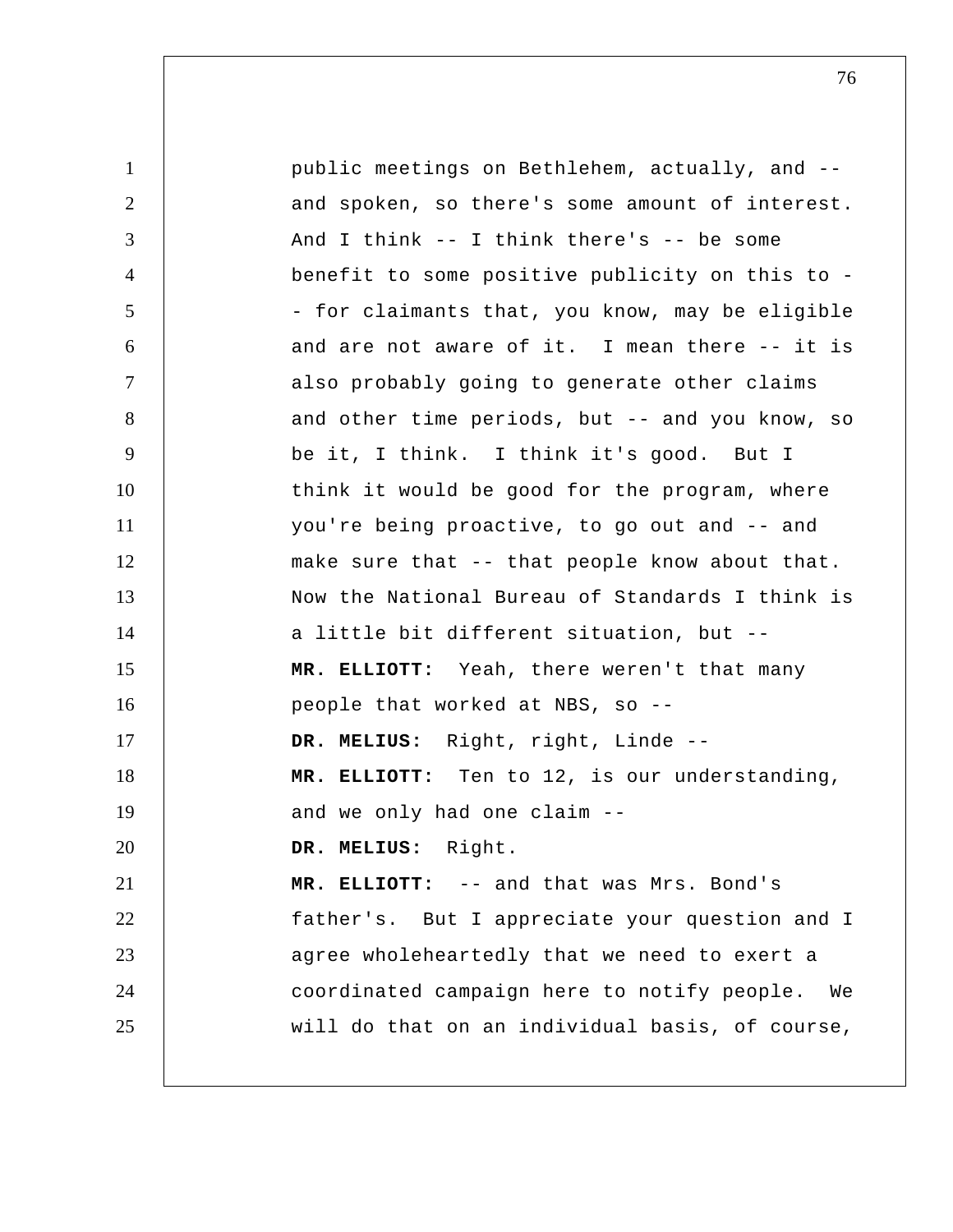public meetings on Bethlehem, actually, and -- and spoken, so there's some amount of interest. And I think -- I think there's -- be some benefit to some positive publicity on this to -- for claimants that, you know, may be eligible and are not aware of it. I mean there -- it is also probably going to generate other claims and other time periods, but -- and you know, so be it, I think. I think it's good. But I think it would be good for the program, where you're being proactive, to go out and -- and make sure that -- that people know about that. Now the National Bureau of Standards I think is a little bit different situation, but --

**MR. ELLIOTT:** Yeah, there weren't that many people that worked at NBS, so --

**DR. MELIUS:** Right, right, Linde --

**MR. ELLIOTT:** Ten to 12, is our understanding, and we only had one claim --

**DR. MELIUS:** Right.

**MR. ELLIOTT:** -- and that was Mrs. Bond's father's. But I appreciate your question and I agree wholeheartedly that we need to exert a coordinated campaign here to notify people. We will do that on an individual basis, of course,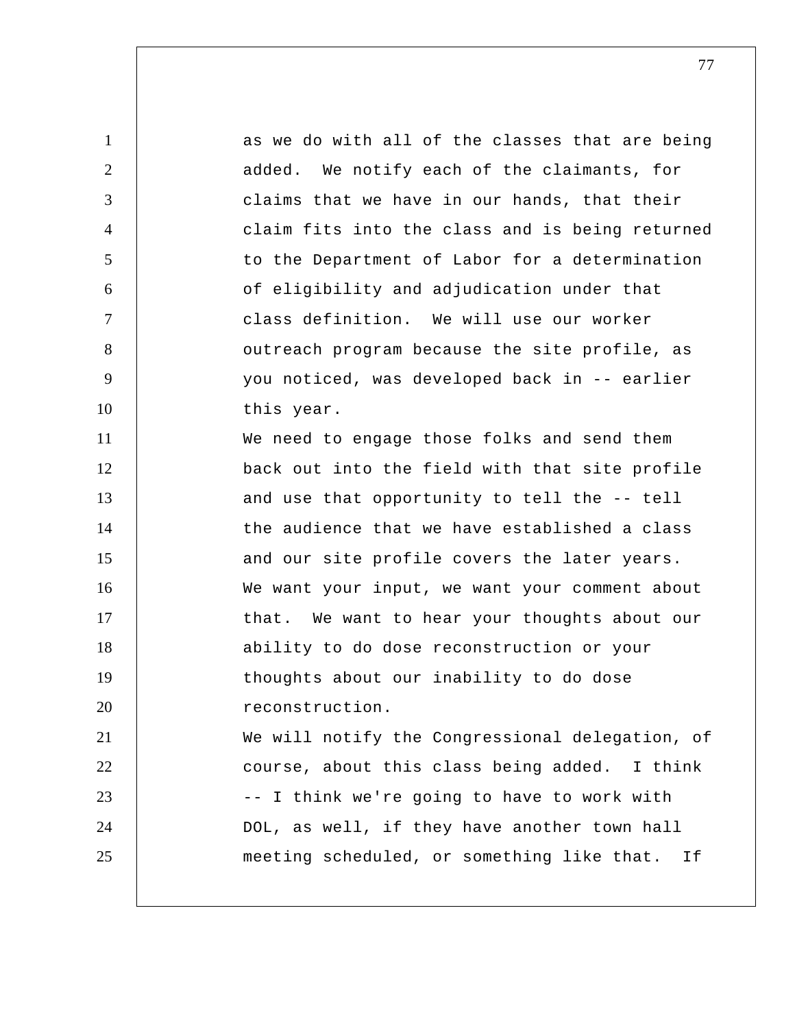as we do with all of the classes that are being added. We notify each of the claimants, for claims that we have in our hands, that their claim fits into the class and is being returned to the Department of Labor for a determination of eligibility and adjudication under that class definition. We will use our worker outreach program because the site profile, as you noticed, was developed back in -- earlier this year.

We need to engage those folks and send them back out into the field with that site profile and use that opportunity to tell the -- tell the audience that we have established a class and our site profile covers the later years. We want your input, we want your comment about that. We want to hear your thoughts about our ability to do dose reconstruction or your thoughts about our inability to do dose reconstruction.

We will notify the Congressional delegation, of course, about this class being added. I think -- I think we're going to have to work with DOL, as well, if they have another town hall meeting scheduled, or something like that. If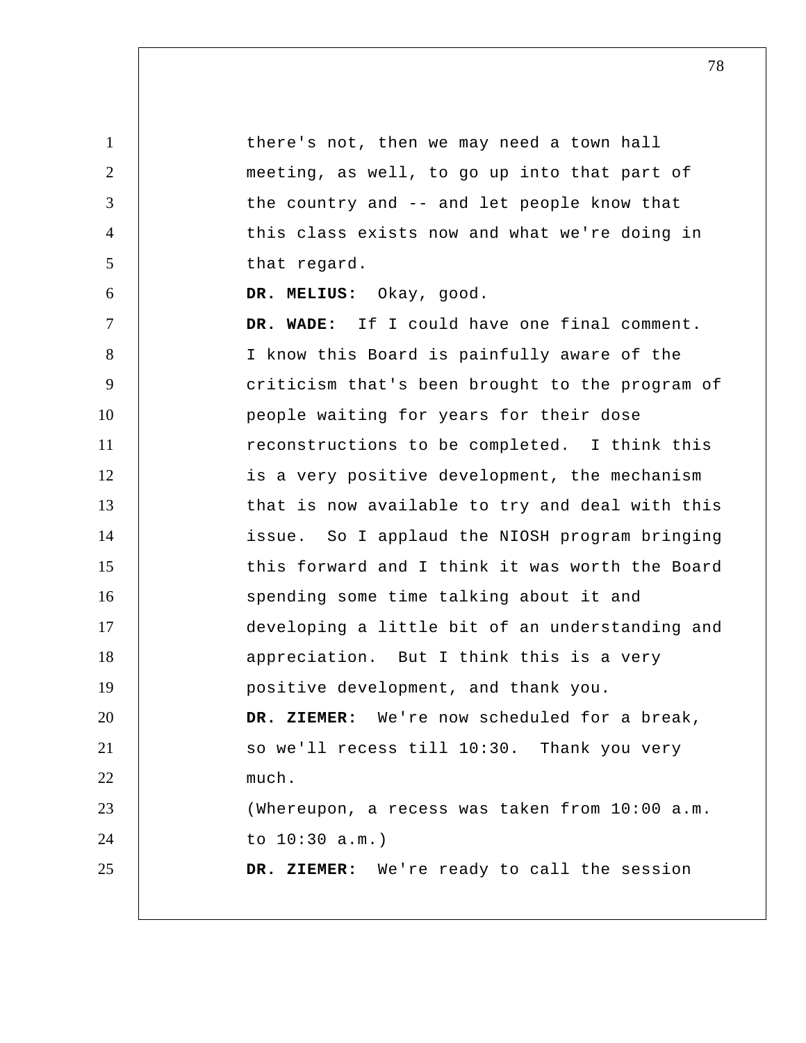there's not, then we may need a town hall meeting, as well, to go up into that part of the country and -- and let people know that this class exists now and what we're doing in that regard.

**DR. MELIUS:** Okay, good.

**DR. WADE:** If I could have one final comment. I know this Board is painfully aware of the criticism that's been brought to the program of people waiting for years for their dose reconstructions to be completed. I think this is a very positive development, the mechanism that is now available to try and deal with this issue. So I applaud the NIOSH program bringing this forward and I think it was worth the Board spending some time talking about it and developing a little bit of an understanding and appreciation. But I think this is a very positive development, and thank you.

**DR. ZIEMER:** We're now scheduled for a break, so we'll recess till 10:30. Thank you very much.

(Whereupon, a recess was taken from 10:00 a.m. to 10:30 a.m.)

**DR. ZIEMER:** We're ready to call the session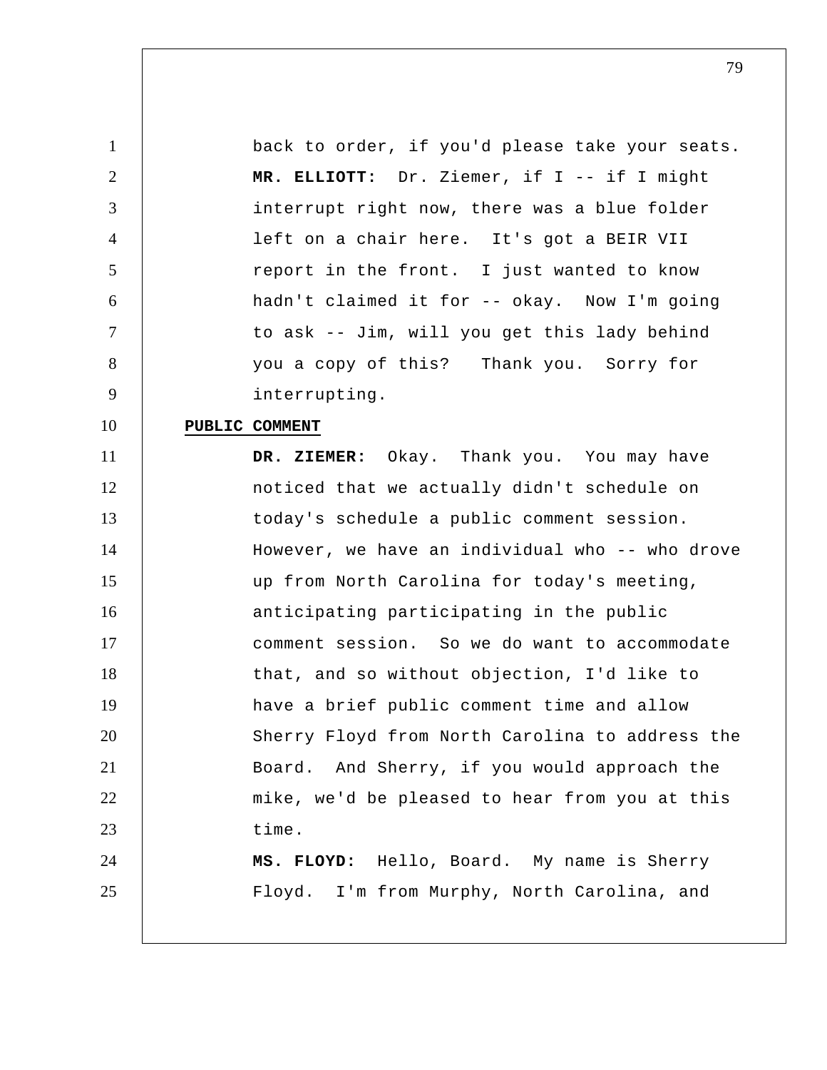back to order, if you'd please take your seats.

**MR. ELLIOTT:** Dr. Ziemer, if I -- if I might interrupt right now, there was a blue folder left on a chair here. It's got a BEIR VII report in the front. I just wanted to know hadn't claimed it for -- okay. Now I'm going to ask -- Jim, will you get this lady behind you a copy of this? Thank you. Sorry for interrupting.

**PUBLIC COMMENT**

**DR. ZIEMER:** Okay. Thank you. You may have noticed that we actually didn't schedule on today's schedule a public comment session. However, we have an individual who -- who drove up from North Carolina for today's meeting, anticipating participating in the public comment session. So we do want to accommodate that, and so without objection, I'd like to have a brief public comment time and allow Sherry Floyd from North Carolina to address the Board. And Sherry, if you would approach the mike, we'd be pleased to hear from you at this time.

**MS. FLOYD:** Hello, Board. My name is Sherry Floyd. I'm from Murphy, North Carolina, and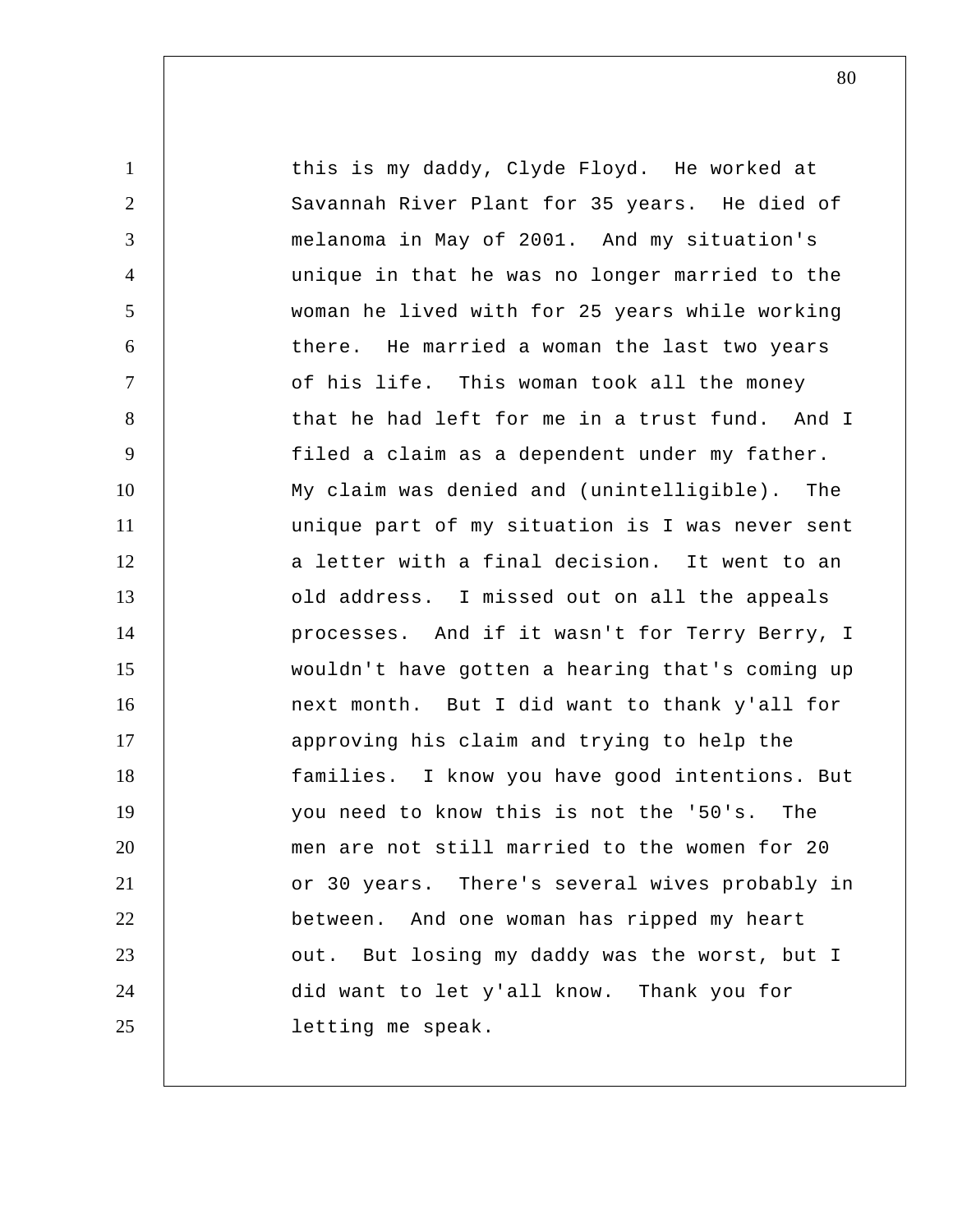this is my daddy, Clyde Floyd. He worked at Savannah River Plant for 35 years. He died of melanoma in May of 2001. And my situation's unique in that he was no longer married to the woman he lived with for 25 years while working there. He married a woman the last two years of his life. This woman took all the money that he had left for me in a trust fund. And I filed a claim as a dependent under my father. My claim was denied and (unintelligible). The unique part of my situation is I was never sent a letter with a final decision. It went to an old address. I missed out on all the appeals processes. And if it wasn't for Terry Berry, I wouldn't have gotten a hearing that's coming up next month. But I did want to thank y'all for approving his claim and trying to help the families. I know you have good intentions. But you need to know this is not the '50's. The men are not still married to the women for 20 or 30 years. There's several wives probably in between. And one woman has ripped my heart out. But losing my daddy was the worst, but I did want to let y'all know. Thank you for letting me speak.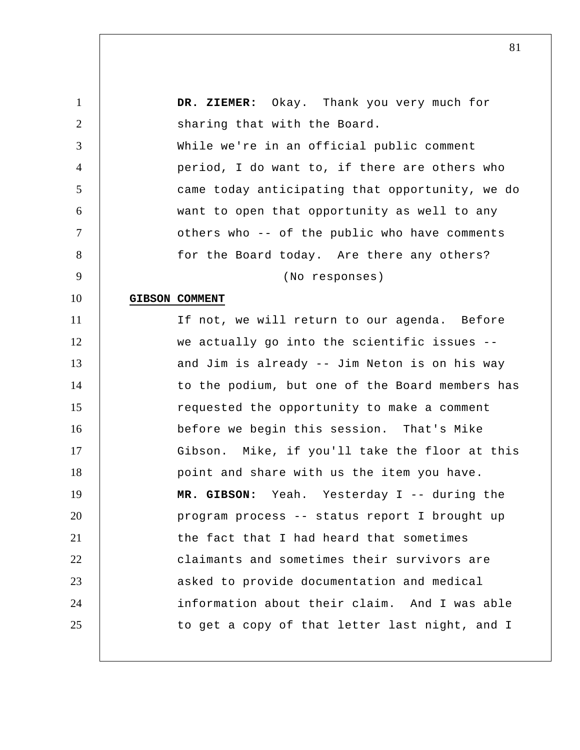**DR. ZIEMER:** Okay. Thank you very much for sharing that with the Board.

While we're in an official public comment period, I do want to, if there are others who came today anticipating that opportunity, we do want to open that opportunity as well to any others who -- of the public who have comments for the Board today. Are there any others?

(No responses)

**GIBSON COMMENT**

If not, we will return to our agenda. Before we actually go into the scientific issues -- and Jim is already -- Jim Neton is on his way to the podium, but one of the Board members has requested the opportunity to make a comment before we begin this session. That's Mike Gibson. Mike, if you'll take the floor at this point and share with us the item you have.

**MR. GIBSON:** Yeah. Yesterday I -- during the program process -- status report I brought up the fact that I had heard that sometimes claimants and sometimes their survivors are asked to provide documentation and medical information about their claim. And I was able to get a copy of that letter last night, and I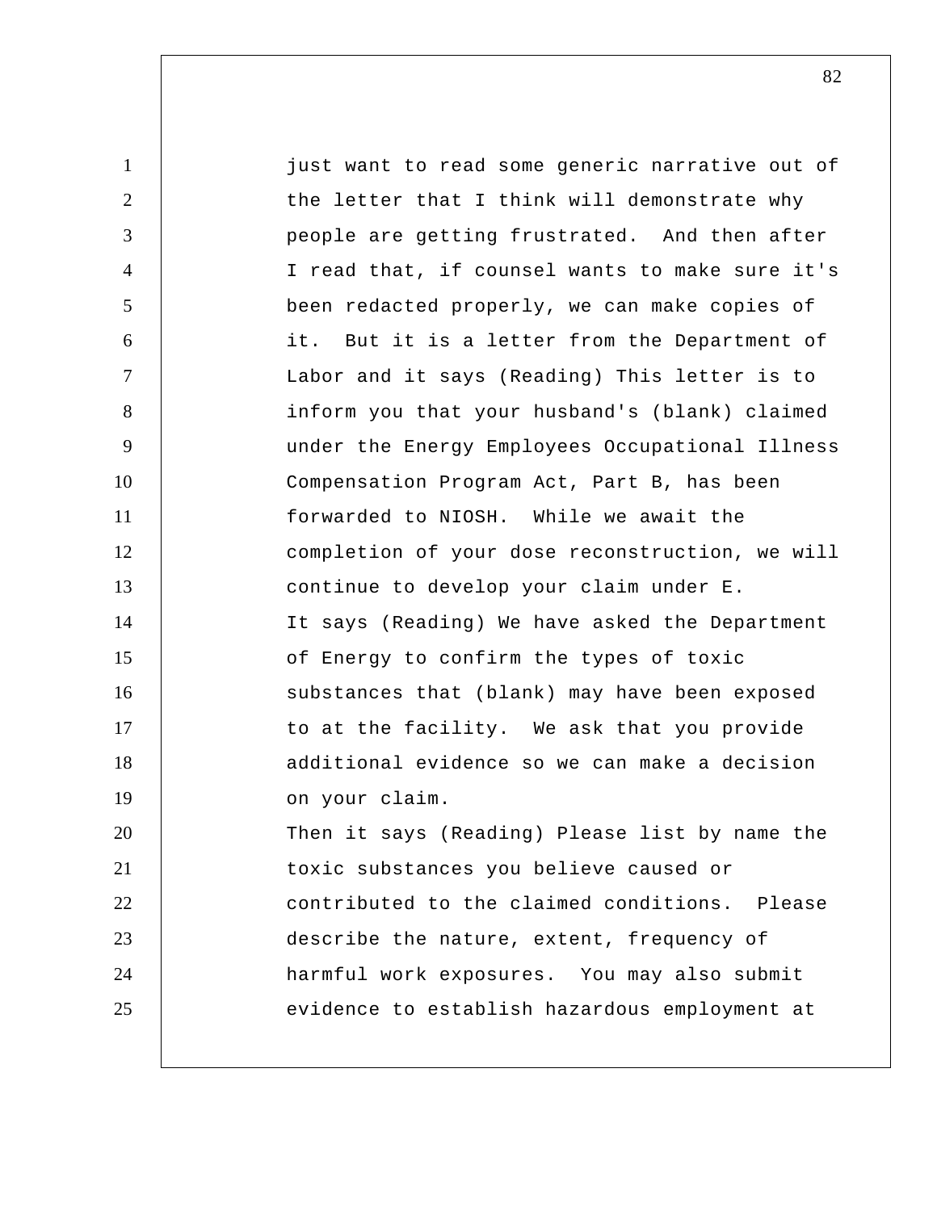just want to read some generic narrative out of the letter that I think will demonstrate why people are getting frustrated. And then after I read that, if counsel wants to make sure it's been redacted properly, we can make copies of it. But it is a letter from the Department of Labor and it says (Reading) This letter is to inform you that your husband's (blank) claimed under the Energy Employees Occupational Illness Compensation Program Act, Part B, has been forwarded to NIOSH. While we await the completion of your dose reconstruction, we will continue to develop your claim under E.

It says (Reading) We have asked the Department of Energy to confirm the types of toxic substances that (blank) may have been exposed to at the facility. We ask that you provide additional evidence so we can make a decision on your claim.

Then it says (Reading) Please list by name the toxic substances you believe caused or contributed to the claimed conditions. Please describe the nature, extent, frequency of harmful work exposures. You may also submit evidence to establish hazardous employment at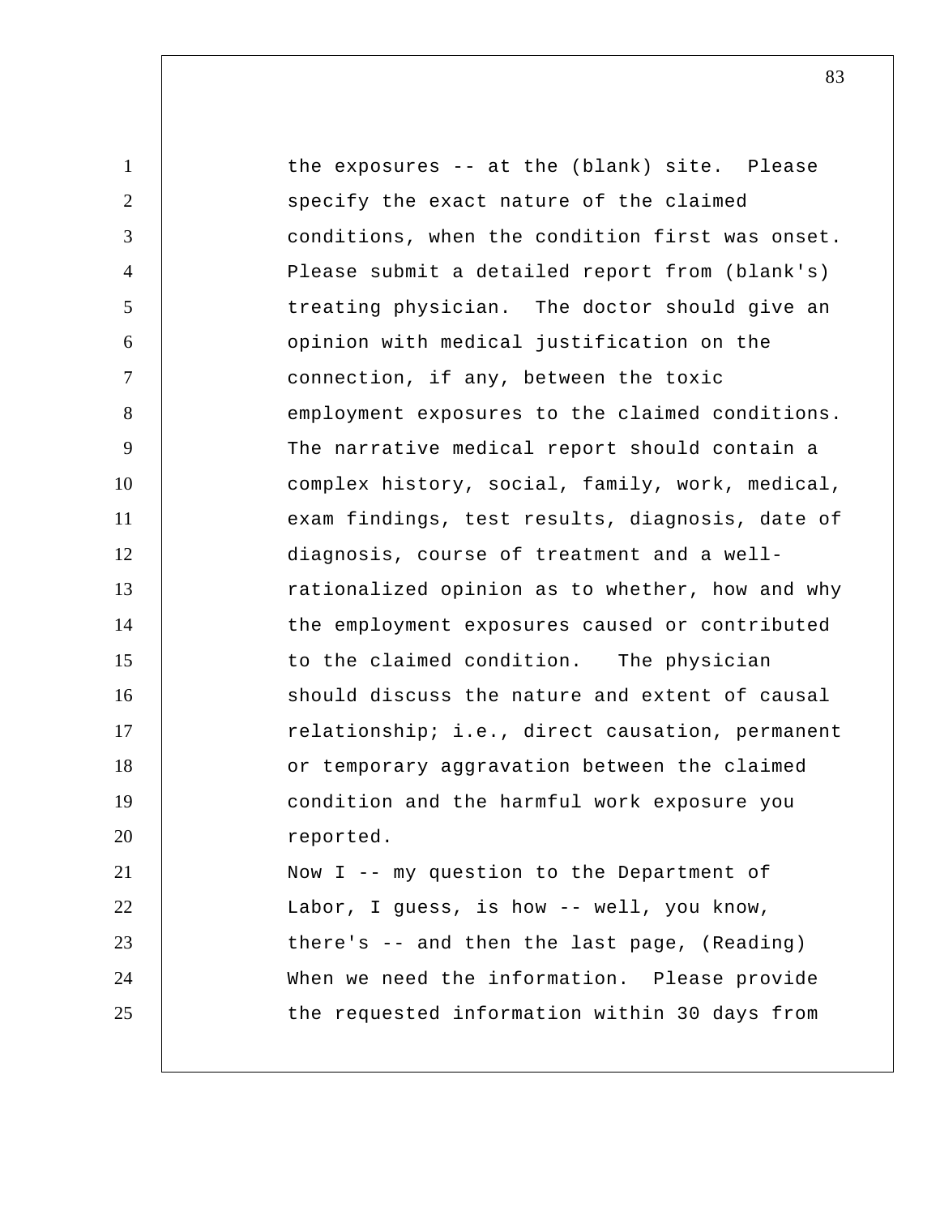the exposures -- at the (blank) site. Please specify the exact nature of the claimed conditions, when the condition first was onset. Please submit a detailed report from (blank's) treating physician. The doctor should give an opinion with medical justification on the connection, if any, between the toxic employment exposures to the claimed conditions. The narrative medical report should contain a complex history, social, family, work, medical, exam findings, test results, diagnosis, date of diagnosis, course of treatment and a well-rationalized opinion as to whether, how and why the employment exposures caused or contributed to the claimed condition. The physician should discuss the nature and extent of causal relationship; i.e., direct causation, permanent or temporary aggravation between the claimed condition and the harmful work exposure you reported.

Now I -- my question to the Department of Labor, I guess, is how -- well, you know, there's -- and then the last page, (Reading) When we need the information. Please provide the requested information within 30 days from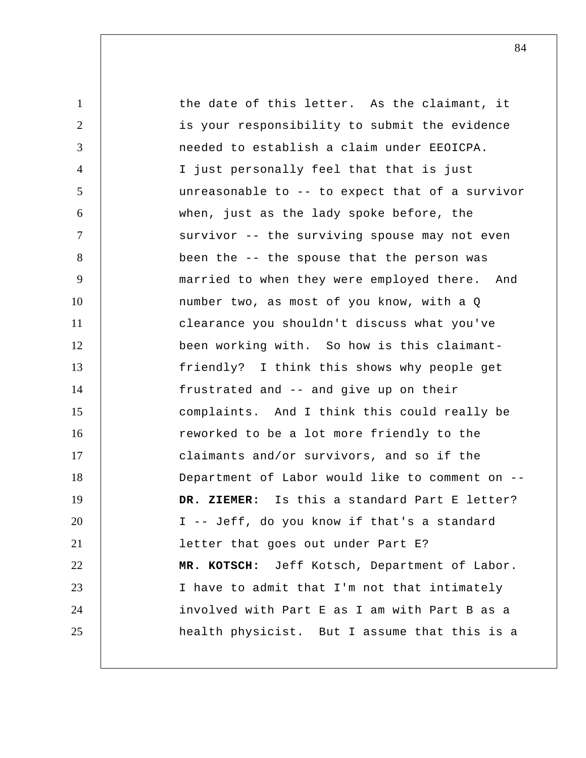the date of this letter. As the claimant, it is your responsibility to submit the evidence needed to establish a claim under EEOICPA. I just personally feel that that is just unreasonable to -- to expect that of a survivor when, just as the lady spoke before, the survivor -- the surviving spouse may not even been the -- the spouse that the person was married to when they were employed there. And number two, as most of you know, with a Q clearance you shouldn't discuss what you've been working with. So how is this claimant-friendly? I think this shows why people get frustrated and -- and give up on their complaints. And I think this could really be reworked to be a lot more friendly to the claimants and/or survivors, and so if the Department of Labor would like to comment on --

**DR. ZIEMER:** Is this a standard Part E letter? I -- Jeff, do you know if that's a standard letter that goes out under Part E?

**MR. KOTSCH:** Jeff Kotsch, Department of Labor. I have to admit that I'm not that intimately involved with Part E as I am with Part B as a health physicist. But I assume that this is a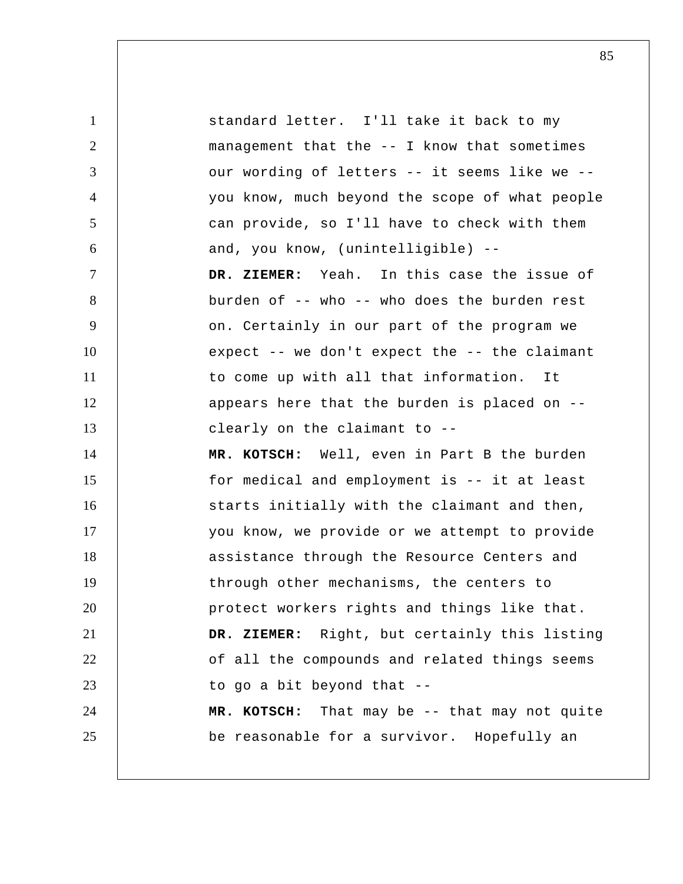standard letter. I'll take it back to my management that the -- I know that sometimes our wording of letters -- it seems like we -- you know, much beyond the scope of what people can provide, so I'll have to check with them and, you know, (unintelligible) --

**DR. ZIEMER:** Yeah. In this case the issue of burden of -- who -- who does the burden rest on. Certainly in our part of the program we expect -- we don't expect the -- the claimant to come up with all that information. It appears here that the burden is placed on -- clearly on the claimant to --

**MR. KOTSCH:** Well, even in Part B the burden for medical and employment is -- it at least starts initially with the claimant and then, you know, we provide or we attempt to provide assistance through the Resource Centers and through other mechanisms, the centers to protect workers rights and things like that.

**DR. ZIEMER:** Right, but certainly this listing of all the compounds and related things seems to go a bit beyond that --

**MR. KOTSCH:** That may be -- that may not quite be reasonable for a survivor. Hopefully an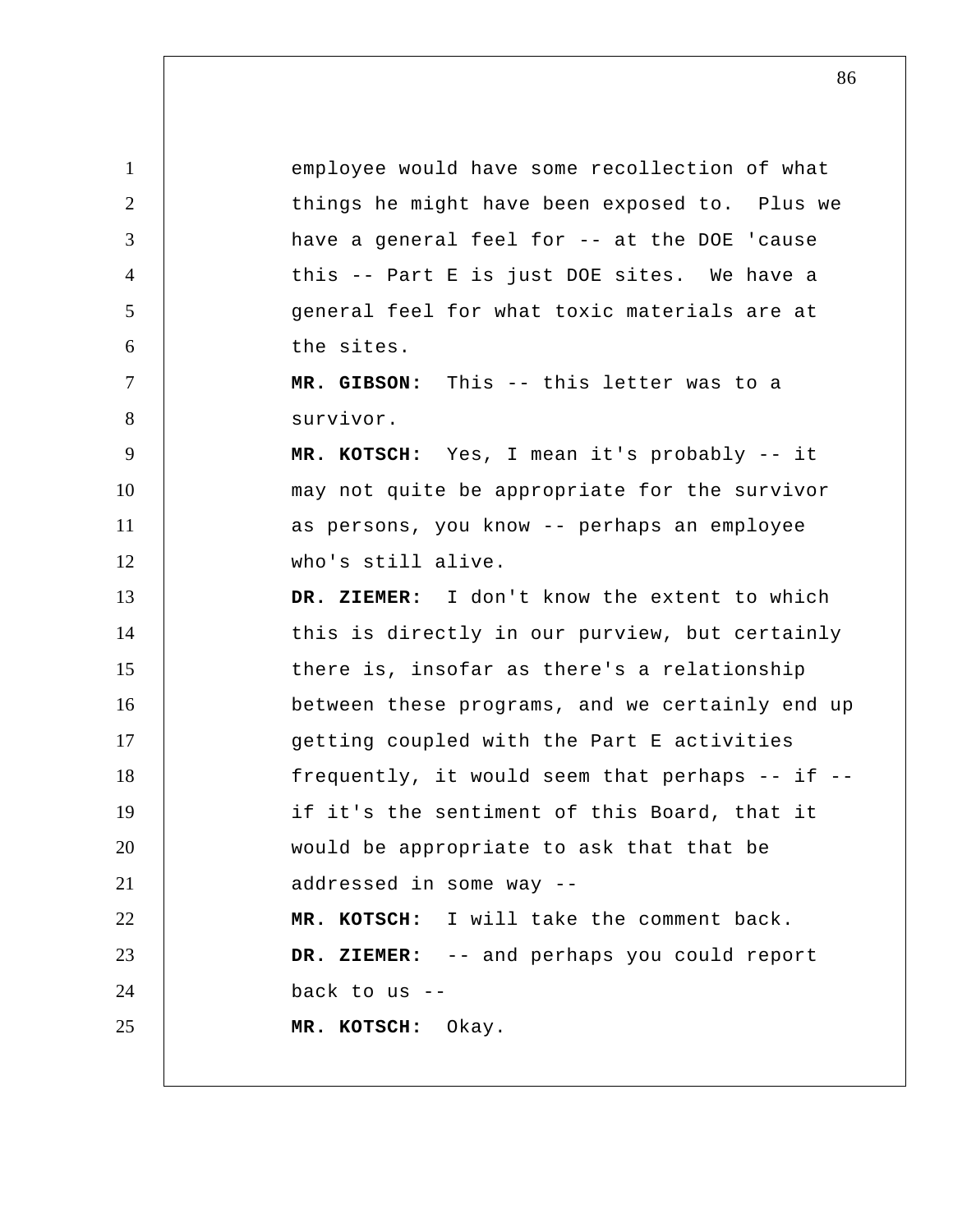employee would have some recollection of what things he might have been exposed to. Plus we have a general feel for -- at the DOE 'cause this -- Part E is just DOE sites. We have a general feel for what toxic materials are at the sites.

**MR. GIBSON:** This -- this letter was to a survivor.

**MR. KOTSCH:** Yes, I mean it's probably -- it may not quite be appropriate for the survivor as persons, you know -- perhaps an employee who's still alive.

**DR. ZIEMER:** I don't know the extent to which this is directly in our purview, but certainly there is, insofar as there's a relationship between these programs, and we certainly end up getting coupled with the Part E activities frequently, it would seem that perhaps -- if -- if it's the sentiment of this Board, that it would be appropriate to ask that that be addressed in some way --

**MR. KOTSCH:** I will take the comment back.

**DR. ZIEMER:** -- and perhaps you could report back to us --

**MR. KOTSCH:** Okay.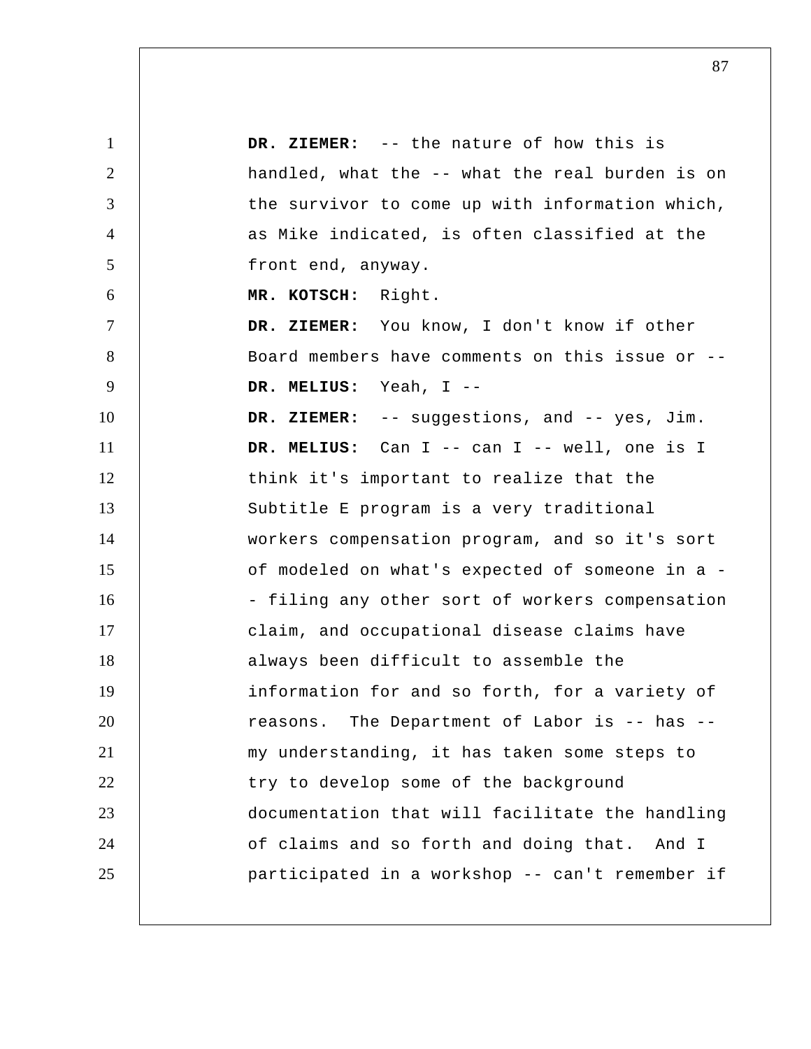**DR. ZIEMER:** -- the nature of how this is handled, what the -- what the real burden is on the survivor to come up with information which, as Mike indicated, is often classified at the front end, anyway.

**MR. KOTSCH:** Right.

**DR. ZIEMER:** You know, I don't know if other Board members have comments on this issue or --

**DR. MELIUS:** Yeah, I --

**DR. ZIEMER:** -- suggestions, and -- yes, Jim.

**DR. MELIUS:** Can I -- can I -- well, one is I think it's important to realize that the Subtitle E program is a very traditional workers compensation program, and so it's sort of modeled on what's expected of someone in a -- filing any other sort of workers compensation claim, and occupational disease claims have always been difficult to assemble the information for and so forth, for a variety of reasons. The Department of Labor is -- has -- my understanding, it has taken some steps to try to develop some of the background documentation that will facilitate the handling of claims and so forth and doing that. And I participated in a workshop -- can't remember if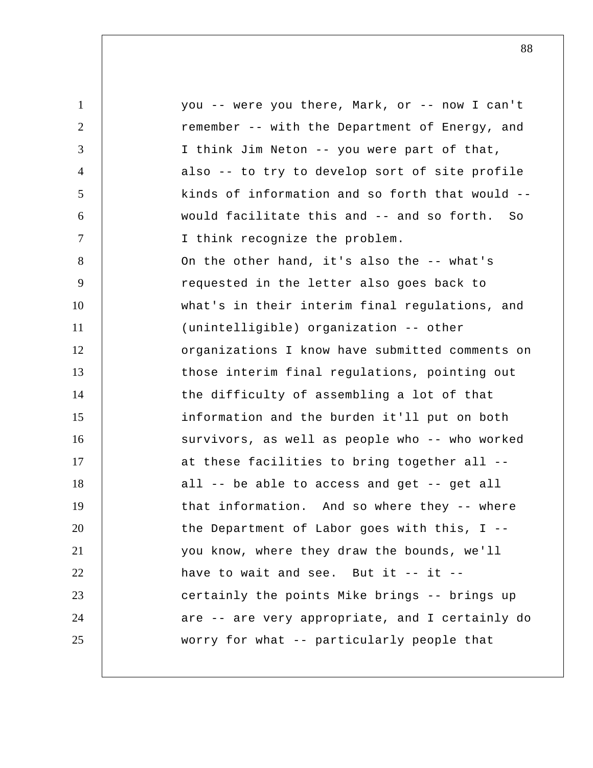you -- were you there, Mark, or -- now I can't remember -- with the Department of Energy, and I think Jim Neton -- you were part of that, also -- to try to develop sort of site profile kinds of information and so forth that would -- would facilitate this and -- and so forth. So I think recognize the problem.

On the other hand, it's also the -- what's requested in the letter also goes back to what's in their interim final regulations, and (unintelligible) organization -- other organizations I know have submitted comments on those interim final regulations, pointing out the difficulty of assembling a lot of that information and the burden it'll put on both survivors, as well as people who -- who worked at these facilities to bring together all -- all -- be able to access and get -- get all that information. And so where they -- where the Department of Labor goes with this, I -- you know, where they draw the bounds, we'll have to wait and see. But it -- it -- certainly the points Mike brings -- brings up are -- are very appropriate, and I certainly do worry for what -- particularly people that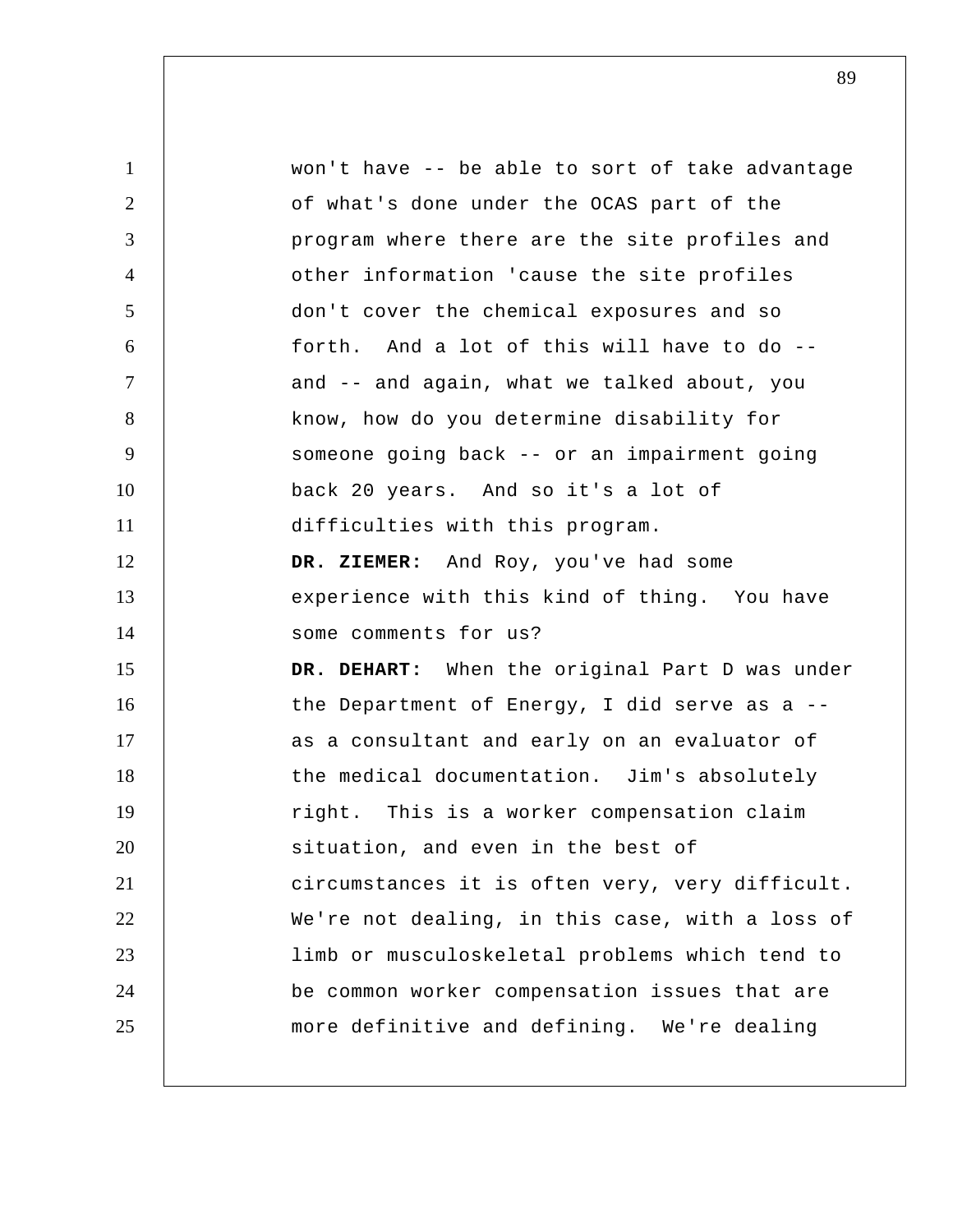won't have -- be able to sort of take advantage of what's done under the OCAS part of the program where there are the site profiles and other information 'cause the site profiles don't cover the chemical exposures and so forth. And a lot of this will have to do -- and -- and again, what we talked about, you know, how do you determine disability for someone going back -- or an impairment going back 20 years. And so it's a lot of difficulties with this program.

**DR. ZIEMER:** And Roy, you've had some experience with this kind of thing. You have some comments for us?

**DR. DEHART:** When the original Part D was under the Department of Energy, I did serve as a -- as a consultant and early on an evaluator of the medical documentation. Jim's absolutely right. This is a worker compensation claim situation, and even in the best of circumstances it is often very, very difficult. We're not dealing, in this case, with a loss of limb or musculoskeletal problems which tend to be common worker compensation issues that are more definitive and defining. We're dealing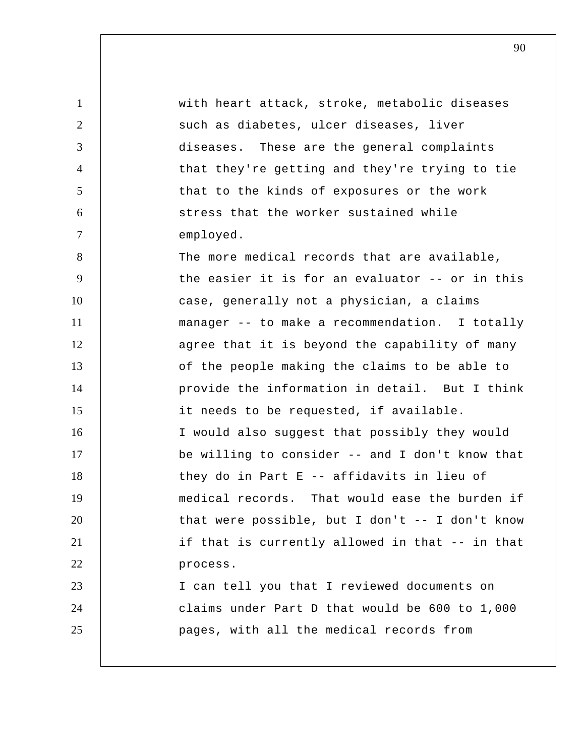with heart attack, stroke, metabolic diseases such as diabetes, ulcer diseases, liver diseases. These are the general complaints that they're getting and they're trying to tie that to the kinds of exposures or the work stress that the worker sustained while employed.

The more medical records that are available, the easier it is for an evaluator -- or in this case, generally not a physician, a claims manager -- to make a recommendation. I totally agree that it is beyond the capability of many of the people making the claims to be able to provide the information in detail. But I think it needs to be requested, if available.

I would also suggest that possibly they would be willing to consider -- and I don't know that they do in Part E -- affidavits in lieu of medical records. That would ease the burden if that were possible, but I don't -- I don't know if that is currently allowed in that -- in that process.

I can tell you that I reviewed documents on claims under Part D that would be 600 to 1,000 pages, with all the medical records from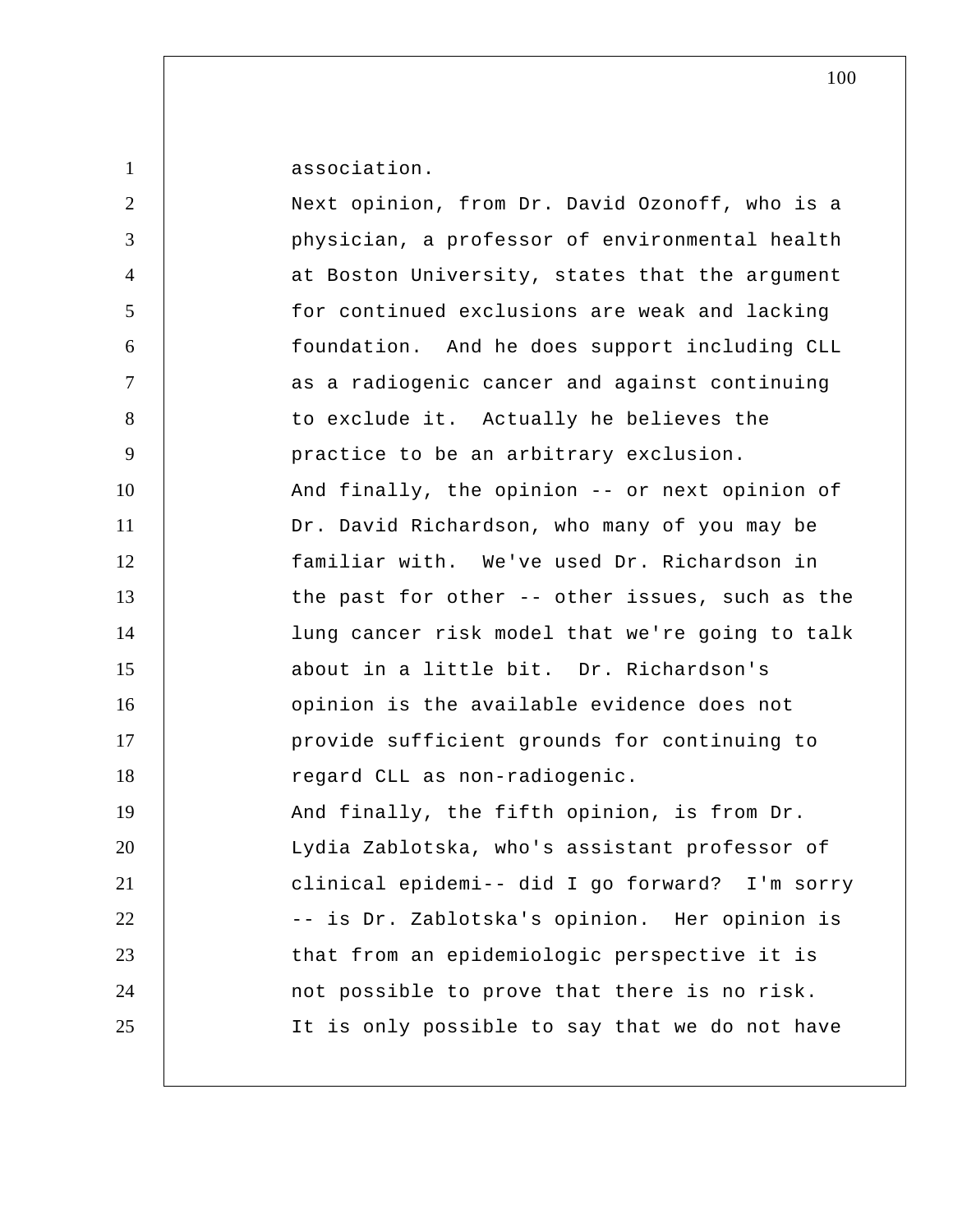association.

Next opinion, from Dr. David Ozonoff, who is a physician, a professor of environmental health at Boston University, states that the argument for continued exclusions are weak and lacking foundation. And he does support including CLL as a radiogenic cancer and against continuing to exclude it. Actually he believes the practice to be an arbitrary exclusion.

And finally, the opinion -- or next opinion of Dr. David Richardson, who many of you may be familiar with. We've used Dr. Richardson in the past for other -- other issues, such as the lung cancer risk model that we're going to talk about in a little bit. Dr. Richardson's opinion is the available evidence does not provide sufficient grounds for continuing to regard CLL as non-radiogenic.

And finally, the fifth opinion, is from Dr. Lydia Zablotska, who's assistant professor of clinical epidemi-- did I go forward? I'm sorry -- is Dr. Zablotska's opinion. Her opinion is that from an epidemiologic perspective it is not possible to prove that there is no risk. It is only possible to say that we do not have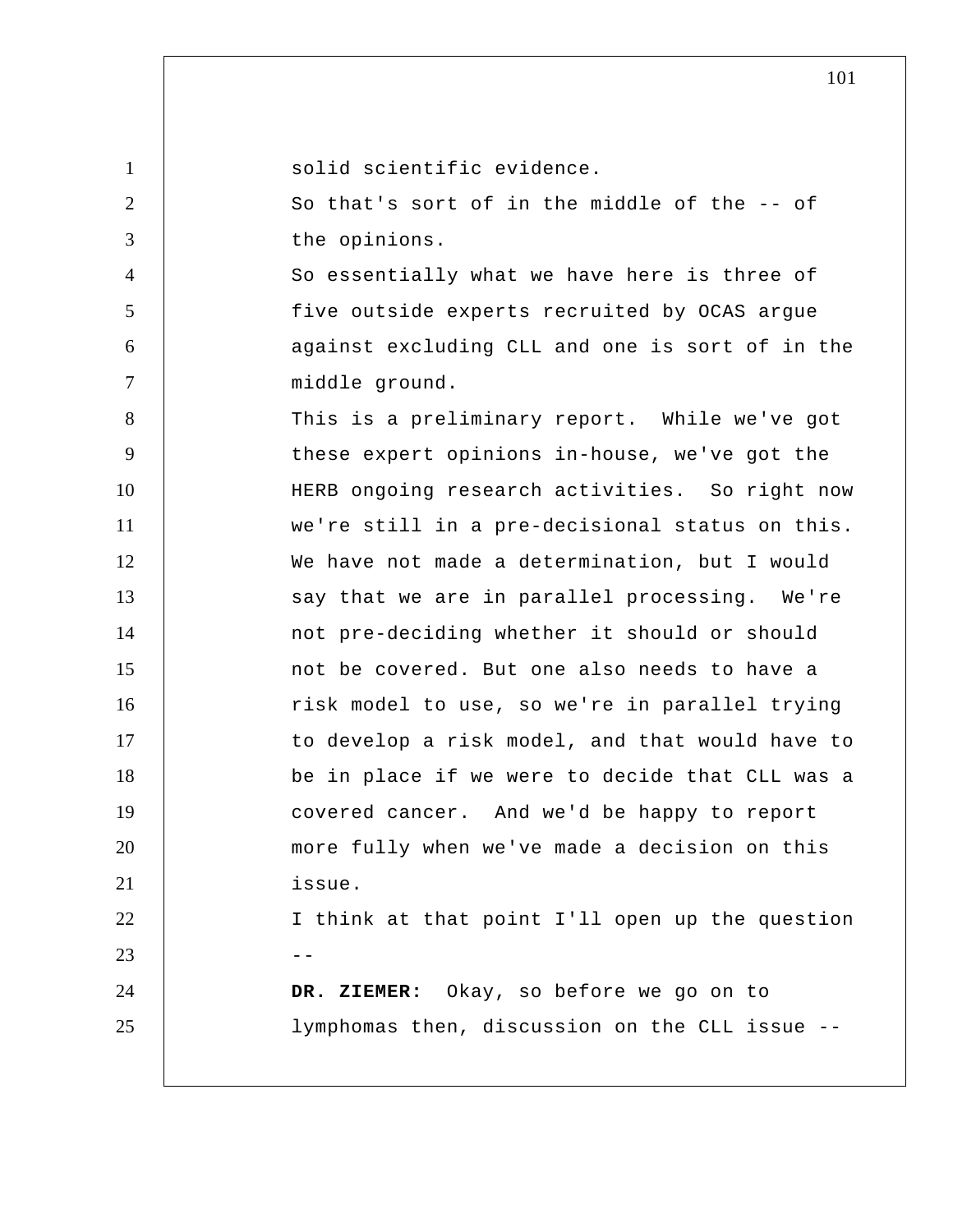solid scientific evidence.

So that's sort of in the middle of the -- of the opinions.

So essentially what we have here is three of five outside experts recruited by OCAS argue against excluding CLL and one is sort of in the middle ground.

This is a preliminary report. While we've got these expert opinions in-house, we've got the HERB ongoing research activities. So right now we're still in a pre-decisional status on this. We have not made a determination, but I would say that we are in parallel processing. We're not pre-deciding whether it should or should not be covered. But one also needs to have a risk model to use, so we're in parallel trying to develop a risk model, and that would have to be in place if we were to decide that CLL was a covered cancer. And we'd be happy to report more fully when we've made a decision on this issue.

I think at that point I'll open up the question --

**DR. ZIEMER:** Okay, so before we go on to lymphomas then, discussion on the CLL issue --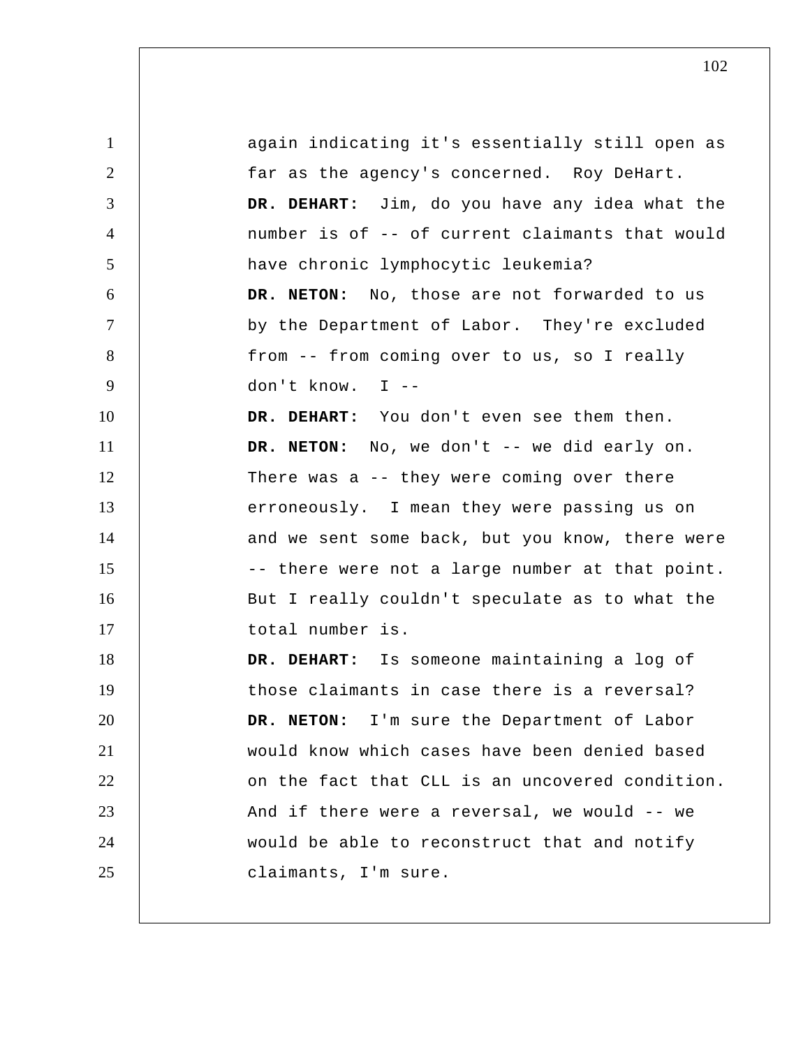again indicating it's essentially still open as far as the agency's concerned. Roy DeHart.

**DR. DEHART:** Jim, do you have any idea what the number is of -- of current claimants that would have chronic lymphocytic leukemia?

**DR. NETON:** No, those are not forwarded to us by the Department of Labor. They're excluded from -- from coming over to us, so I really don't know. I --

**DR. DEHART:** You don't even see them then.

**DR. NETON:** No, we don't -- we did early on. There was a -- they were coming over there erroneously. I mean they were passing us on and we sent some back, but you know, there were -- there were not a large number at that point. But I really couldn't speculate as to what the total number is.

**DR. DEHART:** Is someone maintaining a log of those claimants in case there is a reversal?

**DR. NETON:** I'm sure the Department of Labor would know which cases have been denied based on the fact that CLL is an uncovered condition. And if there were a reversal, we would -- we would be able to reconstruct that and notify claimants, I'm sure.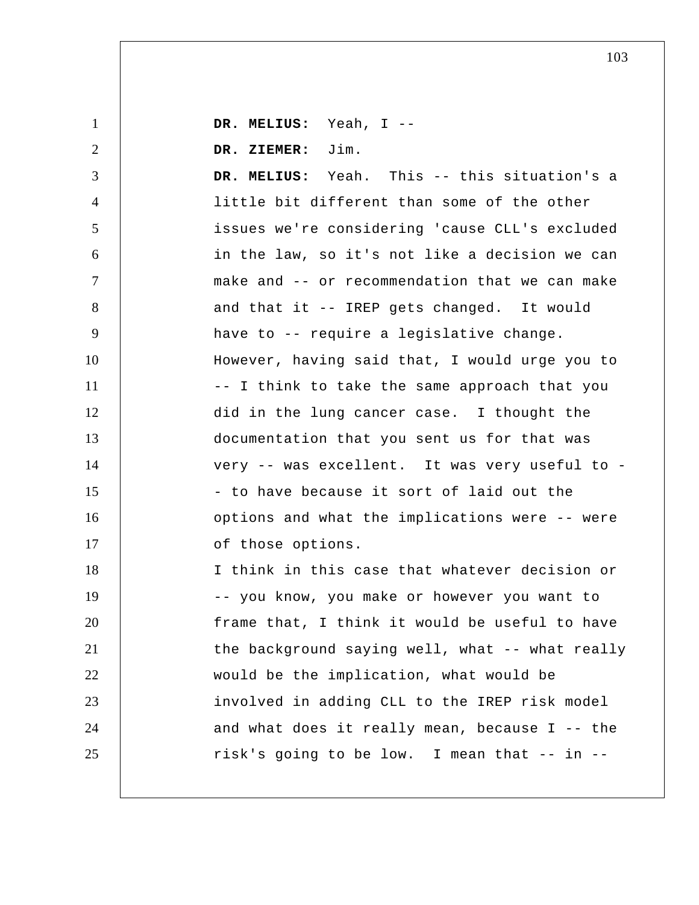**DR. MELIUS:** Yeah, I --

**DR. ZIEMER:** Jim.

**DR. MELIUS:** Yeah. This -- this situation's a little bit different than some of the other issues we're considering 'cause CLL's excluded in the law, so it's not like a decision we can make and -- or recommendation that we can make and that it -- IREP gets changed. It would have to -- require a legislative change. However, having said that, I would urge you to -- I think to take the same approach that you did in the lung cancer case. I thought the documentation that you sent us for that was very -- was excellent. It was very useful to -- to have because it sort of laid out the options and what the implications were -- were of those options.

I think in this case that whatever decision or -- you know, you make or however you want to frame that, I think it would be useful to have the background saying well, what -- what really would be the implication, what would be involved in adding CLL to the IREP risk model and what does it really mean, because I -- the risk's going to be low. I mean that -- in --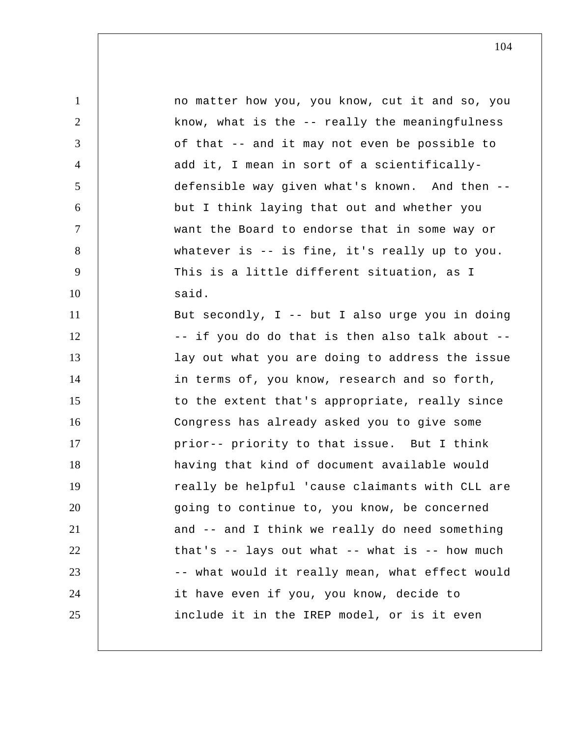no matter how you, you know, cut it and so, you know, what is the -- really the meaningfulness of that -- and it may not even be possible to add it, I mean in sort of a scientifically-defensible way given what's known. And then -- but I think laying that out and whether you want the Board to endorse that in some way or whatever is -- is fine, it's really up to you. This is a little different situation, as I said.

But secondly, I -- but I also urge you in doing -- if you do do that is then also talk about -- lay out what you are doing to address the issue in terms of, you know, research and so forth, to the extent that's appropriate, really since Congress has already asked you to give some prior-- priority to that issue. But I think having that kind of document available would really be helpful 'cause claimants with CLL are going to continue to, you know, be concerned and -- and I think we really do need something that's -- lays out what -- what is -- how much -- what would it really mean, what effect would it have even if you, you know, decide to include it in the IREP model, or is it even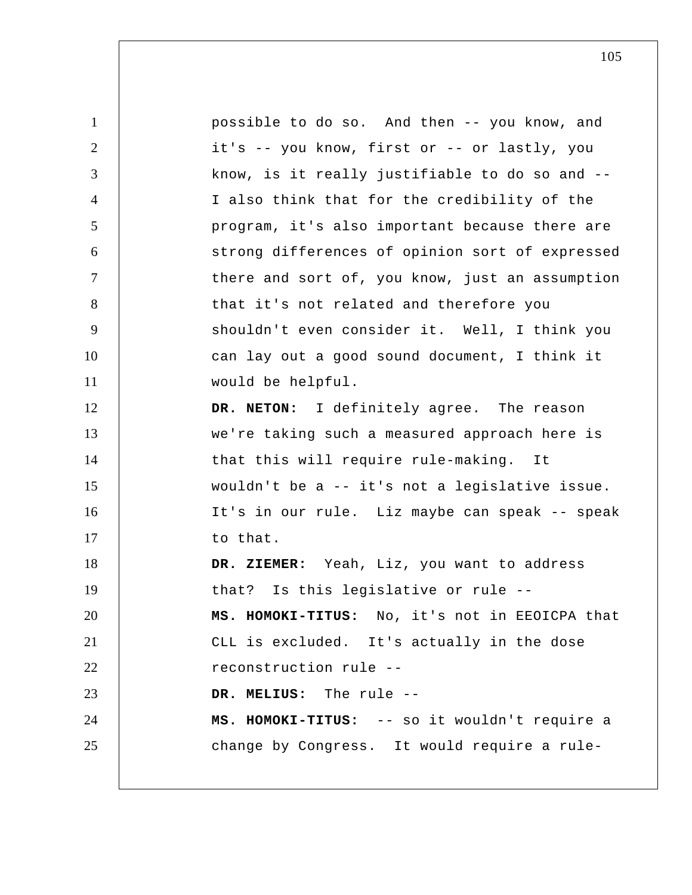possible to do so. And then -- you know, and it's -- you know, first or -- or lastly, you know, is it really justifiable to do so and -- I also think that for the credibility of the program, it's also important because there are strong differences of opinion sort of expressed there and sort of, you know, just an assumption that it's not related and therefore you shouldn't even consider it. Well, I think you can lay out a good sound document, I think it would be helpful.

**DR. NETON:** I definitely agree. The reason we're taking such a measured approach here is that this will require rule-making. It wouldn't be a -- it's not a legislative issue. It's in our rule. Liz maybe can speak -- speak to that.

**DR. ZIEMER:** Yeah, Liz, you want to address that? Is this legislative or rule --

**MS. HOMOKI-TITUS:** No, it's not in EEOICPA that CLL is excluded. It's actually in the dose reconstruction rule --

**DR. MELIUS:** The rule --

**MS. HOMOKI-TITUS:** -- so it wouldn't require a change by Congress. It would require a rule-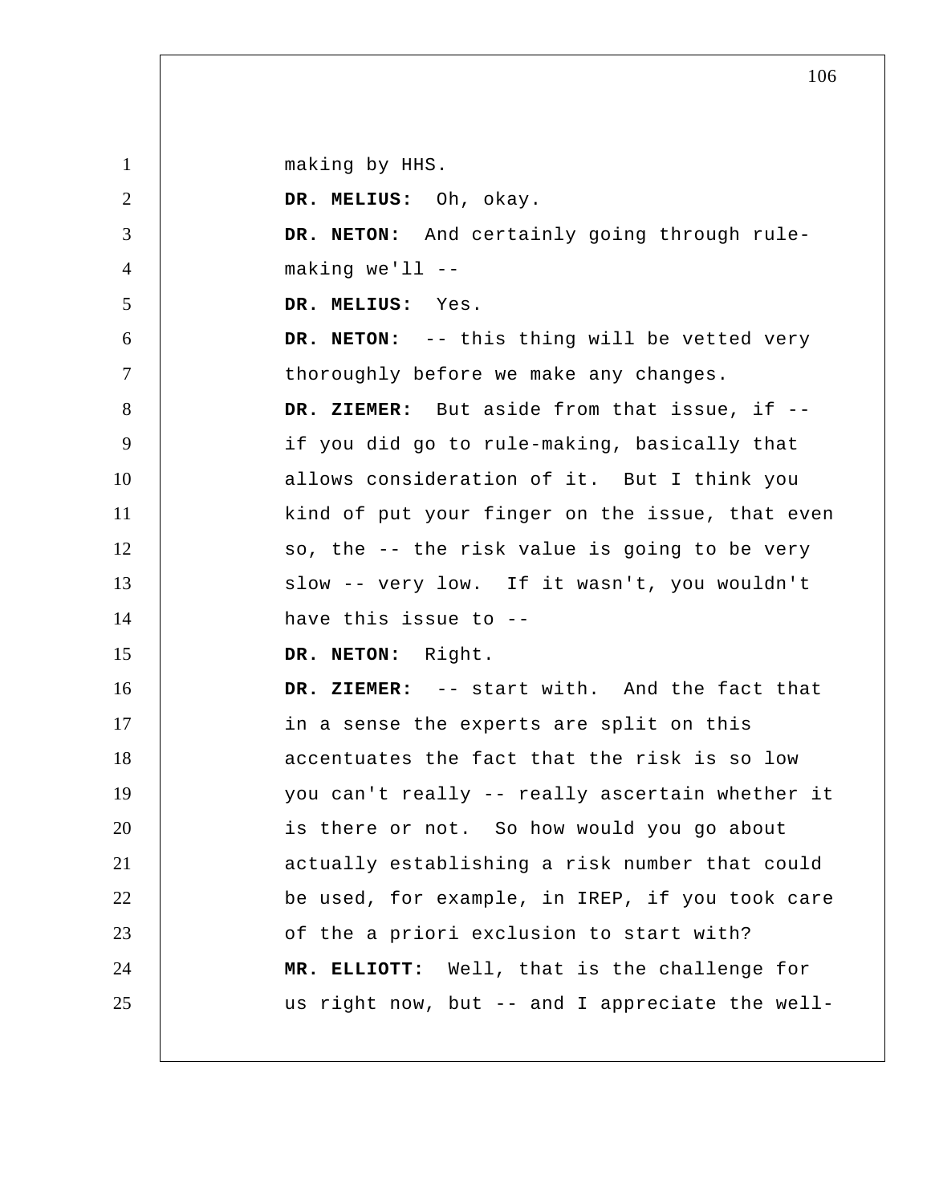making by HHS.

**DR. MELIUS:** Oh, okay.

**DR. NETON:** And certainly going through rule-making we'll --

**DR. MELIUS:** Yes.

**DR. NETON:** -- this thing will be vetted very thoroughly before we make any changes.

**DR. ZIEMER:** But aside from that issue, if -- if you did go to rule-making, basically that allows consideration of it. But I think you kind of put your finger on the issue, that even so, the -- the risk value is going to be very slow -- very low. If it wasn't, you wouldn't have this issue to --

**DR. NETON:** Right.

**DR. ZIEMER:** -- start with. And the fact that in a sense the experts are split on this accentuates the fact that the risk is so low you can't really -- really ascertain whether it is there or not. So how would you go about actually establishing a risk number that could be used, for example, in IREP, if you took care of the a priori exclusion to start with?

**MR. ELLIOTT:** Well, that is the challenge for us right now, but -- and I appreciate the well-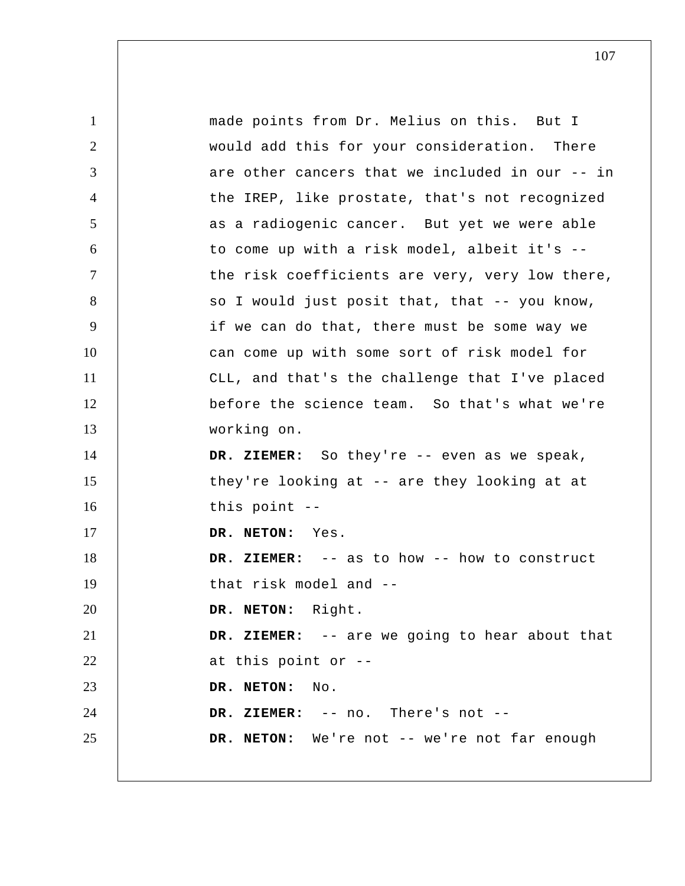made points from Dr. Melius on this. But I would add this for your consideration. There are other cancers that we included in our -- in the IREP, like prostate, that's not recognized as a radiogenic cancer. But yet we were able to come up with a risk model, albeit it's -- the risk coefficients are very, very low there, so I would just posit that, that -- you know, if we can do that, there must be some way we can come up with some sort of risk model for CLL, and that's the challenge that I've placed before the science team. So that's what we're working on.

**DR. ZIEMER:** So they're -- even as we speak, they're looking at -- are they looking at at this point --

**DR. NETON:** Yes.

**DR. ZIEMER:** -- as to how -- how to construct that risk model and --

**DR. NETON:** Right.

**DR. ZIEMER:** -- are we going to hear about that at this point or --

**DR. NETON:** No.

**DR. ZIEMER:** -- no. There's not --

**DR. NETON:** We're not -- we're not far enough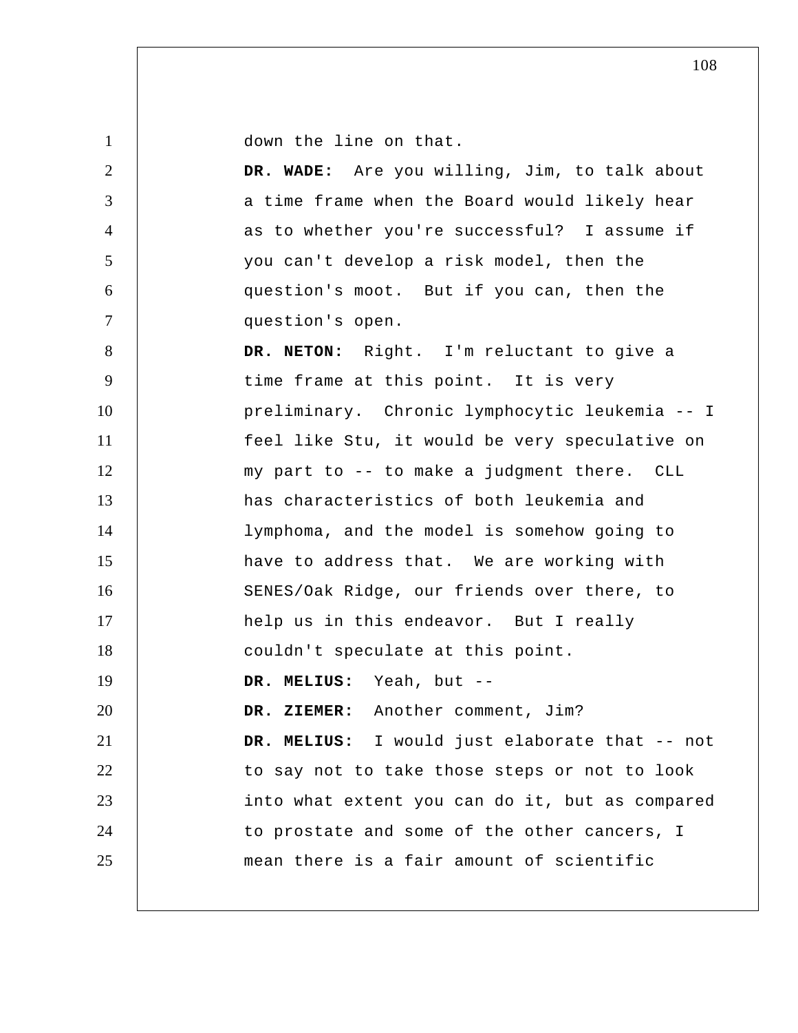down the line on that.

**DR. WADE:** Are you willing, Jim, to talk about a time frame when the Board would likely hear as to whether you're successful? I assume if you can't develop a risk model, then the question's moot. But if you can, then the question's open.

**DR. NETON:** Right. I'm reluctant to give a time frame at this point. It is very preliminary. Chronic lymphocytic leukemia -- I feel like Stu, it would be very speculative on my part to -- to make a judgment there. CLL has characteristics of both leukemia and lymphoma, and the model is somehow going to have to address that. We are working with SENES/Oak Ridge, our friends over there, to help us in this endeavor. But I really couldn't speculate at this point.

**DR. MELIUS:** Yeah, but --

**DR. ZIEMER:** Another comment, Jim?

**DR. MELIUS:** I would just elaborate that -- not to say not to take those steps or not to look into what extent you can do it, but as compared to prostate and some of the other cancers, I mean there is a fair amount of scientific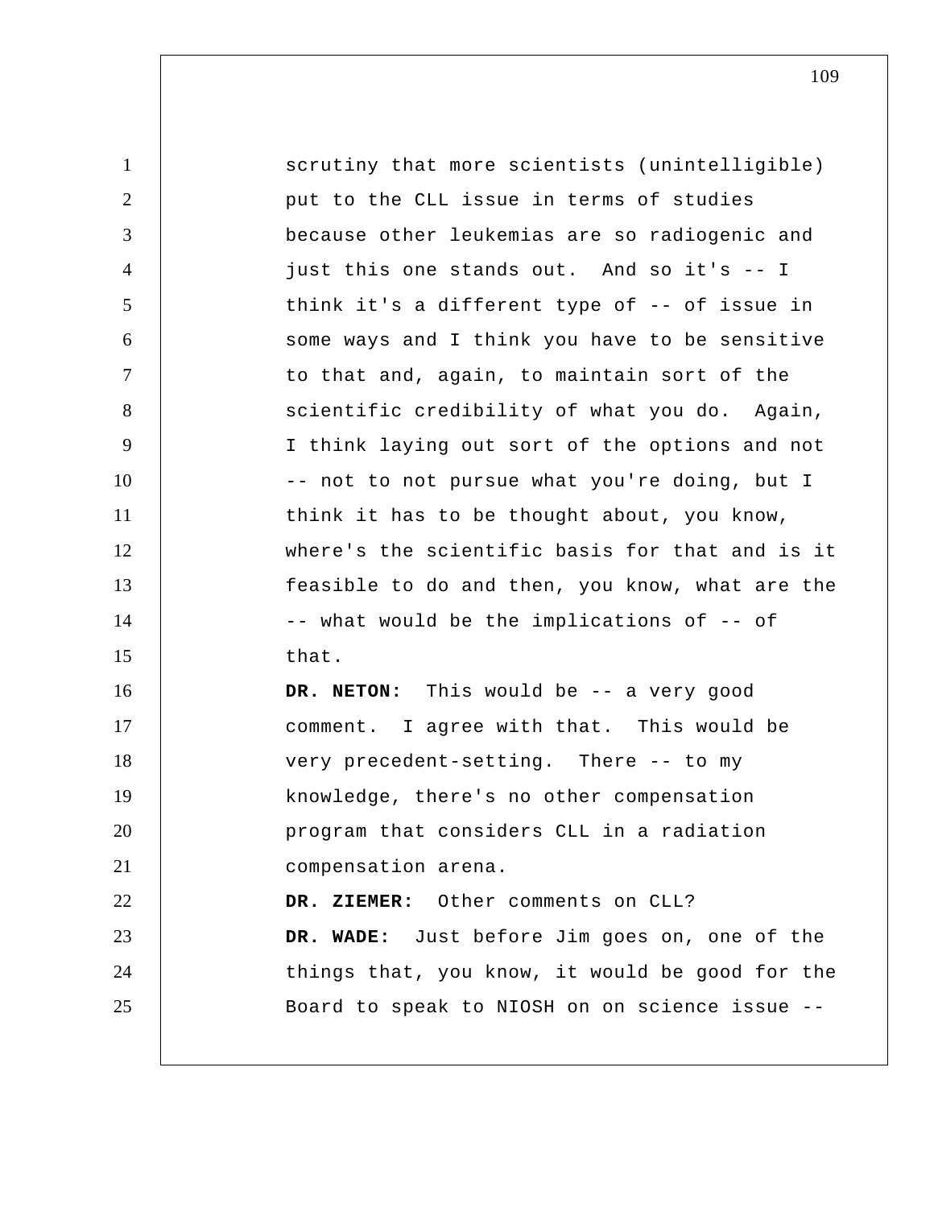scrutiny that more scientists (unintelligible) put to the CLL issue in terms of studies because other leukemias are so radiogenic and just this one stands out. And so it's -- I think it's a different type of -- of issue in some ways and I think you have to be sensitive to that and, again, to maintain sort of the scientific credibility of what you do. Again, I think laying out sort of the options and not -- not to not pursue what you're doing, but I think it has to be thought about, you know, where's the scientific basis for that and is it feasible to do and then, you know, what are the -- what would be the implications of -- of that.

**DR. NETON:** This would be -- a very good comment. I agree with that. This would be very precedent-setting. There -- to my knowledge, there's no other compensation program that considers CLL in a radiation compensation arena.

**DR. ZIEMER:** Other comments on CLL?

**DR. WADE:** Just before Jim goes on, one of the things that, you know, it would be good for the Board to speak to NIOSH on on science issue --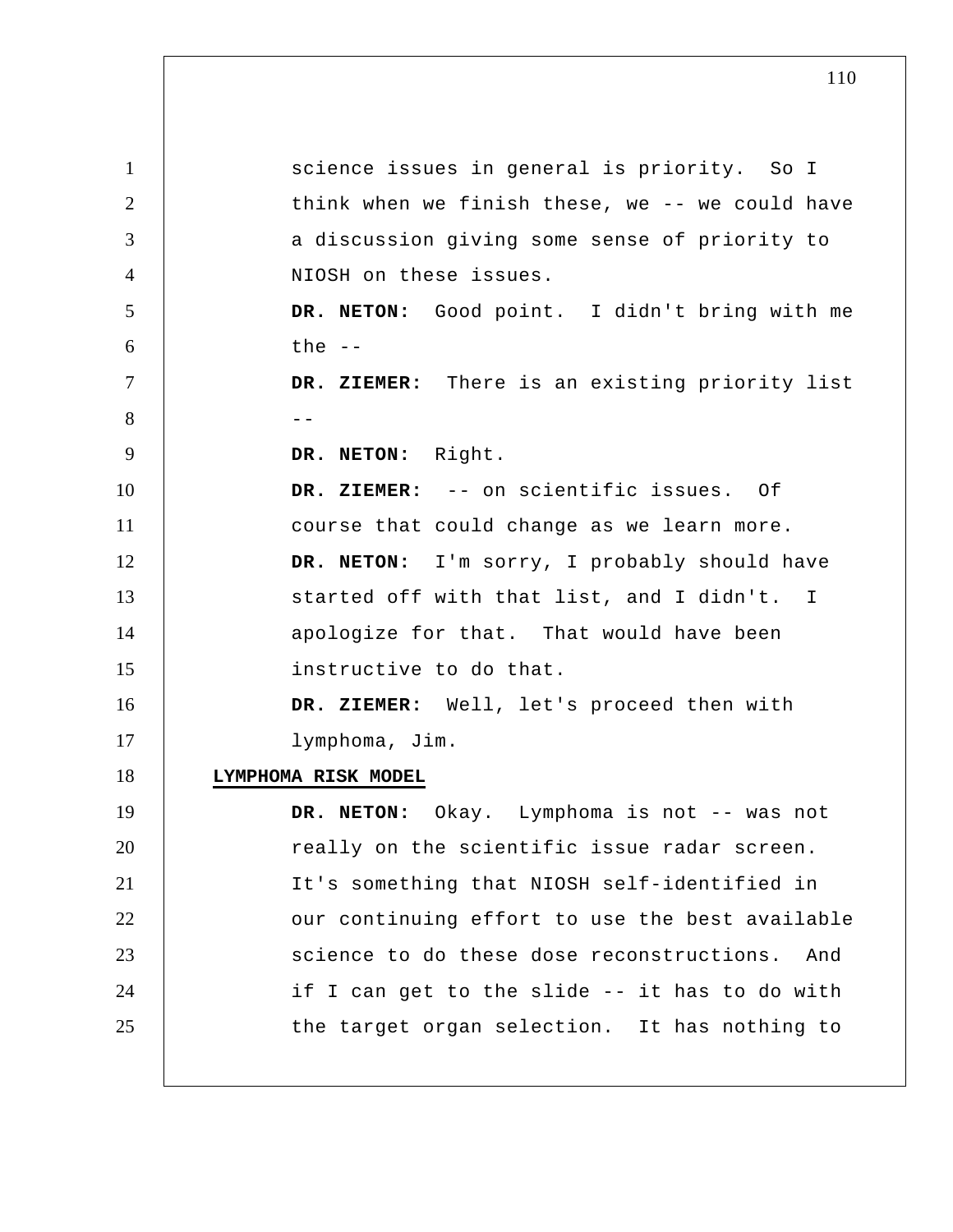science issues in general is priority. So I think when we finish these, we -- we could have a discussion giving some sense of priority to NIOSH on these issues.

**DR. NETON:** Good point. I didn't bring with me the --

**DR. ZIEMER:** There is an existing priority list --

**DR. NETON:** Right.

**DR. ZIEMER:** -- on scientific issues. Of course that could change as we learn more.

**DR. NETON:** I'm sorry, I probably should have started off with that list, and I didn't. I apologize for that. That would have been instructive to do that.

**DR. ZIEMER:** Well, let's proceed then with lymphoma, Jim.

**LYMPHOMA RISK MODEL**

**DR. NETON:** Okay. Lymphoma is not -- was not really on the scientific issue radar screen. It's something that NIOSH self-identified in our continuing effort to use the best available science to do these dose reconstructions. And if I can get to the slide -- it has to do with the target organ selection. It has nothing to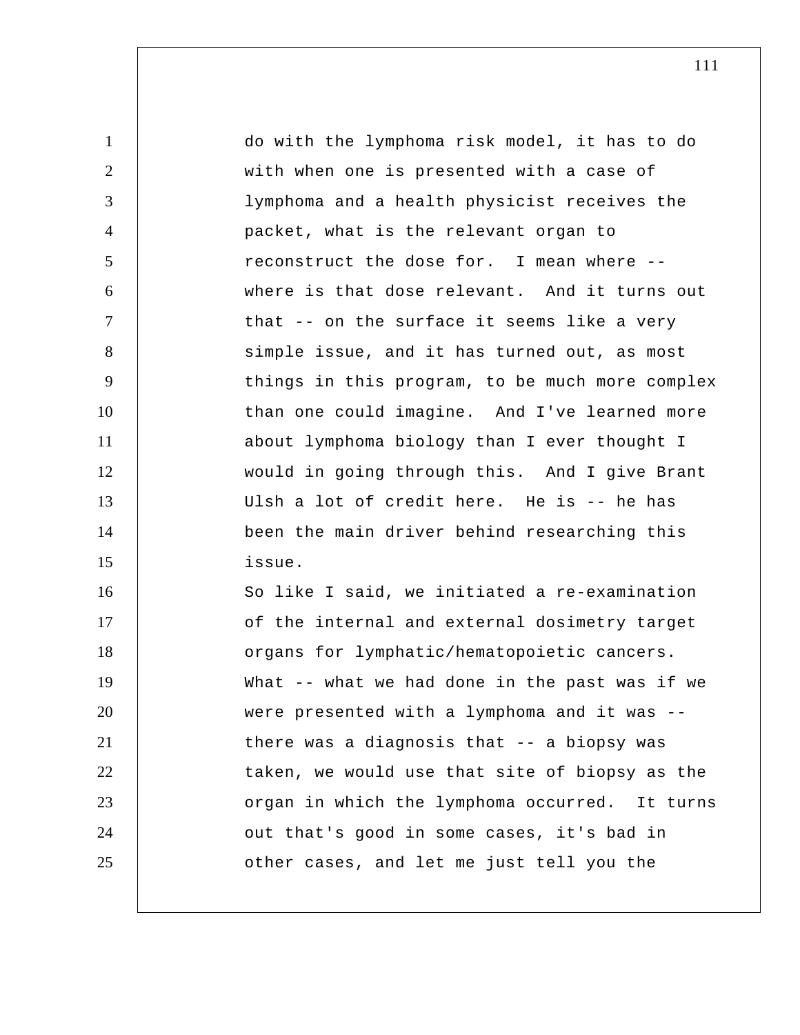do with the lymphoma risk model, it has to do with when one is presented with a case of lymphoma and a health physicist receives the packet, what is the relevant organ to reconstruct the dose for. I mean where -- where is that dose relevant. And it turns out that -- on the surface it seems like a very simple issue, and it has turned out, as most things in this program, to be much more complex than one could imagine. And I've learned more about lymphoma biology than I ever thought I would in going through this. And I give Brant Ulsh a lot of credit here. He is -- he has been the main driver behind researching this issue.

So like I said, we initiated a re-examination of the internal and external dosimetry target organs for lymphatic/hematopoietic cancers. What -- what we had done in the past was if we were presented with a lymphoma and it was -- there was a diagnosis that -- a biopsy was taken, we would use that site of biopsy as the organ in which the lymphoma occurred. It turns out that's good in some cases, it's bad in other cases, and let me just tell you the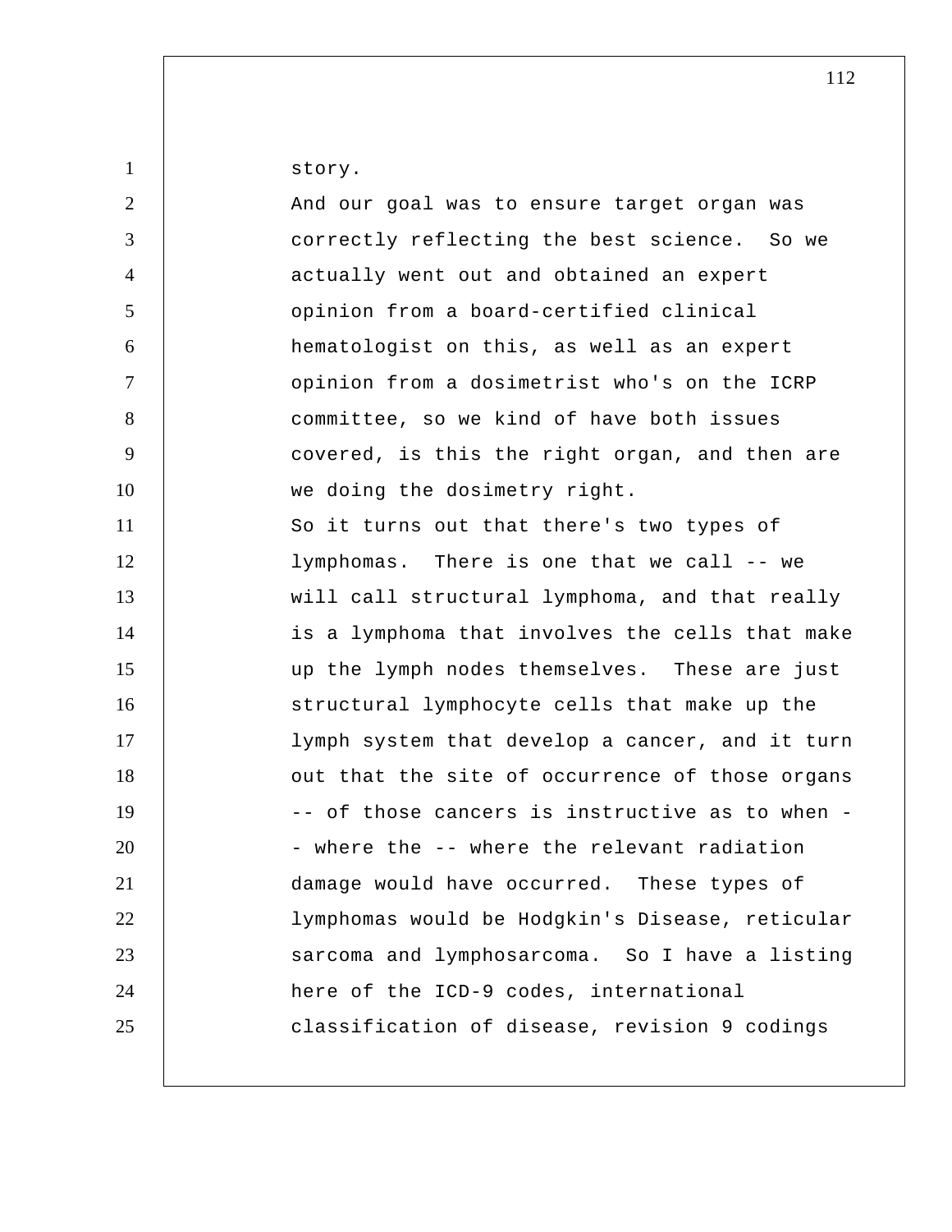story.

And our goal was to ensure target organ was correctly reflecting the best science. So we actually went out and obtained an expert opinion from a board-certified clinical hematologist on this, as well as an expert opinion from a dosimetrist who's on the ICRP committee, so we kind of have both issues covered, is this the right organ, and then are we doing the dosimetry right.

So it turns out that there's two types of lymphomas. There is one that we call -- we will call structural lymphoma, and that really is a lymphoma that involves the cells that make up the lymph nodes themselves. These are just structural lymphocyte cells that make up the lymph system that develop a cancer, and it turn out that the site of occurrence of those organs -- of those cancers is instructive as to when -- where the -- where the relevant radiation damage would have occurred. These types of lymphomas would be Hodgkin's Disease, reticular sarcoma and lymphosarcoma. So I have a listing here of the ICD-9 codes, international classification of disease, revision 9 codings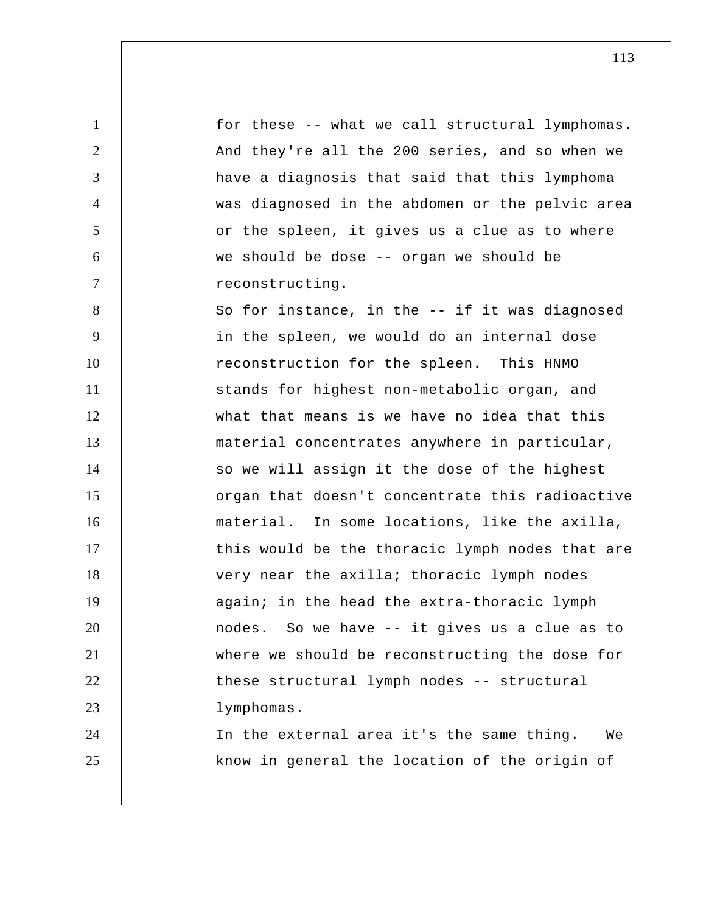for these -- what we call structural lymphomas. And they're all the 200 series, and so when we have a diagnosis that said that this lymphoma was diagnosed in the abdomen or the pelvic area or the spleen, it gives us a clue as to where we should be dose -- organ we should be reconstructing.

So for instance, in the -- if it was diagnosed in the spleen, we would do an internal dose reconstruction for the spleen. This HNMO stands for highest non-metabolic organ, and what that means is we have no idea that this material concentrates anywhere in particular, so we will assign it the dose of the highest organ that doesn't concentrate this radioactive material. In some locations, like the axilla, this would be the thoracic lymph nodes that are very near the axilla; thoracic lymph nodes again; in the head the extra-thoracic lymph nodes. So we have -- it gives us a clue as to where we should be reconstructing the dose for these structural lymph nodes -- structural lymphomas.

In the external area it's the same thing. We know in general the location of the origin of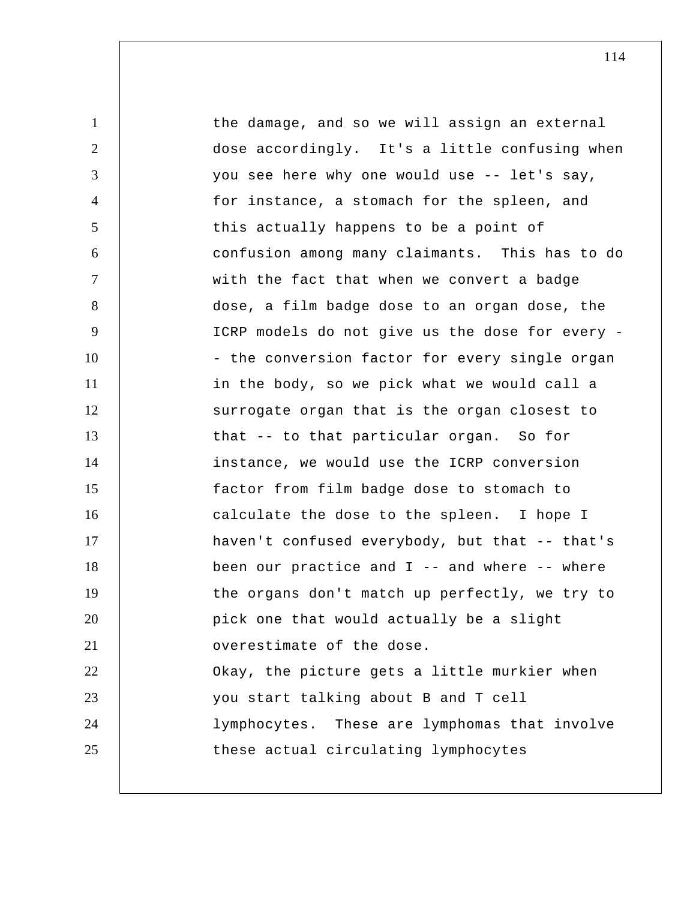the damage, and so we will assign an external dose accordingly. It's a little confusing when you see here why one would use -- let's say, for instance, a stomach for the spleen, and this actually happens to be a point of confusion among many claimants. This has to do with the fact that when we convert a badge dose, a film badge dose to an organ dose, the ICRP models do not give us the dose for every -- the conversion factor for every single organ in the body, so we pick what we would call a surrogate organ that is the organ closest to that -- to that particular organ. So for instance, we would use the ICRP conversion factor from film badge dose to stomach to calculate the dose to the spleen. I hope I haven't confused everybody, but that -- that's been our practice and I -- and where -- where the organs don't match up perfectly, we try to pick one that would actually be a slight overestimate of the dose.

Okay, the picture gets a little murkier when you start talking about B and T cell lymphocytes. These are lymphomas that involve these actual circulating lymphocytes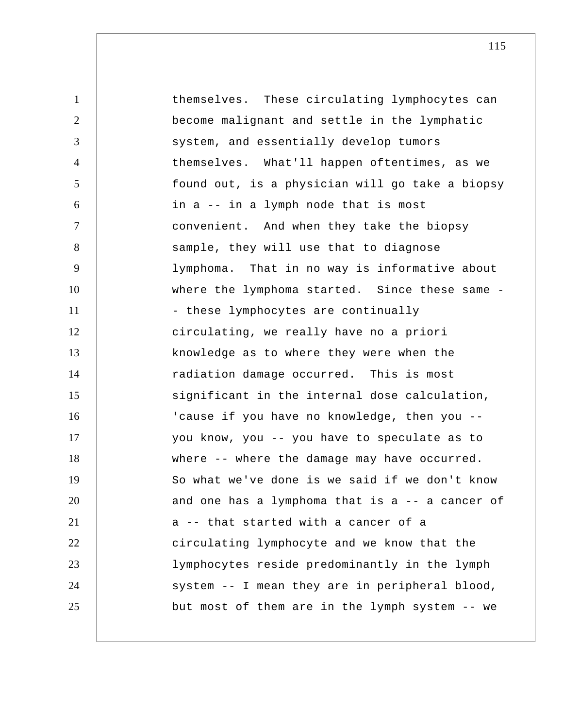themselves. These circulating lymphocytes can become malignant and settle in the lymphatic system, and essentially develop tumors themselves. What'll happen oftentimes, as we found out, is a physician will go take a biopsy in a -- in a lymph node that is most convenient. And when they take the biopsy sample, they will use that to diagnose lymphoma. That in no way is informative about where the lymphoma started. Since these same -- these lymphocytes are continually circulating, we really have no a priori knowledge as to where they were when the radiation damage occurred. This is most significant in the internal dose calculation, 'cause if you have no knowledge, then you -- you know, you -- you have to speculate as to where -- where the damage may have occurred. So what we've done is we said if we don't know and one has a lymphoma that is a -- a cancer of a -- that started with a cancer of a circulating lymphocyte and we know that the lymphocytes reside predominantly in the lymph system -- I mean they are in peripheral blood, but most of them are in the lymph system -- we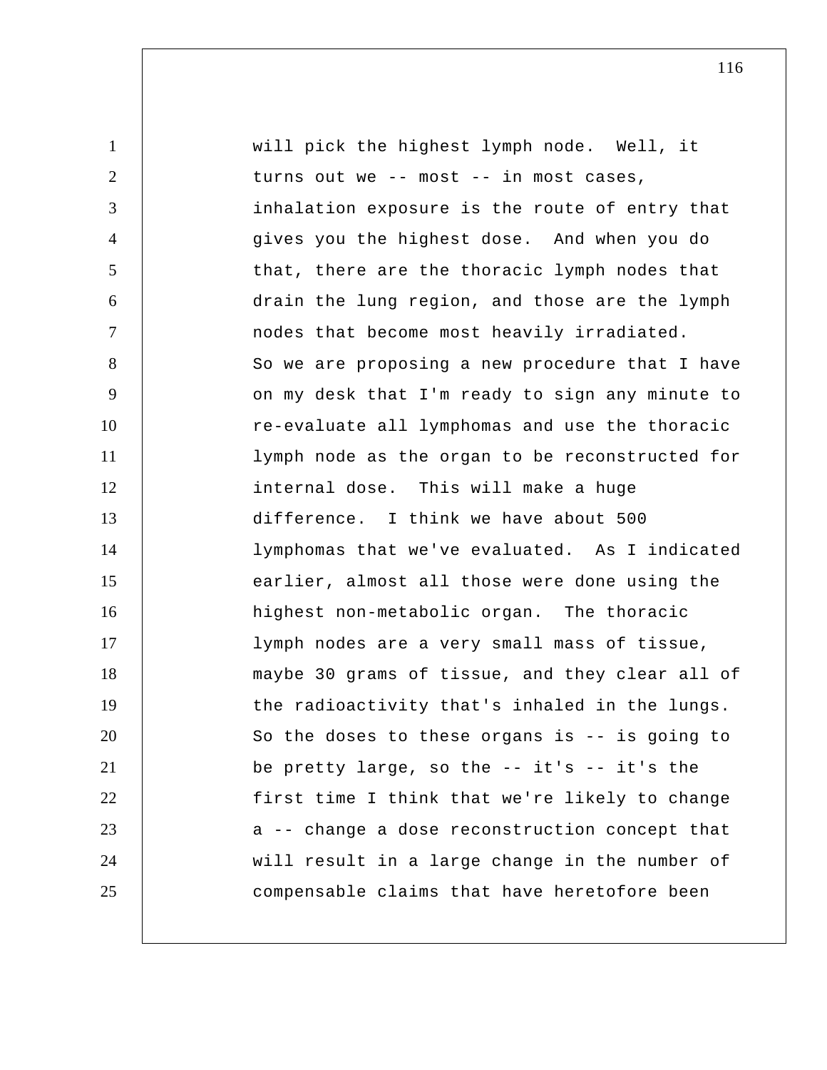will pick the highest lymph node. Well, it turns out we -- most -- in most cases, inhalation exposure is the route of entry that gives you the highest dose. And when you do that, there are the thoracic lymph nodes that drain the lung region, and those are the lymph nodes that become most heavily irradiated. So we are proposing a new procedure that I have on my desk that I'm ready to sign any minute to re-evaluate all lymphomas and use the thoracic lymph node as the organ to be reconstructed for internal dose. This will make a huge difference. I think we have about 500 lymphomas that we've evaluated. As I indicated earlier, almost all those were done using the highest non-metabolic organ. The thoracic lymph nodes are a very small mass of tissue, maybe 30 grams of tissue, and they clear all of the radioactivity that's inhaled in the lungs. So the doses to these organs is -- is going to be pretty large, so the -- it's -- it's the first time I think that we're likely to change a -- change a dose reconstruction concept that will result in a large change in the number of compensable claims that have heretofore been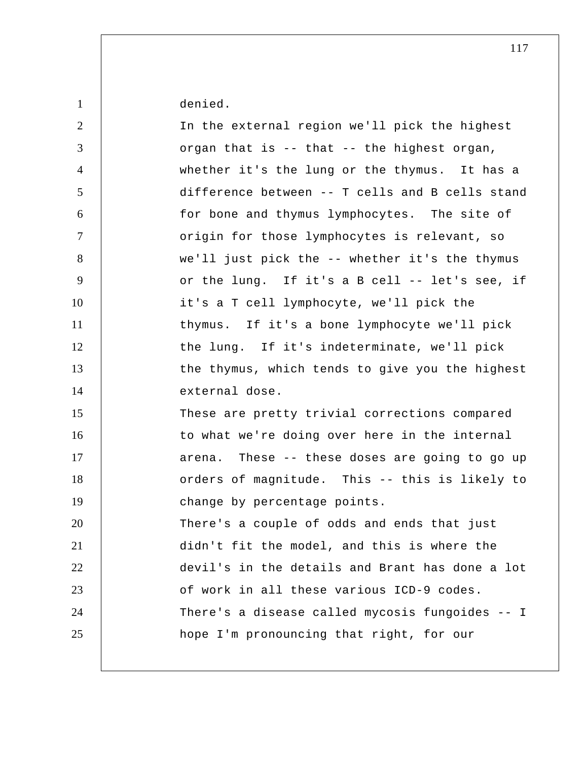denied.

In the external region we'll pick the highest organ that is -- that -- the highest organ, whether it's the lung or the thymus. It has a difference between -- T cells and B cells stand for bone and thymus lymphocytes. The site of origin for those lymphocytes is relevant, so we'll just pick the -- whether it's the thymus or the lung. If it's a B cell -- let's see, if it's a T cell lymphocyte, we'll pick the thymus. If it's a bone lymphocyte we'll pick the lung. If it's indeterminate, we'll pick the thymus, which tends to give you the highest external dose.

These are pretty trivial corrections compared to what we're doing over here in the internal arena. These -- these doses are going to go up orders of magnitude. This -- this is likely to change by percentage points.

There's a couple of odds and ends that just didn't fit the model, and this is where the devil's in the details and Brant has done a lot of work in all these various ICD-9 codes. There's a disease called mycosis fungoides -- I hope I'm pronouncing that right, for our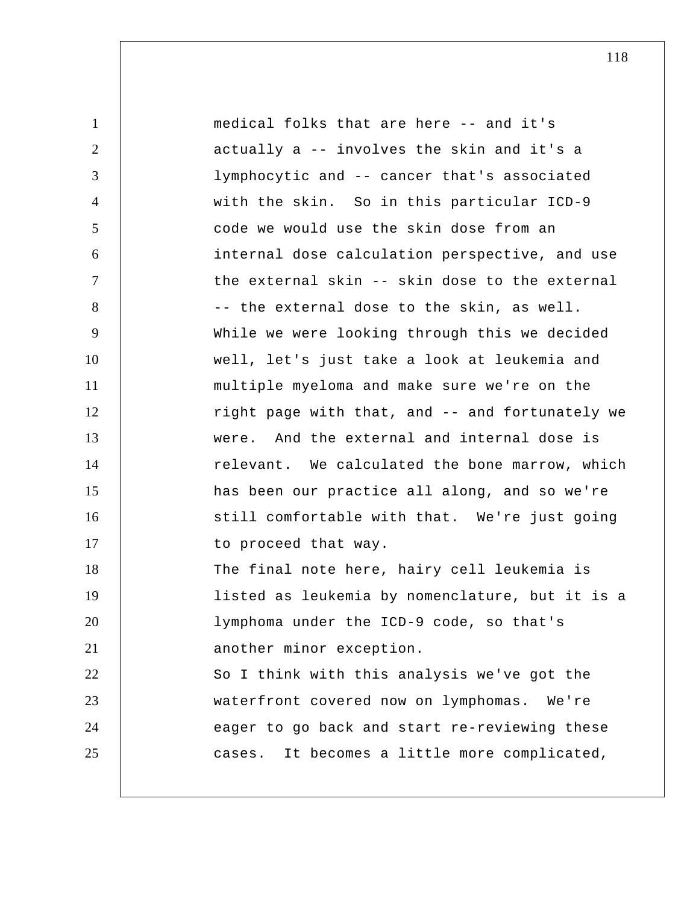medical folks that are here -- and it's actually a -- involves the skin and it's a lymphocytic and -- cancer that's associated with the skin. So in this particular ICD-9 code we would use the skin dose from an internal dose calculation perspective, and use the external skin -- skin dose to the external -- the external dose to the skin, as well.

While we were looking through this we decided well, let's just take a look at leukemia and multiple myeloma and make sure we're on the right page with that, and -- and fortunately we were. And the external and internal dose is relevant. We calculated the bone marrow, which has been our practice all along, and so we're still comfortable with that. We're just going to proceed that way.

The final note here, hairy cell leukemia is listed as leukemia by nomenclature, but it is a lymphoma under the ICD-9 code, so that's another minor exception.

So I think with this analysis we've got the waterfront covered now on lymphomas. We're eager to go back and start re-reviewing these cases. It becomes a little more complicated,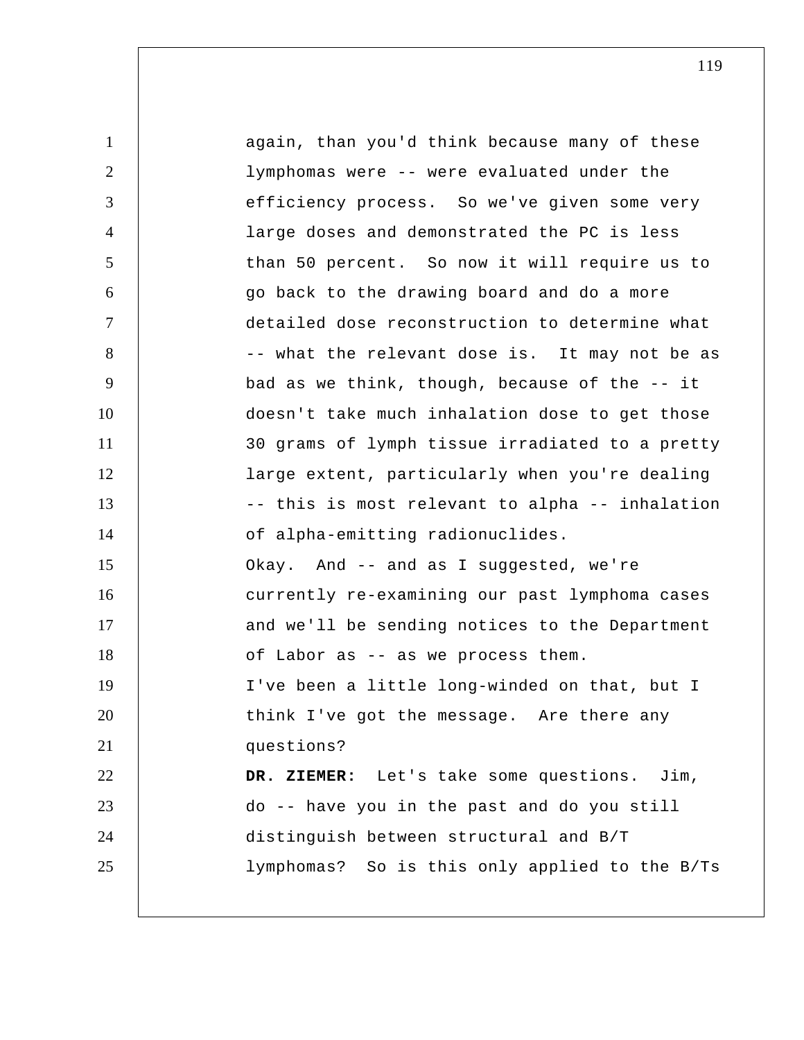again, than you'd think because many of these lymphomas were -- were evaluated under the efficiency process. So we've given some very large doses and demonstrated the PC is less than 50 percent. So now it will require us to go back to the drawing board and do a more detailed dose reconstruction to determine what -- what the relevant dose is. It may not be as bad as we think, though, because of the -- it doesn't take much inhalation dose to get those 30 grams of lymph tissue irradiated to a pretty large extent, particularly when you're dealing -- this is most relevant to alpha -- inhalation of alpha-emitting radionuclides.

Okay. And -- and as I suggested, we're currently re-examining our past lymphoma cases and we'll be sending notices to the Department of Labor as -- as we process them.

I've been a little long-winded on that, but I think I've got the message. Are there any questions?

**DR. ZIEMER:** Let's take some questions. Jim, do -- have you in the past and do you still distinguish between structural and B/T lymphomas? So is this only applied to the B/Ts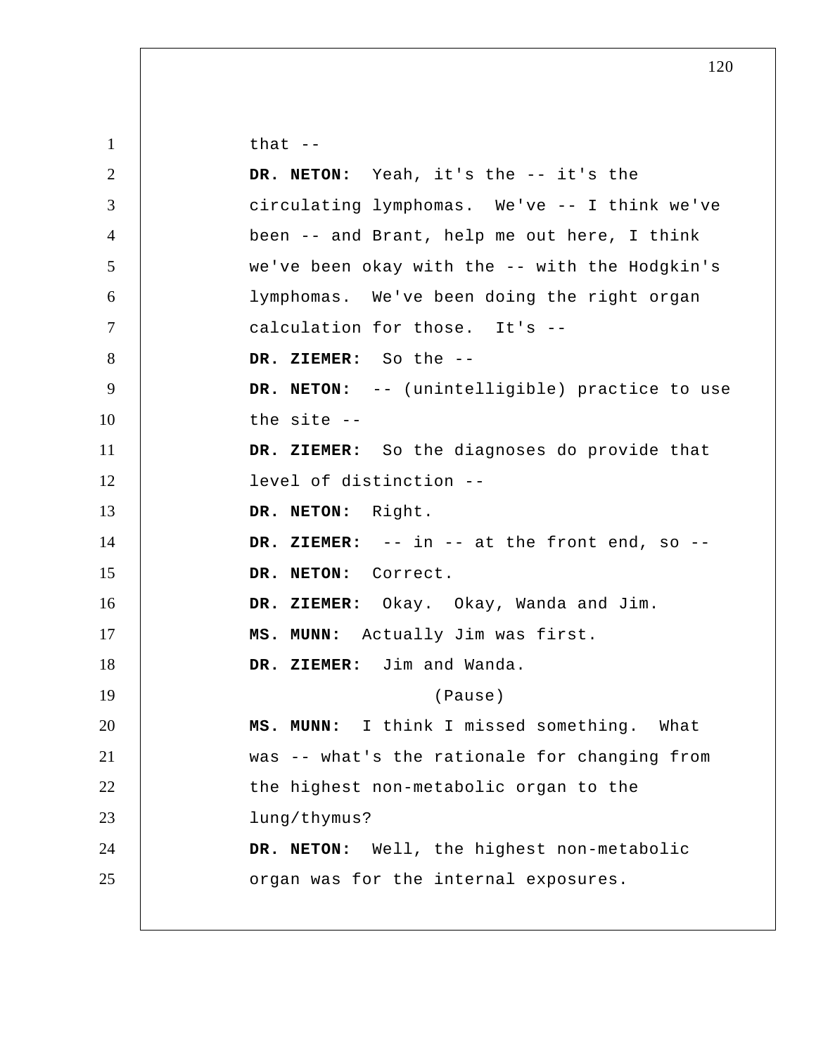that --

**DR. NETON:** Yeah, it's the -- it's the circulating lymphomas. We've -- I think we've been -- and Brant, help me out here, I think we've been okay with the -- with the Hodgkin's lymphomas. We've been doing the right organ calculation for those. It's --

**DR. ZIEMER:** So the --

**DR. NETON:** -- (unintelligible) practice to use the site --

**DR. ZIEMER:** So the diagnoses do provide that level of distinction --

**DR. NETON:** Right.

**DR. ZIEMER:** -- in -- at the front end, so --

**DR. NETON:** Correct.

**DR. ZIEMER:** Okay. Okay, Wanda and Jim.

**MS. MUNN:** Actually Jim was first.

**DR. ZIEMER:** Jim and Wanda.

(Pause)

**MS. MUNN:** I think I missed something. What was -- what's the rationale for changing from the highest non-metabolic organ to the lung/thymus?

**DR. NETON:** Well, the highest non-metabolic organ was for the internal exposures.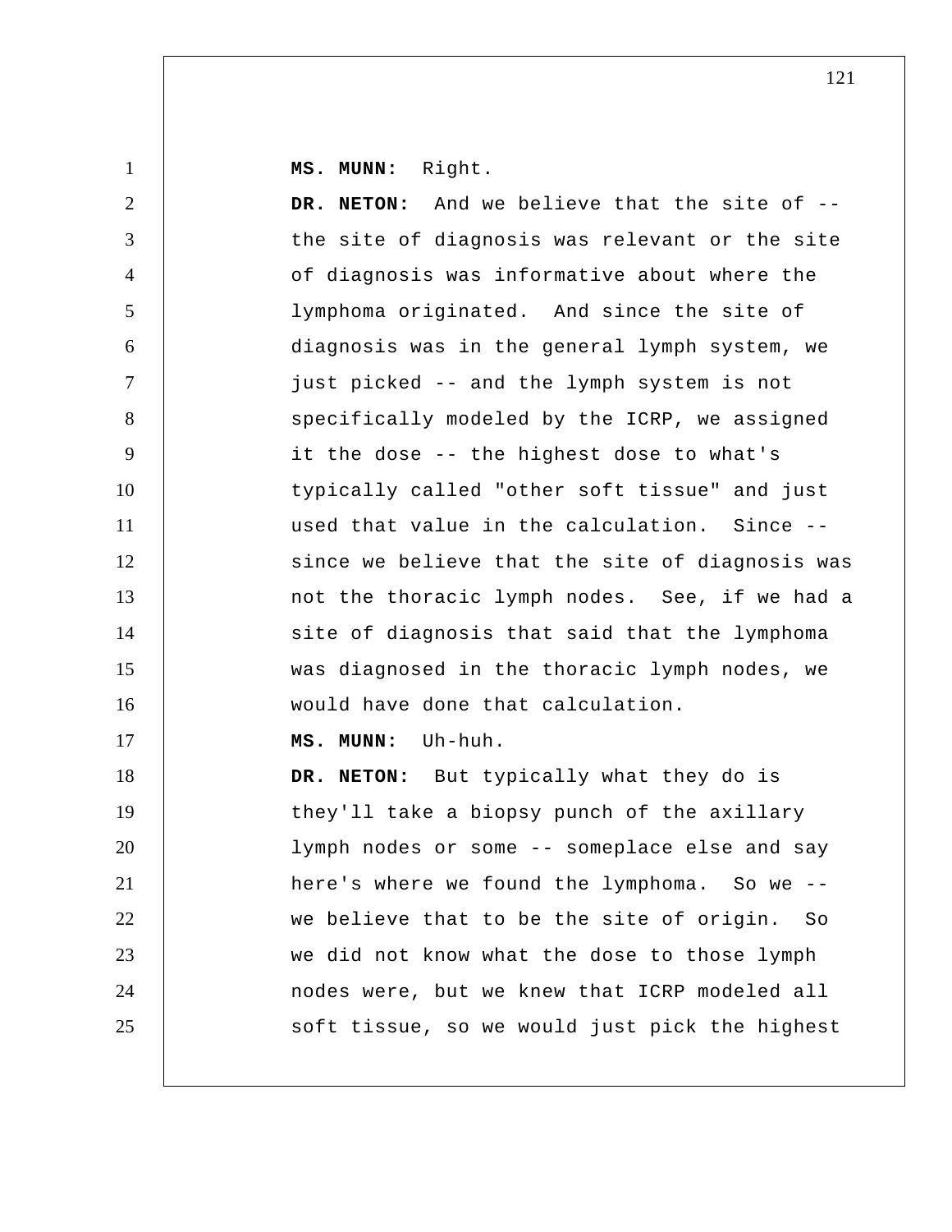**MS. MUNN:** Right.

**DR. NETON:** And we believe that the site of -- the site of diagnosis was relevant or the site of diagnosis was informative about where the lymphoma originated. And since the site of diagnosis was in the general lymph system, we just picked -- and the lymph system is not specifically modeled by the ICRP, we assigned it the dose -- the highest dose to what's typically called "other soft tissue" and just used that value in the calculation. Since -- since we believe that the site of diagnosis was not the thoracic lymph nodes. See, if we had a site of diagnosis that said that the lymphoma was diagnosed in the thoracic lymph nodes, we would have done that calculation.

**MS. MUNN:** Uh-huh.

**DR. NETON:** But typically what they do is they'll take a biopsy punch of the axillary lymph nodes or some -- someplace else and say here's where we found the lymphoma. So we -- we believe that to be the site of origin. So we did not know what the dose to those lymph nodes were, but we knew that ICRP modeled all soft tissue, so we would just pick the highest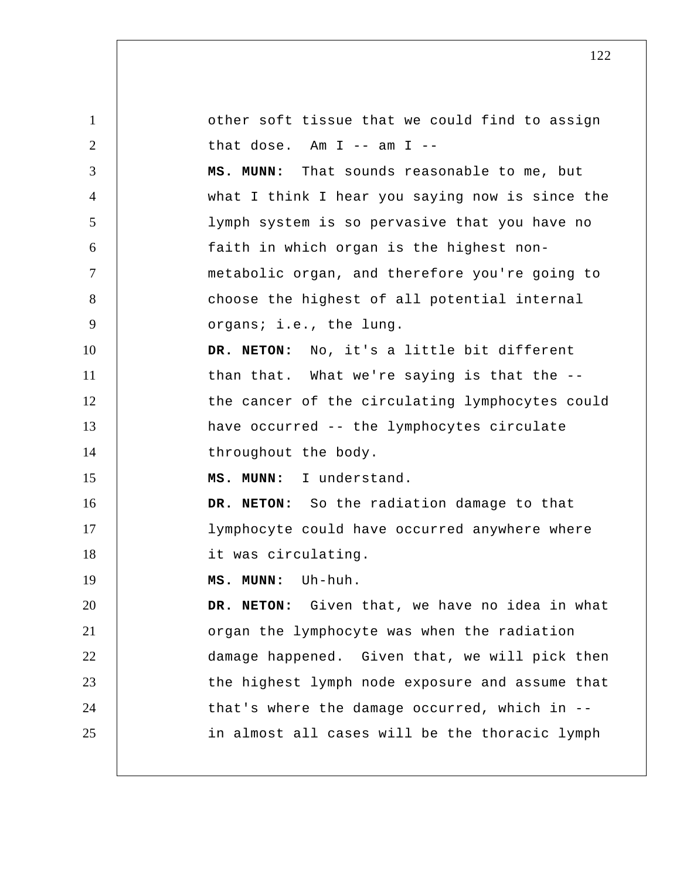other soft tissue that we could find to assign that dose. Am I -- am I --

**MS. MUNN:** That sounds reasonable to me, but what I think I hear you saying now is since the lymph system is so pervasive that you have no faith in which organ is the highest non-metabolic organ, and therefore you're going to choose the highest of all potential internal organs; i.e., the lung.

**DR. NETON:** No, it's a little bit different than that. What we're saying is that the -- the cancer of the circulating lymphocytes could have occurred -- the lymphocytes circulate throughout the body.

**MS. MUNN:** I understand.

**DR. NETON:** So the radiation damage to that lymphocyte could have occurred anywhere where it was circulating.

**MS. MUNN:** Uh-huh.

**DR. NETON:** Given that, we have no idea in what organ the lymphocyte was when the radiation damage happened. Given that, we will pick then the highest lymph node exposure and assume that that's where the damage occurred, which in -- in almost all cases will be the thoracic lymph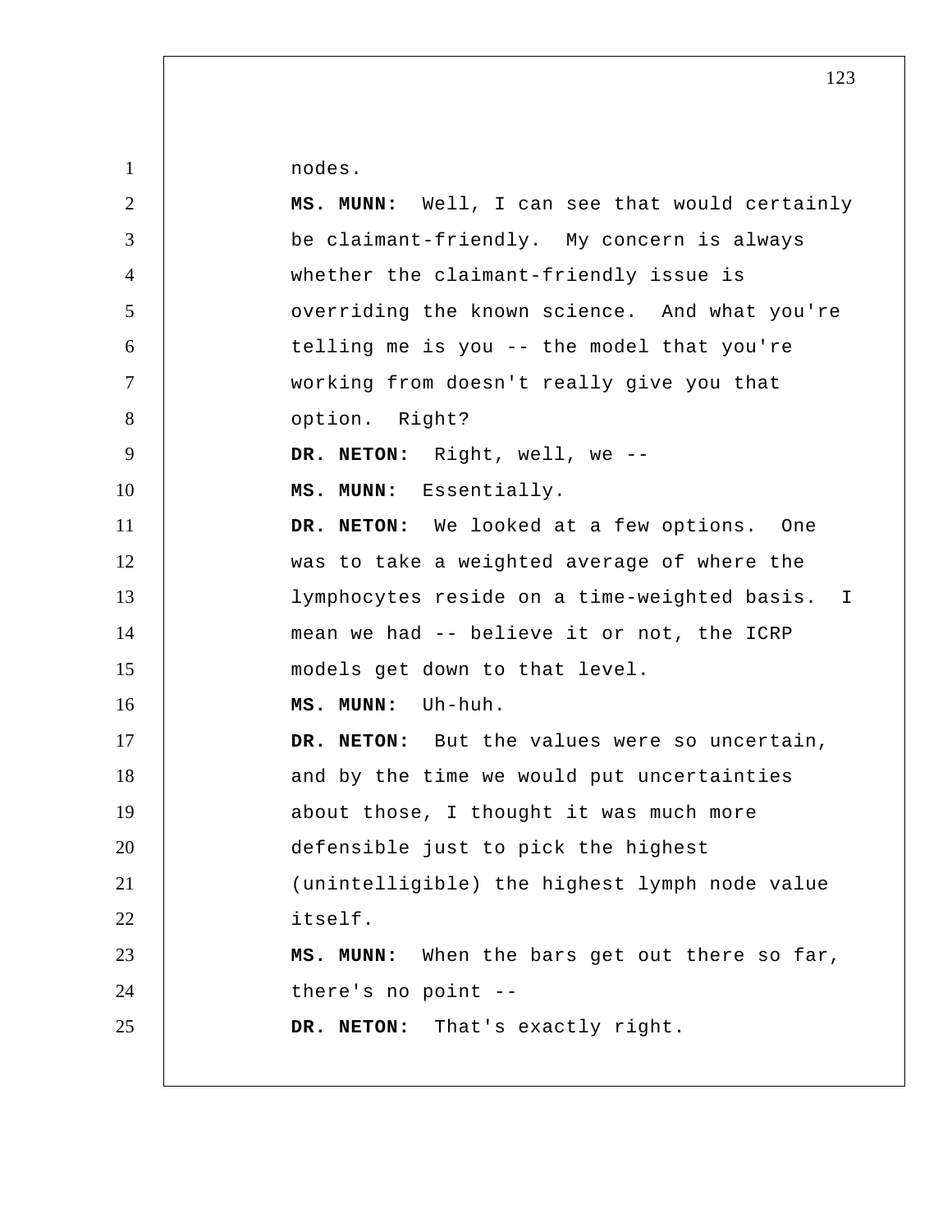nodes.

**MS. MUNN:** Well, I can see that would certainly be claimant-friendly. My concern is always whether the claimant-friendly issue is overriding the known science. And what you're telling me is you -- the model that you're working from doesn't really give you that option. Right?

**DR. NETON:** Right, well, we --

**MS. MUNN:** Essentially.

**DR. NETON:** We looked at a few options. One was to take a weighted average of where the lymphocytes reside on a time-weighted basis. I mean we had -- believe it or not, the ICRP models get down to that level.

**MS. MUNN:** Uh-huh.

**DR. NETON:** But the values were so uncertain, and by the time we would put uncertainties about those, I thought it was much more defensible just to pick the highest (unintelligible) the highest lymph node value itself.

**MS. MUNN:** When the bars get out there so far, there's no point --

**DR. NETON:** That's exactly right.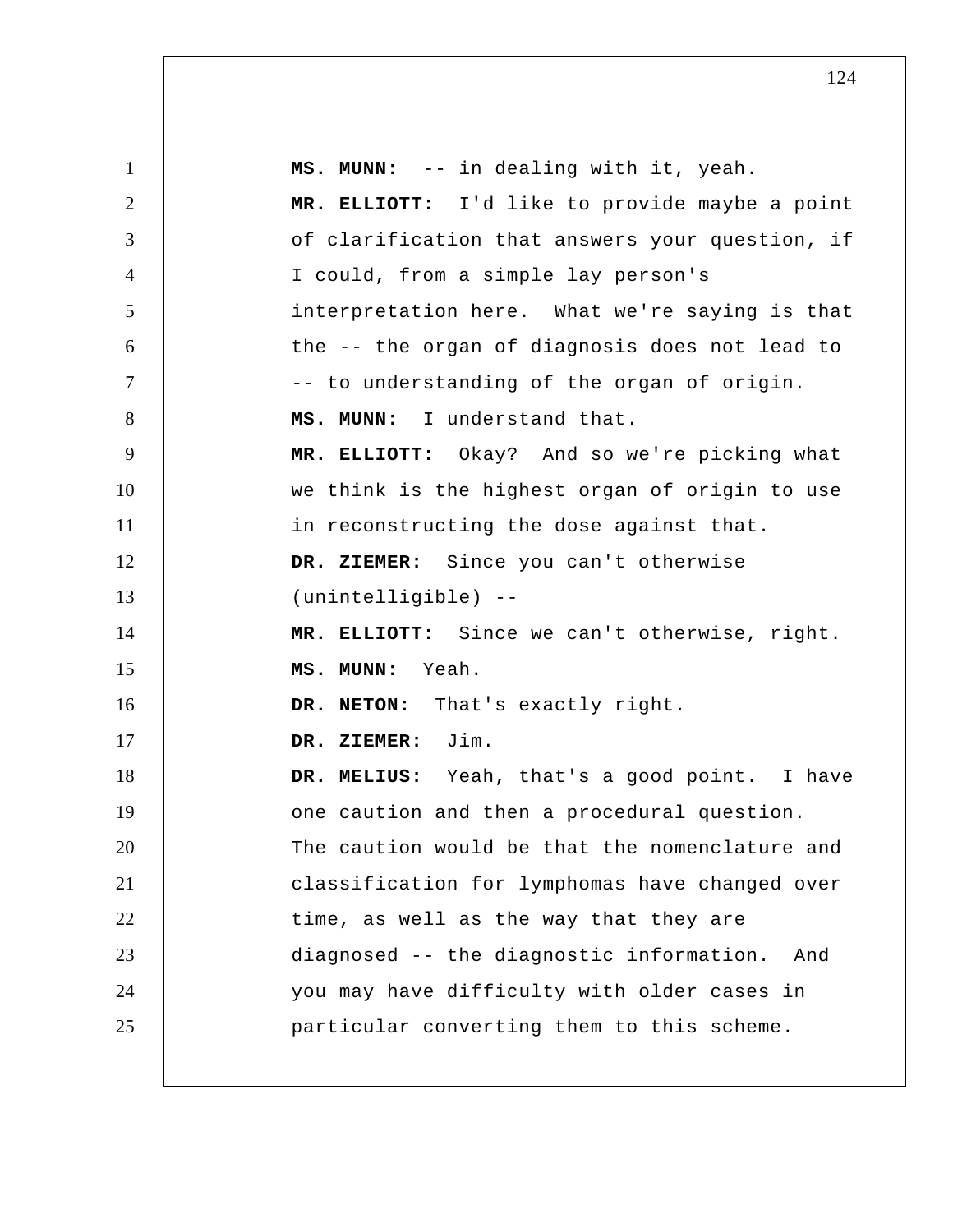**MS. MUNN:** -- in dealing with it, yeah.

**MR. ELLIOTT:** I'd like to provide maybe a point of clarification that answers your question, if I could, from a simple lay person's interpretation here. What we're saying is that the -- the organ of diagnosis does not lead to -- to understanding of the organ of origin.

**MS. MUNN:** I understand that.

**MR. ELLIOTT:** Okay? And so we're picking what we think is the highest organ of origin to use in reconstructing the dose against that.

**DR. ZIEMER:** Since you can't otherwise (unintelligible) --

**MR. ELLIOTT:** Since we can't otherwise, right.

**MS. MUNN:** Yeah.

**DR. NETON:** That's exactly right.

**DR. ZIEMER:** Jim.

**DR. MELIUS:** Yeah, that's a good point. I have one caution and then a procedural question. The caution would be that the nomenclature and classification for lymphomas have changed over time, as well as the way that they are diagnosed -- the diagnostic information. And you may have difficulty with older cases in particular converting them to this scheme.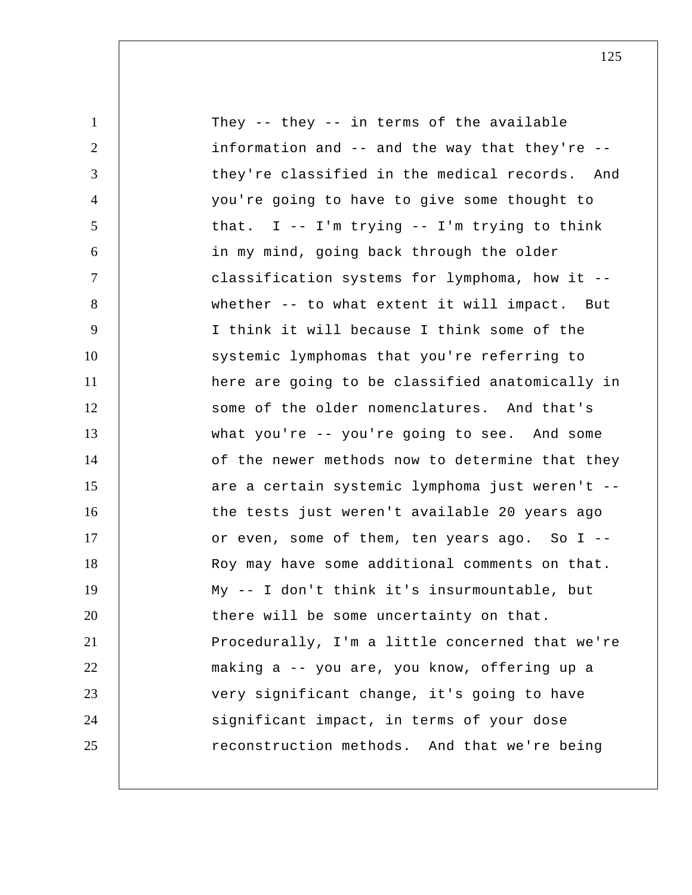They -- they -- in terms of the available information and -- and the way that they're -- they're classified in the medical records. And you're going to have to give some thought to that. I -- I'm trying -- I'm trying to think in my mind, going back through the older classification systems for lymphoma, how it -- whether -- to what extent it will impact. But I think it will because I think some of the systemic lymphomas that you're referring to here are going to be classified anatomically in some of the older nomenclatures. And that's what you're -- you're going to see. And some of the newer methods now to determine that they are a certain systemic lymphoma just weren't -- the tests just weren't available 20 years ago or even, some of them, ten years ago. So I -- Roy may have some additional comments on that. My -- I don't think it's insurmountable, but there will be some uncertainty on that. Procedurally, I'm a little concerned that we're making a -- you are, you know, offering up a very significant change, it's going to have significant impact, in terms of your dose reconstruction methods. And that we're being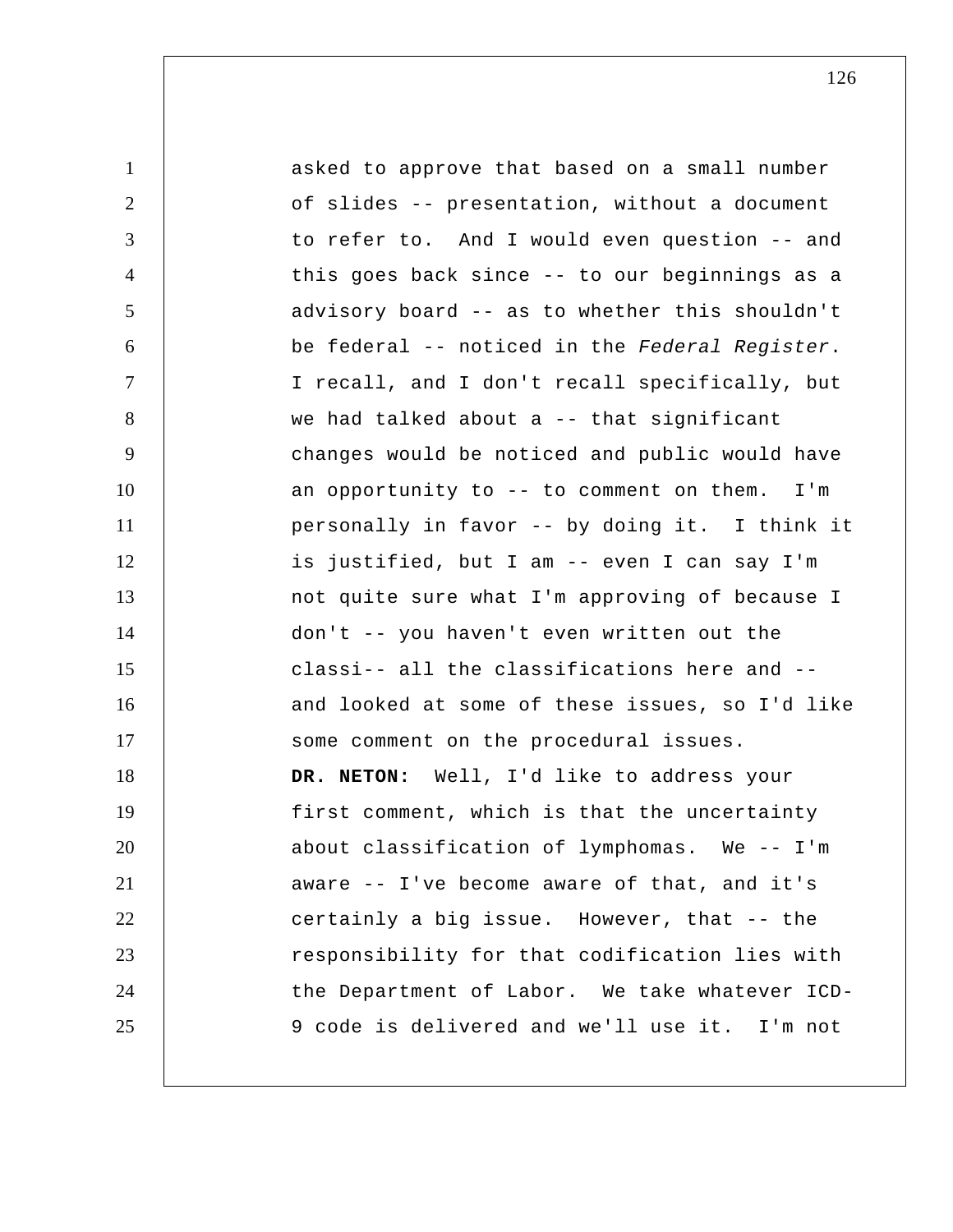asked to approve that based on a small number of slides -- presentation, without a document to refer to. And I would even question -- and this goes back since -- to our beginnings as a advisory board -- as to whether this shouldn't be federal -- noticed in the *Federal Register*. I recall, and I don't recall specifically, but we had talked about a -- that significant changes would be noticed and public would have an opportunity to -- to comment on them. I'm personally in favor -- by doing it. I think it is justified, but I am -- even I can say I'm not quite sure what I'm approving of because I don't -- you haven't even written out the classi-- all the classifications here and -- and looked at some of these issues, so I'd like some comment on the procedural issues.

**DR. NETON:** Well, I'd like to address your first comment, which is that the uncertainty about classification of lymphomas. We -- I'm aware -- I've become aware of that, and it's certainly a big issue. However, that -- the responsibility for that codification lies with the Department of Labor. We take whatever ICD-9 code is delivered and we'll use it. I'm not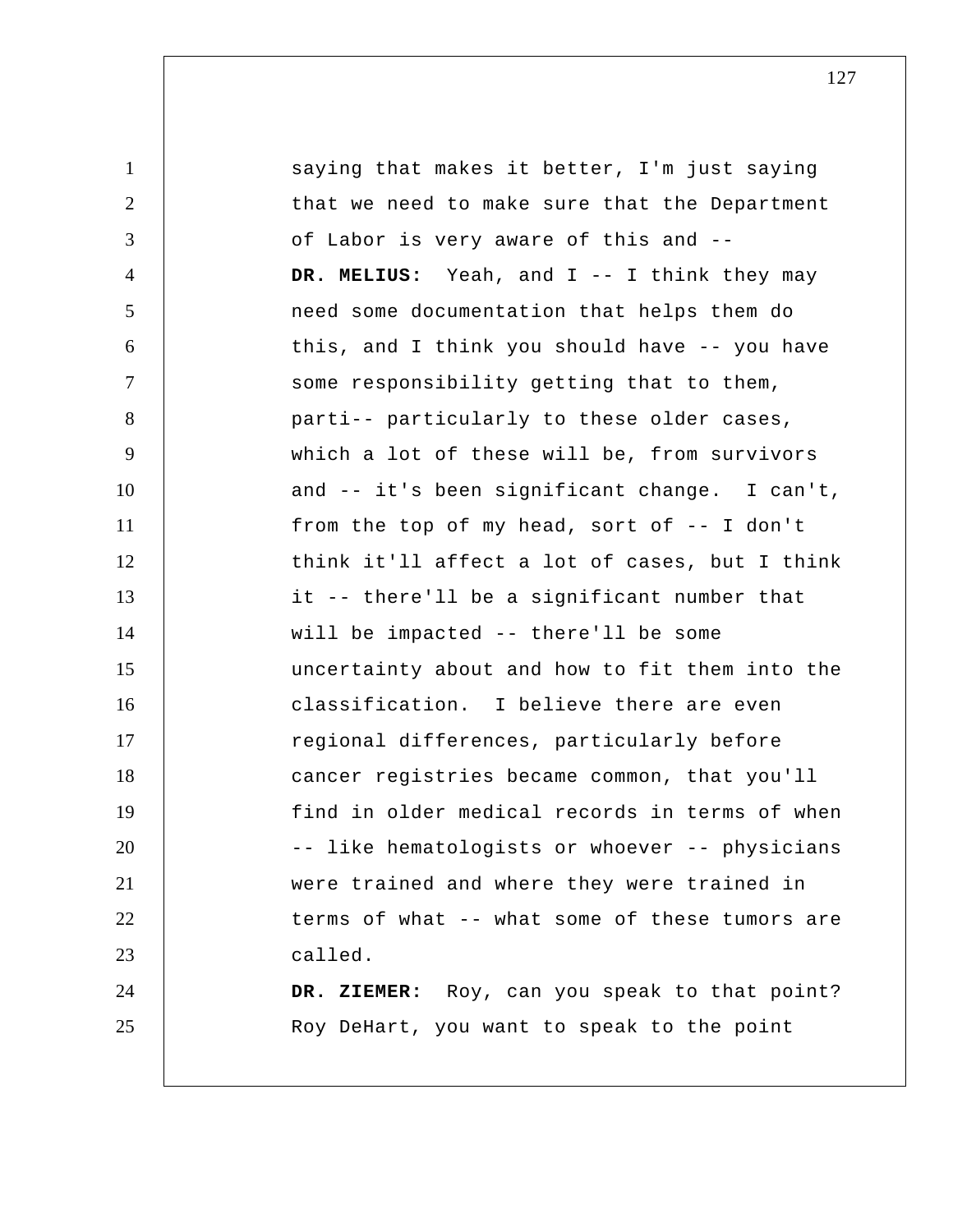saying that makes it better, I'm just saying that we need to make sure that the Department of Labor is very aware of this and --

**DR. MELIUS:** Yeah, and I -- I think they may need some documentation that helps them do this, and I think you should have -- you have some responsibility getting that to them, parti-- particularly to these older cases, which a lot of these will be, from survivors and -- it's been significant change. I can't, from the top of my head, sort of -- I don't think it'll affect a lot of cases, but I think it -- there'll be a significant number that will be impacted -- there'll be some uncertainty about and how to fit them into the classification. I believe there are even regional differences, particularly before cancer registries became common, that you'll find in older medical records in terms of when -- like hematologists or whoever -- physicians were trained and where they were trained in terms of what -- what some of these tumors are called.

**DR. ZIEMER:** Roy, can you speak to that point? Roy DeHart, you want to speak to the point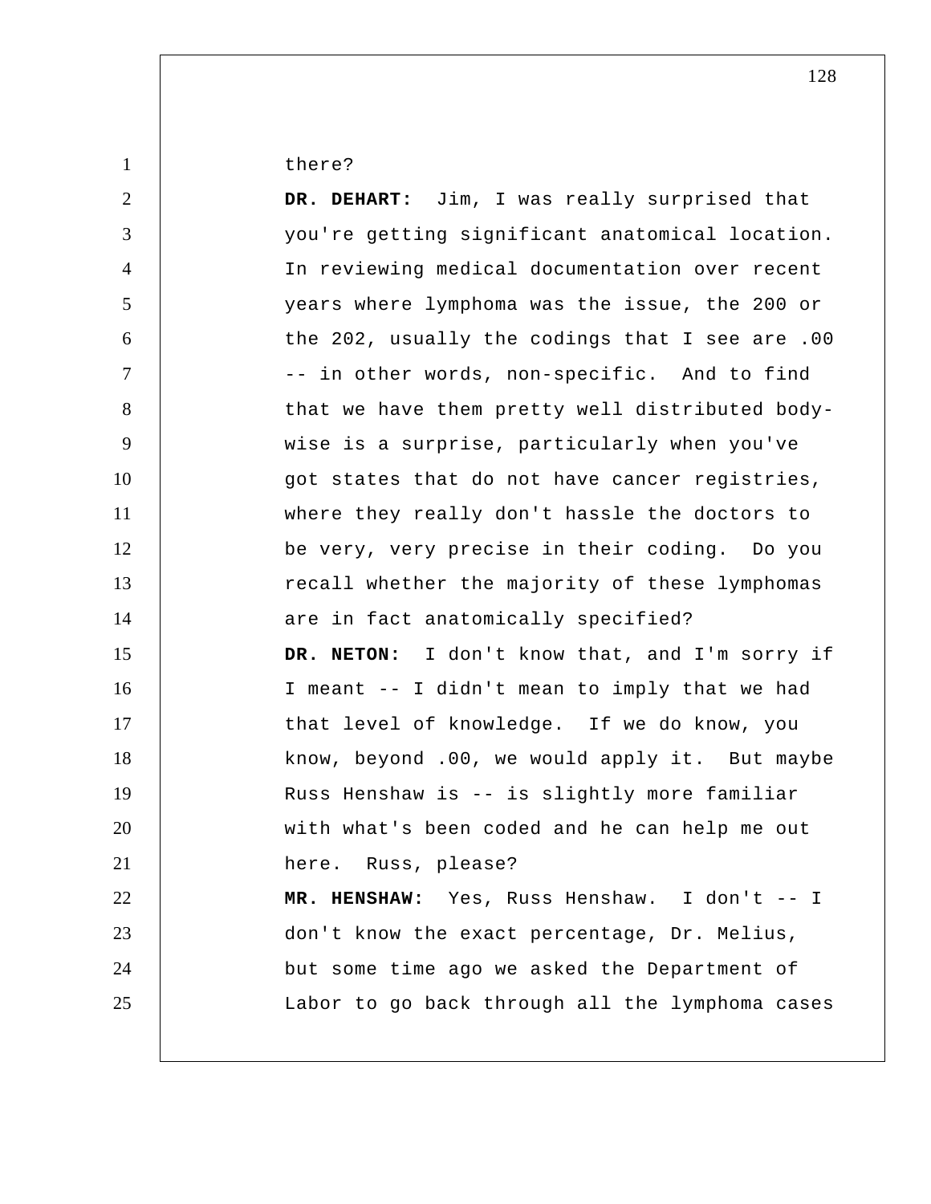there?

**DR. DEHART:** Jim, I was really surprised that you're getting significant anatomical location. In reviewing medical documentation over recent years where lymphoma was the issue, the 200 or the 202, usually the codings that I see are .00 -- in other words, non-specific. And to find that we have them pretty well distributed body-wise is a surprise, particularly when you've got states that do not have cancer registries, where they really don't hassle the doctors to be very, very precise in their coding. Do you recall whether the majority of these lymphomas are in fact anatomically specified?

**DR. NETON:** I don't know that, and I'm sorry if I meant -- I didn't mean to imply that we had that level of knowledge. If we do know, you know, beyond .00, we would apply it. But maybe Russ Henshaw is -- is slightly more familiar with what's been coded and he can help me out here. Russ, please?

**MR. HENSHAW:** Yes, Russ Henshaw. I don't -- I don't know the exact percentage, Dr. Melius, but some time ago we asked the Department of Labor to go back through all the lymphoma cases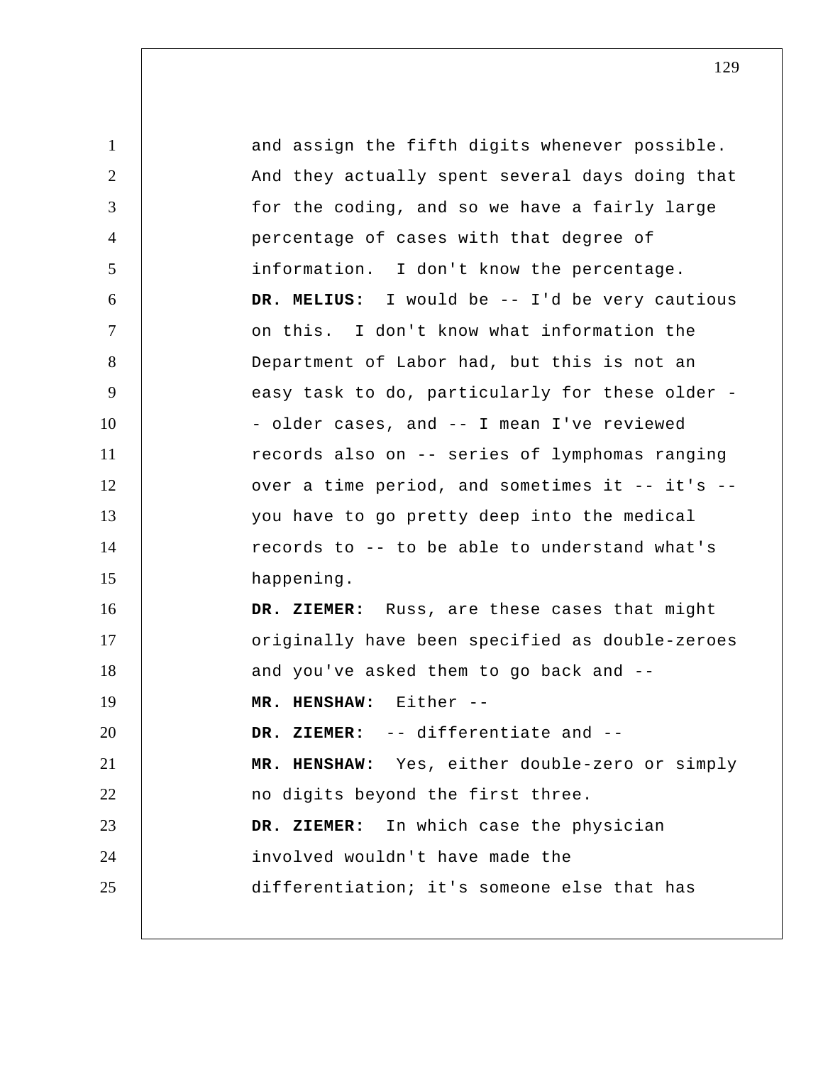and assign the fifth digits whenever possible. And they actually spent several days doing that for the coding, and so we have a fairly large percentage of cases with that degree of information. I don't know the percentage.

**DR. MELIUS:** I would be -- I'd be very cautious on this. I don't know what information the Department of Labor had, but this is not an easy task to do, particularly for these older -- older cases, and -- I mean I've reviewed records also on -- series of lymphomas ranging over a time period, and sometimes it -- it's -- you have to go pretty deep into the medical records to -- to be able to understand what's happening.

**DR. ZIEMER:** Russ, are these cases that might originally have been specified as double-zeroes and you've asked them to go back and --

**MR. HENSHAW:** Either --

**DR. ZIEMER:** -- differentiate and --

**MR. HENSHAW:** Yes, either double-zero or simply no digits beyond the first three.

**DR. ZIEMER:** In which case the physician involved wouldn't have made the differentiation; it's someone else that has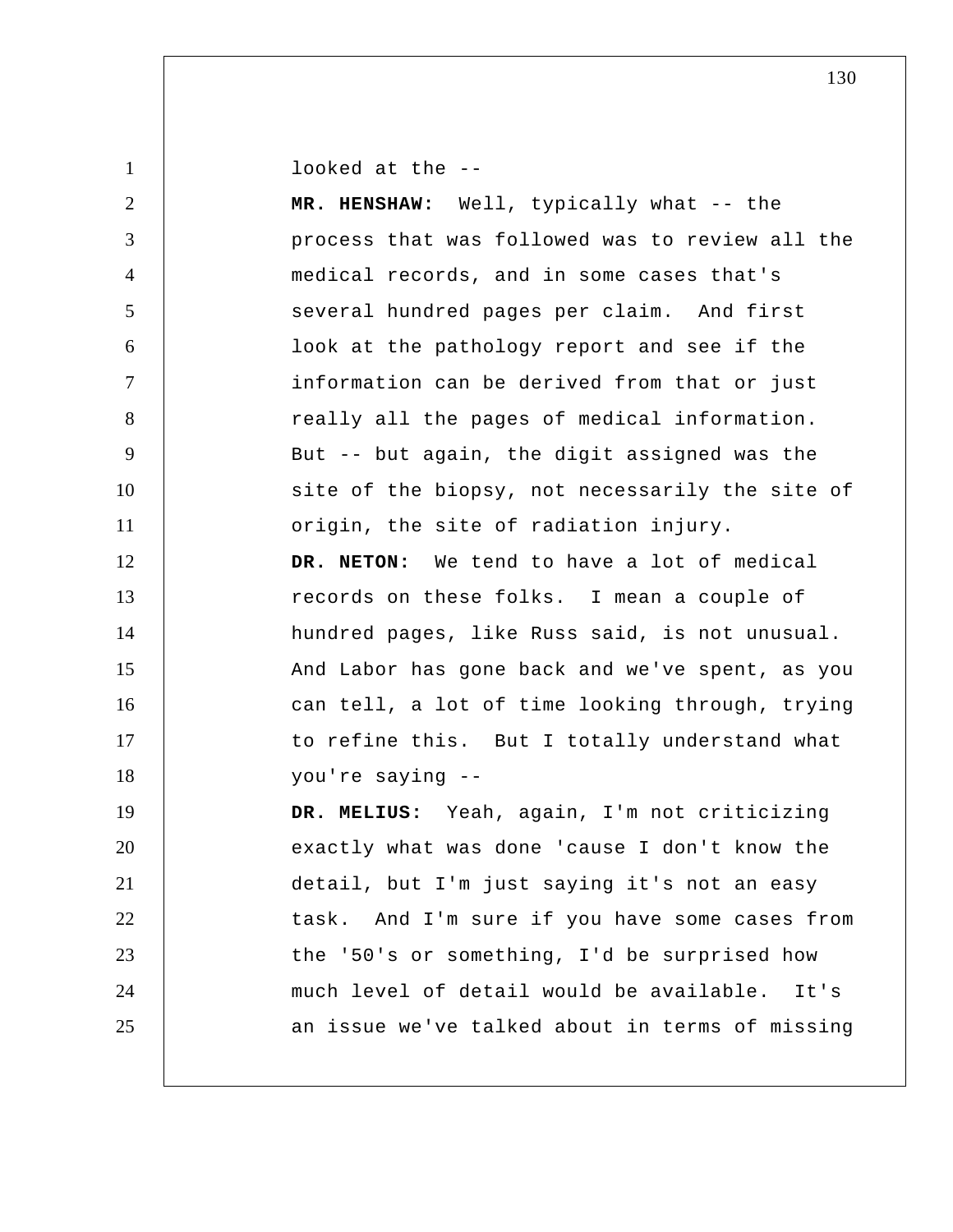looked at the --

**MR. HENSHAW:** Well, typically what -- the process that was followed was to review all the medical records, and in some cases that's several hundred pages per claim. And first look at the pathology report and see if the information can be derived from that or just really all the pages of medical information. But -- but again, the digit assigned was the site of the biopsy, not necessarily the site of origin, the site of radiation injury.

**DR. NETON:** We tend to have a lot of medical records on these folks. I mean a couple of hundred pages, like Russ said, is not unusual. And Labor has gone back and we've spent, as you can tell, a lot of time looking through, trying to refine this. But I totally understand what you're saying --

**DR. MELIUS:** Yeah, again, I'm not criticizing exactly what was done 'cause I don't know the detail, but I'm just saying it's not an easy task. And I'm sure if you have some cases from the '50's or something, I'd be surprised how much level of detail would be available. It's an issue we've talked about in terms of missing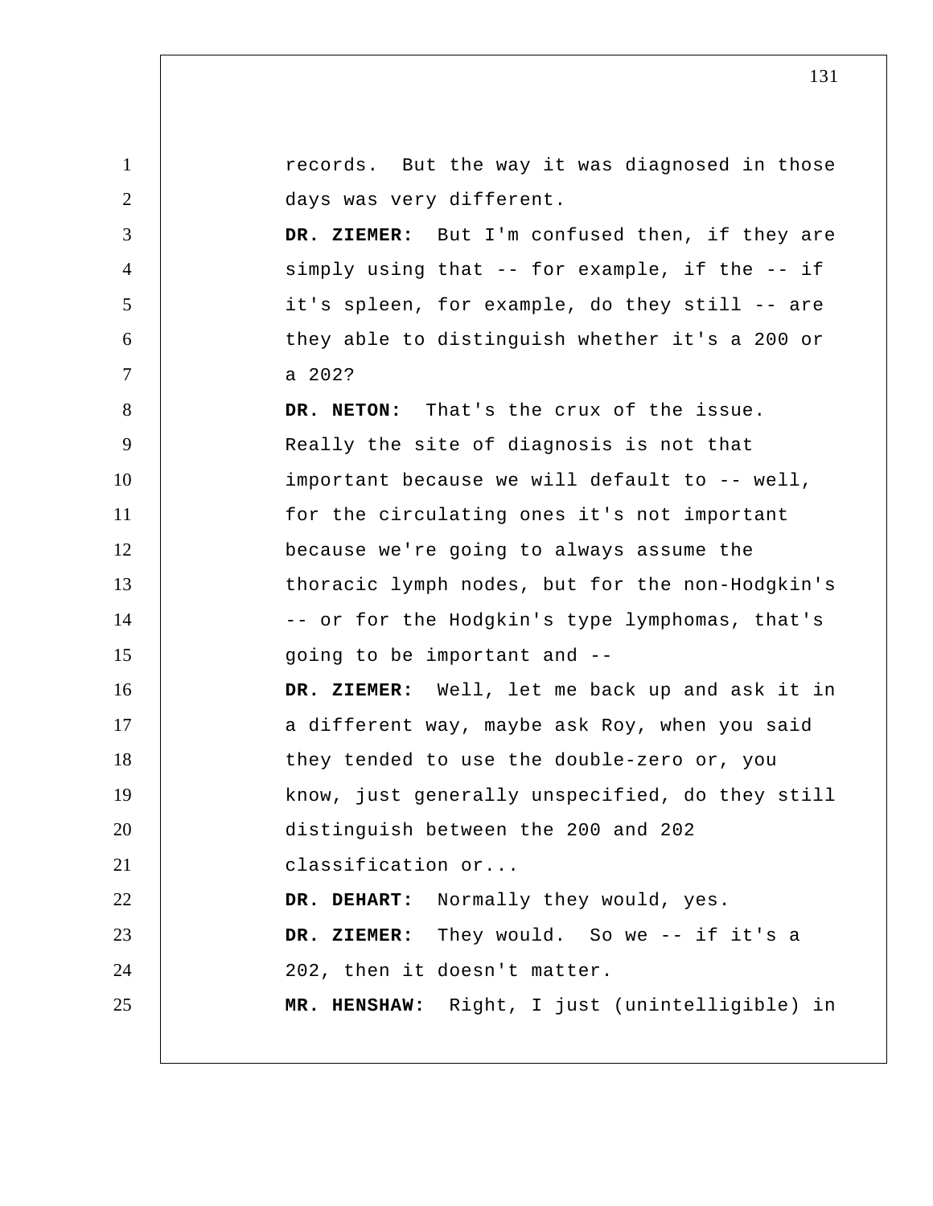records. But the way it was diagnosed in those days was very different.

**DR. ZIEMER:** But I'm confused then, if they are simply using that -- for example, if the -- if it's spleen, for example, do they still -- are they able to distinguish whether it's a 200 or a 202?

**DR. NETON:** That's the crux of the issue. Really the site of diagnosis is not that important because we will default to -- well, for the circulating ones it's not important because we're going to always assume the thoracic lymph nodes, but for the non-Hodgkin's -- or for the Hodgkin's type lymphomas, that's going to be important and --

**DR. ZIEMER:** Well, let me back up and ask it in a different way, maybe ask Roy, when you said they tended to use the double-zero or, you know, just generally unspecified, do they still distinguish between the 200 and 202 classification or...

**DR. DEHART:** Normally they would, yes.

**DR. ZIEMER:** They would. So we -- if it's a 202, then it doesn't matter.

**MR. HENSHAW:** Right, I just (unintelligible) in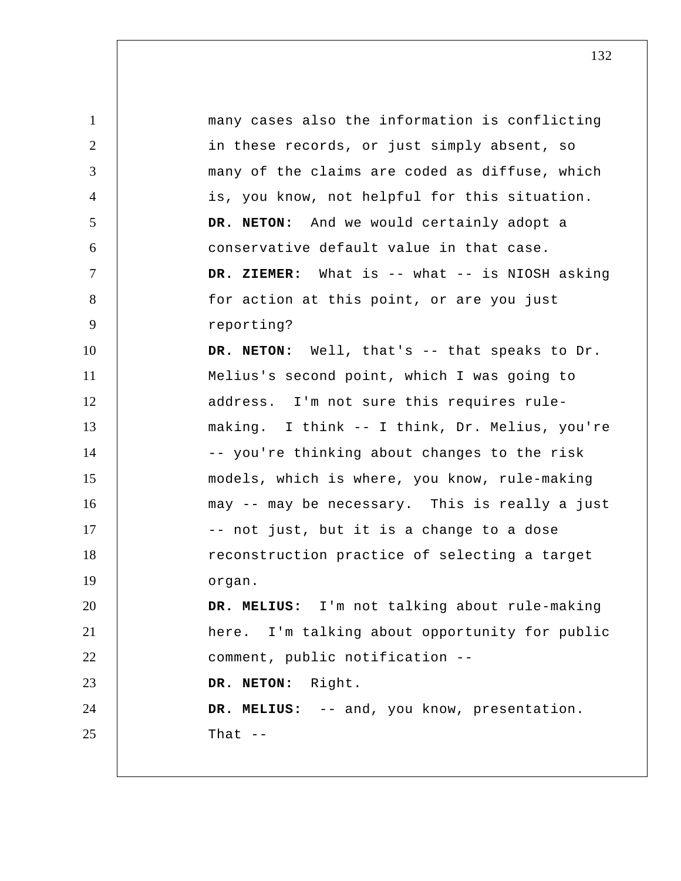many cases also the information is conflicting in these records, or just simply absent, so many of the claims are coded as diffuse, which is, you know, not helpful for this situation.

**DR. NETON:** And we would certainly adopt a conservative default value in that case.

**DR. ZIEMER:** What is -- what -- is NIOSH asking for action at this point, or are you just reporting?

**DR. NETON:** Well, that's -- that speaks to Dr. Melius's second point, which I was going to address. I'm not sure this requires rule-making. I think -- I think, Dr. Melius, you're -- you're thinking about changes to the risk models, which is where, you know, rule-making may -- may be necessary. This is really a just -- not just, but it is a change to a dose reconstruction practice of selecting a target organ.

**DR. MELIUS:** I'm not talking about rule-making here. I'm talking about opportunity for public comment, public notification --

**DR. NETON:** Right.

**DR. MELIUS:** -- and, you know, presentation. That --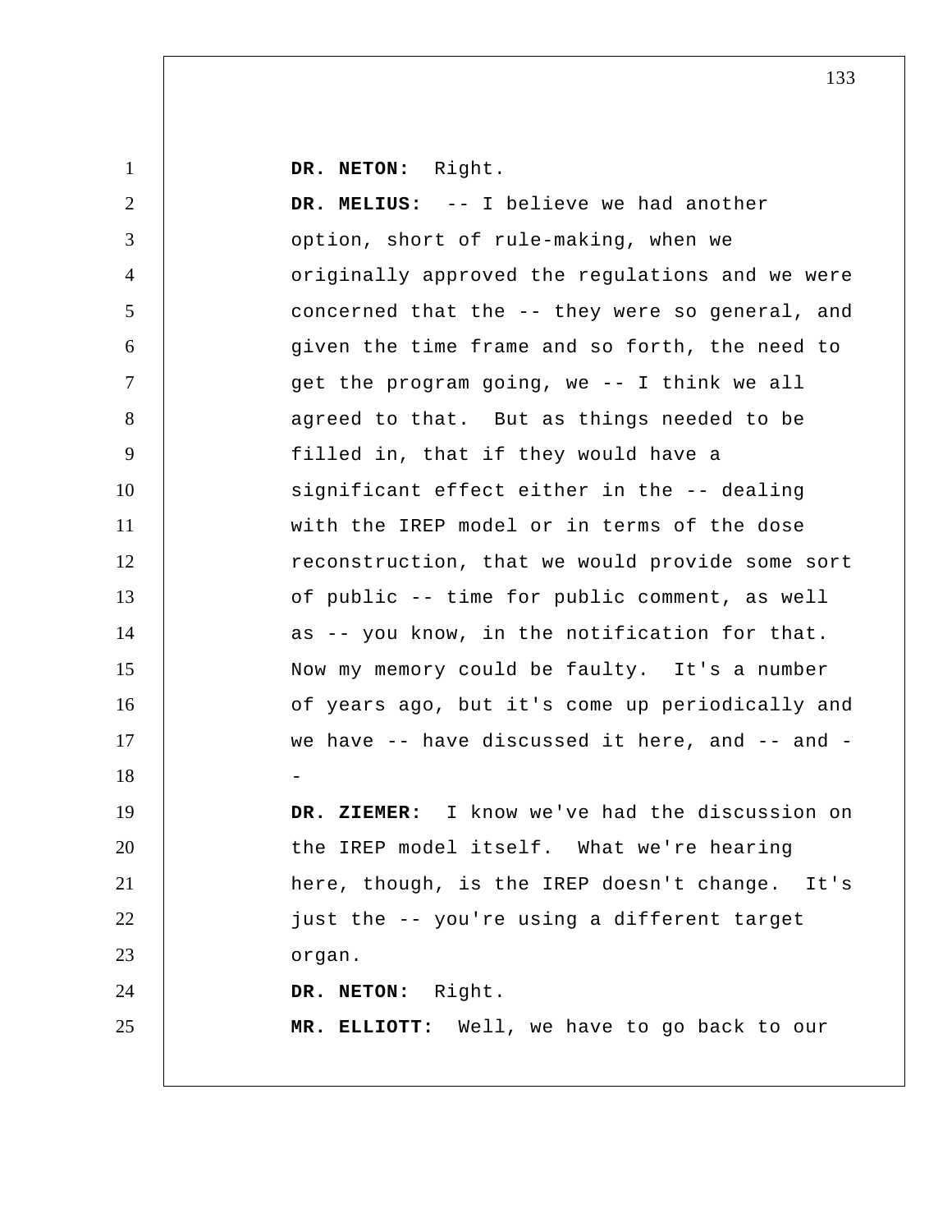**DR. NETON:** Right.

**DR. MELIUS:** -- I believe we had another option, short of rule-making, when we originally approved the regulations and we were concerned that the -- they were so general, and given the time frame and so forth, the need to get the program going, we -- I think we all agreed to that. But as things needed to be filled in, that if they would have a significant effect either in the -- dealing with the IREP model or in terms of the dose reconstruction, that we would provide some sort of public -- time for public comment, as well as -- you know, in the notification for that. Now my memory could be faulty. It's a number of years ago, but it's come up periodically and we have -- have discussed it here, and -- and --

**DR. ZIEMER:** I know we've had the discussion on the IREP model itself. What we're hearing here, though, is the IREP doesn't change. It's just the -- you're using a different target organ.

**DR. NETON:** Right.

**MR. ELLIOTT:** Well, we have to go back to our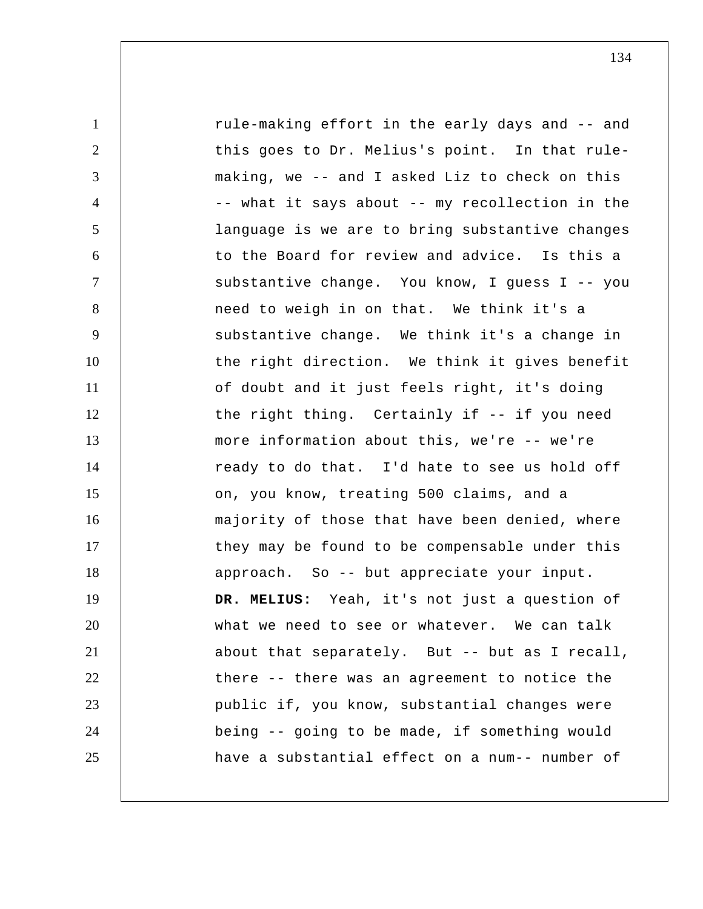rule-making effort in the early days and -- and this goes to Dr. Melius's point. In that rule-making, we -- and I asked Liz to check on this -- what it says about -- my recollection in the language is we are to bring substantive changes to the Board for review and advice. Is this a substantive change. You know, I guess I -- you need to weigh in on that. We think it's a substantive change. We think it's a change in the right direction. We think it gives benefit of doubt and it just feels right, it's doing the right thing. Certainly if -- if you need more information about this, we're -- we're ready to do that. I'd hate to see us hold off on, you know, treating 500 claims, and a majority of those that have been denied, where they may be found to be compensable under this approach. So -- but appreciate your input.

**DR. MELIUS:** Yeah, it's not just a question of what we need to see or whatever. We can talk about that separately. But -- but as I recall, there -- there was an agreement to notice the public if, you know, substantial changes were being -- going to be made, if something would have a substantial effect on a num-- number of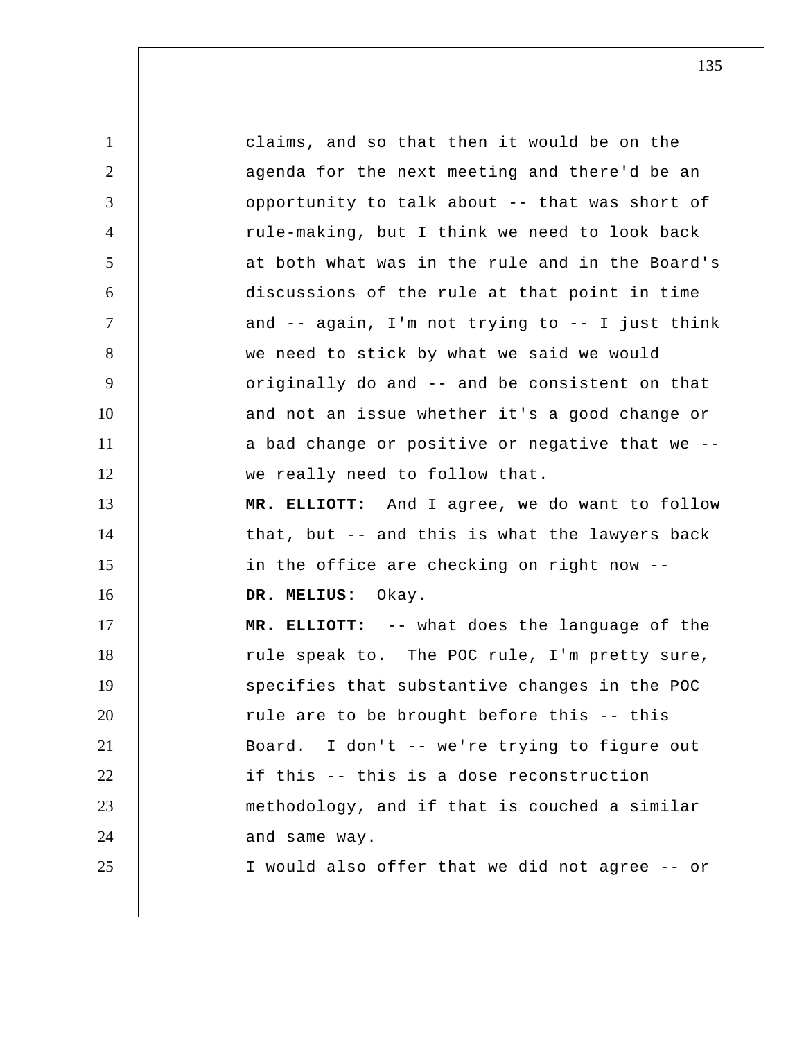claims, and so that then it would be on the agenda for the next meeting and there'd be an opportunity to talk about -- that was short of rule-making, but I think we need to look back at both what was in the rule and in the Board's discussions of the rule at that point in time and -- again, I'm not trying to -- I just think we need to stick by what we said we would originally do and -- and be consistent on that and not an issue whether it's a good change or a bad change or positive or negative that we -- we really need to follow that.

**MR. ELLIOTT:** And I agree, we do want to follow that, but -- and this is what the lawyers back in the office are checking on right now --

**DR. MELIUS:** Okay.

**MR. ELLIOTT:** -- what does the language of the rule speak to. The POC rule, I'm pretty sure, specifies that substantive changes in the POC rule are to be brought before this -- this Board. I don't -- we're trying to figure out if this -- this is a dose reconstruction methodology, and if that is couched a similar and same way.

I would also offer that we did not agree -- or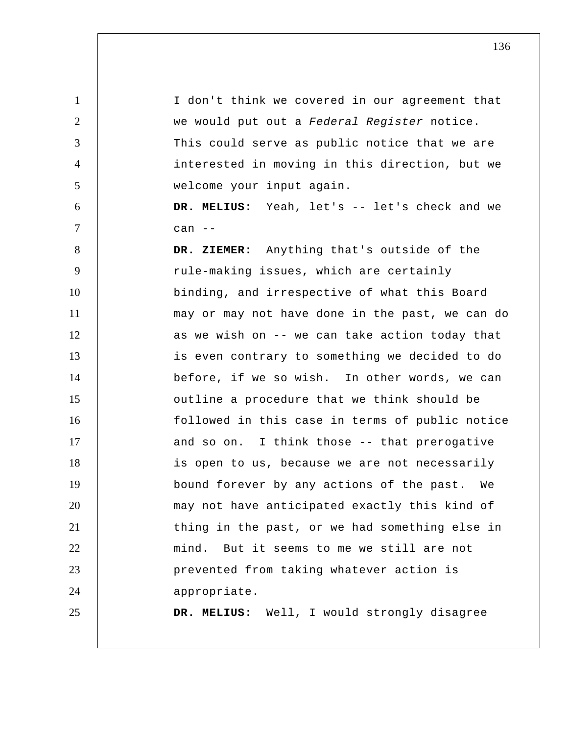I don't think we covered in our agreement that we would put out a *Federal Register* notice. This could serve as public notice that we are interested in moving in this direction, but we welcome your input again.

**DR. MELIUS:** Yeah, let's -- let's check and we can --

**DR. ZIEMER:** Anything that's outside of the rule-making issues, which are certainly binding, and irrespective of what this Board may or may not have done in the past, we can do as we wish on -- we can take action today that is even contrary to something we decided to do before, if we so wish. In other words, we can outline a procedure that we think should be followed in this case in terms of public notice and so on. I think those -- that prerogative is open to us, because we are not necessarily bound forever by any actions of the past. We may not have anticipated exactly this kind of thing in the past, or we had something else in mind. But it seems to me we still are not prevented from taking whatever action is appropriate.

**DR. MELIUS:** Well, I would strongly disagree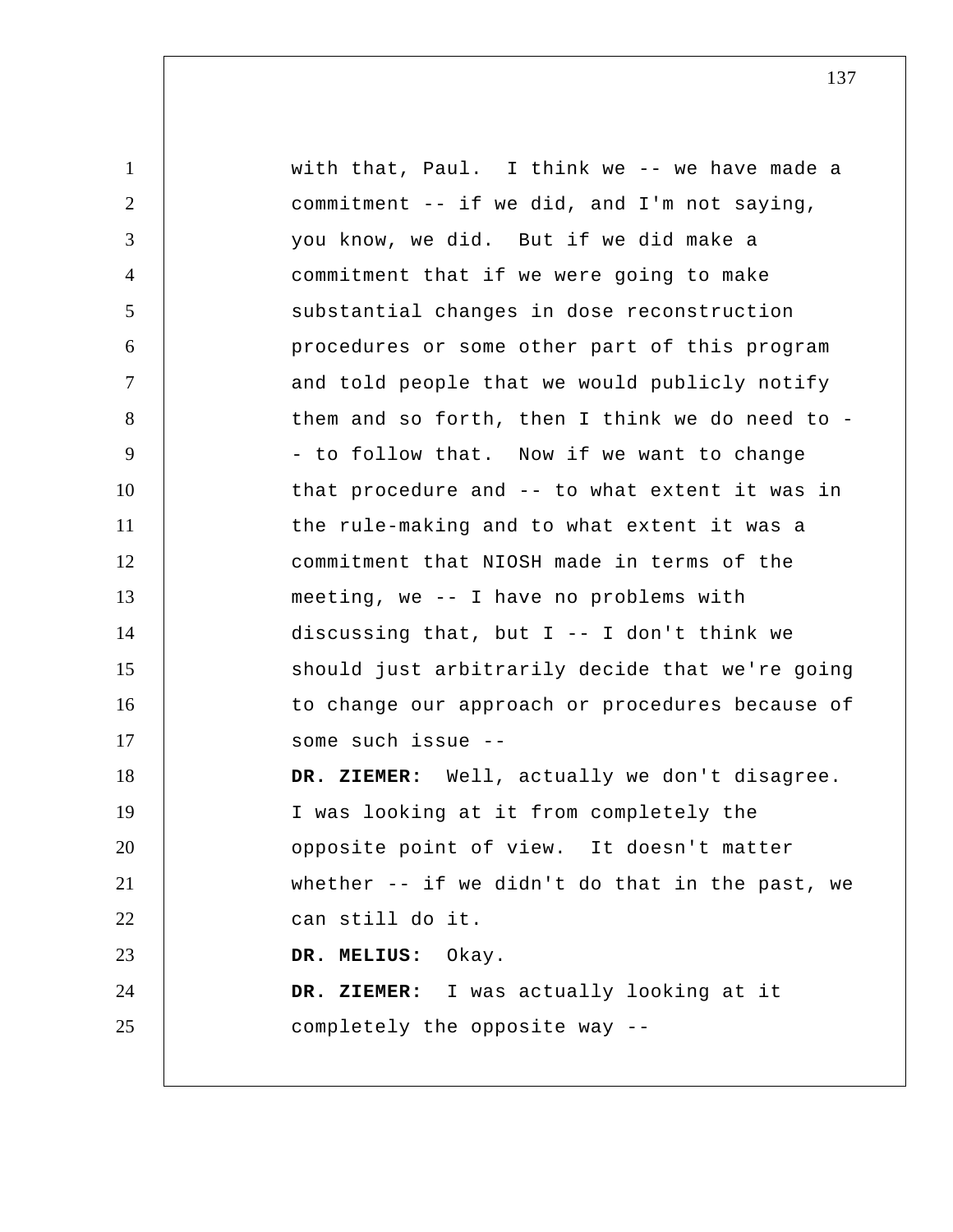with that, Paul. I think we -- we have made a commitment -- if we did, and I'm not saying, you know, we did. But if we did make a commitment that if we were going to make substantial changes in dose reconstruction procedures or some other part of this program and told people that we would publicly notify them and so forth, then I think we do need to -- to follow that. Now if we want to change that procedure and -- to what extent it was in the rule-making and to what extent it was a commitment that NIOSH made in terms of the meeting, we -- I have no problems with discussing that, but I -- I don't think we should just arbitrarily decide that we're going to change our approach or procedures because of some such issue --

**DR. ZIEMER:** Well, actually we don't disagree. I was looking at it from completely the opposite point of view. It doesn't matter whether -- if we didn't do that in the past, we can still do it.

**DR. MELIUS:** Okay.

**DR. ZIEMER:** I was actually looking at it completely the opposite way --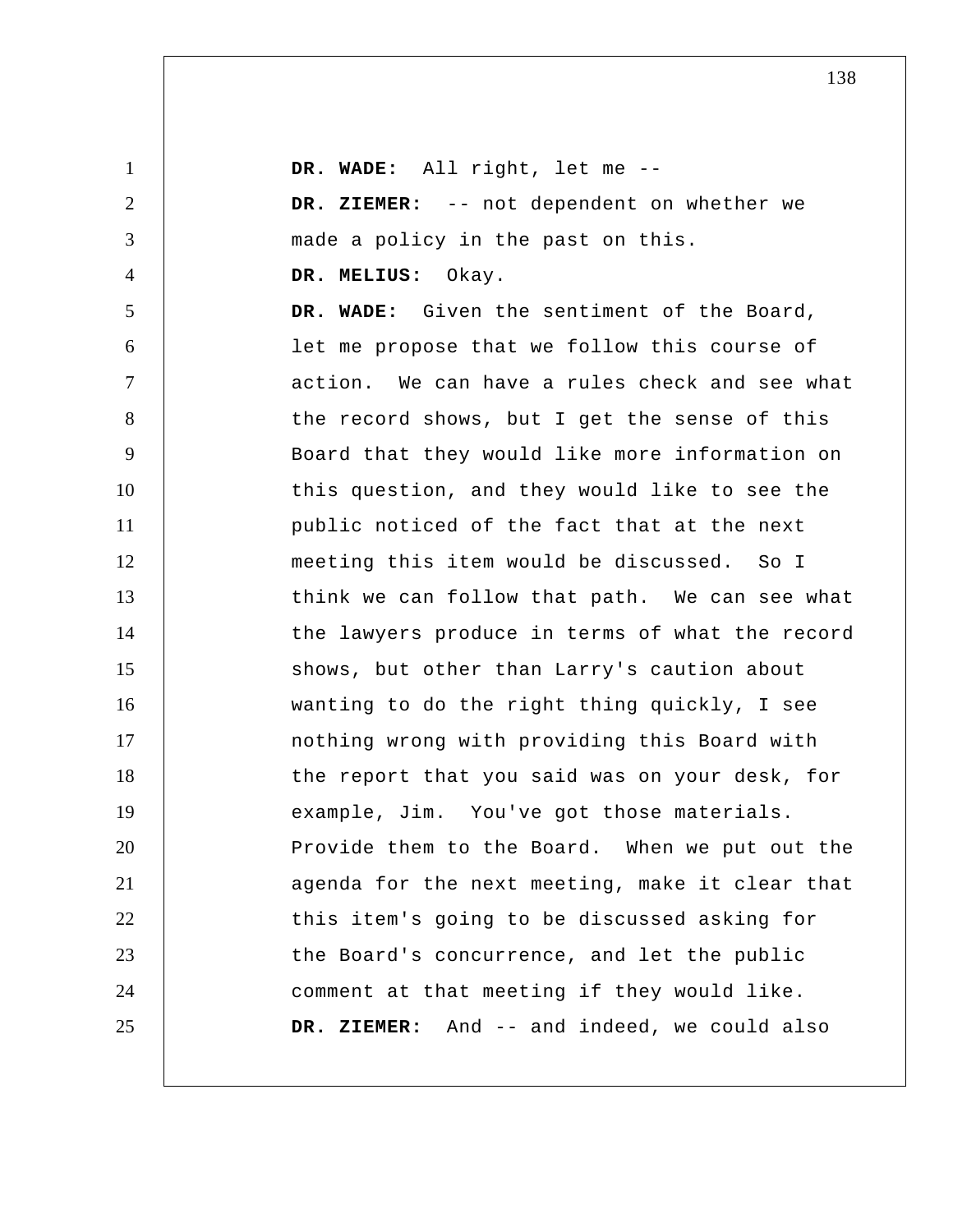**DR. WADE:** All right, let me --

**DR. ZIEMER:** -- not dependent on whether we made a policy in the past on this.

**DR. MELIUS:** Okay.

**DR. WADE:** Given the sentiment of the Board, let me propose that we follow this course of action. We can have a rules check and see what the record shows, but I get the sense of this Board that they would like more information on this question, and they would like to see the public noticed of the fact that at the next meeting this item would be discussed. So I think we can follow that path. We can see what the lawyers produce in terms of what the record shows, but other than Larry's caution about wanting to do the right thing quickly, I see nothing wrong with providing this Board with the report that you said was on your desk, for example, Jim. You've got those materials. Provide them to the Board. When we put out the agenda for the next meeting, make it clear that this item's going to be discussed asking for the Board's concurrence, and let the public comment at that meeting if they would like.

**DR. ZIEMER:** And -- and indeed, we could also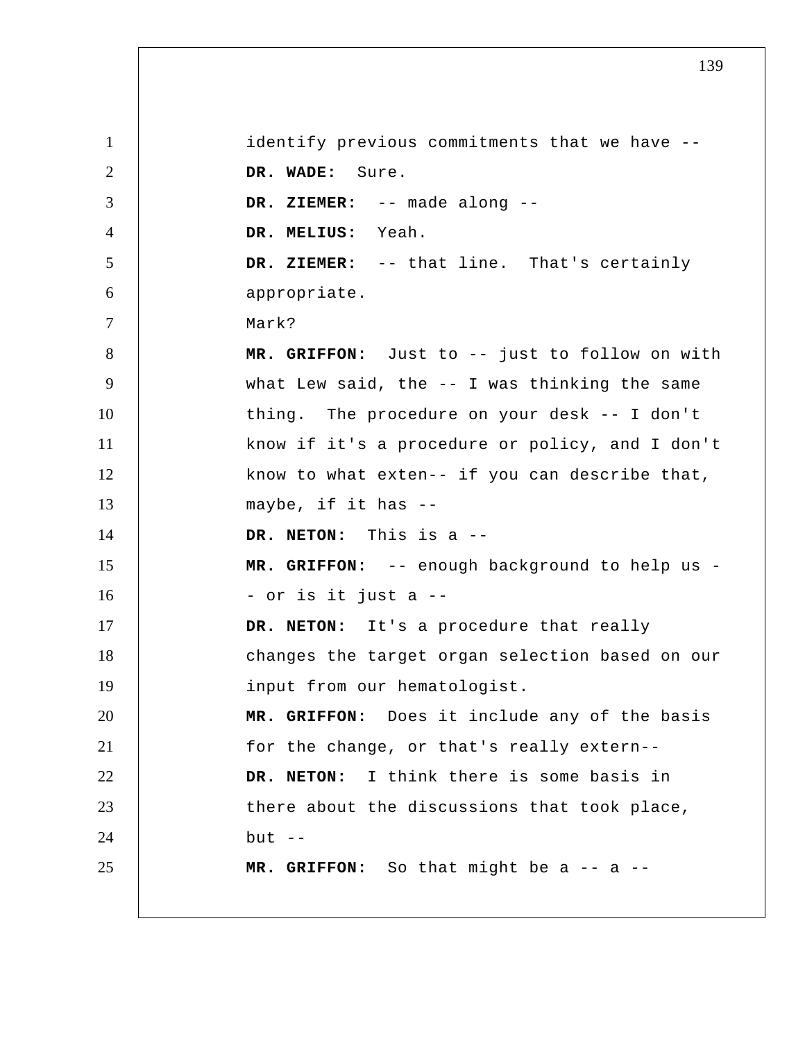identify previous commitments that we have --

**DR. WADE:** Sure.

**DR. ZIEMER:** -- made along --

**DR. MELIUS:** Yeah.

**DR. ZIEMER:** -- that line. That's certainly appropriate.

Mark?

**MR. GRIFFON:** Just to -- just to follow on with what Lew said, the -- I was thinking the same thing. The procedure on your desk -- I don't know if it's a procedure or policy, and I don't know to what exten-- if you can describe that, maybe, if it has --

**DR. NETON:** This is a --

**MR. GRIFFON:** -- enough background to help us -- or is it just a --

**DR. NETON:** It's a procedure that really changes the target organ selection based on our input from our hematologist.

**MR. GRIFFON:** Does it include any of the basis for the change, or that's really extern--

**DR. NETON:** I think there is some basis in there about the discussions that took place, but --

**MR. GRIFFON:** So that might be a -- a --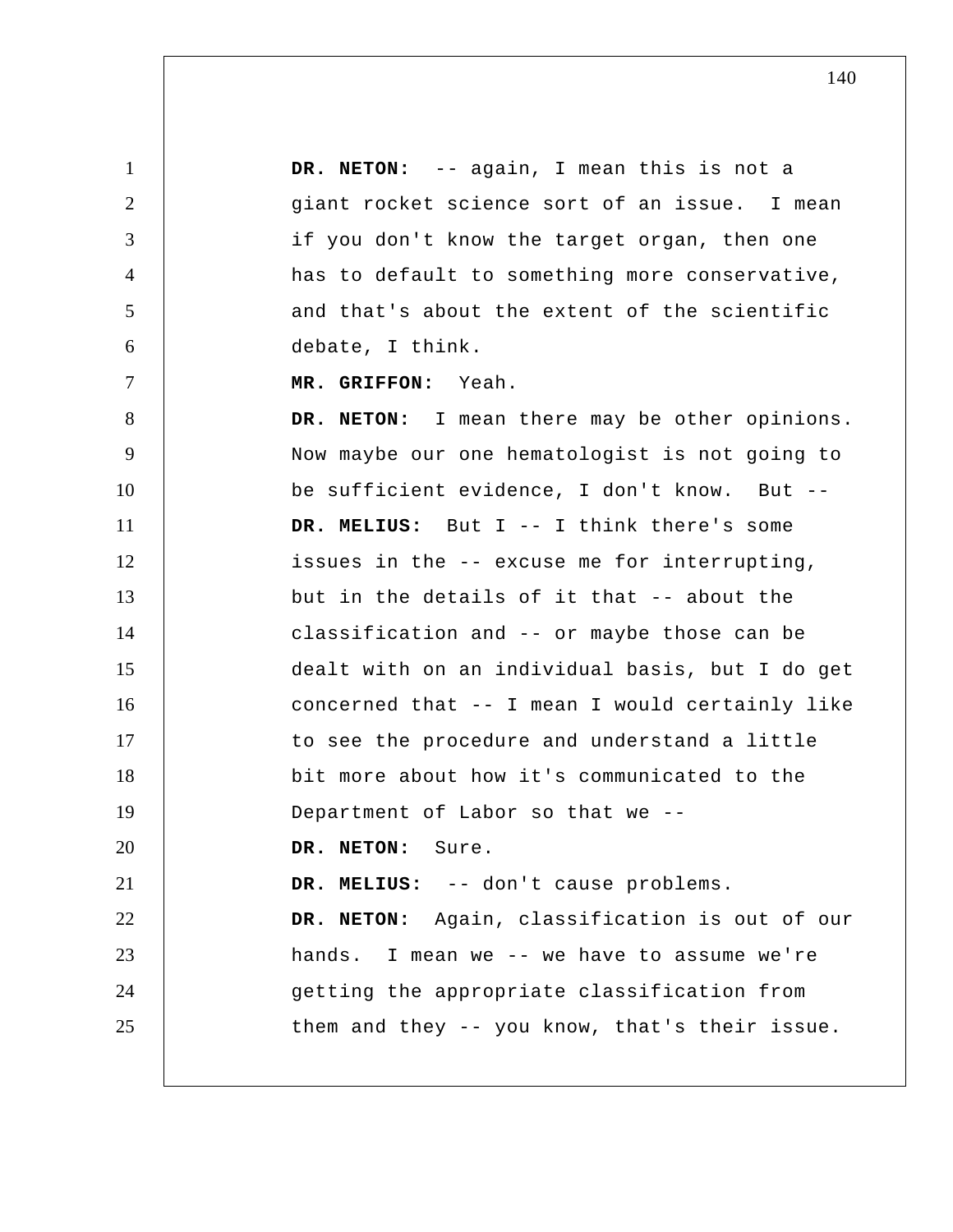**DR. NETON:** -- again, I mean this is not a giant rocket science sort of an issue. I mean if you don't know the target organ, then one has to default to something more conservative, and that's about the extent of the scientific debate, I think.

**MR. GRIFFON:** Yeah.

**DR. NETON:** I mean there may be other opinions. Now maybe our one hematologist is not going to be sufficient evidence, I don't know. But --

**DR. MELIUS:** But I -- I think there's some issues in the -- excuse me for interrupting, but in the details of it that -- about the classification and -- or maybe those can be dealt with on an individual basis, but I do get concerned that -- I mean I would certainly like to see the procedure and understand a little bit more about how it's communicated to the Department of Labor so that we --

**DR. NETON:** Sure.

**DR. MELIUS:** -- don't cause problems.

**DR. NETON:** Again, classification is out of our hands. I mean we -- we have to assume we're getting the appropriate classification from them and they -- you know, that's their issue.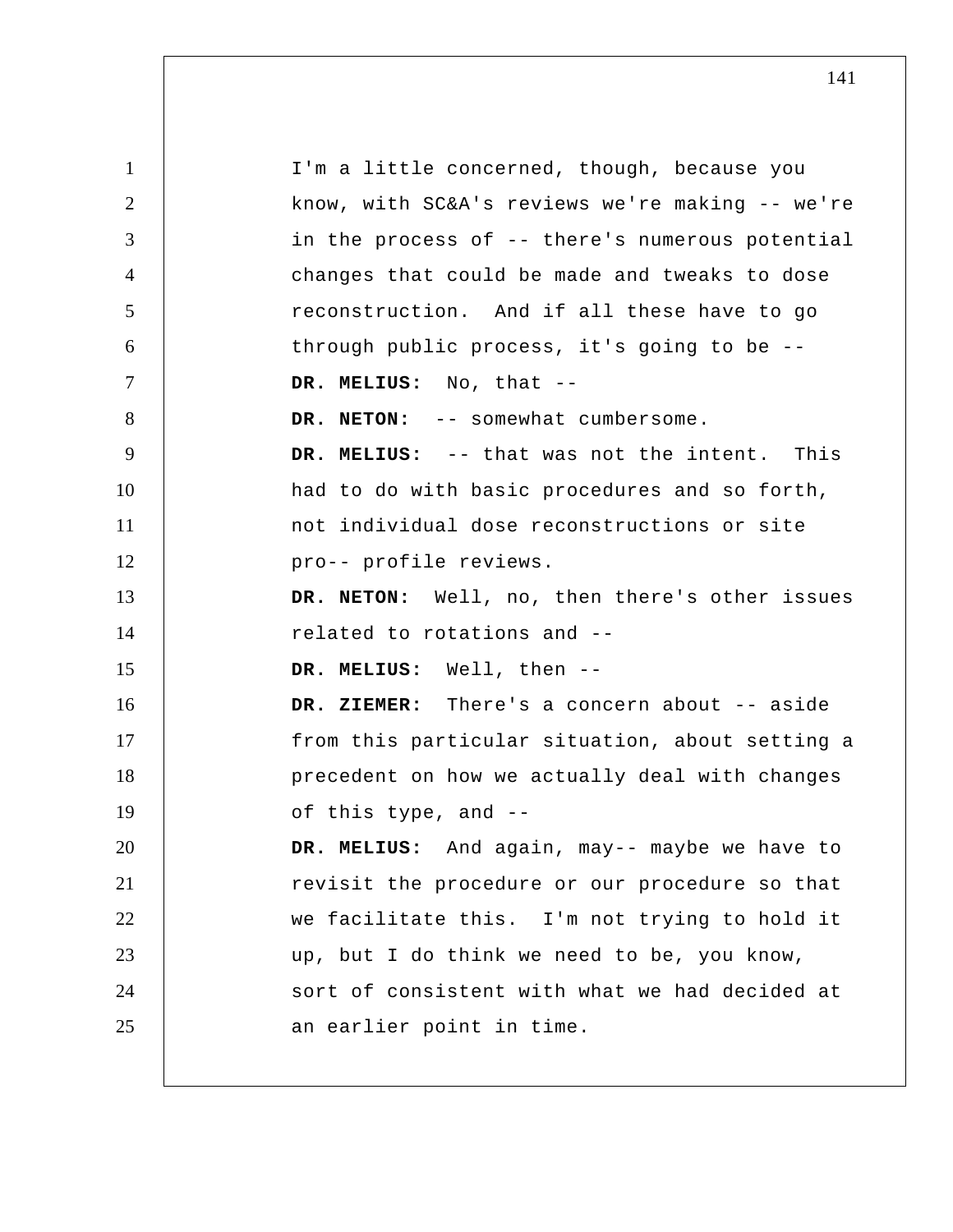I'm a little concerned, though, because you know, with SC&A's reviews we're making -- we're in the process of -- there's numerous potential changes that could be made and tweaks to dose reconstruction. And if all these have to go through public process, it's going to be --

**DR. MELIUS:** No, that --

**DR. NETON:** -- somewhat cumbersome.

**DR. MELIUS:** -- that was not the intent. This had to do with basic procedures and so forth, not individual dose reconstructions or site pro-- profile reviews.

**DR. NETON:** Well, no, then there's other issues related to rotations and --

**DR. MELIUS:** Well, then --

**DR. ZIEMER:** There's a concern about -- aside from this particular situation, about setting a precedent on how we actually deal with changes of this type, and --

**DR. MELIUS:** And again, may-- maybe we have to revisit the procedure or our procedure so that we facilitate this. I'm not trying to hold it up, but I do think we need to be, you know, sort of consistent with what we had decided at an earlier point in time.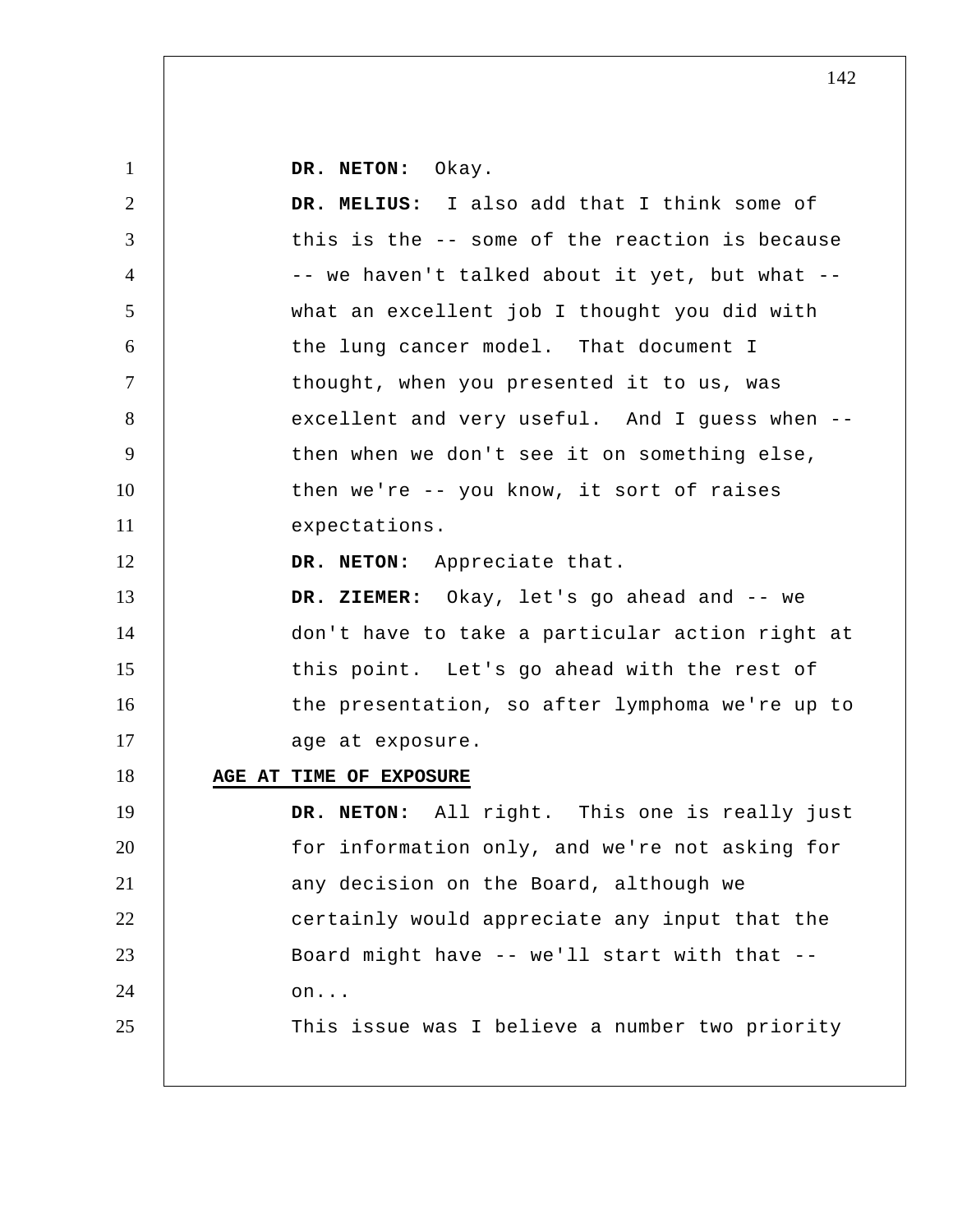**DR. NETON:** Okay.

**DR. MELIUS:** I also add that I think some of this is the -- some of the reaction is because -- we haven't talked about it yet, but what -- what an excellent job I thought you did with the lung cancer model. That document I thought, when you presented it to us, was excellent and very useful. And I guess when -- then when we don't see it on something else, then we're -- you know, it sort of raises expectations.

**DR. NETON:** Appreciate that.

**DR. ZIEMER:** Okay, let's go ahead and -- we don't have to take a particular action right at this point. Let's go ahead with the rest of the presentation, so after lymphoma we're up to age at exposure.

## AGE AT TIME OF EXPOSURE

**DR. NETON:** All right. This one is really just for information only, and we're not asking for any decision on the Board, although we certainly would appreciate any input that the Board might have -- we'll start with that -- on...

This issue was I believe a number two priority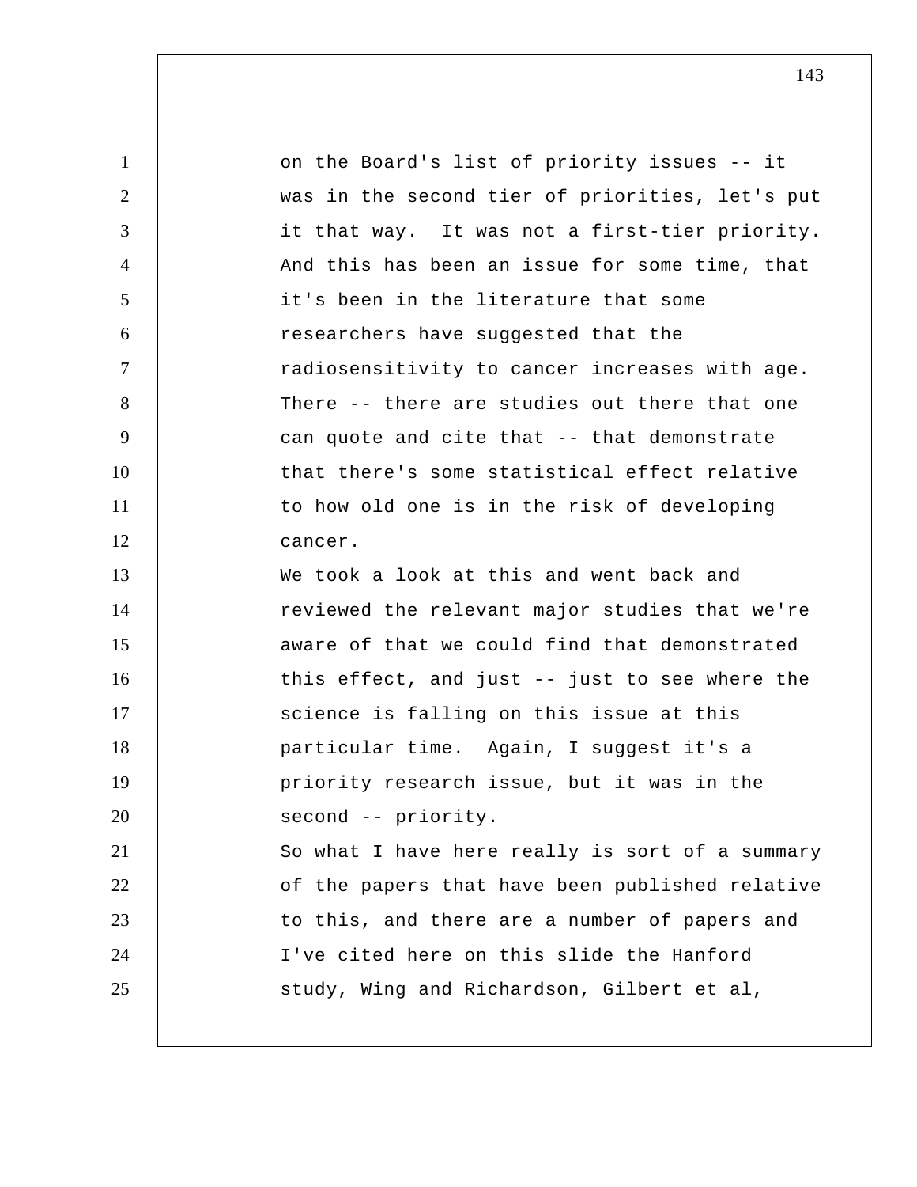on the Board's list of priority issues -- it was in the second tier of priorities, let's put it that way. It was not a first-tier priority. And this has been an issue for some time, that it's been in the literature that some researchers have suggested that the radiosensitivity to cancer increases with age. There -- there are studies out there that one can quote and cite that -- that demonstrate that there's some statistical effect relative to how old one is in the risk of developing cancer.

We took a look at this and went back and reviewed the relevant major studies that we're aware of that we could find that demonstrated this effect, and just -- just to see where the science is falling on this issue at this particular time. Again, I suggest it's a priority research issue, but it was in the second -- priority.

So what I have here really is sort of a summary of the papers that have been published relative to this, and there are a number of papers and I've cited here on this slide the Hanford study, Wing and Richardson, Gilbert et al,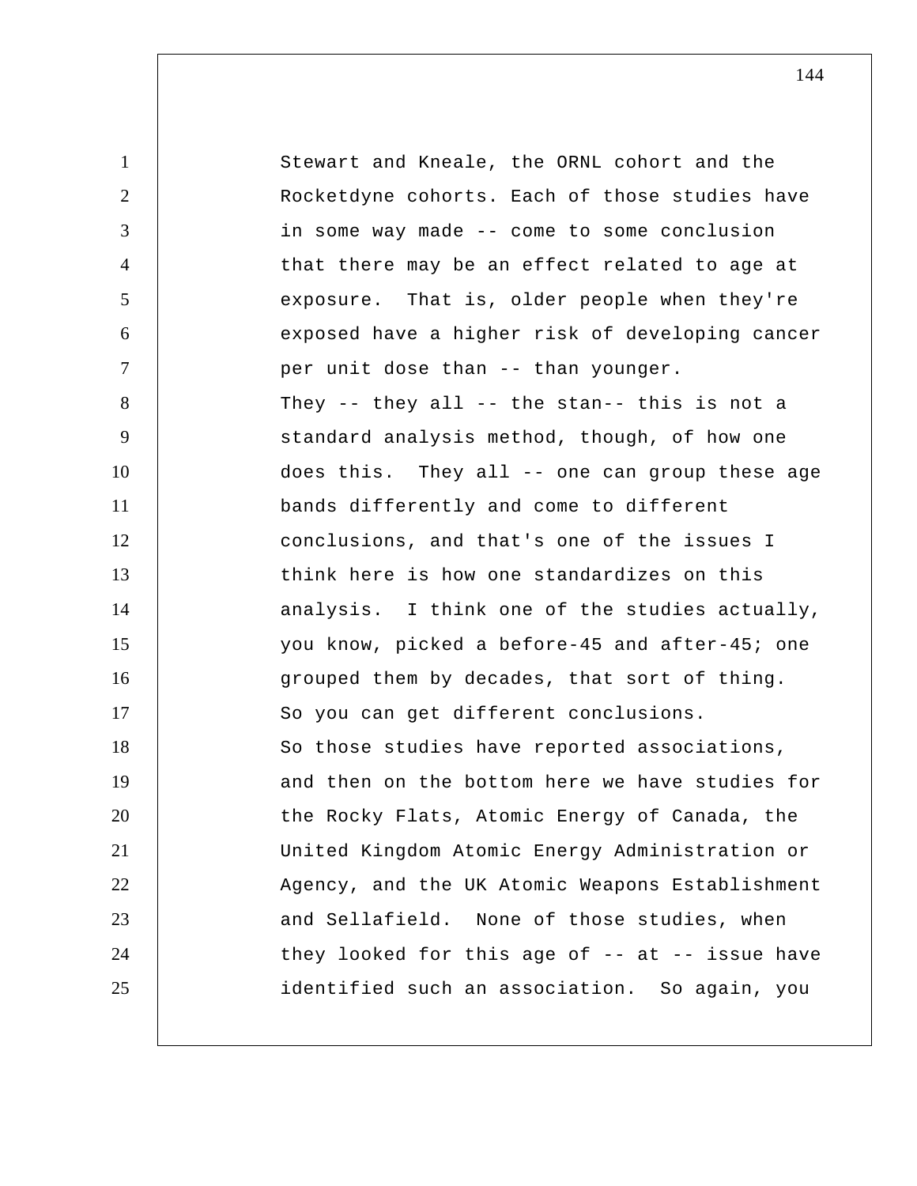Stewart and Kneale, the ORNL cohort and the Rocketdyne cohorts. Each of those studies have in some way made -- come to some conclusion that there may be an effect related to age at exposure. That is, older people when they're exposed have a higher risk of developing cancer per unit dose than -- than younger.

They -- they all -- the stan-- this is not a standard analysis method, though, of how one does this. They all -- one can group these age bands differently and come to different conclusions, and that's one of the issues I think here is how one standardizes on this analysis. I think one of the studies actually, you know, picked a before-45 and after-45; one grouped them by decades, that sort of thing. So you can get different conclusions.

So those studies have reported associations, and then on the bottom here we have studies for the Rocky Flats, Atomic Energy of Canada, the United Kingdom Atomic Energy Administration or Agency, and the UK Atomic Weapons Establishment and Sellafield. None of those studies, when they looked for this age of -- at -- issue have identified such an association. So again, you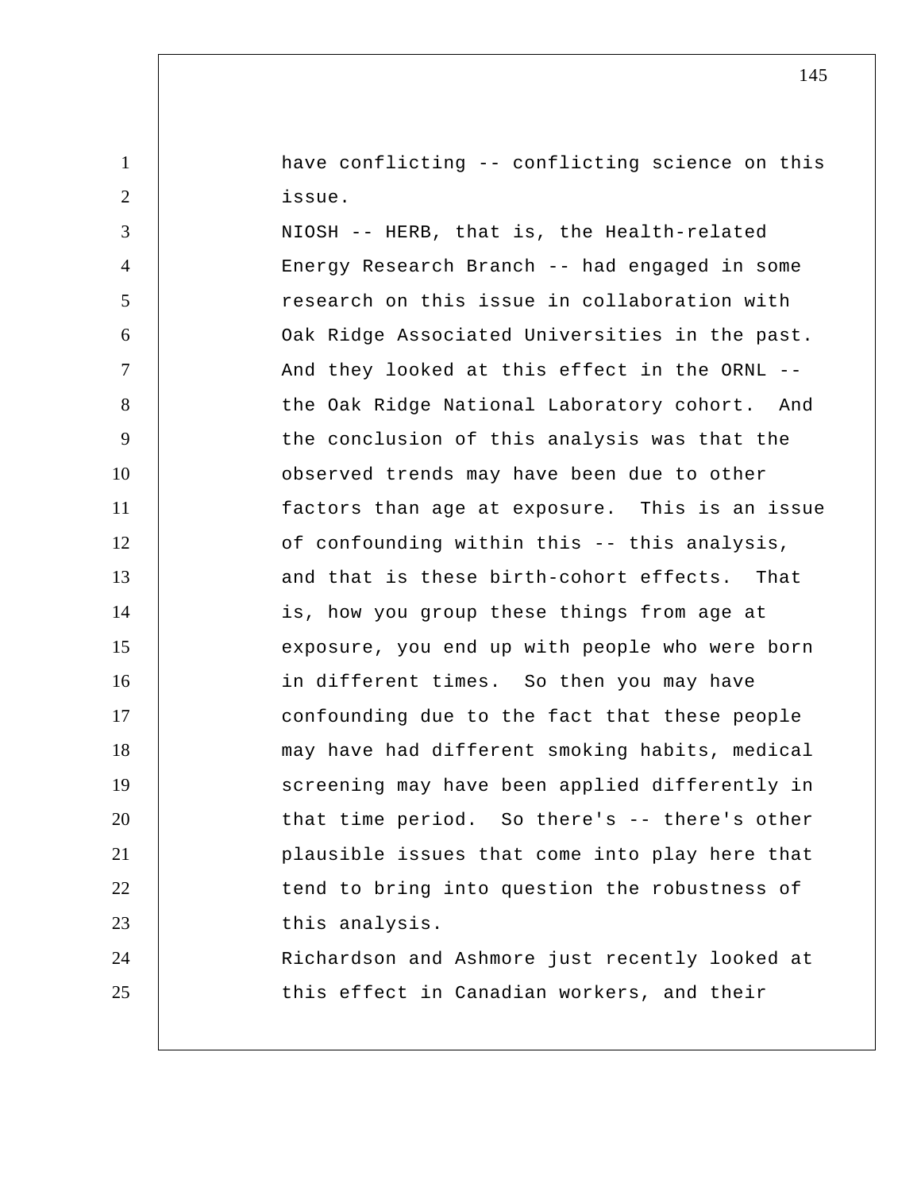have conflicting -- conflicting science on this issue.

NIOSH -- HERB, that is, the Health-related Energy Research Branch -- had engaged in some research on this issue in collaboration with Oak Ridge Associated Universities in the past. And they looked at this effect in the ORNL -- the Oak Ridge National Laboratory cohort. And the conclusion of this analysis was that the observed trends may have been due to other factors than age at exposure. This is an issue of confounding within this -- this analysis, and that is these birth-cohort effects. That is, how you group these things from age at exposure, you end up with people who were born in different times. So then you may have confounding due to the fact that these people may have had different smoking habits, medical screening may have been applied differently in that time period. So there's -- there's other plausible issues that come into play here that tend to bring into question the robustness of this analysis.

Richardson and Ashmore just recently looked at this effect in Canadian workers, and their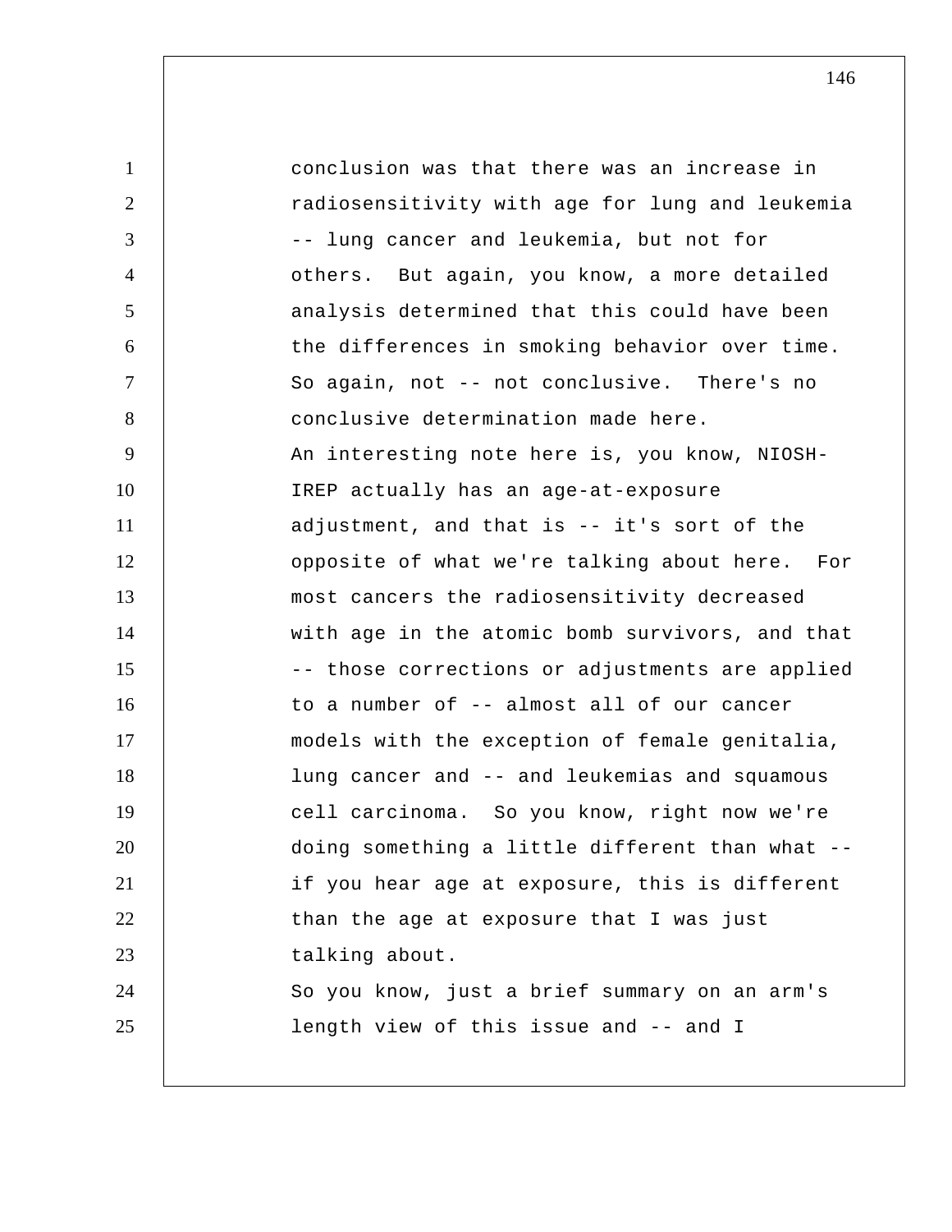conclusion was that there was an increase in radiosensitivity with age for lung and leukemia -- lung cancer and leukemia, but not for others. But again, you know, a more detailed analysis determined that this could have been the differences in smoking behavior over time. So again, not -- not conclusive. There's no conclusive determination made here.

An interesting note here is, you know, NIOSH-IREP actually has an age-at-exposure adjustment, and that is -- it's sort of the opposite of what we're talking about here. For most cancers the radiosensitivity decreased with age in the atomic bomb survivors, and that -- those corrections or adjustments are applied to a number of -- almost all of our cancer models with the exception of female genitalia, lung cancer and -- and leukemias and squamous cell carcinoma. So you know, right now we're doing something a little different than what -- if you hear age at exposure, this is different than the age at exposure that I was just talking about.

So you know, just a brief summary on an arm's length view of this issue and -- and I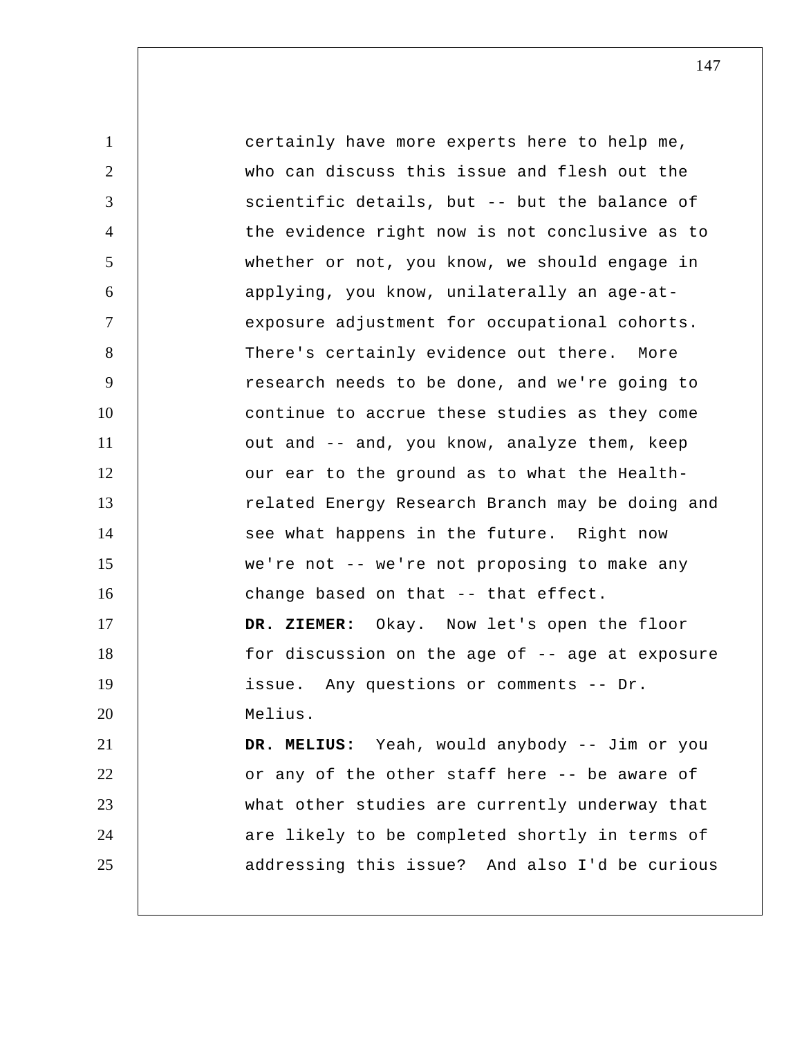certainly have more experts here to help me, who can discuss this issue and flesh out the scientific details, but -- but the balance of the evidence right now is not conclusive as to whether or not, you know, we should engage in applying, you know, unilaterally an age-at-exposure adjustment for occupational cohorts. There's certainly evidence out there. More research needs to be done, and we're going to continue to accrue these studies as they come out and -- and, you know, analyze them, keep our ear to the ground as to what the Health-related Energy Research Branch may be doing and see what happens in the future. Right now we're not -- we're not proposing to make any change based on that -- that effect.

**DR. ZIEMER:** Okay. Now let's open the floor for discussion on the age of -- age at exposure issue. Any questions or comments -- Dr. Melius.

**DR. MELIUS:** Yeah, would anybody -- Jim or you or any of the other staff here -- be aware of what other studies are currently underway that are likely to be completed shortly in terms of addressing this issue? And also I'd be curious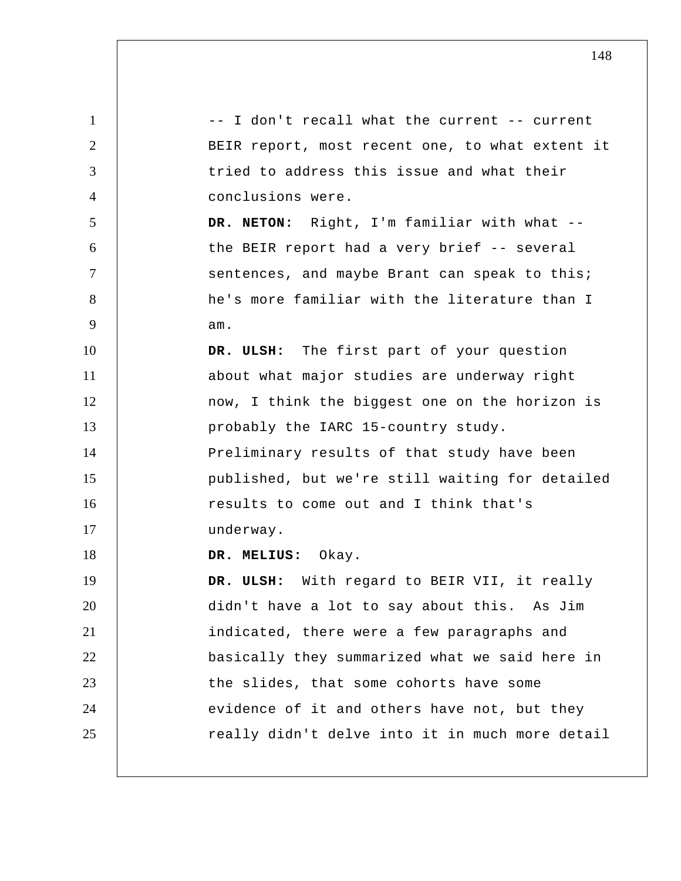-- I don't recall what the current -- current BEIR report, most recent one, to what extent it tried to address this issue and what their conclusions were.

**DR. NETON:** Right, I'm familiar with what -- the BEIR report had a very brief -- several sentences, and maybe Brant can speak to this; he's more familiar with the literature than I am.

**DR. ULSH:** The first part of your question about what major studies are underway right now, I think the biggest one on the horizon is probably the IARC 15-country study. Preliminary results of that study have been published, but we're still waiting for detailed results to come out and I think that's underway.

**DR. MELIUS:** Okay.

**DR. ULSH:** With regard to BEIR VII, it really didn't have a lot to say about this. As Jim indicated, there were a few paragraphs and basically they summarized what we said here in the slides, that some cohorts have some evidence of it and others have not, but they really didn't delve into it in much more detail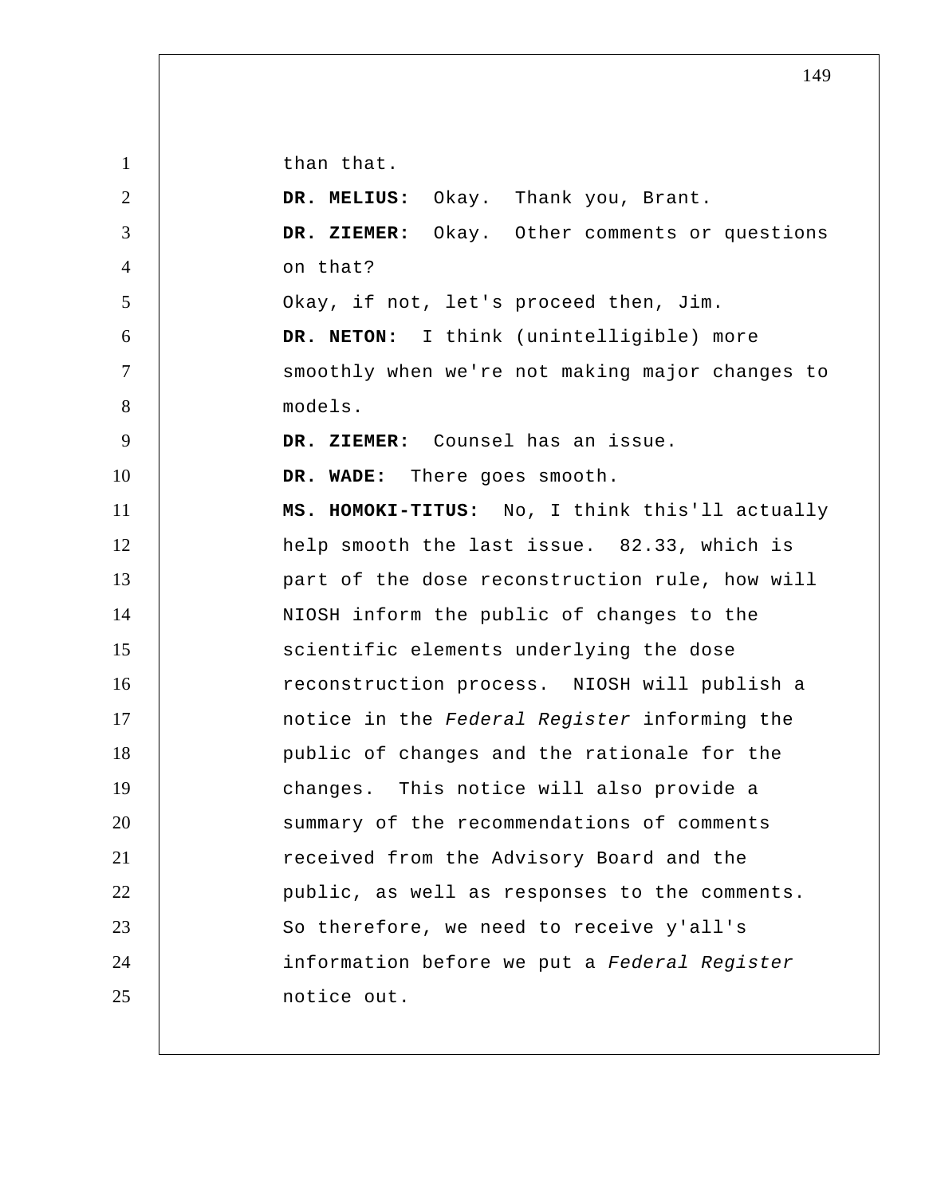than that.

**DR. MELIUS:** Okay. Thank you, Brant.

**DR. ZIEMER:** Okay. Other comments or questions on that?

Okay, if not, let's proceed then, Jim.

**DR. NETON:** I think (unintelligible) more smoothly when we're not making major changes to models.

**DR. ZIEMER:** Counsel has an issue.

**DR. WADE:** There goes smooth.

**MS. HOMOKI-TITUS:** No, I think this'll actually help smooth the last issue. 82.33, which is part of the dose reconstruction rule, how will NIOSH inform the public of changes to the scientific elements underlying the dose reconstruction process. NIOSH will publish a notice in the *Federal Register* informing the public of changes and the rationale for the changes. This notice will also provide a summary of the recommendations of comments received from the Advisory Board and the public, as well as responses to the comments. So therefore, we need to receive y'all's information before we put a *Federal Register* notice out.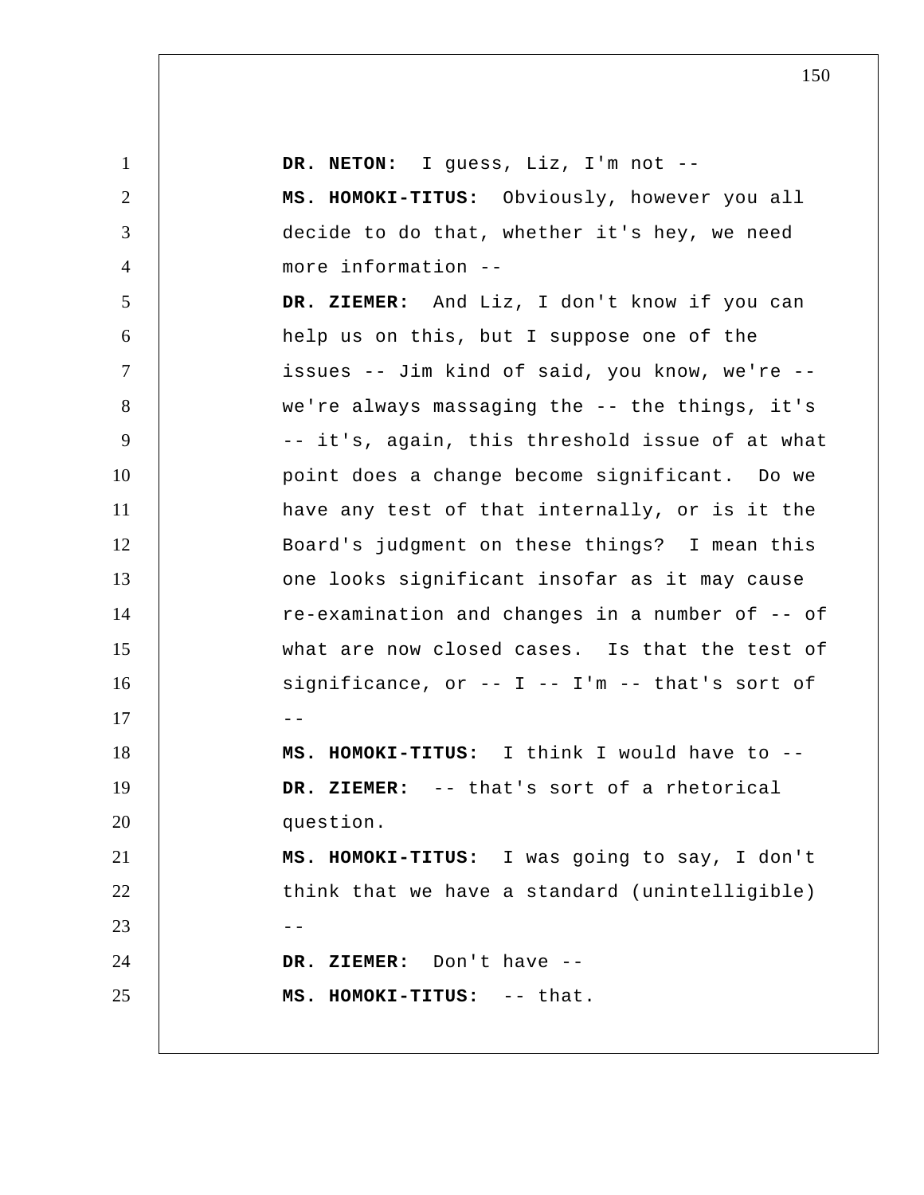**DR. NETON:** I guess, Liz, I'm not --

**MS. HOMOKI-TITUS:** Obviously, however you all decide to do that, whether it's hey, we need more information --

**DR. ZIEMER:** And Liz, I don't know if you can help us on this, but I suppose one of the issues -- Jim kind of said, you know, we're -- we're always massaging the -- the things, it's -- it's, again, this threshold issue of at what point does a change become significant. Do we have any test of that internally, or is it the Board's judgment on these things? I mean this one looks significant insofar as it may cause re-examination and changes in a number of -- of what are now closed cases. Is that the test of significance, or -- I -- I'm -- that's sort of --

**MS. HOMOKI-TITUS:** I think I would have to --

**DR. ZIEMER:** -- that's sort of a rhetorical question.

**MS. HOMOKI-TITUS:** I was going to say, I don't think that we have a standard (unintelligible) --

**DR. ZIEMER:** Don't have --

**MS. HOMOKI-TITUS:** -- that.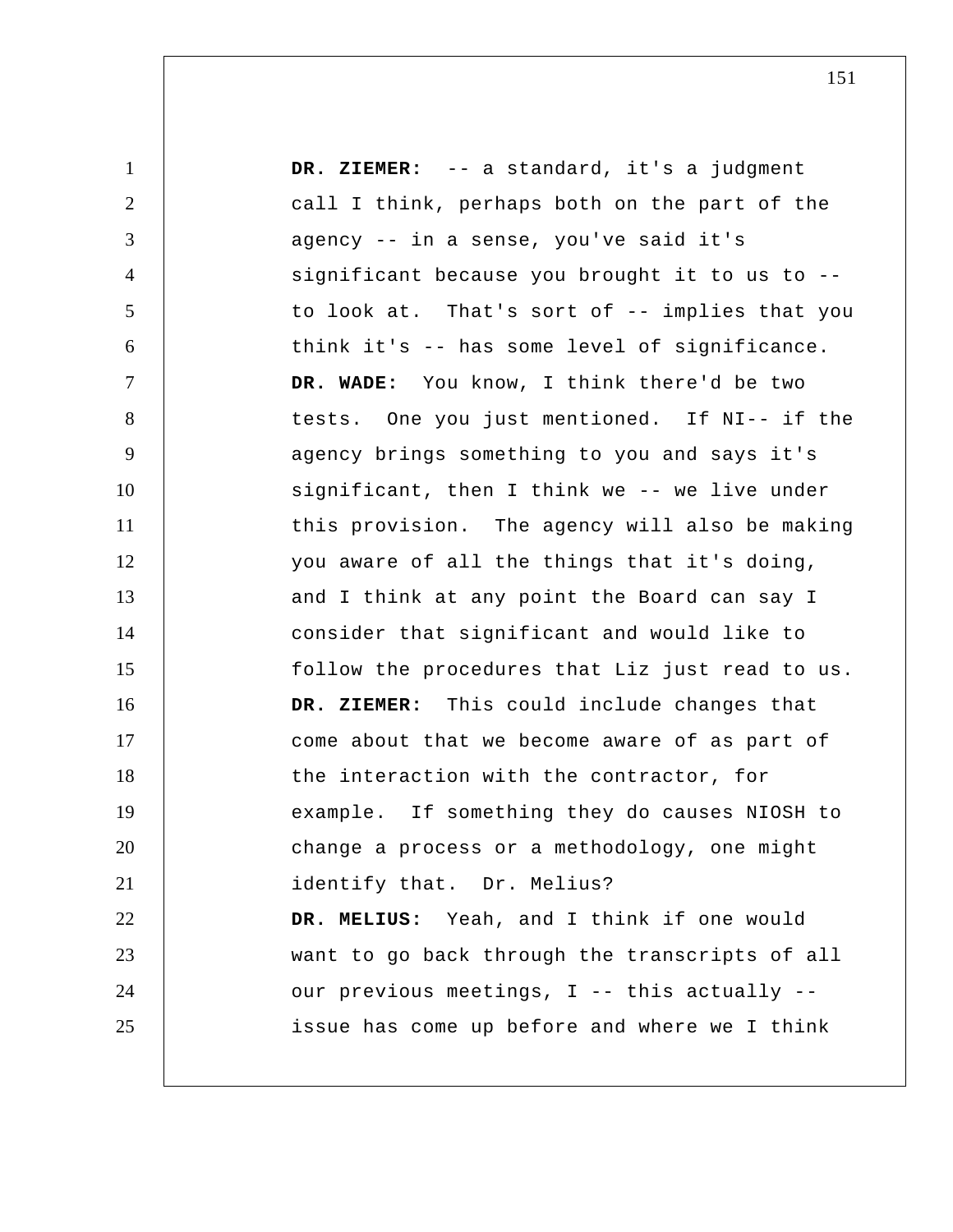**DR. ZIEMER:** -- a standard, it's a judgment call I think, perhaps both on the part of the agency -- in a sense, you've said it's significant because you brought it to us to -- to look at. That's sort of -- implies that you think it's -- has some level of significance.

**DR. WADE:** You know, I think there'd be two tests. One you just mentioned. If NI-- if the agency brings something to you and says it's significant, then I think we -- we live under this provision. The agency will also be making you aware of all the things that it's doing, and I think at any point the Board can say I consider that significant and would like to follow the procedures that Liz just read to us.

**DR. ZIEMER:** This could include changes that come about that we become aware of as part of the interaction with the contractor, for example. If something they do causes NIOSH to change a process or a methodology, one might identify that. Dr. Melius?

**DR. MELIUS:** Yeah, and I think if one would want to go back through the transcripts of all our previous meetings, I -- this actually -- issue has come up before and where we I think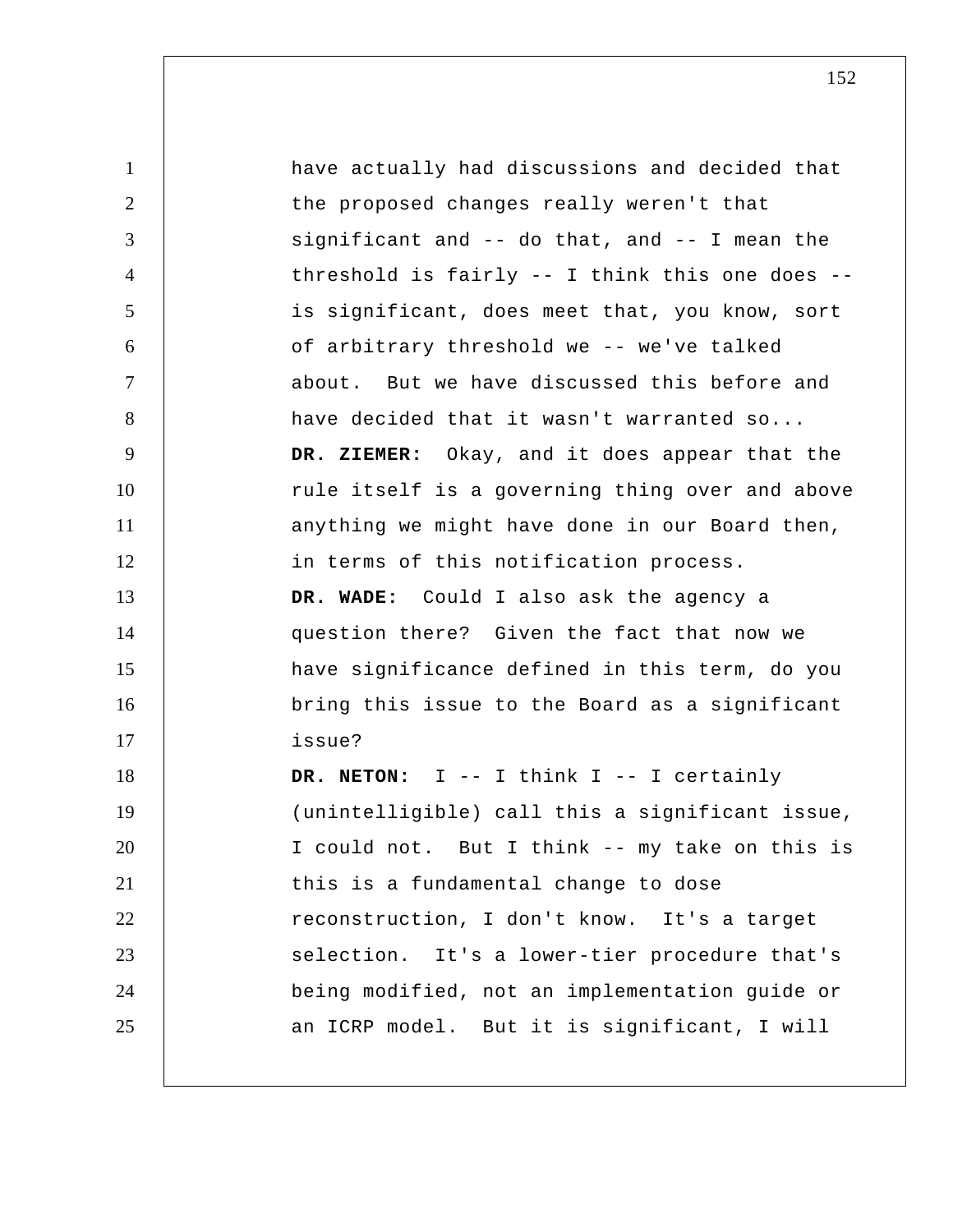have actually had discussions and decided that the proposed changes really weren't that significant and -- do that, and -- I mean the threshold is fairly -- I think this one does -- is significant, does meet that, you know, sort of arbitrary threshold we -- we've talked about. But we have discussed this before and have decided that it wasn't warranted so...

**DR. ZIEMER:** Okay, and it does appear that the rule itself is a governing thing over and above anything we might have done in our Board then, in terms of this notification process.

**DR. WADE:** Could I also ask the agency a question there? Given the fact that now we have significance defined in this term, do you bring this issue to the Board as a significant issue?

**DR. NETON:** I -- I think I -- I certainly (unintelligible) call this a significant issue, I could not. But I think -- my take on this is this is a fundamental change to dose reconstruction, I don't know. It's a target selection. It's a lower-tier procedure that's being modified, not an implementation guide or an ICRP model. But it is significant, I will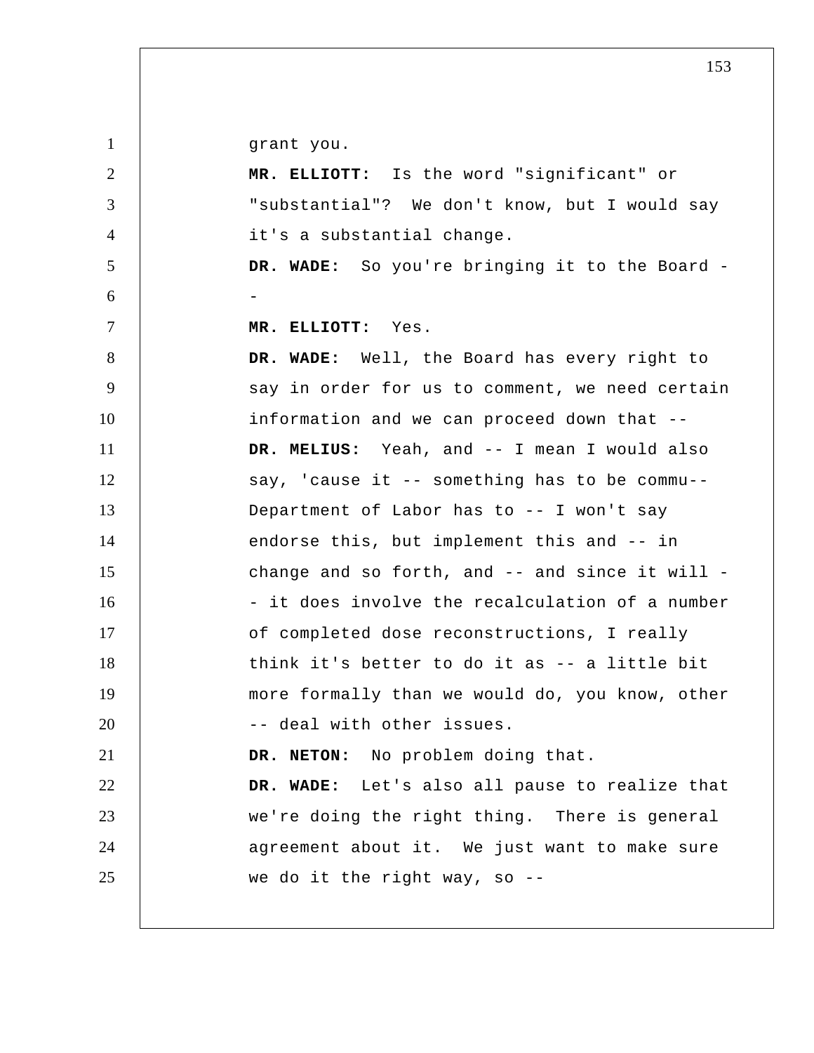grant you.

**MR. ELLIOTT:** Is the word "significant" or "substantial"? We don't know, but I would say it's a substantial change.

**DR. WADE:** So you're bringing it to the Board --

**MR. ELLIOTT:** Yes.

**DR. WADE:** Well, the Board has every right to say in order for us to comment, we need certain information and we can proceed down that --

**DR. MELIUS:** Yeah, and -- I mean I would also say, 'cause it -- something has to be commu-- Department of Labor has to -- I won't say endorse this, but implement this and -- in change and so forth, and -- and since it will -- it does involve the recalculation of a number of completed dose reconstructions, I really think it's better to do it as -- a little bit more formally than we would do, you know, other -- deal with other issues.

**DR. NETON:** No problem doing that.

**DR. WADE:** Let's also all pause to realize that we're doing the right thing. There is general agreement about it. We just want to make sure we do it the right way, so --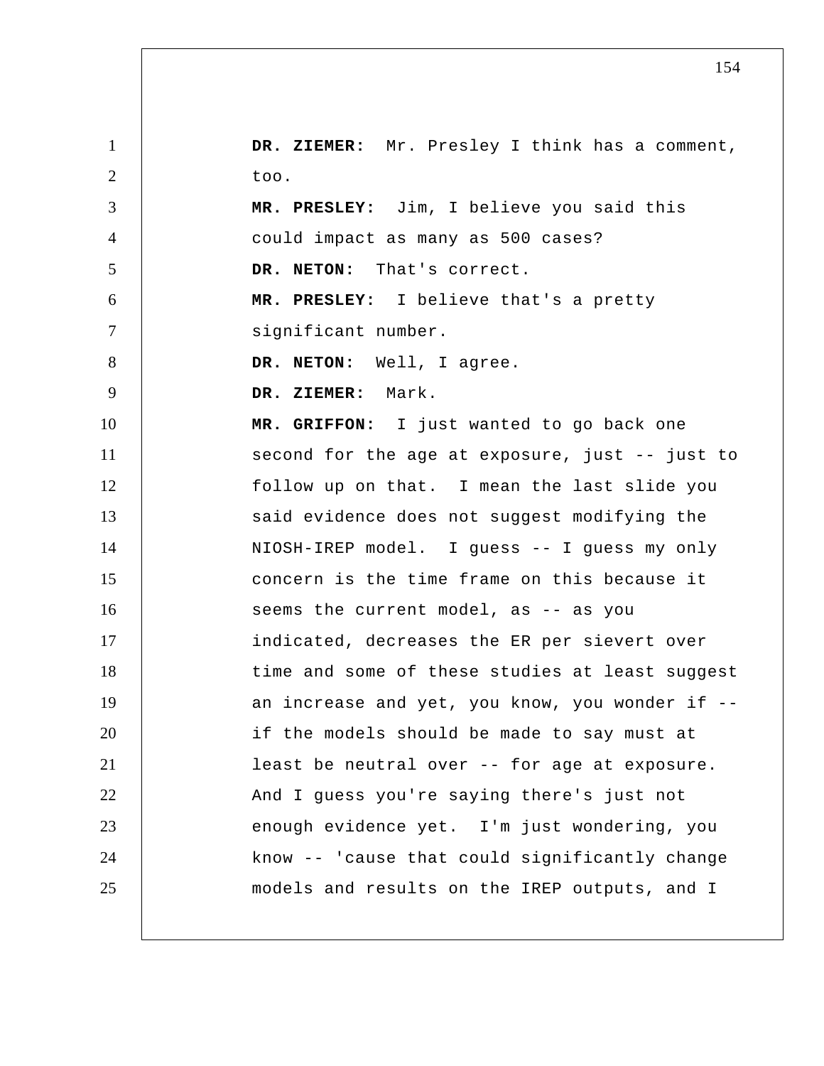**DR. ZIEMER:** Mr. Presley I think has a comment, too.

**MR. PRESLEY:** Jim, I believe you said this could impact as many as 500 cases?

**DR. NETON:** That's correct.

**MR. PRESLEY:** I believe that's a pretty significant number.

**DR. NETON:** Well, I agree.

**DR. ZIEMER:** Mark.

**MR. GRIFFON:** I just wanted to go back one second for the age at exposure, just -- just to follow up on that. I mean the last slide you said evidence does not suggest modifying the NIOSH-IREP model. I guess -- I guess my only concern is the time frame on this because it seems the current model, as -- as you indicated, decreases the ER per sievert over time and some of these studies at least suggest an increase and yet, you know, you wonder if -- if the models should be made to say must at least be neutral over -- for age at exposure. And I guess you're saying there's just not enough evidence yet. I'm just wondering, you know -- 'cause that could significantly change models and results on the IREP outputs, and I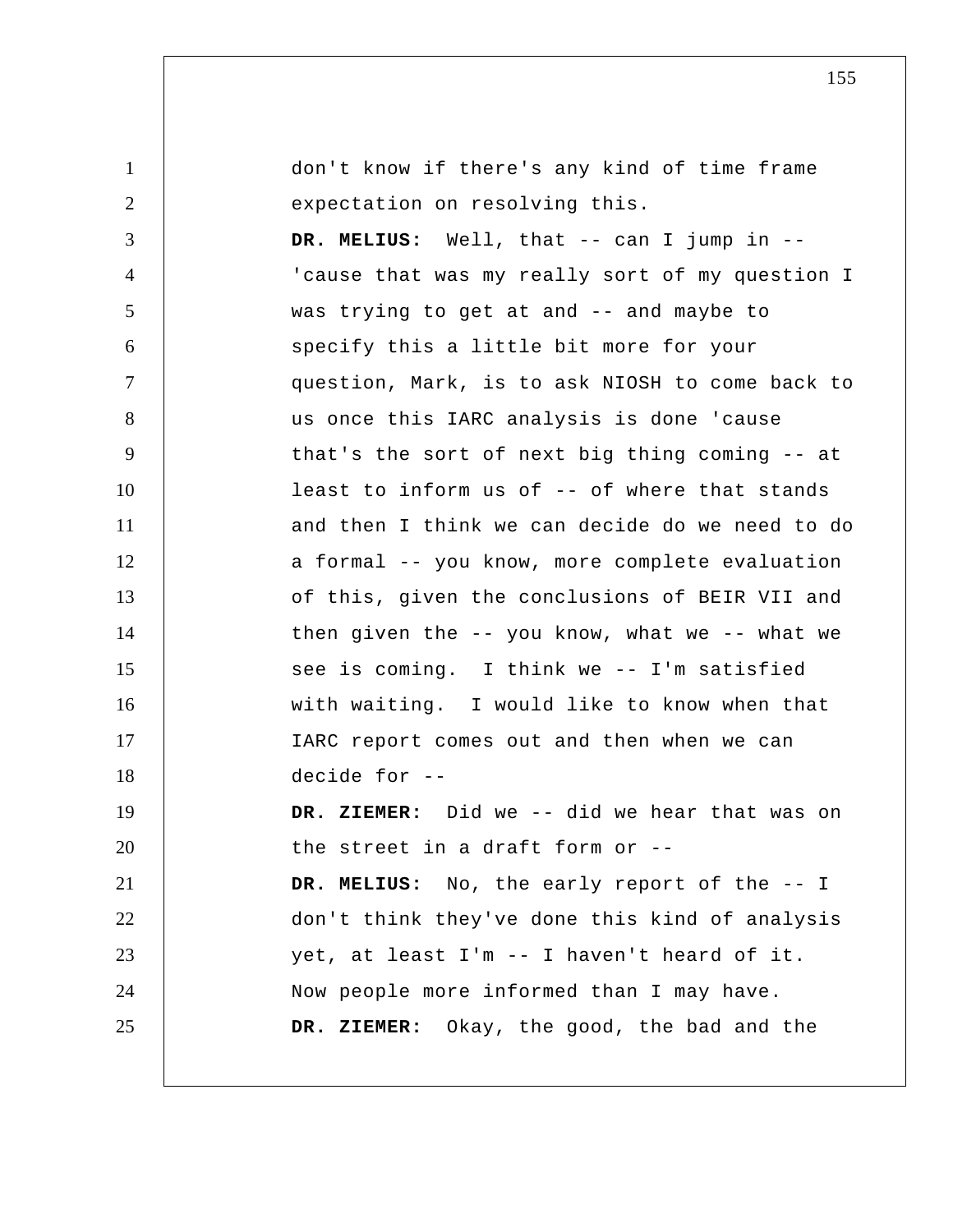don't know if there's any kind of time frame expectation on resolving this.

**DR. MELIUS:** Well, that -- can I jump in -- 'cause that was my really sort of my question I was trying to get at and -- and maybe to specify this a little bit more for your question, Mark, is to ask NIOSH to come back to us once this IARC analysis is done 'cause that's the sort of next big thing coming -- at least to inform us of -- of where that stands and then I think we can decide do we need to do a formal -- you know, more complete evaluation of this, given the conclusions of BEIR VII and then given the -- you know, what we -- what we see is coming. I think we -- I'm satisfied with waiting. I would like to know when that IARC report comes out and then when we can decide for --

**DR. ZIEMER:** Did we -- did we hear that was on the street in a draft form or --

**DR. MELIUS:** No, the early report of the -- I don't think they've done this kind of analysis yet, at least I'm -- I haven't heard of it. Now people more informed than I may have.

**DR. ZIEMER:** Okay, the good, the bad and the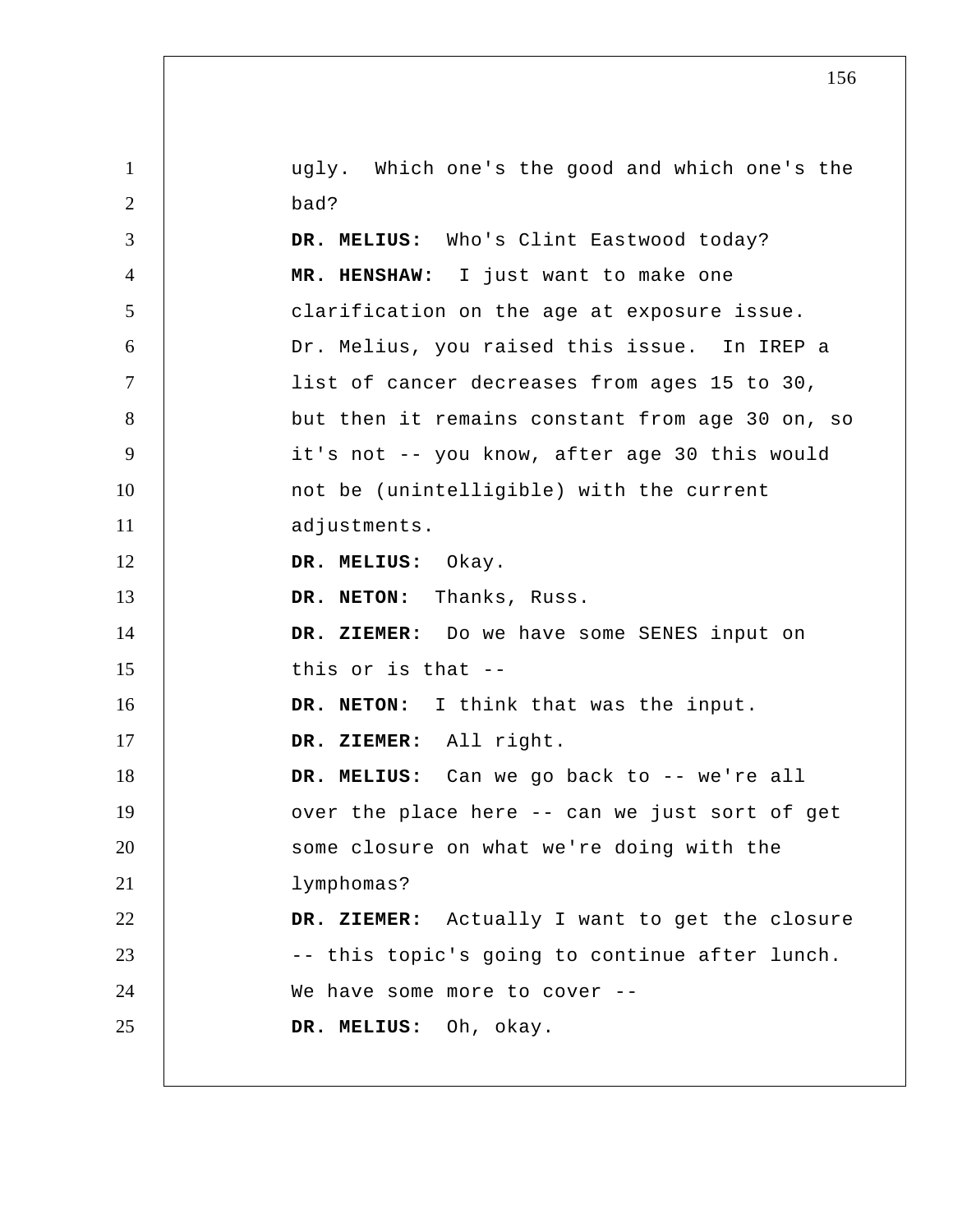ugly. Which one's the good and which one's the bad?

**DR. MELIUS:** Who's Clint Eastwood today?

**MR. HENSHAW:** I just want to make one clarification on the age at exposure issue. Dr. Melius, you raised this issue. In IREP a list of cancer decreases from ages 15 to 30, but then it remains constant from age 30 on, so it's not -- you know, after age 30 this would not be (unintelligible) with the current adjustments.

**DR. MELIUS:** Okay.

**DR. NETON:** Thanks, Russ.

**DR. ZIEMER:** Do we have some SENES input on this or is that --

**DR. NETON:** I think that was the input.

**DR. ZIEMER:** All right.

**DR. MELIUS:** Can we go back to -- we're all over the place here -- can we just sort of get some closure on what we're doing with the lymphomas?

**DR. ZIEMER:** Actually I want to get the closure -- this topic's going to continue after lunch. We have some more to cover --

**DR. MELIUS:** Oh, okay.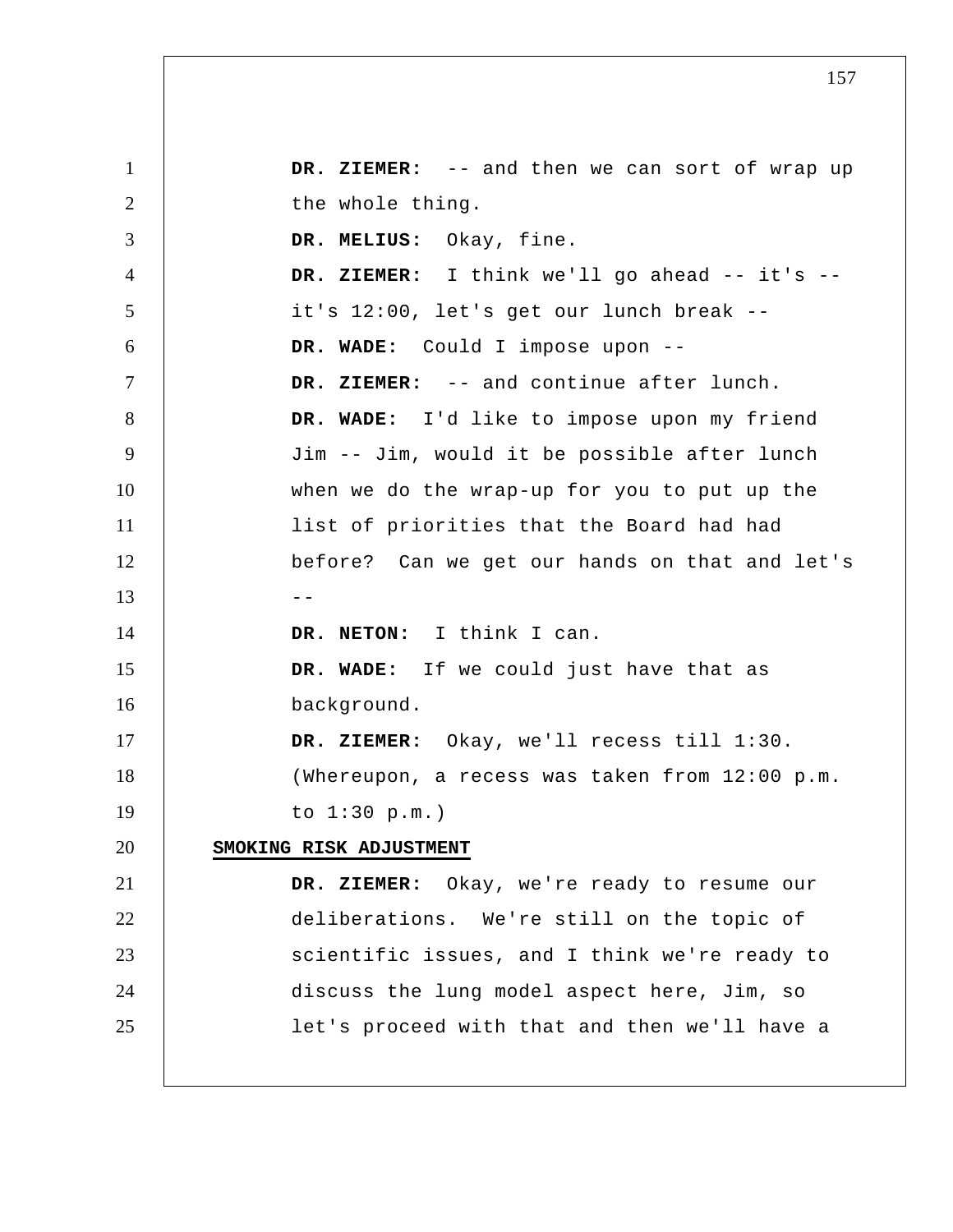**DR. ZIEMER:** -- and then we can sort of wrap up the whole thing.

**DR. MELIUS:** Okay, fine.

**DR. ZIEMER:** I think we'll go ahead -- it's -- it's 12:00, let's get our lunch break --

**DR. WADE:** Could I impose upon --

**DR. ZIEMER:** -- and continue after lunch.

**DR. WADE:** I'd like to impose upon my friend Jim -- Jim, would it be possible after lunch when we do the wrap-up for you to put up the list of priorities that the Board had had before? Can we get our hands on that and let's --

**DR. NETON:** I think I can.

**DR. WADE:** If we could just have that as background.

**DR. ZIEMER:** Okay, we'll recess till 1:30.

(Whereupon, a recess was taken from 12:00 p.m. to 1:30 p.m.)

## SMOKING RISK ADJUSTMENT

**DR. ZIEMER:** Okay, we're ready to resume our deliberations. We're still on the topic of scientific issues, and I think we're ready to discuss the lung model aspect here, Jim, so let's proceed with that and then we'll have a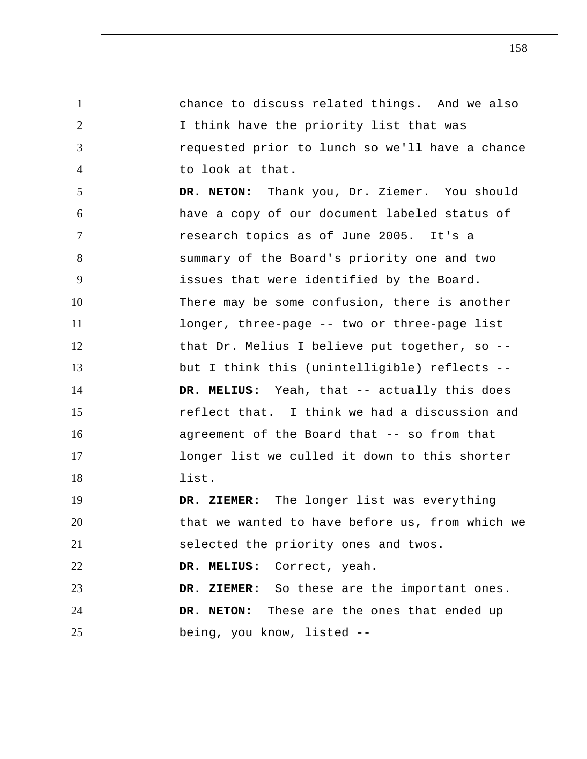chance to discuss related things. And we also I think have the priority list that was requested prior to lunch so we'll have a chance to look at that.

**DR. NETON:** Thank you, Dr. Ziemer. You should have a copy of our document labeled status of research topics as of June 2005. It's a summary of the Board's priority one and two issues that were identified by the Board. There may be some confusion, there is another longer, three-page -- two or three-page list that Dr. Melius I believe put together, so -- but I think this (unintelligible) reflects --

**DR. MELIUS:** Yeah, that -- actually this does reflect that. I think we had a discussion and agreement of the Board that -- so from that longer list we culled it down to this shorter list.

**DR. ZIEMER:** The longer list was everything that we wanted to have before us, from which we selected the priority ones and twos.

**DR. MELIUS:** Correct, yeah.

**DR. ZIEMER:** So these are the important ones.

**DR. NETON:** These are the ones that ended up being, you know, listed --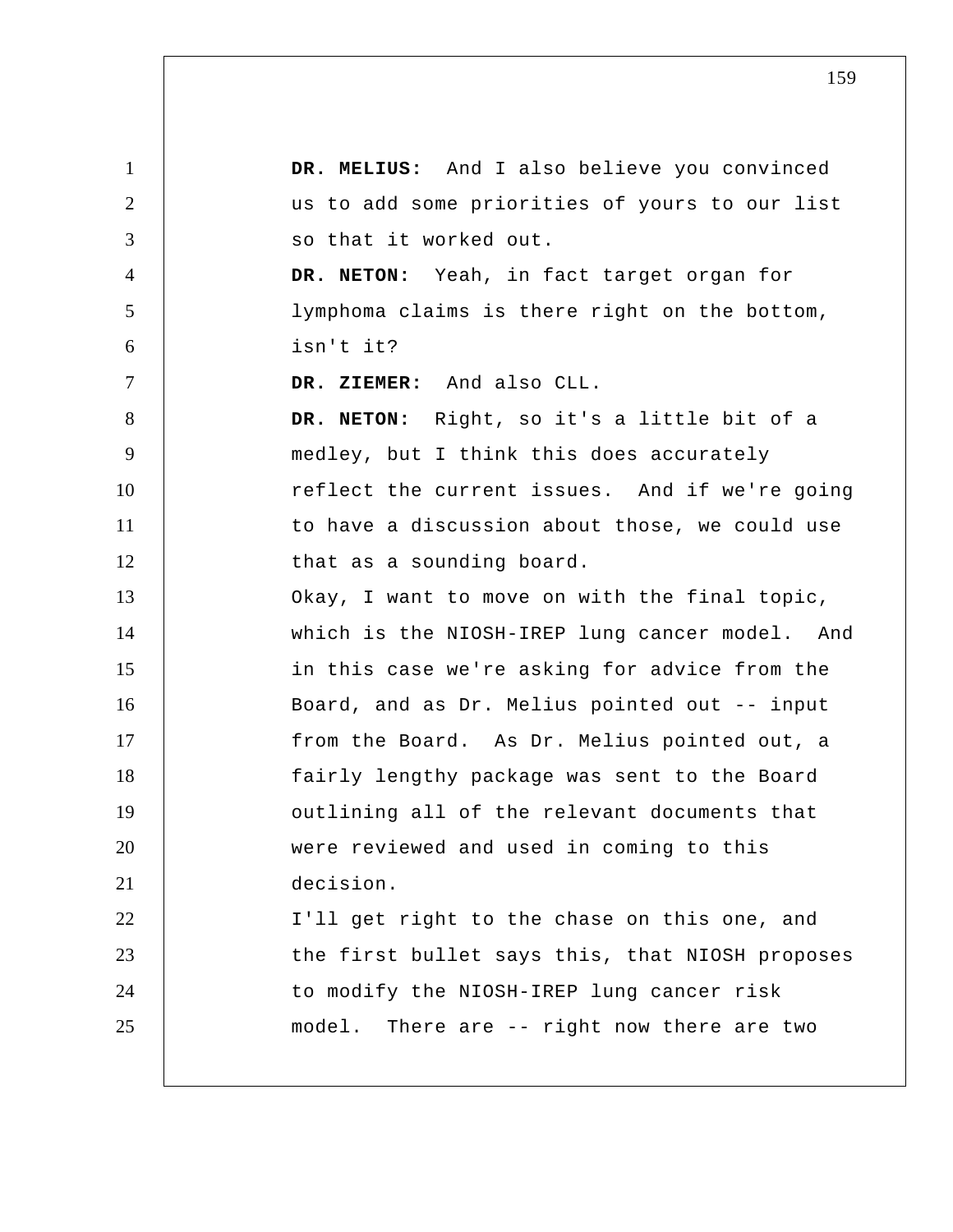**DR. MELIUS:** And I also believe you convinced us to add some priorities of yours to our list so that it worked out.

**DR. NETON:** Yeah, in fact target organ for lymphoma claims is there right on the bottom, isn't it?

**DR. ZIEMER:** And also CLL.

**DR. NETON:** Right, so it's a little bit of a medley, but I think this does accurately reflect the current issues. And if we're going to have a discussion about those, we could use that as a sounding board.

Okay, I want to move on with the final topic, which is the NIOSH-IREP lung cancer model. And in this case we're asking for advice from the Board, and as Dr. Melius pointed out -- input from the Board. As Dr. Melius pointed out, a fairly lengthy package was sent to the Board outlining all of the relevant documents that were reviewed and used in coming to this decision.

I'll get right to the chase on this one, and the first bullet says this, that NIOSH proposes to modify the NIOSH-IREP lung cancer risk model. There are -- right now there are two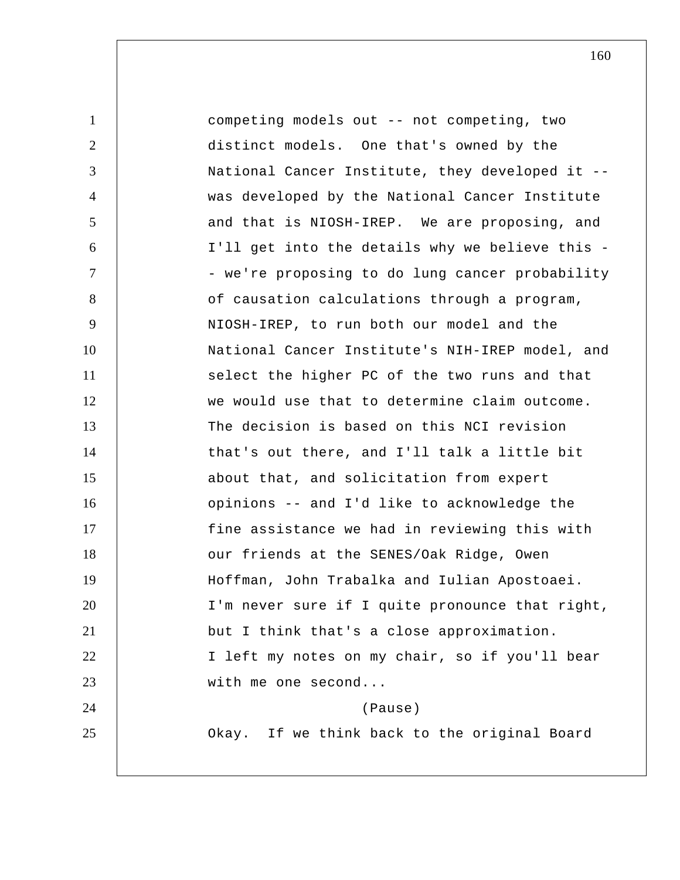competing models out -- not competing, two distinct models. One that's owned by the National Cancer Institute, they developed it -- was developed by the National Cancer Institute and that is NIOSH-IREP. We are proposing, and I'll get into the details why we believe this -- we're proposing to do lung cancer probability of causation calculations through a program, NIOSH-IREP, to run both our model and the National Cancer Institute's NIH-IREP model, and select the higher PC of the two runs and that we would use that to determine claim outcome. The decision is based on this NCI revision that's out there, and I'll talk a little bit about that, and solicitation from expert opinions -- and I'd like to acknowledge the fine assistance we had in reviewing this with our friends at the SENES/Oak Ridge, Owen Hoffman, John Trabalka and Iulian Apostoaei. I'm never sure if I quite pronounce that right, but I think that's a close approximation. I left my notes on my chair, so if you'll bear with me one second...

(Pause)

Okay. If we think back to the original Board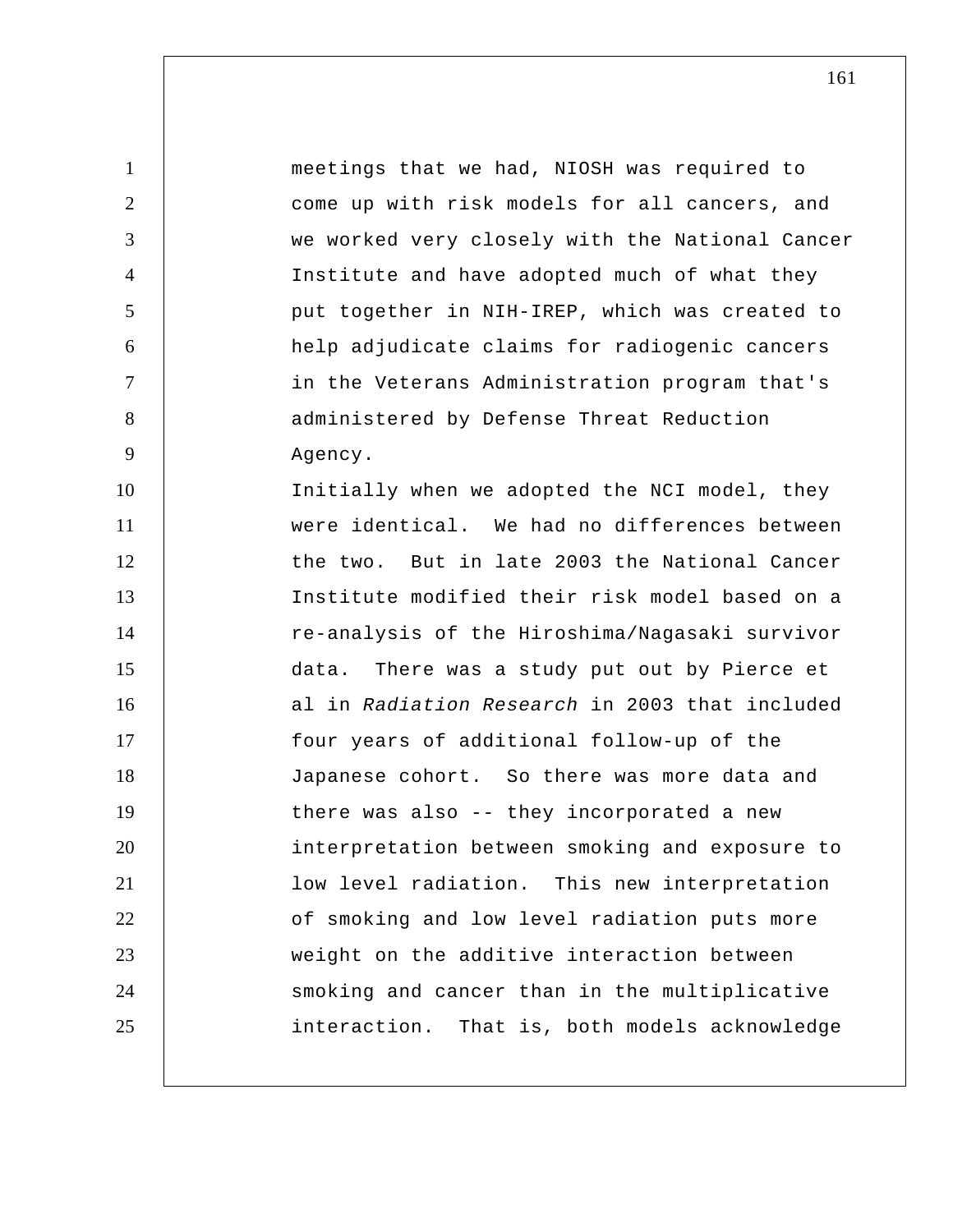meetings that we had, NIOSH was required to come up with risk models for all cancers, and we worked very closely with the National Cancer Institute and have adopted much of what they put together in NIH-IREP, which was created to help adjudicate claims for radiogenic cancers in the Veterans Administration program that's administered by Defense Threat Reduction Agency.

Initially when we adopted the NCI model, they were identical. We had no differences between the two. But in late 2003 the National Cancer Institute modified their risk model based on a re-analysis of the Hiroshima/Nagasaki survivor data. There was a study put out by Pierce et al in *Radiation Research* in 2003 that included four years of additional follow-up of the Japanese cohort. So there was more data and there was also -- they incorporated a new interpretation between smoking and exposure to low level radiation. This new interpretation of smoking and low level radiation puts more weight on the additive interaction between smoking and cancer than in the multiplicative interaction. That is, both models acknowledge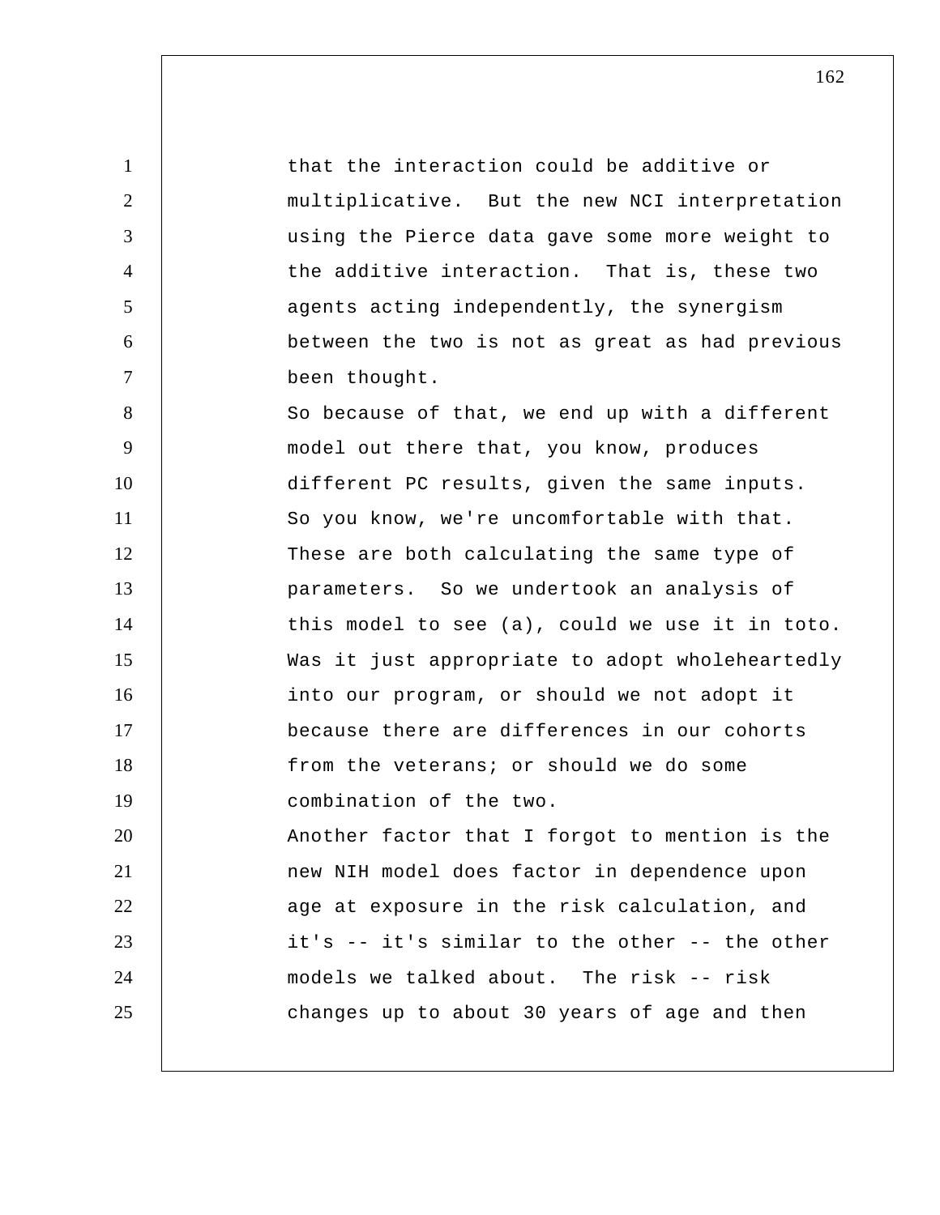that the interaction could be additive or multiplicative. But the new NCI interpretation using the Pierce data gave some more weight to the additive interaction. That is, these two agents acting independently, the synergism between the two is not as great as had previous been thought.

So because of that, we end up with a different model out there that, you know, produces different PC results, given the same inputs. So you know, we're uncomfortable with that. These are both calculating the same type of parameters. So we undertook an analysis of this model to see (a), could we use it in toto. Was it just appropriate to adopt wholeheartedly into our program, or should we not adopt it because there are differences in our cohorts from the veterans; or should we do some combination of the two.

Another factor that I forgot to mention is the new NIH model does factor in dependence upon age at exposure in the risk calculation, and it's -- it's similar to the other -- the other models we talked about. The risk -- risk changes up to about 30 years of age and then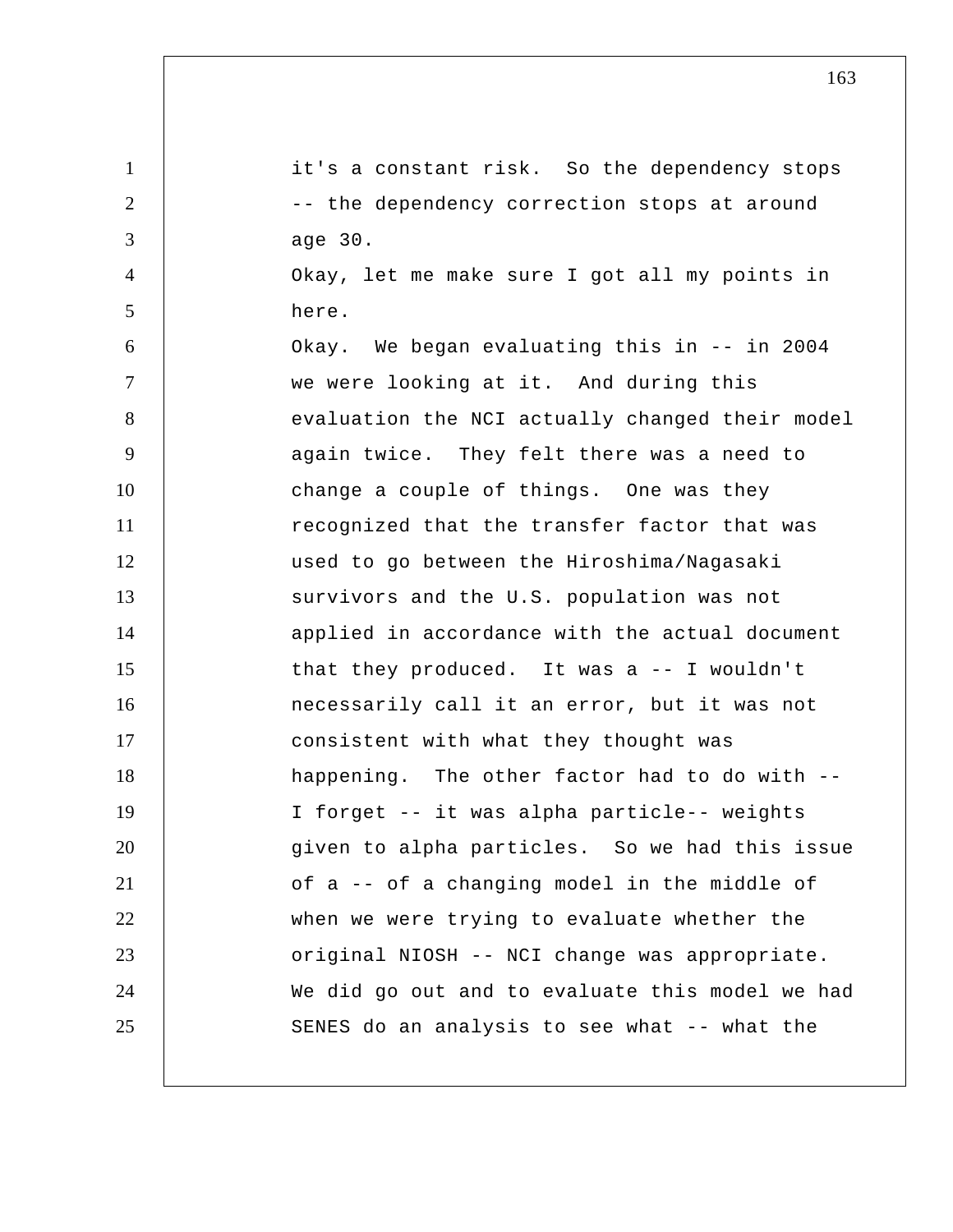it's a constant risk. So the dependency stops -- the dependency correction stops at around age 30.

Okay, let me make sure I got all my points in here.

Okay. We began evaluating this in -- in 2004 we were looking at it. And during this evaluation the NCI actually changed their model again twice. They felt there was a need to change a couple of things. One was they recognized that the transfer factor that was used to go between the Hiroshima/Nagasaki survivors and the U.S. population was not applied in accordance with the actual document that they produced. It was a -- I wouldn't necessarily call it an error, but it was not consistent with what they thought was happening. The other factor had to do with -- I forget -- it was alpha particle-- weights given to alpha particles. So we had this issue of a -- of a changing model in the middle of when we were trying to evaluate whether the original NIOSH -- NCI change was appropriate. We did go out and to evaluate this model we had SENES do an analysis to see what -- what the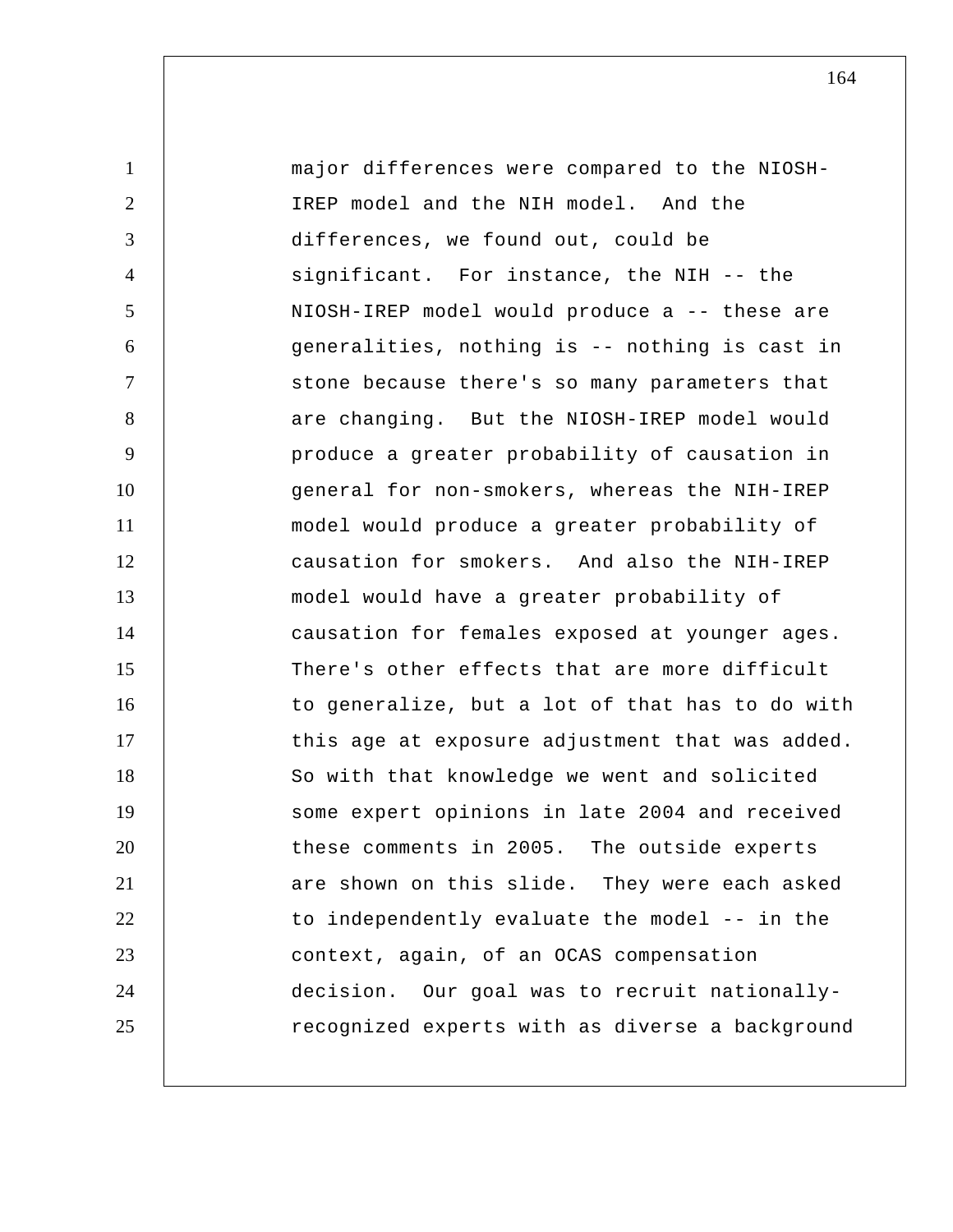major differences were compared to the NIOSH-IREP model and the NIH model. And the differences, we found out, could be significant. For instance, the NIH -- the NIOSH-IREP model would produce a -- these are generalities, nothing is -- nothing is cast in stone because there's so many parameters that are changing. But the NIOSH-IREP model would produce a greater probability of causation in general for non-smokers, whereas the NIH-IREP model would produce a greater probability of causation for smokers. And also the NIH-IREP model would have a greater probability of causation for females exposed at younger ages. There's other effects that are more difficult to generalize, but a lot of that has to do with this age at exposure adjustment that was added. So with that knowledge we went and solicited some expert opinions in late 2004 and received these comments in 2005. The outside experts are shown on this slide. They were each asked to independently evaluate the model -- in the context, again, of an OCAS compensation decision. Our goal was to recruit nationally-recognized experts with as diverse a background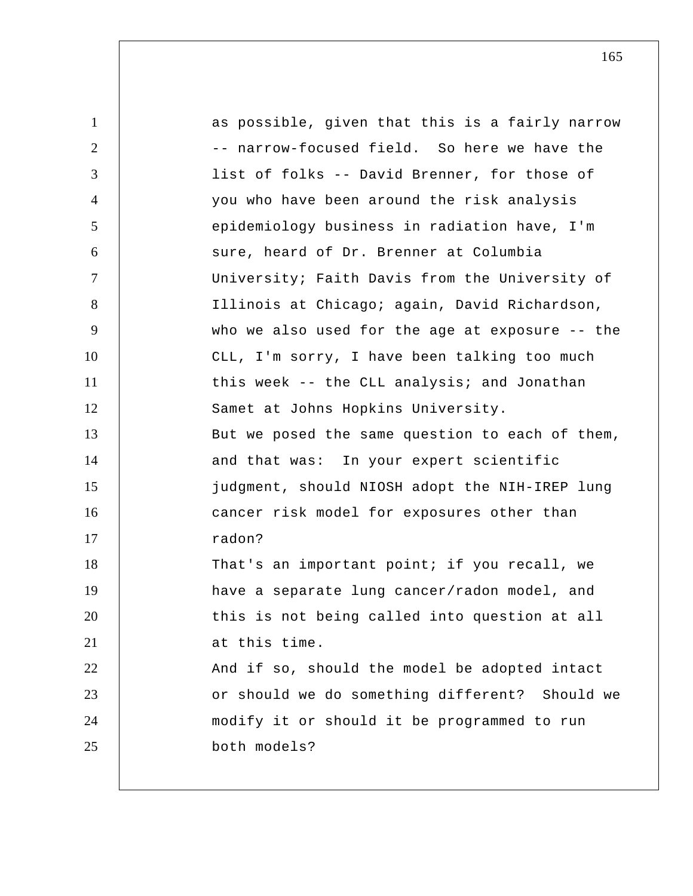as possible, given that this is a fairly narrow -- narrow-focused field. So here we have the list of folks -- David Brenner, for those of you who have been around the risk analysis epidemiology business in radiation have, I'm sure, heard of Dr. Brenner at Columbia University; Faith Davis from the University of Illinois at Chicago; again, David Richardson, who we also used for the age at exposure -- the CLL, I'm sorry, I have been talking too much this week -- the CLL analysis; and Jonathan Samet at Johns Hopkins University.

But we posed the same question to each of them, and that was: In your expert scientific judgment, should NIOSH adopt the NIH-IREP lung cancer risk model for exposures other than radon?

That's an important point; if you recall, we have a separate lung cancer/radon model, and this is not being called into question at all at this time.

And if so, should the model be adopted intact or should we do something different? Should we modify it or should it be programmed to run both models?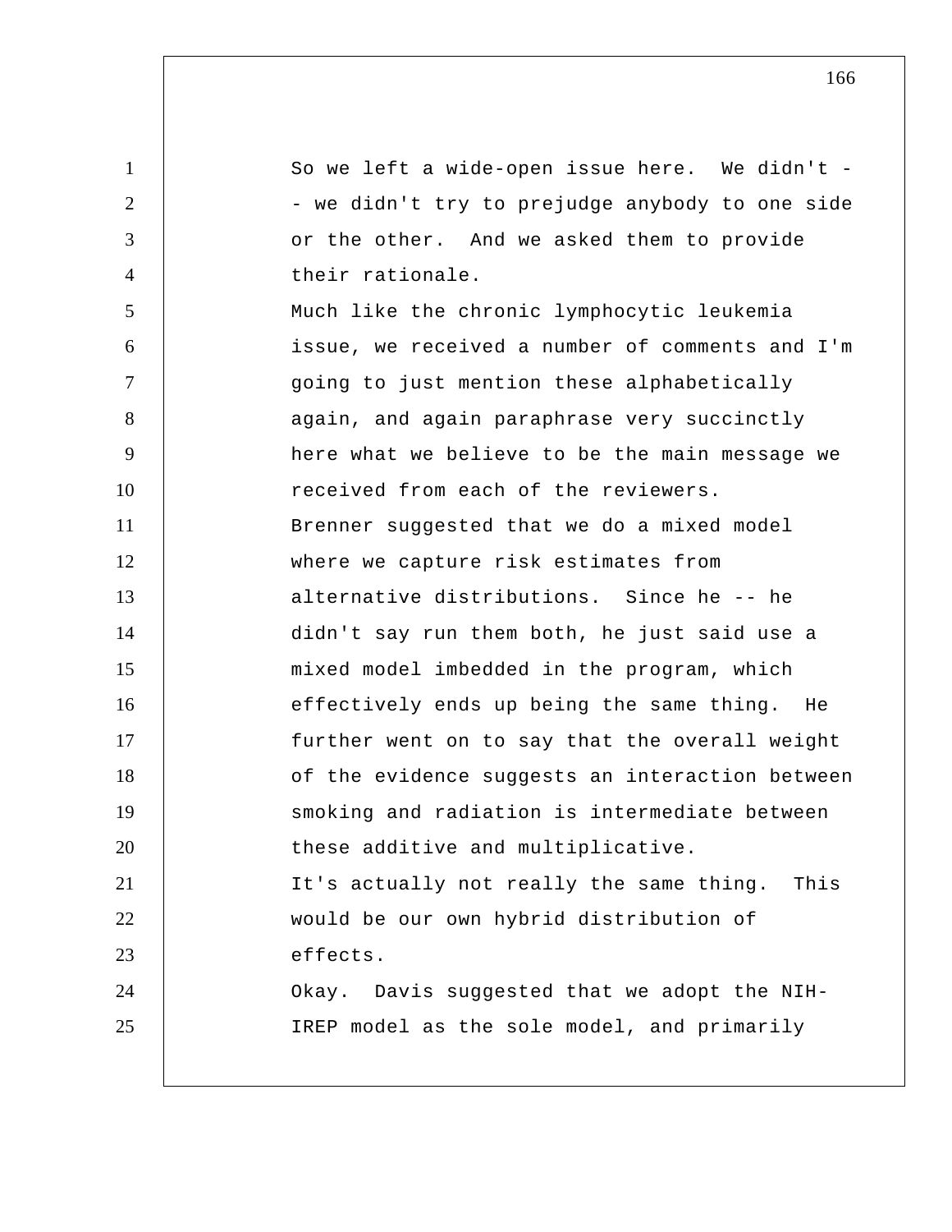So we left a wide-open issue here. We didn't -- we didn't try to prejudge anybody to one side or the other. And we asked them to provide their rationale.

Much like the chronic lymphocytic leukemia issue, we received a number of comments and I'm going to just mention these alphabetically again, and again paraphrase very succinctly here what we believe to be the main message we received from each of the reviewers.

Brenner suggested that we do a mixed model where we capture risk estimates from alternative distributions. Since he -- he didn't say run them both, he just said use a mixed model imbedded in the program, which effectively ends up being the same thing. He further went on to say that the overall weight of the evidence suggests an interaction between smoking and radiation is intermediate between these additive and multiplicative.

It's actually not really the same thing. This would be our own hybrid distribution of effects.

Okay. Davis suggested that we adopt the NIH-IREP model as the sole model, and primarily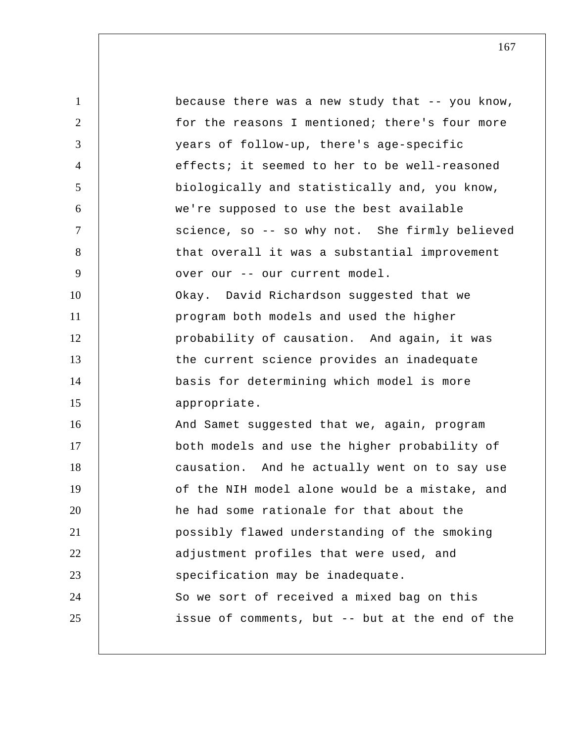because there was a new study that -- you know, for the reasons I mentioned; there's four more years of follow-up, there's age-specific effects; it seemed to her to be well-reasoned biologically and statistically and, you know, we're supposed to use the best available science, so -- so why not. She firmly believed that overall it was a substantial improvement over our -- our current model.

Okay. David Richardson suggested that we program both models and used the higher probability of causation. And again, it was the current science provides an inadequate basis for determining which model is more appropriate.

And Samet suggested that we, again, program both models and use the higher probability of causation. And he actually went on to say use of the NIH model alone would be a mistake, and he had some rationale for that about the possibly flawed understanding of the smoking adjustment profiles that were used, and specification may be inadequate.

So we sort of received a mixed bag on this issue of comments, but -- but at the end of the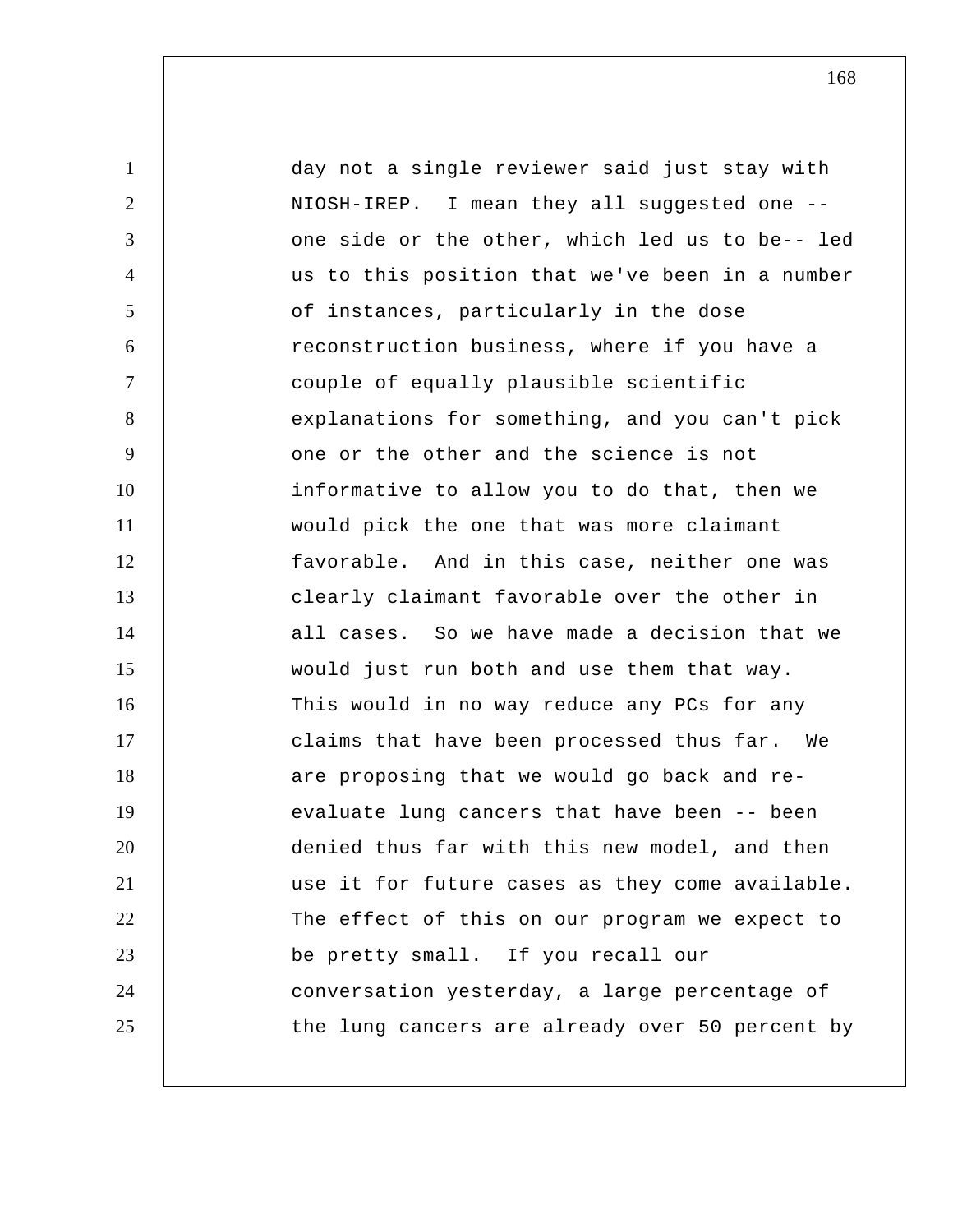day not a single reviewer said just stay with NIOSH-IREP. I mean they all suggested one -- one side or the other, which led us to be-- led us to this position that we've been in a number of instances, particularly in the dose reconstruction business, where if you have a couple of equally plausible scientific explanations for something, and you can't pick one or the other and the science is not informative to allow you to do that, then we would pick the one that was more claimant favorable. And in this case, neither one was clearly claimant favorable over the other in all cases. So we have made a decision that we would just run both and use them that way. This would in no way reduce any PCs for any claims that have been processed thus far. We are proposing that we would go back and re-evaluate lung cancers that have been -- been denied thus far with this new model, and then use it for future cases as they come available. The effect of this on our program we expect to be pretty small. If you recall our conversation yesterday, a large percentage of the lung cancers are already over 50 percent by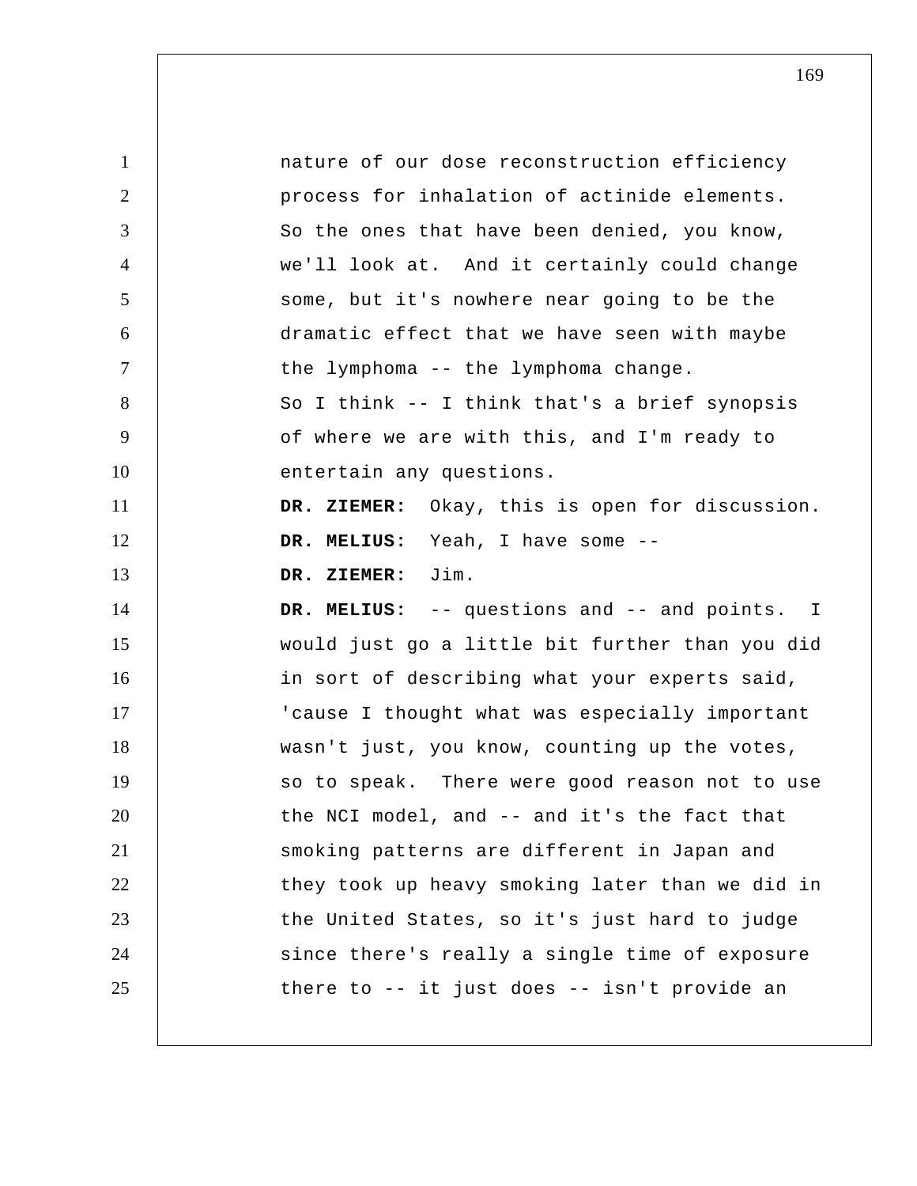nature of our dose reconstruction efficiency process for inhalation of actinide elements. So the ones that have been denied, you know, we'll look at. And it certainly could change some, but it's nowhere near going to be the dramatic effect that we have seen with maybe the lymphoma -- the lymphoma change.

So I think -- I think that's a brief synopsis of where we are with this, and I'm ready to entertain any questions.

**DR. ZIEMER:** Okay, this is open for discussion.

**DR. MELIUS:** Yeah, I have some --

**DR. ZIEMER:** Jim.

**DR. MELIUS:** -- questions and -- and points. I would just go a little bit further than you did in sort of describing what your experts said, 'cause I thought what was especially important wasn't just, you know, counting up the votes, so to speak. There were good reason not to use the NCI model, and -- and it's the fact that smoking patterns are different in Japan and they took up heavy smoking later than we did in the United States, so it's just hard to judge since there's really a single time of exposure there to -- it just does -- isn't provide an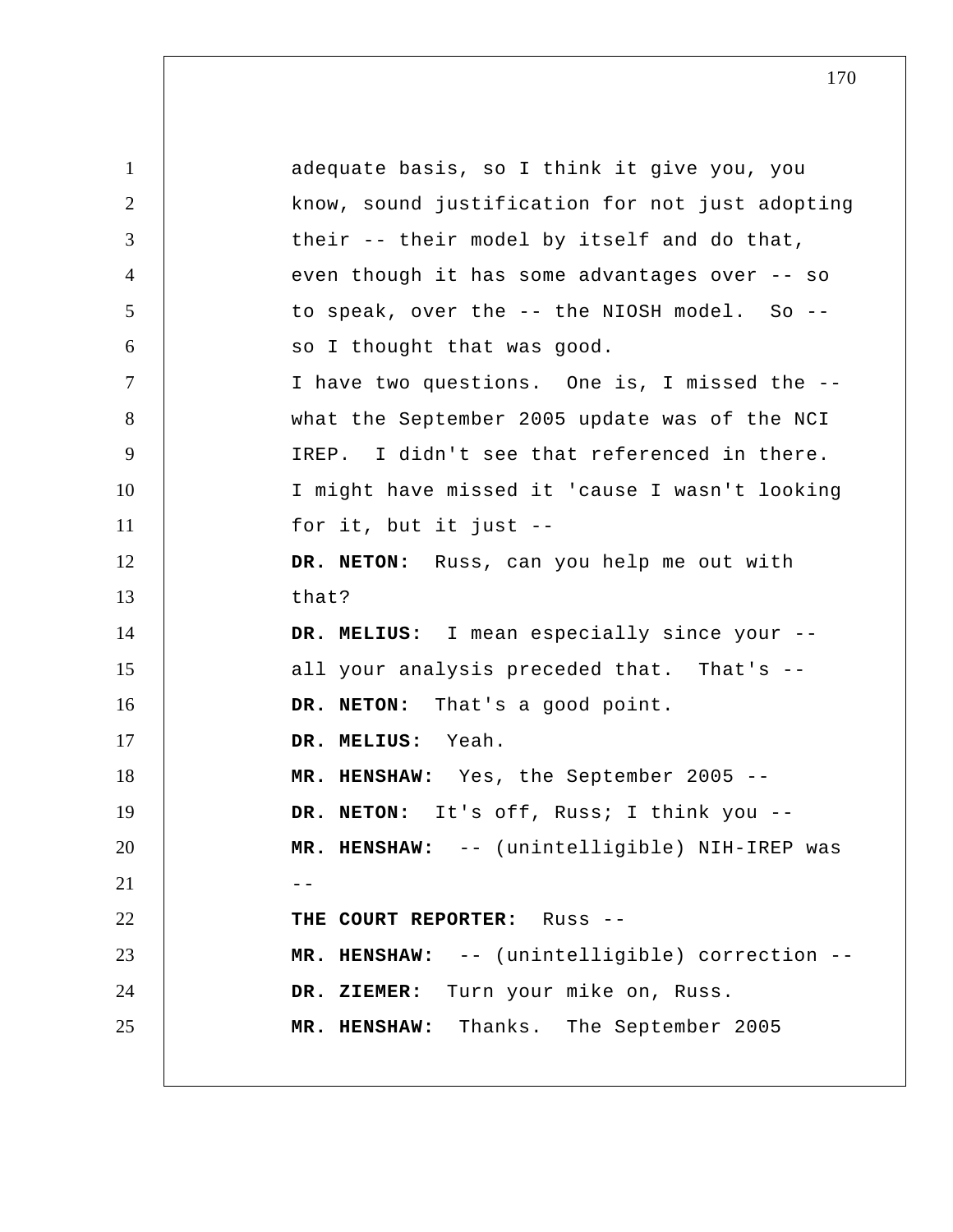adequate basis, so I think it give you, you know, sound justification for not just adopting their -- their model by itself and do that, even though it has some advantages over -- so to speak, over the -- the NIOSH model. So -- so I thought that was good.

I have two questions. One is, I missed the -- what the September 2005 update was of the NCI IREP. I didn't see that referenced in there. I might have missed it 'cause I wasn't looking for it, but it just --

**DR. NETON:** Russ, can you help me out with that?

**DR. MELIUS:** I mean especially since your -- all your analysis preceded that. That's --

**DR. NETON:** That's a good point.

**DR. MELIUS:** Yeah.

**MR. HENSHAW:** Yes, the September 2005 --

**DR. NETON:** It's off, Russ; I think you --

**MR. HENSHAW:** -- (unintelligible) NIH-IREP was --

**THE COURT REPORTER:** Russ --

**MR. HENSHAW:** -- (unintelligible) correction --

**DR. ZIEMER:** Turn your mike on, Russ.

**MR. HENSHAW:** Thanks. The September 2005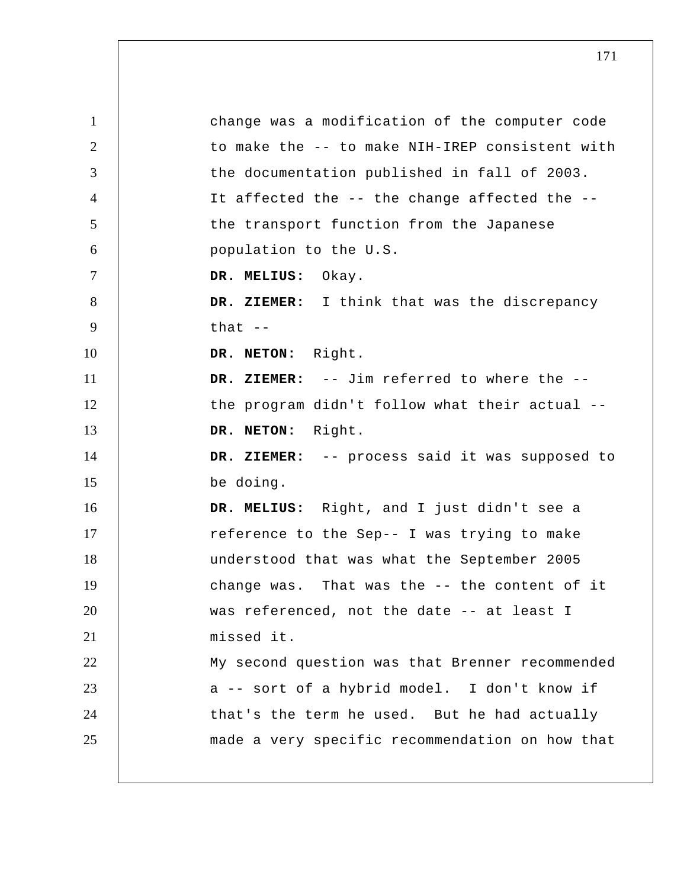change was a modification of the computer code to make the -- to make NIH-IREP consistent with the documentation published in fall of 2003. It affected the -- the change affected the -- the transport function from the Japanese population to the U.S.

**DR. MELIUS:** Okay.

**DR. ZIEMER:** I think that was the discrepancy that --

**DR. NETON:** Right.

**DR. ZIEMER:** -- Jim referred to where the -- the program didn't follow what their actual --

**DR. NETON:** Right.

**DR. ZIEMER:** -- process said it was supposed to be doing.

**DR. MELIUS:** Right, and I just didn't see a reference to the Sep-- I was trying to make understood that was what the September 2005 change was. That was the -- the content of it was referenced, not the date -- at least I missed it.

My second question was that Brenner recommended a -- sort of a hybrid model. I don't know if that's the term he used. But he had actually made a very specific recommendation on how that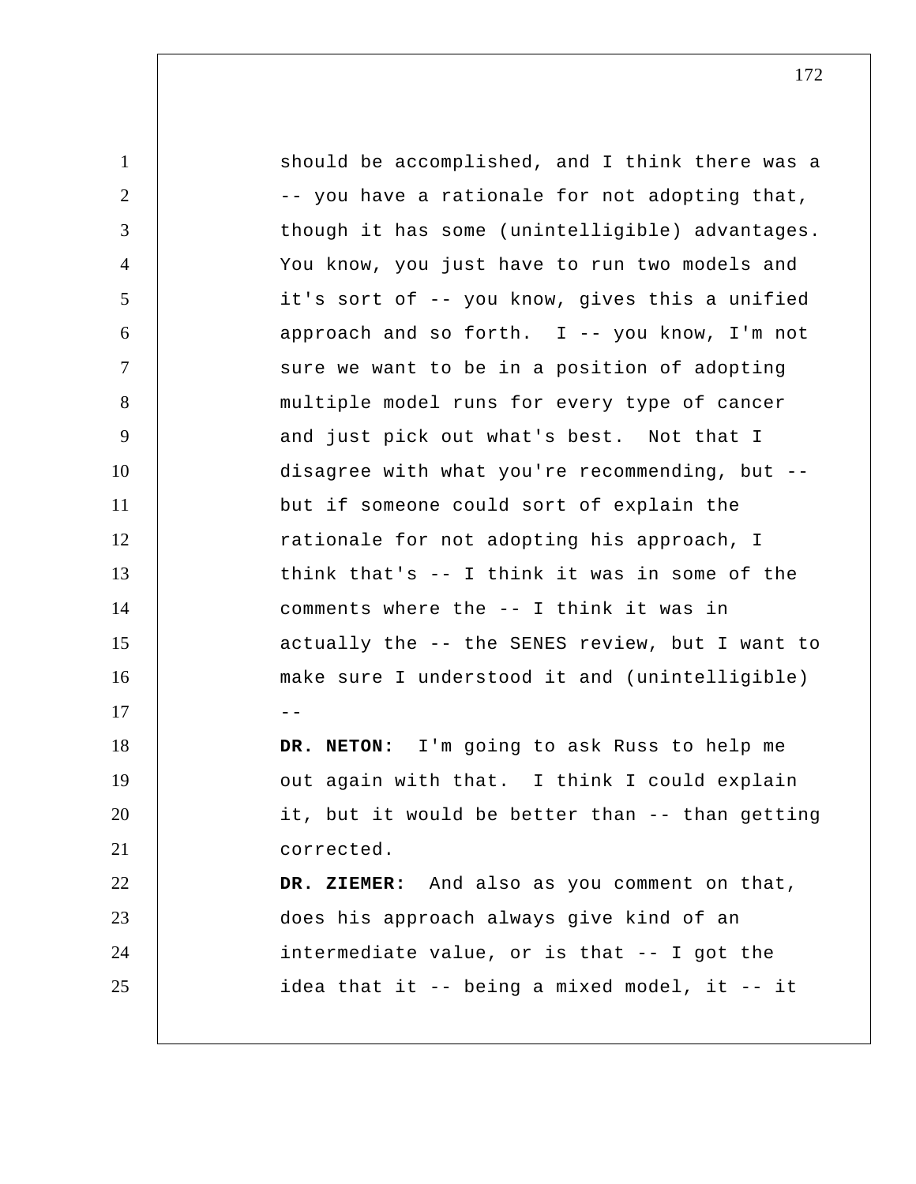should be accomplished, and I think there was a -- you have a rationale for not adopting that, though it has some (unintelligible) advantages. You know, you just have to run two models and it's sort of -- you know, gives this a unified approach and so forth. I -- you know, I'm not sure we want to be in a position of adopting multiple model runs for every type of cancer and just pick out what's best. Not that I disagree with what you're recommending, but -- but if someone could sort of explain the rationale for not adopting his approach, I think that's -- I think it was in some of the comments where the -- I think it was in actually the -- the SENES review, but I want to make sure I understood it and (unintelligible) --

**DR. NETON:** I'm going to ask Russ to help me out again with that. I think I could explain it, but it would be better than -- than getting corrected.

**DR. ZIEMER:** And also as you comment on that, does his approach always give kind of an intermediate value, or is that -- I got the idea that it -- being a mixed model, it -- it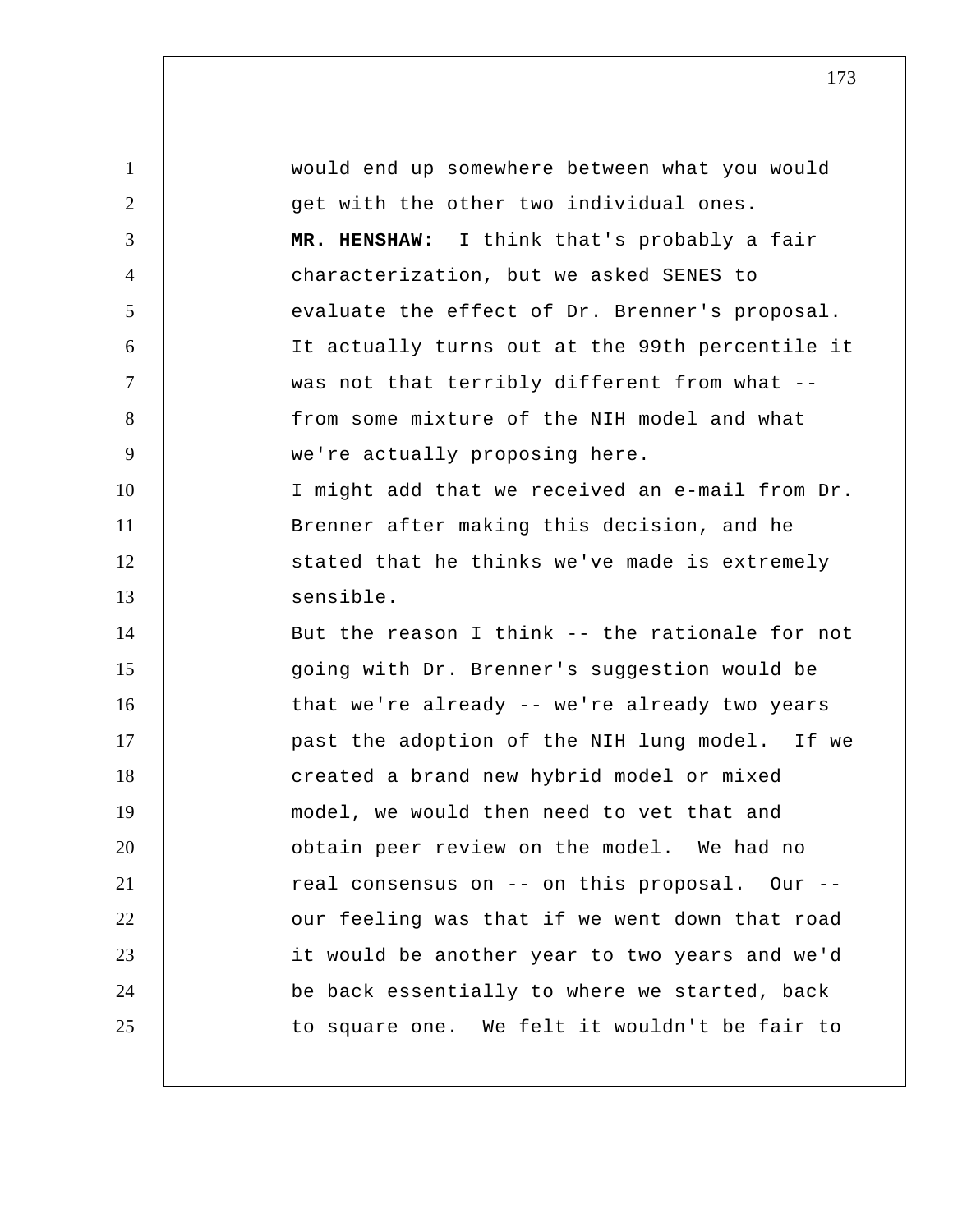would end up somewhere between what you would get with the other two individual ones.

**MR. HENSHAW:** I think that's probably a fair characterization, but we asked SENES to evaluate the effect of Dr. Brenner's proposal. It actually turns out at the 99th percentile it was not that terribly different from what -- from some mixture of the NIH model and what we're actually proposing here.

I might add that we received an e-mail from Dr. Brenner after making this decision, and he stated that he thinks we've made is extremely sensible.

But the reason I think -- the rationale for not going with Dr. Brenner's suggestion would be that we're already -- we're already two years past the adoption of the NIH lung model. If we created a brand new hybrid model or mixed model, we would then need to vet that and obtain peer review on the model. We had no real consensus on -- on this proposal. Our -- our feeling was that if we went down that road it would be another year to two years and we'd be back essentially to where we started, back to square one. We felt it wouldn't be fair to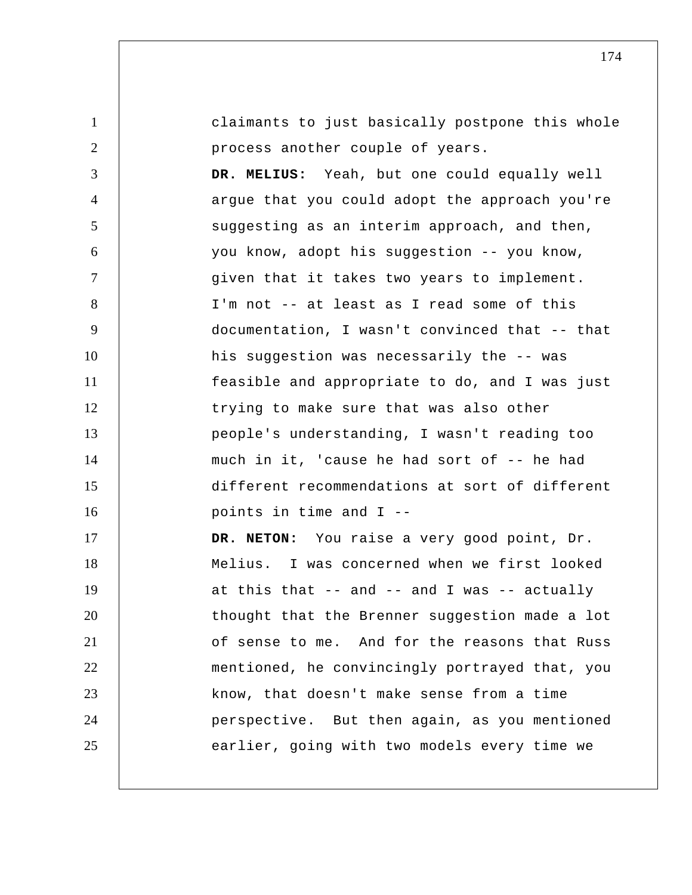claimants to just basically postpone this whole process another couple of years.

**DR. MELIUS:** Yeah, but one could equally well argue that you could adopt the approach you're suggesting as an interim approach, and then, you know, adopt his suggestion -- you know, given that it takes two years to implement. I'm not -- at least as I read some of this documentation, I wasn't convinced that -- that his suggestion was necessarily the -- was feasible and appropriate to do, and I was just trying to make sure that was also other people's understanding, I wasn't reading too much in it, 'cause he had sort of -- he had different recommendations at sort of different points in time and I --

**DR. NETON:** You raise a very good point, Dr. Melius. I was concerned when we first looked at this that -- and -- and I was -- actually thought that the Brenner suggestion made a lot of sense to me. And for the reasons that Russ mentioned, he convincingly portrayed that, you know, that doesn't make sense from a time perspective. But then again, as you mentioned earlier, going with two models every time we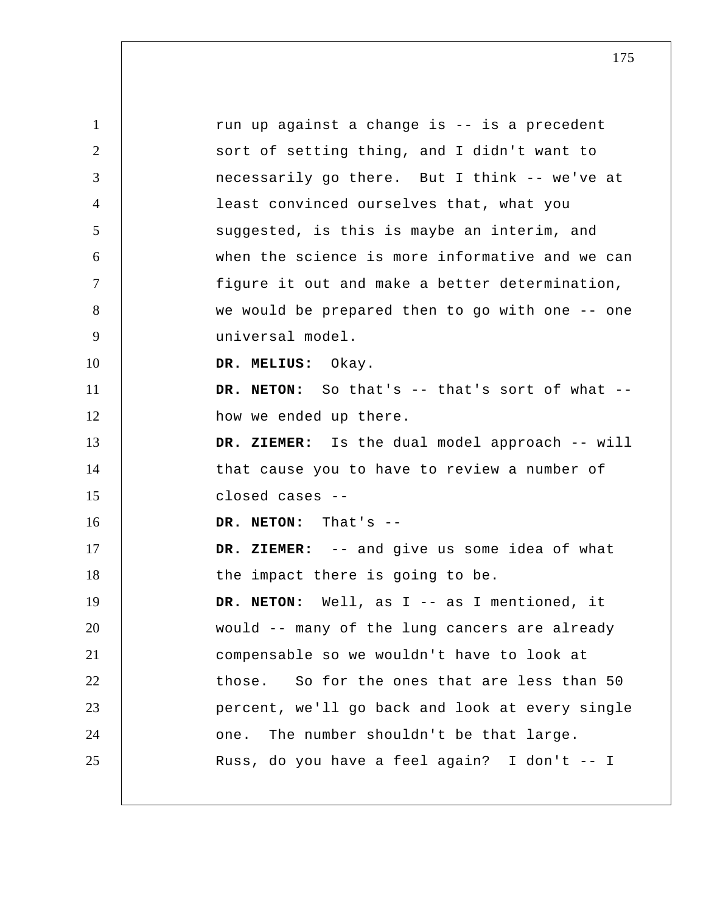run up against a change is -- is a precedent sort of setting thing, and I didn't want to necessarily go there. But I think -- we've at least convinced ourselves that, what you suggested, is this is maybe an interim, and when the science is more informative and we can figure it out and make a better determination, we would be prepared then to go with one -- one universal model.

**DR. MELIUS:** Okay.

**DR. NETON:** So that's -- that's sort of what -- how we ended up there.

**DR. ZIEMER:** Is the dual model approach -- will that cause you to have to review a number of closed cases --

**DR. NETON:** That's --

**DR. ZIEMER:** -- and give us some idea of what the impact there is going to be.

**DR. NETON:** Well, as I -- as I mentioned, it would -- many of the lung cancers are already compensable so we wouldn't have to look at those. So for the ones that are less than 50 percent, we'll go back and look at every single one. The number shouldn't be that large. Russ, do you have a feel again? I don't -- I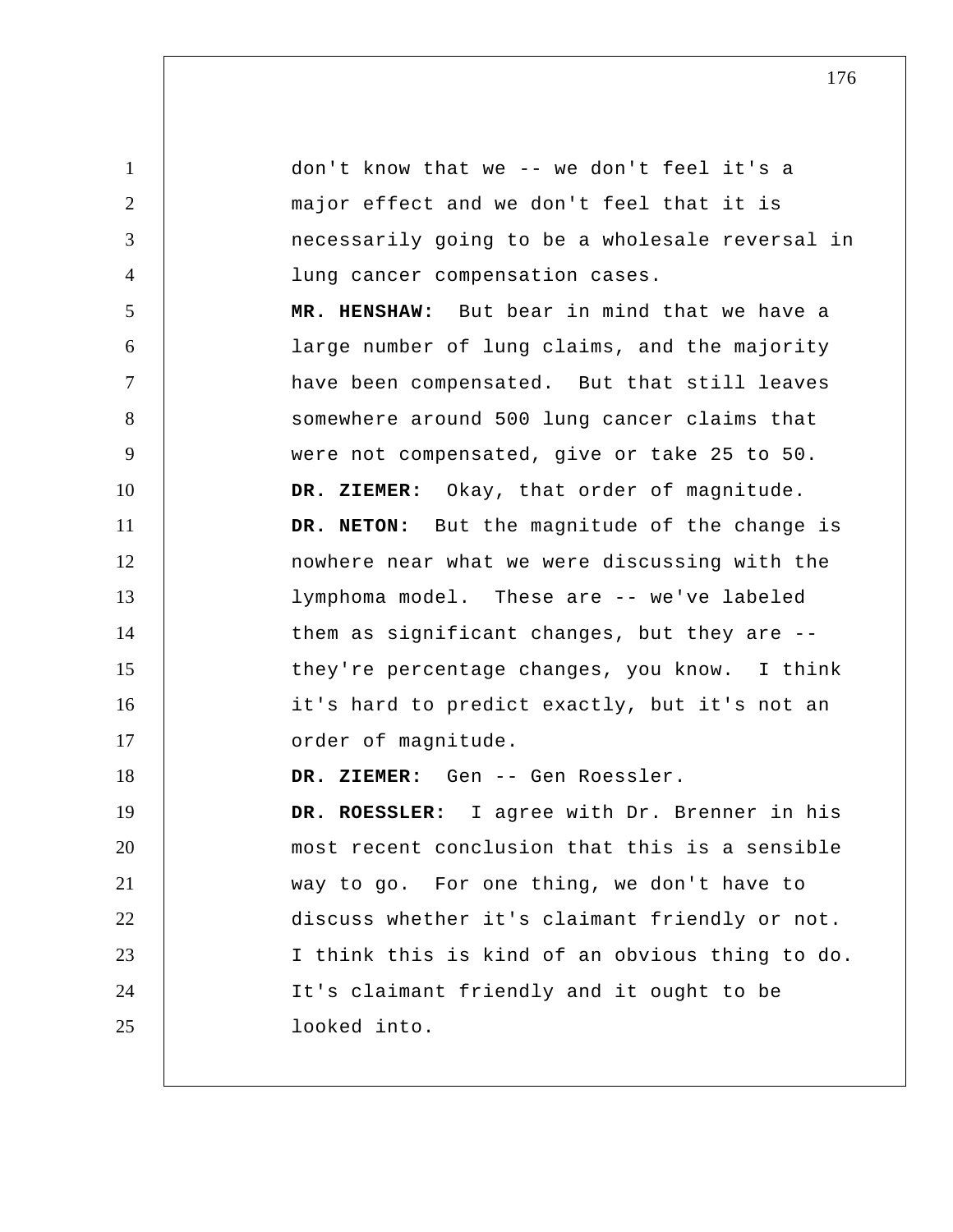don't know that we -- we don't feel it's a major effect and we don't feel that it is necessarily going to be a wholesale reversal in lung cancer compensation cases.

**MR. HENSHAW:** But bear in mind that we have a large number of lung claims, and the majority have been compensated. But that still leaves somewhere around 500 lung cancer claims that were not compensated, give or take 25 to 50.

**DR. ZIEMER:** Okay, that order of magnitude.

**DR. NETON:** But the magnitude of the change is nowhere near what we were discussing with the lymphoma model. These are -- we've labeled them as significant changes, but they are -- they're percentage changes, you know. I think it's hard to predict exactly, but it's not an order of magnitude.

**DR. ZIEMER:** Gen -- Gen Roessler.

**DR. ROESSLER:** I agree with Dr. Brenner in his most recent conclusion that this is a sensible way to go. For one thing, we don't have to discuss whether it's claimant friendly or not. I think this is kind of an obvious thing to do. It's claimant friendly and it ought to be looked into.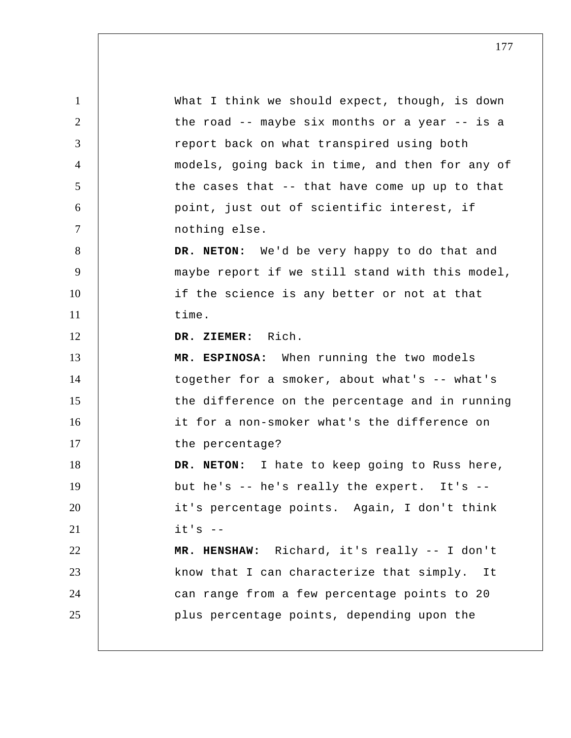What I think we should expect, though, is down the road -- maybe six months or a year -- is a report back on what transpired using both models, going back in time, and then for any of the cases that -- that have come up up to that point, just out of scientific interest, if nothing else.

**DR. NETON:** We'd be very happy to do that and maybe report if we still stand with this model, if the science is any better or not at that time.

**DR. ZIEMER:** Rich.

**MR. ESPINOSA:** When running the two models together for a smoker, about what's -- what's the difference on the percentage and in running it for a non-smoker what's the difference on the percentage?

**DR. NETON:** I hate to keep going to Russ here, but he's -- he's really the expert. It's -- it's percentage points. Again, I don't think it's --

**MR. HENSHAW:** Richard, it's really -- I don't know that I can characterize that simply. It can range from a few percentage points to 20 plus percentage points, depending upon the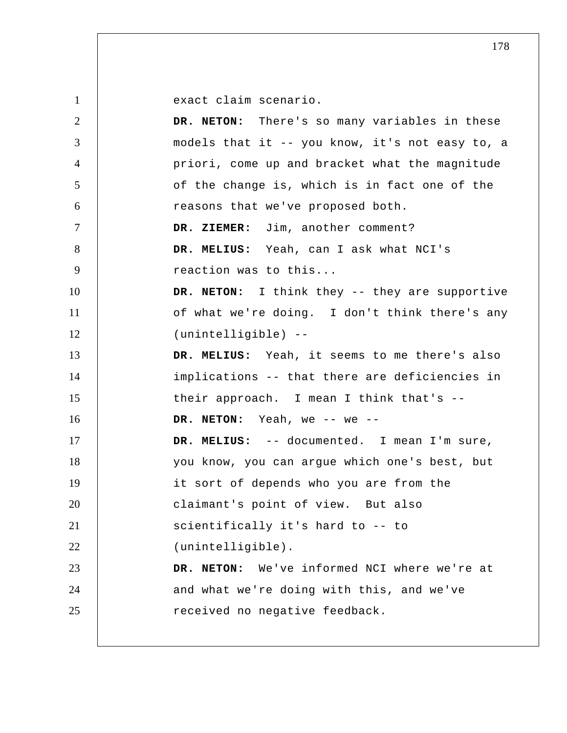exact claim scenario.

**DR. NETON:** There's so many variables in these models that it -- you know, it's not easy to, a priori, come up and bracket what the magnitude of the change is, which is in fact one of the reasons that we've proposed both.

**DR. ZIEMER:** Jim, another comment?

**DR. MELIUS:** Yeah, can I ask what NCI's reaction was to this...

**DR. NETON:** I think they -- they are supportive of what we're doing. I don't think there's any (unintelligible) --

**DR. MELIUS:** Yeah, it seems to me there's also implications -- that there are deficiencies in their approach. I mean I think that's --

**DR. NETON:** Yeah, we -- we --

**DR. MELIUS:** -- documented. I mean I'm sure, you know, you can argue which one's best, but it sort of depends who you are from the claimant's point of view. But also scientifically it's hard to -- to (unintelligible).

**DR. NETON:** We've informed NCI where we're at and what we're doing with this, and we've received no negative feedback.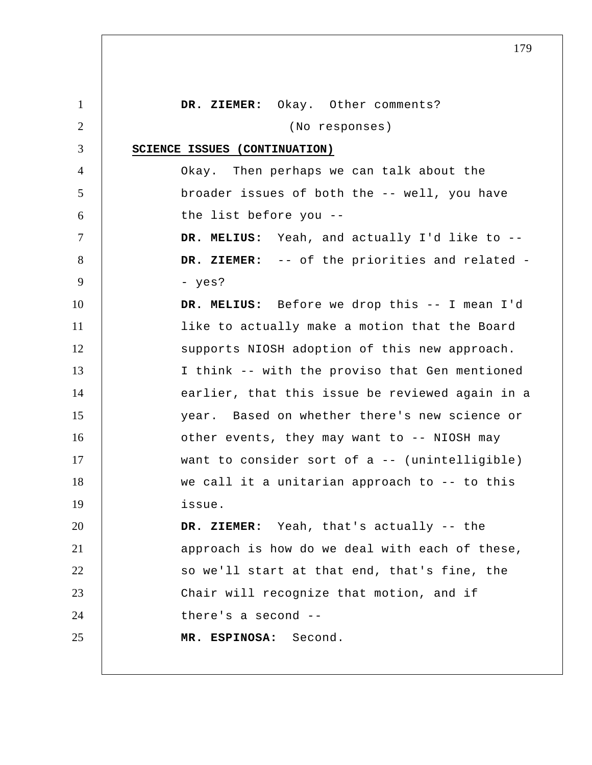**DR. ZIEMER:** Okay. Other comments?

(No responses)

**SCIENCE ISSUES (CONTINUATION)**

Okay. Then perhaps we can talk about the broader issues of both the -- well, you have the list before you --

**DR. MELIUS:** Yeah, and actually I'd like to --

**DR. ZIEMER:** -- of the priorities and related -- yes?

**DR. MELIUS:** Before we drop this -- I mean I'd like to actually make a motion that the Board supports NIOSH adoption of this new approach. I think -- with the proviso that Gen mentioned earlier, that this issue be reviewed again in a year. Based on whether there's new science or other events, they may want to -- NIOSH may want to consider sort of a -- (unintelligible) we call it a unitarian approach to -- to this issue.

**DR. ZIEMER:** Yeah, that's actually -- the approach is how do we deal with each of these, so we'll start at that end, that's fine, the Chair will recognize that motion, and if there's a second --

**MR. ESPINOSA:** Second.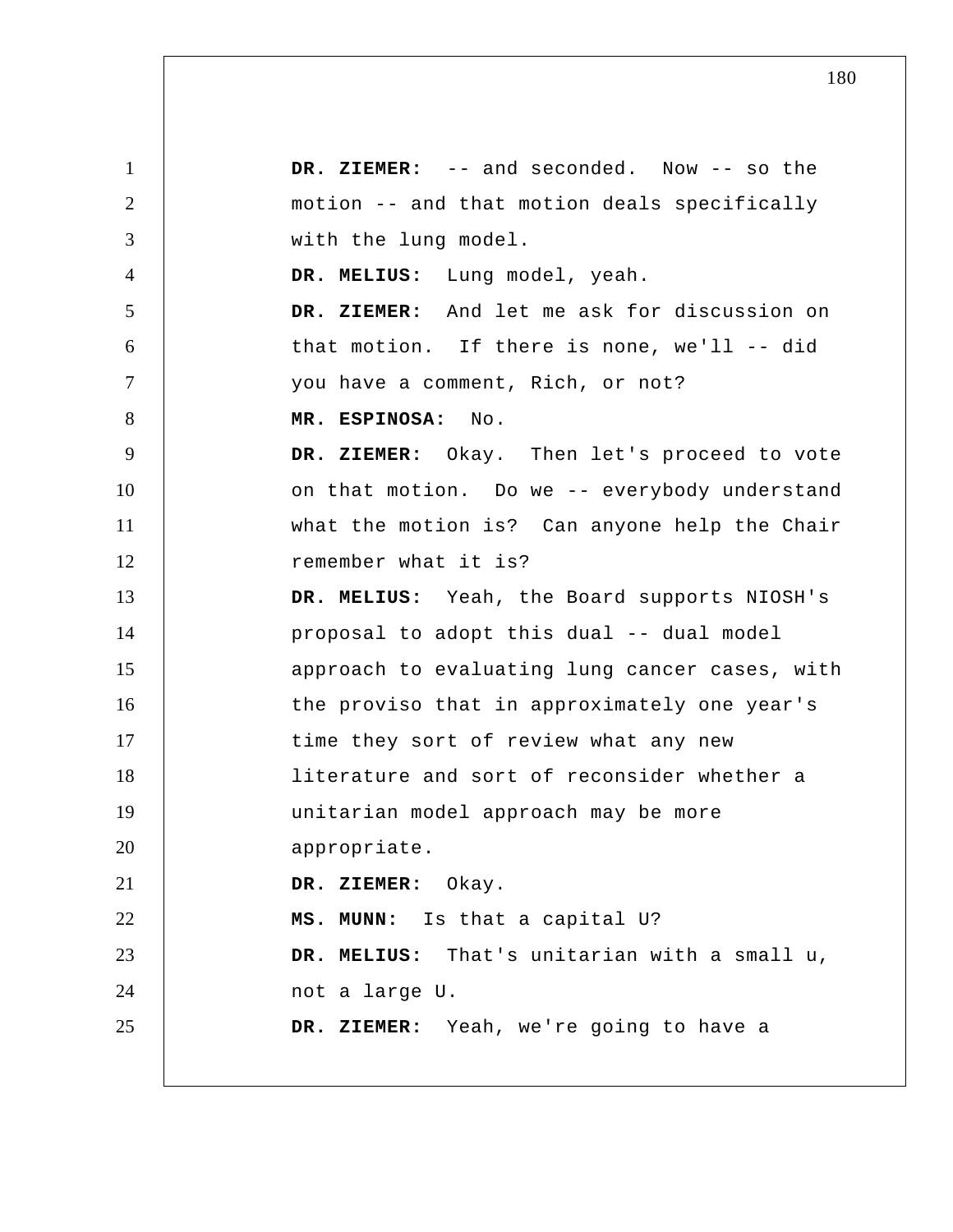**DR. ZIEMER:** -- and seconded. Now -- so the motion -- and that motion deals specifically with the lung model.

**DR. MELIUS:** Lung model, yeah.

**DR. ZIEMER:** And let me ask for discussion on that motion. If there is none, we'll -- did you have a comment, Rich, or not?

**MR. ESPINOSA:** No.

**DR. ZIEMER:** Okay. Then let's proceed to vote on that motion. Do we -- everybody understand what the motion is? Can anyone help the Chair remember what it is?

**DR. MELIUS:** Yeah, the Board supports NIOSH's proposal to adopt this dual -- dual model approach to evaluating lung cancer cases, with the proviso that in approximately one year's time they sort of review what any new literature and sort of reconsider whether a unitarian model approach may be more appropriate.

**DR. ZIEMER:** Okay.

**MS. MUNN:** Is that a capital U?

**DR. MELIUS:** That's unitarian with a small u, not a large U.

**DR. ZIEMER:** Yeah, we're going to have a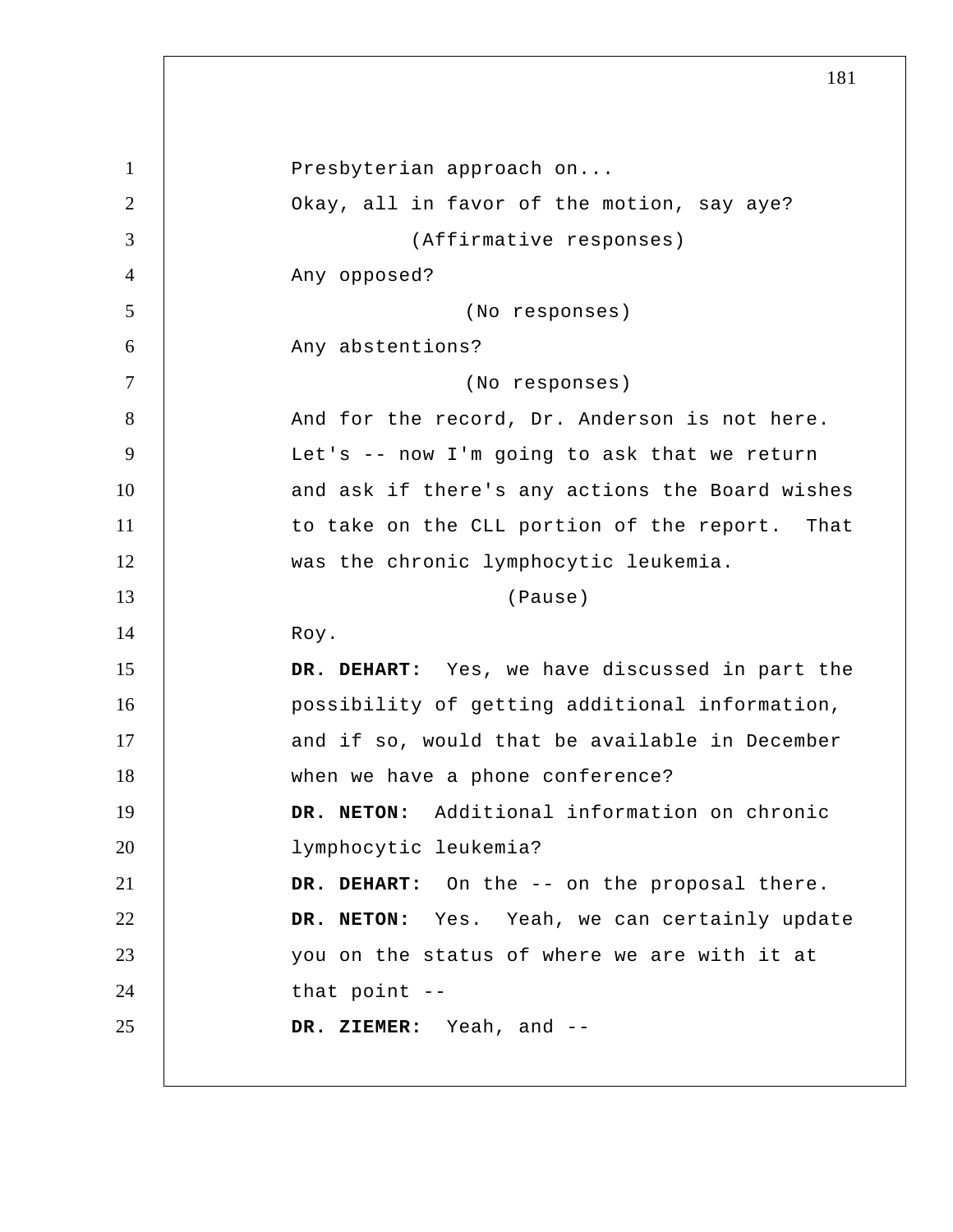Presbyterian approach on...

Okay, all in favor of the motion, say aye?

(Affirmative responses)

Any opposed?

(No responses)

Any abstentions?

(No responses)

And for the record, Dr. Anderson is not here. Let's -- now I'm going to ask that we return and ask if there's any actions the Board wishes to take on the CLL portion of the report. That was the chronic lymphocytic leukemia.

(Pause)

Roy.

**DR. DEHART:** Yes, we have discussed in part the possibility of getting additional information, and if so, would that be available in December when we have a phone conference?

**DR. NETON:** Additional information on chronic lymphocytic leukemia?

**DR. DEHART:** On the -- on the proposal there.

**DR. NETON:** Yes. Yeah, we can certainly update you on the status of where we are with it at that point --

**DR. ZIEMER:** Yeah, and --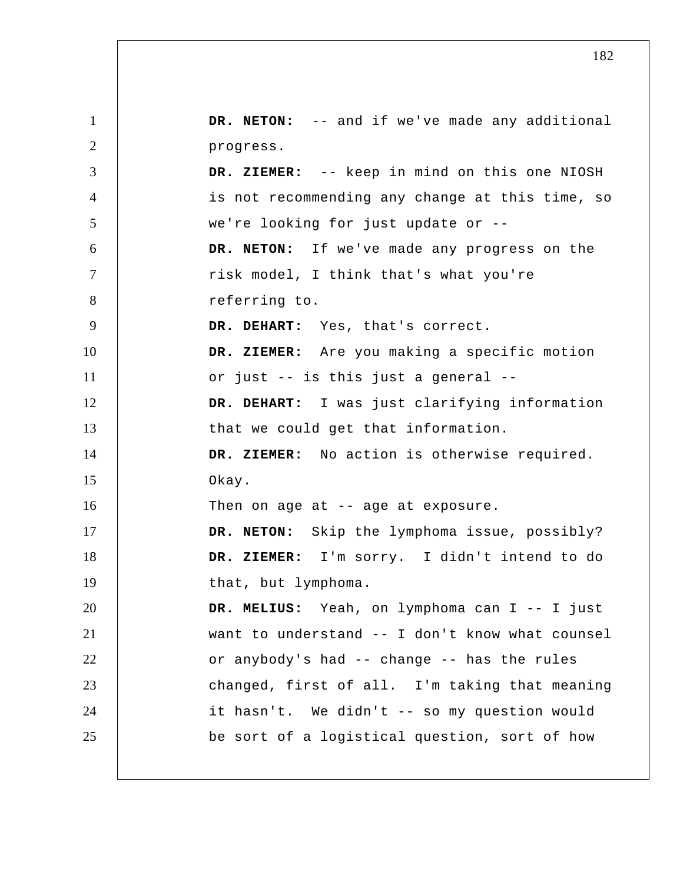**DR. NETON:** -- and if we've made any additional progress.

**DR. ZIEMER:** -- keep in mind on this one NIOSH is not recommending any change at this time, so we're looking for just update or --

**DR. NETON:** If we've made any progress on the risk model, I think that's what you're referring to.

**DR. DEHART:** Yes, that's correct.

**DR. ZIEMER:** Are you making a specific motion or just -- is this just a general --

**DR. DEHART:** I was just clarifying information that we could get that information.

**DR. ZIEMER:** No action is otherwise required. Okay.

Then on age at -- age at exposure.

**DR. NETON:** Skip the lymphoma issue, possibly?

**DR. ZIEMER:** I'm sorry. I didn't intend to do that, but lymphoma.

**DR. MELIUS:** Yeah, on lymphoma can I -- I just want to understand -- I don't know what counsel or anybody's had -- change -- has the rules changed, first of all. I'm taking that meaning it hasn't. We didn't -- so my question would be sort of a logistical question, sort of how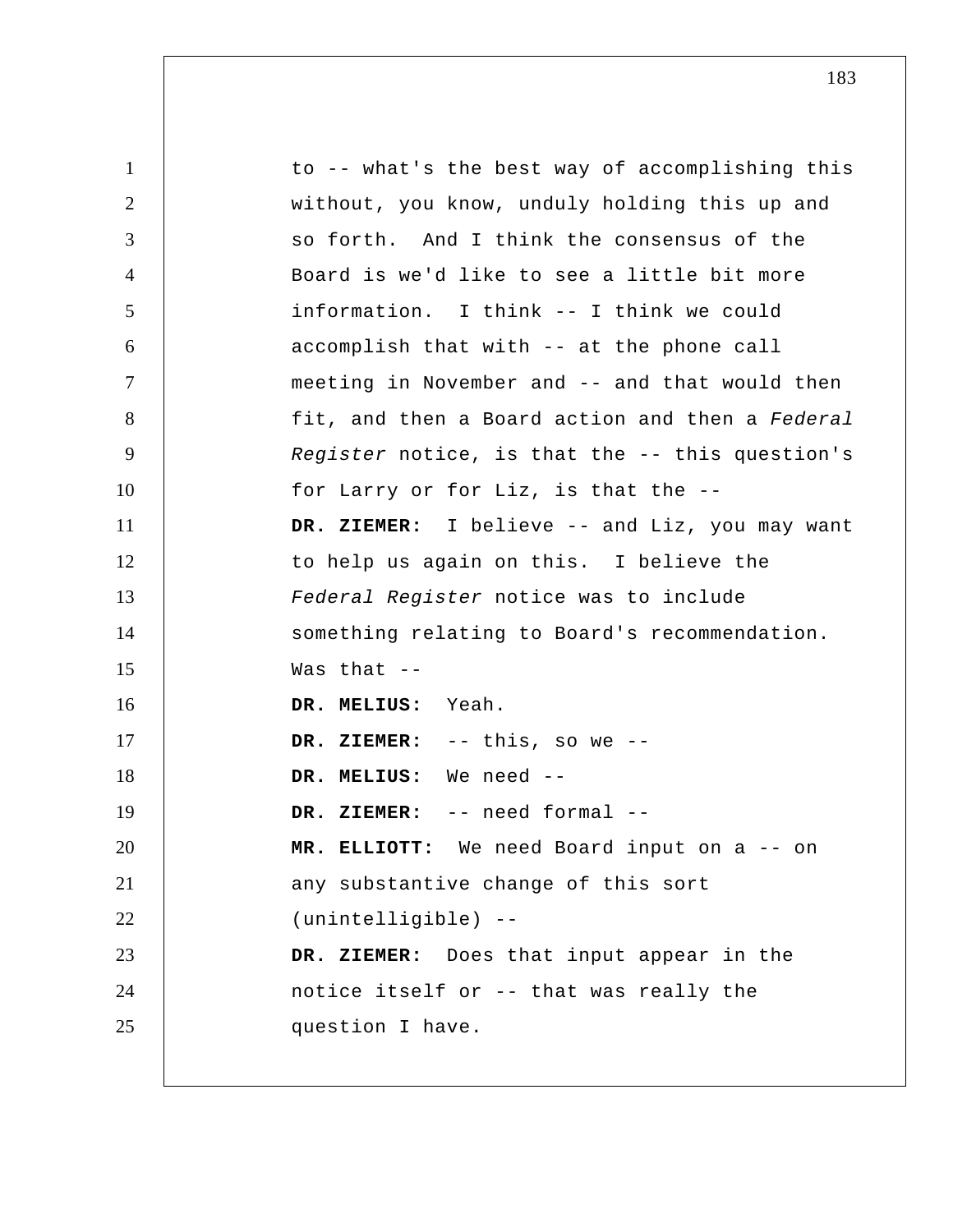to -- what's the best way of accomplishing this without, you know, unduly holding this up and so forth. And I think the consensus of the Board is we'd like to see a little bit more information. I think -- I think we could accomplish that with -- at the phone call meeting in November and -- and that would then fit, and then a Board action and then a *Federal Register* notice, is that the -- this question's for Larry or for Liz, is that the --

**DR. ZIEMER:** I believe -- and Liz, you may want to help us again on this. I believe the *Federal Register* notice was to include something relating to Board's recommendation. Was that --

**DR. MELIUS:** Yeah.

**DR. ZIEMER:** -- this, so we --

**DR. MELIUS:** We need --

**DR. ZIEMER:** -- need formal --

**MR. ELLIOTT:** We need Board input on a -- on any substantive change of this sort (unintelligible) --

**DR. ZIEMER:** Does that input appear in the notice itself or -- that was really the question I have.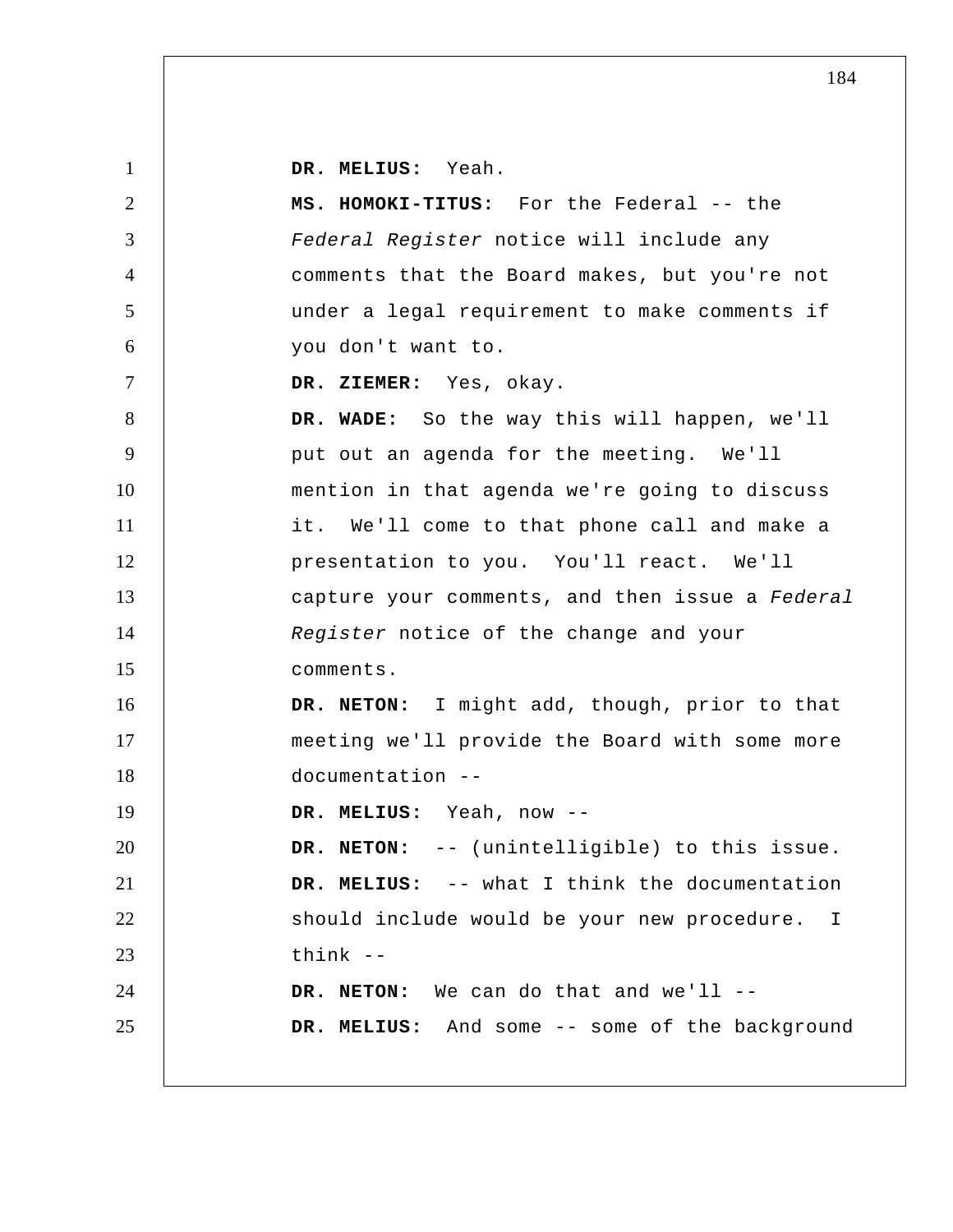**DR. MELIUS:** Yeah.

**MS. HOMOKI-TITUS:** For the Federal -- the *Federal Register* notice will include any comments that the Board makes, but you're not under a legal requirement to make comments if you don't want to.

**DR. ZIEMER:** Yes, okay.

**DR. WADE:** So the way this will happen, we'll put out an agenda for the meeting. We'll mention in that agenda we're going to discuss it. We'll come to that phone call and make a presentation to you. You'll react. We'll capture your comments, and then issue a *Federal Register* notice of the change and your comments.

**DR. NETON:** I might add, though, prior to that meeting we'll provide the Board with some more documentation --

**DR. MELIUS:** Yeah, now --

**DR. NETON:** -- (unintelligible) to this issue.

**DR. MELIUS:** -- what I think the documentation should include would be your new procedure. I think --

**DR. NETON:** We can do that and we'll --

**DR. MELIUS:** And some -- some of the background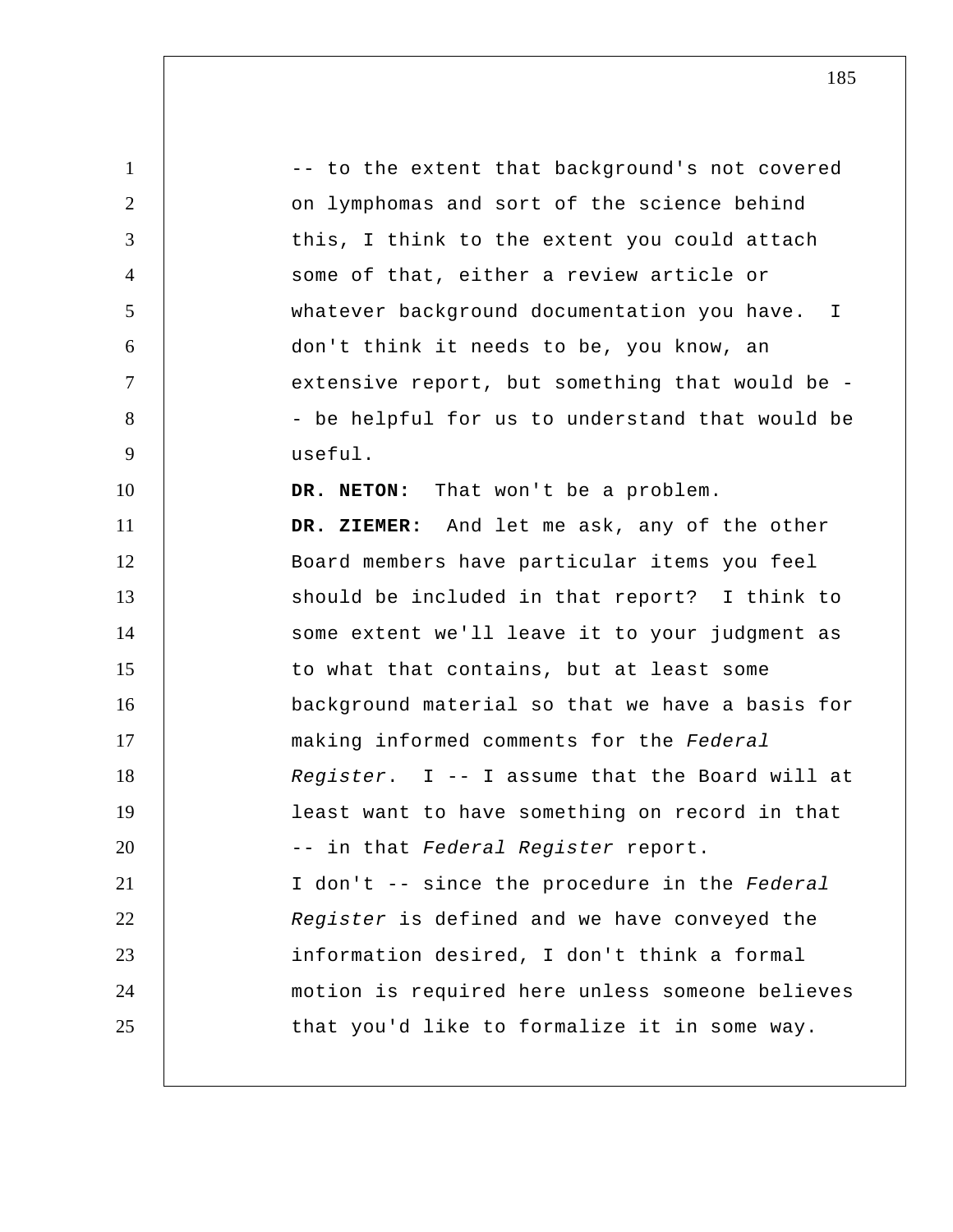-- to the extent that background's not covered on lymphomas and sort of the science behind this, I think to the extent you could attach some of that, either a review article or whatever background documentation you have. I don't think it needs to be, you know, an extensive report, but something that would be -- be helpful for us to understand that would be useful.

**DR. NETON:** That won't be a problem.

**DR. ZIEMER:** And let me ask, any of the other Board members have particular items you feel should be included in that report? I think to some extent we'll leave it to your judgment as to what that contains, but at least some background material so that we have a basis for making informed comments for the *Federal Register*. I -- I assume that the Board will at least want to have something on record in that -- in that *Federal Register* report.

I don't -- since the procedure in the *Federal Register* is defined and we have conveyed the information desired, I don't think a formal motion is required here unless someone believes that you'd like to formalize it in some way.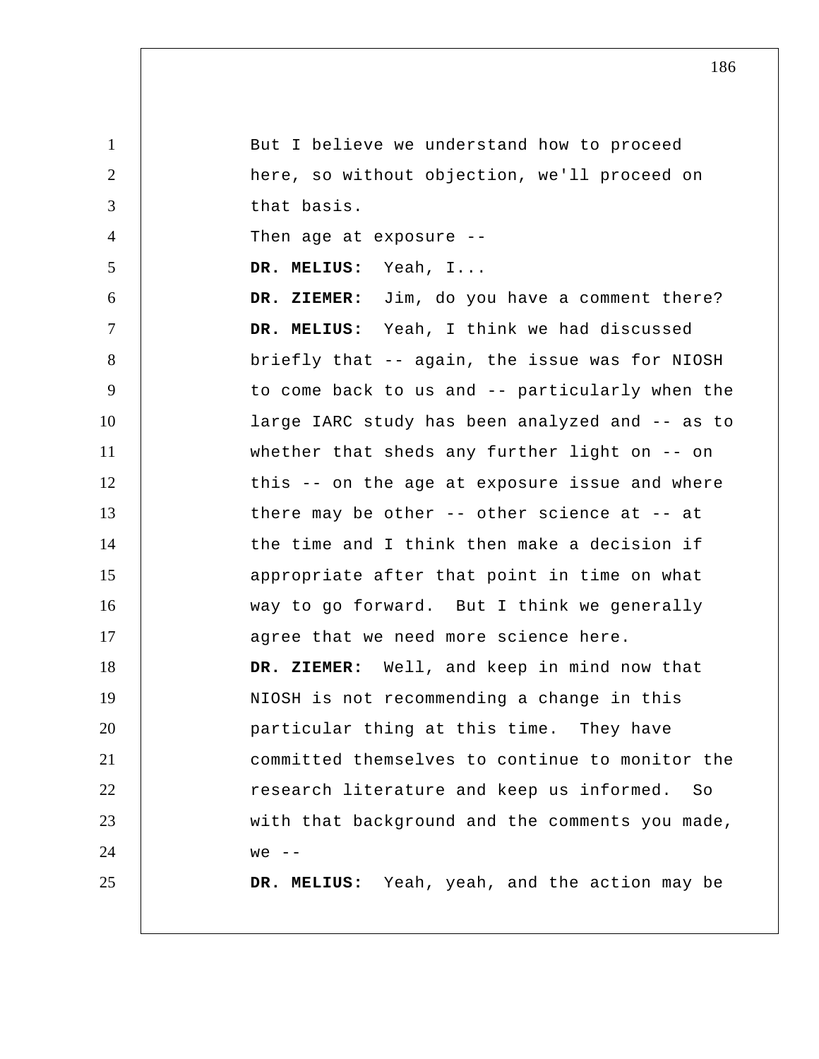But I believe we understand how to proceed here, so without objection, we'll proceed on that basis.

Then age at exposure --

**DR. MELIUS:** Yeah, I...

**DR. ZIEMER:** Jim, do you have a comment there?

**DR. MELIUS:** Yeah, I think we had discussed briefly that -- again, the issue was for NIOSH to come back to us and -- particularly when the large IARC study has been analyzed and -- as to whether that sheds any further light on -- on this -- on the age at exposure issue and where there may be other -- other science at -- at the time and I think then make a decision if appropriate after that point in time on what way to go forward. But I think we generally agree that we need more science here.

**DR. ZIEMER:** Well, and keep in mind now that NIOSH is not recommending a change in this particular thing at this time. They have committed themselves to continue to monitor the research literature and keep us informed. So with that background and the comments you made, we --

**DR. MELIUS:** Yeah, yeah, and the action may be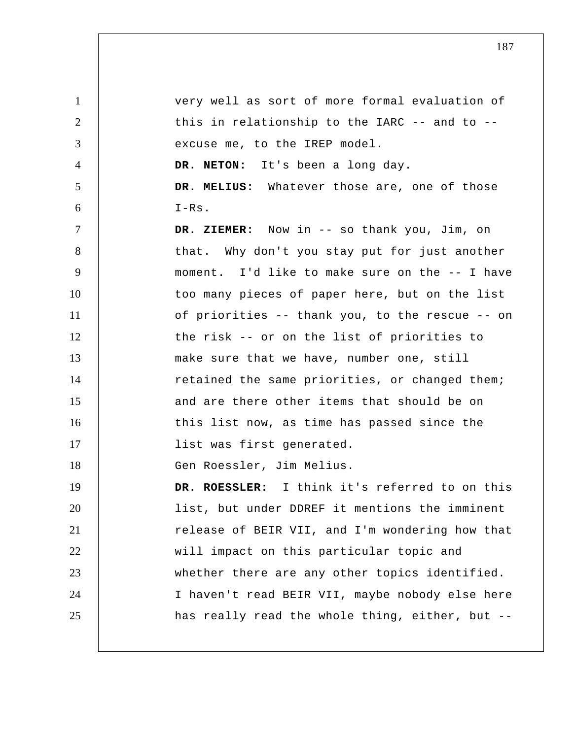very well as sort of more formal evaluation of this in relationship to the IARC -- and to -- excuse me, to the IREP model.

**DR. NETON:** It's been a long day.

**DR. MELIUS:** Whatever those are, one of those I-Rs.

**DR. ZIEMER:** Now in -- so thank you, Jim, on that. Why don't you stay put for just another moment. I'd like to make sure on the -- I have too many pieces of paper here, but on the list of priorities -- thank you, to the rescue -- on the risk -- or on the list of priorities to make sure that we have, number one, still retained the same priorities, or changed them; and are there other items that should be on this list now, as time has passed since the list was first generated.

Gen Roessler, Jim Melius.

**DR. ROESSLER:** I think it's referred to on this list, but under DDREF it mentions the imminent release of BEIR VII, and I'm wondering how that will impact on this particular topic and whether there are any other topics identified. I haven't read BEIR VII, maybe nobody else here has really read the whole thing, either, but --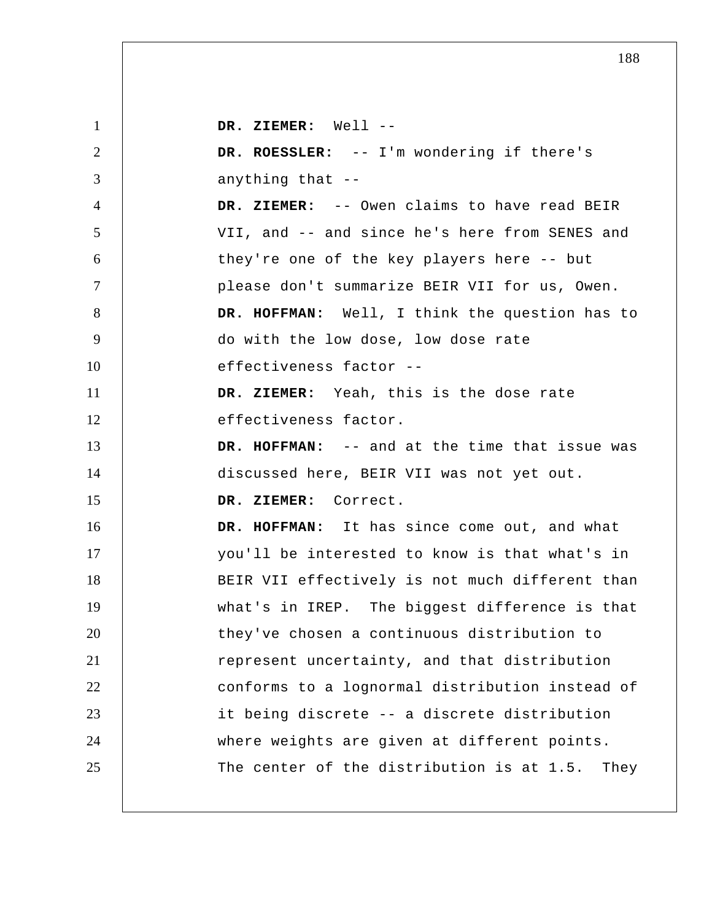**DR. ZIEMER:** Well --

**DR. ROESSLER:** -- I'm wondering if there's anything that --

**DR. ZIEMER:** -- Owen claims to have read BEIR VII, and -- and since he's here from SENES and they're one of the key players here -- but please don't summarize BEIR VII for us, Owen.

**DR. HOFFMAN:** Well, I think the question has to do with the low dose, low dose rate effectiveness factor --

**DR. ZIEMER:** Yeah, this is the dose rate effectiveness factor.

**DR. HOFFMAN:** -- and at the time that issue was discussed here, BEIR VII was not yet out.

**DR. ZIEMER:** Correct.

**DR. HOFFMAN:** It has since come out, and what you'll be interested to know is that what's in BEIR VII effectively is not much different than what's in IREP. The biggest difference is that they've chosen a continuous distribution to represent uncertainty, and that distribution conforms to a lognormal distribution instead of it being discrete -- a discrete distribution where weights are given at different points. The center of the distribution is at 1.5. They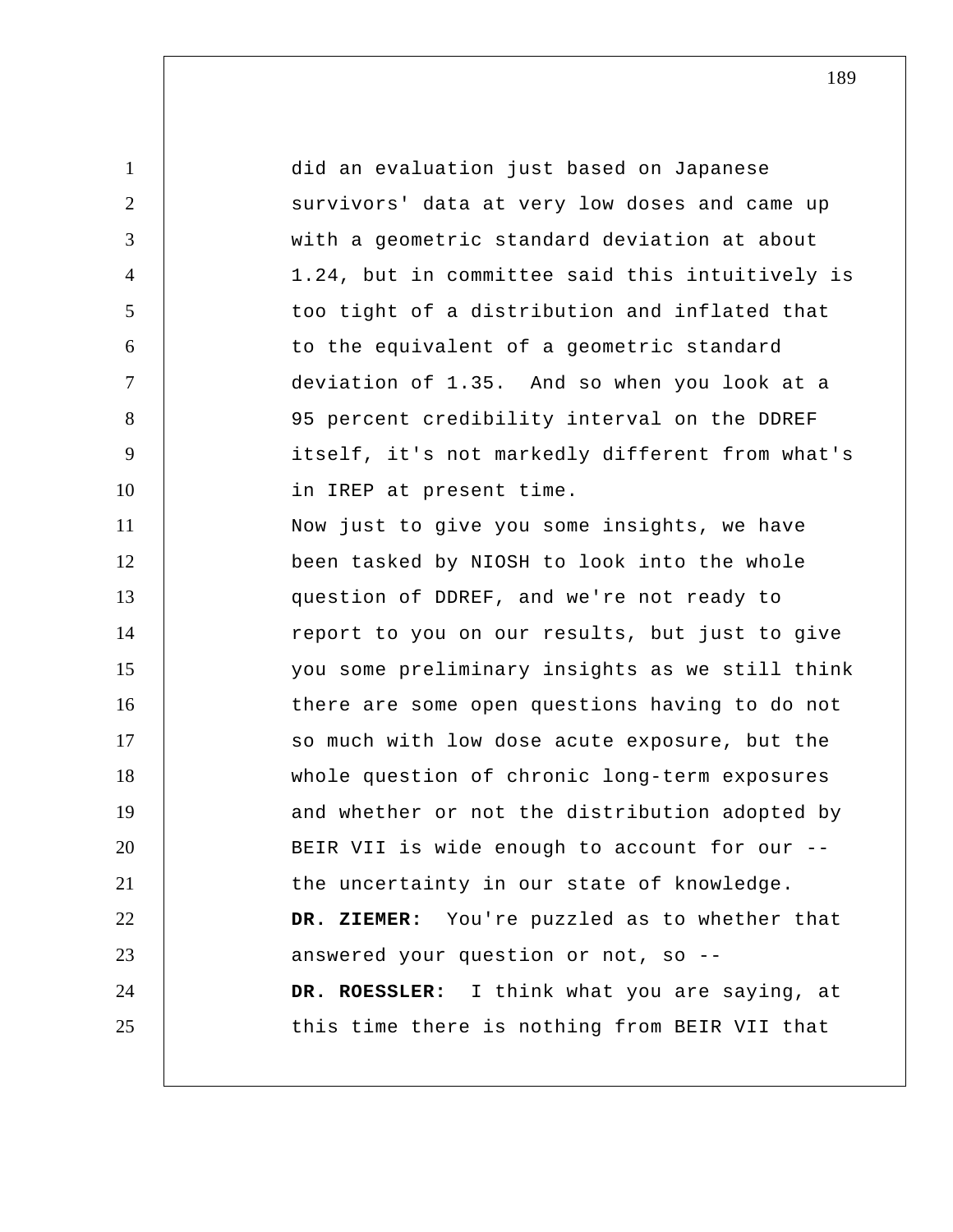did an evaluation just based on Japanese survivors' data at very low doses and came up with a geometric standard deviation at about 1.24, but in committee said this intuitively is too tight of a distribution and inflated that to the equivalent of a geometric standard deviation of 1.35. And so when you look at a 95 percent credibility interval on the DDREF itself, it's not markedly different from what's in IREP at present time.

Now just to give you some insights, we have been tasked by NIOSH to look into the whole question of DDREF, and we're not ready to report to you on our results, but just to give you some preliminary insights as we still think there are some open questions having to do not so much with low dose acute exposure, but the whole question of chronic long-term exposures and whether or not the distribution adopted by BEIR VII is wide enough to account for our -- the uncertainty in our state of knowledge.

**DR. ZIEMER:** You're puzzled as to whether that answered your question or not, so --

**DR. ROESSLER:** I think what you are saying, at this time there is nothing from BEIR VII that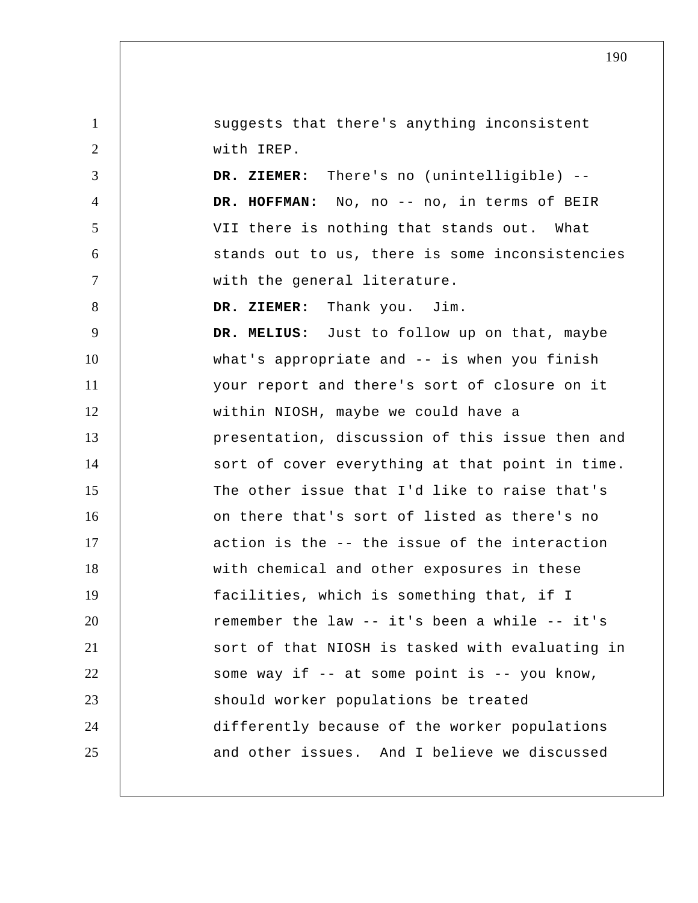suggests that there's anything inconsistent with IREP.

**DR. ZIEMER:** There's no (unintelligible) --

**DR. HOFFMAN:** No, no -- no, in terms of BEIR VII there is nothing that stands out. What stands out to us, there is some inconsistencies with the general literature.

**DR. ZIEMER:** Thank you. Jim.

**DR. MELIUS:** Just to follow up on that, maybe what's appropriate and -- is when you finish your report and there's sort of closure on it within NIOSH, maybe we could have a presentation, discussion of this issue then and sort of cover everything at that point in time. The other issue that I'd like to raise that's on there that's sort of listed as there's no action is the -- the issue of the interaction with chemical and other exposures in these facilities, which is something that, if I remember the law -- it's been a while -- it's sort of that NIOSH is tasked with evaluating in some way if -- at some point is -- you know, should worker populations be treated differently because of the worker populations and other issues. And I believe we discussed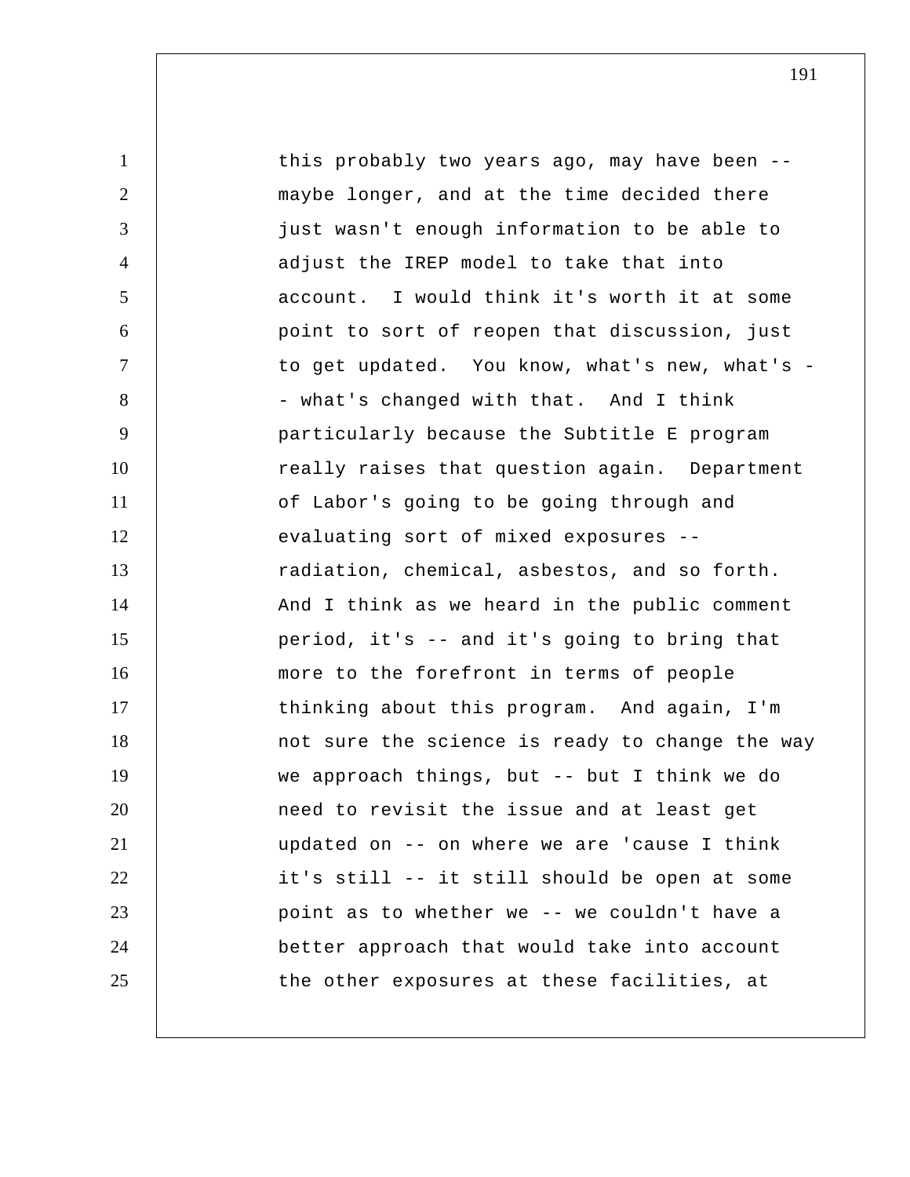this probably two years ago, may have been -- maybe longer, and at the time decided there just wasn't enough information to be able to adjust the IREP model to take that into account. I would think it's worth it at some point to sort of reopen that discussion, just to get updated. You know, what's new, what's -- what's changed with that. And I think particularly because the Subtitle E program really raises that question again. Department of Labor's going to be going through and evaluating sort of mixed exposures -- radiation, chemical, asbestos, and so forth. And I think as we heard in the public comment period, it's -- and it's going to bring that more to the forefront in terms of people thinking about this program. And again, I'm not sure the science is ready to change the way we approach things, but -- but I think we do need to revisit the issue and at least get updated on -- on where we are 'cause I think it's still -- it still should be open at some point as to whether we -- we couldn't have a better approach that would take into account the other exposures at these facilities, at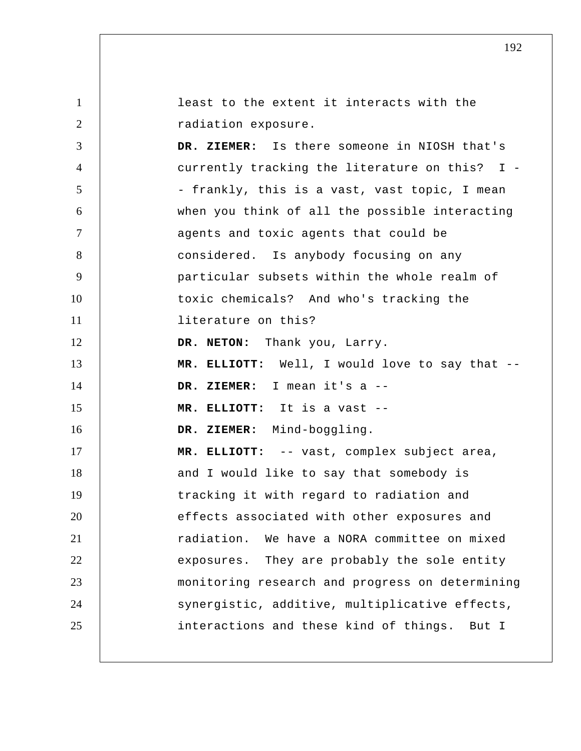least to the extent it interacts with the radiation exposure.

**DR. ZIEMER:** Is there someone in NIOSH that's currently tracking the literature on this? I -- frankly, this is a vast, vast topic, I mean when you think of all the possible interacting agents and toxic agents that could be considered. Is anybody focusing on any particular subsets within the whole realm of toxic chemicals? And who's tracking the literature on this?

**DR. NETON:** Thank you, Larry.

**MR. ELLIOTT:** Well, I would love to say that --

**DR. ZIEMER:** I mean it's a --

**MR. ELLIOTT:** It is a vast --

**DR. ZIEMER:** Mind-boggling.

**MR. ELLIOTT:** -- vast, complex subject area, and I would like to say that somebody is tracking it with regard to radiation and effects associated with other exposures and radiation. We have a NORA committee on mixed exposures. They are probably the sole entity monitoring research and progress on determining synergistic, additive, multiplicative effects, interactions and these kind of things. But I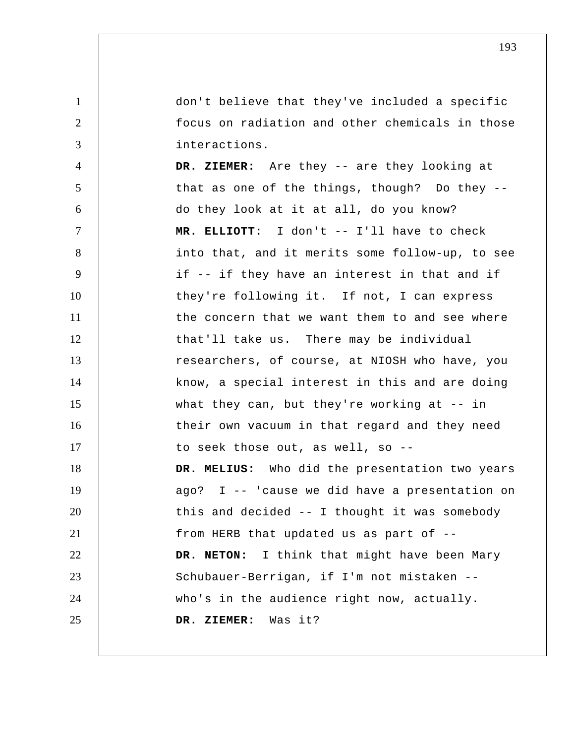don't believe that they've included a specific focus on radiation and other chemicals in those interactions.

**DR. ZIEMER:** Are they -- are they looking at that as one of the things, though? Do they -- do they look at it at all, do you know?

**MR. ELLIOTT:** I don't -- I'll have to check into that, and it merits some follow-up, to see if -- if they have an interest in that and if they're following it. If not, I can express the concern that we want them to and see where that'll take us. There may be individual researchers, of course, at NIOSH who have, you know, a special interest in this and are doing what they can, but they're working at -- in their own vacuum in that regard and they need to seek those out, as well, so --

**DR. MELIUS:** Who did the presentation two years ago? I -- 'cause we did have a presentation on this and decided -- I thought it was somebody from HERB that updated us as part of --

**DR. NETON:** I think that might have been Mary Schubauer-Berrigan, if I'm not mistaken -- who's in the audience right now, actually.

**DR. ZIEMER:** Was it?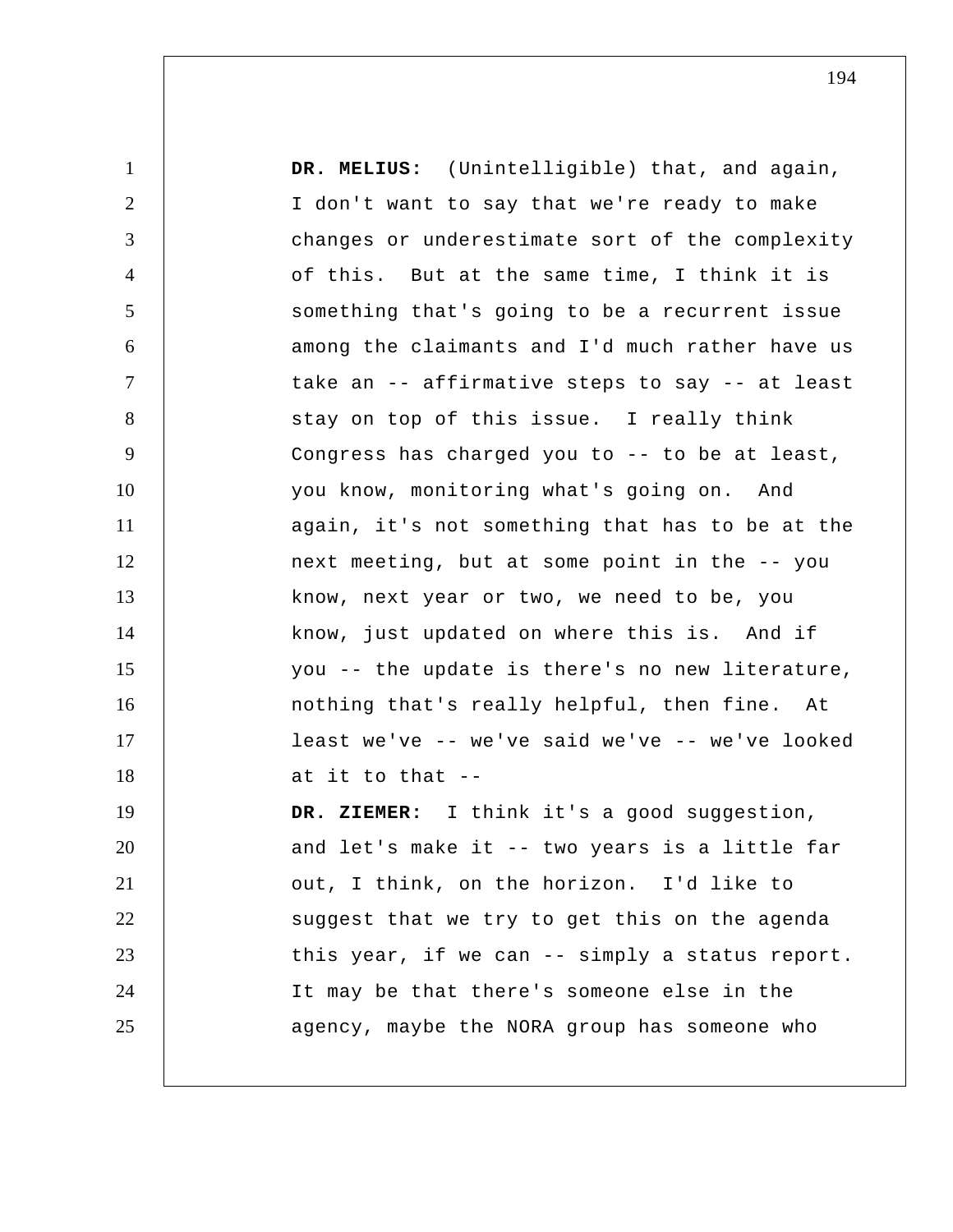**DR. MELIUS:** (Unintelligible) that, and again, I don't want to say that we're ready to make changes or underestimate sort of the complexity of this. But at the same time, I think it is something that's going to be a recurrent issue among the claimants and I'd much rather have us take an -- affirmative steps to say -- at least stay on top of this issue. I really think Congress has charged you to -- to be at least, you know, monitoring what's going on. And again, it's not something that has to be at the next meeting, but at some point in the -- you know, next year or two, we need to be, you know, just updated on where this is. And if you -- the update is there's no new literature, nothing that's really helpful, then fine. At least we've -- we've said we've -- we've looked at it to that --

**DR. ZIEMER:** I think it's a good suggestion, and let's make it -- two years is a little far out, I think, on the horizon. I'd like to suggest that we try to get this on the agenda this year, if we can -- simply a status report. It may be that there's someone else in the agency, maybe the NORA group has someone who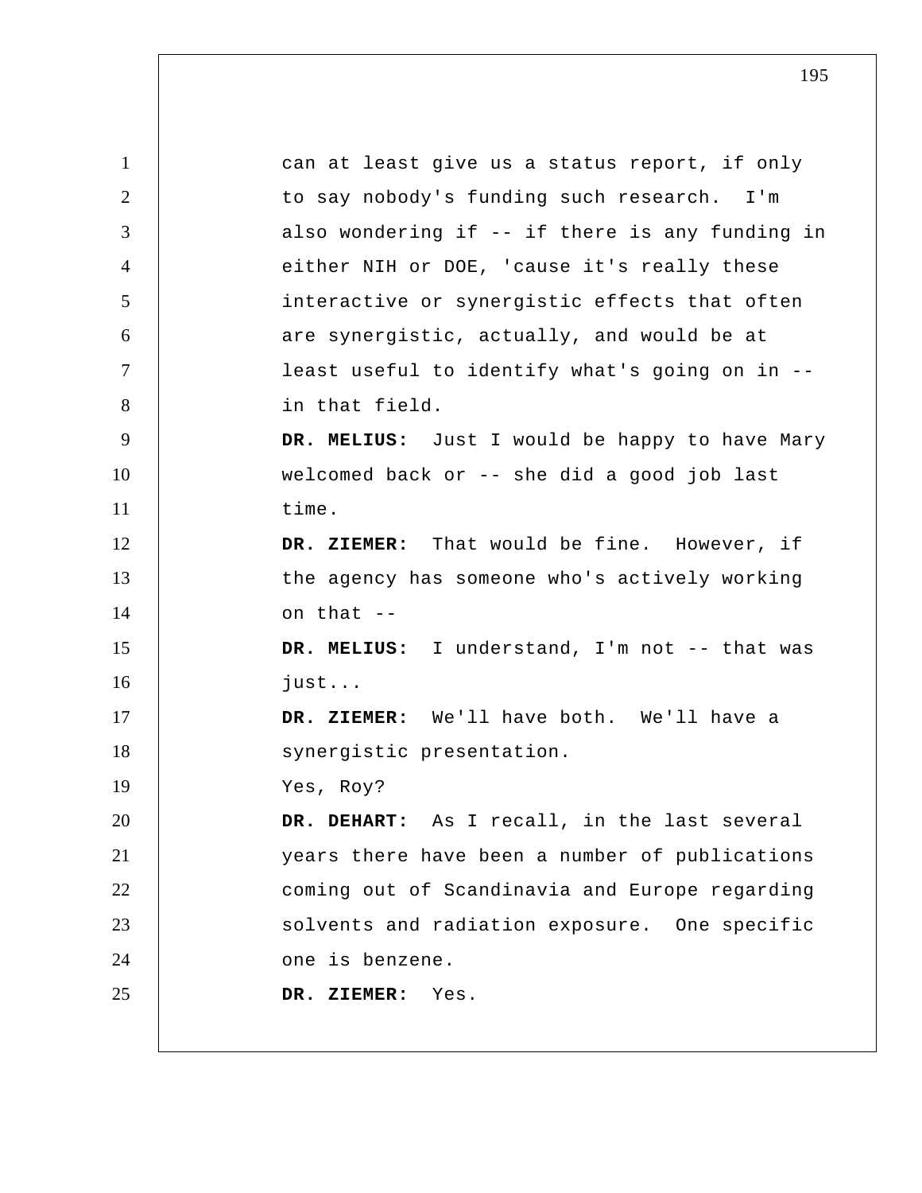can at least give us a status report, if only to say nobody's funding such research. I'm also wondering if -- if there is any funding in either NIH or DOE, 'cause it's really these interactive or synergistic effects that often are synergistic, actually, and would be at least useful to identify what's going on in -- in that field.

**DR. MELIUS:** Just I would be happy to have Mary welcomed back or -- she did a good job last time.

**DR. ZIEMER:** That would be fine. However, if the agency has someone who's actively working on that --

**DR. MELIUS:** I understand, I'm not -- that was just...

**DR. ZIEMER:** We'll have both. We'll have a synergistic presentation.

Yes, Roy?

**DR. DEHART:** As I recall, in the last several years there have been a number of publications coming out of Scandinavia and Europe regarding solvents and radiation exposure. One specific one is benzene.

**DR. ZIEMER:** Yes.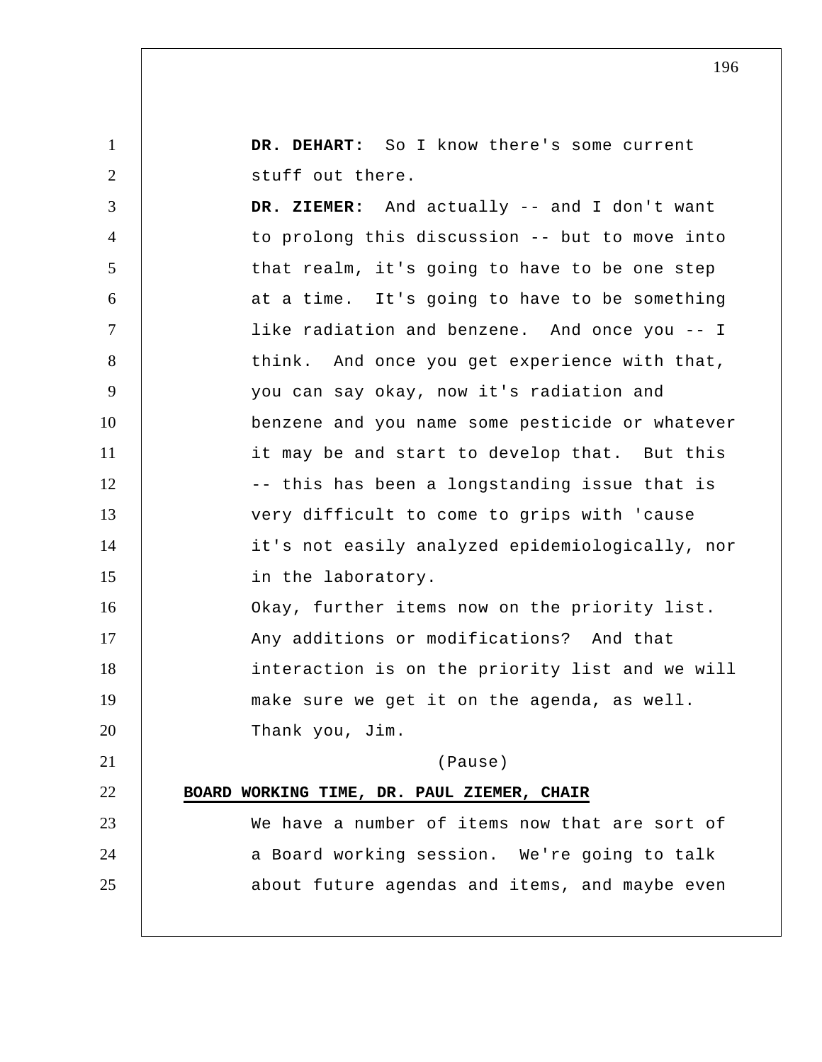**DR. DEHART:** So I know there's some current stuff out there.

**DR. ZIEMER:** And actually -- and I don't want to prolong this discussion -- but to move into that realm, it's going to have to be one step at a time. It's going to have to be something like radiation and benzene. And once you -- I think. And once you get experience with that, you can say okay, now it's radiation and benzene and you name some pesticide or whatever it may be and start to develop that. But this -- this has been a longstanding issue that is very difficult to come to grips with 'cause it's not easily analyzed epidemiologically, nor in the laboratory.

Okay, further items now on the priority list. Any additions or modifications? And that interaction is on the priority list and we will make sure we get it on the agenda, as well. Thank you, Jim.

(Pause)

**BOARD WORKING TIME, DR. PAUL ZIEMER, CHAIR**

We have a number of items now that are sort of a Board working session. We're going to talk about future agendas and items, and maybe even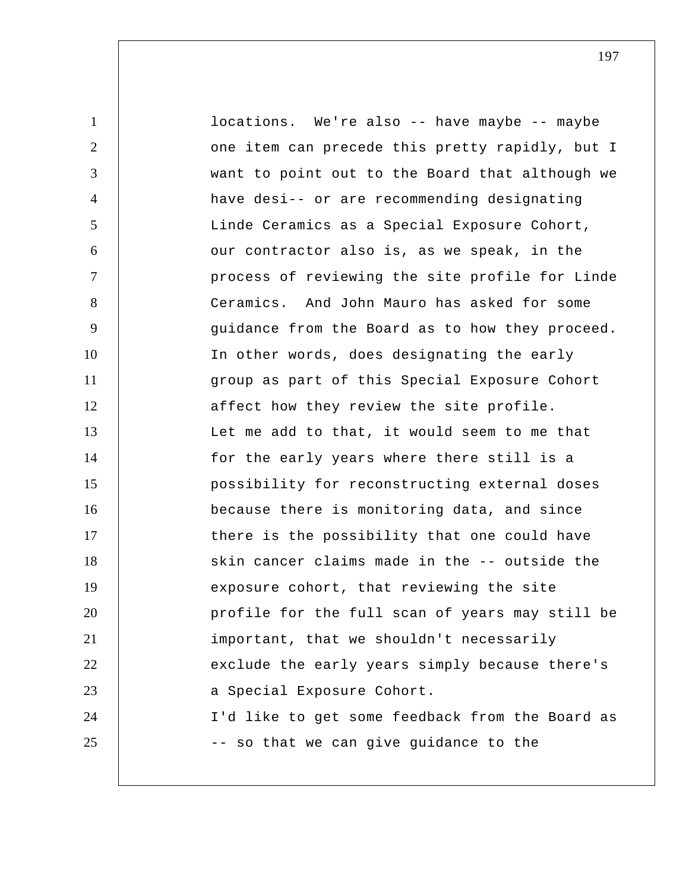locations. We're also -- have maybe -- maybe one item can precede this pretty rapidly, but I want to point out to the Board that although we have desi-- or are recommending designating Linde Ceramics as a Special Exposure Cohort, our contractor also is, as we speak, in the process of reviewing the site profile for Linde Ceramics. And John Mauro has asked for some guidance from the Board as to how they proceed. In other words, does designating the early group as part of this Special Exposure Cohort affect how they review the site profile.

Let me add to that, it would seem to me that for the early years where there still is a possibility for reconstructing external doses because there is monitoring data, and since there is the possibility that one could have skin cancer claims made in the -- outside the exposure cohort, that reviewing the site profile for the full scan of years may still be important, that we shouldn't necessarily exclude the early years simply because there's a Special Exposure Cohort.

I'd like to get some feedback from the Board as -- so that we can give guidance to the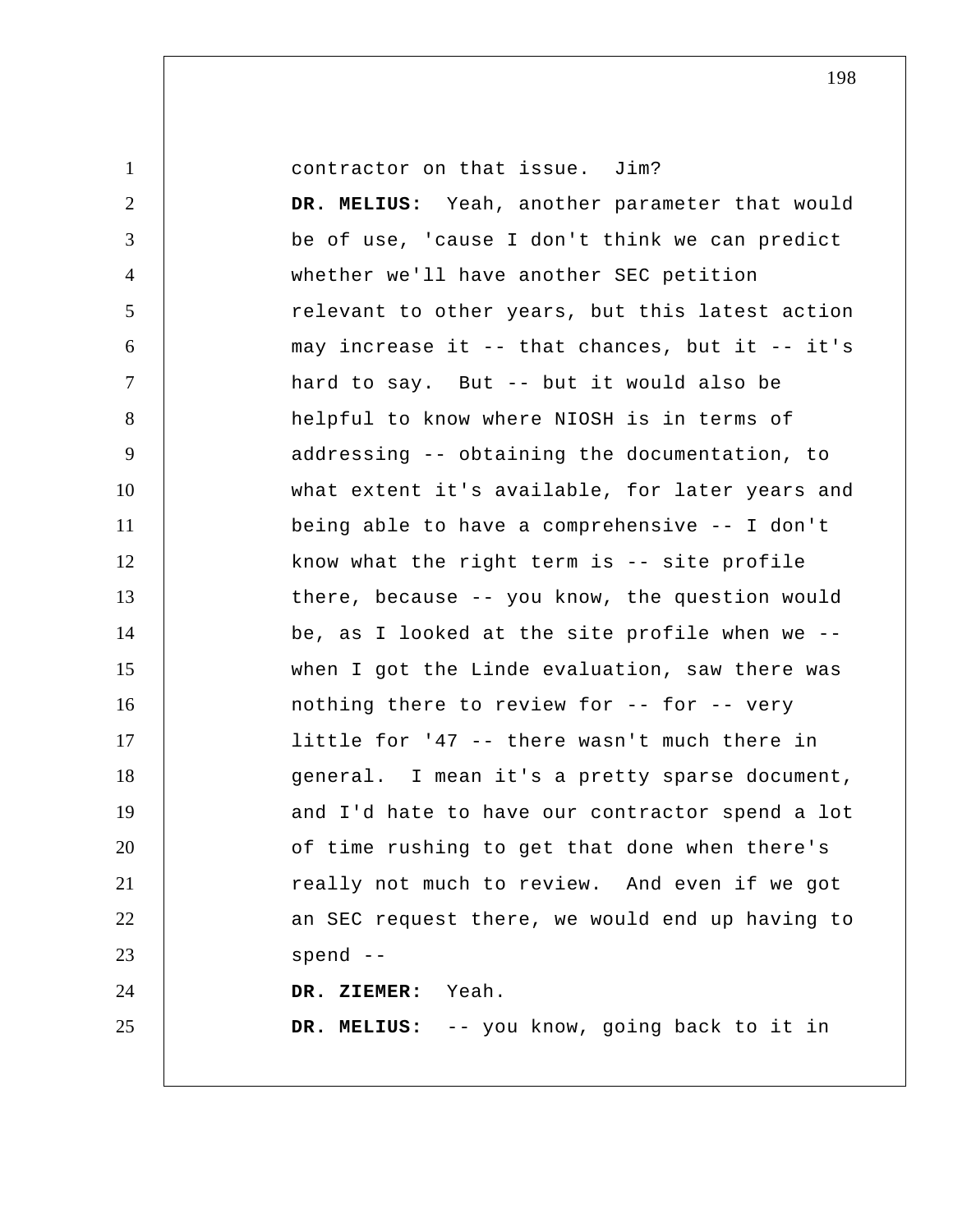contractor on that issue. Jim?

**DR. MELIUS:** Yeah, another parameter that would be of use, 'cause I don't think we can predict whether we'll have another SEC petition relevant to other years, but this latest action may increase it -- that chances, but it -- it's hard to say. But -- but it would also be helpful to know where NIOSH is in terms of addressing -- obtaining the documentation, to what extent it's available, for later years and being able to have a comprehensive -- I don't know what the right term is -- site profile there, because -- you know, the question would be, as I looked at the site profile when we -- when I got the Linde evaluation, saw there was nothing there to review for -- for -- very little for '47 -- there wasn't much there in general. I mean it's a pretty sparse document, and I'd hate to have our contractor spend a lot of time rushing to get that done when there's really not much to review. And even if we got an SEC request there, we would end up having to spend --

**DR. ZIEMER:** Yeah.

**DR. MELIUS:** -- you know, going back to it in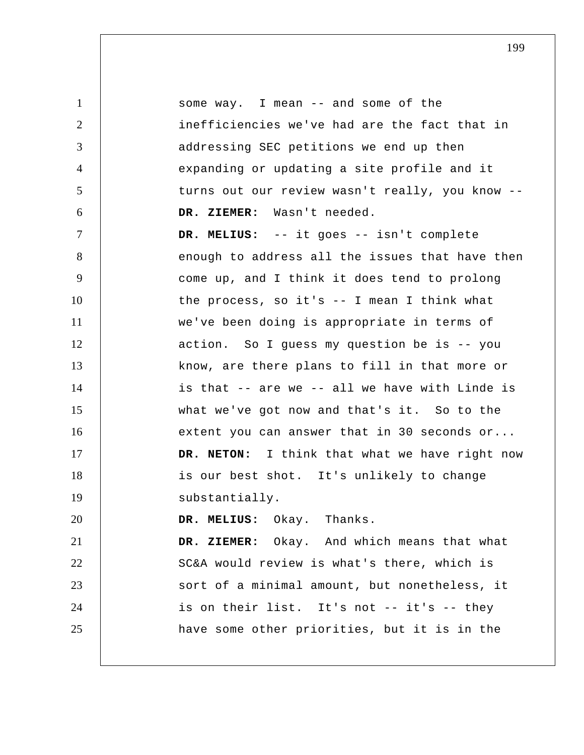some way. I mean -- and some of the inefficiencies we've had are the fact that in addressing SEC petitions we end up then expanding or updating a site profile and it turns out our review wasn't really, you know --

**DR. ZIEMER:** Wasn't needed.

**DR. MELIUS:** -- it goes -- isn't complete enough to address all the issues that have then come up, and I think it does tend to prolong the process, so it's -- I mean I think what we've been doing is appropriate in terms of action. So I guess my question be is -- you know, are there plans to fill in that more or is that -- are we -- all we have with Linde is what we've got now and that's it. So to the extent you can answer that in 30 seconds or...

**DR. NETON:** I think that what we have right now is our best shot. It's unlikely to change substantially.

**DR. MELIUS:** Okay. Thanks.

**DR. ZIEMER:** Okay. And which means that what SC&A would review is what's there, which is sort of a minimal amount, but nonetheless, it is on their list. It's not -- it's -- they have some other priorities, but it is in the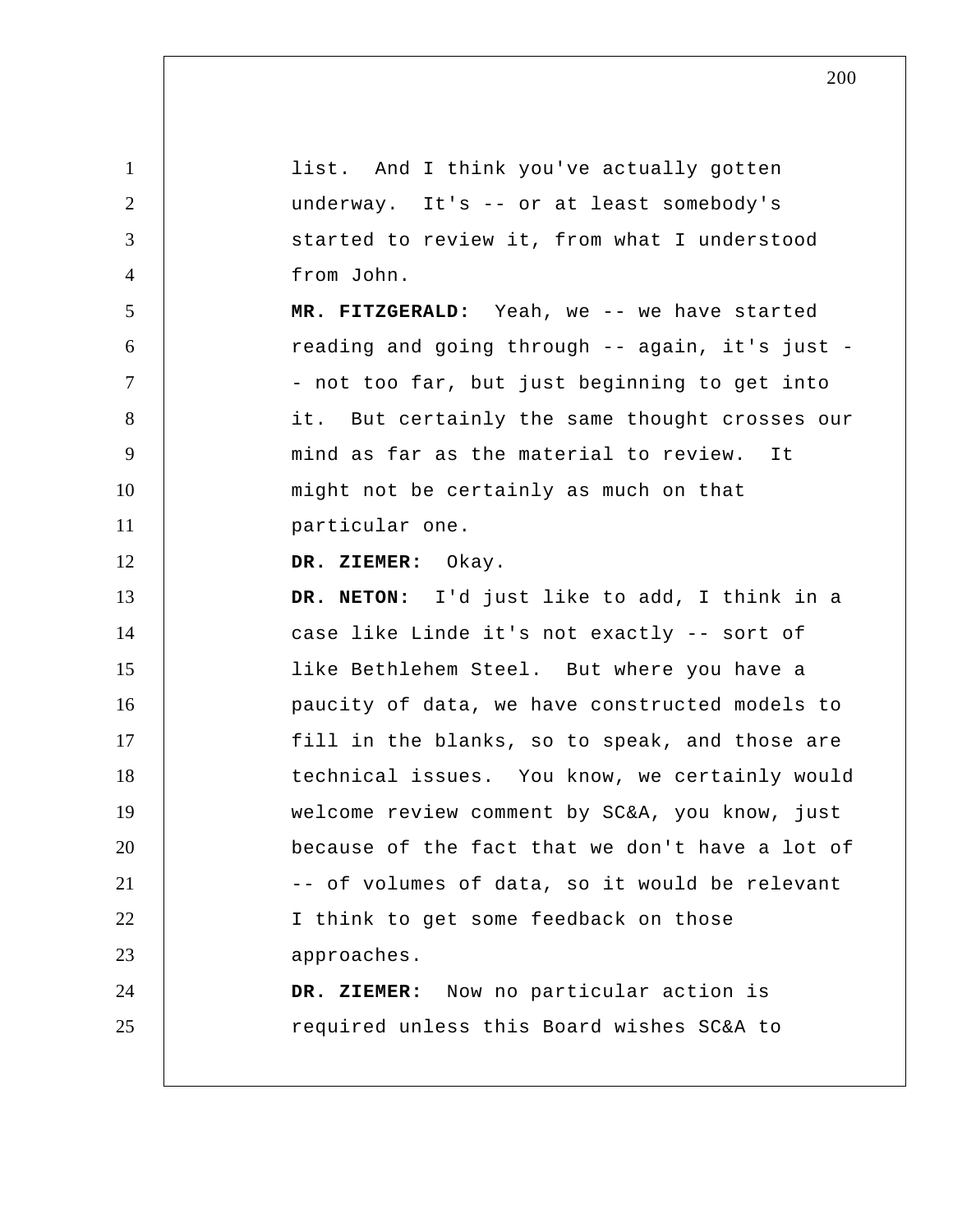list. And I think you've actually gotten underway. It's -- or at least somebody's started to review it, from what I understood from John.

**MR. FITZGERALD:** Yeah, we -- we have started reading and going through -- again, it's just -- not too far, but just beginning to get into it. But certainly the same thought crosses our mind as far as the material to review. It might not be certainly as much on that particular one.

**DR. ZIEMER:** Okay.

**DR. NETON:** I'd just like to add, I think in a case like Linde it's not exactly -- sort of like Bethlehem Steel. But where you have a paucity of data, we have constructed models to fill in the blanks, so to speak, and those are technical issues. You know, we certainly would welcome review comment by SC&A, you know, just because of the fact that we don't have a lot of -- of volumes of data, so it would be relevant I think to get some feedback on those approaches.

**DR. ZIEMER:** Now no particular action is required unless this Board wishes SC&A to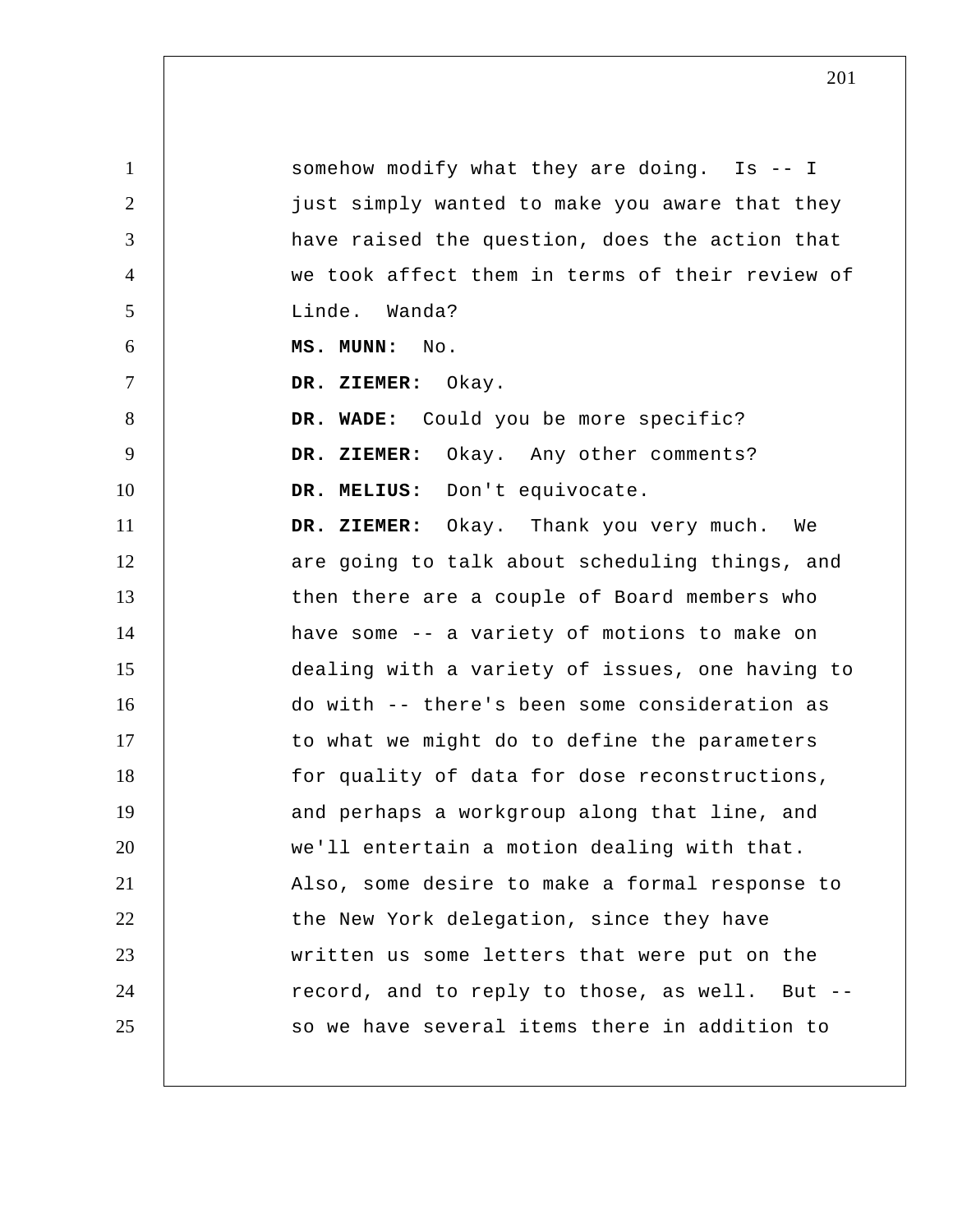somehow modify what they are doing. Is -- I just simply wanted to make you aware that they have raised the question, does the action that we took affect them in terms of their review of Linde. Wanda?

**MS. MUNN:** No.

**DR. ZIEMER:** Okay.

**DR. WADE:** Could you be more specific?

**DR. ZIEMER:** Okay. Any other comments?

**DR. MELIUS:** Don't equivocate.

**DR. ZIEMER:** Okay. Thank you very much. We are going to talk about scheduling things, and then there are a couple of Board members who have some -- a variety of motions to make on dealing with a variety of issues, one having to do with -- there's been some consideration as to what we might do to define the parameters for quality of data for dose reconstructions, and perhaps a workgroup along that line, and we'll entertain a motion dealing with that. Also, some desire to make a formal response to the New York delegation, since they have written us some letters that were put on the record, and to reply to those, as well. But -- so we have several items there in addition to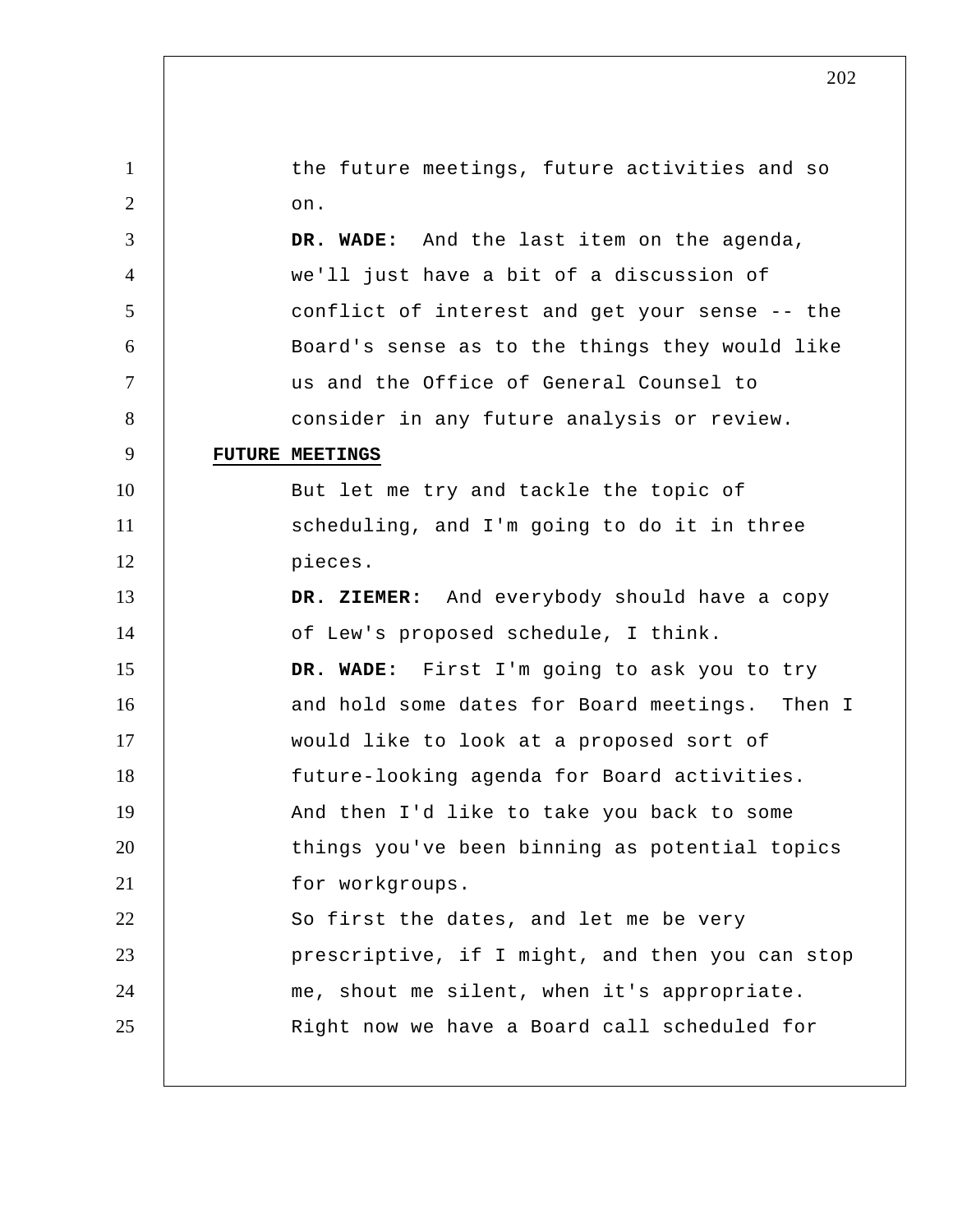the future meetings, future activities and so on.

**DR. WADE:** And the last item on the agenda, we'll just have a bit of a discussion of conflict of interest and get your sense -- the Board's sense as to the things they would like us and the Office of General Counsel to consider in any future analysis or review.

**FUTURE MEETINGS**

But let me try and tackle the topic of scheduling, and I'm going to do it in three pieces.

**DR. ZIEMER:** And everybody should have a copy of Lew's proposed schedule, I think.

**DR. WADE:** First I'm going to ask you to try and hold some dates for Board meetings. Then I would like to look at a proposed sort of future-looking agenda for Board activities. And then I'd like to take you back to some things you've been binning as potential topics for workgroups.

So first the dates, and let me be very prescriptive, if I might, and then you can stop me, shout me silent, when it's appropriate. Right now we have a Board call scheduled for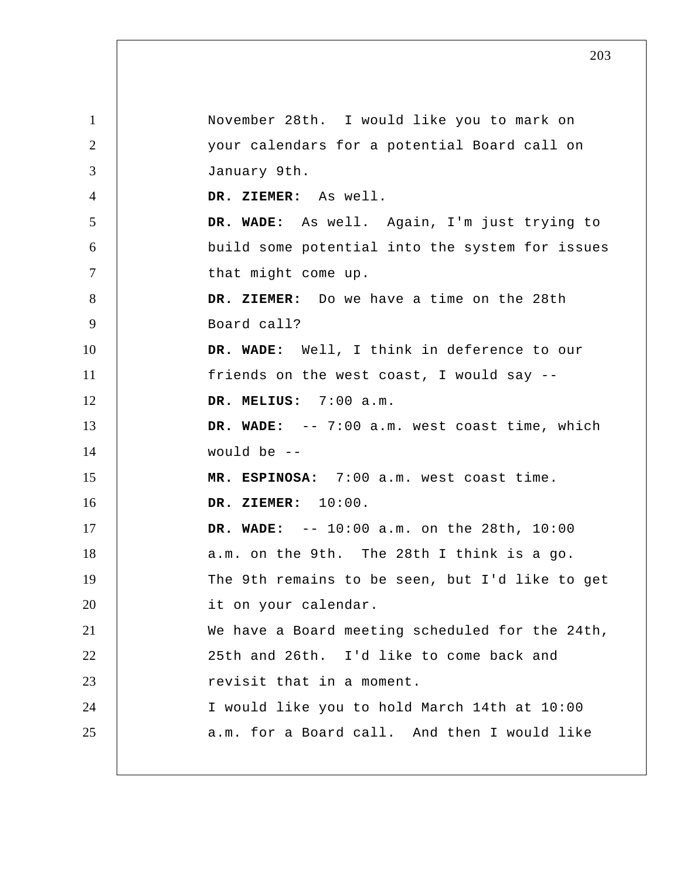November 28th. I would like you to mark on your calendars for a potential Board call on January 9th.

**DR. ZIEMER:** As well.

**DR. WADE:** As well. Again, I'm just trying to build some potential into the system for issues that might come up.

**DR. ZIEMER:** Do we have a time on the 28th Board call?

**DR. WADE:** Well, I think in deference to our friends on the west coast, I would say --

**DR. MELIUS:** 7:00 a.m.

**DR. WADE:** -- 7:00 a.m. west coast time, which would be --

**MR. ESPINOSA:** 7:00 a.m. west coast time.

**DR. ZIEMER:** 10:00.

**DR. WADE:** -- 10:00 a.m. on the 28th, 10:00 a.m. on the 9th. The 28th I think is a go. The 9th remains to be seen, but I'd like to get it on your calendar.

We have a Board meeting scheduled for the 24th, 25th and 26th. I'd like to come back and revisit that in a moment.

I would like you to hold March 14th at 10:00 a.m. for a Board call. And then I would like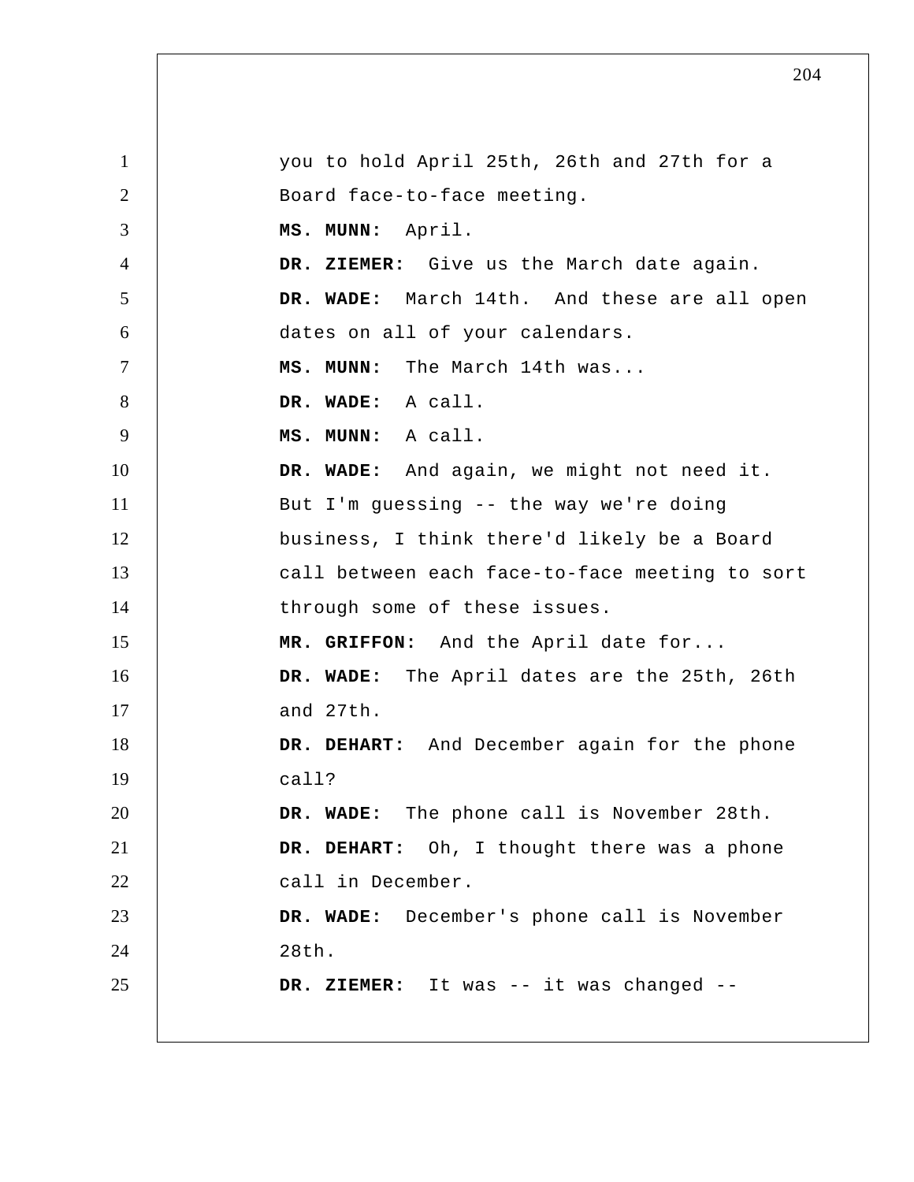you to hold April 25th, 26th and 27th for a Board face-to-face meeting.

**MS. MUNN:** April.

**DR. ZIEMER:** Give us the March date again.

**DR. WADE:** March 14th. And these are all open dates on all of your calendars.

**MS. MUNN:** The March 14th was...

**DR. WADE:** A call.

**MS. MUNN:** A call.

**DR. WADE:** And again, we might not need it. But I'm guessing -- the way we're doing business, I think there'd likely be a Board call between each face-to-face meeting to sort through some of these issues.

**MR. GRIFFON:** And the April date for...

**DR. WADE:** The April dates are the 25th, 26th and 27th.

**DR. DEHART:** And December again for the phone call?

**DR. WADE:** The phone call is November 28th.

**DR. DEHART:** Oh, I thought there was a phone call in December.

**DR. WADE:** December's phone call is November 28th.

**DR. ZIEMER:** It was -- it was changed --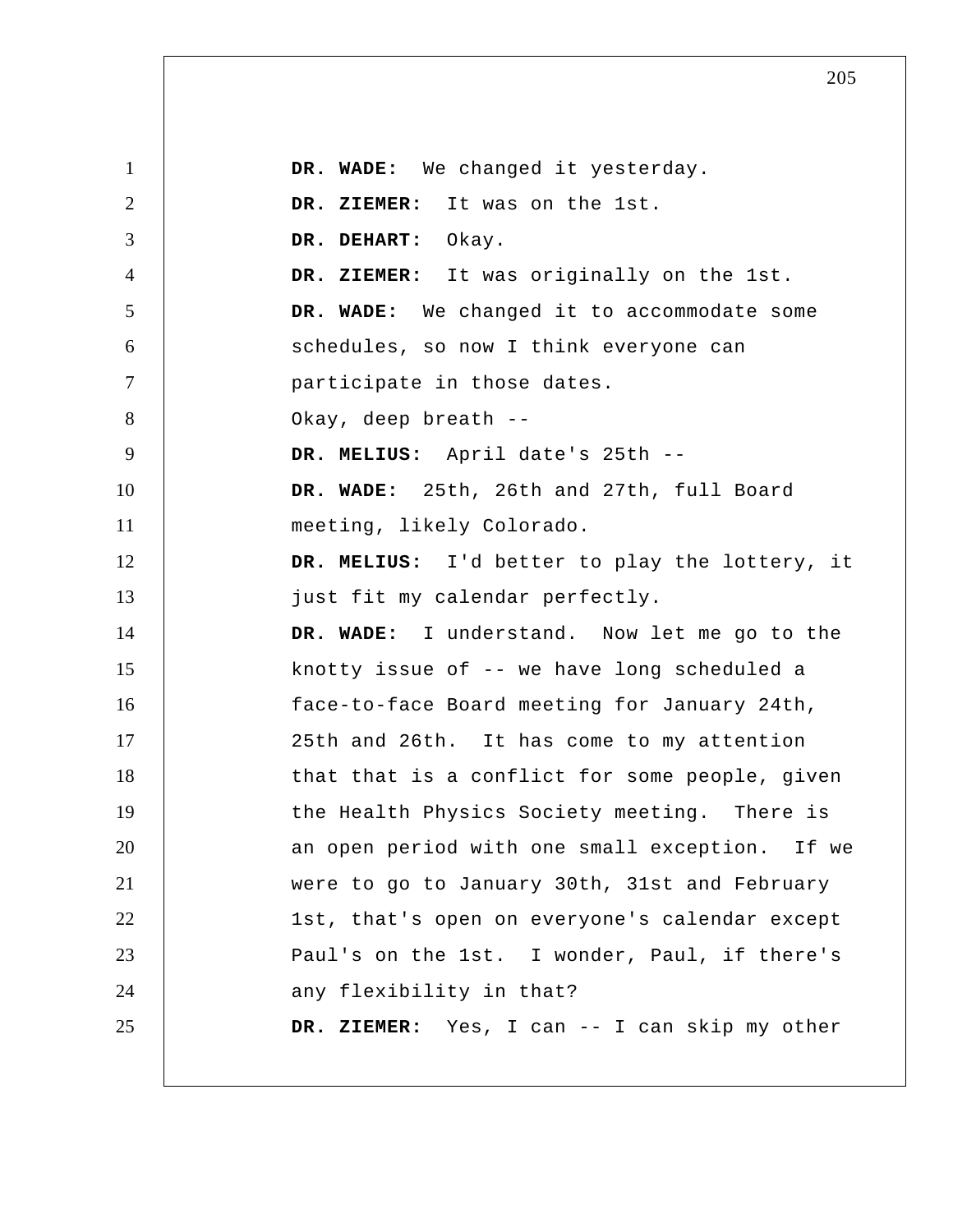**DR. WADE:** We changed it yesterday.

**DR. ZIEMER:** It was on the 1st.

**DR. DEHART:** Okay.

**DR. ZIEMER:** It was originally on the 1st.

**DR. WADE:** We changed it to accommodate some schedules, so now I think everyone can participate in those dates.

Okay, deep breath --

**DR. MELIUS:** April date's 25th --

**DR. WADE:** 25th, 26th and 27th, full Board meeting, likely Colorado.

**DR. MELIUS:** I'd better to play the lottery, it just fit my calendar perfectly.

**DR. WADE:** I understand. Now let me go to the knotty issue of -- we have long scheduled a face-to-face Board meeting for January 24th, 25th and 26th. It has come to my attention that that is a conflict for some people, given the Health Physics Society meeting. There is an open period with one small exception. If we were to go to January 30th, 31st and February 1st, that's open on everyone's calendar except Paul's on the 1st. I wonder, Paul, if there's any flexibility in that?

**DR. ZIEMER:** Yes, I can -- I can skip my other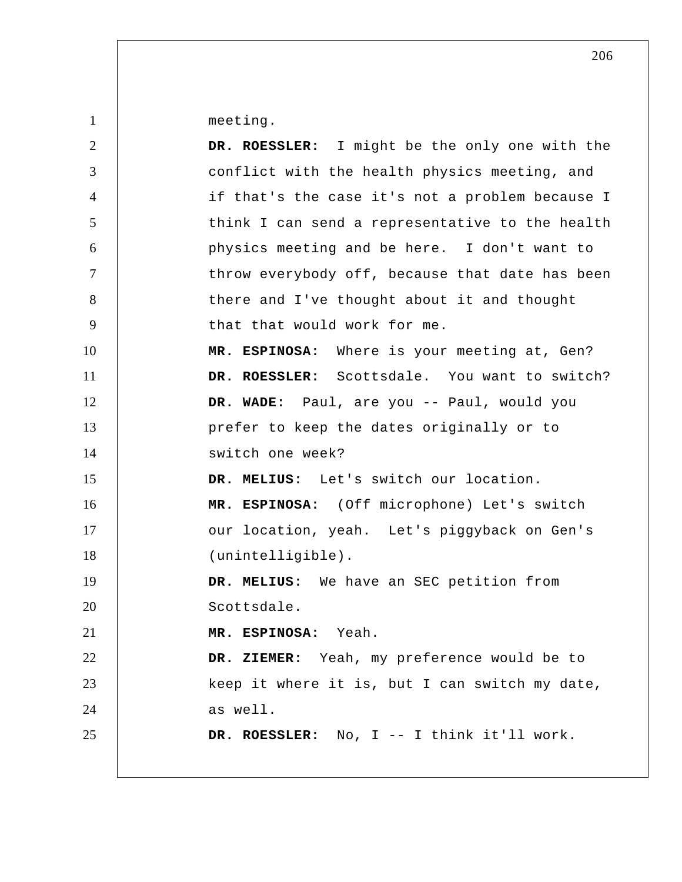meeting.

**DR. ROESSLER:** I might be the only one with the conflict with the health physics meeting, and if that's the case it's not a problem because I think I can send a representative to the health physics meeting and be here. I don't want to throw everybody off, because that date has been there and I've thought about it and thought that that would work for me.

**MR. ESPINOSA:** Where is your meeting at, Gen?

**DR. ROESSLER:** Scottsdale. You want to switch?

**DR. WADE:** Paul, are you -- Paul, would you prefer to keep the dates originally or to switch one week?

**DR. MELIUS:** Let's switch our location.

**MR. ESPINOSA:** (Off microphone) Let's switch our location, yeah. Let's piggyback on Gen's (unintelligible).

**DR. MELIUS:** We have an SEC petition from Scottsdale.

**MR. ESPINOSA:** Yeah.

**DR. ZIEMER:** Yeah, my preference would be to keep it where it is, but I can switch my date, as well.

**DR. ROESSLER:** No, I -- I think it'll work.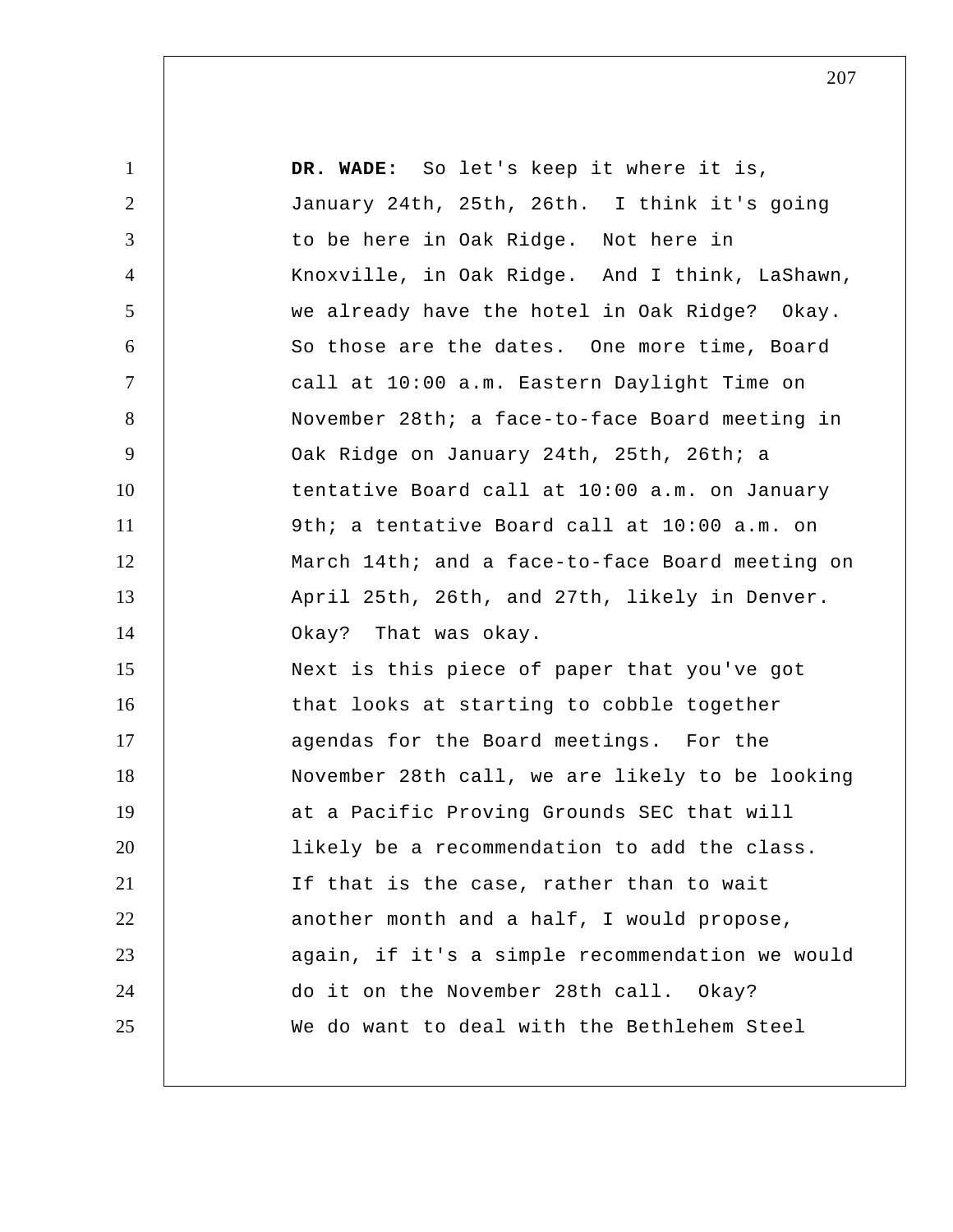**DR. WADE:** So let's keep it where it is, January 24th, 25th, 26th. I think it's going to be here in Oak Ridge. Not here in Knoxville, in Oak Ridge. And I think, LaShawn, we already have the hotel in Oak Ridge? Okay. So those are the dates. One more time, Board call at 10:00 a.m. Eastern Daylight Time on November 28th; a face-to-face Board meeting in Oak Ridge on January 24th, 25th, 26th; a tentative Board call at 10:00 a.m. on January 9th; a tentative Board call at 10:00 a.m. on March 14th; and a face-to-face Board meeting on April 25th, 26th, and 27th, likely in Denver. Okay? That was okay.

Next is this piece of paper that you've got that looks at starting to cobble together agendas for the Board meetings. For the November 28th call, we are likely to be looking at a Pacific Proving Grounds SEC that will likely be a recommendation to add the class. If that is the case, rather than to wait another month and a half, I would propose, again, if it's a simple recommendation we would do it on the November 28th call. Okay?

We do want to deal with the Bethlehem Steel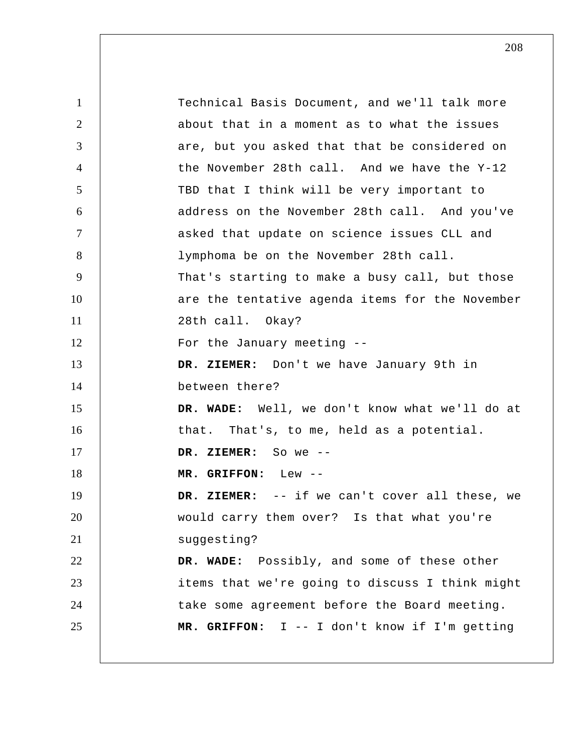Technical Basis Document, and we'll talk more about that in a moment as to what the issues are, but you asked that that be considered on the November 28th call. And we have the Y-12 TBD that I think will be very important to address on the November 28th call. And you've asked that update on science issues CLL and lymphoma be on the November 28th call. That's starting to make a busy call, but those are the tentative agenda items for the November 28th call. Okay?

For the January meeting --

**DR. ZIEMER:** Don't we have January 9th in between there?

**DR. WADE:** Well, we don't know what we'll do at that. That's, to me, held as a potential.

**DR. ZIEMER:** So we --

**MR. GRIFFON:** Lew --

**DR. ZIEMER:** -- if we can't cover all these, we would carry them over? Is that what you're suggesting?

**DR. WADE:** Possibly, and some of these other items that we're going to discuss I think might take some agreement before the Board meeting.

**MR. GRIFFON:** I -- I don't know if I'm getting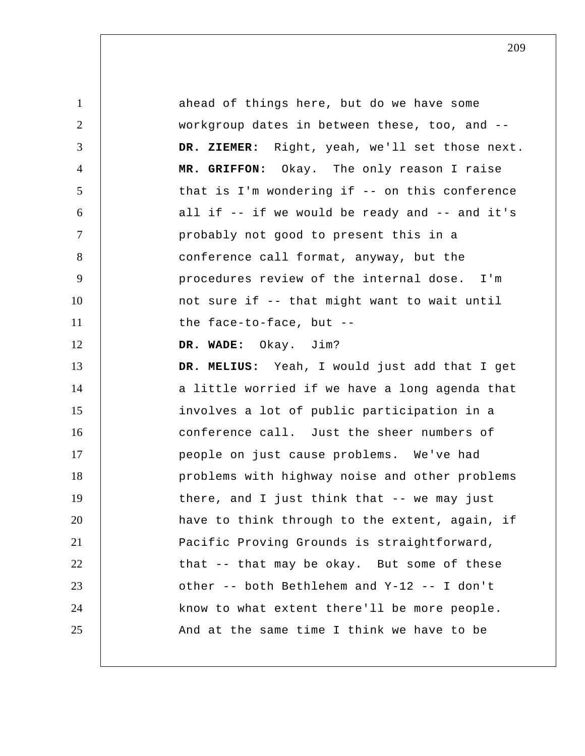ahead of things here, but do we have some workgroup dates in between these, too, and --

**DR. ZIEMER:** Right, yeah, we'll set those next.

**MR. GRIFFON:** Okay. The only reason I raise that is I'm wondering if -- on this conference all if -- if we would be ready and -- and it's probably not good to present this in a conference call format, anyway, but the procedures review of the internal dose. I'm not sure if -- that might want to wait until the face-to-face, but --

**DR. WADE:** Okay. Jim?

**DR. MELIUS:** Yeah, I would just add that I get a little worried if we have a long agenda that involves a lot of public participation in a conference call. Just the sheer numbers of people on just cause problems. We've had problems with highway noise and other problems there, and I just think that -- we may just have to think through to the extent, again, if Pacific Proving Grounds is straightforward, that -- that may be okay. But some of these other -- both Bethlehem and Y-12 -- I don't know to what extent there'll be more people. And at the same time I think we have to be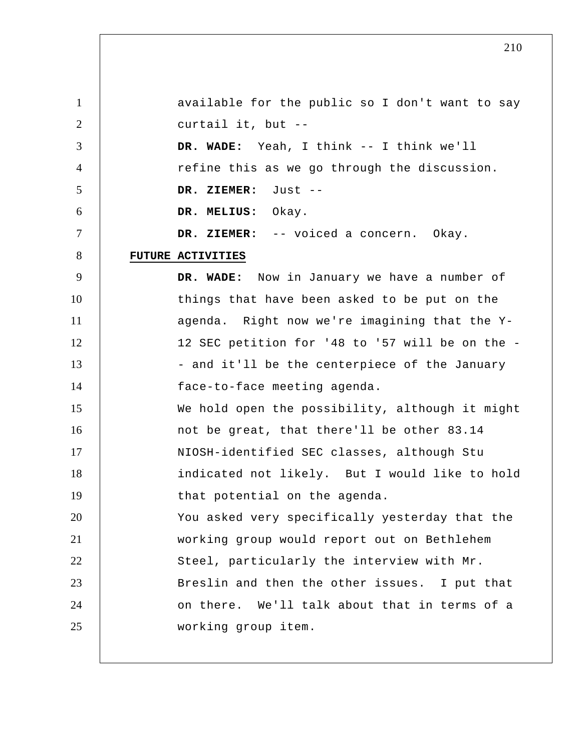available for the public so I don't want to say curtail it, but --

**DR. WADE:** Yeah, I think -- I think we'll refine this as we go through the discussion.

**DR. ZIEMER:** Just --

**DR. MELIUS:** Okay.

**DR. ZIEMER:** -- voiced a concern. Okay.

**FUTURE ACTIVITIES**

**DR. WADE:** Now in January we have a number of things that have been asked to be put on the agenda. Right now we're imagining that the Y-12 SEC petition for '48 to '57 will be on the -- and it'll be the centerpiece of the January face-to-face meeting agenda.

We hold open the possibility, although it might not be great, that there'll be other 83.14 NIOSH-identified SEC classes, although Stu indicated not likely. But I would like to hold that potential on the agenda.

You asked very specifically yesterday that the working group would report out on Bethlehem Steel, particularly the interview with Mr. Breslin and then the other issues. I put that on there. We'll talk about that in terms of a working group item.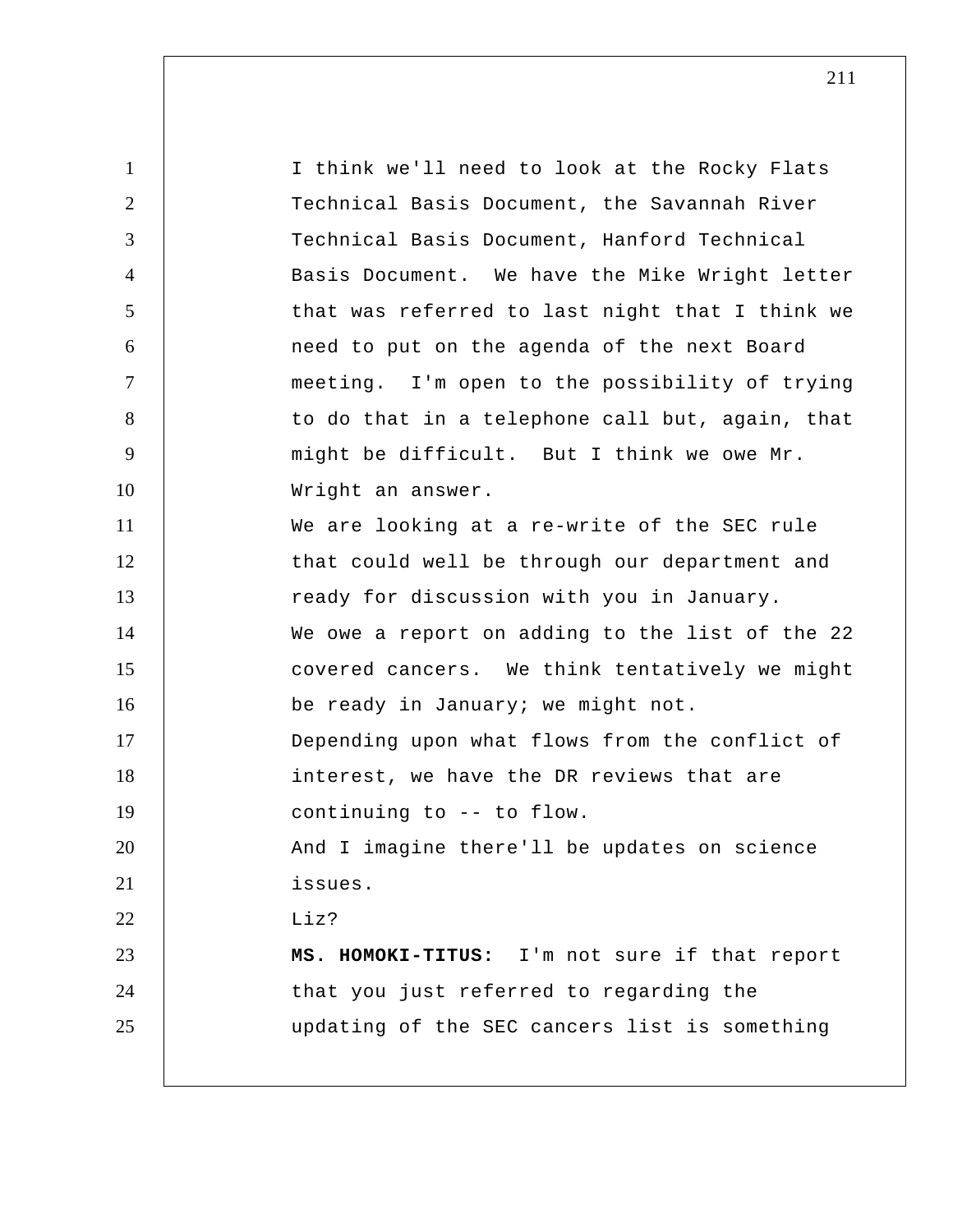I think we'll need to look at the Rocky Flats Technical Basis Document, the Savannah River Technical Basis Document, Hanford Technical Basis Document. We have the Mike Wright letter that was referred to last night that I think we need to put on the agenda of the next Board meeting. I'm open to the possibility of trying to do that in a telephone call but, again, that might be difficult. But I think we owe Mr. Wright an answer.

We are looking at a re-write of the SEC rule that could well be through our department and ready for discussion with you in January.

We owe a report on adding to the list of the 22 covered cancers. We think tentatively we might be ready in January; we might not.

Depending upon what flows from the conflict of interest, we have the DR reviews that are continuing to -- to flow.

And I imagine there'll be updates on science issues.

Liz?

**MS. HOMOKI-TITUS:** I'm not sure if that report that you just referred to regarding the updating of the SEC cancers list is something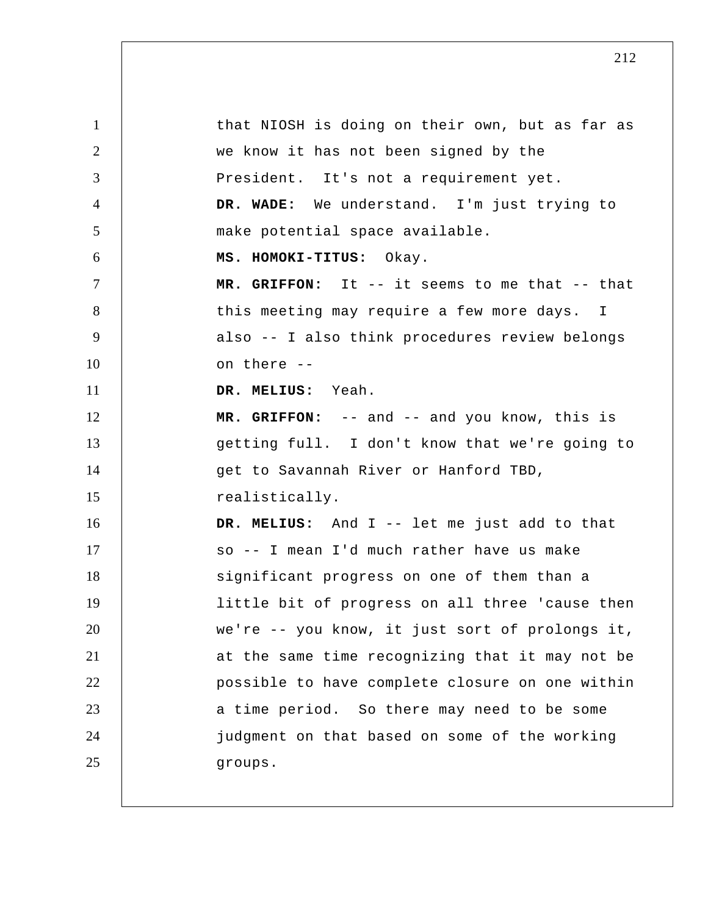that NIOSH is doing on their own, but as far as we know it has not been signed by the President. It's not a requirement yet.

**DR. WADE:** We understand. I'm just trying to make potential space available.

**MS. HOMOKI-TITUS:** Okay.

**MR. GRIFFON:** It -- it seems to me that -- that this meeting may require a few more days. I also -- I also think procedures review belongs on there --

**DR. MELIUS:** Yeah.

**MR. GRIFFON:** -- and -- and you know, this is getting full. I don't know that we're going to get to Savannah River or Hanford TBD, realistically.

**DR. MELIUS:** And I -- let me just add to that so -- I mean I'd much rather have us make significant progress on one of them than a little bit of progress on all three 'cause then we're -- you know, it just sort of prolongs it, at the same time recognizing that it may not be possible to have complete closure on one within a time period. So there may need to be some judgment on that based on some of the working groups.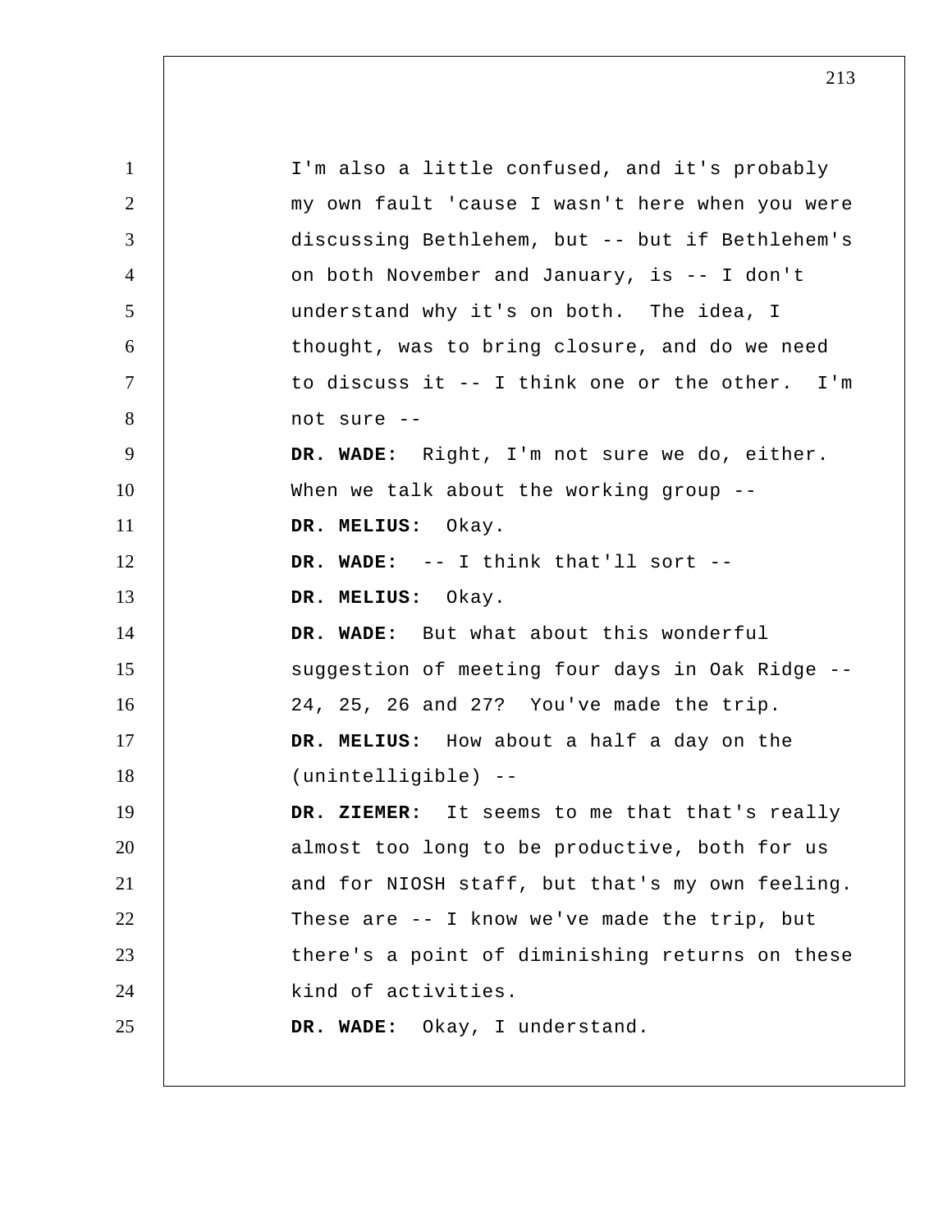I'm also a little confused, and it's probably my own fault 'cause I wasn't here when you were discussing Bethlehem, but -- but if Bethlehem's on both November and January, is -- I don't understand why it's on both. The idea, I thought, was to bring closure, and do we need to discuss it -- I think one or the other. I'm not sure --

**DR. WADE:** Right, I'm not sure we do, either. When we talk about the working group --

**DR. MELIUS:** Okay.

**DR. WADE:** -- I think that'll sort --

**DR. MELIUS:** Okay.

**DR. WADE:** But what about this wonderful suggestion of meeting four days in Oak Ridge -- 24, 25, 26 and 27? You've made the trip.

**DR. MELIUS:** How about a half a day on the (unintelligible) --

**DR. ZIEMER:** It seems to me that that's really almost too long to be productive, both for us and for NIOSH staff, but that's my own feeling. These are -- I know we've made the trip, but there's a point of diminishing returns on these kind of activities.

**DR. WADE:** Okay, I understand.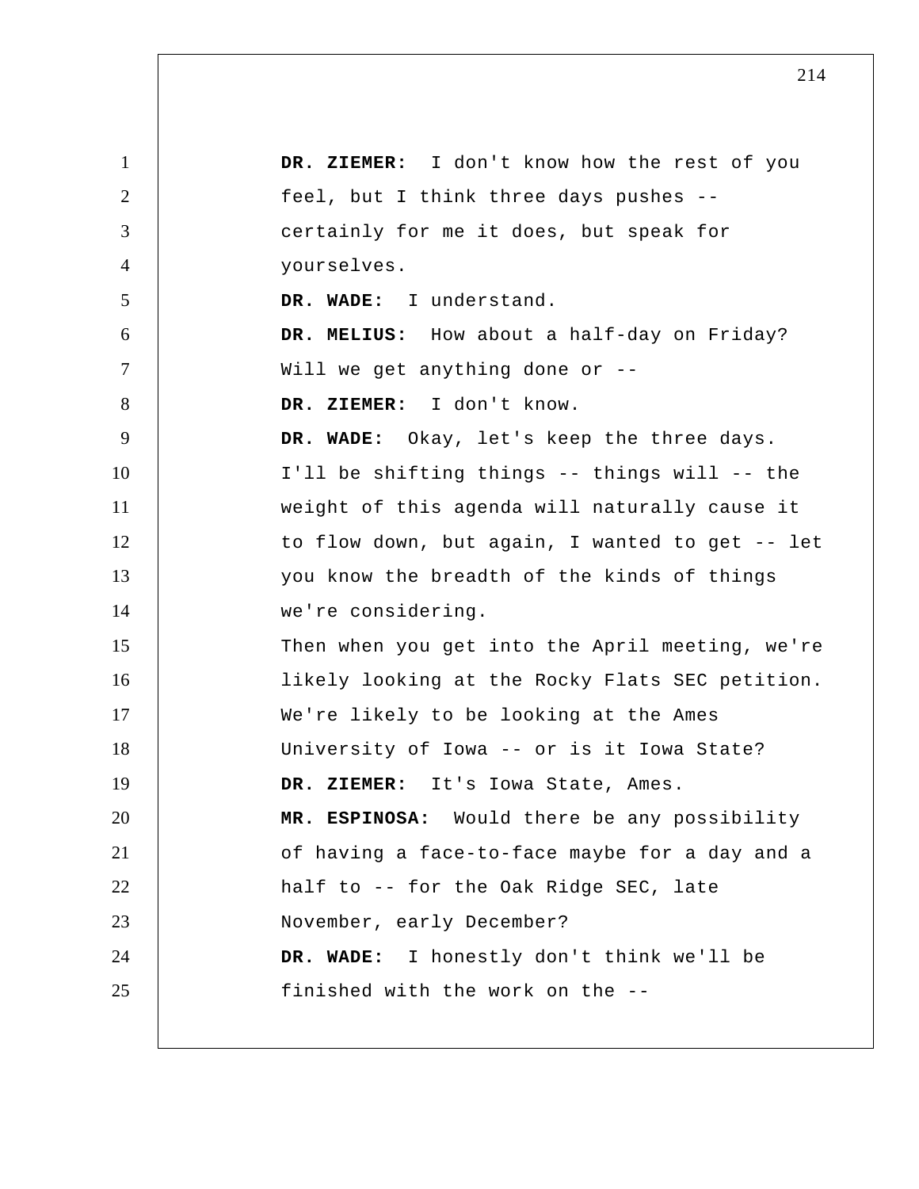**DR. ZIEMER:** I don't know how the rest of you feel, but I think three days pushes -- certainly for me it does, but speak for yourselves.

**DR. WADE:** I understand.

**DR. MELIUS:** How about a half-day on Friday? Will we get anything done or --

**DR. ZIEMER:** I don't know.

**DR. WADE:** Okay, let's keep the three days. I'll be shifting things -- things will -- the weight of this agenda will naturally cause it to flow down, but again, I wanted to get -- let you know the breadth of the kinds of things we're considering.

Then when you get into the April meeting, we're likely looking at the Rocky Flats SEC petition. We're likely to be looking at the Ames University of Iowa -- or is it Iowa State?

**DR. ZIEMER:** It's Iowa State, Ames.

**MR. ESPINOSA:** Would there be any possibility of having a face-to-face maybe for a day and a half to -- for the Oak Ridge SEC, late November, early December?

**DR. WADE:** I honestly don't think we'll be finished with the work on the --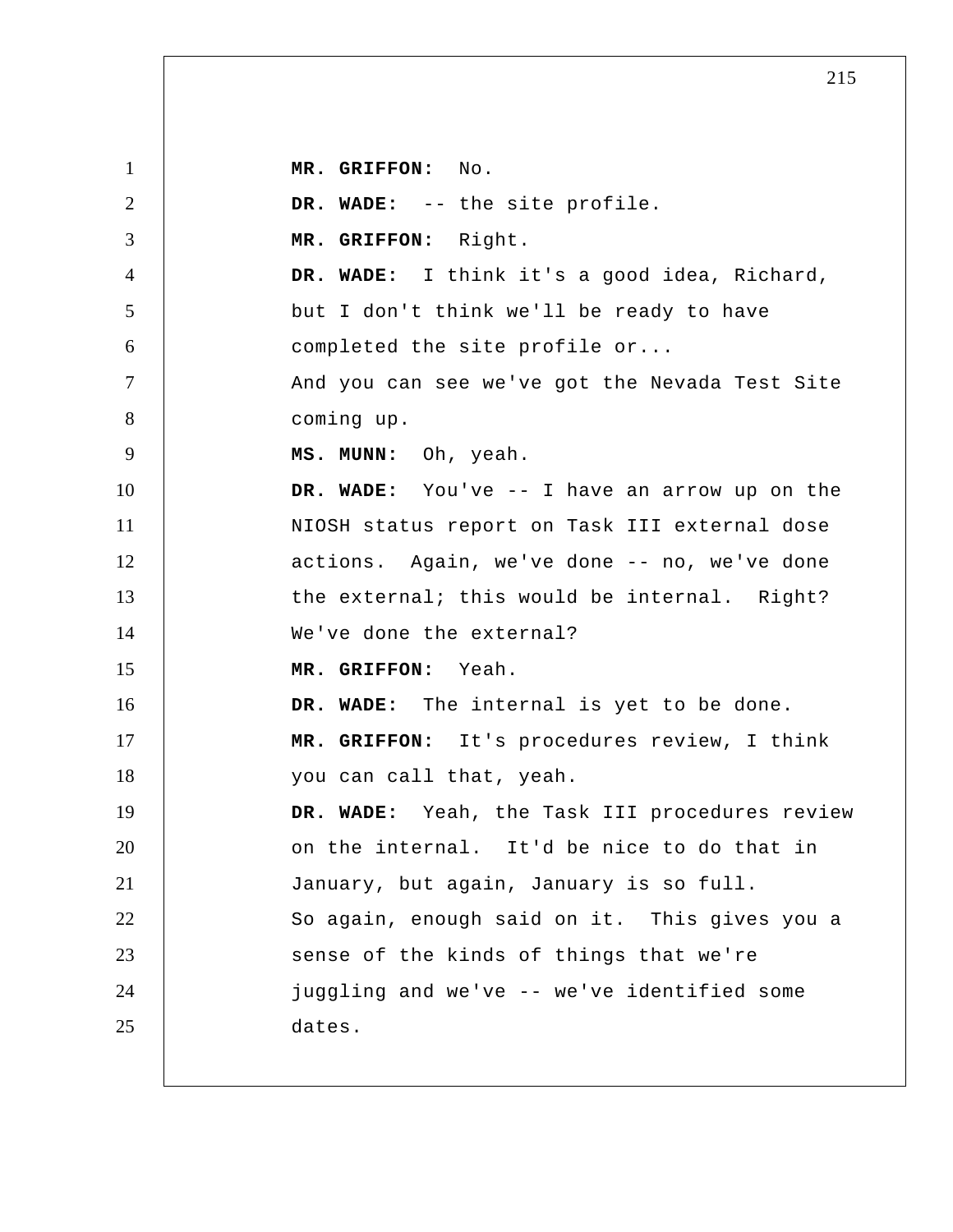**MR. GRIFFON:** No.

**DR. WADE:** -- the site profile.

**MR. GRIFFON:** Right.

**DR. WADE:** I think it's a good idea, Richard, but I don't think we'll be ready to have completed the site profile or...

And you can see we've got the Nevada Test Site coming up.

**MS. MUNN:** Oh, yeah.

**DR. WADE:** You've -- I have an arrow up on the NIOSH status report on Task III external dose actions. Again, we've done -- no, we've done the external; this would be internal. Right? We've done the external?

**MR. GRIFFON:** Yeah.

**DR. WADE:** The internal is yet to be done.

**MR. GRIFFON:** It's procedures review, I think you can call that, yeah.

**DR. WADE:** Yeah, the Task III procedures review on the internal. It'd be nice to do that in January, but again, January is so full.

So again, enough said on it. This gives you a sense of the kinds of things that we're juggling and we've -- we've identified some dates.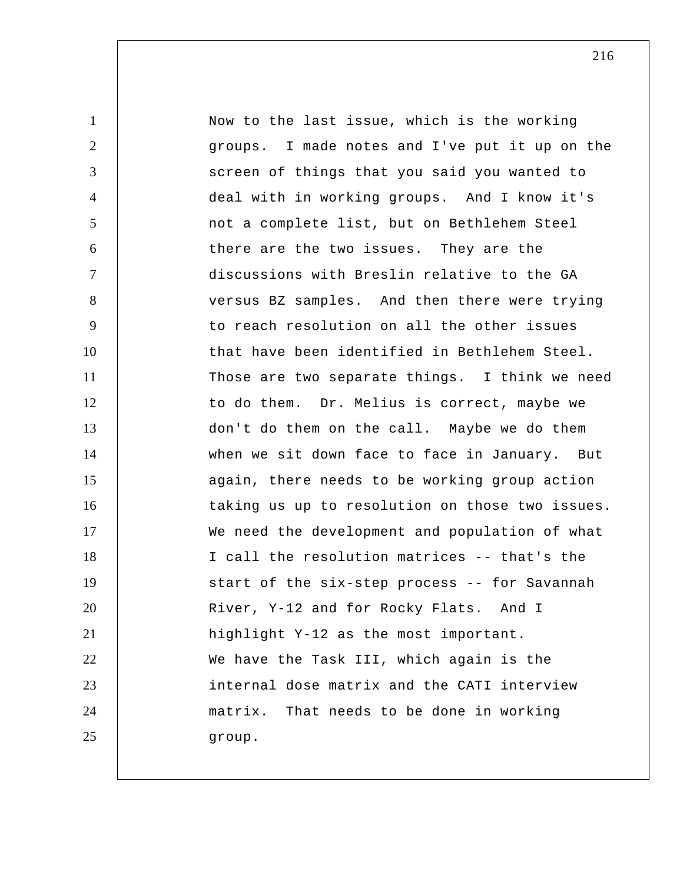Now to the last issue, which is the working groups. I made notes and I've put it up on the screen of things that you said you wanted to deal with in working groups. And I know it's not a complete list, but on Bethlehem Steel there are the two issues. They are the discussions with Breslin relative to the GA versus BZ samples. And then there were trying to reach resolution on all the other issues that have been identified in Bethlehem Steel. Those are two separate things. I think we need to do them. Dr. Melius is correct, maybe we don't do them on the call. Maybe we do them when we sit down face to face in January. But again, there needs to be working group action taking us up to resolution on those two issues. We need the development and population of what I call the resolution matrices -- that's the start of the six-step process -- for Savannah River, Y-12 and for Rocky Flats. And I highlight Y-12 as the most important.

We have the Task III, which again is the internal dose matrix and the CATI interview matrix. That needs to be done in working group.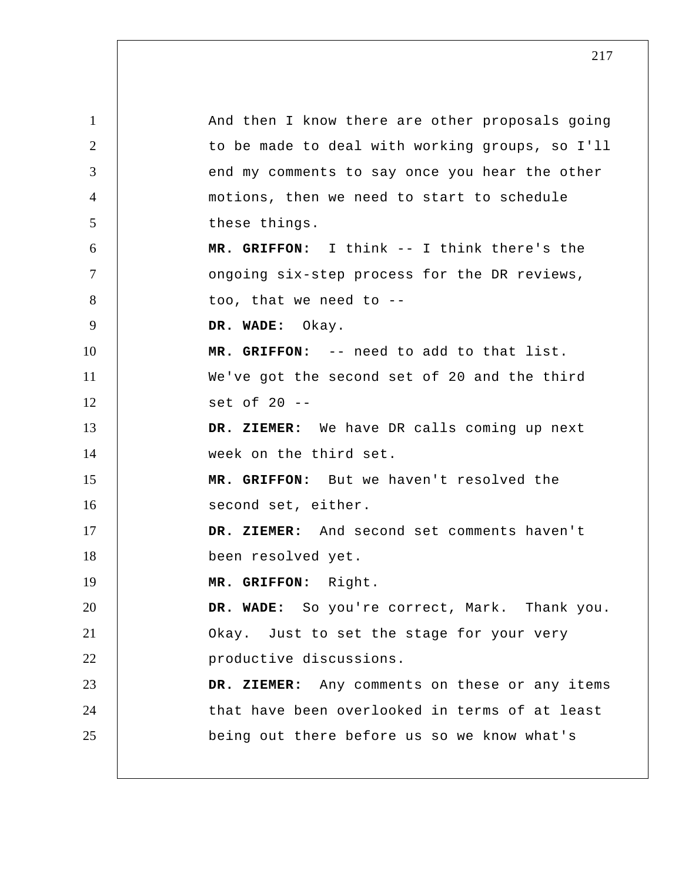And then I know there are other proposals going to be made to deal with working groups, so I'll end my comments to say once you hear the other motions, then we need to start to schedule these things.

**MR. GRIFFON:** I think -- I think there's the ongoing six-step process for the DR reviews, too, that we need to --

**DR. WADE:** Okay.

**MR. GRIFFON:** -- need to add to that list. We've got the second set of 20 and the third set of 20 --

**DR. ZIEMER:** We have DR calls coming up next week on the third set.

**MR. GRIFFON:** But we haven't resolved the second set, either.

**DR. ZIEMER:** And second set comments haven't been resolved yet.

**MR. GRIFFON:** Right.

**DR. WADE:** So you're correct, Mark. Thank you. Okay. Just to set the stage for your very productive discussions.

**DR. ZIEMER:** Any comments on these or any items that have been overlooked in terms of at least being out there before us so we know what's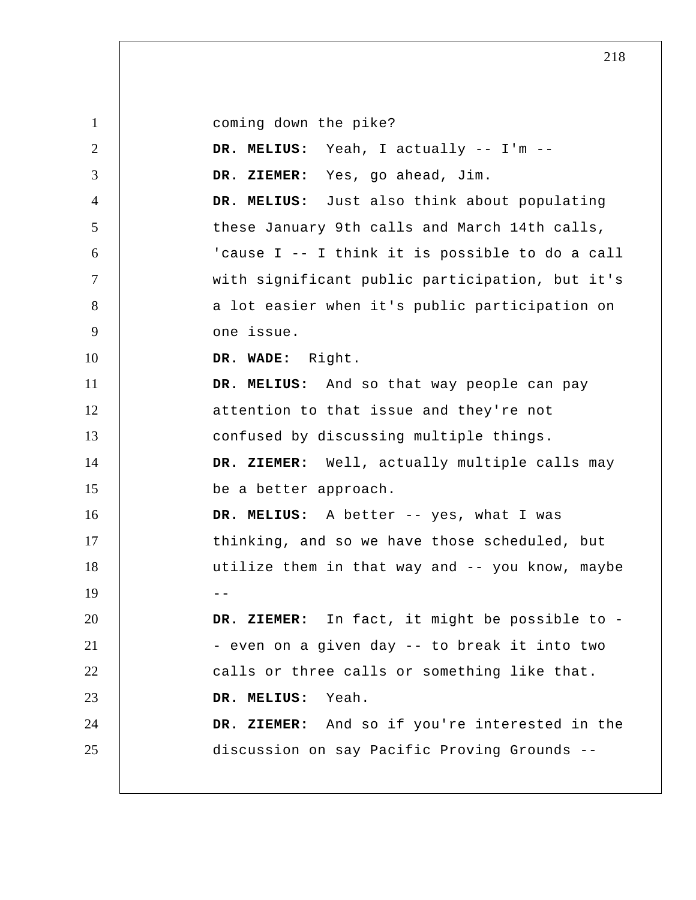coming down the pike?

**DR. MELIUS:** Yeah, I actually -- I'm --

**DR. ZIEMER:** Yes, go ahead, Jim.

**DR. MELIUS:** Just also think about populating these January 9th calls and March 14th calls, 'cause I -- I think it is possible to do a call with significant public participation, but it's a lot easier when it's public participation on one issue.

**DR. WADE:** Right.

**DR. MELIUS:** And so that way people can pay attention to that issue and they're not confused by discussing multiple things.

**DR. ZIEMER:** Well, actually multiple calls may be a better approach.

**DR. MELIUS:** A better -- yes, what I was thinking, and so we have those scheduled, but utilize them in that way and -- you know, maybe --

**DR. ZIEMER:** In fact, it might be possible to -- even on a given day -- to break it into two calls or three calls or something like that.

**DR. MELIUS:** Yeah.

**DR. ZIEMER:** And so if you're interested in the discussion on say Pacific Proving Grounds --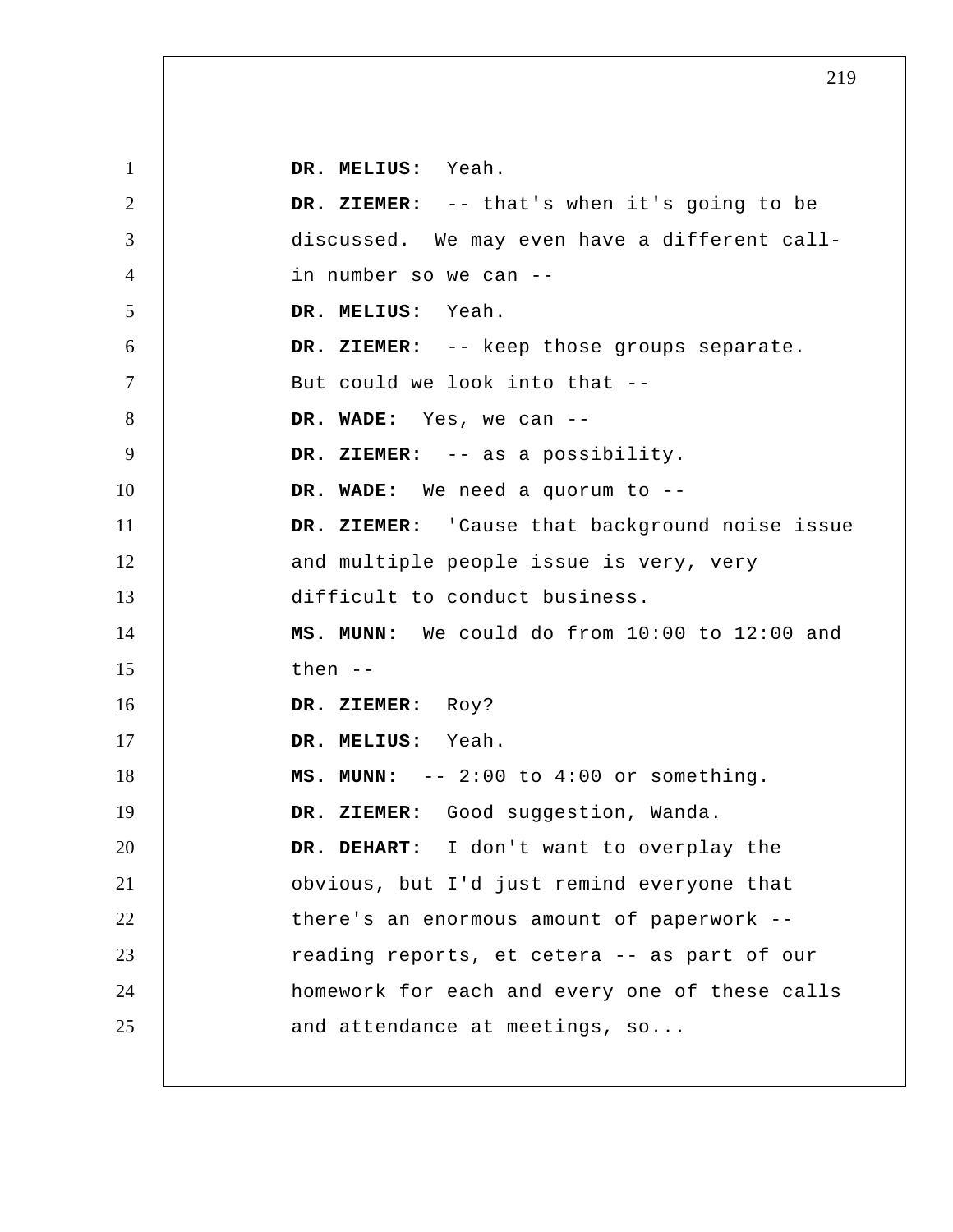**DR. MELIUS:** Yeah.

**DR. ZIEMER:** -- that's when it's going to be discussed. We may even have a different call-in number so we can --

**DR. MELIUS:** Yeah.

**DR. ZIEMER:** -- keep those groups separate. But could we look into that --

**DR. WADE:** Yes, we can --

**DR. ZIEMER:** -- as a possibility.

**DR. WADE:** We need a quorum to --

**DR. ZIEMER:** 'Cause that background noise issue and multiple people issue is very, very difficult to conduct business.

**MS. MUNN:** We could do from 10:00 to 12:00 and then --

**DR. ZIEMER:** Roy?

**DR. MELIUS:** Yeah.

**MS. MUNN:** -- 2:00 to 4:00 or something.

**DR. ZIEMER:** Good suggestion, Wanda.

**DR. DEHART:** I don't want to overplay the obvious, but I'd just remind everyone that there's an enormous amount of paperwork -- reading reports, et cetera -- as part of our homework for each and every one of these calls and attendance at meetings, so...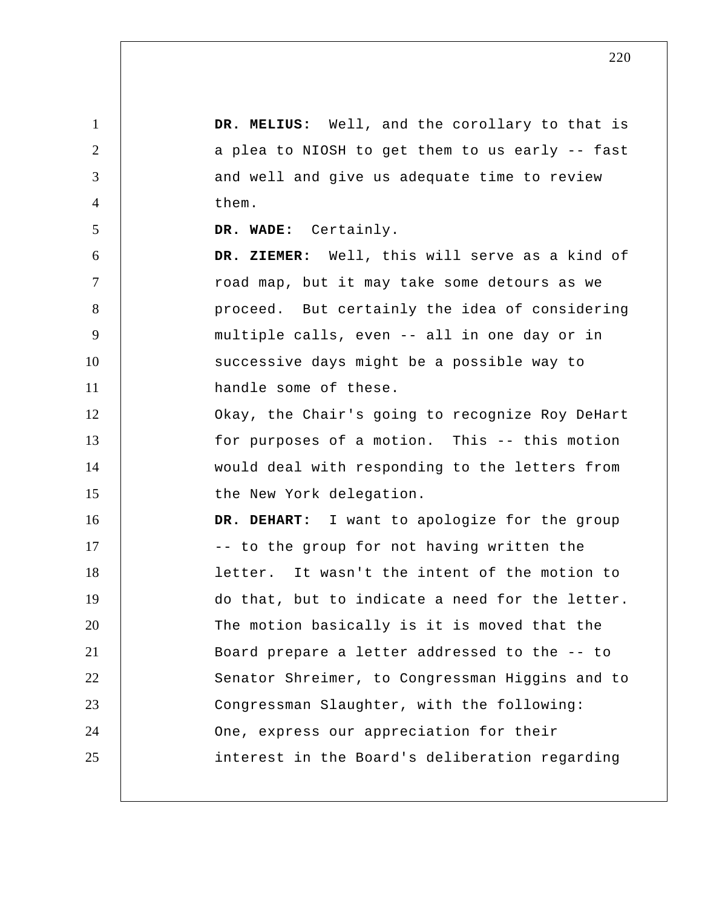**DR. MELIUS:** Well, and the corollary to that is a plea to NIOSH to get them to us early -- fast and well and give us adequate time to review them.

**DR. WADE:** Certainly.

**DR. ZIEMER:** Well, this will serve as a kind of road map, but it may take some detours as we proceed. But certainly the idea of considering multiple calls, even -- all in one day or in successive days might be a possible way to handle some of these.

Okay, the Chair's going to recognize Roy DeHart for purposes of a motion. This -- this motion would deal with responding to the letters from the New York delegation.

**DR. DEHART:** I want to apologize for the group -- to the group for not having written the letter. It wasn't the intent of the motion to do that, but to indicate a need for the letter. The motion basically is it is moved that the Board prepare a letter addressed to the -- to Senator Shreimer, to Congressman Higgins and to Congressman Slaughter, with the following: One, express our appreciation for their interest in the Board's deliberation regarding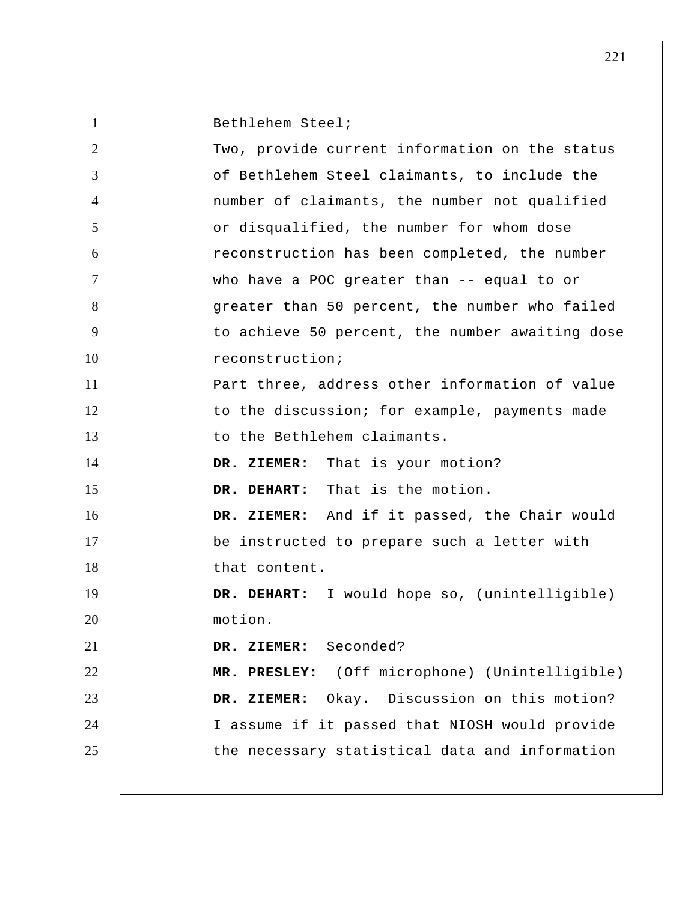Bethlehem Steel;

Two, provide current information on the status of Bethlehem Steel claimants, to include the number of claimants, the number not qualified or disqualified, the number for whom dose reconstruction has been completed, the number who have a POC greater than -- equal to or greater than 50 percent, the number who failed to achieve 50 percent, the number awaiting dose reconstruction;

Part three, address other information of value to the discussion; for example, payments made to the Bethlehem claimants.

**DR. ZIEMER:** That is your motion?

**DR. DEHART:** That is the motion.

**DR. ZIEMER:** And if it passed, the Chair would be instructed to prepare such a letter with that content.

**DR. DEHART:** I would hope so, (unintelligible) motion.

**DR. ZIEMER:** Seconded?

**MR. PRESLEY:** (Off microphone) (Unintelligible)

**DR. ZIEMER:** Okay. Discussion on this motion? I assume if it passed that NIOSH would provide the necessary statistical data and information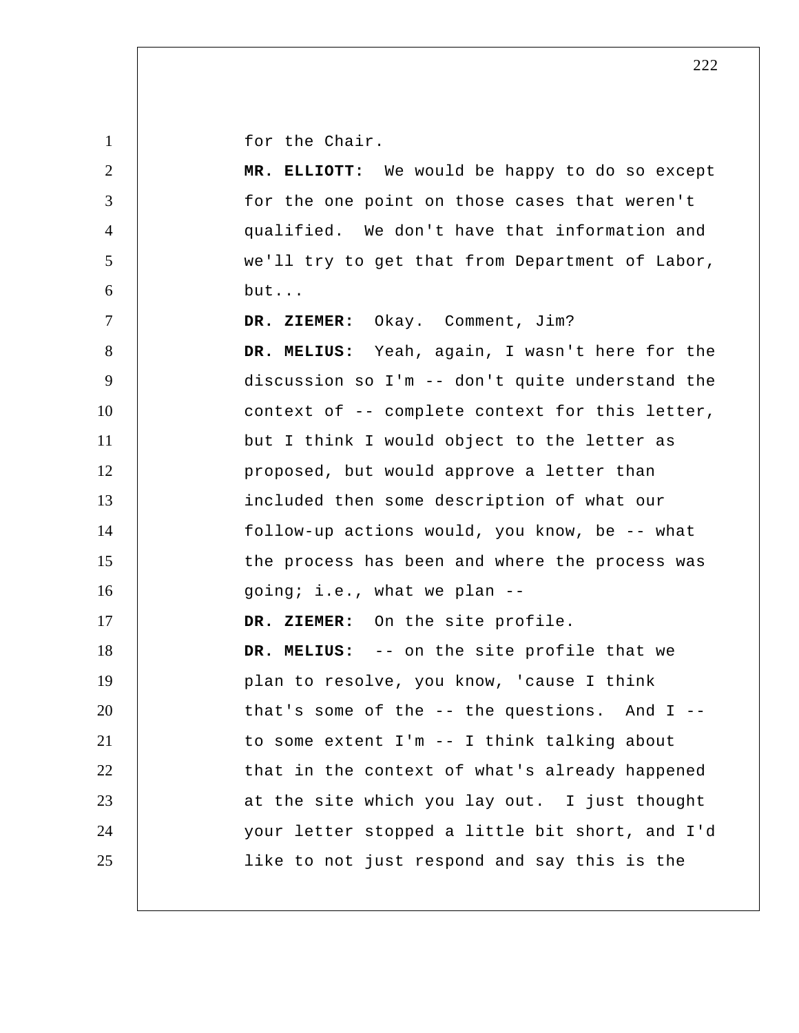for the Chair.

**MR. ELLIOTT:** We would be happy to do so except for the one point on those cases that weren't qualified. We don't have that information and we'll try to get that from Department of Labor, but...

**DR. ZIEMER:** Okay. Comment, Jim?

**DR. MELIUS:** Yeah, again, I wasn't here for the discussion so I'm -- don't quite understand the context of -- complete context for this letter, but I think I would object to the letter as proposed, but would approve a letter than included then some description of what our follow-up actions would, you know, be -- what the process has been and where the process was going; i.e., what we plan --

**DR. ZIEMER:** On the site profile.

**DR. MELIUS:** -- on the site profile that we plan to resolve, you know, 'cause I think that's some of the -- the questions. And I -- to some extent I'm -- I think talking about that in the context of what's already happened at the site which you lay out. I just thought your letter stopped a little bit short, and I'd like to not just respond and say this is the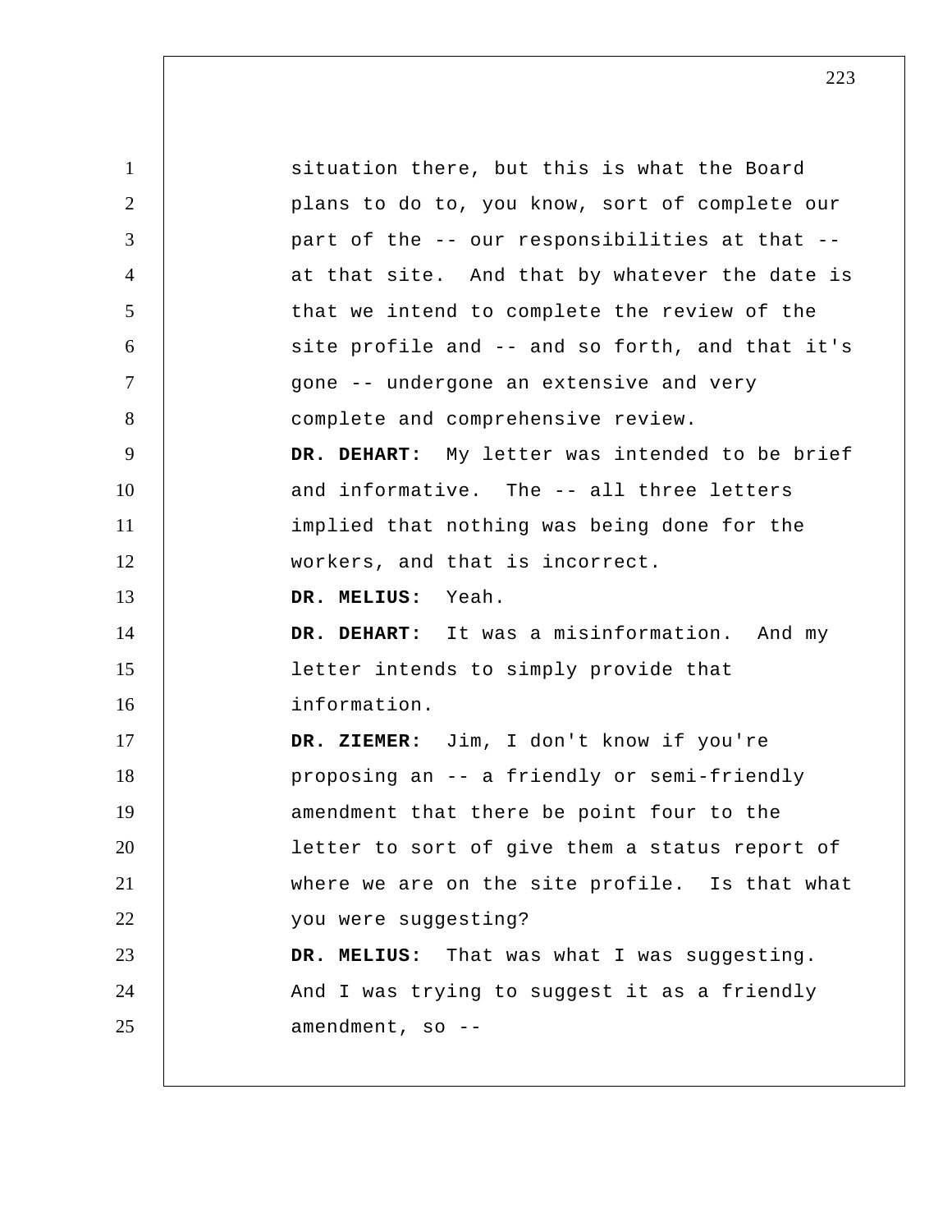situation there, but this is what the Board plans to do to, you know, sort of complete our part of the -- our responsibilities at that -- at that site. And that by whatever the date is that we intend to complete the review of the site profile and -- and so forth, and that it's gone -- undergone an extensive and very complete and comprehensive review.

**DR. DEHART:** My letter was intended to be brief and informative. The -- all three letters implied that nothing was being done for the workers, and that is incorrect.

**DR. MELIUS:** Yeah.

**DR. DEHART:** It was a misinformation. And my letter intends to simply provide that information.

**DR. ZIEMER:** Jim, I don't know if you're proposing an -- a friendly or semi-friendly amendment that there be point four to the letter to sort of give them a status report of where we are on the site profile. Is that what you were suggesting?

**DR. MELIUS:** That was what I was suggesting. And I was trying to suggest it as a friendly amendment, so --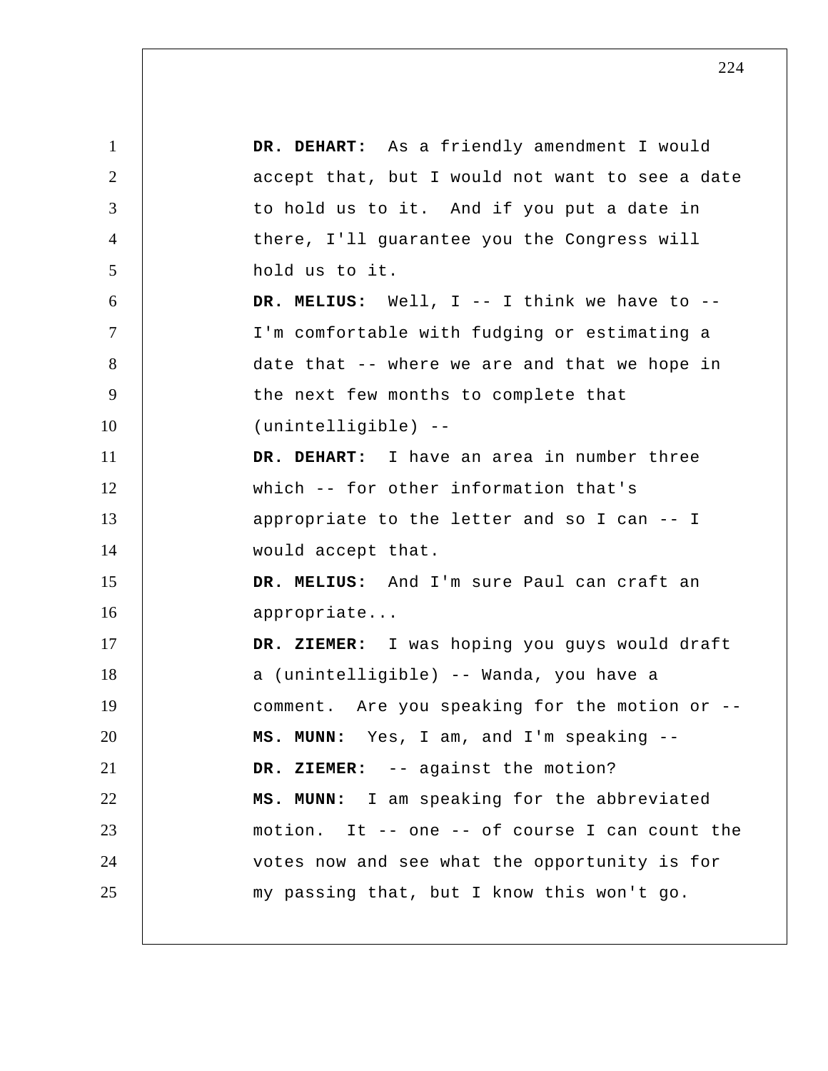**DR. DEHART:** As a friendly amendment I would accept that, but I would not want to see a date to hold us to it. And if you put a date in there, I'll guarantee you the Congress will hold us to it.

**DR. MELIUS:** Well, I -- I think we have to -- I'm comfortable with fudging or estimating a date that -- where we are and that we hope in the next few months to complete that (unintelligible) --

**DR. DEHART:** I have an area in number three which -- for other information that's appropriate to the letter and so I can -- I would accept that.

**DR. MELIUS:** And I'm sure Paul can craft an appropriate...

**DR. ZIEMER:** I was hoping you guys would draft a (unintelligible) -- Wanda, you have a comment. Are you speaking for the motion or --

**MS. MUNN:** Yes, I am, and I'm speaking --

**DR. ZIEMER:** -- against the motion?

**MS. MUNN:** I am speaking for the abbreviated motion. It -- one -- of course I can count the votes now and see what the opportunity is for my passing that, but I know this won't go.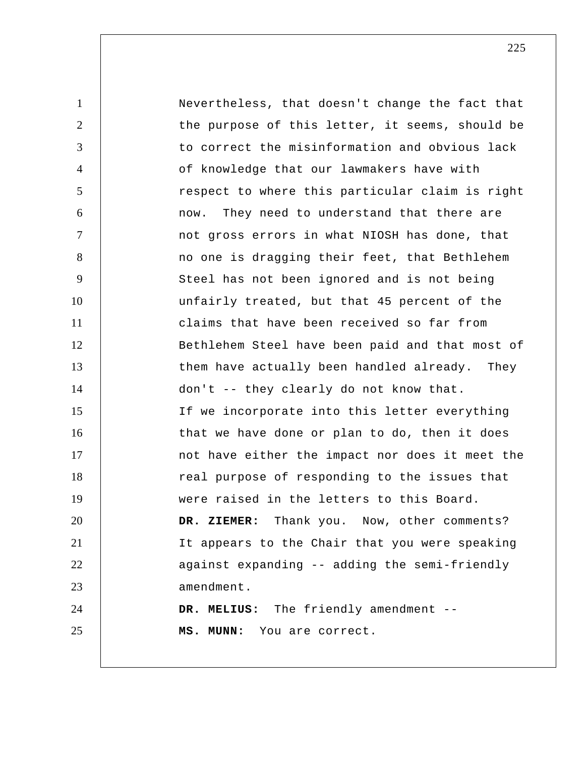Nevertheless, that doesn't change the fact that the purpose of this letter, it seems, should be to correct the misinformation and obvious lack of knowledge that our lawmakers have with respect to where this particular claim is right now. They need to understand that there are not gross errors in what NIOSH has done, that no one is dragging their feet, that Bethlehem Steel has not been ignored and is not being unfairly treated, but that 45 percent of the claims that have been received so far from Bethlehem Steel have been paid and that most of them have actually been handled already. They don't -- they clearly do not know that.

If we incorporate into this letter everything that we have done or plan to do, then it does not have either the impact nor does it meet the real purpose of responding to the issues that were raised in the letters to this Board.

**DR. ZIEMER:** Thank you. Now, other comments? It appears to the Chair that you were speaking against expanding -- adding the semi-friendly amendment.

**DR. MELIUS:** The friendly amendment --

**MS. MUNN:** You are correct.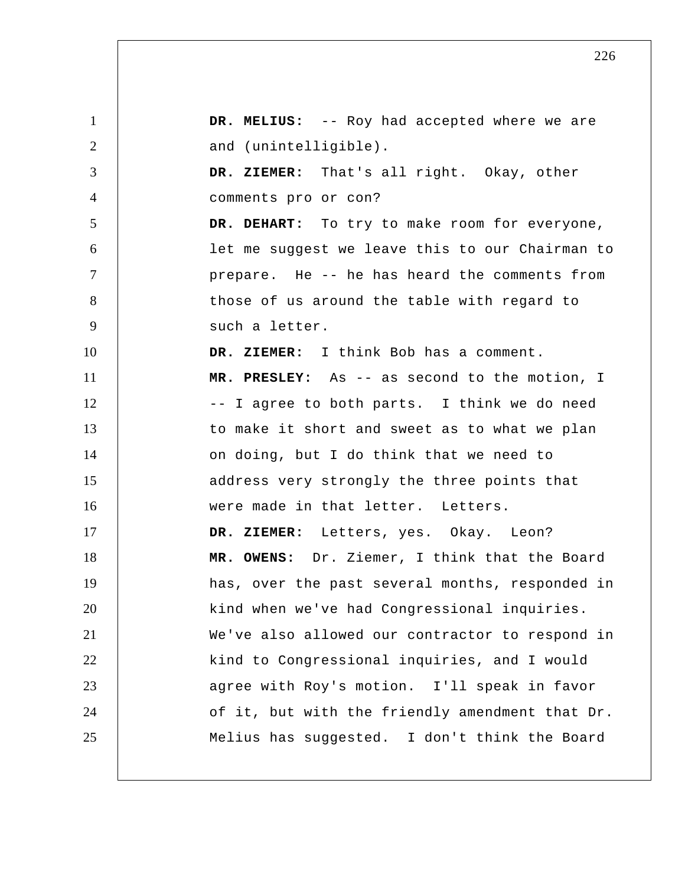**DR. MELIUS:** -- Roy had accepted where we are and (unintelligible).

**DR. ZIEMER:** That's all right. Okay, other comments pro or con?

**DR. DEHART:** To try to make room for everyone, let me suggest we leave this to our Chairman to prepare. He -- he has heard the comments from those of us around the table with regard to such a letter.

**DR. ZIEMER:** I think Bob has a comment.

**MR. PRESLEY:** As -- as second to the motion, I -- I agree to both parts. I think we do need to make it short and sweet as to what we plan on doing, but I do think that we need to address very strongly the three points that were made in that letter. Letters.

**DR. ZIEMER:** Letters, yes. Okay. Leon?

**MR. OWENS:** Dr. Ziemer, I think that the Board has, over the past several months, responded in kind when we've had Congressional inquiries. We've also allowed our contractor to respond in kind to Congressional inquiries, and I would agree with Roy's motion. I'll speak in favor of it, but with the friendly amendment that Dr. Melius has suggested. I don't think the Board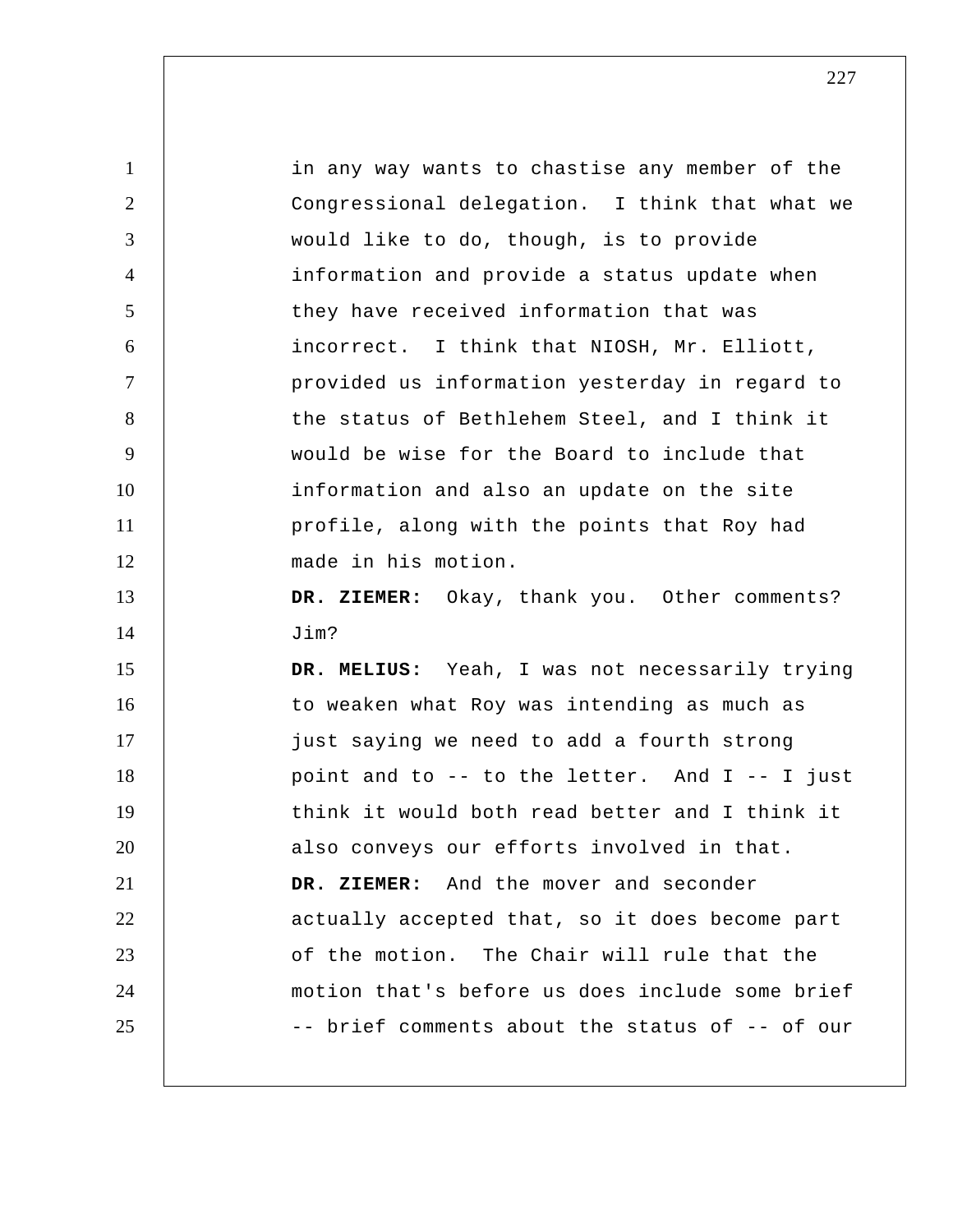in any way wants to chastise any member of the Congressional delegation. I think that what we would like to do, though, is to provide information and provide a status update when they have received information that was incorrect. I think that NIOSH, Mr. Elliott, provided us information yesterday in regard to the status of Bethlehem Steel, and I think it would be wise for the Board to include that information and also an update on the site profile, along with the points that Roy had made in his motion.

**DR. ZIEMER:** Okay, thank you. Other comments? Jim?

**DR. MELIUS:** Yeah, I was not necessarily trying to weaken what Roy was intending as much as just saying we need to add a fourth strong point and to -- to the letter. And I -- I just think it would both read better and I think it also conveys our efforts involved in that.

**DR. ZIEMER:** And the mover and seconder actually accepted that, so it does become part of the motion. The Chair will rule that the motion that's before us does include some brief -- brief comments about the status of -- of our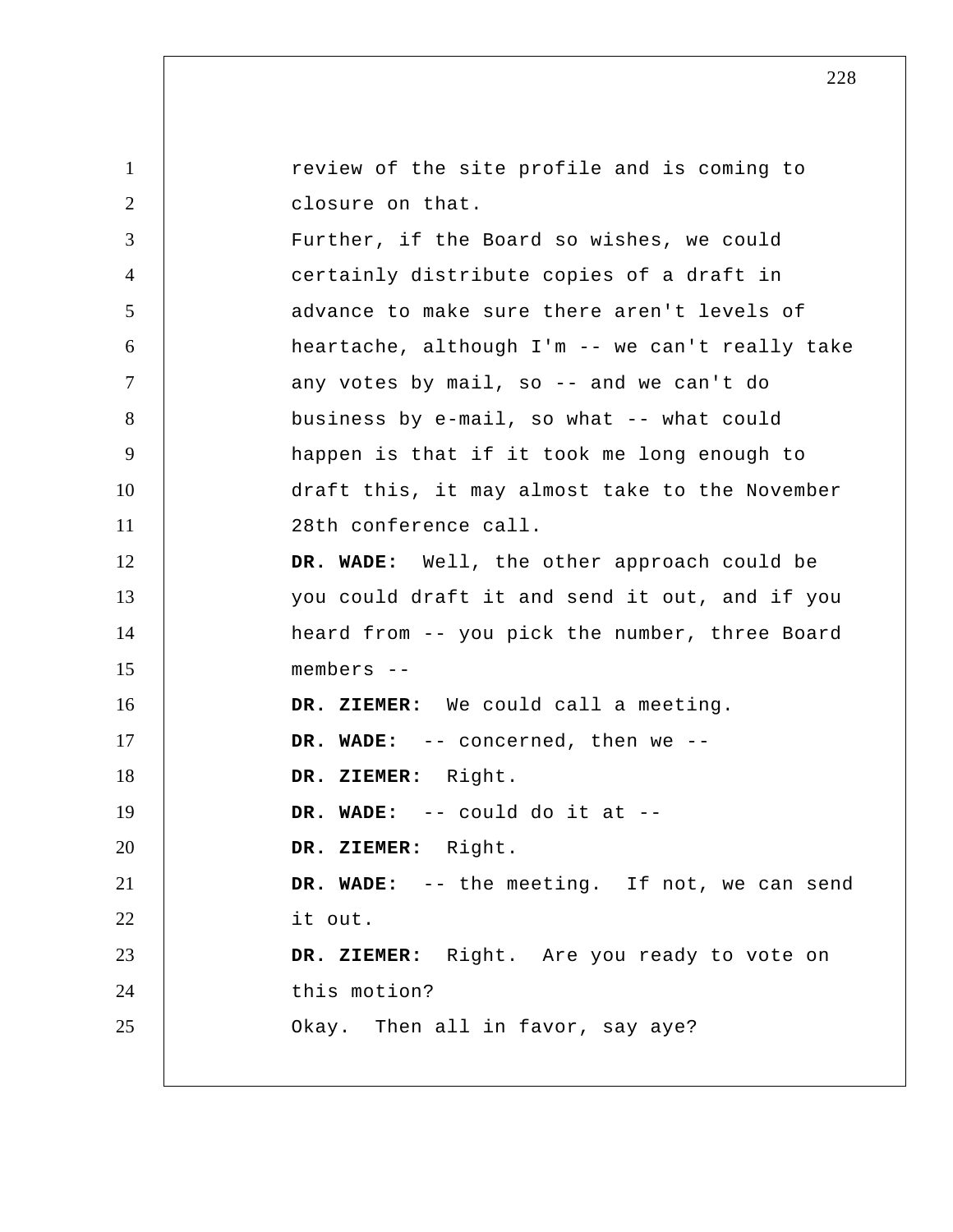review of the site profile and is coming to closure on that.

Further, if the Board so wishes, we could certainly distribute copies of a draft in advance to make sure there aren't levels of heartache, although I'm -- we can't really take any votes by mail, so -- and we can't do business by e-mail, so what -- what could happen is that if it took me long enough to draft this, it may almost take to the November 28th conference call.

**DR. WADE:** Well, the other approach could be you could draft it and send it out, and if you heard from -- you pick the number, three Board members --

**DR. ZIEMER:** We could call a meeting.

**DR. WADE:** -- concerned, then we --

**DR. ZIEMER:** Right.

**DR. WADE:** -- could do it at --

**DR. ZIEMER:** Right.

**DR. WADE:** -- the meeting. If not, we can send it out.

**DR. ZIEMER:** Right. Are you ready to vote on this motion?

Okay. Then all in favor, say aye?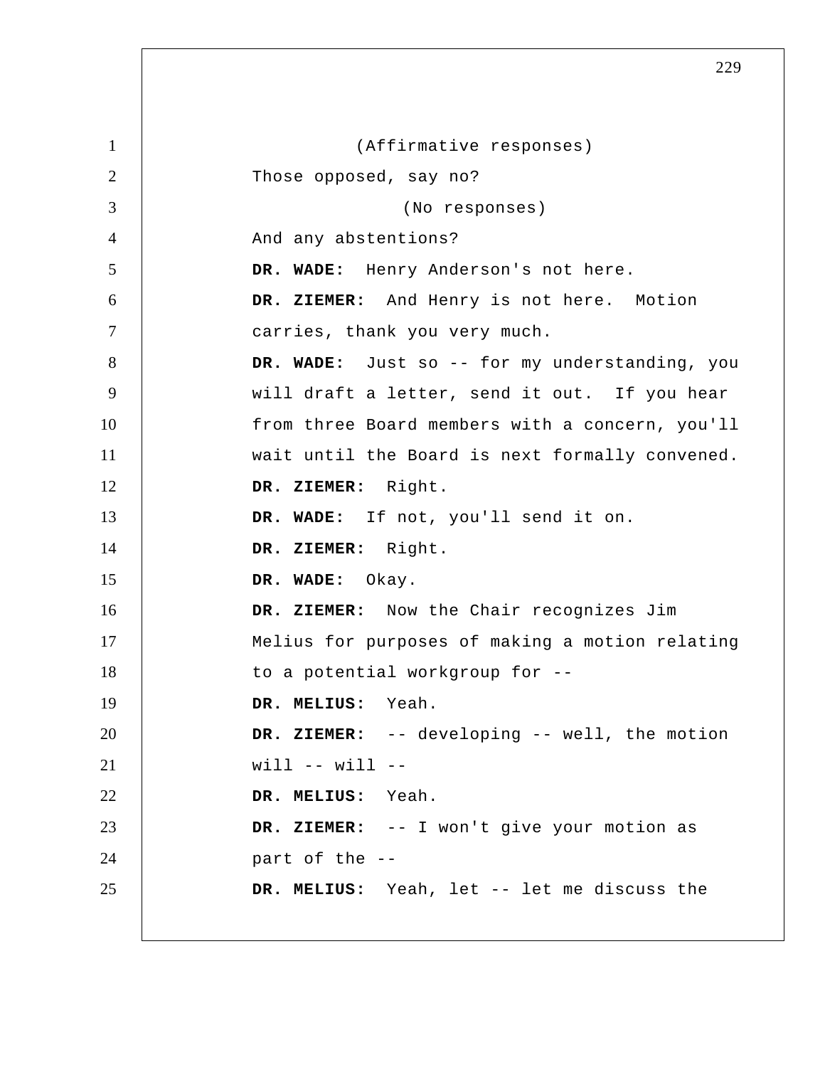(Affirmative responses)

Those opposed, say no?

(No responses)

And any abstentions?

**DR. WADE:** Henry Anderson's not here.

**DR. ZIEMER:** And Henry is not here. Motion carries, thank you very much.

**DR. WADE:** Just so -- for my understanding, you will draft a letter, send it out. If you hear from three Board members with a concern, you'll wait until the Board is next formally convened.

**DR. ZIEMER:** Right.

**DR. WADE:** If not, you'll send it on.

**DR. ZIEMER:** Right.

**DR. WADE:** Okay.

**DR. ZIEMER:** Now the Chair recognizes Jim Melius for purposes of making a motion relating to a potential workgroup for --

**DR. MELIUS:** Yeah.

**DR. ZIEMER:** -- developing -- well, the motion will -- will --

**DR. MELIUS:** Yeah.

**DR. ZIEMER:** -- I won't give your motion as part of the --

**DR. MELIUS:** Yeah, let -- let me discuss the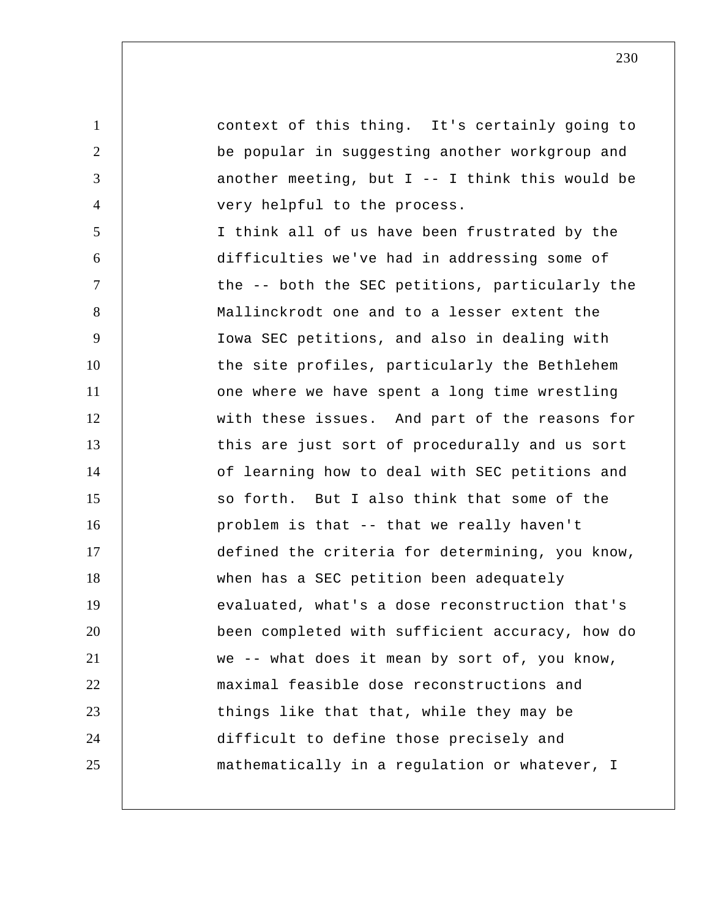context of this thing. It's certainly going to be popular in suggesting another workgroup and another meeting, but I -- I think this would be very helpful to the process.

I think all of us have been frustrated by the difficulties we've had in addressing some of the -- both the SEC petitions, particularly the Mallinckrodt one and to a lesser extent the Iowa SEC petitions, and also in dealing with the site profiles, particularly the Bethlehem one where we have spent a long time wrestling with these issues. And part of the reasons for this are just sort of procedurally and us sort of learning how to deal with SEC petitions and so forth. But I also think that some of the problem is that -- that we really haven't defined the criteria for determining, you know, when has a SEC petition been adequately evaluated, what's a dose reconstruction that's been completed with sufficient accuracy, how do we -- what does it mean by sort of, you know, maximal feasible dose reconstructions and things like that that, while they may be difficult to define those precisely and mathematically in a regulation or whatever, I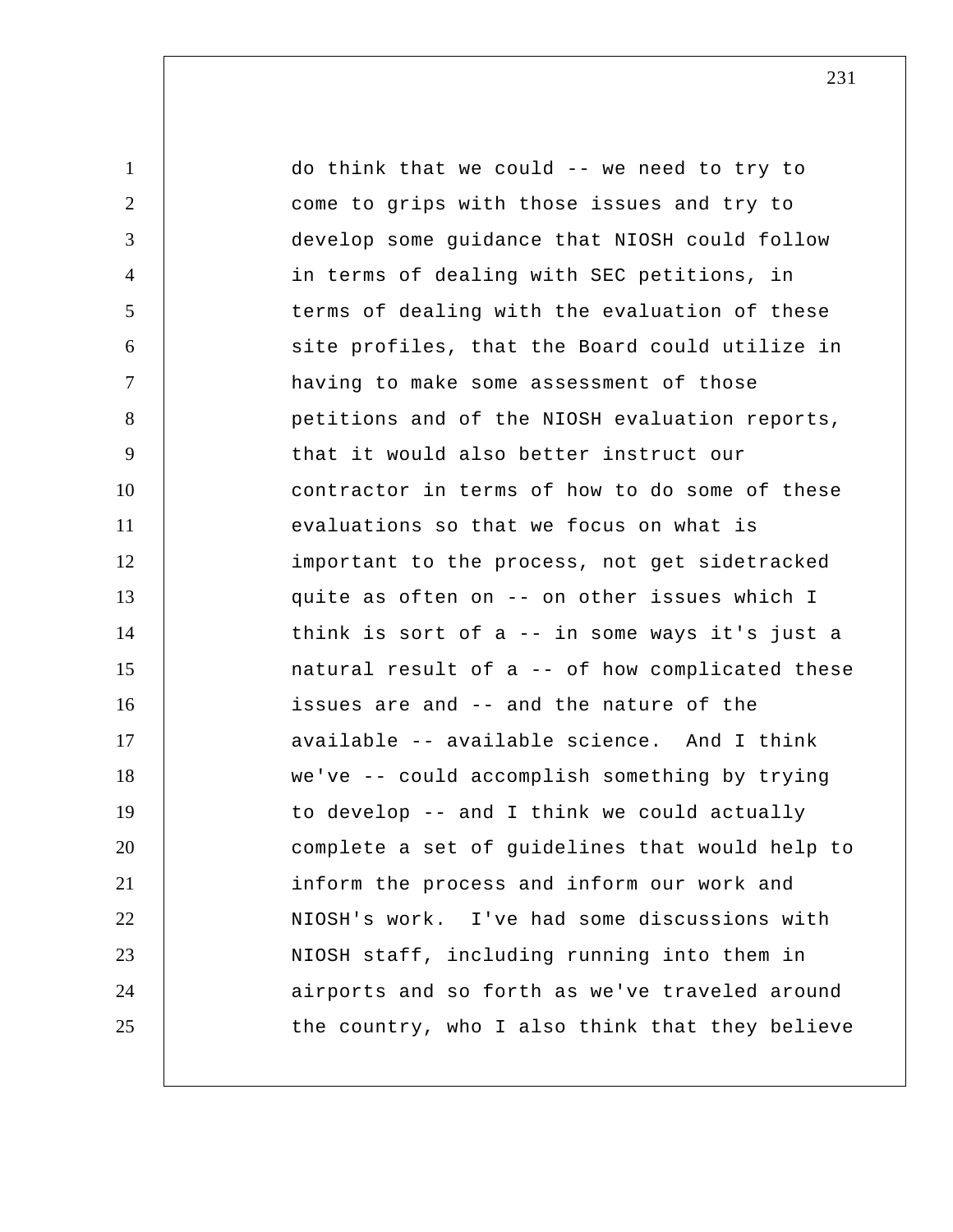do think that we could -- we need to try to come to grips with those issues and try to develop some guidance that NIOSH could follow in terms of dealing with SEC petitions, in terms of dealing with the evaluation of these site profiles, that the Board could utilize in having to make some assessment of those petitions and of the NIOSH evaluation reports, that it would also better instruct our contractor in terms of how to do some of these evaluations so that we focus on what is important to the process, not get sidetracked quite as often on -- on other issues which I think is sort of a -- in some ways it's just a natural result of a -- of how complicated these issues are and -- and the nature of the available -- available science. And I think we've -- could accomplish something by trying to develop -- and I think we could actually complete a set of guidelines that would help to inform the process and inform our work and NIOSH's work. I've had some discussions with NIOSH staff, including running into them in airports and so forth as we've traveled around the country, who I also think that they believe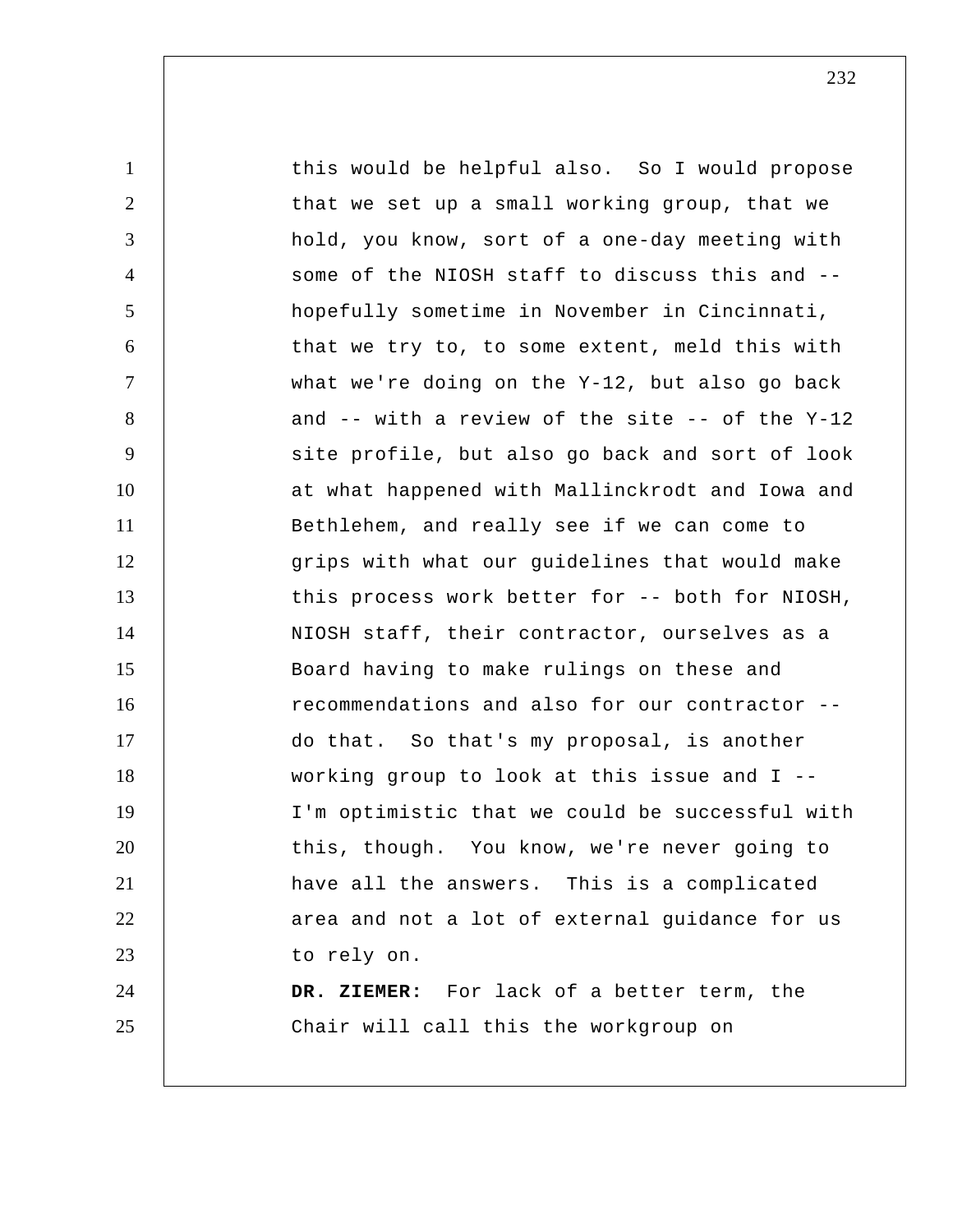this would be helpful also. So I would propose that we set up a small working group, that we hold, you know, sort of a one-day meeting with some of the NIOSH staff to discuss this and -- hopefully sometime in November in Cincinnati, that we try to, to some extent, meld this with what we're doing on the Y-12, but also go back and -- with a review of the site -- of the Y-12 site profile, but also go back and sort of look at what happened with Mallinckrodt and Iowa and Bethlehem, and really see if we can come to grips with what our guidelines that would make this process work better for -- both for NIOSH, NIOSH staff, their contractor, ourselves as a Board having to make rulings on these and recommendations and also for our contractor -- do that. So that's my proposal, is another working group to look at this issue and I -- I'm optimistic that we could be successful with this, though. You know, we're never going to have all the answers. This is a complicated area and not a lot of external guidance for us to rely on.

**DR. ZIEMER:** For lack of a better term, the Chair will call this the workgroup on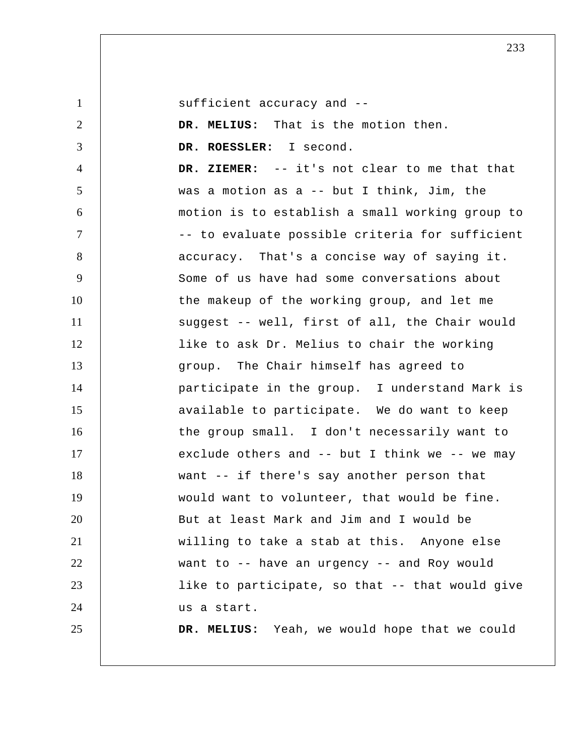sufficient accuracy and --

**DR. MELIUS:** That is the motion then.

**DR. ROESSLER:** I second.

**DR. ZIEMER:** -- it's not clear to me that that was a motion as a -- but I think, Jim, the motion is to establish a small working group to -- to evaluate possible criteria for sufficient accuracy. That's a concise way of saying it. Some of us have had some conversations about the makeup of the working group, and let me suggest -- well, first of all, the Chair would like to ask Dr. Melius to chair the working group. The Chair himself has agreed to participate in the group. I understand Mark is available to participate. We do want to keep the group small. I don't necessarily want to exclude others and -- but I think we -- we may want -- if there's say another person that would want to volunteer, that would be fine. But at least Mark and Jim and I would be willing to take a stab at this. Anyone else want to -- have an urgency -- and Roy would like to participate, so that -- that would give us a start.

**DR. MELIUS:** Yeah, we would hope that we could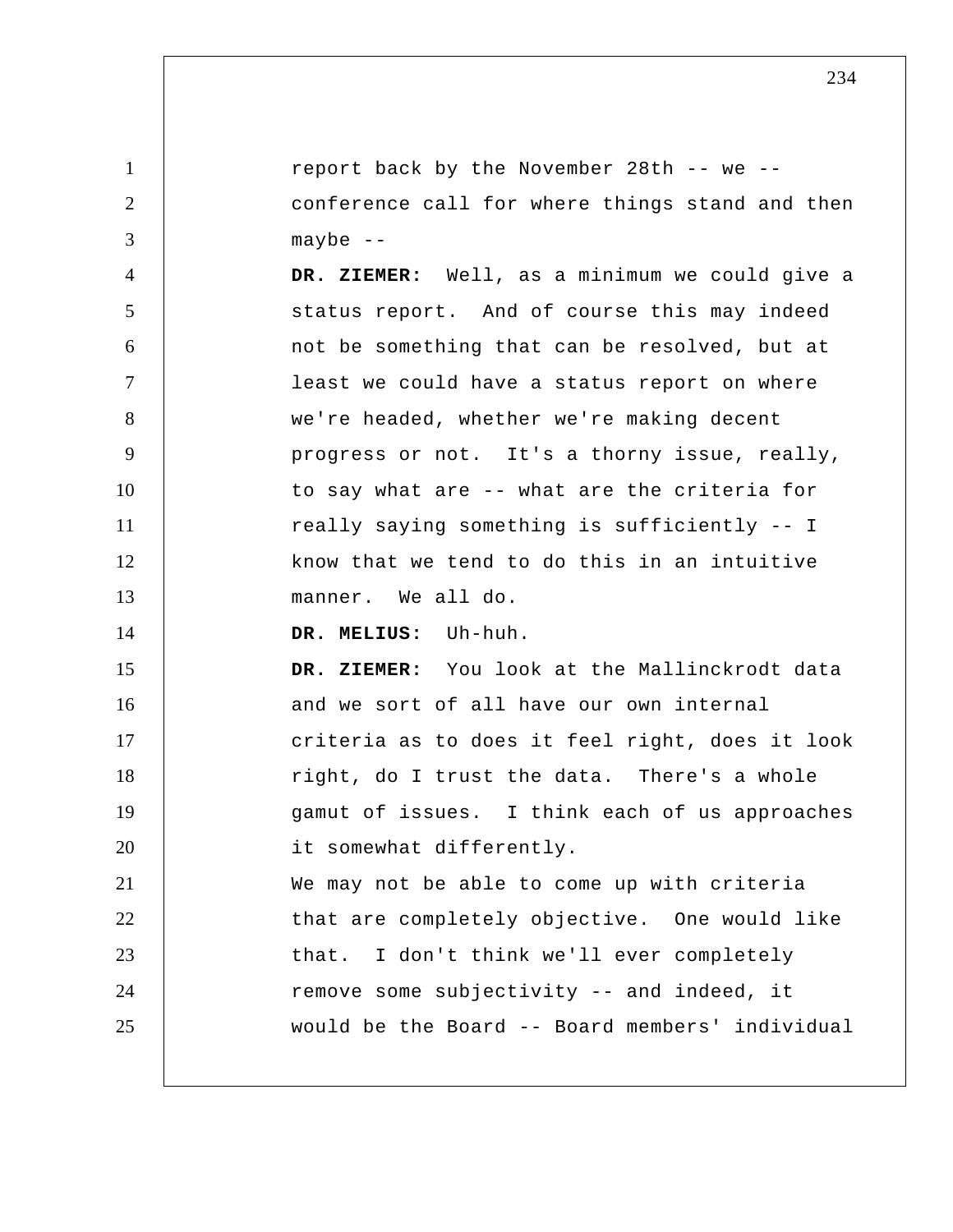report back by the November 28th -- we -- conference call for where things stand and then maybe --

**DR. ZIEMER:** Well, as a minimum we could give a status report. And of course this may indeed not be something that can be resolved, but at least we could have a status report on where we're headed, whether we're making decent progress or not. It's a thorny issue, really, to say what are -- what are the criteria for really saying something is sufficiently -- I know that we tend to do this in an intuitive manner. We all do.

**DR. MELIUS:** Uh-huh.

**DR. ZIEMER:** You look at the Mallinckrodt data and we sort of all have our own internal criteria as to does it feel right, does it look right, do I trust the data. There's a whole gamut of issues. I think each of us approaches it somewhat differently.

We may not be able to come up with criteria that are completely objective. One would like that. I don't think we'll ever completely remove some subjectivity -- and indeed, it would be the Board -- Board members' individual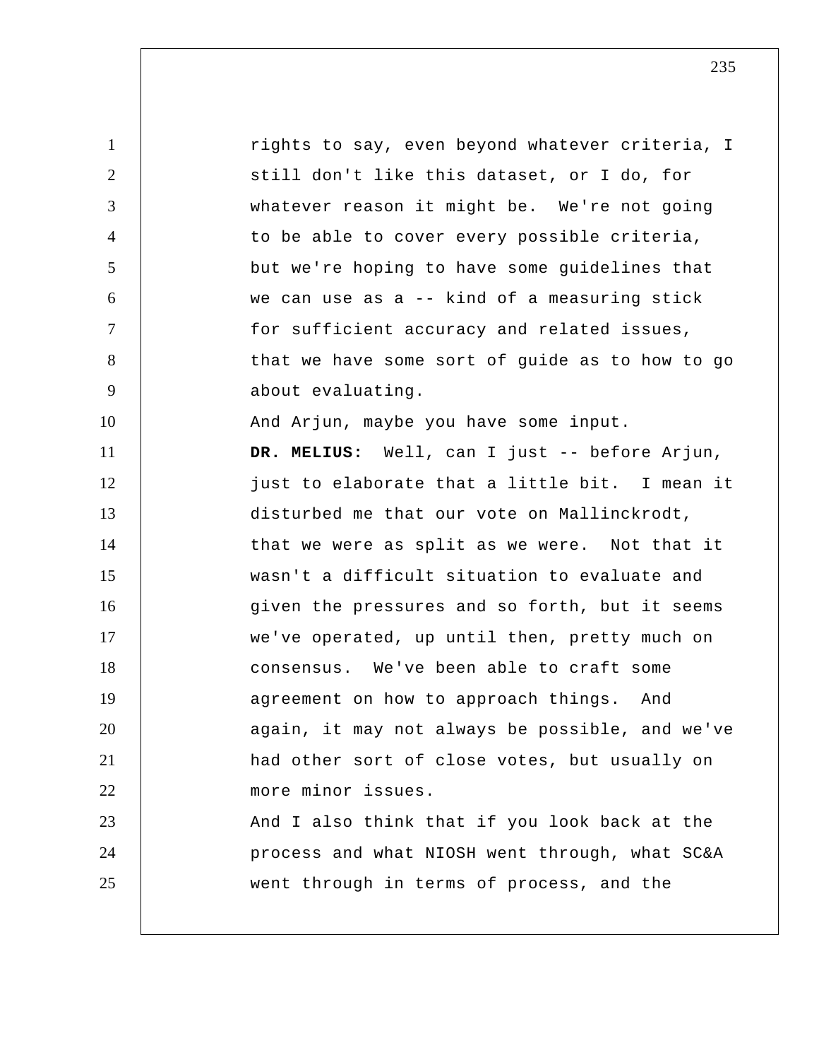rights to say, even beyond whatever criteria, I still don't like this dataset, or I do, for whatever reason it might be. We're not going to be able to cover every possible criteria, but we're hoping to have some guidelines that we can use as a -- kind of a measuring stick for sufficient accuracy and related issues, that we have some sort of guide as to how to go about evaluating.

And Arjun, maybe you have some input.

**DR. MELIUS:** Well, can I just -- before Arjun, just to elaborate that a little bit. I mean it disturbed me that our vote on Mallinckrodt, that we were as split as we were. Not that it wasn't a difficult situation to evaluate and given the pressures and so forth, but it seems we've operated, up until then, pretty much on consensus. We've been able to craft some agreement on how to approach things. And again, it may not always be possible, and we've had other sort of close votes, but usually on more minor issues.

And I also think that if you look back at the process and what NIOSH went through, what SC&A went through in terms of process, and the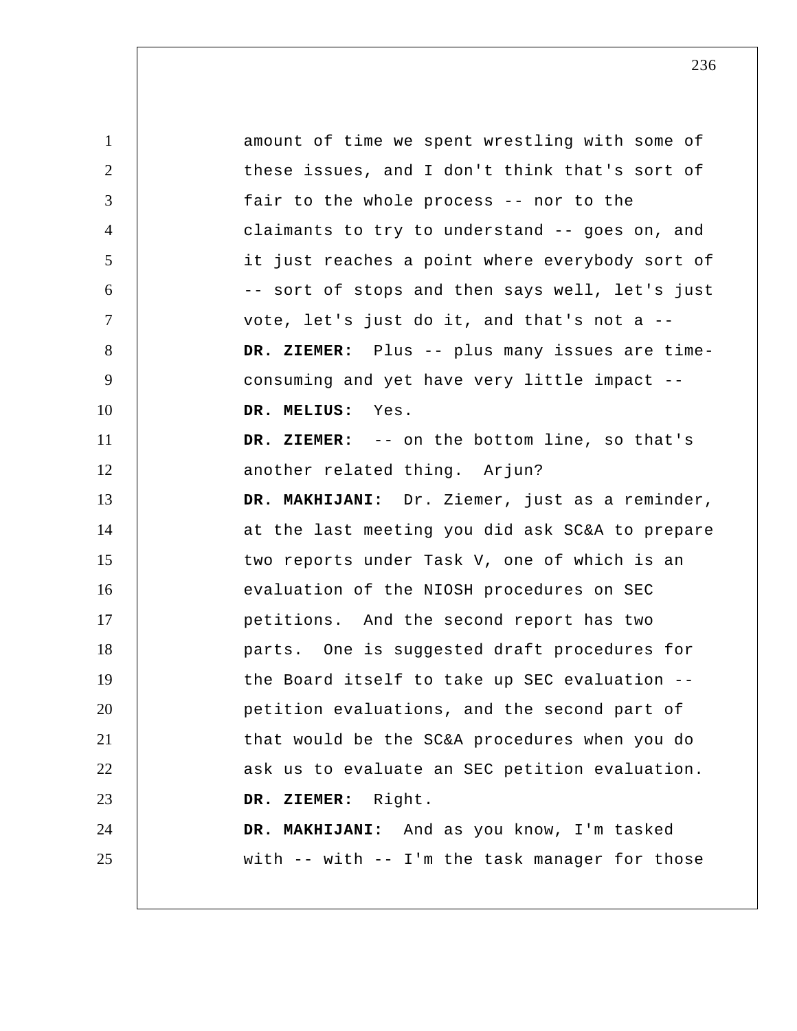amount of time we spent wrestling with some of these issues, and I don't think that's sort of fair to the whole process -- nor to the claimants to try to understand -- goes on, and it just reaches a point where everybody sort of -- sort of stops and then says well, let's just vote, let's just do it, and that's not a --

**DR. ZIEMER:** Plus -- plus many issues are time-consuming and yet have very little impact --

**DR. MELIUS:** Yes.

**DR. ZIEMER:** -- on the bottom line, so that's another related thing. Arjun?

**DR. MAKHIJANI:** Dr. Ziemer, just as a reminder, at the last meeting you did ask SC&A to prepare two reports under Task V, one of which is an evaluation of the NIOSH procedures on SEC petitions. And the second report has two parts. One is suggested draft procedures for the Board itself to take up SEC evaluation -- petition evaluations, and the second part of that would be the SC&A procedures when you do ask us to evaluate an SEC petition evaluation.

**DR. ZIEMER:** Right.

**DR. MAKHIJANI:** And as you know, I'm tasked with -- with -- I'm the task manager for those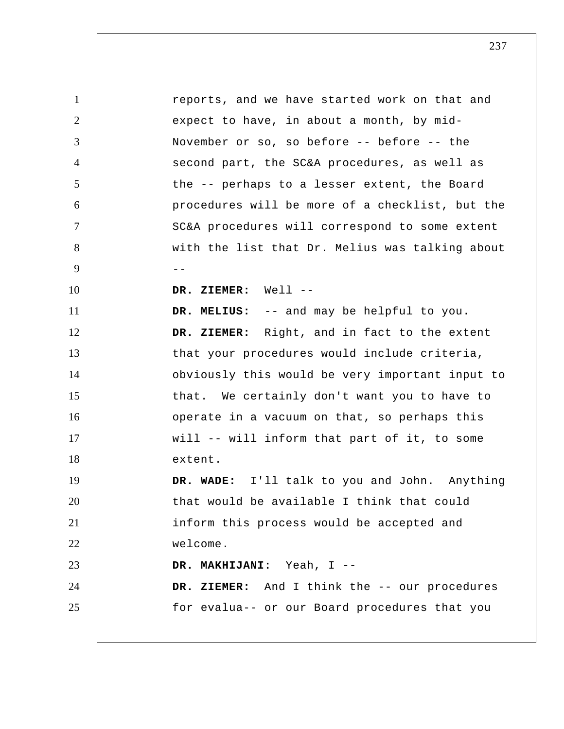reports, and we have started work on that and expect to have, in about a month, by mid-November or so, so before -- before -- the second part, the SC&A procedures, as well as the -- perhaps to a lesser extent, the Board procedures will be more of a checklist, but the SC&A procedures will correspond to some extent with the list that Dr. Melius was talking about --

**DR. ZIEMER:** Well --

**DR. MELIUS:** -- and may be helpful to you.

**DR. ZIEMER:** Right, and in fact to the extent that your procedures would include criteria, obviously this would be very important input to that. We certainly don't want you to have to operate in a vacuum on that, so perhaps this will -- will inform that part of it, to some extent.

**DR. WADE:** I'll talk to you and John. Anything that would be available I think that could inform this process would be accepted and welcome.

**DR. MAKHIJANI:** Yeah, I --

**DR. ZIEMER:** And I think the -- our procedures for evalua-- or our Board procedures that you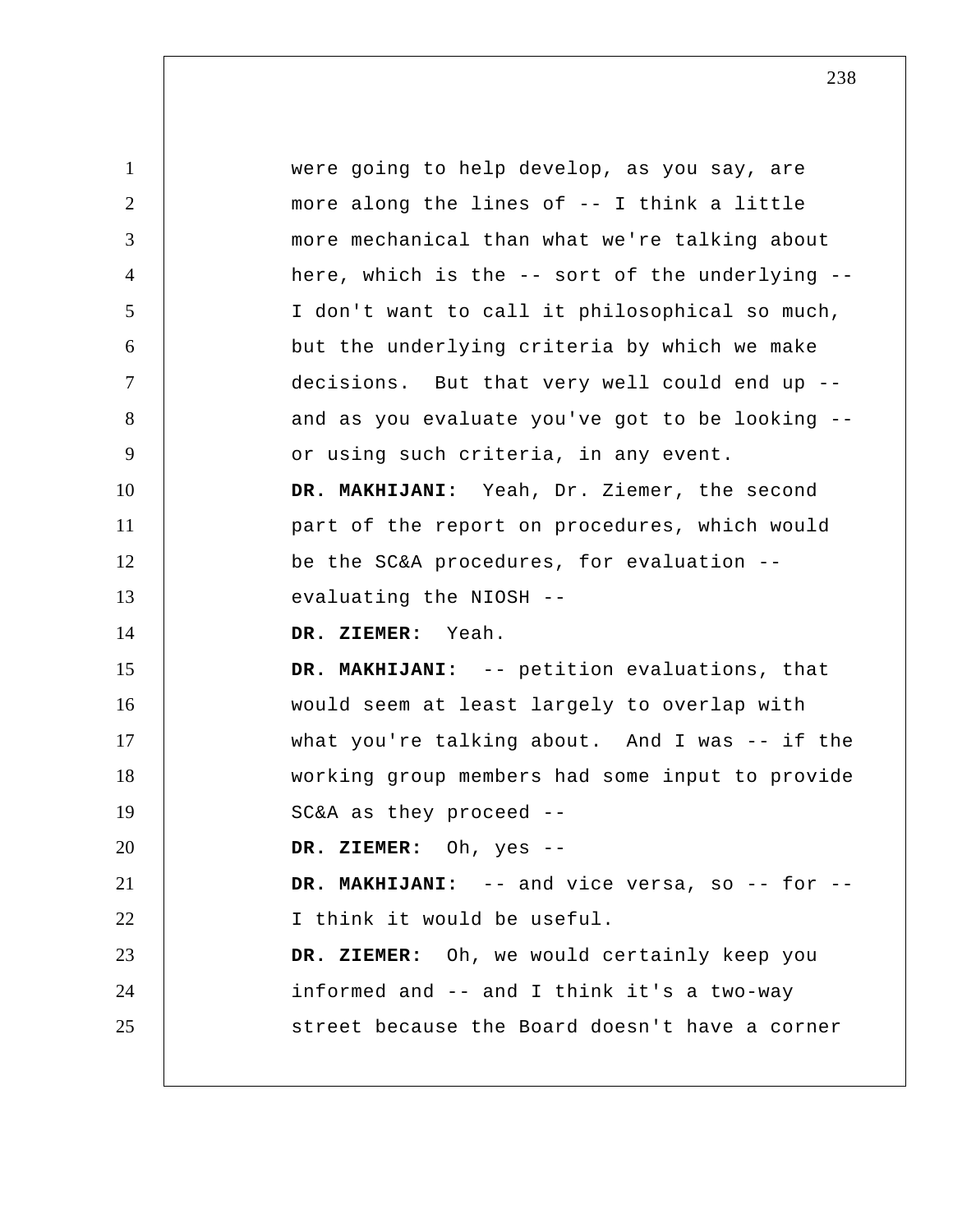were going to help develop, as you say, are more along the lines of -- I think a little more mechanical than what we're talking about here, which is the -- sort of the underlying -- I don't want to call it philosophical so much, but the underlying criteria by which we make decisions. But that very well could end up -- and as you evaluate you've got to be looking -- or using such criteria, in any event.

**DR. MAKHIJANI:** Yeah, Dr. Ziemer, the second part of the report on procedures, which would be the SC&A procedures, for evaluation -- evaluating the NIOSH --

**DR. ZIEMER:** Yeah.

**DR. MAKHIJANI:** -- petition evaluations, that would seem at least largely to overlap with what you're talking about. And I was -- if the working group members had some input to provide SC&A as they proceed --

**DR. ZIEMER:** Oh, yes --

**DR. MAKHIJANI:** -- and vice versa, so -- for -- I think it would be useful.

**DR. ZIEMER:** Oh, we would certainly keep you informed and -- and I think it's a two-way street because the Board doesn't have a corner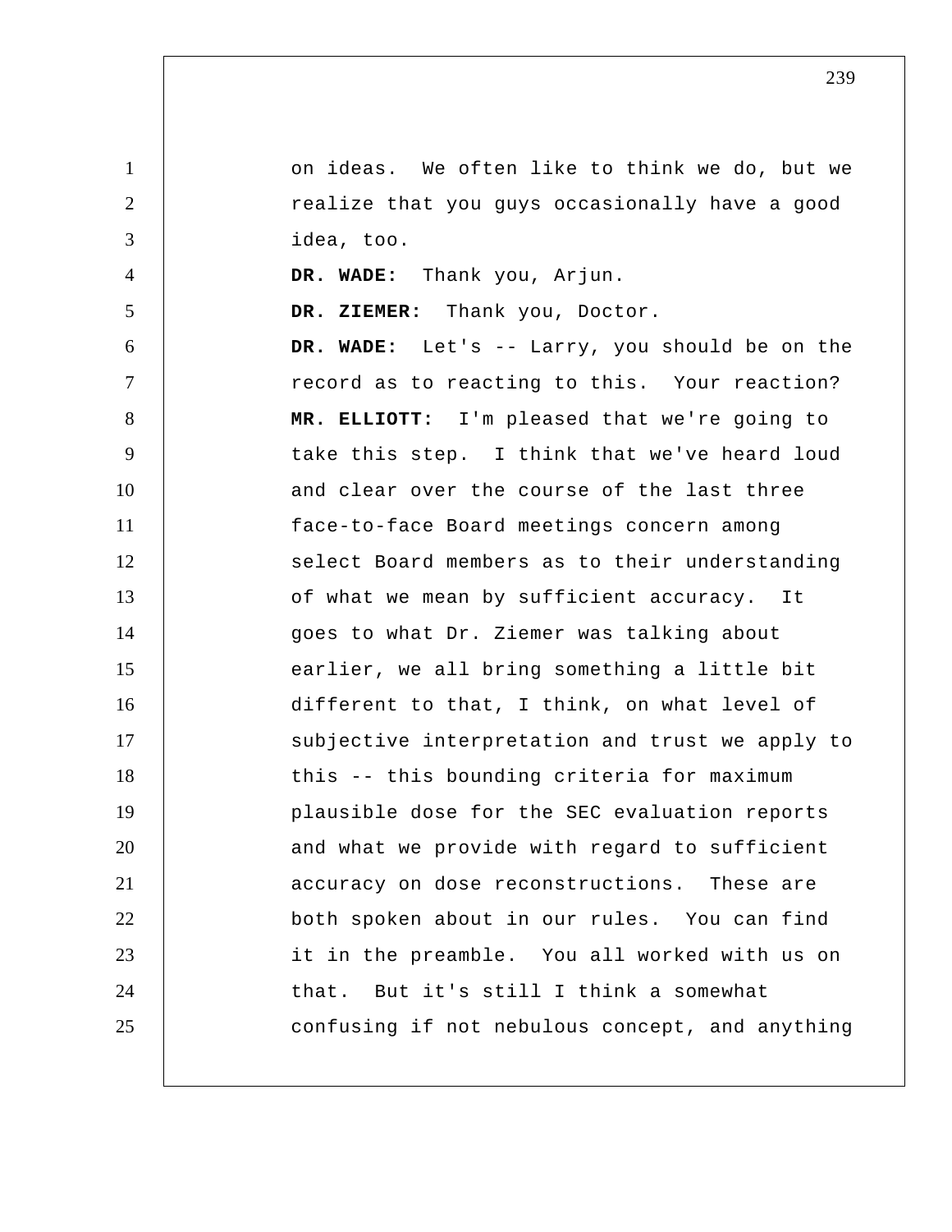on ideas. We often like to think we do, but we realize that you guys occasionally have a good idea, too.

**DR. WADE:** Thank you, Arjun.

**DR. ZIEMER:** Thank you, Doctor.

**DR. WADE:** Let's -- Larry, you should be on the record as to reacting to this. Your reaction?

**MR. ELLIOTT:** I'm pleased that we're going to take this step. I think that we've heard loud and clear over the course of the last three face-to-face Board meetings concern among select Board members as to their understanding of what we mean by sufficient accuracy. It goes to what Dr. Ziemer was talking about earlier, we all bring something a little bit different to that, I think, on what level of subjective interpretation and trust we apply to this -- this bounding criteria for maximum plausible dose for the SEC evaluation reports and what we provide with regard to sufficient accuracy on dose reconstructions. These are both spoken about in our rules. You can find it in the preamble. You all worked with us on that. But it's still I think a somewhat confusing if not nebulous concept, and anything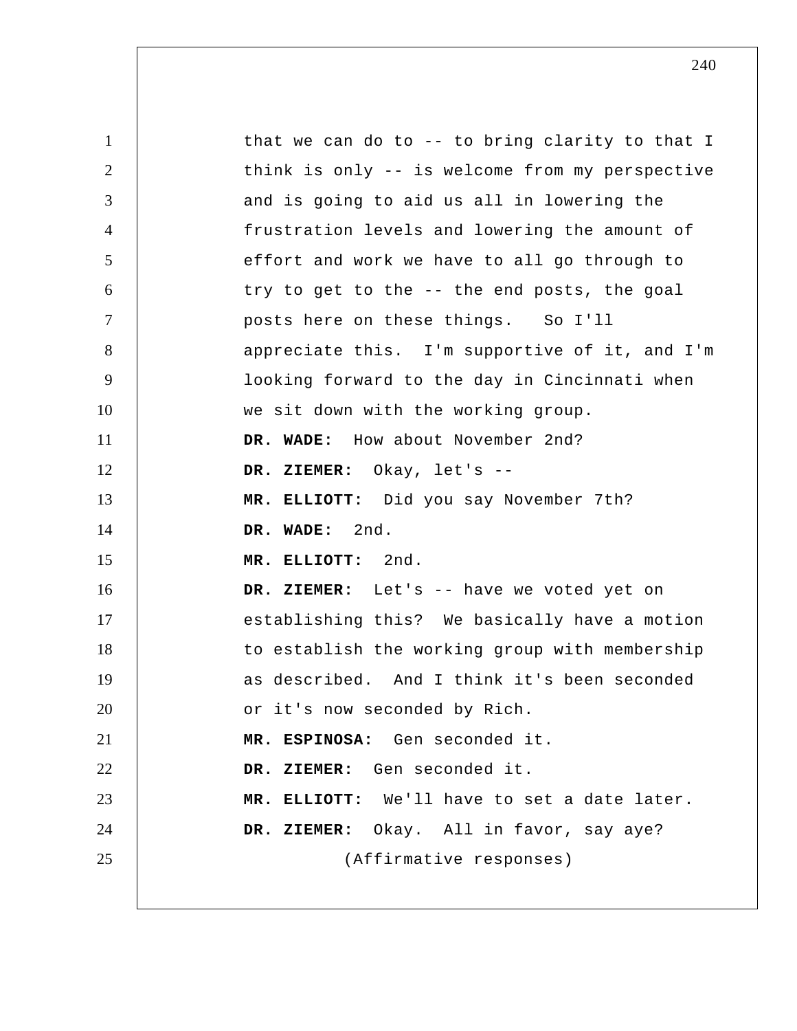that we can do to -- to bring clarity to that I think is only -- is welcome from my perspective and is going to aid us all in lowering the frustration levels and lowering the amount of effort and work we have to all go through to try to get to the -- the end posts, the goal posts here on these things. So I'll appreciate this. I'm supportive of it, and I'm looking forward to the day in Cincinnati when we sit down with the working group.

**DR. WADE:** How about November 2nd?

**DR. ZIEMER:** Okay, let's --

**MR. ELLIOTT:** Did you say November 7th?

**DR. WADE:** 2nd.

**MR. ELLIOTT:** 2nd.

**DR. ZIEMER:** Let's -- have we voted yet on establishing this? We basically have a motion to establish the working group with membership as described. And I think it's been seconded or it's now seconded by Rich.

**MR. ESPINOSA:** Gen seconded it.

**DR. ZIEMER:** Gen seconded it.

**MR. ELLIOTT:** We'll have to set a date later.

**DR. ZIEMER:** Okay. All in favor, say aye?

(Affirmative responses)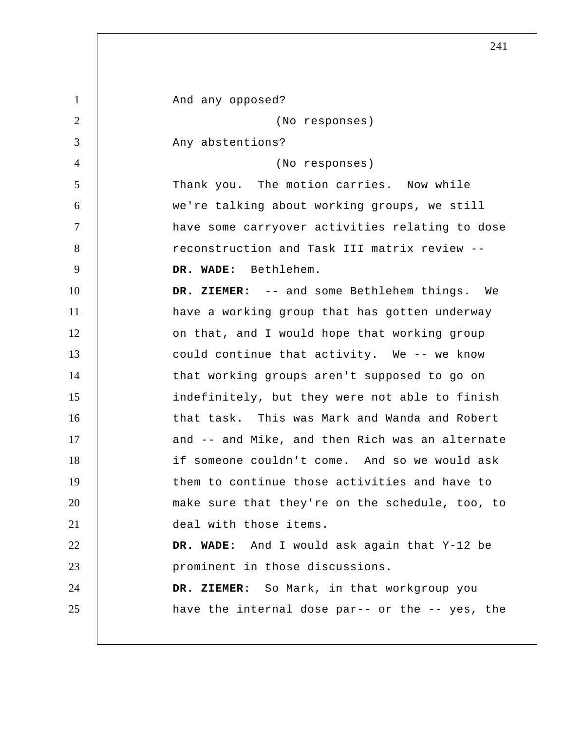And any opposed?

(No responses)

Any abstentions?

(No responses)

Thank you. The motion carries. Now while we're talking about working groups, we still have some carryover activities relating to dose reconstruction and Task III matrix review --

**DR. WADE:** Bethlehem.

**DR. ZIEMER:** -- and some Bethlehem things. We have a working group that has gotten underway on that, and I would hope that working group could continue that activity. We -- we know that working groups aren't supposed to go on indefinitely, but they were not able to finish that task. This was Mark and Wanda and Robert and -- and Mike, and then Rich was an alternate if someone couldn't come. And so we would ask them to continue those activities and have to make sure that they're on the schedule, too, to deal with those items.

**DR. WADE:** And I would ask again that Y-12 be prominent in those discussions.

**DR. ZIEMER:** So Mark, in that workgroup you have the internal dose par-- or the -- yes, the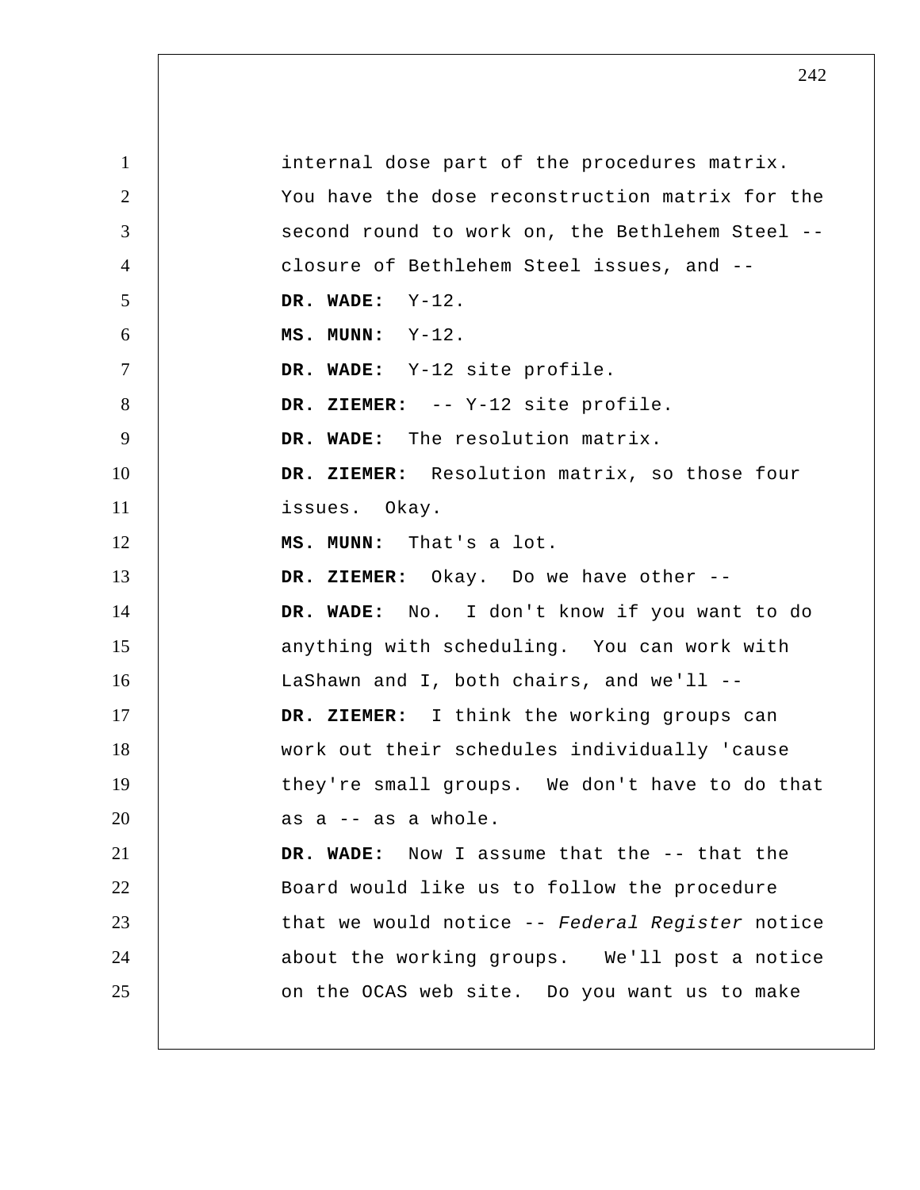internal dose part of the procedures matrix. You have the dose reconstruction matrix for the second round to work on, the Bethlehem Steel -- closure of Bethlehem Steel issues, and --

**DR. WADE:** Y-12.

**MS. MUNN:** Y-12.

**DR. WADE:** Y-12 site profile.

**DR. ZIEMER:** -- Y-12 site profile.

**DR. WADE:** The resolution matrix.

**DR. ZIEMER:** Resolution matrix, so those four issues. Okay.

**MS. MUNN:** That's a lot.

**DR. ZIEMER:** Okay. Do we have other --

**DR. WADE:** No. I don't know if you want to do anything with scheduling. You can work with LaShawn and I, both chairs, and we'll --

**DR. ZIEMER:** I think the working groups can work out their schedules individually 'cause they're small groups. We don't have to do that as a -- as a whole.

**DR. WADE:** Now I assume that the -- that the Board would like us to follow the procedure that we would notice -- *Federal Register* notice about the working groups. We'll post a notice on the OCAS web site. Do you want us to make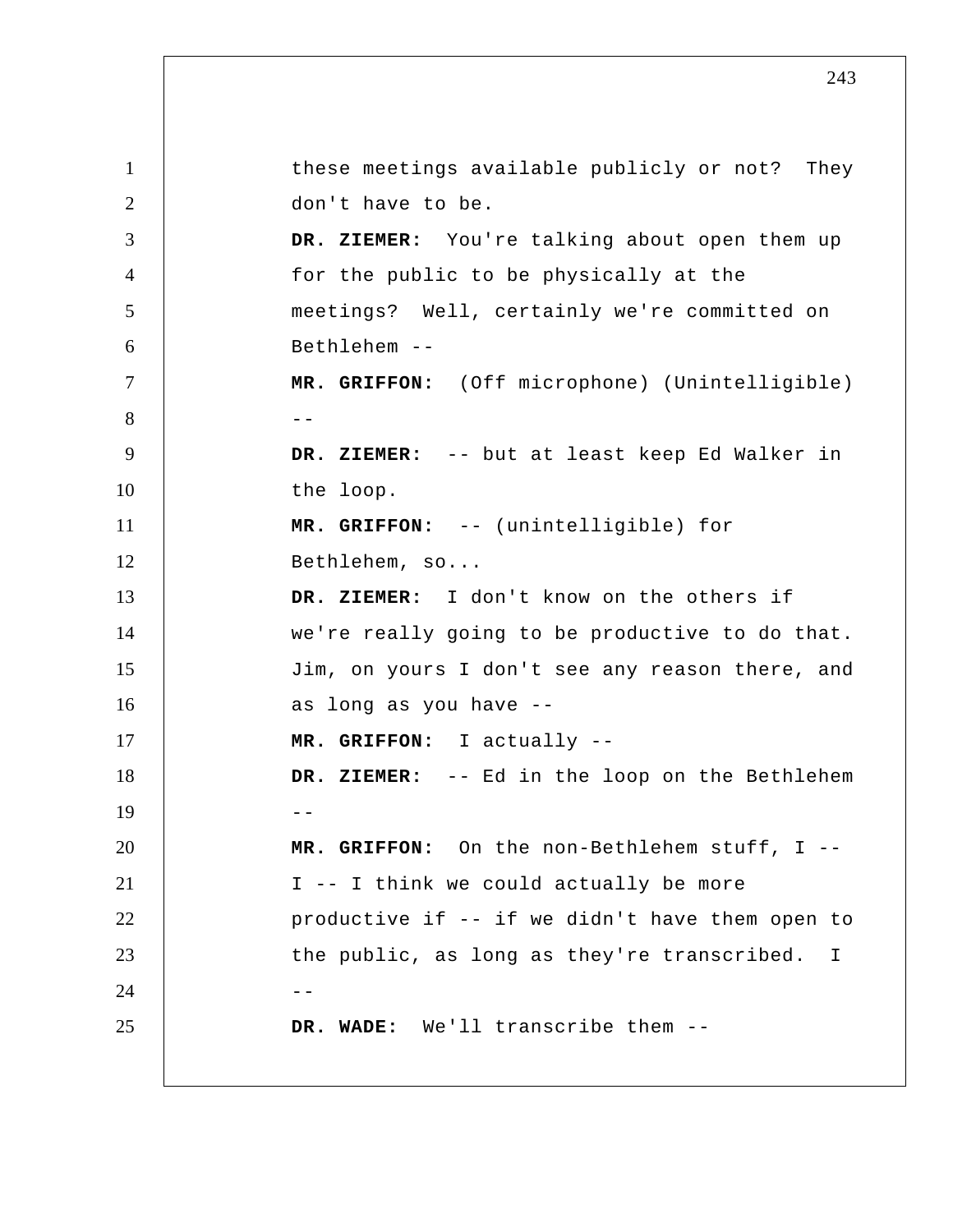these meetings available publicly or not? They don't have to be.

**DR. ZIEMER:** You're talking about open them up for the public to be physically at the meetings? Well, certainly we're committed on Bethlehem --

**MR. GRIFFON:** (Off microphone) (Unintelligible) --

**DR. ZIEMER:** -- but at least keep Ed Walker in the loop.

**MR. GRIFFON:** -- (unintelligible) for Bethlehem, so...

**DR. ZIEMER:** I don't know on the others if we're really going to be productive to do that. Jim, on yours I don't see any reason there, and as long as you have --

**MR. GRIFFON:** I actually --

**DR. ZIEMER:** -- Ed in the loop on the Bethlehem --

**MR. GRIFFON:** On the non-Bethlehem stuff, I -- I -- I think we could actually be more productive if -- if we didn't have them open to the public, as long as they're transcribed. I --

**DR. WADE:** We'll transcribe them --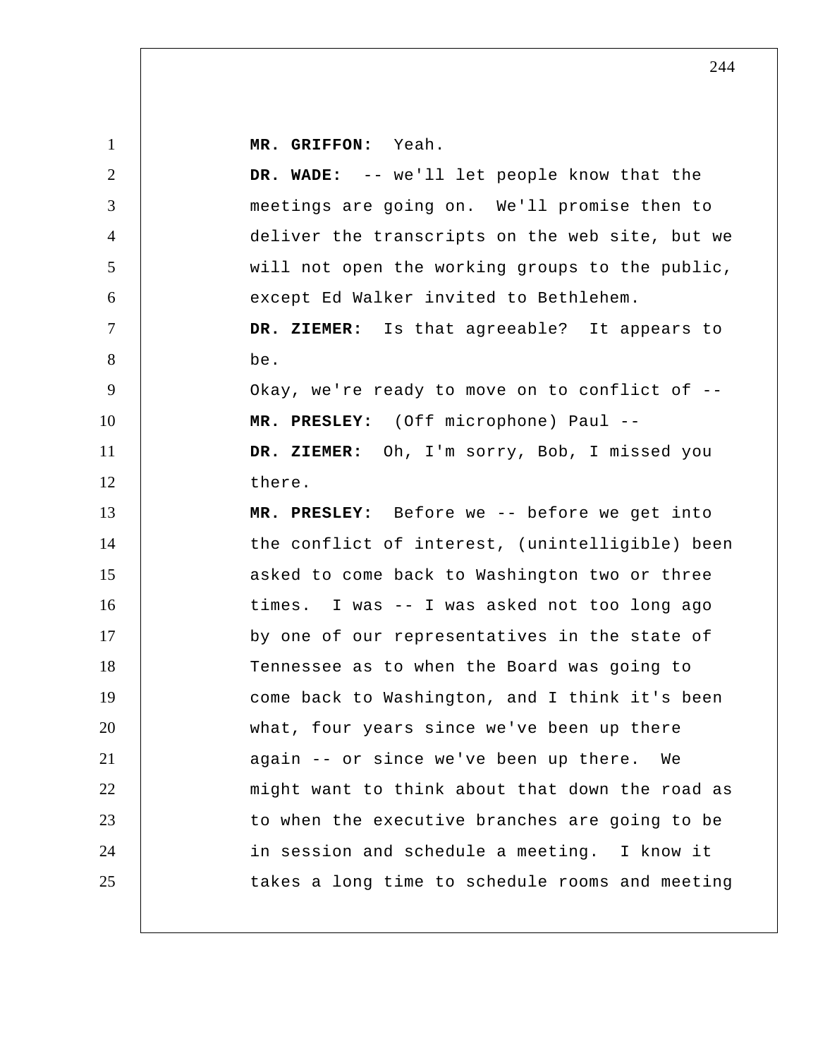**MR. GRIFFON:** Yeah.

**DR. WADE:** -- we'll let people know that the meetings are going on. We'll promise then to deliver the transcripts on the web site, but we will not open the working groups to the public, except Ed Walker invited to Bethlehem.

**DR. ZIEMER:** Is that agreeable? It appears to be.

Okay, we're ready to move on to conflict of --

**MR. PRESLEY:** (Off microphone) Paul --

**DR. ZIEMER:** Oh, I'm sorry, Bob, I missed you there.

**MR. PRESLEY:** Before we -- before we get into the conflict of interest, (unintelligible) been asked to come back to Washington two or three times. I was -- I was asked not too long ago by one of our representatives in the state of Tennessee as to when the Board was going to come back to Washington, and I think it's been what, four years since we've been up there again -- or since we've been up there. We might want to think about that down the road as to when the executive branches are going to be in session and schedule a meeting. I know it takes a long time to schedule rooms and meeting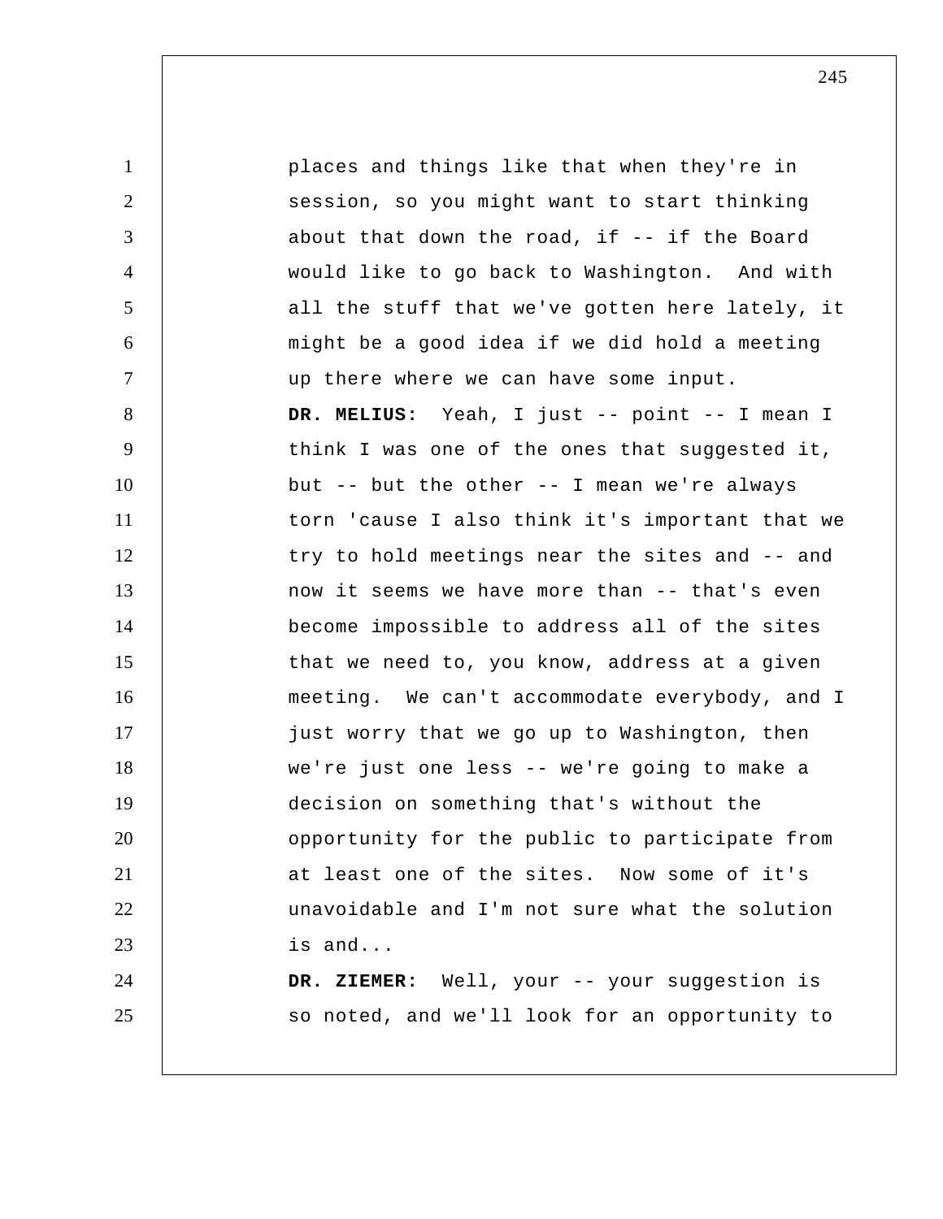places and things like that when they're in session, so you might want to start thinking about that down the road, if -- if the Board would like to go back to Washington. And with all the stuff that we've gotten here lately, it might be a good idea if we did hold a meeting up there where we can have some input.

**DR. MELIUS:** Yeah, I just -- point -- I mean I think I was one of the ones that suggested it, but -- but the other -- I mean we're always torn 'cause I also think it's important that we try to hold meetings near the sites and -- and now it seems we have more than -- that's even become impossible to address all of the sites that we need to, you know, address at a given meeting. We can't accommodate everybody, and I just worry that we go up to Washington, then we're just one less -- we're going to make a decision on something that's without the opportunity for the public to participate from at least one of the sites. Now some of it's unavoidable and I'm not sure what the solution is and...

**DR. ZIEMER:** Well, your -- your suggestion is so noted, and we'll look for an opportunity to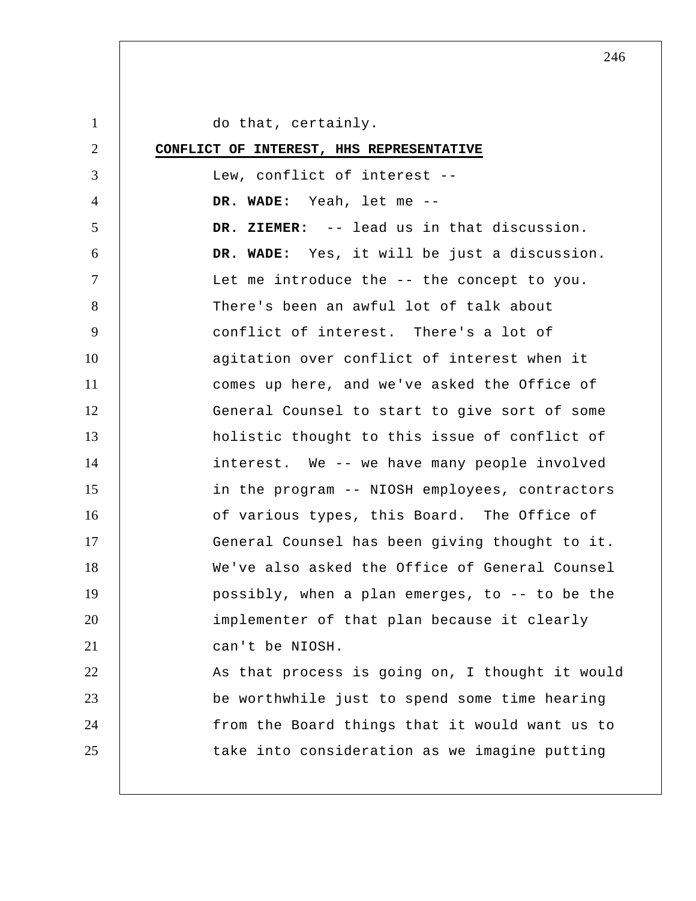do that, certainly.

## CONFLICT OF INTEREST, HHS REPRESENTATIVE

Lew, conflict of interest --

**DR. WADE:** Yeah, let me --

**DR. ZIEMER:** -- lead us in that discussion.

**DR. WADE:** Yes, it will be just a discussion. Let me introduce the -- the concept to you. There's been an awful lot of talk about conflict of interest. There's a lot of agitation over conflict of interest when it comes up here, and we've asked the Office of General Counsel to start to give sort of some holistic thought to this issue of conflict of interest. We -- we have many people involved in the program -- NIOSH employees, contractors of various types, this Board. The Office of General Counsel has been giving thought to it. We've also asked the Office of General Counsel possibly, when a plan emerges, to -- to be the implementer of that plan because it clearly can't be NIOSH.

As that process is going on, I thought it would be worthwhile just to spend some time hearing from the Board things that it would want us to take into consideration as we imagine putting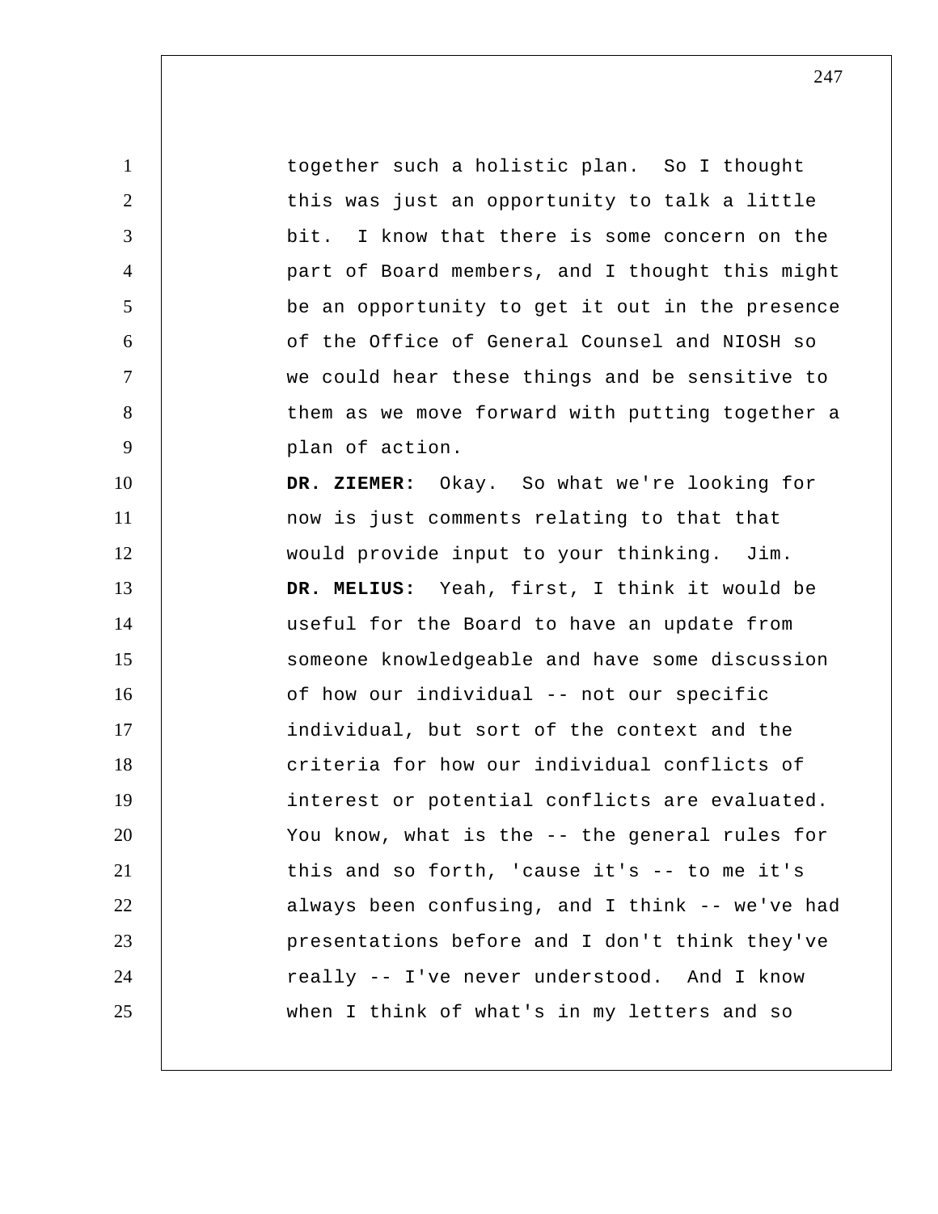together such a holistic plan. So I thought this was just an opportunity to talk a little bit. I know that there is some concern on the part of Board members, and I thought this might be an opportunity to get it out in the presence of the Office of General Counsel and NIOSH so we could hear these things and be sensitive to them as we move forward with putting together a plan of action.

**DR. ZIEMER:** Okay. So what we're looking for now is just comments relating to that that would provide input to your thinking. Jim.

**DR. MELIUS:** Yeah, first, I think it would be useful for the Board to have an update from someone knowledgeable and have some discussion of how our individual -- not our specific individual, but sort of the context and the criteria for how our individual conflicts of interest or potential conflicts are evaluated. You know, what is the -- the general rules for this and so forth, 'cause it's -- to me it's always been confusing, and I think -- we've had presentations before and I don't think they've really -- I've never understood. And I know when I think of what's in my letters and so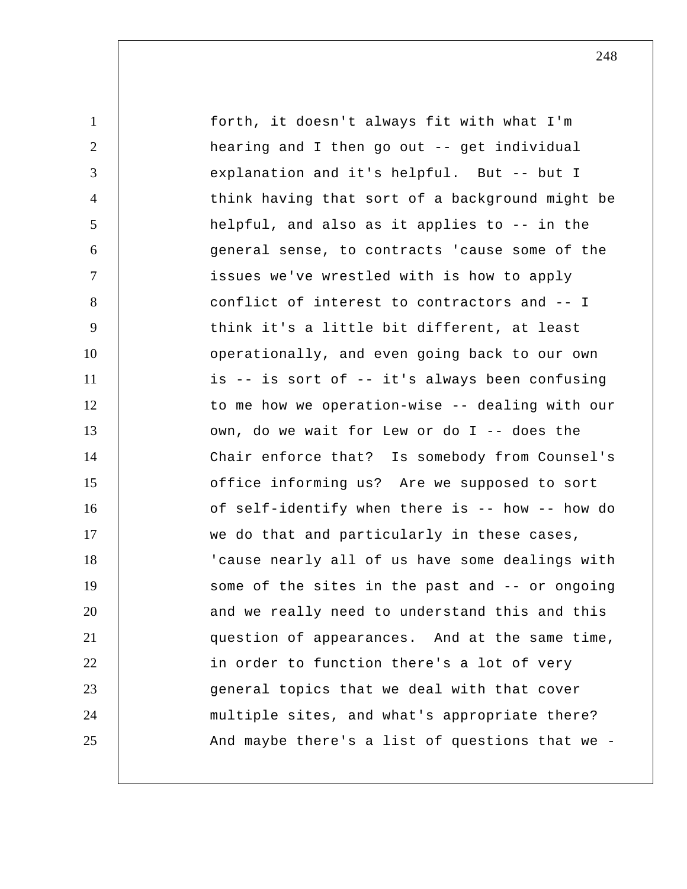forth, it doesn't always fit with what I'm hearing and I then go out -- get individual explanation and it's helpful. But -- but I think having that sort of a background might be helpful, and also as it applies to -- in the general sense, to contracts 'cause some of the issues we've wrestled with is how to apply conflict of interest to contractors and -- I think it's a little bit different, at least operationally, and even going back to our own is -- is sort of -- it's always been confusing to me how we operation-wise -- dealing with our own, do we wait for Lew or do I -- does the Chair enforce that? Is somebody from Counsel's office informing us? Are we supposed to sort of self-identify when there is -- how -- how do we do that and particularly in these cases, 'cause nearly all of us have some dealings with some of the sites in the past and -- or ongoing and we really need to understand this and this question of appearances. And at the same time, in order to function there's a lot of very general topics that we deal with that cover multiple sites, and what's appropriate there? And maybe there's a list of questions that we -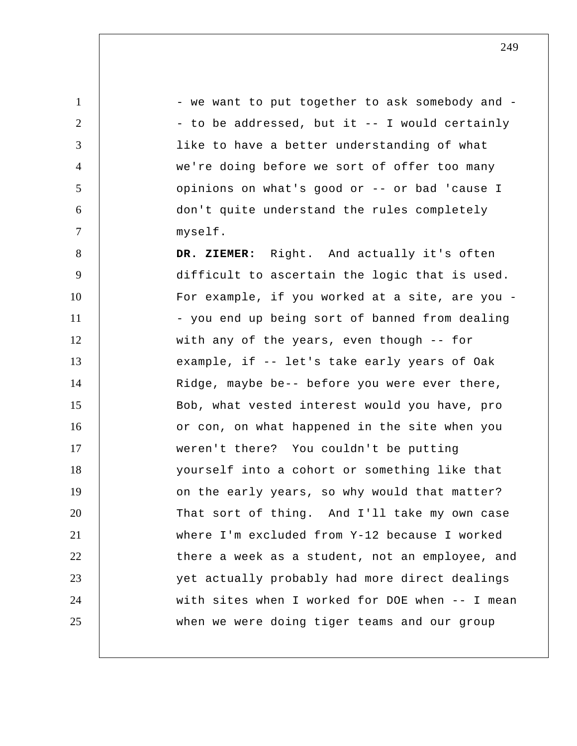- we want to put together to ask somebody and -- to be addressed, but it -- I would certainly like to have a better understanding of what we're doing before we sort of offer too many opinions on what's good or -- or bad 'cause I don't quite understand the rules completely myself.

**DR. ZIEMER:** Right. And actually it's often difficult to ascertain the logic that is used. For example, if you worked at a site, are you -- you end up being sort of banned from dealing with any of the years, even though -- for example, if -- let's take early years of Oak Ridge, maybe be-- before you were ever there, Bob, what vested interest would you have, pro or con, on what happened in the site when you weren't there? You couldn't be putting yourself into a cohort or something like that on the early years, so why would that matter? That sort of thing. And I'll take my own case where I'm excluded from Y-12 because I worked there a week as a student, not an employee, and yet actually probably had more direct dealings with sites when I worked for DOE when -- I mean when we were doing tiger teams and our group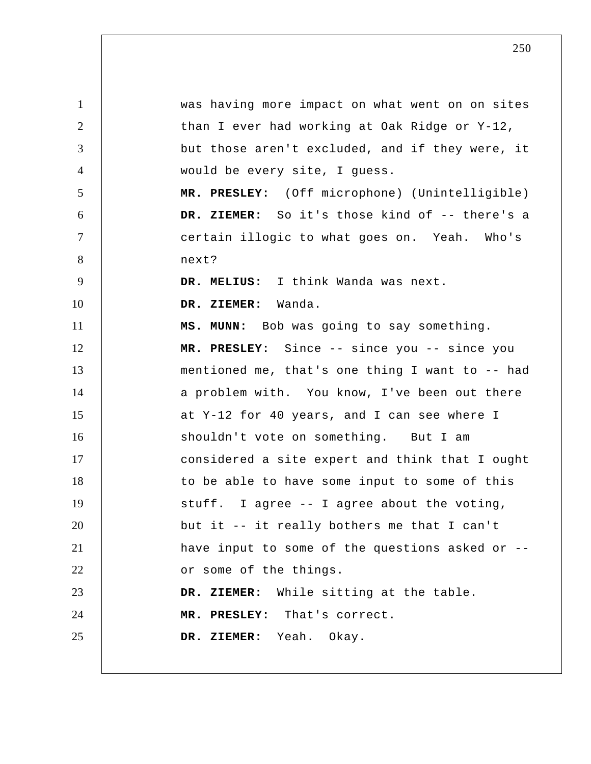was having more impact on what went on on sites than I ever had working at Oak Ridge or Y-12, but those aren't excluded, and if they were, it would be every site, I guess.

**MR. PRESLEY:** (Off microphone) (Unintelligible)

**DR. ZIEMER:** So it's those kind of -- there's a certain illogic to what goes on. Yeah. Who's next?

**DR. MELIUS:** I think Wanda was next.

**DR. ZIEMER:** Wanda.

**MS. MUNN:** Bob was going to say something.

**MR. PRESLEY:** Since -- since you -- since you mentioned me, that's one thing I want to -- had a problem with. You know, I've been out there at Y-12 for 40 years, and I can see where I shouldn't vote on something. But I am considered a site expert and think that I ought to be able to have some input to some of this stuff. I agree -- I agree about the voting, but it -- it really bothers me that I can't have input to some of the questions asked or -- or some of the things.

**DR. ZIEMER:** While sitting at the table.

**MR. PRESLEY:** That's correct.

**DR. ZIEMER:** Yeah. Okay.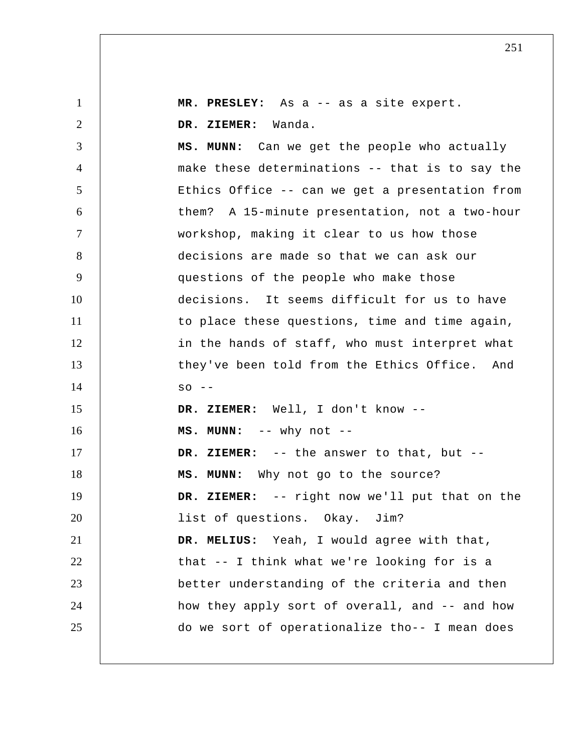**MR. PRESLEY:** As a -- as a site expert.

**DR. ZIEMER:** Wanda.

**MS. MUNN:** Can we get the people who actually make these determinations -- that is to say the Ethics Office -- can we get a presentation from them? A 15-minute presentation, not a two-hour workshop, making it clear to us how those decisions are made so that we can ask our questions of the people who make those decisions. It seems difficult for us to have to place these questions, time and time again, in the hands of staff, who must interpret what they've been told from the Ethics Office. And so --

**DR. ZIEMER:** Well, I don't know --

**MS. MUNN:** -- why not --

**DR. ZIEMER:** -- the answer to that, but --

**MS. MUNN:** Why not go to the source?

**DR. ZIEMER:** -- right now we'll put that on the list of questions. Okay. Jim?

**DR. MELIUS:** Yeah, I would agree with that, that -- I think what we're looking for is a better understanding of the criteria and then how they apply sort of overall, and -- and how do we sort of operationalize tho-- I mean does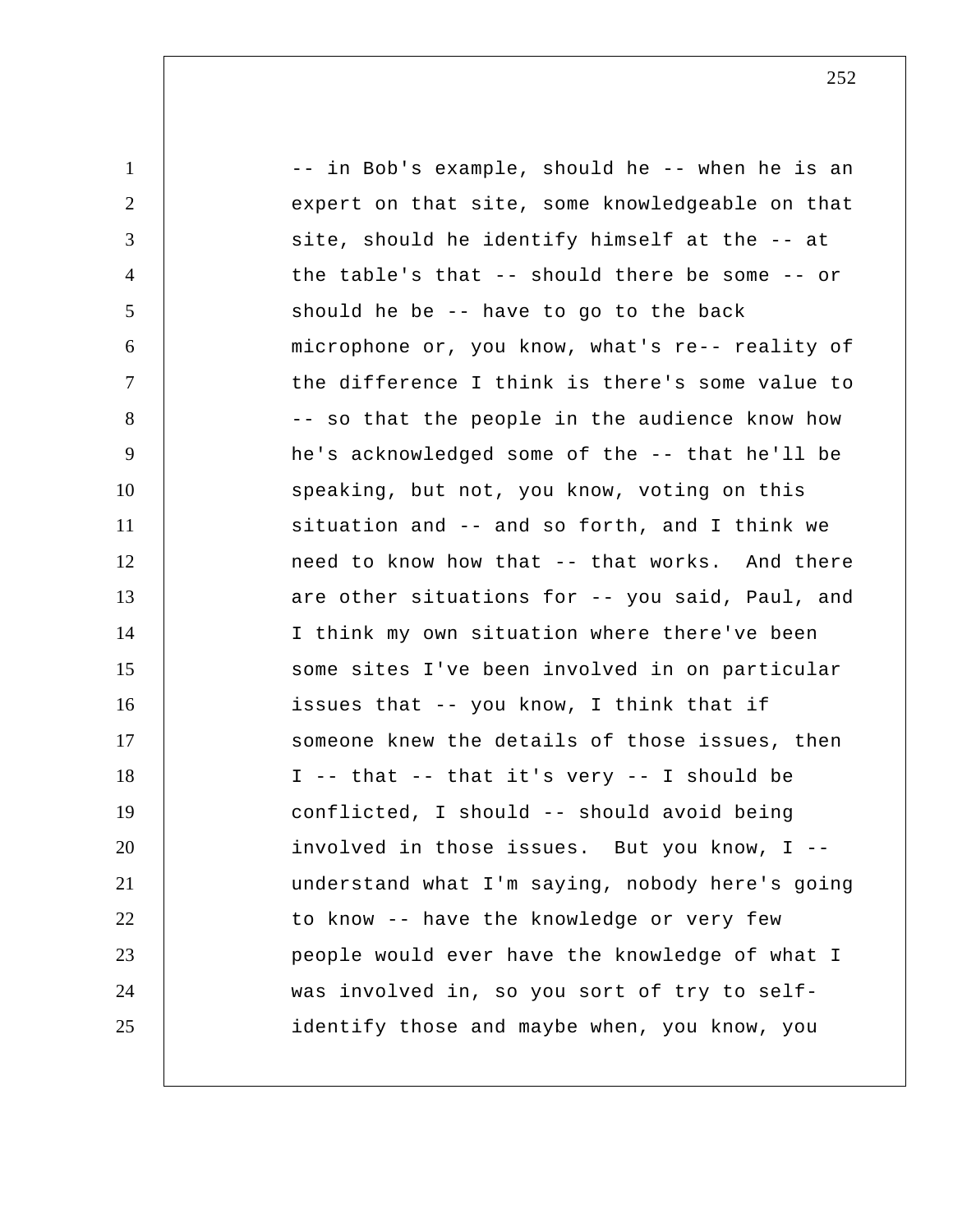-- in Bob's example, should he -- when he is an expert on that site, some knowledgeable on that site, should he identify himself at the -- at the table's that -- should there be some -- or should he be -- have to go to the back microphone or, you know, what's re-- reality of the difference I think is there's some value to -- so that the people in the audience know how he's acknowledged some of the -- that he'll be speaking, but not, you know, voting on this situation and -- and so forth, and I think we need to know how that -- that works. And there are other situations for -- you said, Paul, and I think my own situation where there've been some sites I've been involved in on particular issues that -- you know, I think that if someone knew the details of those issues, then I -- that -- that it's very -- I should be conflicted, I should -- should avoid being involved in those issues. But you know, I -- understand what I'm saying, nobody here's going to know -- have the knowledge or very few people would ever have the knowledge of what I was involved in, so you sort of try to self-identify those and maybe when, you know, you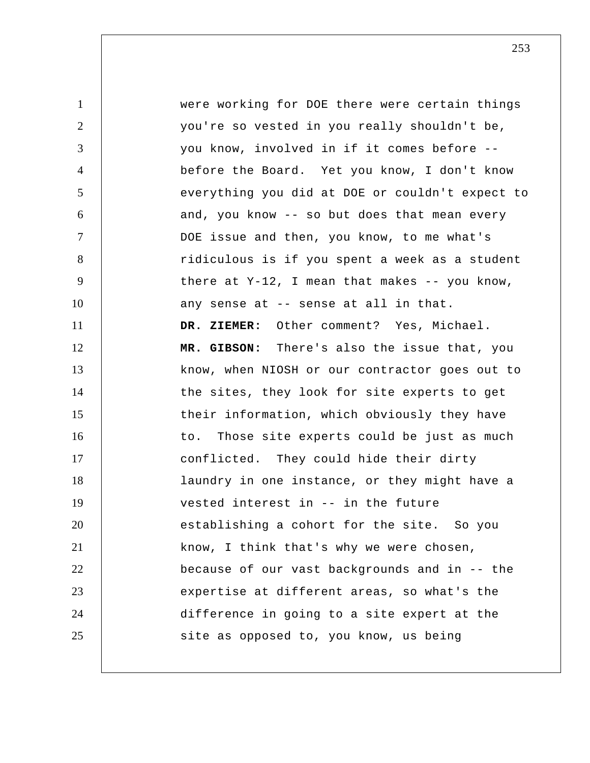were working for DOE there were certain things you're so vested in you really shouldn't be, you know, involved in if it comes before -- before the Board. Yet you know, I don't know everything you did at DOE or couldn't expect to and, you know -- so but does that mean every DOE issue and then, you know, to me what's ridiculous is if you spent a week as a student there at Y-12, I mean that makes -- you know, any sense at -- sense at all in that.

**DR. ZIEMER:** Other comment? Yes, Michael.

**MR. GIBSON:** There's also the issue that, you know, when NIOSH or our contractor goes out to the sites, they look for site experts to get their information, which obviously they have to. Those site experts could be just as much conflicted. They could hide their dirty laundry in one instance, or they might have a vested interest in -- in the future establishing a cohort for the site. So you know, I think that's why we were chosen, because of our vast backgrounds and in -- the expertise at different areas, so what's the difference in going to a site expert at the site as opposed to, you know, us being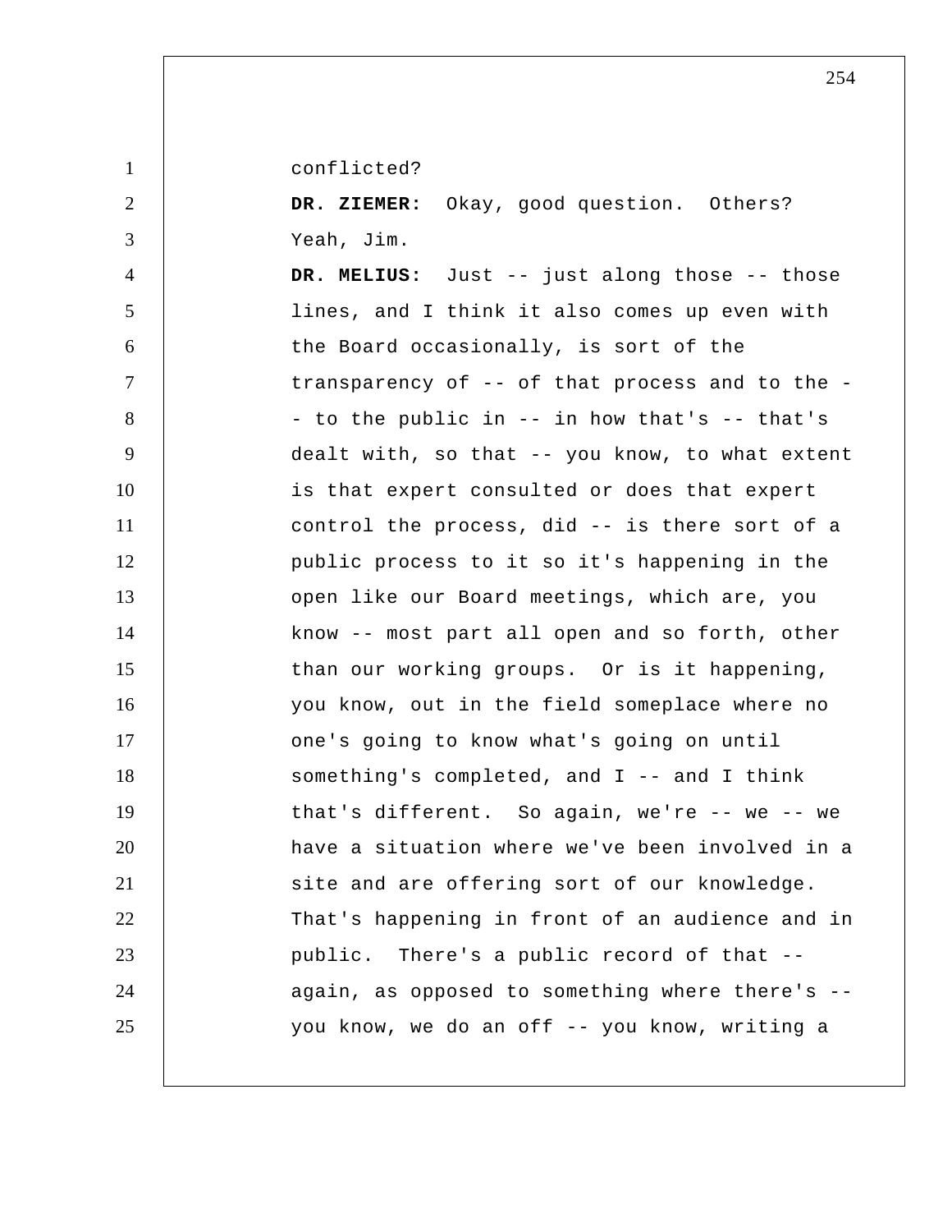conflicted?

**DR. ZIEMER:** Okay, good question. Others? Yeah, Jim.

**DR. MELIUS:** Just -- just along those -- those lines, and I think it also comes up even with the Board occasionally, is sort of the transparency of -- of that process and to the - - to the public in -- in how that's -- that's dealt with, so that -- you know, to what extent is that expert consulted or does that expert control the process, did -- is there sort of a public process to it so it's happening in the open like our Board meetings, which are, you know -- most part all open and so forth, other than our working groups. Or is it happening, you know, out in the field someplace where no one's going to know what's going on until something's completed, and I -- and I think that's different. So again, we're -- we -- we have a situation where we've been involved in a site and are offering sort of our knowledge. That's happening in front of an audience and in public. There's a public record of that -- again, as opposed to something where there's -- you know, we do an off -- you know, writing a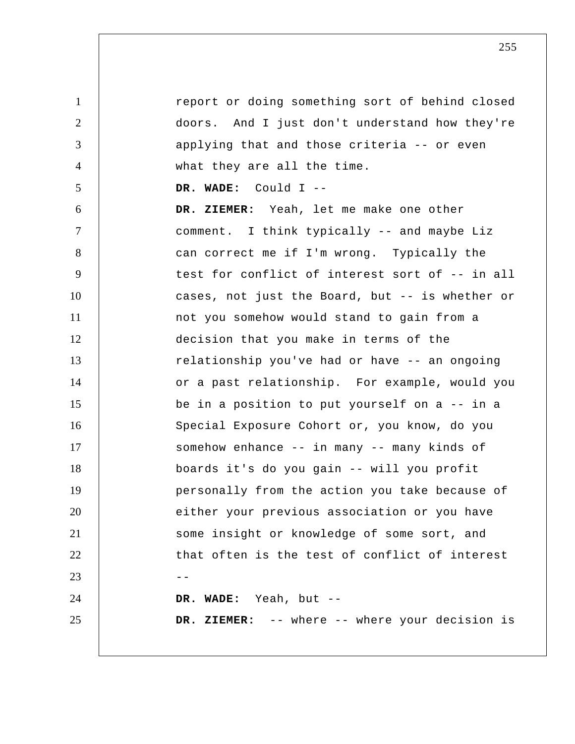report or doing something sort of behind closed doors. And I just don't understand how they're applying that and those criteria -- or even what they are all the time.

**DR. WADE:** Could I --

**DR. ZIEMER:** Yeah, let me make one other comment. I think typically -- and maybe Liz can correct me if I'm wrong. Typically the test for conflict of interest sort of -- in all cases, not just the Board, but -- is whether or not you somehow would stand to gain from a decision that you make in terms of the relationship you've had or have -- an ongoing or a past relationship. For example, would you be in a position to put yourself on a -- in a Special Exposure Cohort or, you know, do you somehow enhance -- in many -- many kinds of boards it's do you gain -- will you profit personally from the action you take because of either your previous association or you have some insight or knowledge of some sort, and that often is the test of conflict of interest --

**DR. WADE:** Yeah, but --

**DR. ZIEMER:** -- where -- where your decision is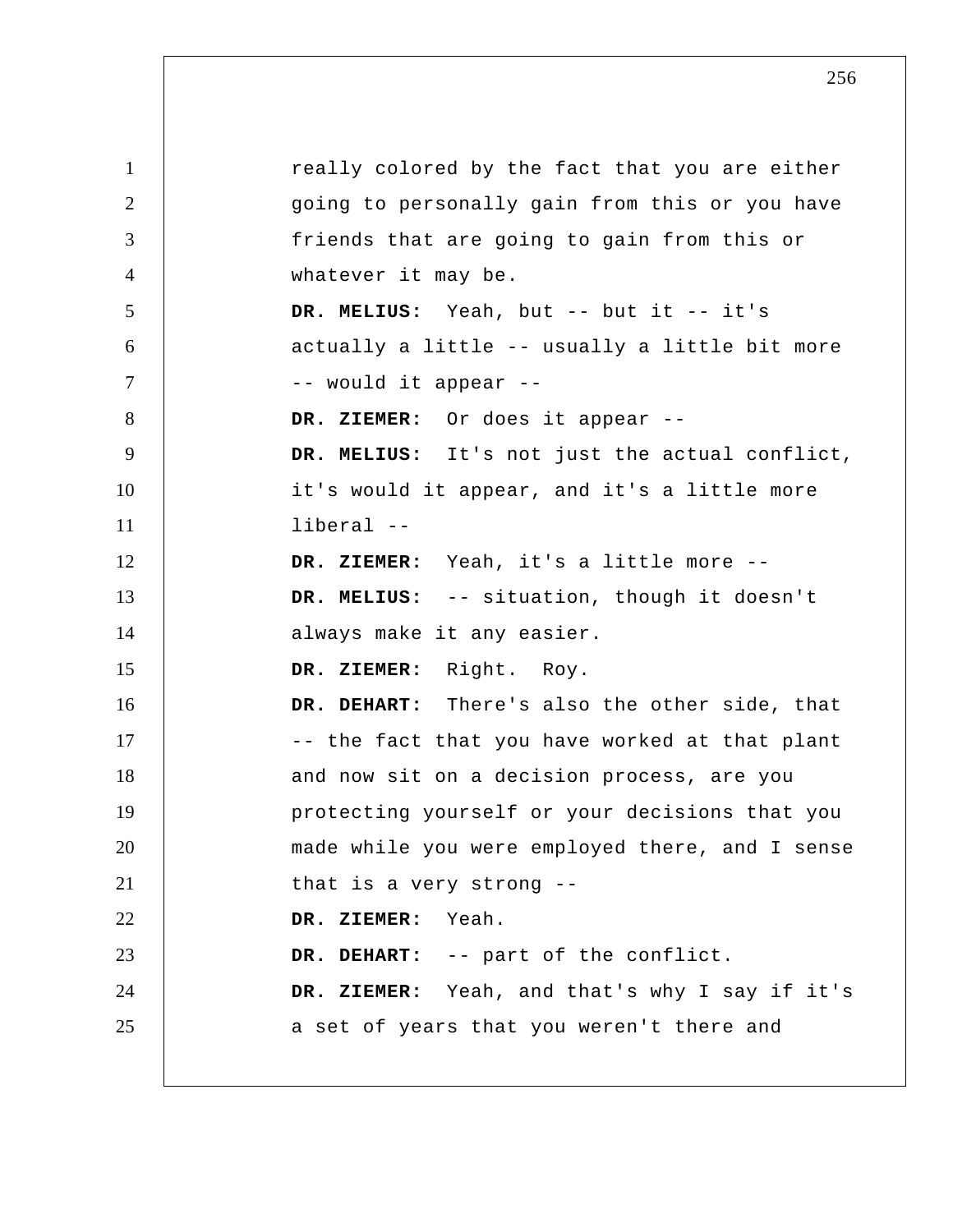really colored by the fact that you are either going to personally gain from this or you have friends that are going to gain from this or whatever it may be.

**DR. MELIUS:** Yeah, but -- but it -- it's actually a little -- usually a little bit more -- would it appear --

**DR. ZIEMER:** Or does it appear --

**DR. MELIUS:** It's not just the actual conflict, it's would it appear, and it's a little more liberal --

**DR. ZIEMER:** Yeah, it's a little more --

**DR. MELIUS:** -- situation, though it doesn't always make it any easier.

**DR. ZIEMER:** Right. Roy.

**DR. DEHART:** There's also the other side, that -- the fact that you have worked at that plant and now sit on a decision process, are you protecting yourself or your decisions that you made while you were employed there, and I sense that is a very strong --

**DR. ZIEMER:** Yeah.

**DR. DEHART:** -- part of the conflict.

**DR. ZIEMER:** Yeah, and that's why I say if it's a set of years that you weren't there and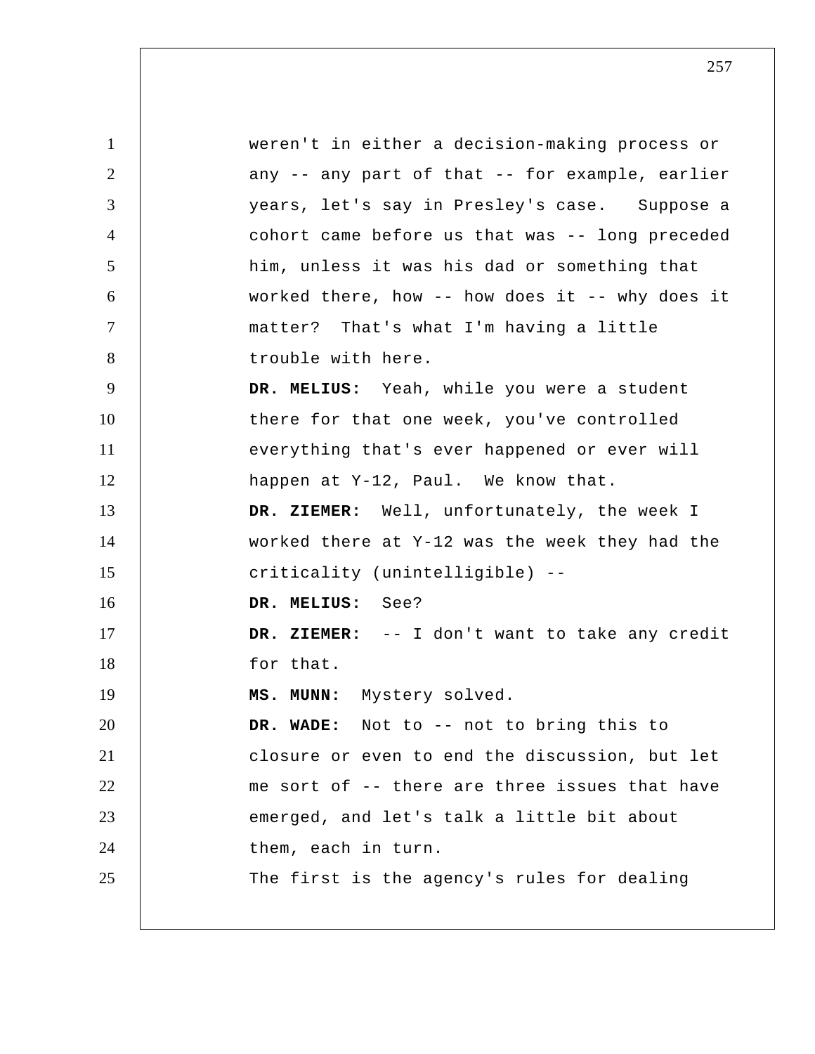weren't in either a decision-making process or any -- any part of that -- for example, earlier years, let's say in Presley's case. Suppose a cohort came before us that was -- long preceded him, unless it was his dad or something that worked there, how -- how does it -- why does it matter? That's what I'm having a little trouble with here.

**DR. MELIUS:** Yeah, while you were a student there for that one week, you've controlled everything that's ever happened or ever will happen at Y-12, Paul. We know that.

**DR. ZIEMER:** Well, unfortunately, the week I worked there at Y-12 was the week they had the criticality (unintelligible) --

**DR. MELIUS:** See?

**DR. ZIEMER:** -- I don't want to take any credit for that.

**MS. MUNN:** Mystery solved.

**DR. WADE:** Not to -- not to bring this to closure or even to end the discussion, but let me sort of -- there are three issues that have emerged, and let's talk a little bit about them, each in turn.

The first is the agency's rules for dealing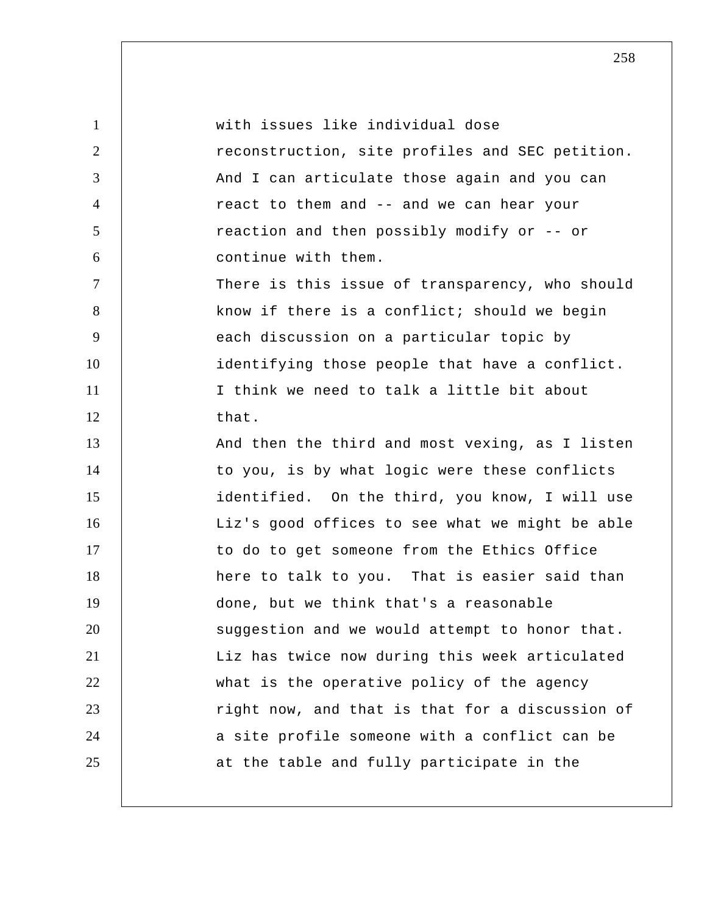with issues like individual dose reconstruction, site profiles and SEC petition. And I can articulate those again and you can react to them and -- and we can hear your reaction and then possibly modify or -- or continue with them.

There is this issue of transparency, who should know if there is a conflict; should we begin each discussion on a particular topic by identifying those people that have a conflict. I think we need to talk a little bit about that.

And then the third and most vexing, as I listen to you, is by what logic were these conflicts identified. On the third, you know, I will use Liz's good offices to see what we might be able to do to get someone from the Ethics Office here to talk to you. That is easier said than done, but we think that's a reasonable suggestion and we would attempt to honor that.

Liz has twice now during this week articulated what is the operative policy of the agency right now, and that is that for a discussion of a site profile someone with a conflict can be at the table and fully participate in the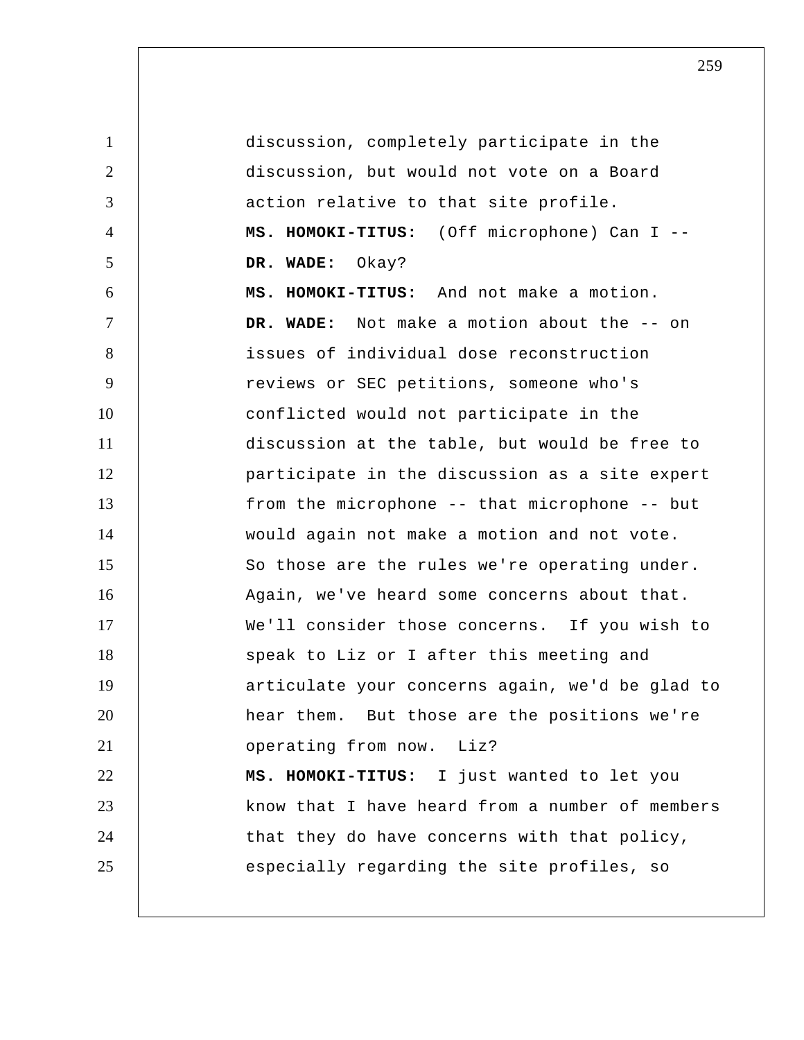discussion, completely participate in the discussion, but would not vote on a Board action relative to that site profile.

**MS. HOMOKI-TITUS:** (Off microphone) Can I --

**DR. WADE:** Okay?

**MS. HOMOKI-TITUS:** And not make a motion.

**DR. WADE:** Not make a motion about the -- on issues of individual dose reconstruction reviews or SEC petitions, someone who's conflicted would not participate in the discussion at the table, but would be free to participate in the discussion as a site expert from the microphone -- that microphone -- but would again not make a motion and not vote. So those are the rules we're operating under. Again, we've heard some concerns about that. We'll consider those concerns. If you wish to speak to Liz or I after this meeting and articulate your concerns again, we'd be glad to hear them. But those are the positions we're operating from now. Liz?

**MS. HOMOKI-TITUS:** I just wanted to let you know that I have heard from a number of members that they do have concerns with that policy, especially regarding the site profiles, so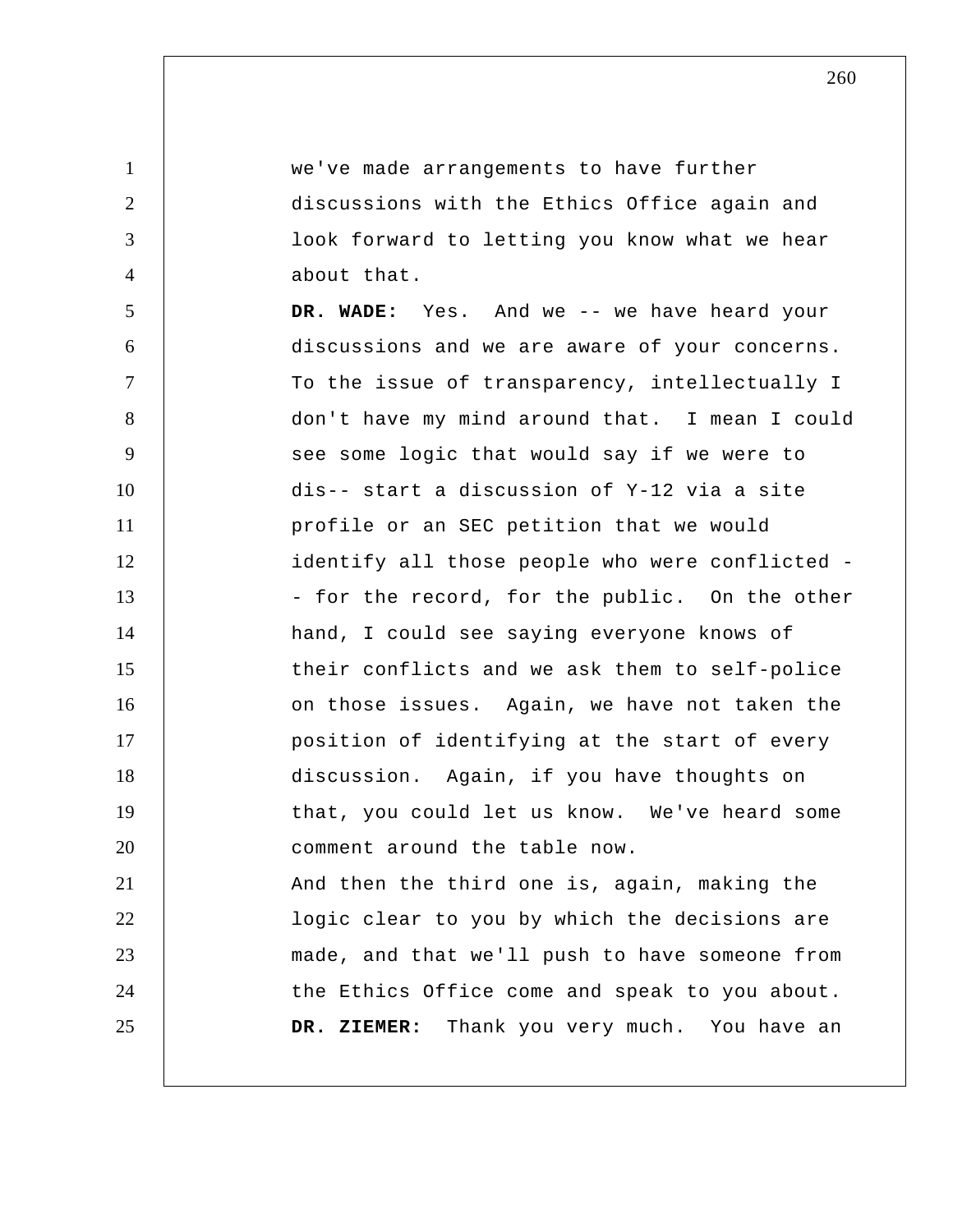we've made arrangements to have further discussions with the Ethics Office again and look forward to letting you know what we hear about that.

**DR. WADE:** Yes. And we -- we have heard your discussions and we are aware of your concerns. To the issue of transparency, intellectually I don't have my mind around that. I mean I could see some logic that would say if we were to dis-- start a discussion of Y-12 via a site profile or an SEC petition that we would identify all those people who were conflicted -- for the record, for the public. On the other hand, I could see saying everyone knows of their conflicts and we ask them to self-police on those issues. Again, we have not taken the position of identifying at the start of every discussion. Again, if you have thoughts on that, you could let us know. We've heard some comment around the table now.

And then the third one is, again, making the logic clear to you by which the decisions are made, and that we'll push to have someone from the Ethics Office come and speak to you about.

**DR. ZIEMER:** Thank you very much. You have an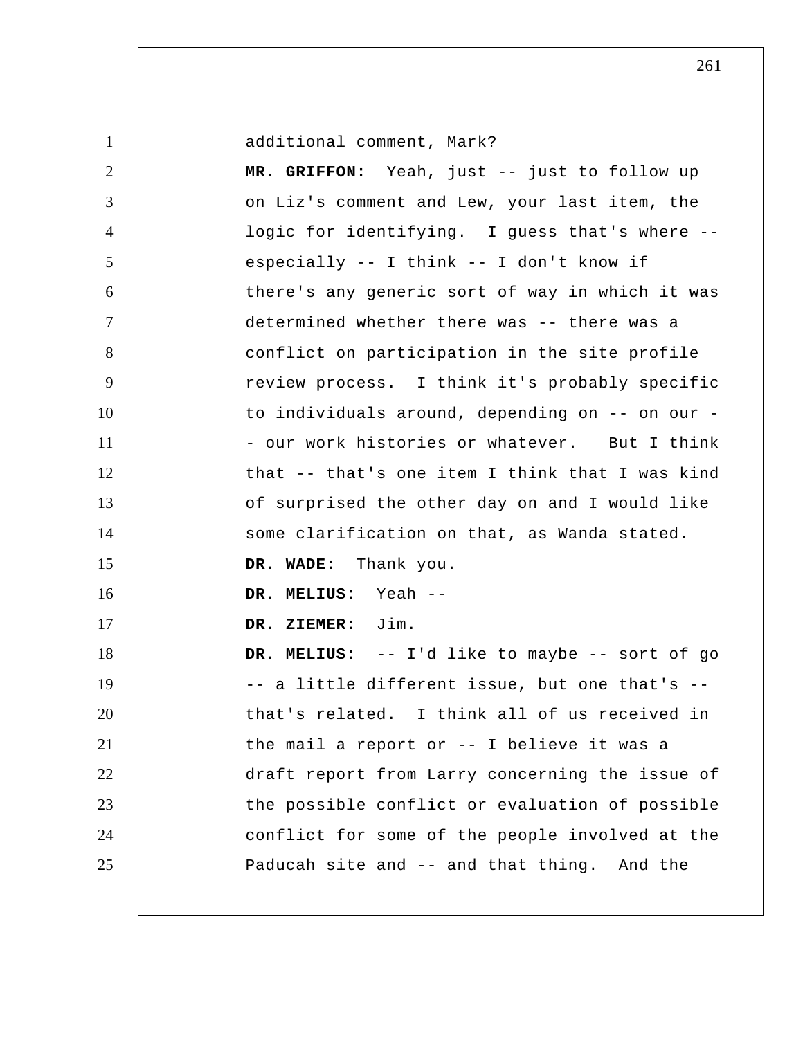additional comment, Mark?

**MR. GRIFFON:** Yeah, just -- just to follow up on Liz's comment and Lew, your last item, the logic for identifying. I guess that's where -- especially -- I think -- I don't know if there's any generic sort of way in which it was determined whether there was -- there was a conflict on participation in the site profile review process. I think it's probably specific to individuals around, depending on -- on our -- our work histories or whatever. But I think that -- that's one item I think that I was kind of surprised the other day on and I would like some clarification on that, as Wanda stated.

**DR. WADE:** Thank you.

**DR. MELIUS:** Yeah --

**DR. ZIEMER:** Jim.

**DR. MELIUS:** -- I'd like to maybe -- sort of go -- a little different issue, but one that's -- that's related. I think all of us received in the mail a report or -- I believe it was a draft report from Larry concerning the issue of the possible conflict or evaluation of possible conflict for some of the people involved at the Paducah site and -- and that thing. And the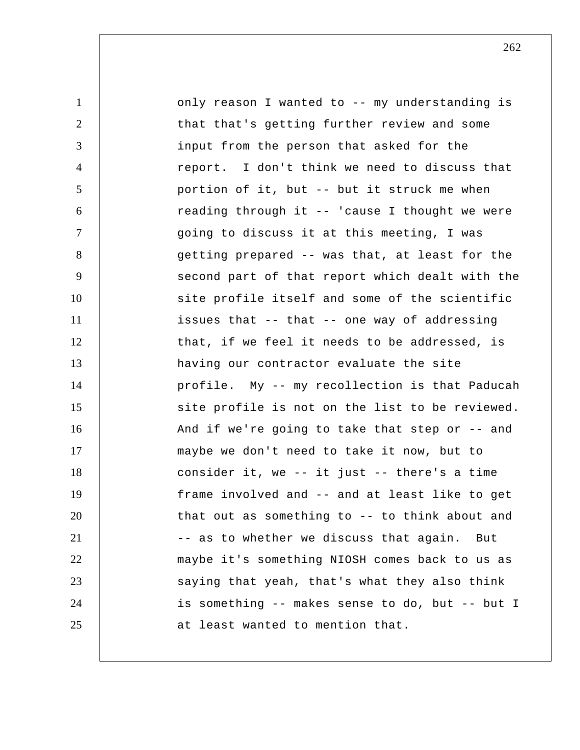only reason I wanted to -- my understanding is that that's getting further review and some input from the person that asked for the report. I don't think we need to discuss that portion of it, but -- but it struck me when reading through it -- 'cause I thought we were going to discuss it at this meeting, I was getting prepared -- was that, at least for the second part of that report which dealt with the site profile itself and some of the scientific issues that -- that -- one way of addressing that, if we feel it needs to be addressed, is having our contractor evaluate the site profile. My -- my recollection is that Paducah site profile is not on the list to be reviewed. And if we're going to take that step or -- and maybe we don't need to take it now, but to consider it, we -- it just -- there's a time frame involved and -- and at least like to get that out as something to -- to think about and -- as to whether we discuss that again. But maybe it's something NIOSH comes back to us as saying that yeah, that's what they also think is something -- makes sense to do, but -- but I at least wanted to mention that.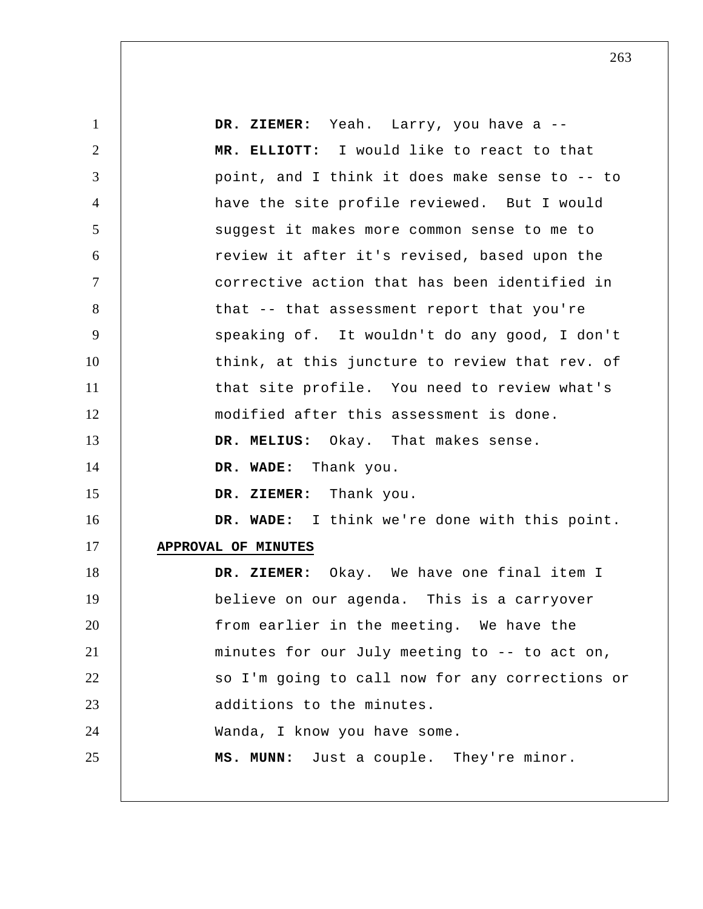**DR. ZIEMER:** Yeah. Larry, you have a --

**MR. ELLIOTT:** I would like to react to that point, and I think it does make sense to -- to have the site profile reviewed. But I would suggest it makes more common sense to me to review it after it's revised, based upon the corrective action that has been identified in that -- that assessment report that you're speaking of. It wouldn't do any good, I don't think, at this juncture to review that rev. of that site profile. You need to review what's modified after this assessment is done.

**DR. MELIUS:** Okay. That makes sense.

**DR. WADE:** Thank you.

**DR. ZIEMER:** Thank you.

**DR. WADE:** I think we're done with this point.

**APPROVAL OF MINUTES**

**DR. ZIEMER:** Okay. We have one final item I believe on our agenda. This is a carryover from earlier in the meeting. We have the minutes for our July meeting to -- to act on, so I'm going to call now for any corrections or additions to the minutes.

Wanda, I know you have some.

**MS. MUNN:** Just a couple. They're minor.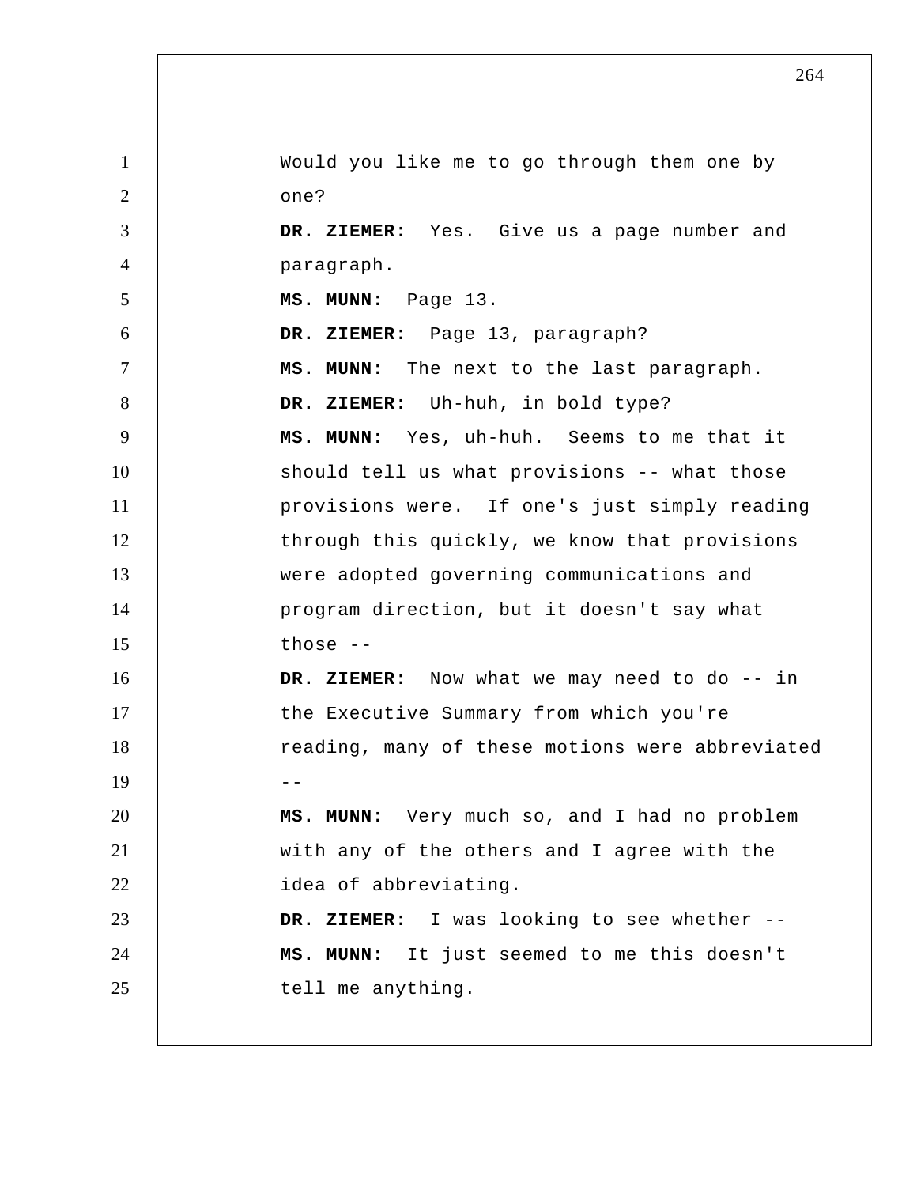Would you like me to go through them one by one?

**DR. ZIEMER:** Yes. Give us a page number and paragraph.

**MS. MUNN:** Page 13.

**DR. ZIEMER:** Page 13, paragraph?

**MS. MUNN:** The next to the last paragraph.

**DR. ZIEMER:** Uh-huh, in bold type?

**MS. MUNN:** Yes, uh-huh. Seems to me that it should tell us what provisions -- what those provisions were. If one's just simply reading through this quickly, we know that provisions were adopted governing communications and program direction, but it doesn't say what those --

**DR. ZIEMER:** Now what we may need to do -- in the Executive Summary from which you're reading, many of these motions were abbreviated --

**MS. MUNN:** Very much so, and I had no problem with any of the others and I agree with the idea of abbreviating.

**DR. ZIEMER:** I was looking to see whether --

**MS. MUNN:** It just seemed to me this doesn't tell me anything.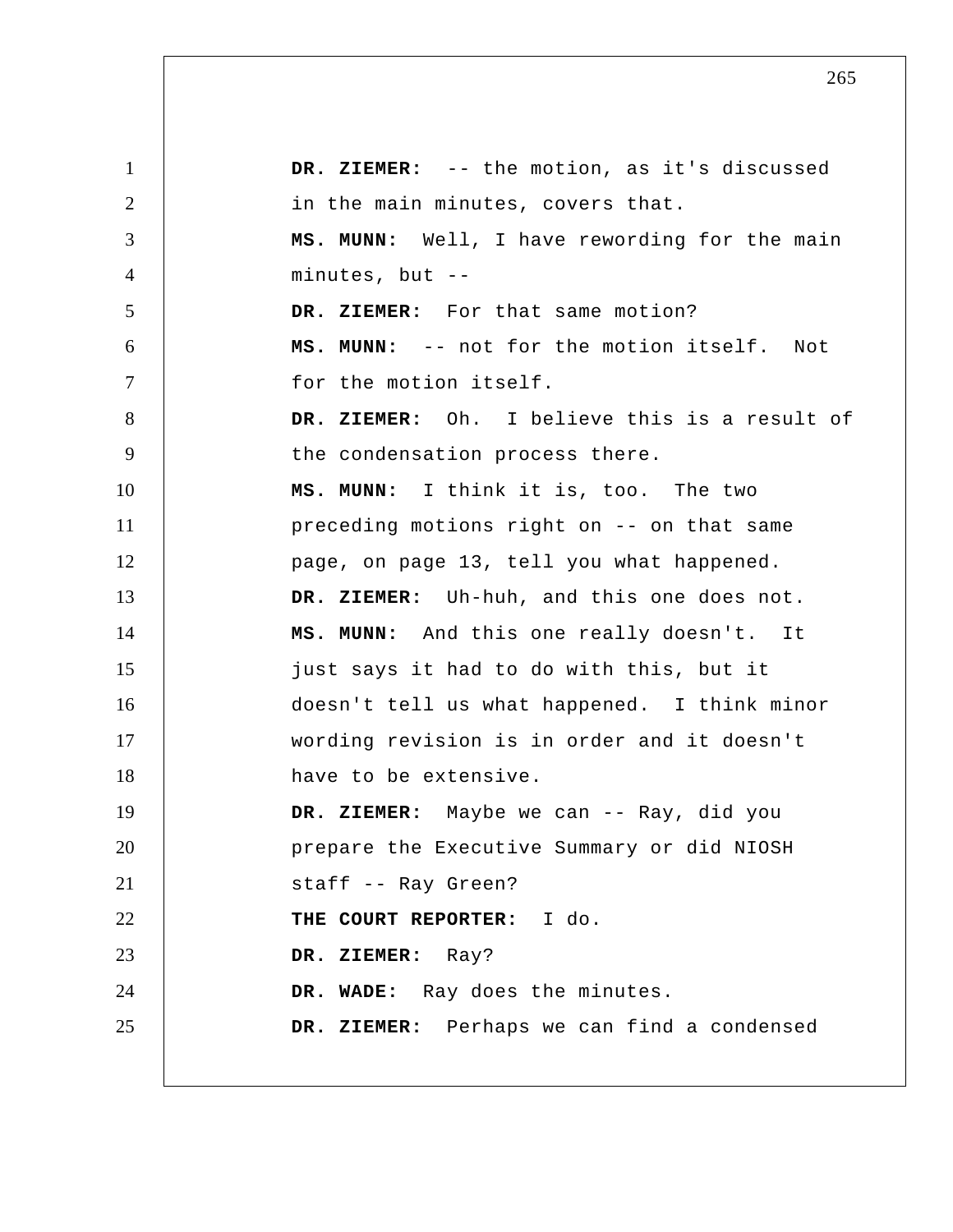**DR. ZIEMER:** -- the motion, as it's discussed in the main minutes, covers that.

**MS. MUNN:** Well, I have rewording for the main minutes, but --

**DR. ZIEMER:** For that same motion?

**MS. MUNN:** -- not for the motion itself. Not for the motion itself.

**DR. ZIEMER:** Oh. I believe this is a result of the condensation process there.

**MS. MUNN:** I think it is, too. The two preceding motions right on -- on that same page, on page 13, tell you what happened.

**DR. ZIEMER:** Uh-huh, and this one does not.

**MS. MUNN:** And this one really doesn't. It just says it had to do with this, but it doesn't tell us what happened. I think minor wording revision is in order and it doesn't have to be extensive.

**DR. ZIEMER:** Maybe we can -- Ray, did you prepare the Executive Summary or did NIOSH staff -- Ray Green?

**THE COURT REPORTER:** I do.

**DR. ZIEMER:** Ray?

**DR. WADE:** Ray does the minutes.

**DR. ZIEMER:** Perhaps we can find a condensed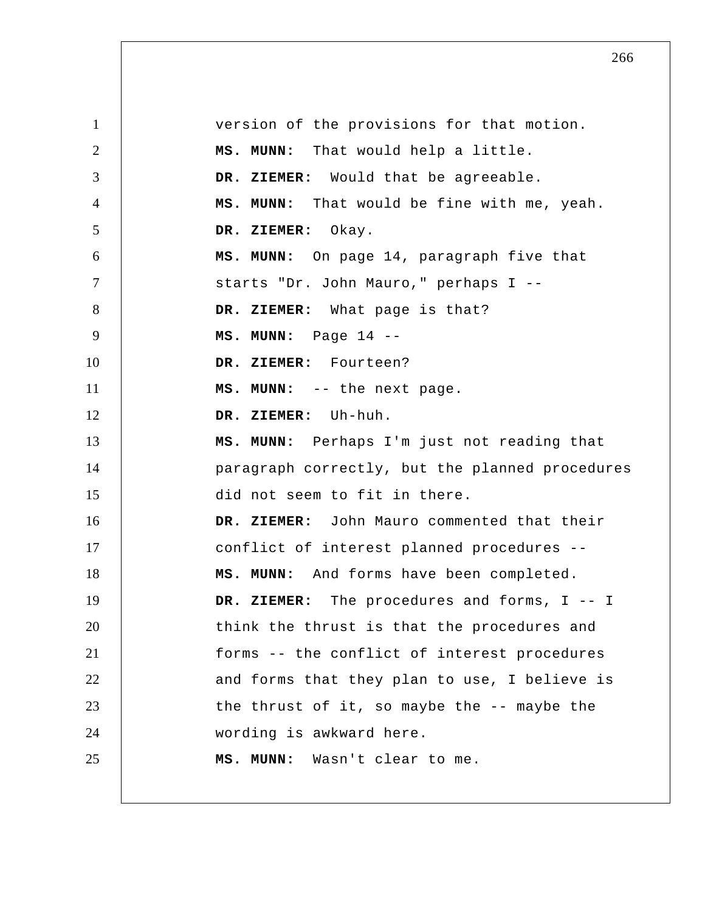version of the provisions for that motion.

**MS. MUNN:** That would help a little.

**DR. ZIEMER:** Would that be agreeable.

**MS. MUNN:** That would be fine with me, yeah.

**DR. ZIEMER:** Okay.

**MS. MUNN:** On page 14, paragraph five that starts "Dr. John Mauro," perhaps I --

**DR. ZIEMER:** What page is that?

**MS. MUNN:** Page 14 --

**DR. ZIEMER:** Fourteen?

**MS. MUNN:** -- the next page.

**DR. ZIEMER:** Uh-huh.

**MS. MUNN:** Perhaps I'm just not reading that paragraph correctly, but the planned procedures did not seem to fit in there.

**DR. ZIEMER:** John Mauro commented that their conflict of interest planned procedures --

**MS. MUNN:** And forms have been completed.

**DR. ZIEMER:** The procedures and forms, I -- I think the thrust is that the procedures and forms -- the conflict of interest procedures and forms that they plan to use, I believe is the thrust of it, so maybe the -- maybe the wording is awkward here.

**MS. MUNN:** Wasn't clear to me.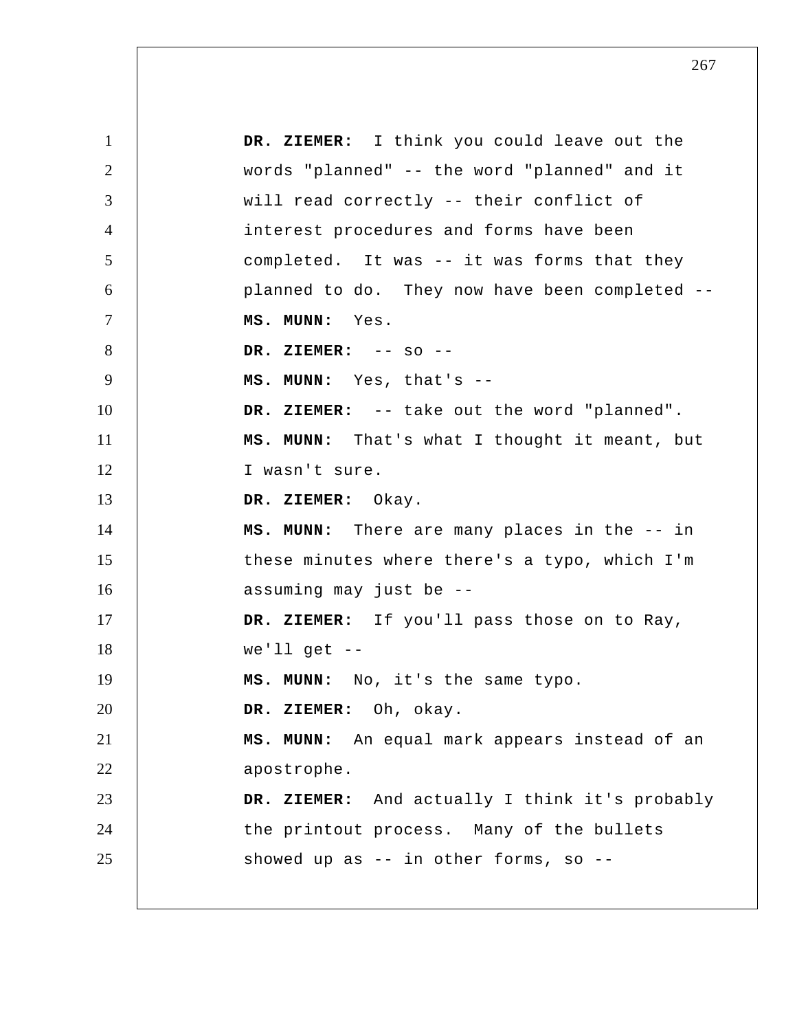**DR. ZIEMER:** I think you could leave out the words "planned" -- the word "planned" and it will read correctly -- their conflict of interest procedures and forms have been completed. It was -- it was forms that they planned to do. They now have been completed --

**MS. MUNN:** Yes.

**DR. ZIEMER:** -- so --

**MS. MUNN:** Yes, that's --

**DR. ZIEMER:** -- take out the word "planned".

**MS. MUNN:** That's what I thought it meant, but I wasn't sure.

**DR. ZIEMER:** Okay.

**MS. MUNN:** There are many places in the -- in these minutes where there's a typo, which I'm assuming may just be --

**DR. ZIEMER:** If you'll pass those on to Ray, we'll get --

**MS. MUNN:** No, it's the same typo.

**DR. ZIEMER:** Oh, okay.

**MS. MUNN:** An equal mark appears instead of an apostrophe.

**DR. ZIEMER:** And actually I think it's probably the printout process. Many of the bullets showed up as -- in other forms, so --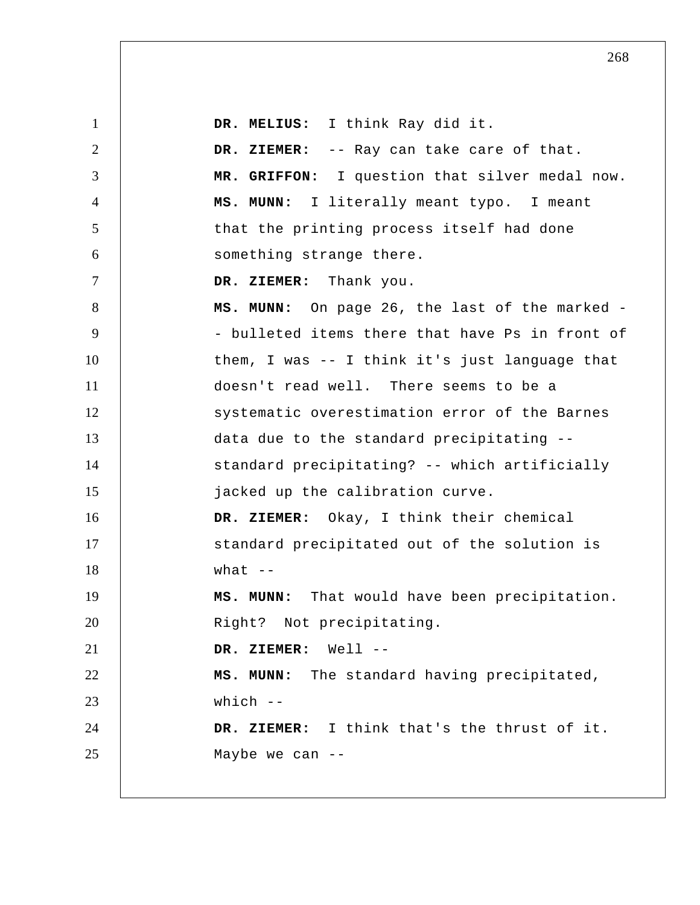**DR. MELIUS:** I think Ray did it.

**DR. ZIEMER:** -- Ray can take care of that.

**MR. GRIFFON:** I question that silver medal now.

**MS. MUNN:** I literally meant typo. I meant that the printing process itself had done something strange there.

**DR. ZIEMER:** Thank you.

**MS. MUNN:** On page 26, the last of the marked -- bulleted items there that have Ps in front of them, I was -- I think it's just language that doesn't read well. There seems to be a systematic overestimation error of the Barnes data due to the standard precipitating -- standard precipitating? -- which artificially jacked up the calibration curve.

**DR. ZIEMER:** Okay, I think their chemical standard precipitated out of the solution is what --

**MS. MUNN:** That would have been precipitation. Right? Not precipitating.

**DR. ZIEMER:** Well --

**MS. MUNN:** The standard having precipitated, which --

**DR. ZIEMER:** I think that's the thrust of it. Maybe we can --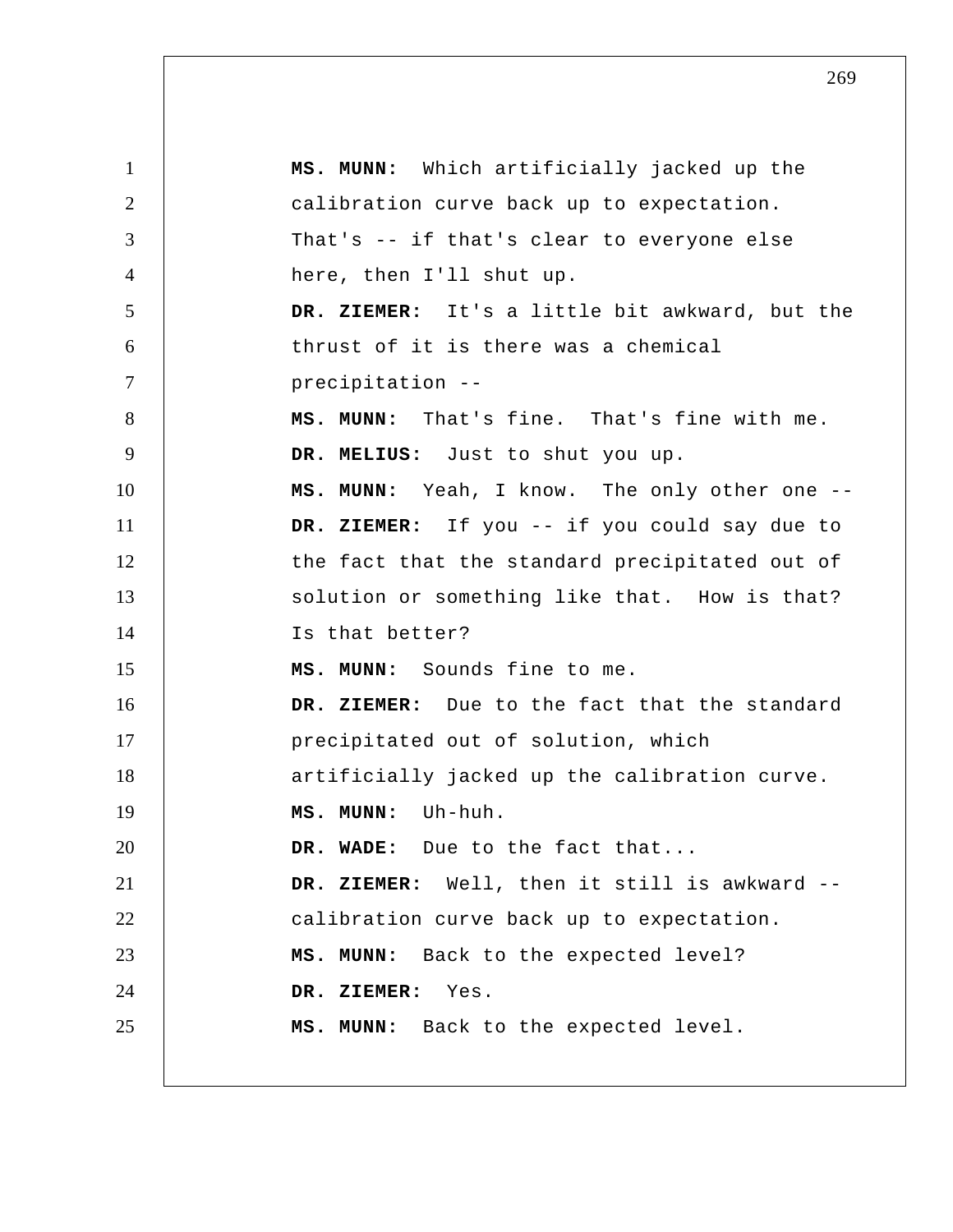**MS. MUNN:** Which artificially jacked up the calibration curve back up to expectation. That's -- if that's clear to everyone else here, then I'll shut up.

**DR. ZIEMER:** It's a little bit awkward, but the thrust of it is there was a chemical precipitation --

**MS. MUNN:** That's fine. That's fine with me.

**DR. MELIUS:** Just to shut you up.

**MS. MUNN:** Yeah, I know. The only other one --

**DR. ZIEMER:** If you -- if you could say due to the fact that the standard precipitated out of solution or something like that. How is that? Is that better?

**MS. MUNN:** Sounds fine to me.

**DR. ZIEMER:** Due to the fact that the standard precipitated out of solution, which artificially jacked up the calibration curve.

**MS. MUNN:** Uh-huh.

**DR. WADE:** Due to the fact that...

**DR. ZIEMER:** Well, then it still is awkward -- calibration curve back up to expectation.

**MS. MUNN:** Back to the expected level?

**DR. ZIEMER:** Yes.

**MS. MUNN:** Back to the expected level.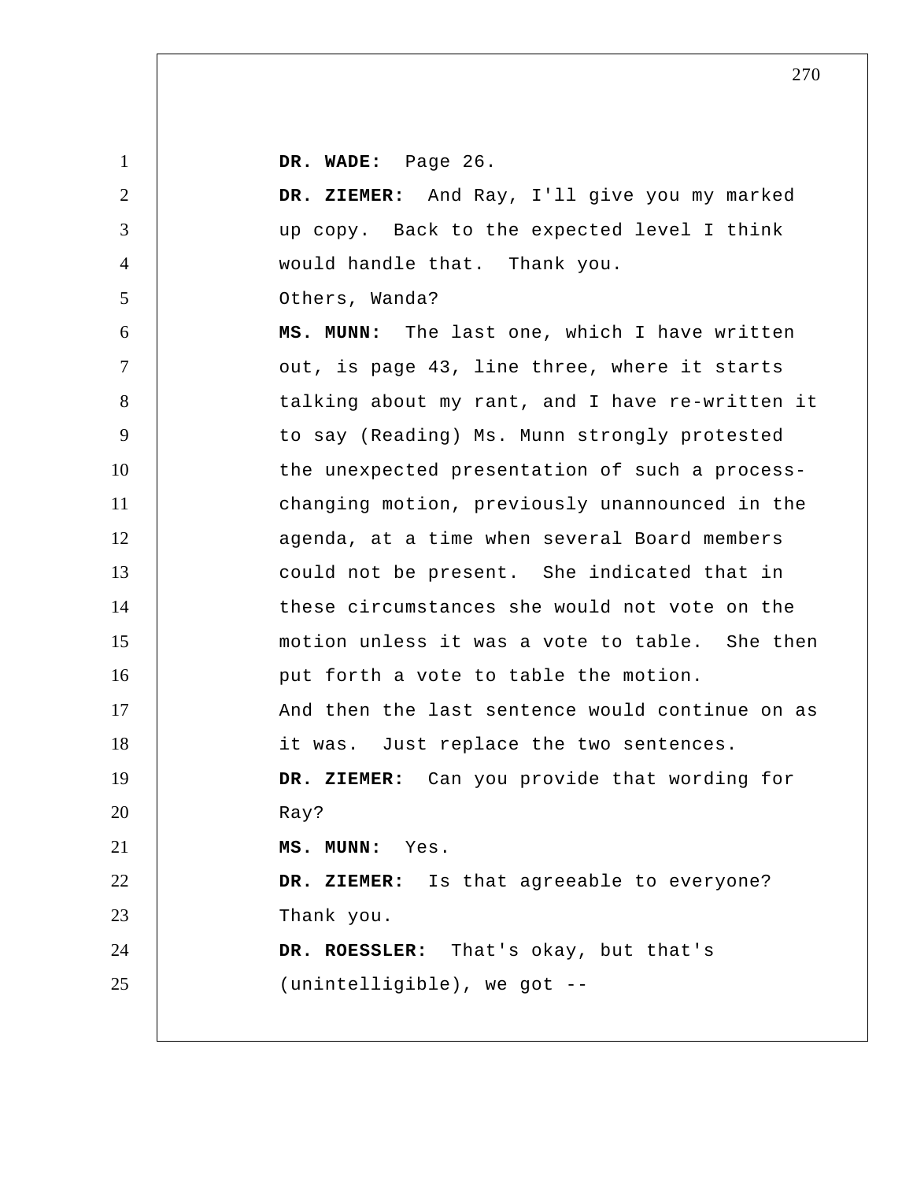**DR. WADE:** Page 26.

**DR. ZIEMER:** And Ray, I'll give you my marked up copy. Back to the expected level I think would handle that. Thank you.

Others, Wanda?

**MS. MUNN:** The last one, which I have written out, is page 43, line three, where it starts talking about my rant, and I have re-written it to say (Reading) Ms. Munn strongly protested the unexpected presentation of such a process-changing motion, previously unannounced in the agenda, at a time when several Board members could not be present. She indicated that in these circumstances she would not vote on the motion unless it was a vote to table. She then put forth a vote to table the motion.

And then the last sentence would continue on as it was. Just replace the two sentences.

**DR. ZIEMER:** Can you provide that wording for Ray?

**MS. MUNN:** Yes.

**DR. ZIEMER:** Is that agreeable to everyone? Thank you.

**DR. ROESSLER:** That's okay, but that's (unintelligible), we got --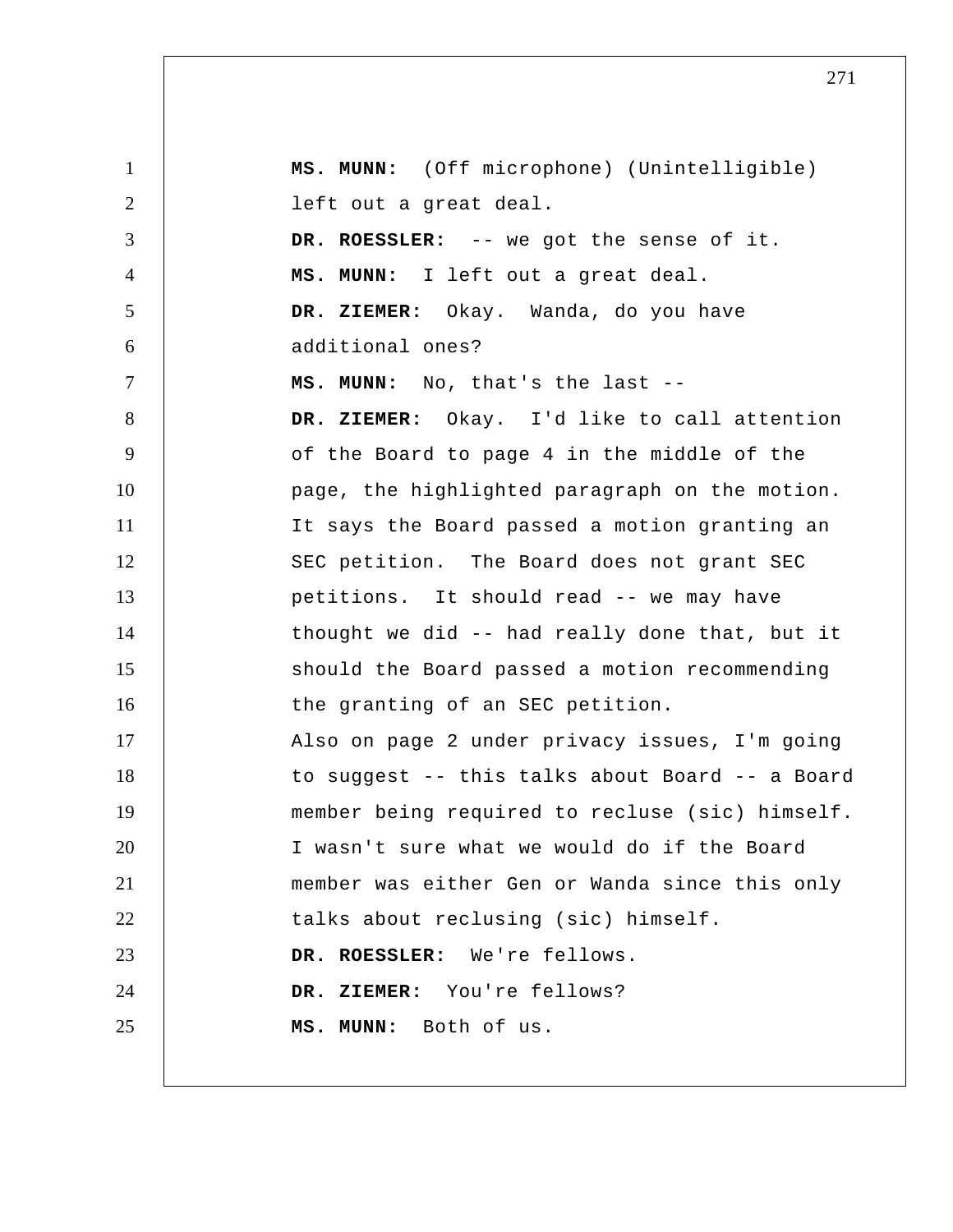**MS. MUNN:** (Off microphone) (Unintelligible) left out a great deal.

**DR. ROESSLER:** -- we got the sense of it.

**MS. MUNN:** I left out a great deal.

**DR. ZIEMER:** Okay. Wanda, do you have additional ones?

**MS. MUNN:** No, that's the last --

**DR. ZIEMER:** Okay. I'd like to call attention of the Board to page 4 in the middle of the page, the highlighted paragraph on the motion. It says the Board passed a motion granting an SEC petition. The Board does not grant SEC petitions. It should read -- we may have thought we did -- had really done that, but it should the Board passed a motion recommending the granting of an SEC petition.

Also on page 2 under privacy issues, I'm going to suggest -- this talks about Board -- a Board member being required to recluse (sic) himself. I wasn't sure what we would do if the Board member was either Gen or Wanda since this only talks about reclusing (sic) himself.

**DR. ROESSLER:** We're fellows.

**DR. ZIEMER:** You're fellows?

**MS. MUNN:** Both of us.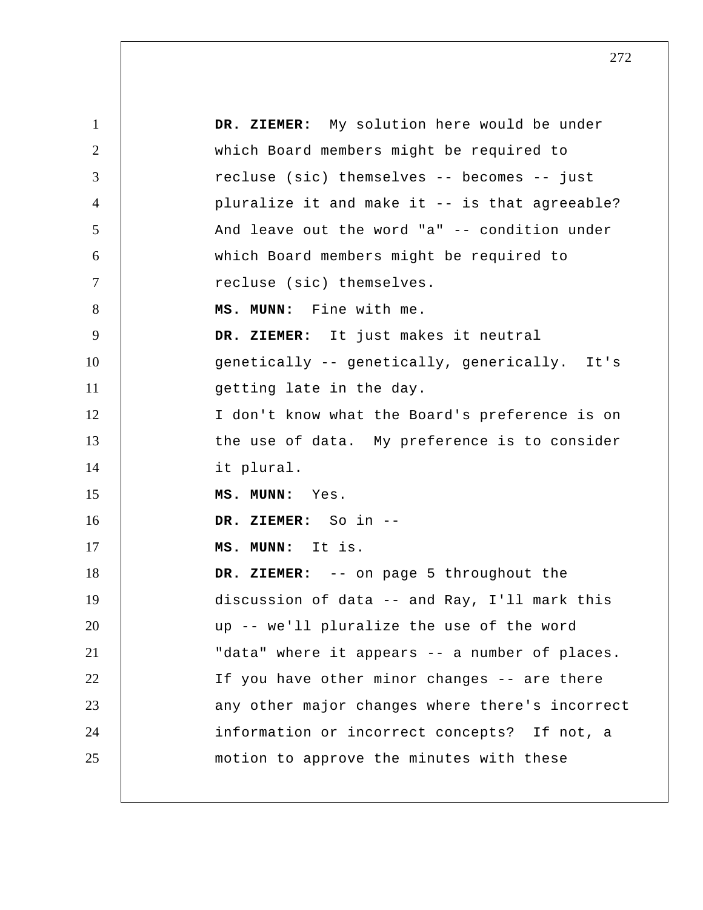**DR. ZIEMER:** My solution here would be under which Board members might be required to recluse (sic) themselves -- becomes -- just pluralize it and make it -- is that agreeable? And leave out the word "a" -- condition under which Board members might be required to recluse (sic) themselves.

**MS. MUNN:** Fine with me.

**DR. ZIEMER:** It just makes it neutral genetically -- genetically, generically. It's getting late in the day.

I don't know what the Board's preference is on the use of data. My preference is to consider it plural.

**MS. MUNN:** Yes.

**DR. ZIEMER:** So in --

**MS. MUNN:** It is.

**DR. ZIEMER:** -- on page 5 throughout the discussion of data -- and Ray, I'll mark this up -- we'll pluralize the use of the word "data" where it appears -- a number of places. If you have other minor changes -- are there any other major changes where there's incorrect information or incorrect concepts? If not, a motion to approve the minutes with these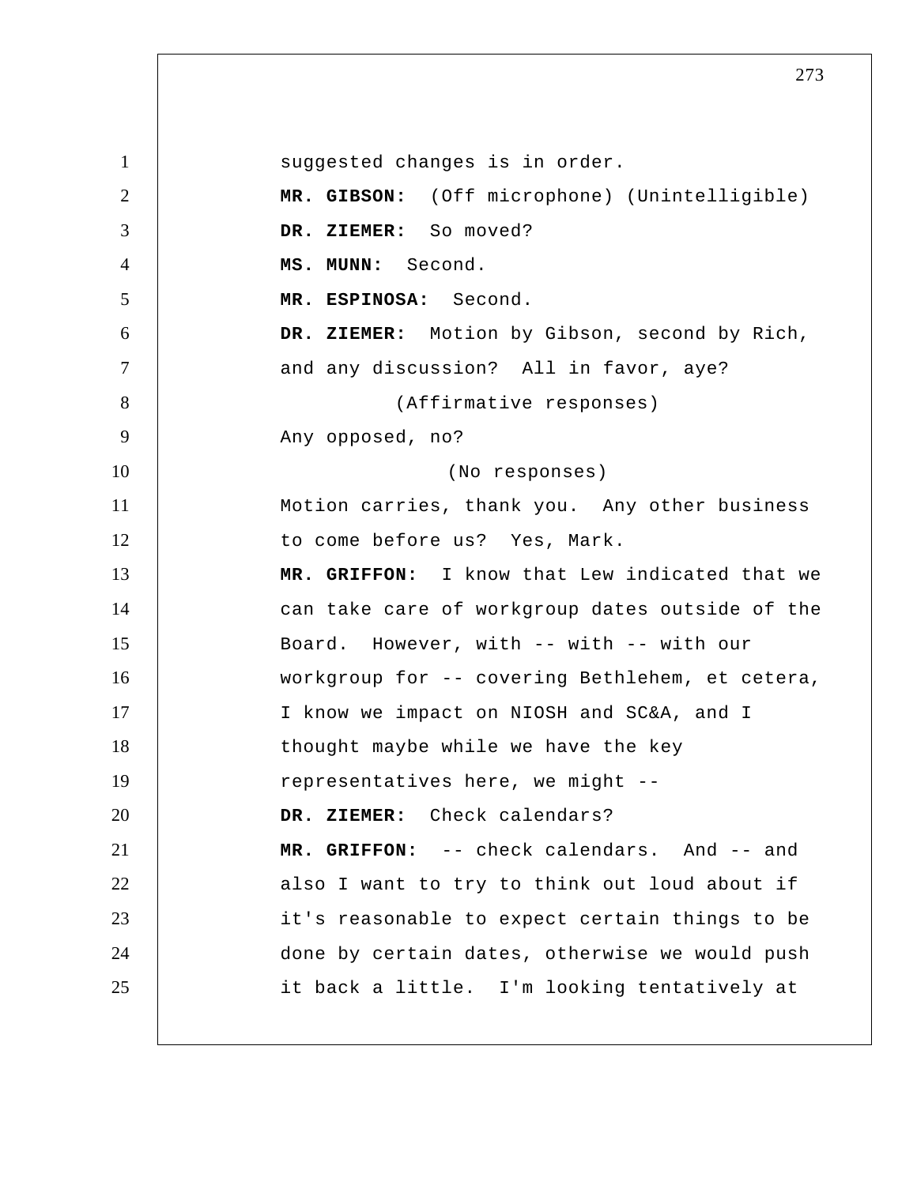suggested changes is in order.

**MR. GIBSON:** (Off microphone) (Unintelligible)

**DR. ZIEMER:** So moved?

**MS. MUNN:** Second.

**MR. ESPINOSA:** Second.

**DR. ZIEMER:** Motion by Gibson, second by Rich, and any discussion? All in favor, aye?

(Affirmative responses)

Any opposed, no?

(No responses)

Motion carries, thank you. Any other business to come before us? Yes, Mark.

**MR. GRIFFON:** I know that Lew indicated that we can take care of workgroup dates outside of the Board. However, with -- with -- with our workgroup for -- covering Bethlehem, et cetera, I know we impact on NIOSH and SC&A, and I thought maybe while we have the key representatives here, we might --

**DR. ZIEMER:** Check calendars?

**MR. GRIFFON:** -- check calendars. And -- and also I want to try to think out loud about if it's reasonable to expect certain things to be done by certain dates, otherwise we would push it back a little. I'm looking tentatively at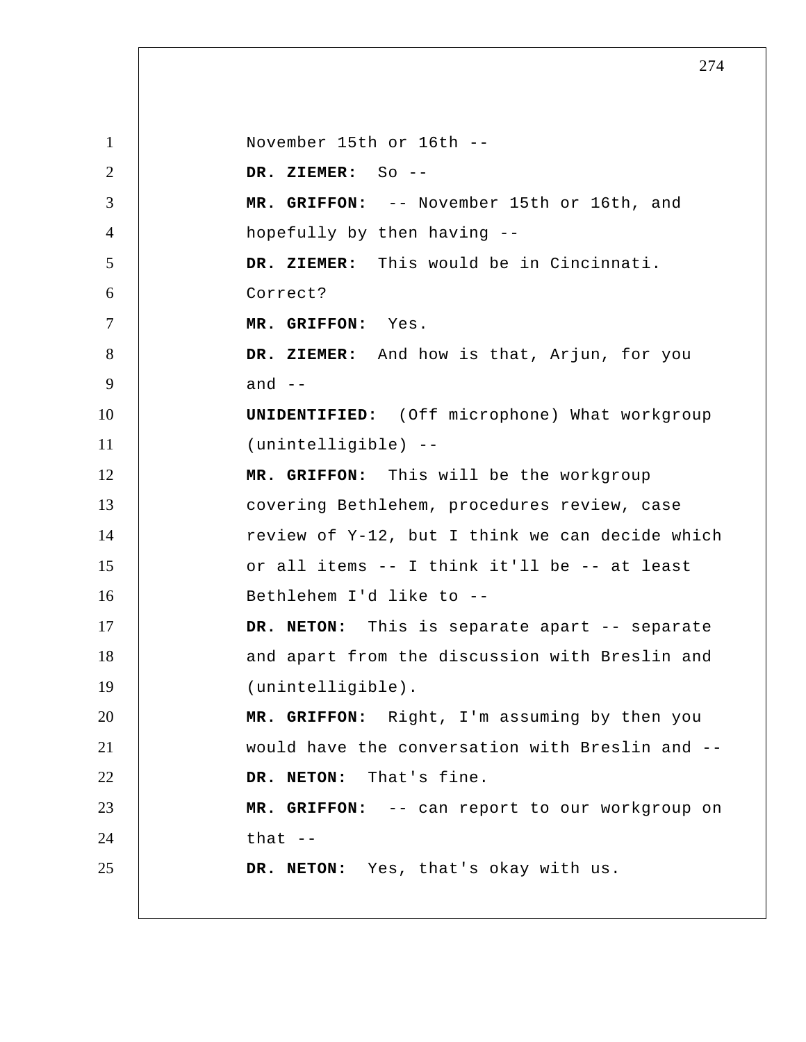November 15th or 16th --

**DR. ZIEMER:** So --

**MR. GRIFFON:** -- November 15th or 16th, and hopefully by then having --

**DR. ZIEMER:** This would be in Cincinnati. Correct?

**MR. GRIFFON:** Yes.

**DR. ZIEMER:** And how is that, Arjun, for you and --

**UNIDENTIFIED:** (Off microphone) What workgroup (unintelligible) --

**MR. GRIFFON:** This will be the workgroup covering Bethlehem, procedures review, case review of Y-12, but I think we can decide which or all items -- I think it'll be -- at least Bethlehem I'd like to --

**DR. NETON:** This is separate apart -- separate and apart from the discussion with Breslin and (unintelligible).

**MR. GRIFFON:** Right, I'm assuming by then you would have the conversation with Breslin and --

**DR. NETON:** That's fine.

**MR. GRIFFON:** -- can report to our workgroup on that --

**DR. NETON:** Yes, that's okay with us.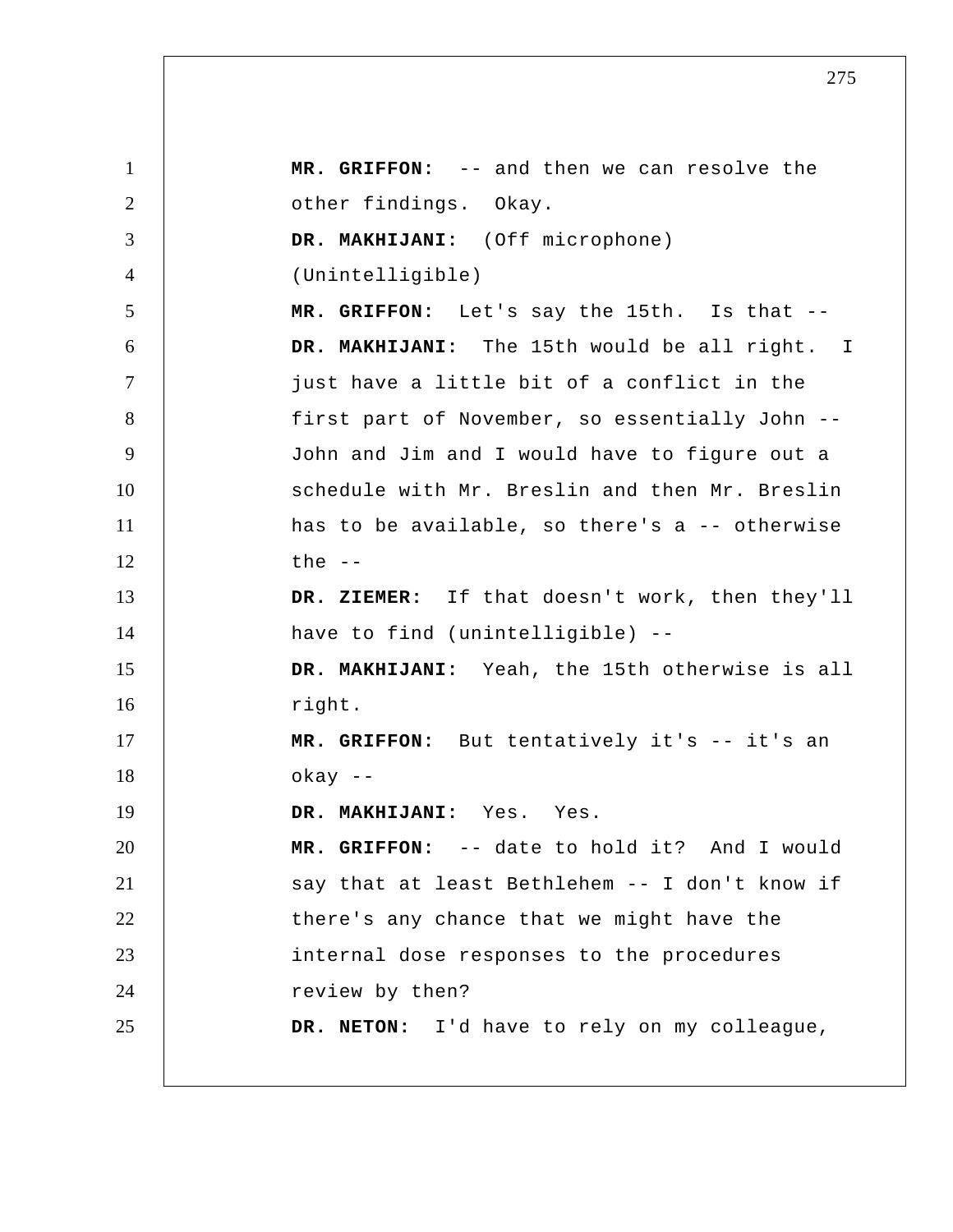**MR. GRIFFON:** -- and then we can resolve the other findings. Okay.

**DR. MAKHIJANI:** (Off microphone) (Unintelligible)

**MR. GRIFFON:** Let's say the 15th. Is that --

**DR. MAKHIJANI:** The 15th would be all right. I just have a little bit of a conflict in the first part of November, so essentially John -- John and Jim and I would have to figure out a schedule with Mr. Breslin and then Mr. Breslin has to be available, so there's a -- otherwise the --

**DR. ZIEMER:** If that doesn't work, then they'll have to find (unintelligible) --

**DR. MAKHIJANI:** Yeah, the 15th otherwise is all right.

**MR. GRIFFON:** But tentatively it's -- it's an okay --

**DR. MAKHIJANI:** Yes. Yes.

**MR. GRIFFON:** -- date to hold it? And I would say that at least Bethlehem -- I don't know if there's any chance that we might have the internal dose responses to the procedures review by then?

**DR. NETON:** I'd have to rely on my colleague,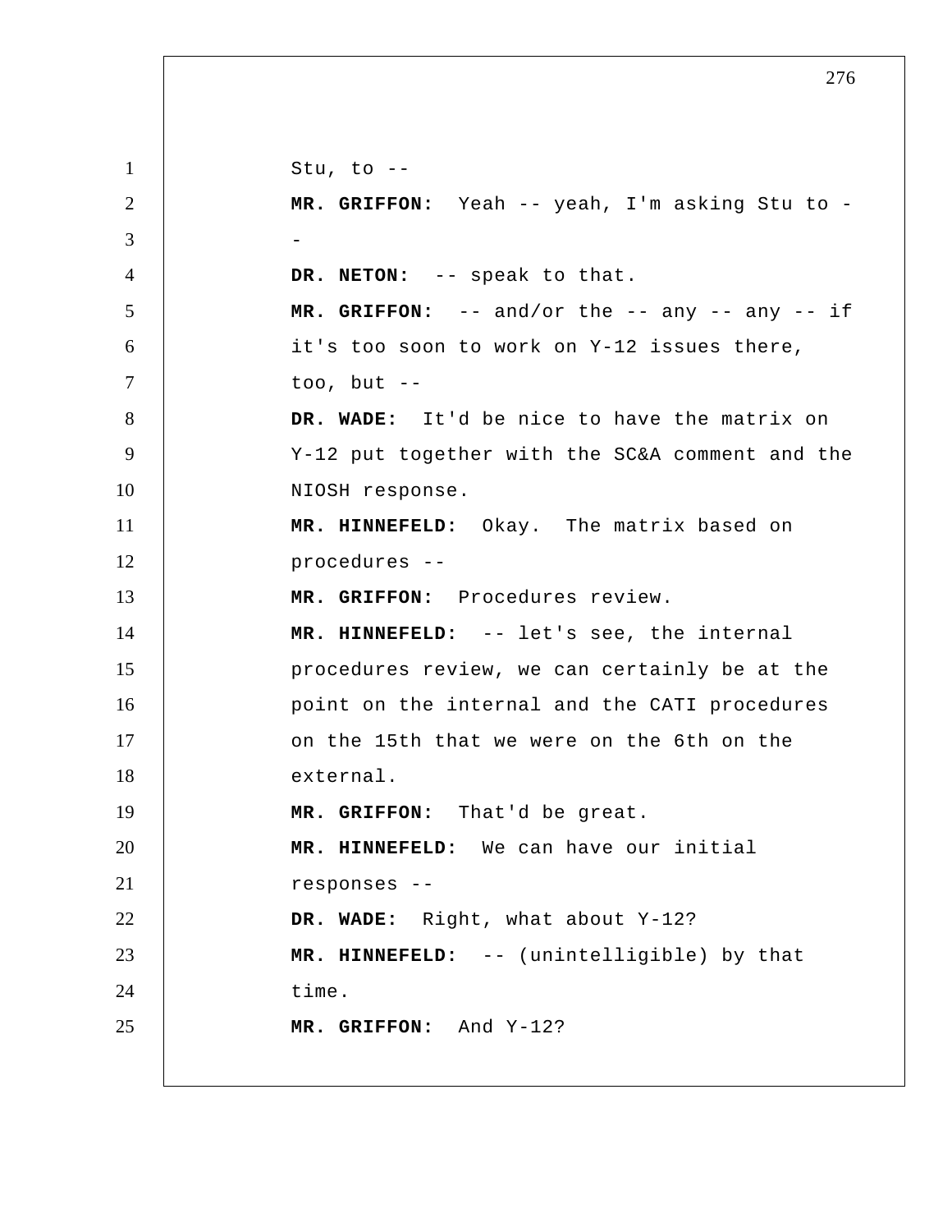Stu, to --

**MR. GRIFFON:** Yeah -- yeah, I'm asking Stu to --

**DR. NETON:** -- speak to that.

**MR. GRIFFON:** -- and/or the -- any -- any -- if it's too soon to work on Y-12 issues there, too, but --

**DR. WADE:** It'd be nice to have the matrix on Y-12 put together with the SC&A comment and the NIOSH response.

**MR. HINNEFELD:** Okay. The matrix based on procedures --

**MR. GRIFFON:** Procedures review.

**MR. HINNEFELD:** -- let's see, the internal procedures review, we can certainly be at the point on the internal and the CATI procedures on the 15th that we were on the 6th on the external.

**MR. GRIFFON:** That'd be great.

**MR. HINNEFELD:** We can have our initial responses --

**DR. WADE:** Right, what about Y-12?

**MR. HINNEFELD:** -- (unintelligible) by that time.

**MR. GRIFFON:** And Y-12?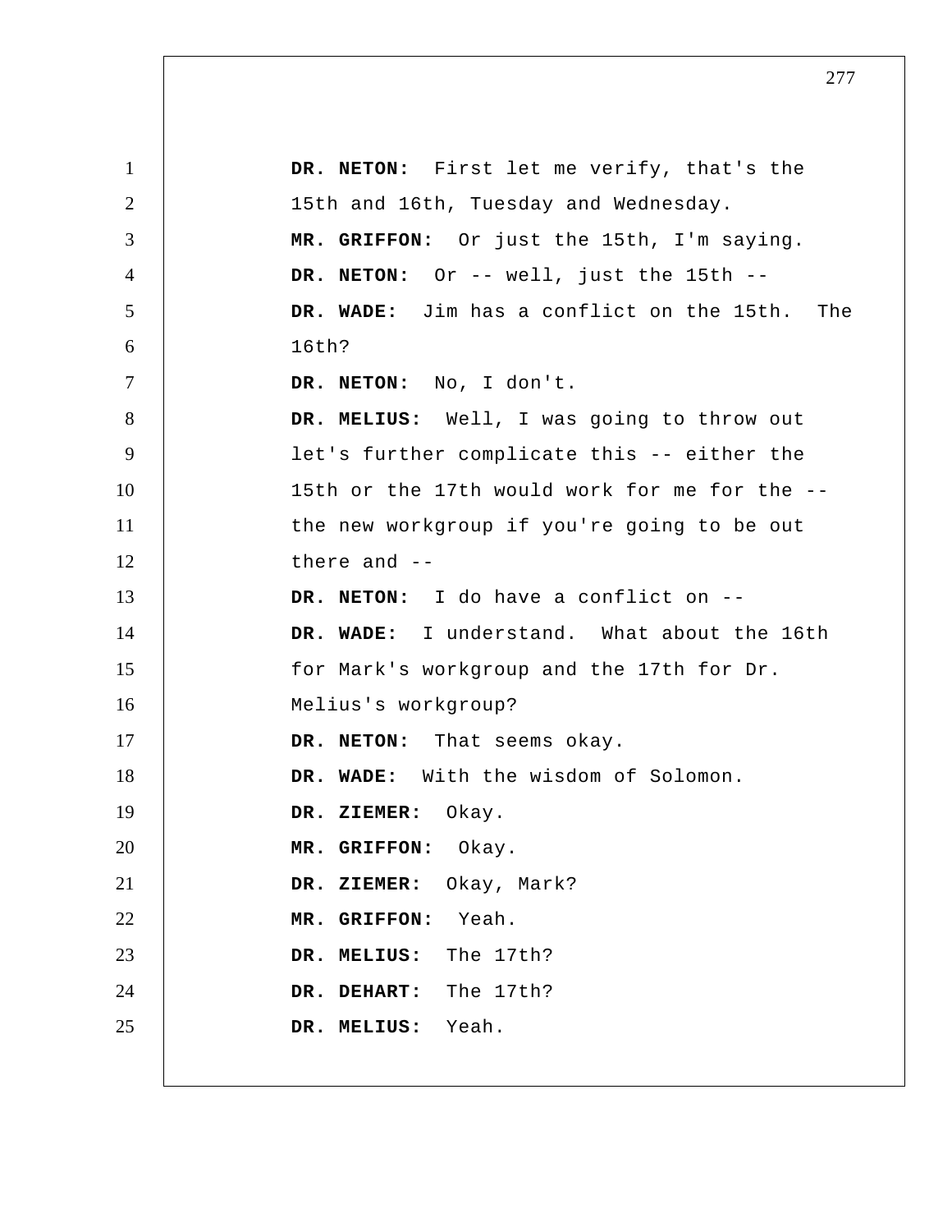**DR. NETON:** First let me verify, that's the 15th and 16th, Tuesday and Wednesday.

**MR. GRIFFON:** Or just the 15th, I'm saying.

**DR. NETON:** Or -- well, just the 15th --

**DR. WADE:** Jim has a conflict on the 15th. The 16th?

**DR. NETON:** No, I don't.

**DR. MELIUS:** Well, I was going to throw out let's further complicate this -- either the 15th or the 17th would work for me for the -- the new workgroup if you're going to be out there and --

**DR. NETON:** I do have a conflict on --

**DR. WADE:** I understand. What about the 16th for Mark's workgroup and the 17th for Dr. Melius's workgroup?

**DR. NETON:** That seems okay.

**DR. WADE:** With the wisdom of Solomon.

**DR. ZIEMER:** Okay.

**MR. GRIFFON:** Okay.

**DR. ZIEMER:** Okay, Mark?

**MR. GRIFFON:** Yeah.

**DR. MELIUS:** The 17th?

**DR. DEHART:** The 17th?

**DR. MELIUS:** Yeah.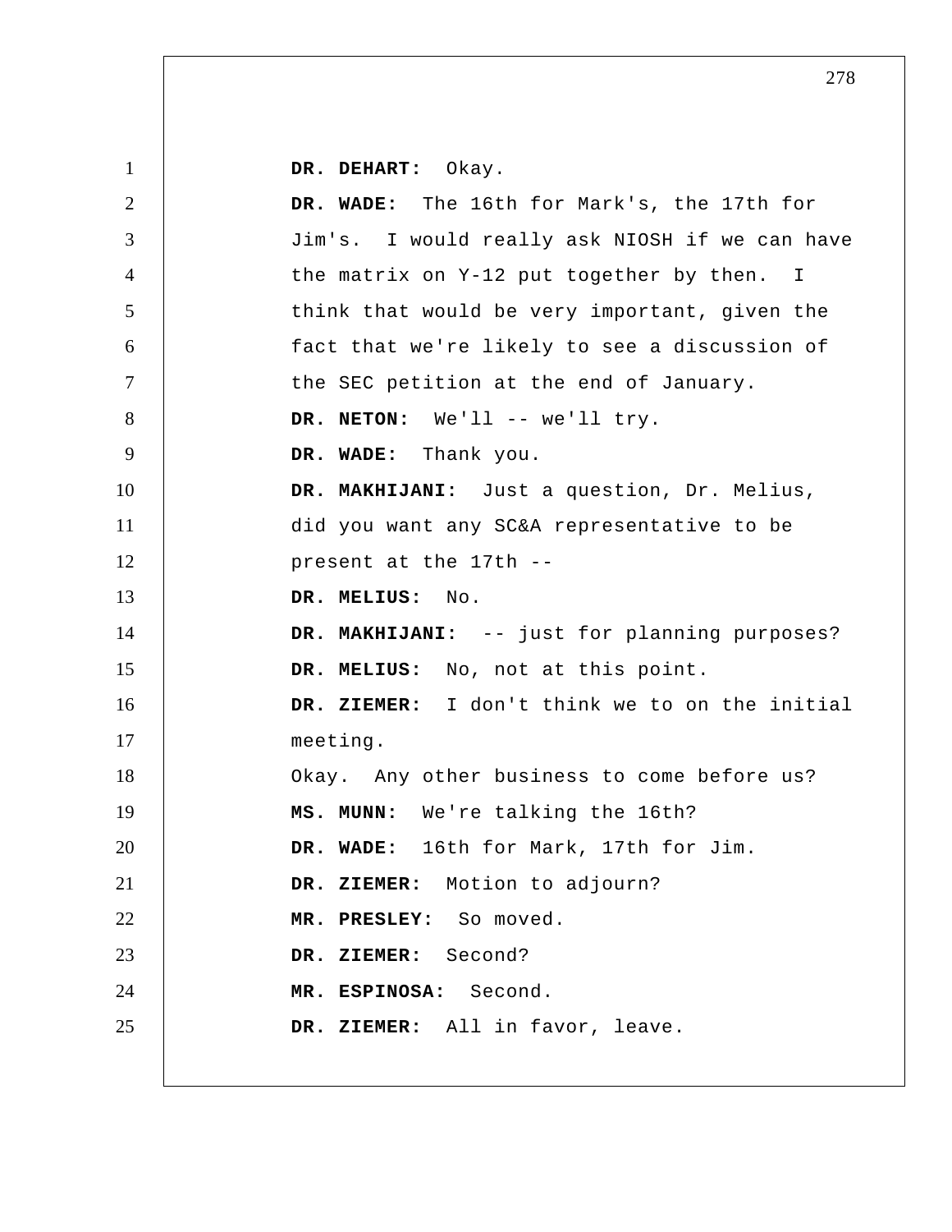**DR. DEHART:** Okay.

**DR. WADE:** The 16th for Mark's, the 17th for Jim's. I would really ask NIOSH if we can have the matrix on Y-12 put together by then. I think that would be very important, given the fact that we're likely to see a discussion of the SEC petition at the end of January.

**DR. NETON:** We'll -- we'll try.

**DR. WADE:** Thank you.

**DR. MAKHIJANI:** Just a question, Dr. Melius, did you want any SC&A representative to be present at the 17th --

**DR. MELIUS:** No.

**DR. MAKHIJANI:** -- just for planning purposes?

**DR. MELIUS:** No, not at this point.

**DR. ZIEMER:** I don't think we to on the initial meeting.

Okay. Any other business to come before us?

**MS. MUNN:** We're talking the 16th?

**DR. WADE:** 16th for Mark, 17th for Jim.

**DR. ZIEMER:** Motion to adjourn?

**MR. PRESLEY:** So moved.

**DR. ZIEMER:** Second?

**MR. ESPINOSA:** Second.

**DR. ZIEMER:** All in favor, leave.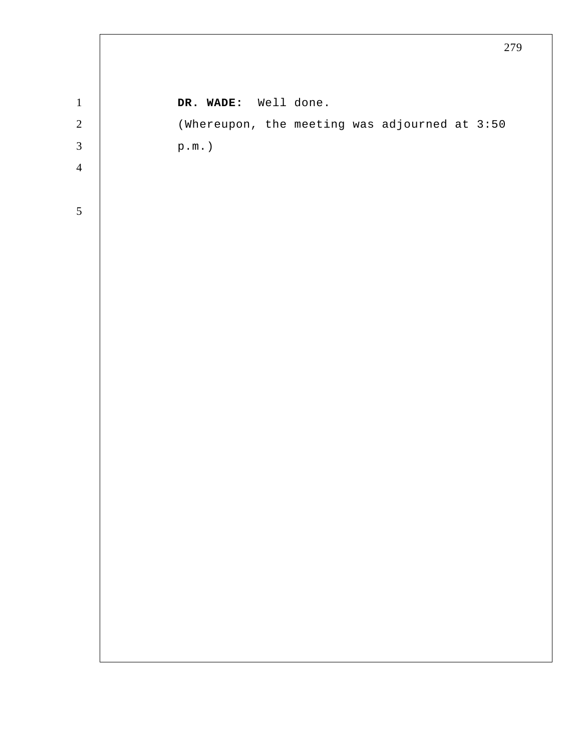**DR. WADE:** Well done.

(Whereupon, the meeting was adjourned at 3:50 p.m.)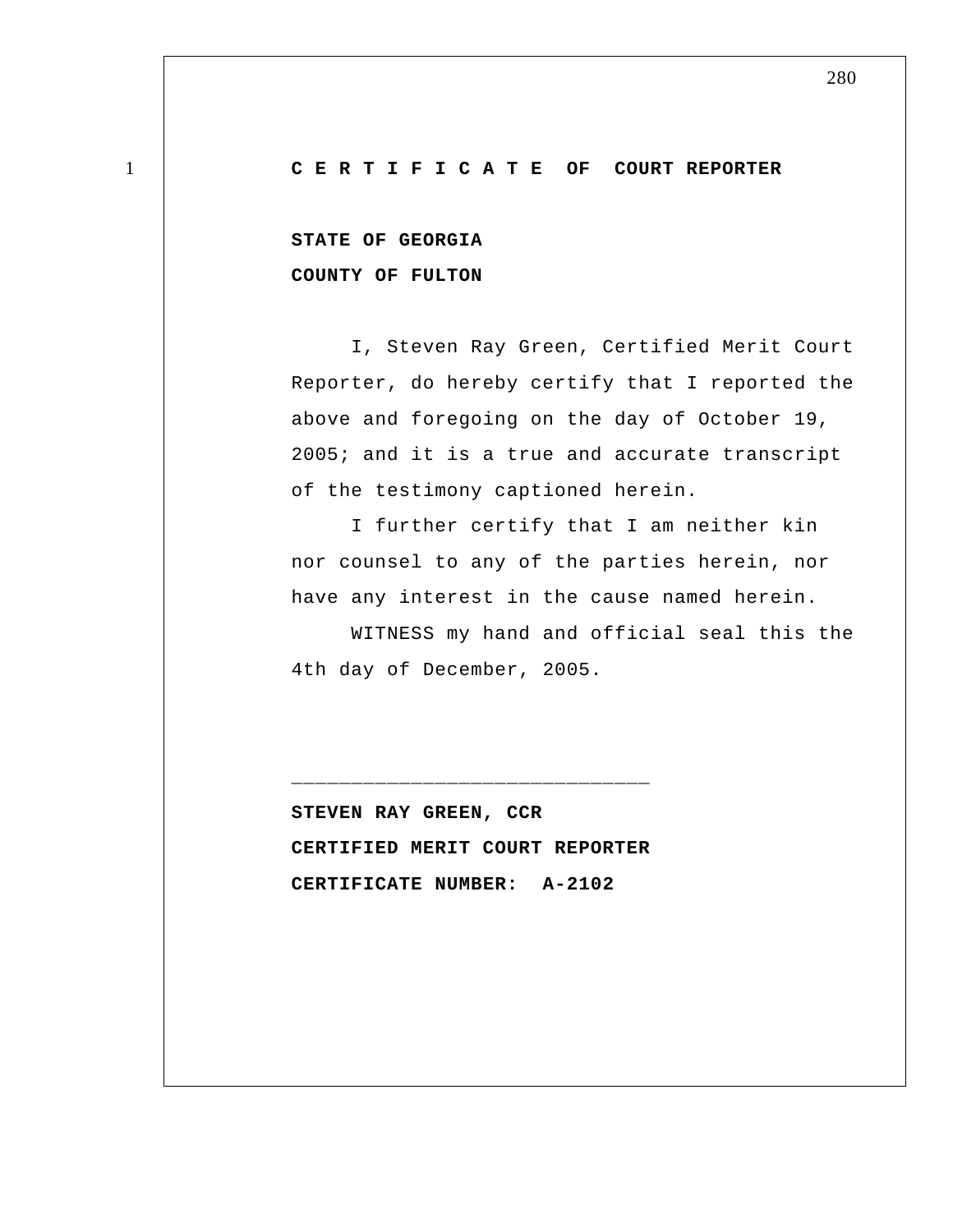# C E R T I F I C A T E OF COURT REPORTER

**STATE OF GEORGIA**
**COUNTY OF FULTON**

I, Steven Ray Green, Certified Merit Court Reporter, do hereby certify that I reported the above and foregoing on the day of October 19, 2005; and it is a true and accurate transcript of the testimony captioned herein.

I further certify that I am neither kin nor counsel to any of the parties herein, nor have any interest in the cause named herein.

WITNESS my hand and official seal this the 4th day of December, 2005.

______________________________

**STEVEN RAY GREEN, CCR**
**CERTIFIED MERIT COURT REPORTER**
**CERTIFICATE NUMBER: A-2102**